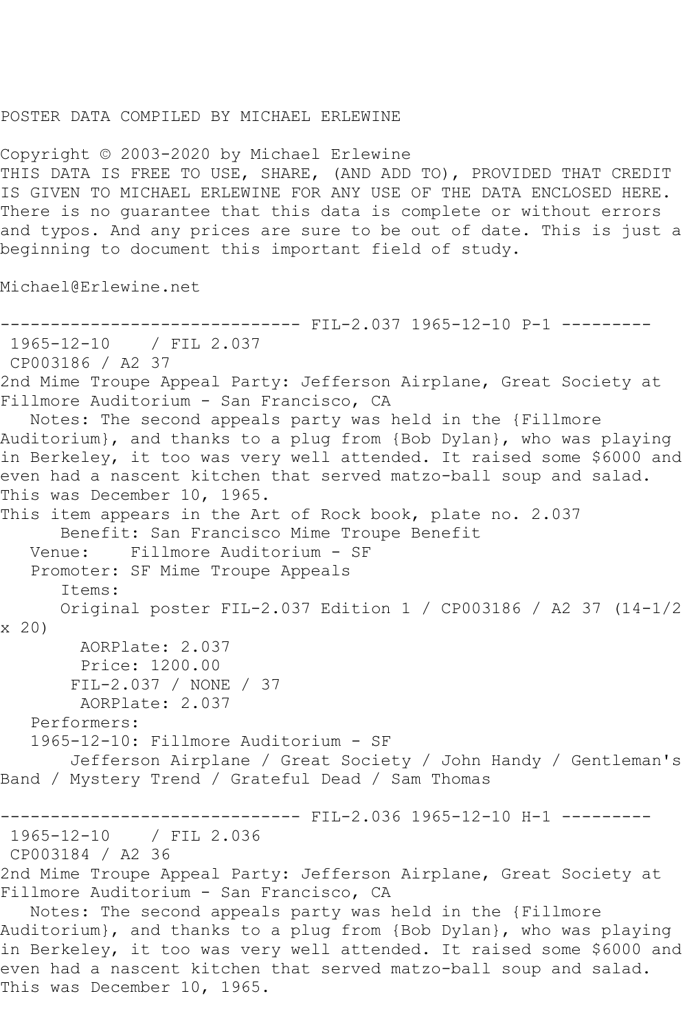POSTER DATA COMPILED BY MICHAEL ERLEWINE

Copyright © 2003-2020 by Michael Erlewine
THIS DATA IS FREE TO USE, SHARE, (AND ADD TO), PROVIDED THAT CREDIT IS GIVEN TO MICHAEL ERLEWINE FOR ANY USE OF THE DATA ENCLOSED HERE. There is no guarantee that this data is complete or without errors and typos. And any prices are sure to be out of date. This is just a beginning to document this important field of study.

Michael@Erlewine.net

```
------------------------------ FIL-2.037 1965-12-10 P-1 ---------
 1965-12-10    / FIL 2.037
 CP003186 / A2 37
2nd Mime Troupe Appeal Party: Jefferson Airplane, Great Society at
Fillmore Auditorium - San Francisco, CA
   Notes: The second appeals party was held in the {Fillmore
Auditorium}, and thanks to a plug from {Bob Dylan}, who was playing
in Berkeley, it too was very well attended. It raised some $6000 and
even had a nascent kitchen that served matzo-ball soup and salad.
This was December 10, 1965.
This item appears in the Art of Rock book, plate no. 2.037
      Benefit: San Francisco Mime Troupe Benefit
   Venue:    Fillmore Auditorium - SF
   Promoter: SF Mime Troupe Appeals
      Items:
      Original poster FIL-2.037 Edition 1 / CP003186 / A2 37 (14-1/2
x 20)
        AORPlate: 2.037
        Price: 1200.00
       FIL-2.037 / NONE / 37
        AORPlate: 2.037
   Performers:
   1965-12-10: Fillmore Auditorium - SF
       Jefferson Airplane / Great Society / John Handy / Gentleman's
Band / Mystery Trend / Grateful Dead / Sam Thomas

------------------------------ FIL-2.036 1965-12-10 H-1 ---------
 1965-12-10    / FIL 2.036
 CP003184 / A2 36
2nd Mime Troupe Appeal Party: Jefferson Airplane, Great Society at
Fillmore Auditorium - San Francisco, CA
   Notes: The second appeals party was held in the {Fillmore
Auditorium}, and thanks to a plug from {Bob Dylan}, who was playing
in Berkeley, it too was very well attended. It raised some $6000 and
even had a nascent kitchen that served matzo-ball soup and salad.
This was December 10, 1965.
```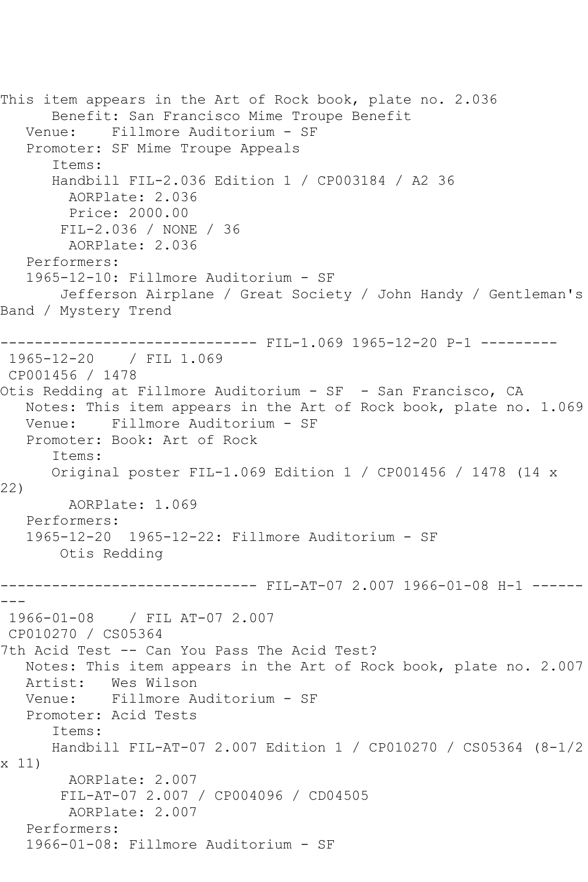This item appears in the Art of Rock book, plate no. 2.036

Benefit: San Francisco Mime Troupe Benefit
Venue: Fillmore Auditorium - SF
Promoter: SF Mime Troupe Appeals
Items:
Handbill FIL-2.036 Edition 1 / CP003184 / A2 36
AORPlate: 2.036
Price: 2000.00
FIL-2.036 / NONE / 36
AORPlate: 2.036
Performers:
1965-12-10: Fillmore Auditorium - SF
Jefferson Airplane / Great Society / John Handy / Gentleman's Band / Mystery Trend

------------------------------ FIL-1.069 1965-12-20 P-1 ---------

1965-12-20 / FIL 1.069
CP001456 / 1478
Otis Redding at Fillmore Auditorium - SF - San Francisco, CA
Notes: This item appears in the Art of Rock book, plate no. 1.069
Venue: Fillmore Auditorium - SF
Promoter: Book: Art of Rock
Items:
Original poster FIL-1.069 Edition 1 / CP001456 / 1478 (14 x 22)
AORPlate: 1.069
Performers:
1965-12-20 1965-12-22: Fillmore Auditorium - SF
Otis Redding

------------------------------ FIL-AT-07 2.007 1966-01-08 H-1 ---------

1966-01-08 / FIL AT-07 2.007
CP010270 / CS05364
7th Acid Test -- Can You Pass The Acid Test?
Notes: This item appears in the Art of Rock book, plate no. 2.007
Artist: Wes Wilson
Venue: Fillmore Auditorium - SF
Promoter: Acid Tests
Items:
Handbill FIL-AT-07 2.007 Edition 1 / CP010270 / CS05364 (8-1/2 x 11)
AORPlate: 2.007
FIL-AT-07 2.007 / CP004096 / CD04505
AORPlate: 2.007
Performers:
1966-01-08: Fillmore Auditorium - SF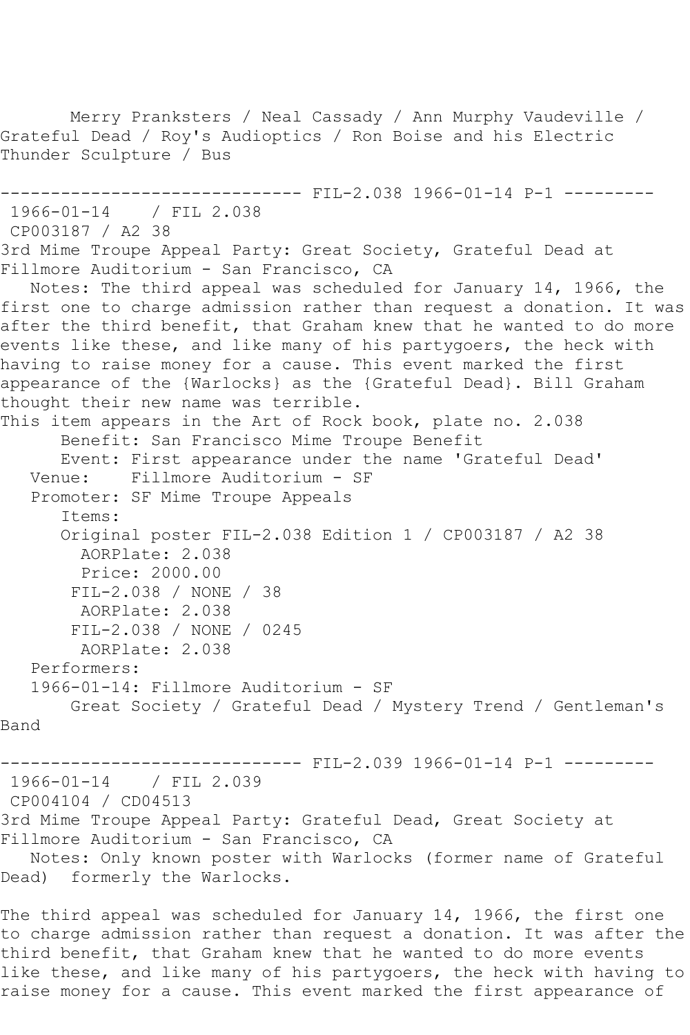Merry Pranksters / Neal Cassady / Ann Murphy Vaudeville / Grateful Dead / Roy's Audioptics / Ron Boise and his Electric Thunder Sculpture / Bus

------------------------------ FIL-2.038 1966-01-14 P-1 ---------

1966-01-14 / FIL 2.038

CP003187 / A2 38

3rd Mime Troupe Appeal Party: Great Society, Grateful Dead at Fillmore Auditorium - San Francisco, CA

Notes: The third appeal was scheduled for January 14, 1966, the first one to charge admission rather than request a donation. It was after the third benefit, that Graham knew that he wanted to do more events like these, and like many of his partygoers, the heck with having to raise money for a cause. This event marked the first appearance of the {Warlocks} as the {Grateful Dead}. Bill Graham thought their new name was terrible.

This item appears in the Art of Rock book, plate no. 2.038

Benefit: San Francisco Mime Troupe Benefit

Event: First appearance under the name 'Grateful Dead'

Venue: Fillmore Auditorium - SF

Promoter: SF Mime Troupe Appeals

Items:

Original poster FIL-2.038 Edition 1 / CP003187 / A2 38

AORPlate: 2.038

Price: 2000.00

FIL-2.038 / NONE / 38

AORPlate: 2.038

FIL-2.038 / NONE / 0245

AORPlate: 2.038

Performers:

1966-01-14: Fillmore Auditorium - SF

Great Society / Grateful Dead / Mystery Trend / Gentleman's Band

------------------------------ FIL-2.039 1966-01-14 P-1 ---------

1966-01-14 / FIL 2.039

CP004104 / CD04513

3rd Mime Troupe Appeal Party: Grateful Dead, Great Society at Fillmore Auditorium - San Francisco, CA

Notes: Only known poster with Warlocks (former name of Grateful Dead) formerly the Warlocks.

The third appeal was scheduled for January 14, 1966, the first one to charge admission rather than request a donation. It was after the third benefit, that Graham knew that he wanted to do more events like these, and like many of his partygoers, the heck with having to raise money for a cause. This event marked the first appearance of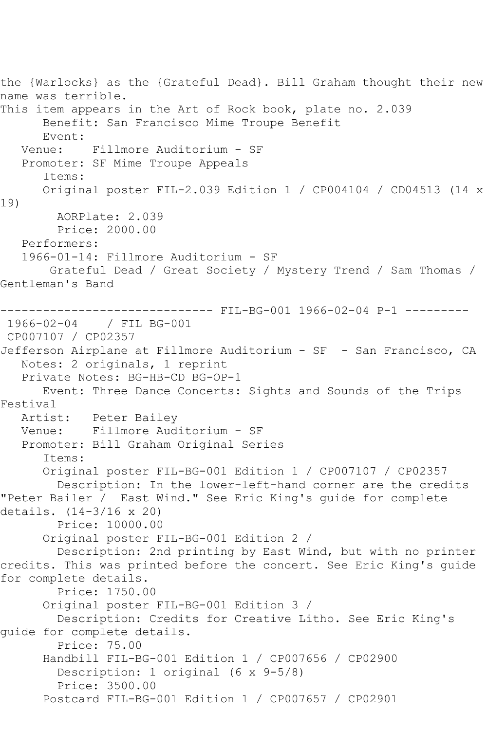the {Warlocks} as the {Grateful Dead}. Bill Graham thought their new name was terrible.
This item appears in the Art of Rock book, plate no. 2.039

Benefit: San Francisco Mime Troupe Benefit
Event:
Venue: Fillmore Auditorium - SF
Promoter: SF Mime Troupe Appeals
Items:
Original poster FIL-2.039 Edition 1 / CP004104 / CD04513 (14 x 19)
AORPlate: 2.039
Price: 2000.00
Performers:
1966-01-14: Fillmore Auditorium - SF
Grateful Dead / Great Society / Mystery Trend / Sam Thomas / Gentleman's Band

------------------------------ FIL-BG-001 1966-02-04 P-1 ---------

1966-02-04 / FIL BG-001
CP007107 / CP02357
Jefferson Airplane at Fillmore Auditorium - SF - San Francisco, CA
Notes: 2 originals, 1 reprint
Private Notes: BG-HB-CD BG-OP-1
Event: Three Dance Concerts: Sights and Sounds of the Trips Festival
Artist: Peter Bailey
Venue: Fillmore Auditorium - SF
Promoter: Bill Graham Original Series
Items:
Original poster FIL-BG-001 Edition 1 / CP007107 / CP02357
Description: In the lower-left-hand corner are the credits "Peter Bailer / East Wind." See Eric King's guide for complete details. (14-3/16 x 20)
Price: 10000.00
Original poster FIL-BG-001 Edition 2 /
Description: 2nd printing by East Wind, but with no printer credits. This was printed before the concert. See Eric King's guide for complete details.
Price: 1750.00
Original poster FIL-BG-001 Edition 3 /
Description: Credits for Creative Litho. See Eric King's guide for complete details.
Price: 75.00
Handbill FIL-BG-001 Edition 1 / CP007656 / CP02900
Description: 1 original (6 x 9-5/8)
Price: 3500.00
Postcard FIL-BG-001 Edition 1 / CP007657 / CP02901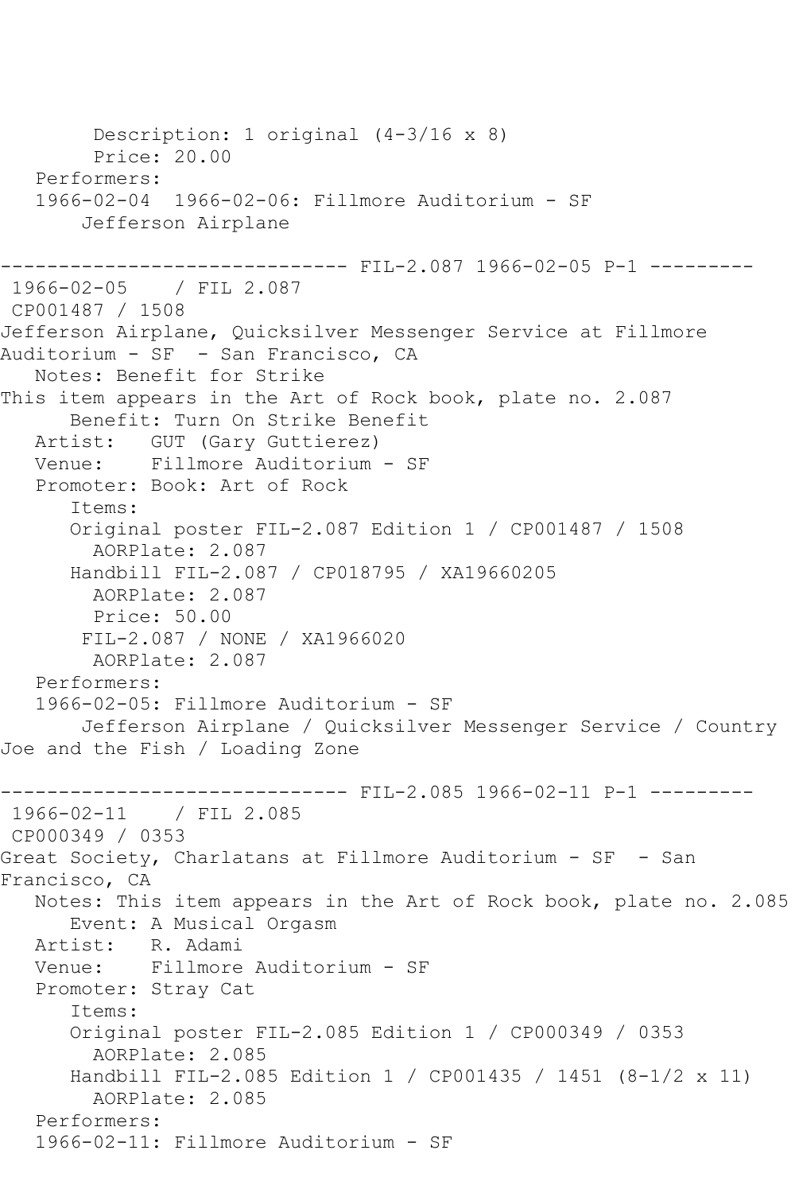Description: 1 original (4-3/16 x 8)
Price: 20.00

Performers:

1966-02-04 1966-02-06: Fillmore Auditorium - SF
Jefferson Airplane

------------------------------ FIL-2.087 1966-02-05 P-1 ---------

1966-02-05 / FIL 2.087
CP001487 / 1508

Jefferson Airplane, Quicksilver Messenger Service at Fillmore Auditorium - SF - San Francisco, CA

Notes: Benefit for Strike
This item appears in the Art of Rock book, plate no. 2.087
Benefit: Turn On Strike Benefit
Artist: GUT (Gary Guttierez)
Venue: Fillmore Auditorium - SF
Promoter: Book: Art of Rock

Items:

Original poster FIL-2.087 Edition 1 / CP001487 / 1508
AORPlate: 2.087
Handbill FIL-2.087 / CP018795 / XA19660205
AORPlate: 2.087
Price: 50.00
FIL-2.087 / NONE / XA1966020
AORPlate: 2.087

Performers:

1966-02-05: Fillmore Auditorium - SF
Jefferson Airplane / Quicksilver Messenger Service / Country Joe and the Fish / Loading Zone

------------------------------ FIL-2.085 1966-02-11 P-1 ---------

1966-02-11 / FIL 2.085
CP000349 / 0353

Great Society, Charlatans at Fillmore Auditorium - SF - San Francisco, CA

Notes: This item appears in the Art of Rock book, plate no. 2.085
Event: A Musical Orgasm
Artist: R. Adami
Venue: Fillmore Auditorium - SF
Promoter: Stray Cat

Items:

Original poster FIL-2.085 Edition 1 / CP000349 / 0353
AORPlate: 2.085
Handbill FIL-2.085 Edition 1 / CP001435 / 1451 (8-1/2 x 11)
AORPlate: 2.085

Performers:

1966-02-11: Fillmore Auditorium - SF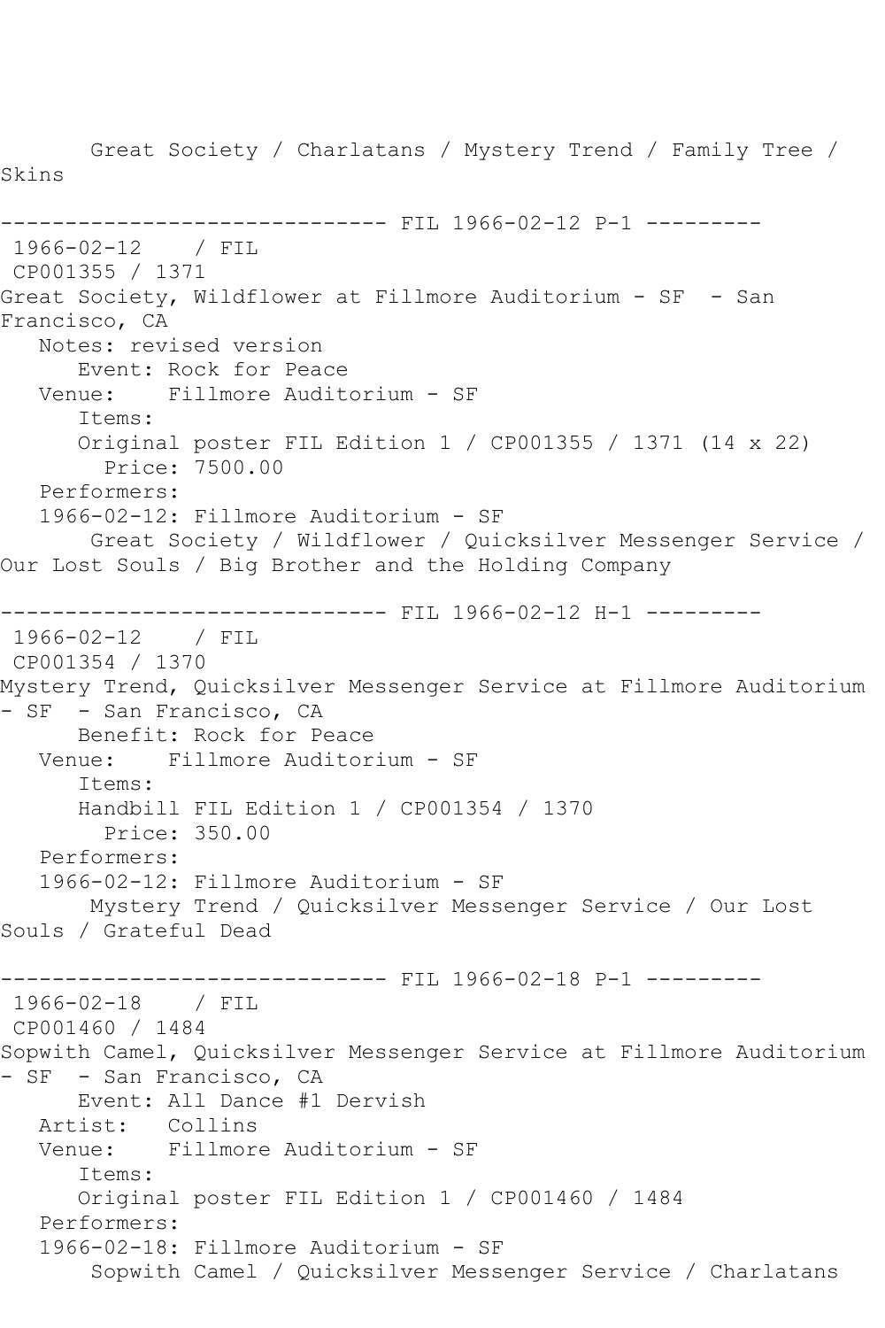Great Society / Charlatans / Mystery Trend / Family Tree / Skins

------------------------------ FIL 1966-02-12 P-1 ---------

1966-02-12 / FIL

CP001355 / 1371

Great Society, Wildflower at Fillmore Auditorium - SF - San Francisco, CA

Notes: revised version

Event: Rock for Peace

Venue: Fillmore Auditorium - SF

Items:

Original poster FIL Edition 1 / CP001355 / 1371 (14 x 22)

Price: 7500.00

Performers:

1966-02-12: Fillmore Auditorium - SF

Great Society / Wildflower / Quicksilver Messenger Service / Our Lost Souls / Big Brother and the Holding Company

------------------------------ FIL 1966-02-12 H-1 ---------

1966-02-12 / FIL

CP001354 / 1370

Mystery Trend, Quicksilver Messenger Service at Fillmore Auditorium - SF - San Francisco, CA

Benefit: Rock for Peace

Venue: Fillmore Auditorium - SF

Items:

Handbill FIL Edition 1 / CP001354 / 1370

Price: 350.00

Performers:

1966-02-12: Fillmore Auditorium - SF

Mystery Trend / Quicksilver Messenger Service / Our Lost Souls / Grateful Dead

------------------------------ FIL 1966-02-18 P-1 ---------

1966-02-18 / FIL

CP001460 / 1484

Sopwith Camel, Quicksilver Messenger Service at Fillmore Auditorium - SF - San Francisco, CA

Event: All Dance #1 Dervish

Artist: Collins

Venue: Fillmore Auditorium - SF

Items:

Original poster FIL Edition 1 / CP001460 / 1484

Performers:

1966-02-18: Fillmore Auditorium - SF

Sopwith Camel / Quicksilver Messenger Service / Charlatans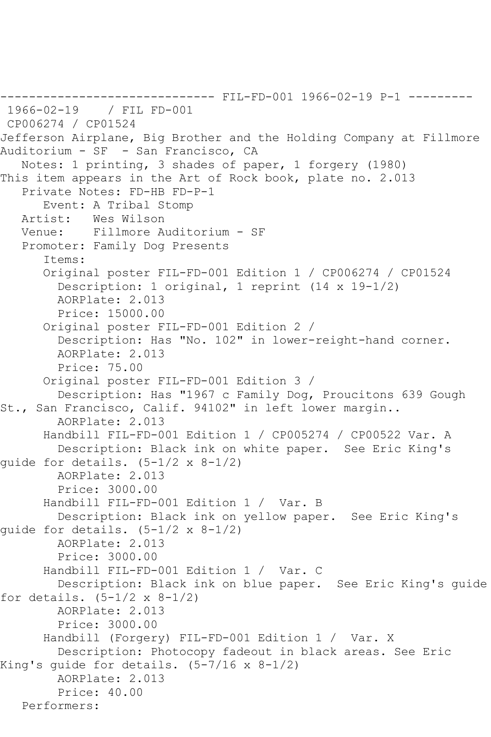------------------------------ FIL-FD-001 1966-02-19 P-1 ---------

1966-02-19 / FIL FD-001

CP006274 / CP01524

Jefferson Airplane, Big Brother and the Holding Company at Fillmore Auditorium - SF - San Francisco, CA

Notes: 1 printing, 3 shades of paper, 1 forgery (1980)
This item appears in the Art of Rock book, plate no. 2.013

Private Notes: FD-HB FD-P-1

Event: A Tribal Stomp

Artist: Wes Wilson

Venue: Fillmore Auditorium - SF

Promoter: Family Dog Presents

Items:

Original poster FIL-FD-001 Edition 1 / CP006274 / CP01524
- Description: 1 original, 1 reprint (14 x 19-1/2)
- AORPlate: 2.013
- Price: 15000.00

Original poster FIL-FD-001 Edition 2 /
- Description: Has "No. 102" in lower-reight-hand corner.
- AORPlate: 2.013
- Price: 75.00

Original poster FIL-FD-001 Edition 3 /
- Description: Has "1967 c Family Dog, Proucitons 639 Gough St., San Francisco, Calif. 94102" in left lower margin..
- AORPlate: 2.013

Handbill FIL-FD-001 Edition 1 / CP005274 / CP00522 Var. A
- Description: Black ink on white paper. See Eric King's guide for details. (5-1/2 x 8-1/2)
- AORPlate: 2.013
- Price: 3000.00

Handbill FIL-FD-001 Edition 1 / Var. B
- Description: Black ink on yellow paper. See Eric King's guide for details. (5-1/2 x 8-1/2)
- AORPlate: 2.013
- Price: 3000.00

Handbill FIL-FD-001 Edition 1 / Var. C
- Description: Black ink on blue paper. See Eric King's guide for details. (5-1/2 x 8-1/2)
- AORPlate: 2.013
- Price: 3000.00

Handbill (Forgery) FIL-FD-001 Edition 1 / Var. X
- Description: Photocopy fadeout in black areas. See Eric King's guide for details. (5-7/16 x 8-1/2)
- AORPlate: 2.013
- Price: 40.00

Performers: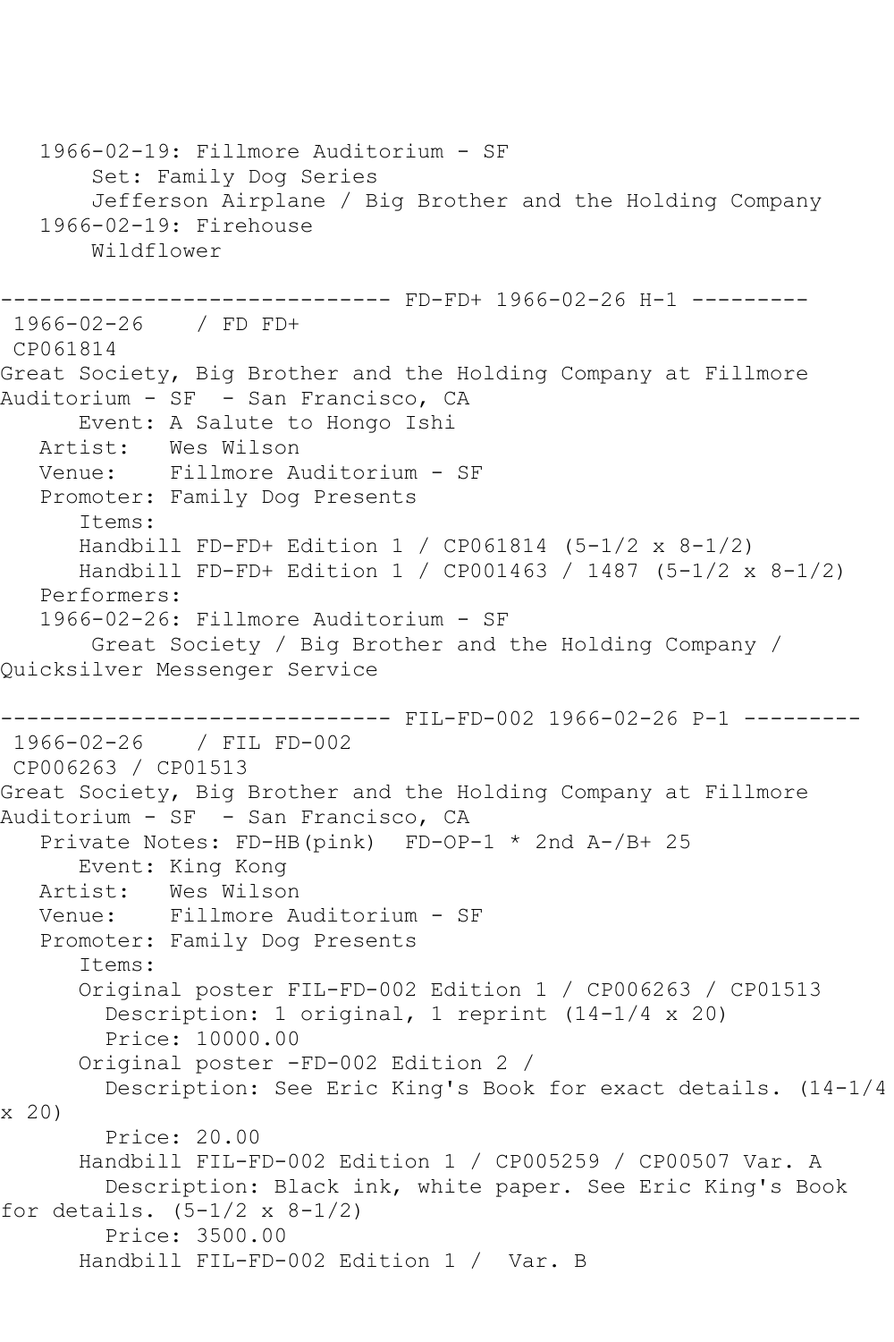```
   1966-02-19: Fillmore Auditorium - SF
       Set: Family Dog Series
       Jefferson Airplane / Big Brother and the Holding Company
   1966-02-19: Firehouse
       Wildflower

------------------------------ FD-FD+ 1966-02-26 H-1 ---------
 1966-02-26    / FD FD+
 CP061814
Great Society, Big Brother and the Holding Company at Fillmore 
Auditorium - SF  - San Francisco, CA
      Event: A Salute to Hongo Ishi
   Artist:   Wes Wilson
   Venue:    Fillmore Auditorium - SF
   Promoter: Family Dog Presents
      Items:
      Handbill FD-FD+ Edition 1 / CP061814 (5-1/2 x 8-1/2)
      Handbill FD-FD+ Edition 1 / CP001463 / 1487 (5-1/2 x 8-1/2)
   Performers:
   1966-02-26: Fillmore Auditorium - SF
       Great Society / Big Brother and the Holding Company / 
Quicksilver Messenger Service

------------------------------ FIL-FD-002 1966-02-26 P-1 ---------
 1966-02-26    / FIL FD-002
 CP006263 / CP01513
Great Society, Big Brother and the Holding Company at Fillmore 
Auditorium - SF  - San Francisco, CA
   Private Notes: FD-HB(pink)  FD-OP-1 * 2nd A-/B+ 25
      Event: King Kong
   Artist:   Wes Wilson
   Venue:    Fillmore Auditorium - SF
   Promoter: Family Dog Presents
      Items:
      Original poster FIL-FD-002 Edition 1 / CP006263 / CP01513
        Description: 1 original, 1 reprint (14-1/4 x 20)
        Price: 10000.00
      Original poster -FD-002 Edition 2 / 
        Description: See Eric King's Book for exact details. (14-1/4 
x 20)
        Price: 20.00
      Handbill FIL-FD-002 Edition 1 / CP005259 / CP00507 Var. A
        Description: Black ink, white paper. See Eric King's Book 
for details. (5-1/2 x 8-1/2)
        Price: 3500.00
      Handbill FIL-FD-002 Edition 1 /  Var. B
```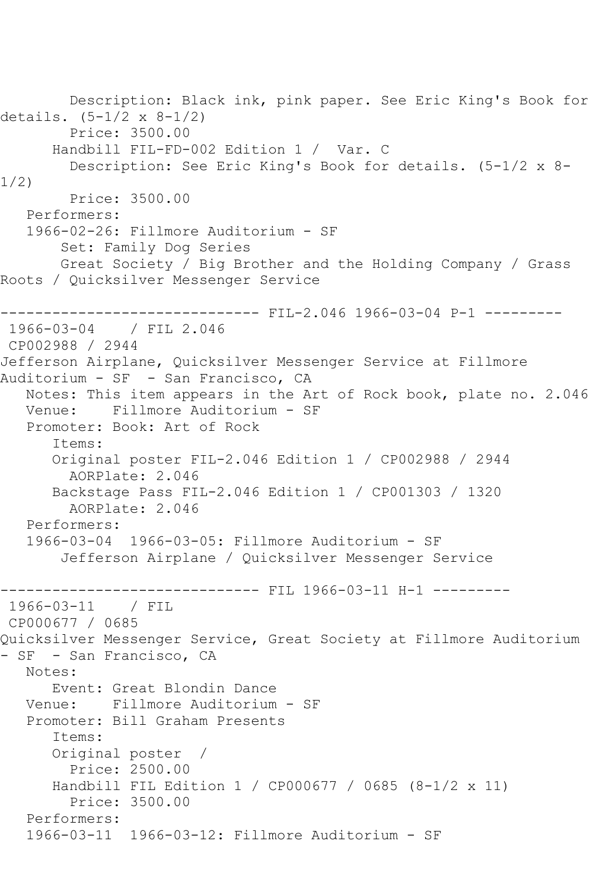Description: Black ink, pink paper. See Eric King's Book for details. (5-1/2 x 8-1/2)
Price: 3500.00
Handbill FIL-FD-002 Edition 1 / Var. C
Description: See Eric King's Book for details. (5-1/2 x 8-1/2)
Price: 3500.00
Performers:
1966-02-26: Fillmore Auditorium - SF
Set: Family Dog Series
Great Society / Big Brother and the Holding Company / Grass Roots / Quicksilver Messenger Service

------------------------------ FIL-2.046 1966-03-04 P-1 ---------

1966-03-04 / FIL 2.046
CP002988 / 2944
Jefferson Airplane, Quicksilver Messenger Service at Fillmore Auditorium - SF - San Francisco, CA
Notes: This item appears in the Art of Rock book, plate no. 2.046
Venue: Fillmore Auditorium - SF
Promoter: Book: Art of Rock
Items:
Original poster FIL-2.046 Edition 1 / CP002988 / 2944
AORPlate: 2.046
Backstage Pass FIL-2.046 Edition 1 / CP001303 / 1320
AORPlate: 2.046
Performers:
1966-03-04 1966-03-05: Fillmore Auditorium - SF
Jefferson Airplane / Quicksilver Messenger Service

------------------------------ FIL 1966-03-11 H-1 ---------

1966-03-11 / FIL
CP000677 / 0685
Quicksilver Messenger Service, Great Society at Fillmore Auditorium - SF - San Francisco, CA
Notes:
Event: Great Blondin Dance
Venue: Fillmore Auditorium - SF
Promoter: Bill Graham Presents
Items:
Original poster /
Price: 2500.00
Handbill FIL Edition 1 / CP000677 / 0685 (8-1/2 x 11)
Price: 3500.00
Performers:
1966-03-11 1966-03-12: Fillmore Auditorium - SF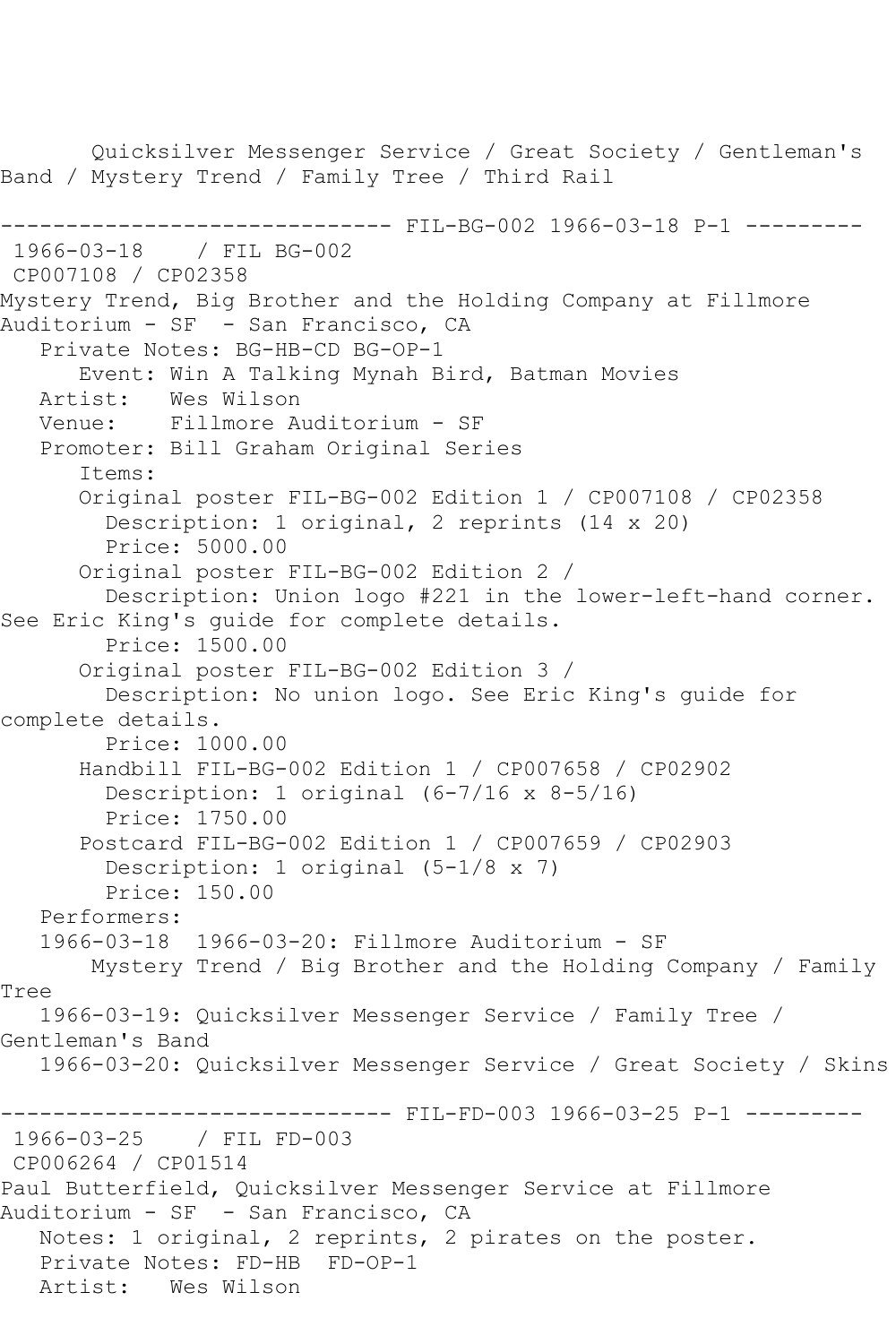Quicksilver Messenger Service / Great Society / Gentleman's Band / Mystery Trend / Family Tree / Third Rail

------------------------------ FIL-BG-002 1966-03-18 P-1 ---------

1966-03-18 / FIL BG-002
CP007108 / CP02358
Mystery Trend, Big Brother and the Holding Company at Fillmore Auditorium - SF - San Francisco, CA

Private Notes: BG-HB-CD BG-OP-1
Event: Win A Talking Mynah Bird, Batman Movies
Artist: Wes Wilson
Venue: Fillmore Auditorium - SF
Promoter: Bill Graham Original Series
Items:
Original poster FIL-BG-002 Edition 1 / CP007108 / CP02358
Description: 1 original, 2 reprints (14 x 20)
Price: 5000.00
Original poster FIL-BG-002 Edition 2 /
Description: Union logo #221 in the lower-left-hand corner. See Eric King's guide for complete details.
Price: 1500.00
Original poster FIL-BG-002 Edition 3 /
Description: No union logo. See Eric King's guide for complete details.
Price: 1000.00
Handbill FIL-BG-002 Edition 1 / CP007658 / CP02902
Description: 1 original (6-7/16 x 8-5/16)
Price: 1750.00
Postcard FIL-BG-002 Edition 1 / CP007659 / CP02903
Description: 1 original (5-1/8 x 7)
Price: 150.00
Performers:
1966-03-18 1966-03-20: Fillmore Auditorium - SF
Mystery Trend / Big Brother and the Holding Company / Family Tree
1966-03-19: Quicksilver Messenger Service / Family Tree / Gentleman's Band
1966-03-20: Quicksilver Messenger Service / Great Society / Skins

------------------------------ FIL-FD-003 1966-03-25 P-1 ---------

1966-03-25 / FIL FD-003
CP006264 / CP01514
Paul Butterfield, Quicksilver Messenger Service at Fillmore Auditorium - SF - San Francisco, CA

Notes: 1 original, 2 reprints, 2 pirates on the poster.
Private Notes: FD-HB FD-OP-1
Artist: Wes Wilson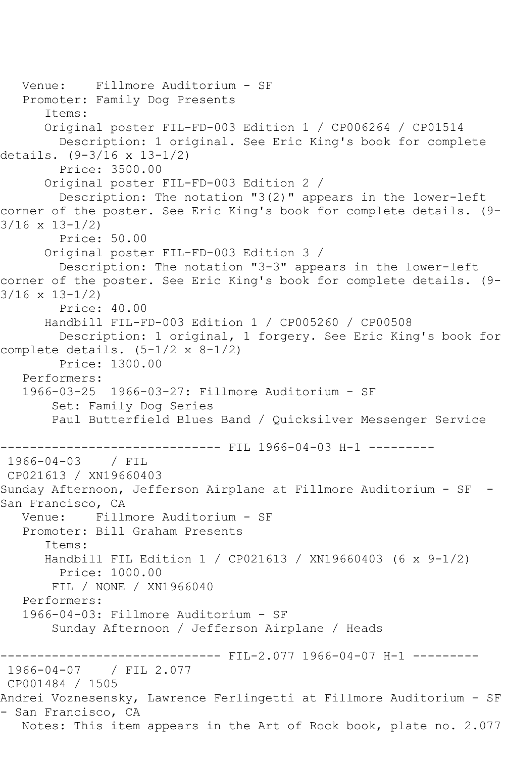Venue: Fillmore Auditorium - SF
Promoter: Family Dog Presents
Items:
Original poster FIL-FD-003 Edition 1 / CP006264 / CP01514
Description: 1 original. See Eric King's book for complete details. (9-3/16 x 13-1/2)
Price: 3500.00
Original poster FIL-FD-003 Edition 2 /
Description: The notation "3(2)" appears in the lower-left corner of the poster. See Eric King's book for complete details. (9-3/16 x 13-1/2)
Price: 50.00
Original poster FIL-FD-003 Edition 3 /
Description: The notation "3-3" appears in the lower-left corner of the poster. See Eric King's book for complete details. (9-3/16 x 13-1/2)
Price: 40.00
Handbill FIL-FD-003 Edition 1 / CP005260 / CP00508
Description: 1 original, 1 forgery. See Eric King's book for complete details. (5-1/2 x 8-1/2)
Price: 1300.00
Performers:
1966-03-25 1966-03-27: Fillmore Auditorium - SF
Set: Family Dog Series
Paul Butterfield Blues Band / Quicksilver Messenger Service

------------------------------ FIL 1966-04-03 H-1 ---------
1966-04-03 / FIL
CP021613 / XN19660403
Sunday Afternoon, Jefferson Airplane at Fillmore Auditorium - SF - San Francisco, CA
Venue: Fillmore Auditorium - SF
Promoter: Bill Graham Presents
Items:
Handbill FIL Edition 1 / CP021613 / XN19660403 (6 x 9-1/2)
Price: 1000.00
FIL / NONE / XN1966040
Performers:
1966-04-03: Fillmore Auditorium - SF
Sunday Afternoon / Jefferson Airplane / Heads

------------------------------ FIL-2.077 1966-04-07 H-1 ---------
1966-04-07 / FIL 2.077
CP001484 / 1505
Andrei Voznesensky, Lawrence Ferlingetti at Fillmore Auditorium - SF - San Francisco, CA
Notes: This item appears in the Art of Rock book, plate no. 2.077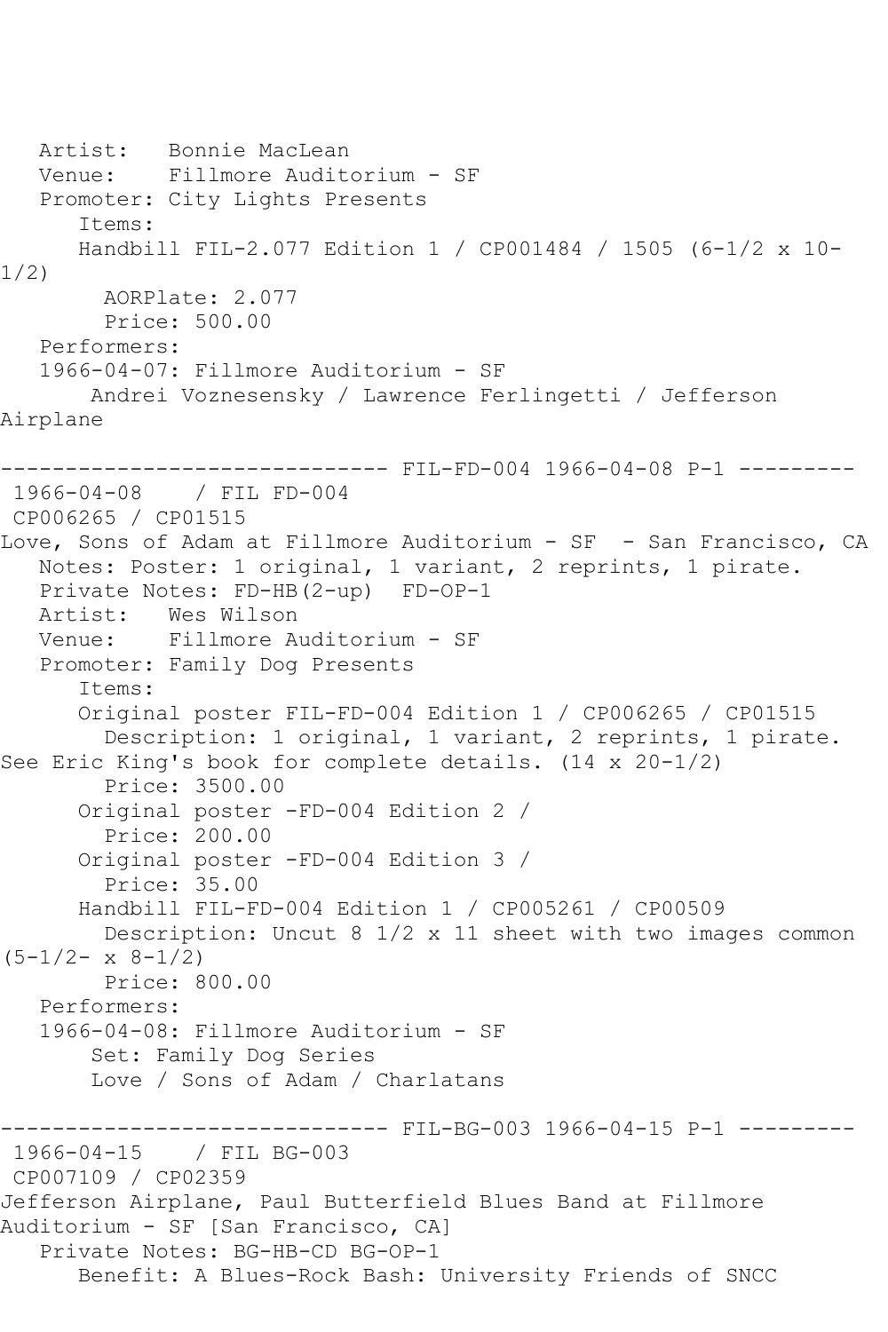Artist: Bonnie MacLean
Venue: Fillmore Auditorium - SF
Promoter: City Lights Presents
Items:
Handbill FIL-2.077 Edition 1 / CP001484 / 1505 (6-1/2 x 10-1/2)
AORPlate: 2.077
Price: 500.00
Performers:
1966-04-07: Fillmore Auditorium - SF
Andrei Voznesensky / Lawrence Ferlingetti / Jefferson Airplane

------------------------------ FIL-FD-004 1966-04-08 P-1 ---------

1966-04-08 / FIL FD-004
CP006265 / CP01515
Love, Sons of Adam at Fillmore Auditorium - SF - San Francisco, CA
Notes: Poster: 1 original, 1 variant, 2 reprints, 1 pirate.
Private Notes: FD-HB(2-up) FD-OP-1
Artist: Wes Wilson
Venue: Fillmore Auditorium - SF
Promoter: Family Dog Presents
Items:
Original poster FIL-FD-004 Edition 1 / CP006265 / CP01515
Description: 1 original, 1 variant, 2 reprints, 1 pirate. See Eric King's book for complete details. (14 x 20-1/2)
Price: 3500.00
Original poster -FD-004 Edition 2 /
Price: 200.00
Original poster -FD-004 Edition 3 /
Price: 35.00
Handbill FIL-FD-004 Edition 1 / CP005261 / CP00509
Description: Uncut 8 1/2 x 11 sheet with two images common (5-1/2- x 8-1/2)
Price: 800.00
Performers:
1966-04-08: Fillmore Auditorium - SF
Set: Family Dog Series
Love / Sons of Adam / Charlatans

------------------------------ FIL-BG-003 1966-04-15 P-1 ---------

1966-04-15 / FIL BG-003
CP007109 / CP02359
Jefferson Airplane, Paul Butterfield Blues Band at Fillmore Auditorium - SF [San Francisco, CA]
Private Notes: BG-HB-CD BG-OP-1
Benefit: A Blues-Rock Bash: University Friends of SNCC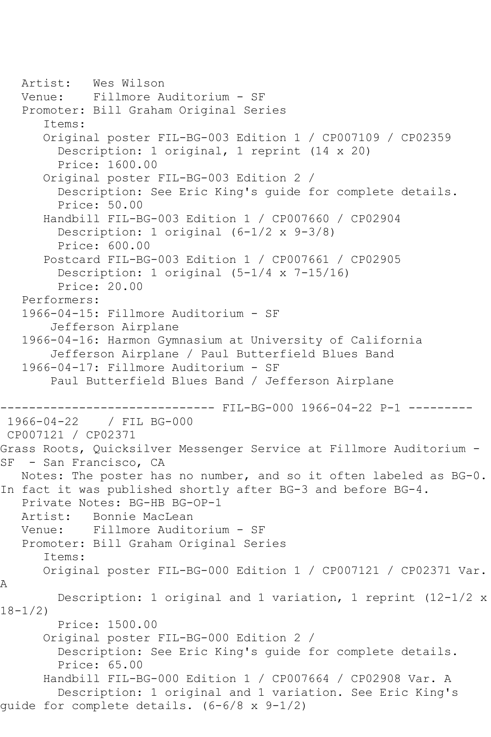Artist: Wes Wilson
Venue: Fillmore Auditorium - SF
Promoter: Bill Graham Original Series
Items:
Original poster FIL-BG-003 Edition 1 / CP007109 / CP02359
Description: 1 original, 1 reprint (14 x 20)
Price: 1600.00
Original poster FIL-BG-003 Edition 2 /
Description: See Eric King's guide for complete details.
Price: 50.00
Handbill FIL-BG-003 Edition 1 / CP007660 / CP02904
Description: 1 original (6-1/2 x 9-3/8)
Price: 600.00
Postcard FIL-BG-003 Edition 1 / CP007661 / CP02905
Description: 1 original (5-1/4 x 7-15/16)
Price: 20.00
Performers:
1966-04-15: Fillmore Auditorium - SF
Jefferson Airplane
1966-04-16: Harmon Gymnasium at University of California
Jefferson Airplane / Paul Butterfield Blues Band
1966-04-17: Fillmore Auditorium - SF
Paul Butterfield Blues Band / Jefferson Airplane

------------------------------ FIL-BG-000 1966-04-22 P-1 ---------
1966-04-22 / FIL BG-000
CP007121 / CP02371
Grass Roots, Quicksilver Messenger Service at Fillmore Auditorium - SF - San Francisco, CA
Notes: The poster has no number, and so it often labeled as BG-0. In fact it was published shortly after BG-3 and before BG-4.
Private Notes: BG-HB BG-OP-1
Artist: Bonnie MacLean
Venue: Fillmore Auditorium - SF
Promoter: Bill Graham Original Series
Items:
Original poster FIL-BG-000 Edition 1 / CP007121 / CP02371 Var. A
Description: 1 original and 1 variation, 1 reprint (12-1/2 x 18-1/2)
Price: 1500.00
Original poster FIL-BG-000 Edition 2 /
Description: See Eric King's guide for complete details.
Price: 65.00
Handbill FIL-BG-000 Edition 1 / CP007664 / CP02908 Var. A
Description: 1 original and 1 variation. See Eric King's guide for complete details. (6-6/8 x 9-1/2)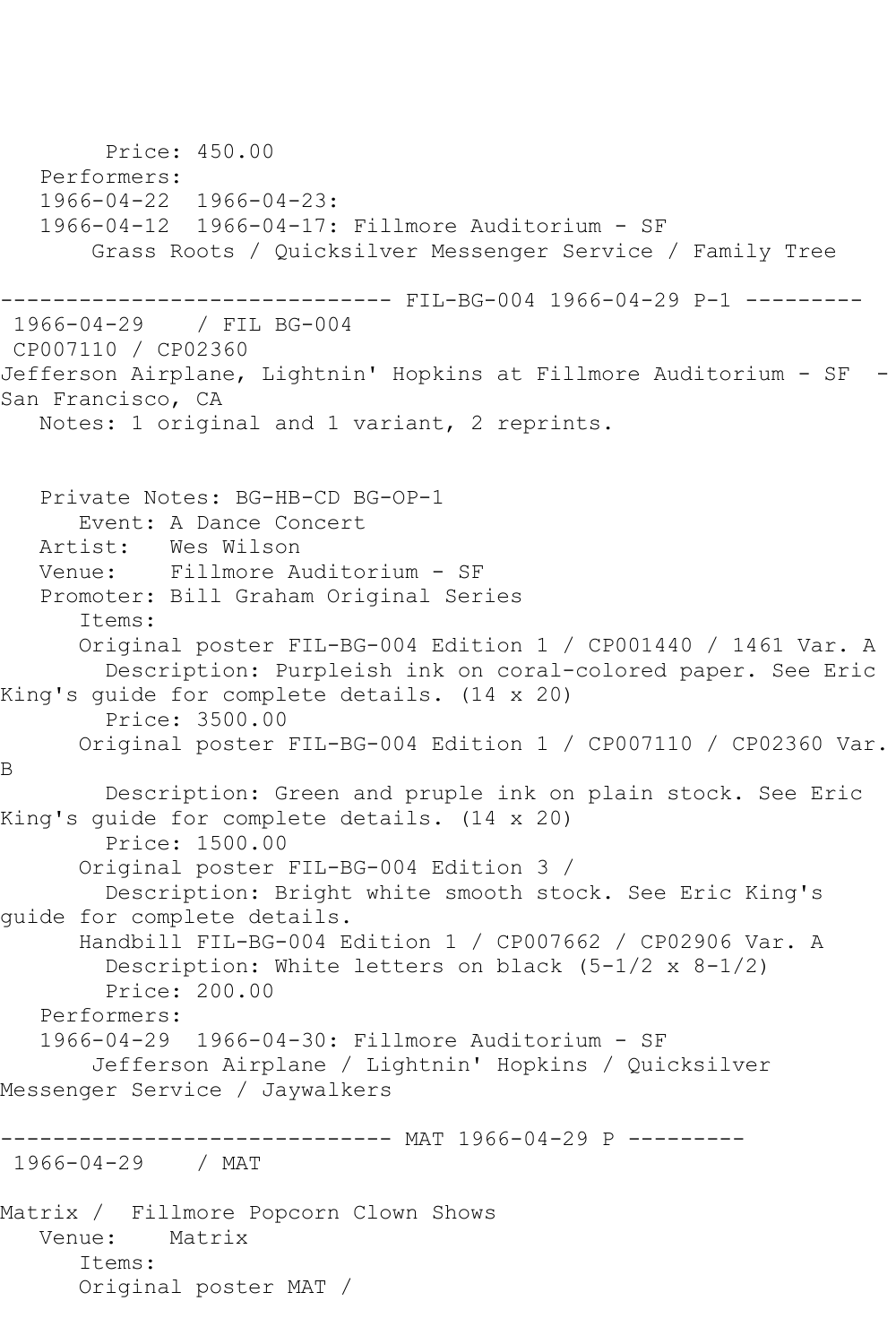Price: 450.00
Performers:
1966-04-22 1966-04-23:
1966-04-12 1966-04-17: Fillmore Auditorium - SF
Grass Roots / Quicksilver Messenger Service / Family Tree

------------------------------ FIL-BG-004 1966-04-29 P-1 ---------

1966-04-29 / FIL BG-004
CP007110 / CP02360
Jefferson Airplane, Lightnin' Hopkins at Fillmore Auditorium - SF - San Francisco, CA
Notes: 1 original and 1 variant, 2 reprints.

Private Notes: BG-HB-CD BG-OP-1
Event: A Dance Concert
Artist: Wes Wilson
Venue: Fillmore Auditorium - SF
Promoter: Bill Graham Original Series
Items:
Original poster FIL-BG-004 Edition 1 / CP001440 / 1461 Var. A
Description: Purpleish ink on coral-colored paper. See Eric King's guide for complete details. (14 x 20)
Price: 3500.00
Original poster FIL-BG-004 Edition 1 / CP007110 / CP02360 Var. B
Description: Green and pruple ink on plain stock. See Eric King's guide for complete details. (14 x 20)
Price: 1500.00
Original poster FIL-BG-004 Edition 3 /
Description: Bright white smooth stock. See Eric King's guide for complete details.
Handbill FIL-BG-004 Edition 1 / CP007662 / CP02906 Var. A
Description: White letters on black (5-1/2 x 8-1/2)
Price: 200.00
Performers:
1966-04-29 1966-04-30: Fillmore Auditorium - SF
Jefferson Airplane / Lightnin' Hopkins / Quicksilver Messenger Service / Jaywalkers

------------------------------ MAT 1966-04-29 P ---------

1966-04-29 / MAT

Matrix / Fillmore Popcorn Clown Shows
Venue: Matrix
Items:
Original poster MAT /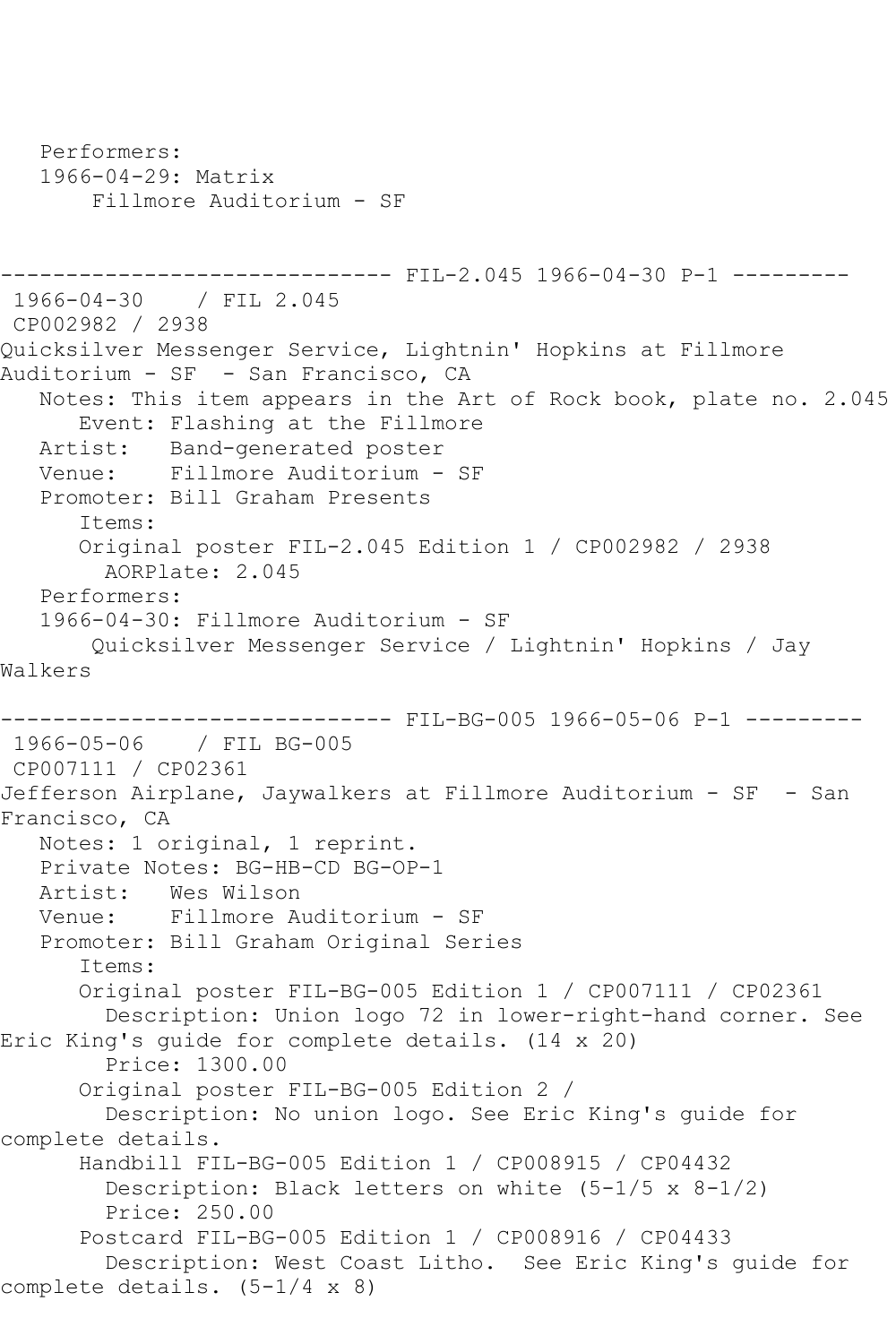Performers:
1966-04-29: Matrix
Fillmore Auditorium - SF

------------------------------ FIL-2.045 1966-04-30 P-1 ---------

1966-04-30 / FIL 2.045
CP002982 / 2938
Quicksilver Messenger Service, Lightnin' Hopkins at Fillmore Auditorium - SF - San Francisco, CA
Notes: This item appears in the Art of Rock book, plate no. 2.045
Event: Flashing at the Fillmore
Artist: Band-generated poster
Venue: Fillmore Auditorium - SF
Promoter: Bill Graham Presents
Items:
Original poster FIL-2.045 Edition 1 / CP002982 / 2938
AORPlate: 2.045
Performers:
1966-04-30: Fillmore Auditorium - SF
Quicksilver Messenger Service / Lightnin' Hopkins / Jay Walkers

------------------------------ FIL-BG-005 1966-05-06 P-1 ---------

1966-05-06 / FIL BG-005
CP007111 / CP02361
Jefferson Airplane, Jaywalkers at Fillmore Auditorium - SF - San Francisco, CA
Notes: 1 original, 1 reprint.
Private Notes: BG-HB-CD BG-OP-1
Artist: Wes Wilson
Venue: Fillmore Auditorium - SF
Promoter: Bill Graham Original Series
Items:
Original poster FIL-BG-005 Edition 1 / CP007111 / CP02361
Description: Union logo 72 in lower-right-hand corner. See Eric King's guide for complete details. (14 x 20)
Price: 1300.00
Original poster FIL-BG-005 Edition 2 /
Description: No union logo. See Eric King's guide for complete details.
Handbill FIL-BG-005 Edition 1 / CP008915 / CP04432
Description: Black letters on white (5-1/5 x 8-1/2)
Price: 250.00
Postcard FIL-BG-005 Edition 1 / CP008916 / CP04433
Description: West Coast Litho. See Eric King's guide for complete details. (5-1/4 x 8)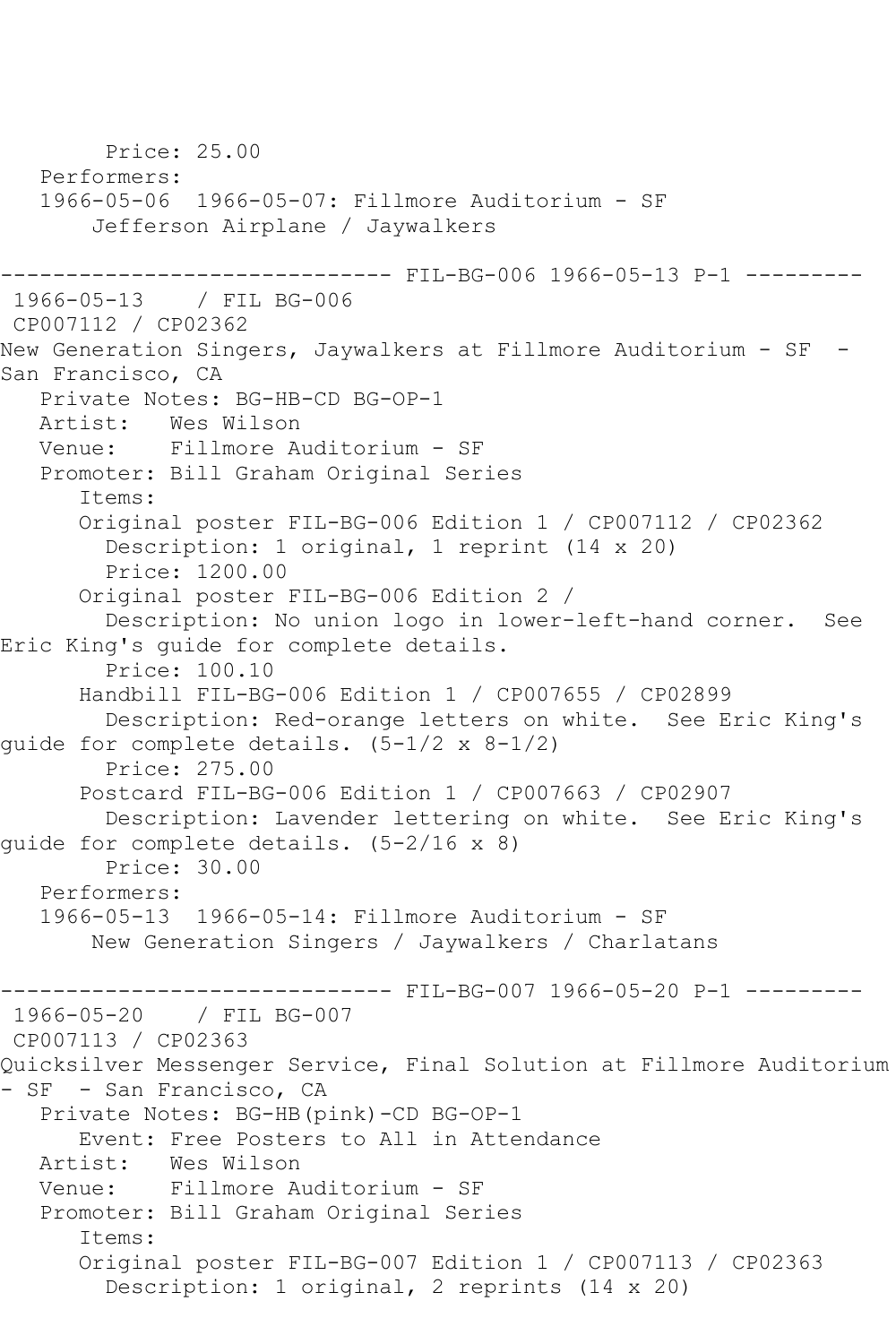Price: 25.00
Performers:
1966-05-06 1966-05-07: Fillmore Auditorium - SF
Jefferson Airplane / Jaywalkers

------------------------------ FIL-BG-006 1966-05-13 P-1 ---------
1966-05-13 / FIL BG-006
CP007112 / CP02362
New Generation Singers, Jaywalkers at Fillmore Auditorium - SF - San Francisco, CA
Private Notes: BG-HB-CD BG-OP-1
Artist: Wes Wilson
Venue: Fillmore Auditorium - SF
Promoter: Bill Graham Original Series
Items:
Original poster FIL-BG-006 Edition 1 / CP007112 / CP02362
Description: 1 original, 1 reprint (14 x 20)
Price: 1200.00
Original poster FIL-BG-006 Edition 2 /
Description: No union logo in lower-left-hand corner. See Eric King's guide for complete details.
Price: 100.10
Handbill FIL-BG-006 Edition 1 / CP007655 / CP02899
Description: Red-orange letters on white. See Eric King's guide for complete details. (5-1/2 x 8-1/2)
Price: 275.00
Postcard FIL-BG-006 Edition 1 / CP007663 / CP02907
Description: Lavender lettering on white. See Eric King's guide for complete details. (5-2/16 x 8)
Price: 30.00
Performers:
1966-05-13 1966-05-14: Fillmore Auditorium - SF
New Generation Singers / Jaywalkers / Charlatans

------------------------------ FIL-BG-007 1966-05-20 P-1 ---------
1966-05-20 / FIL BG-007
CP007113 / CP02363
Quicksilver Messenger Service, Final Solution at Fillmore Auditorium - SF - San Francisco, CA
Private Notes: BG-HB(pink)-CD BG-OP-1
Event: Free Posters to All in Attendance
Artist: Wes Wilson
Venue: Fillmore Auditorium - SF
Promoter: Bill Graham Original Series
Items:
Original poster FIL-BG-007 Edition 1 / CP007113 / CP02363
Description: 1 original, 2 reprints (14 x 20)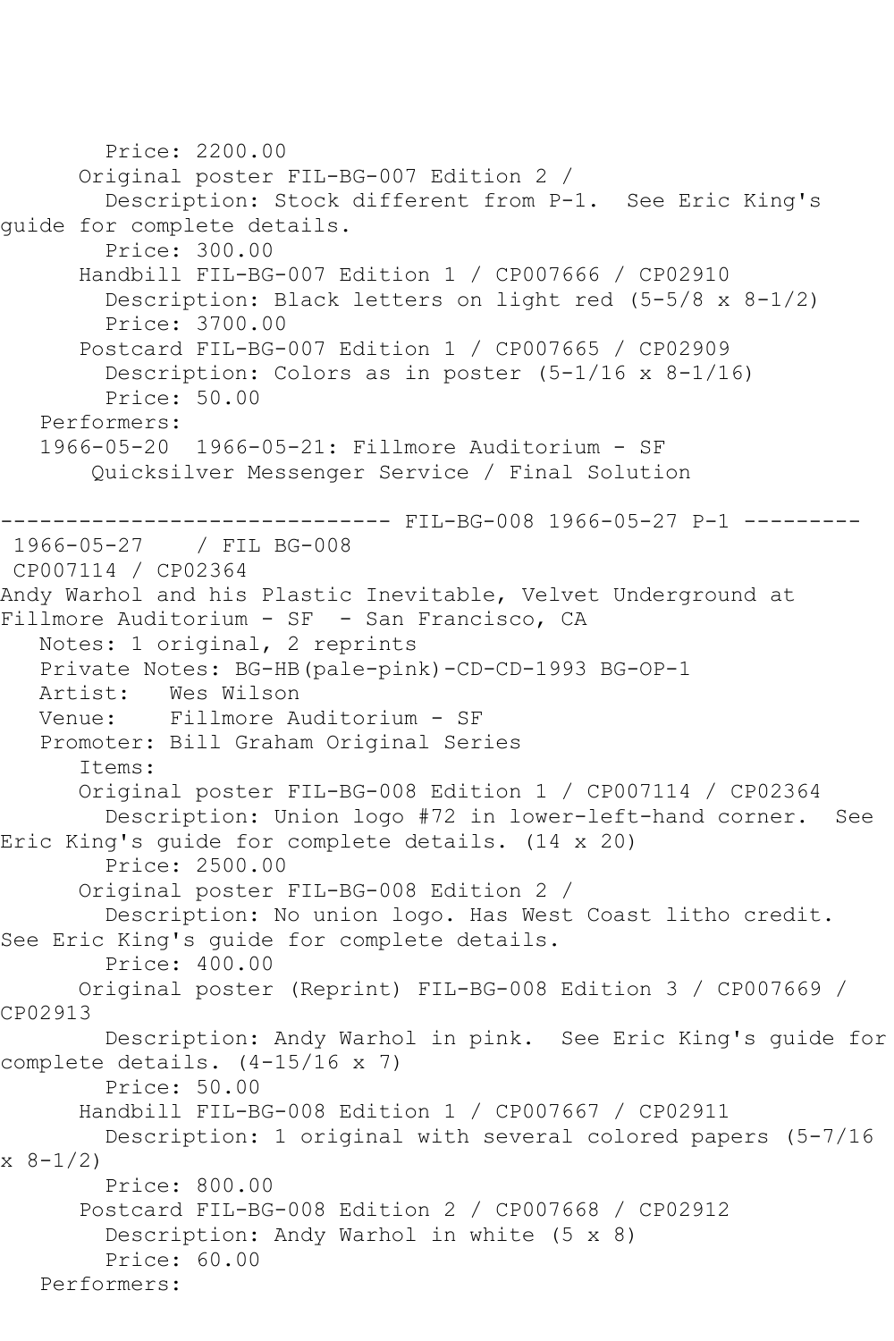Price: 2200.00
      Original poster FIL-BG-007 Edition 2 /
        Description: Stock different from P-1.  See Eric King's guide for complete details.
        Price: 300.00
      Handbill FIL-BG-007 Edition 1 / CP007666 / CP02910
        Description: Black letters on light red (5-5/8 x 8-1/2)
        Price: 3700.00
      Postcard FIL-BG-007 Edition 1 / CP007665 / CP02909
        Description: Colors as in poster (5-1/16 x 8-1/16)
        Price: 50.00
   Performers:
   1966-05-20  1966-05-21: Fillmore Auditorium - SF
       Quicksilver Messenger Service / Final Solution

------------------------------ FIL-BG-008 1966-05-27 P-1 ---------
 1966-05-27    / FIL BG-008
 CP007114 / CP02364
Andy Warhol and his Plastic Inevitable, Velvet Underground at Fillmore Auditorium - SF  - San Francisco, CA
   Notes: 1 original, 2 reprints
   Private Notes: BG-HB(pale-pink)-CD-CD-1993 BG-OP-1
   Artist:   Wes Wilson
   Venue:    Fillmore Auditorium - SF
   Promoter: Bill Graham Original Series
      Items:
      Original poster FIL-BG-008 Edition 1 / CP007114 / CP02364
        Description: Union logo #72 in lower-left-hand corner.  See Eric King's guide for complete details. (14 x 20)
        Price: 2500.00
      Original poster FIL-BG-008 Edition 2 /
        Description: No union logo. Has West Coast litho credit. See Eric King's guide for complete details.
        Price: 400.00
      Original poster (Reprint) FIL-BG-008 Edition 3 / CP007669 / CP02913
        Description: Andy Warhol in pink.  See Eric King's guide for complete details. (4-15/16 x 7)
        Price: 50.00
      Handbill FIL-BG-008 Edition 1 / CP007667 / CP02911
        Description: 1 original with several colored papers (5-7/16 x 8-1/2)
        Price: 800.00
      Postcard FIL-BG-008 Edition 2 / CP007668 / CP02912
        Description: Andy Warhol in white (5 x 8)
        Price: 60.00
   Performers: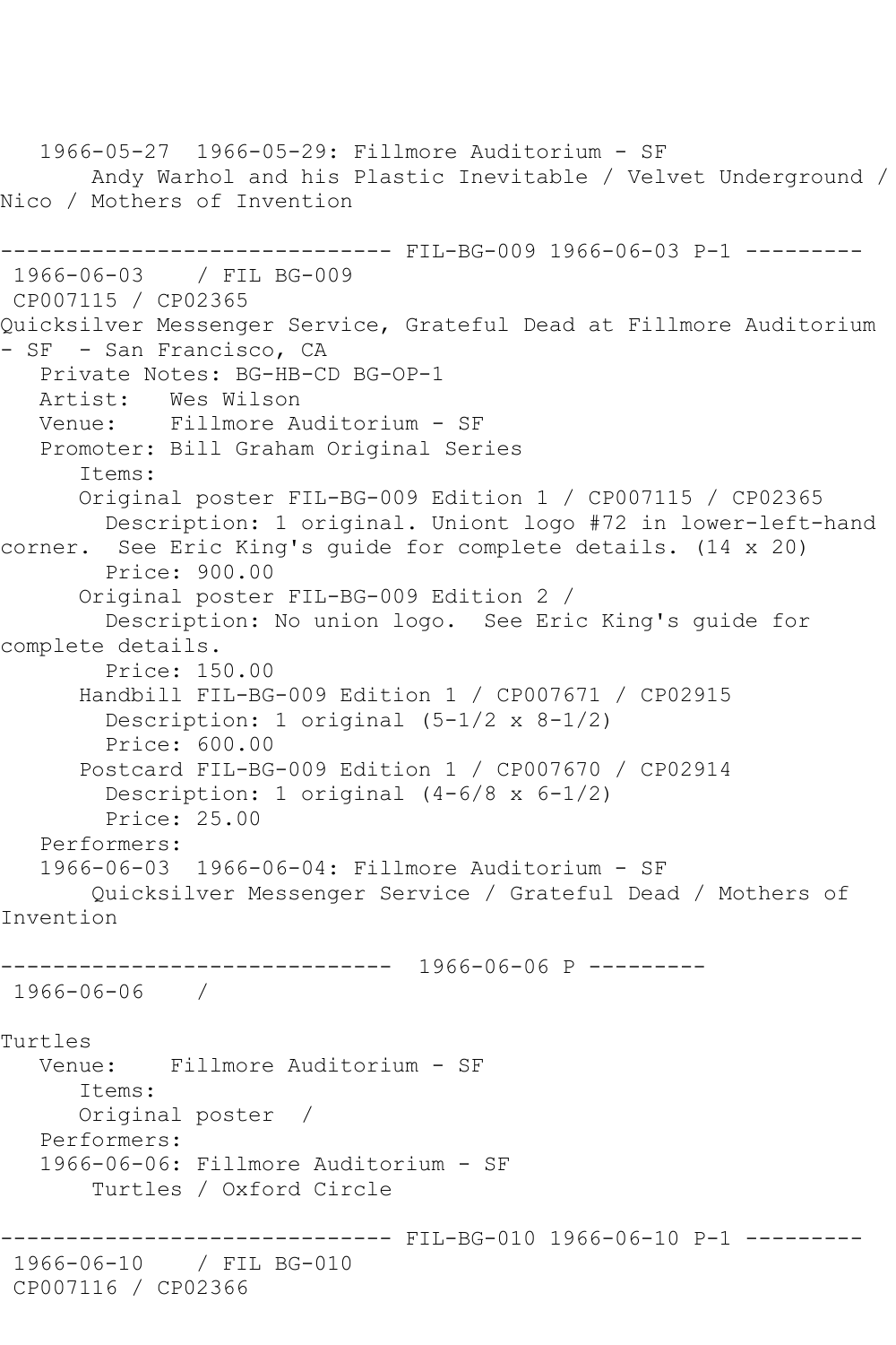1966-05-27 1966-05-29: Fillmore Auditorium - SF
Andy Warhol and his Plastic Inevitable / Velvet Underground / Nico / Mothers of Invention

------------------------------ FIL-BG-009 1966-06-03 P-1 ---------

1966-06-03 / FIL BG-009
CP007115 / CP02365
Quicksilver Messenger Service, Grateful Dead at Fillmore Auditorium - SF - San Francisco, CA
Private Notes: BG-HB-CD BG-OP-1
Artist: Wes Wilson
Venue: Fillmore Auditorium - SF
Promoter: Bill Graham Original Series
Items:
Original poster FIL-BG-009 Edition 1 / CP007115 / CP02365
Description: 1 original. Uniont logo #72 in lower-left-hand corner. See Eric King's guide for complete details. (14 x 20)
Price: 900.00
Original poster FIL-BG-009 Edition 2 /
Description: No union logo. See Eric King's guide for complete details.
Price: 150.00
Handbill FIL-BG-009 Edition 1 / CP007671 / CP02915
Description: 1 original (5-1/2 x 8-1/2)
Price: 600.00
Postcard FIL-BG-009 Edition 1 / CP007670 / CP02914
Description: 1 original (4-6/8 x 6-1/2)
Price: 25.00
Performers:
1966-06-03 1966-06-04: Fillmore Auditorium - SF
Quicksilver Messenger Service / Grateful Dead / Mothers of Invention

------------------------------ 1966-06-06 P ---------

1966-06-06 /

Turtles
Venue: Fillmore Auditorium - SF
Items:
Original poster /
Performers:
1966-06-06: Fillmore Auditorium - SF
Turtles / Oxford Circle

------------------------------ FIL-BG-010 1966-06-10 P-1 ---------

1966-06-10 / FIL BG-010
CP007116 / CP02366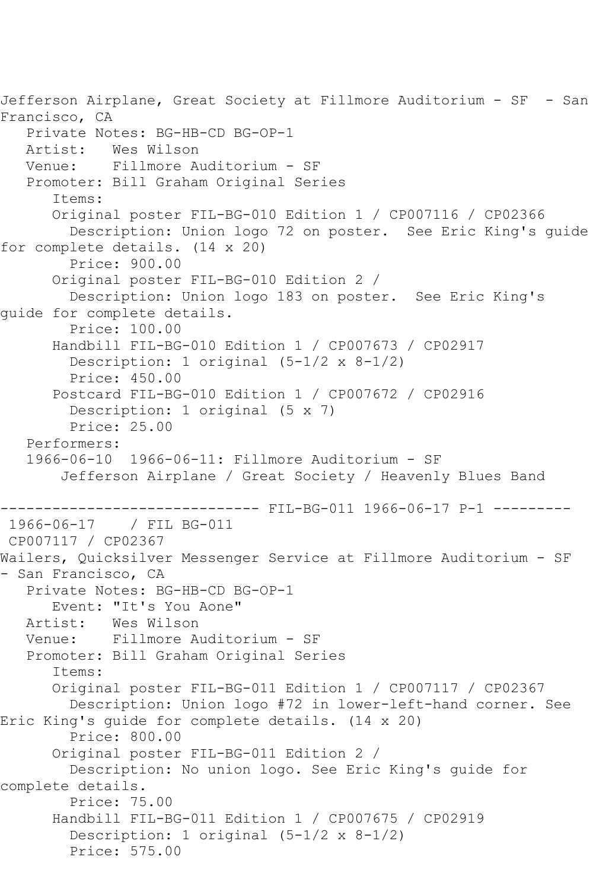Jefferson Airplane, Great Society at Fillmore Auditorium - SF - San Francisco, CA

Private Notes: BG-HB-CD BG-OP-1

Artist: Wes Wilson

Venue: Fillmore Auditorium - SF

Promoter: Bill Graham Original Series

Items:

Original poster FIL-BG-010 Edition 1 / CP007116 / CP02366

Description: Union logo 72 on poster. See Eric King's guide for complete details. (14 x 20)

Price: 900.00

Original poster FIL-BG-010 Edition 2 /

Description: Union logo 183 on poster. See Eric King's guide for complete details.

Price: 100.00

Handbill FIL-BG-010 Edition 1 / CP007673 / CP02917

Description: 1 original (5-1/2 x 8-1/2)

Price: 450.00

Postcard FIL-BG-010 Edition 1 / CP007672 / CP02916

Description: 1 original (5 x 7)

Price: 25.00

Performers:

1966-06-10 1966-06-11: Fillmore Auditorium - SF

Jefferson Airplane / Great Society / Heavenly Blues Band

------------------------------ FIL-BG-011 1966-06-17 P-1 ---------

1966-06-17 / FIL BG-011

CP007117 / CP02367

Wailers, Quicksilver Messenger Service at Fillmore Auditorium - SF - San Francisco, CA

Private Notes: BG-HB-CD BG-OP-1

Event: "It's You Aone"

Artist: Wes Wilson

Venue: Fillmore Auditorium - SF

Promoter: Bill Graham Original Series

Items:

Original poster FIL-BG-011 Edition 1 / CP007117 / CP02367

Description: Union logo #72 in lower-left-hand corner. See Eric King's guide for complete details. (14 x 20)

Price: 800.00

Original poster FIL-BG-011 Edition 2 /

Description: No union logo. See Eric King's guide for complete details.

Price: 75.00

Handbill FIL-BG-011 Edition 1 / CP007675 / CP02919

Description: 1 original (5-1/2 x 8-1/2)

Price: 575.00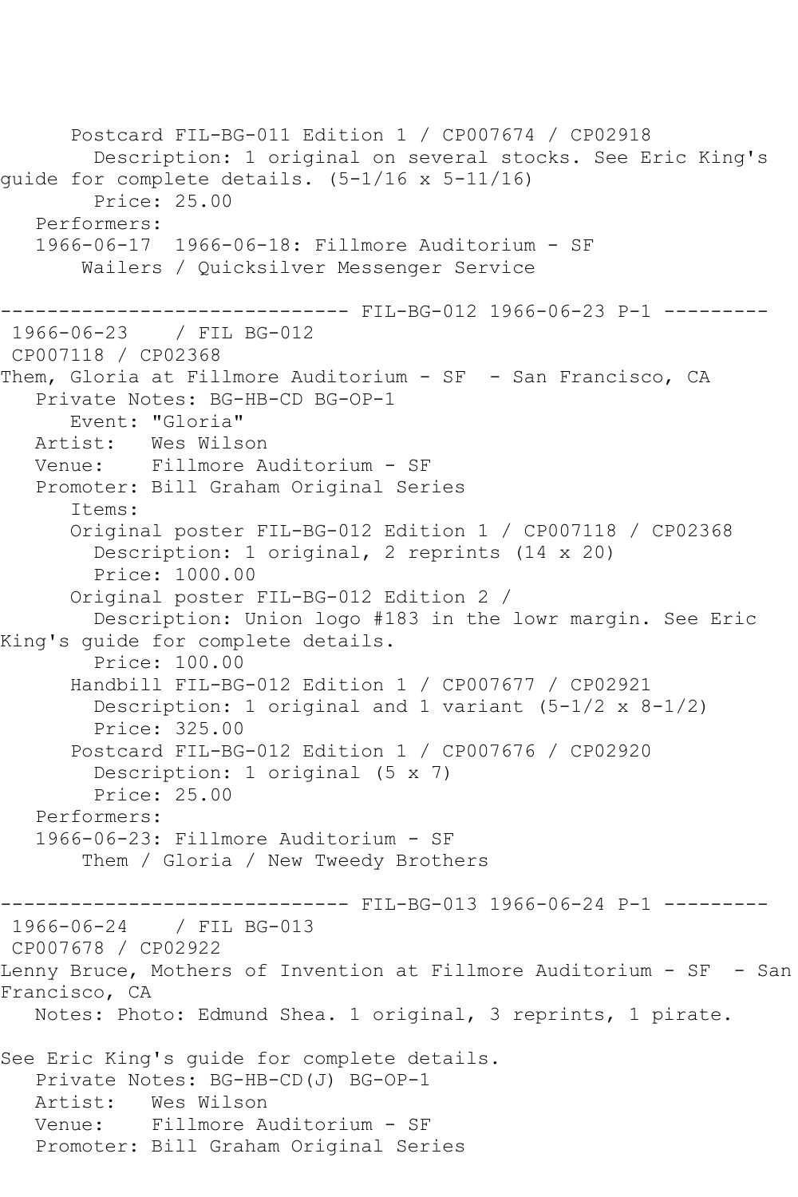Postcard FIL-BG-011 Edition 1 / CP007674 / CP02918
Description: 1 original on several stocks. See Eric King's guide for complete details. (5-1/16 x 5-11/16)
Price: 25.00
Performers:
1966-06-17 1966-06-18: Fillmore Auditorium - SF
Wailers / Quicksilver Messenger Service

------------------------------ FIL-BG-012 1966-06-23 P-1 ---------

1966-06-23 / FIL BG-012
CP007118 / CP02368
Them, Gloria at Fillmore Auditorium - SF - San Francisco, CA
Private Notes: BG-HB-CD BG-OP-1
Event: "Gloria"
Artist: Wes Wilson
Venue: Fillmore Auditorium - SF
Promoter: Bill Graham Original Series
Items:
Original poster FIL-BG-012 Edition 1 / CP007118 / CP02368
Description: 1 original, 2 reprints (14 x 20)
Price: 1000.00
Original poster FIL-BG-012 Edition 2 /
Description: Union logo #183 in the lowr margin. See Eric King's guide for complete details.
Price: 100.00
Handbill FIL-BG-012 Edition 1 / CP007677 / CP02921
Description: 1 original and 1 variant (5-1/2 x 8-1/2)
Price: 325.00
Postcard FIL-BG-012 Edition 1 / CP007676 / CP02920
Description: 1 original (5 x 7)
Price: 25.00
Performers:
1966-06-23: Fillmore Auditorium - SF
Them / Gloria / New Tweedy Brothers

------------------------------ FIL-BG-013 1966-06-24 P-1 ---------

1966-06-24 / FIL BG-013
CP007678 / CP02922
Lenny Bruce, Mothers of Invention at Fillmore Auditorium - SF - San Francisco, CA
Notes: Photo: Edmund Shea. 1 original, 3 reprints, 1 pirate.

See Eric King's guide for complete details.
Private Notes: BG-HB-CD(J) BG-OP-1
Artist: Wes Wilson
Venue: Fillmore Auditorium - SF
Promoter: Bill Graham Original Series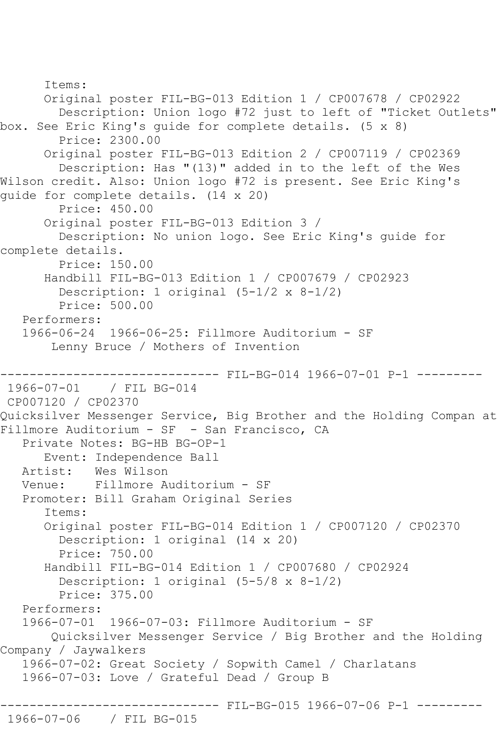Items:

Original poster FIL-BG-013 Edition 1 / CP007678 / CP02922
Description: Union logo #72 just to left of "Ticket Outlets" box. See Eric King's guide for complete details. (5 x 8)
Price: 2300.00

Original poster FIL-BG-013 Edition 2 / CP007119 / CP02369
Description: Has "(13)" added in to the left of the Wes Wilson credit. Also: Union logo #72 is present. See Eric King's guide for complete details. (14 x 20)
Price: 450.00

Original poster FIL-BG-013 Edition 3 /
Description: No union logo. See Eric King's guide for complete details.
Price: 150.00

Handbill FIL-BG-013 Edition 1 / CP007679 / CP02923
Description: 1 original (5-1/2 x 8-1/2)
Price: 500.00

Performers:
1966-06-24 1966-06-25: Fillmore Auditorium - SF
Lenny Bruce / Mothers of Invention

------------------------------ FIL-BG-014 1966-07-01 P-1 ---------

1966-07-01 / FIL BG-014
CP007120 / CP02370
Quicksilver Messenger Service, Big Brother and the Holding Compan at Fillmore Auditorium - SF - San Francisco, CA

Private Notes: BG-HB BG-OP-1
Event: Independence Ball
Artist: Wes Wilson
Venue: Fillmore Auditorium - SF
Promoter: Bill Graham Original Series

Items:

Original poster FIL-BG-014 Edition 1 / CP007120 / CP02370
Description: 1 original (14 x 20)
Price: 750.00

Handbill FIL-BG-014 Edition 1 / CP007680 / CP02924
Description: 1 original (5-5/8 x 8-1/2)
Price: 375.00

Performers:
1966-07-01 1966-07-03: Fillmore Auditorium - SF
Quicksilver Messenger Service / Big Brother and the Holding Company / Jaywalkers
1966-07-02: Great Society / Sopwith Camel / Charlatans
1966-07-03: Love / Grateful Dead / Group B

------------------------------ FIL-BG-015 1966-07-06 P-1 ---------

1966-07-06 / FIL BG-015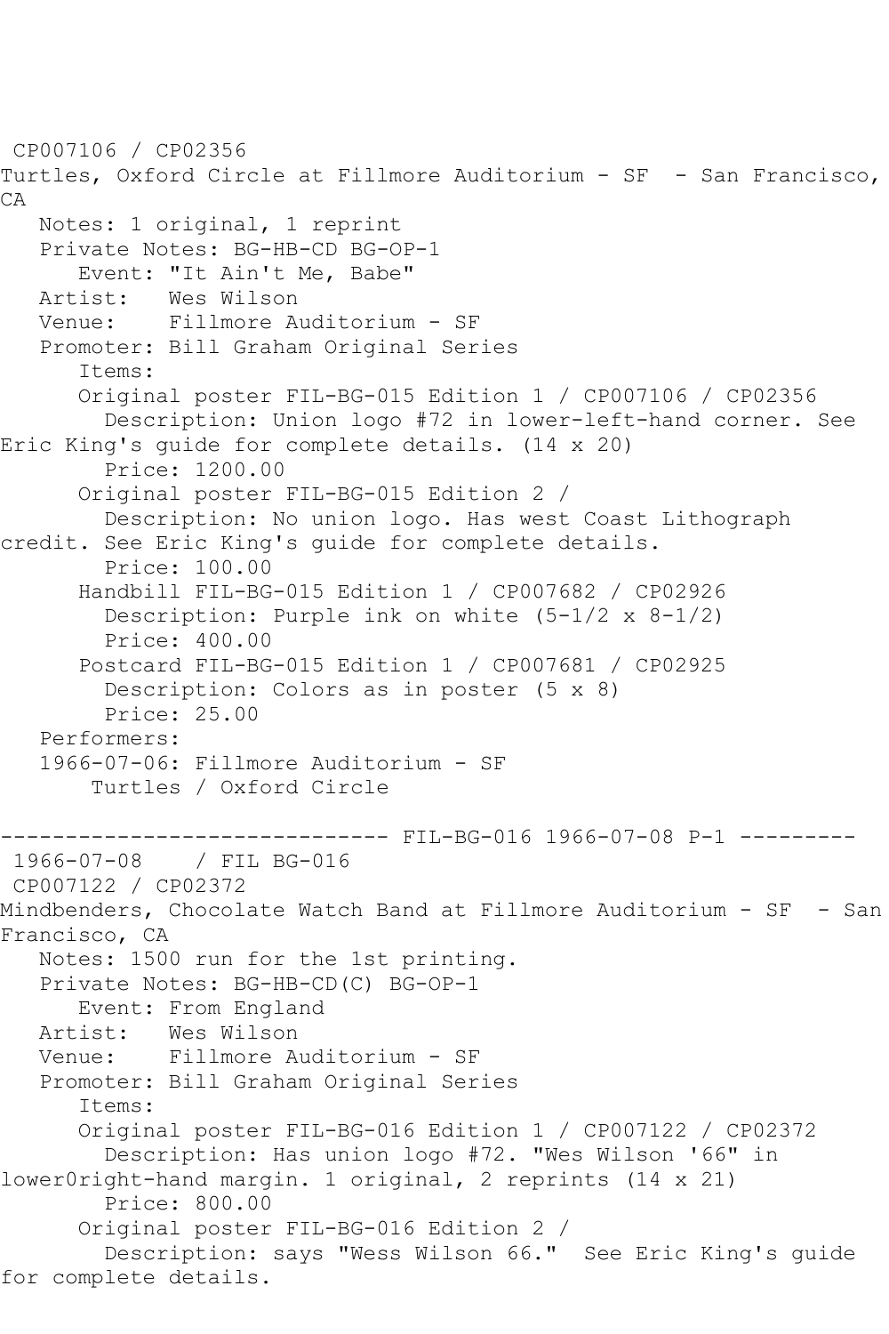CP007106 / CP02356
Turtles, Oxford Circle at Fillmore Auditorium - SF - San Francisco, CA

Notes: 1 original, 1 reprint
Private Notes: BG-HB-CD BG-OP-1
Event: "It Ain't Me, Babe"
Artist: Wes Wilson
Venue: Fillmore Auditorium - SF
Promoter: Bill Graham Original Series
Items:

- Original poster FIL-BG-015 Edition 1 / CP007106 / CP02356
  - Description: Union logo #72 in lower-left-hand corner. See Eric King's guide for complete details. (14 x 20)
  - Price: 1200.00
- Original poster FIL-BG-015 Edition 2 /
  - Description: No union logo. Has west Coast Lithograph credit. See Eric King's guide for complete details.
  - Price: 100.00
- Handbill FIL-BG-015 Edition 1 / CP007682 / CP02926
  - Description: Purple ink on white (5-1/2 x 8-1/2)
  - Price: 400.00
- Postcard FIL-BG-015 Edition 1 / CP007681 / CP02925
  - Description: Colors as in poster (5 x 8)
  - Price: 25.00

Performers:
1966-07-06: Fillmore Auditorium - SF
Turtles / Oxford Circle

------------------------------ FIL-BG-016 1966-07-08 P-1 ---------

1966-07-08 / FIL BG-016
CP007122 / CP02372
Mindbenders, Chocolate Watch Band at Fillmore Auditorium - SF - San Francisco, CA

Notes: 1500 run for the 1st printing.
Private Notes: BG-HB-CD(C) BG-OP-1
Event: From England
Artist: Wes Wilson
Venue: Fillmore Auditorium - SF
Promoter: Bill Graham Original Series
Items:

- Original poster FIL-BG-016 Edition 1 / CP007122 / CP02372
  - Description: Has union logo #72. "Wes Wilson '66" in lower0right-hand margin. 1 original, 2 reprints (14 x 21)
  - Price: 800.00
- Original poster FIL-BG-016 Edition 2 /
  - Description: says "Wess Wilson 66." See Eric King's guide for complete details.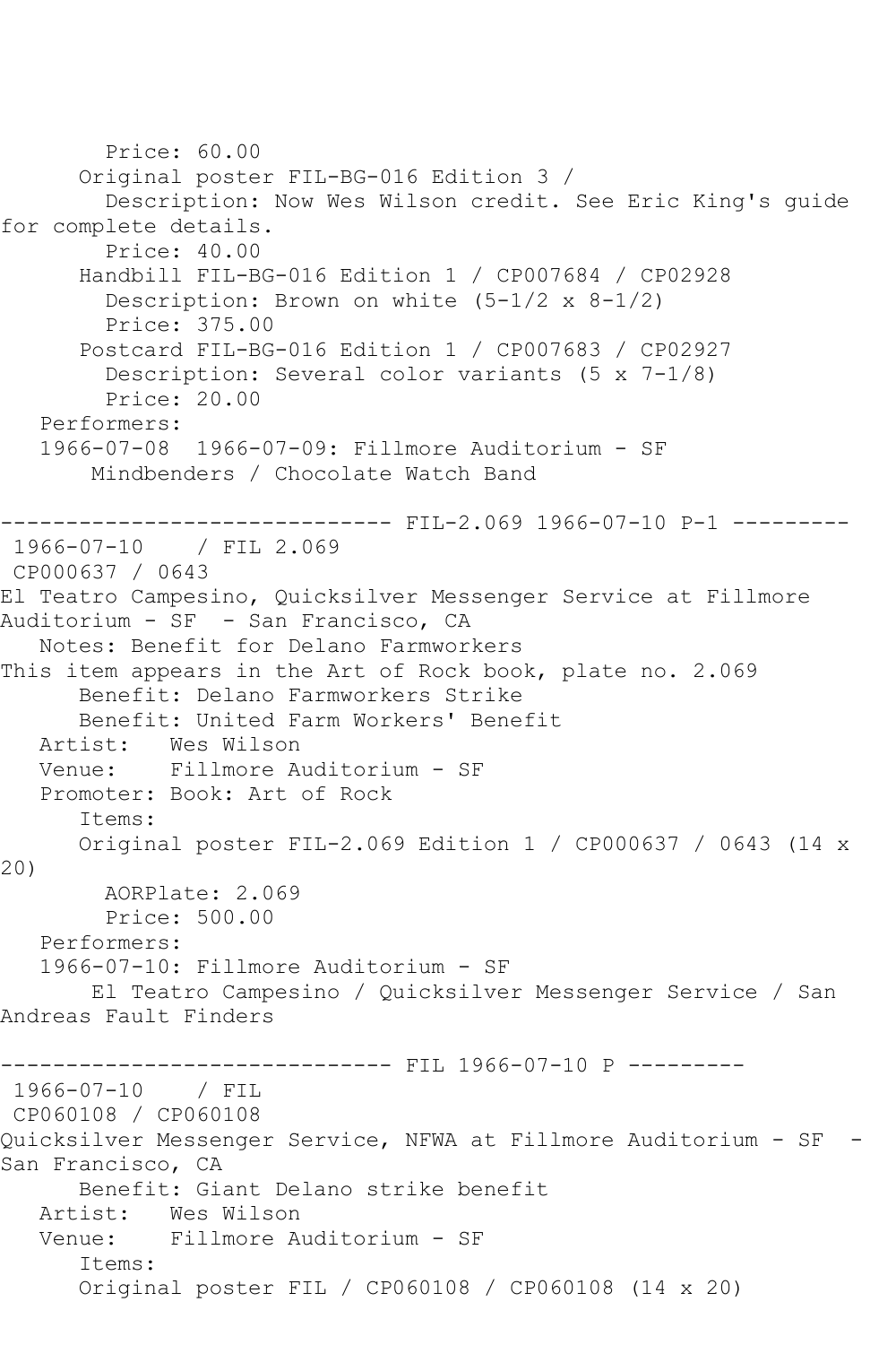Price: 60.00
Original poster FIL-BG-016 Edition 3 /
Description: Now Wes Wilson credit. See Eric King's guide for complete details.
Price: 40.00
Handbill FIL-BG-016 Edition 1 / CP007684 / CP02928
Description: Brown on white (5-1/2 x 8-1/2)
Price: 375.00
Postcard FIL-BG-016 Edition 1 / CP007683 / CP02927
Description: Several color variants (5 x 7-1/8)
Price: 20.00
Performers:
1966-07-08 1966-07-09: Fillmore Auditorium - SF
Mindbenders / Chocolate Watch Band

------------------------------ FIL-2.069 1966-07-10 P-1 ---------

1966-07-10 / FIL 2.069
CP000637 / 0643
El Teatro Campesino, Quicksilver Messenger Service at Fillmore Auditorium - SF - San Francisco, CA
Notes: Benefit for Delano Farmworkers
This item appears in the Art of Rock book, plate no. 2.069
Benefit: Delano Farmworkers Strike
Benefit: United Farm Workers' Benefit
Artist: Wes Wilson
Venue: Fillmore Auditorium - SF
Promoter: Book: Art of Rock
Items:
Original poster FIL-2.069 Edition 1 / CP000637 / 0643 (14 x 20)
AORPlate: 2.069
Price: 500.00
Performers:
1966-07-10: Fillmore Auditorium - SF
El Teatro Campesino / Quicksilver Messenger Service / San Andreas Fault Finders

------------------------------ FIL 1966-07-10 P ---------

1966-07-10 / FIL
CP060108 / CP060108
Quicksilver Messenger Service, NFWA at Fillmore Auditorium - SF - San Francisco, CA
Benefit: Giant Delano strike benefit
Artist: Wes Wilson
Venue: Fillmore Auditorium - SF
Items:
Original poster FIL / CP060108 / CP060108 (14 x 20)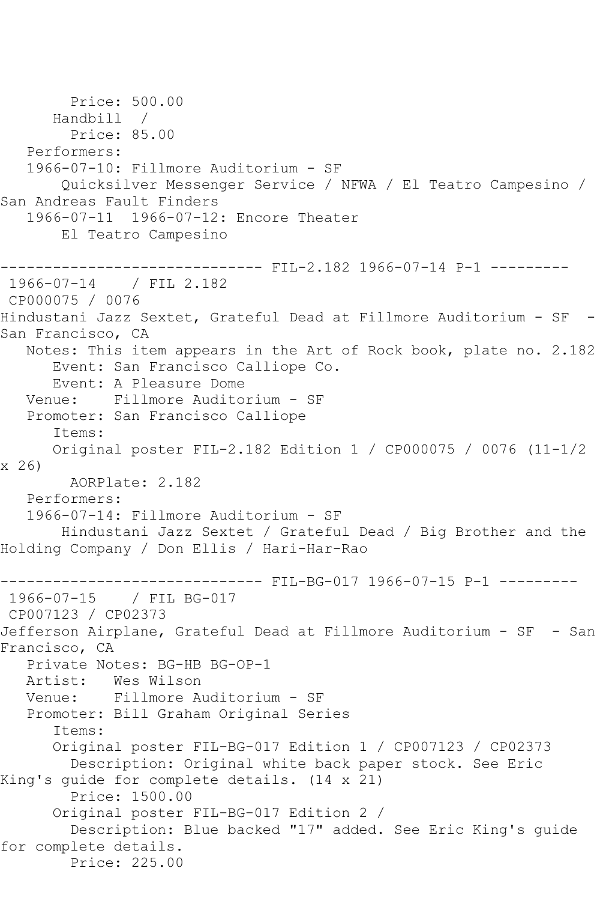Price: 500.00
Handbill /
Price: 85.00
Performers:
1966-07-10: Fillmore Auditorium - SF
Quicksilver Messenger Service / NFWA / El Teatro Campesino / San Andreas Fault Finders
1966-07-11 1966-07-12: Encore Theater
El Teatro Campesino

------------------------------ FIL-2.182 1966-07-14 P-1 ---------

1966-07-14 / FIL 2.182
CP000075 / 0076
Hindustani Jazz Sextet, Grateful Dead at Fillmore Auditorium - SF - San Francisco, CA
Notes: This item appears in the Art of Rock book, plate no. 2.182
Event: San Francisco Calliope Co.
Event: A Pleasure Dome
Venue: Fillmore Auditorium - SF
Promoter: San Francisco Calliope
Items:
Original poster FIL-2.182 Edition 1 / CP000075 / 0076 (11-1/2 x 26)
AORPlate: 2.182
Performers:
1966-07-14: Fillmore Auditorium - SF
Hindustani Jazz Sextet / Grateful Dead / Big Brother and the Holding Company / Don Ellis / Hari-Har-Rao

------------------------------ FIL-BG-017 1966-07-15 P-1 ---------

1966-07-15 / FIL BG-017
CP007123 / CP02373
Jefferson Airplane, Grateful Dead at Fillmore Auditorium - SF - San Francisco, CA
Private Notes: BG-HB BG-OP-1
Artist: Wes Wilson
Venue: Fillmore Auditorium - SF
Promoter: Bill Graham Original Series
Items:
Original poster FIL-BG-017 Edition 1 / CP007123 / CP02373
Description: Original white back paper stock. See Eric King's guide for complete details. (14 x 21)
Price: 1500.00
Original poster FIL-BG-017 Edition 2 /
Description: Blue backed "17" added. See Eric King's guide for complete details.
Price: 225.00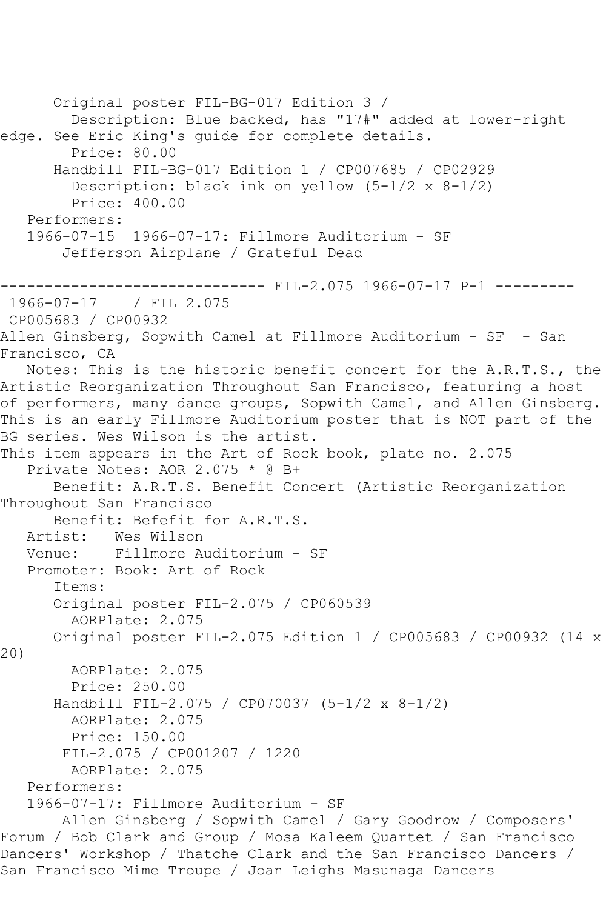Original poster FIL-BG-017 Edition 3 /
Description: Blue backed, has "17#" added at lower-right edge. See Eric King's guide for complete details.
Price: 80.00
Handbill FIL-BG-017 Edition 1 / CP007685 / CP02929
Description: black ink on yellow (5-1/2 x 8-1/2)
Price: 400.00
Performers:
1966-07-15 1966-07-17: Fillmore Auditorium - SF
Jefferson Airplane / Grateful Dead

------------------------------ FIL-2.075 1966-07-17 P-1 ---------
1966-07-17 / FIL 2.075
CP005683 / CP00932
Allen Ginsberg, Sopwith Camel at Fillmore Auditorium - SF - San Francisco, CA
Notes: This is the historic benefit concert for the A.R.T.S., the Artistic Reorganization Throughout San Francisco, featuring a host of performers, many dance groups, Sopwith Camel, and Allen Ginsberg. This is an early Fillmore Auditorium poster that is NOT part of the BG series. Wes Wilson is the artist.
This item appears in the Art of Rock book, plate no. 2.075
Private Notes: AOR 2.075 * @ B+
Benefit: A.R.T.S. Benefit Concert (Artistic Reorganization Throughout San Francisco
Benefit: Befefit for A.R.T.S.
Artist: Wes Wilson
Venue: Fillmore Auditorium - SF
Promoter: Book: Art of Rock
Items:
Original poster FIL-2.075 / CP060539
AORPlate: 2.075
Original poster FIL-2.075 Edition 1 / CP005683 / CP00932 (14 x 20)
AORPlate: 2.075
Price: 250.00
Handbill FIL-2.075 / CP070037 (5-1/2 x 8-1/2)
AORPlate: 2.075
Price: 150.00
FIL-2.075 / CP001207 / 1220
AORPlate: 2.075
Performers:
1966-07-17: Fillmore Auditorium - SF
Allen Ginsberg / Sopwith Camel / Gary Goodrow / Composers' Forum / Bob Clark and Group / Mosa Kaleem Quartet / San Francisco Dancers' Workshop / Thatche Clark and the San Francisco Dancers / San Francisco Mime Troupe / Joan Leighs Masunaga Dancers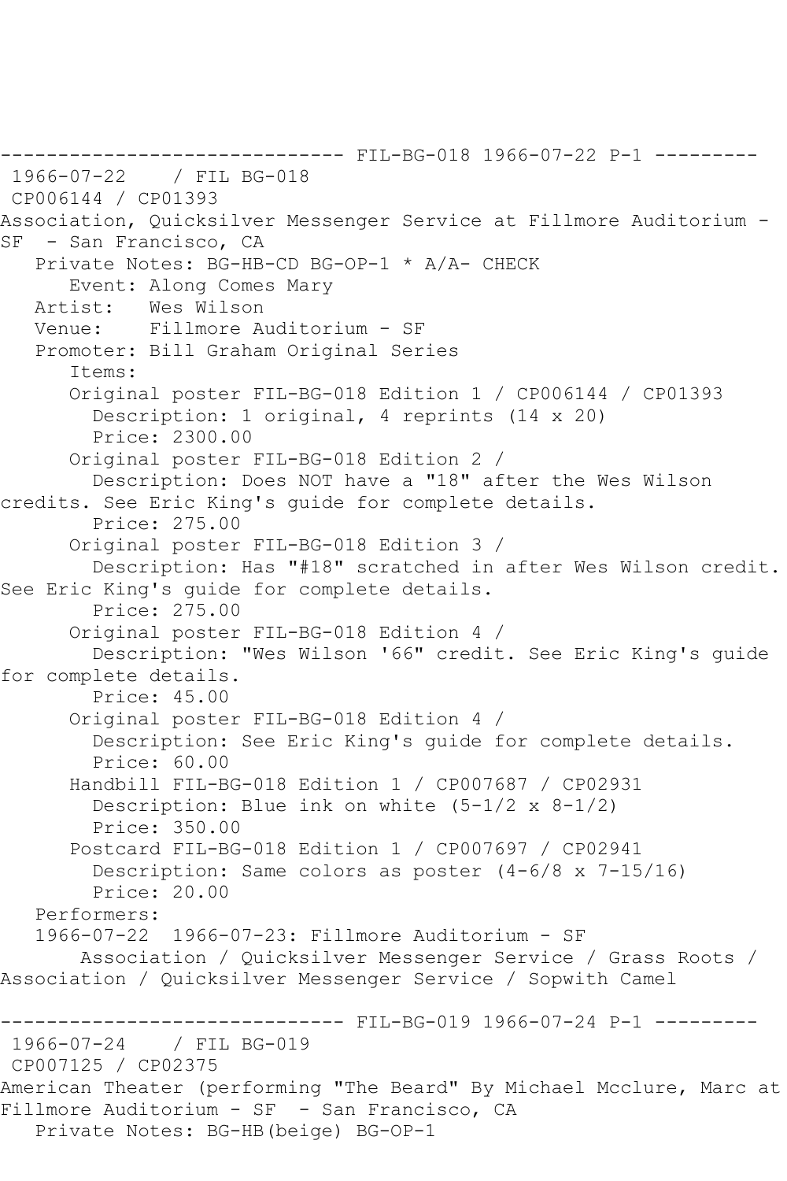------------------------------ FIL-BG-018 1966-07-22 P-1 ---------

1966-07-22 / FIL BG-018
CP006144 / CP01393
Association, Quicksilver Messenger Service at Fillmore Auditorium - SF - San Francisco, CA

Private Notes: BG-HB-CD BG-OP-1 * A/A- CHECK
Event: Along Comes Mary
Artist: Wes Wilson
Venue: Fillmore Auditorium - SF
Promoter: Bill Graham Original Series
Items:

Original poster FIL-BG-018 Edition 1 / CP006144 / CP01393
Description: 1 original, 4 reprints (14 x 20)
Price: 2300.00

Original poster FIL-BG-018 Edition 2 /
Description: Does NOT have a "18" after the Wes Wilson credits. See Eric King's guide for complete details.
Price: 275.00

Original poster FIL-BG-018 Edition 3 /
Description: Has "#18" scratched in after Wes Wilson credit. See Eric King's guide for complete details.
Price: 275.00

Original poster FIL-BG-018 Edition 4 /
Description: "Wes Wilson '66" credit. See Eric King's guide for complete details.
Price: 45.00

Original poster FIL-BG-018 Edition 4 /
Description: See Eric King's guide for complete details.
Price: 60.00

Handbill FIL-BG-018 Edition 1 / CP007687 / CP02931
Description: Blue ink on white (5-1/2 x 8-1/2)
Price: 350.00

Postcard FIL-BG-018 Edition 1 / CP007697 / CP02941
Description: Same colors as poster (4-6/8 x 7-15/16)
Price: 20.00

Performers:
1966-07-22 1966-07-23: Fillmore Auditorium - SF
Association / Quicksilver Messenger Service / Grass Roots / Association / Quicksilver Messenger Service / Sopwith Camel

------------------------------ FIL-BG-019 1966-07-24 P-1 ---------

1966-07-24 / FIL BG-019
CP007125 / CP02375
American Theater (performing "The Beard" By Michael Mcclure, Marc at Fillmore Auditorium - SF - San Francisco, CA

Private Notes: BG-HB(beige) BG-OP-1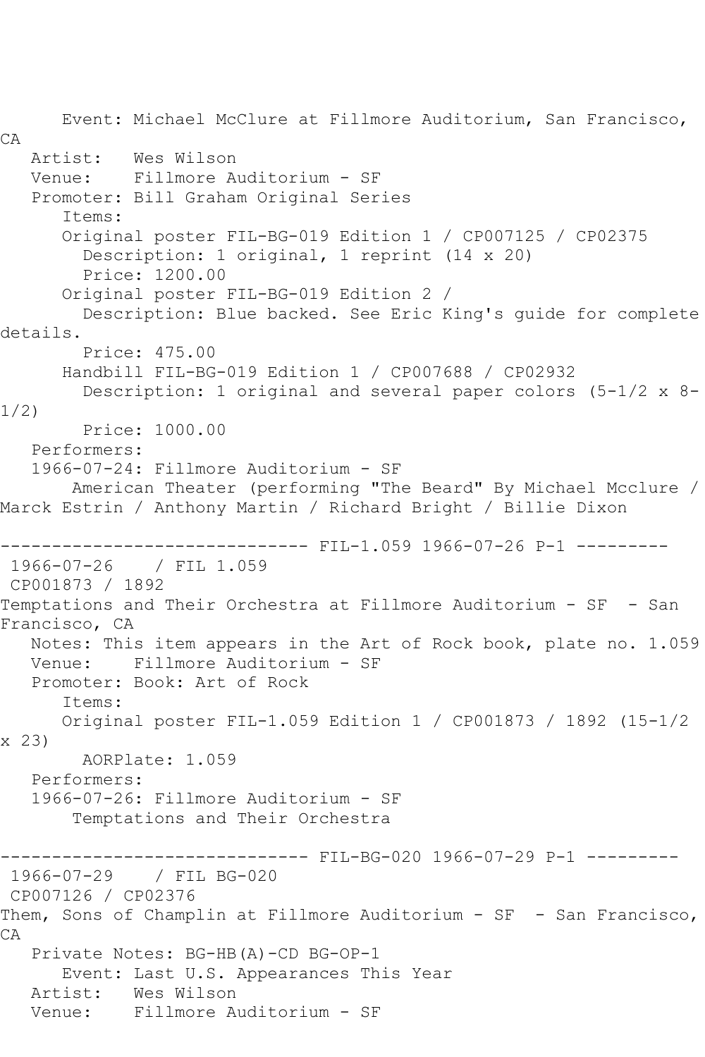Event: Michael McClure at Fillmore Auditorium, San Francisco, CA
   Artist:   Wes Wilson
   Venue:    Fillmore Auditorium - SF
   Promoter: Bill Graham Original Series
      Items:
      Original poster FIL-BG-019 Edition 1 / CP007125 / CP02375
        Description: 1 original, 1 reprint (14 x 20)
        Price: 1200.00
      Original poster FIL-BG-019 Edition 2 /
        Description: Blue backed. See Eric King's guide for complete details.
        Price: 475.00
      Handbill FIL-BG-019 Edition 1 / CP007688 / CP02932
        Description: 1 original and several paper colors (5-1/2 x 8-1/2)
        Price: 1000.00
   Performers:
   1966-07-24: Fillmore Auditorium - SF
       American Theater (performing "The Beard" By Michael Mcclure / Marck Estrin / Anthony Martin / Richard Bright / Billie Dixon

------------------------------ FIL-1.059 1966-07-26 P-1 ---------
 1966-07-26    / FIL 1.059
 CP001873 / 1892
Temptations and Their Orchestra at Fillmore Auditorium - SF  - San Francisco, CA
   Notes: This item appears in the Art of Rock book, plate no. 1.059
   Venue:    Fillmore Auditorium - SF
   Promoter: Book: Art of Rock
      Items:
      Original poster FIL-1.059 Edition 1 / CP001873 / 1892 (15-1/2 x 23)
        AORPlate: 1.059
   Performers:
   1966-07-26: Fillmore Auditorium - SF
       Temptations and Their Orchestra

------------------------------ FIL-BG-020 1966-07-29 P-1 ---------
 1966-07-29    / FIL BG-020
 CP007126 / CP02376
Them, Sons of Champlin at Fillmore Auditorium - SF  - San Francisco, CA
   Private Notes: BG-HB(A)-CD BG-OP-1
      Event: Last U.S. Appearances This Year
   Artist:   Wes Wilson
   Venue:    Fillmore Auditorium - SF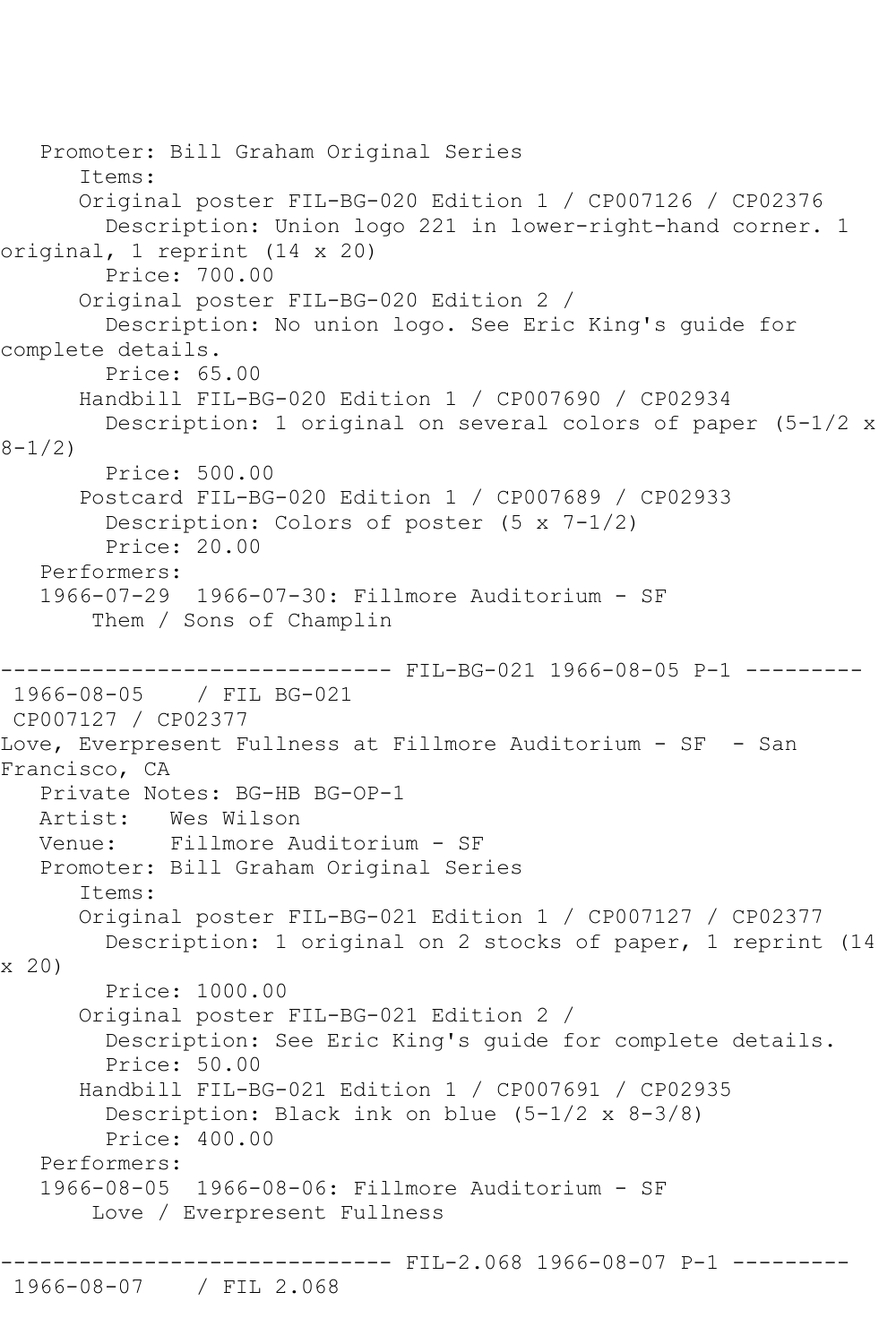Promoter: Bill Graham Original Series
Items:
Original poster FIL-BG-020 Edition 1 / CP007126 / CP02376
Description: Union logo 221 in lower-right-hand corner. 1 original, 1 reprint (14 x 20)
Price: 700.00
Original poster FIL-BG-020 Edition 2 /
Description: No union logo. See Eric King's guide for complete details.
Price: 65.00
Handbill FIL-BG-020 Edition 1 / CP007690 / CP02934
Description: 1 original on several colors of paper (5-1/2 x 8-1/2)
Price: 500.00
Postcard FIL-BG-020 Edition 1 / CP007689 / CP02933
Description: Colors of poster (5 x 7-1/2)
Price: 20.00
Performers:
1966-07-29 1966-07-30: Fillmore Auditorium - SF
Them / Sons of Champlin

------------------------------ FIL-BG-021 1966-08-05 P-1 ---------
1966-08-05 / FIL BG-021
CP007127 / CP02377
Love, Everpresent Fullness at Fillmore Auditorium - SF - San Francisco, CA
Private Notes: BG-HB BG-OP-1
Artist: Wes Wilson
Venue: Fillmore Auditorium - SF
Promoter: Bill Graham Original Series
Items:
Original poster FIL-BG-021 Edition 1 / CP007127 / CP02377
Description: 1 original on 2 stocks of paper, 1 reprint (14 x 20)
Price: 1000.00
Original poster FIL-BG-021 Edition 2 /
Description: See Eric King's guide for complete details.
Price: 50.00
Handbill FIL-BG-021 Edition 1 / CP007691 / CP02935
Description: Black ink on blue (5-1/2 x 8-3/8)
Price: 400.00
Performers:
1966-08-05 1966-08-06: Fillmore Auditorium - SF
Love / Everpresent Fullness

------------------------------ FIL-2.068 1966-08-07 P-1 ---------
1966-08-07 / FIL 2.068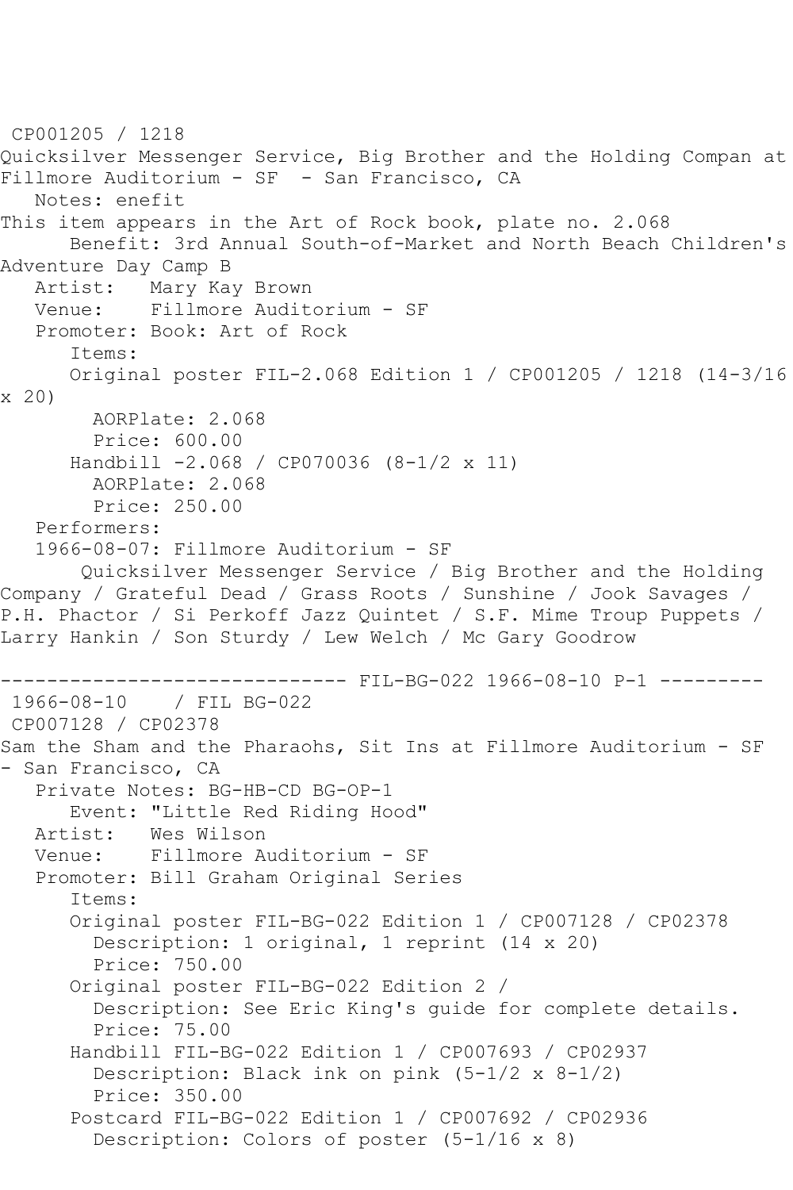CP001205 / 1218
Quicksilver Messenger Service, Big Brother and the Holding Compan at Fillmore Auditorium - SF - San Francisco, CA
   Notes: enefit
This item appears in the Art of Rock book, plate no. 2.068
      Benefit: 3rd Annual South-of-Market and North Beach Children's Adventure Day Camp B
   Artist: Mary Kay Brown
   Venue: Fillmore Auditorium - SF
   Promoter: Book: Art of Rock
      Items:
      Original poster FIL-2.068 Edition 1 / CP001205 / 1218 (14-3/16 x 20)
        AORPlate: 2.068
        Price: 600.00
      Handbill -2.068 / CP070036 (8-1/2 x 11)
        AORPlate: 2.068
        Price: 250.00
   Performers:
   1966-08-07: Fillmore Auditorium - SF
      Quicksilver Messenger Service / Big Brother and the Holding Company / Grateful Dead / Grass Roots / Sunshine / Jook Savages / P.H. Phactor / Si Perkoff Jazz Quintet / S.F. Mime Troup Puppets / Larry Hankin / Son Sturdy / Lew Welch / Mc Gary Goodrow

------------------------------ FIL-BG-022 1966-08-10 P-1 ---------
1966-08-10 / FIL BG-022
CP007128 / CP02378
Sam the Sham and the Pharaohs, Sit Ins at Fillmore Auditorium - SF - San Francisco, CA
   Private Notes: BG-HB-CD BG-OP-1
      Event: "Little Red Riding Hood"
   Artist: Wes Wilson
   Venue: Fillmore Auditorium - SF
   Promoter: Bill Graham Original Series
      Items:
      Original poster FIL-BG-022 Edition 1 / CP007128 / CP02378
        Description: 1 original, 1 reprint (14 x 20)
        Price: 750.00
      Original poster FIL-BG-022 Edition 2 /
        Description: See Eric King's guide for complete details.
        Price: 75.00
      Handbill FIL-BG-022 Edition 1 / CP007693 / CP02937
        Description: Black ink on pink (5-1/2 x 8-1/2)
        Price: 350.00
      Postcard FIL-BG-022 Edition 1 / CP007692 / CP02936
        Description: Colors of poster (5-1/16 x 8)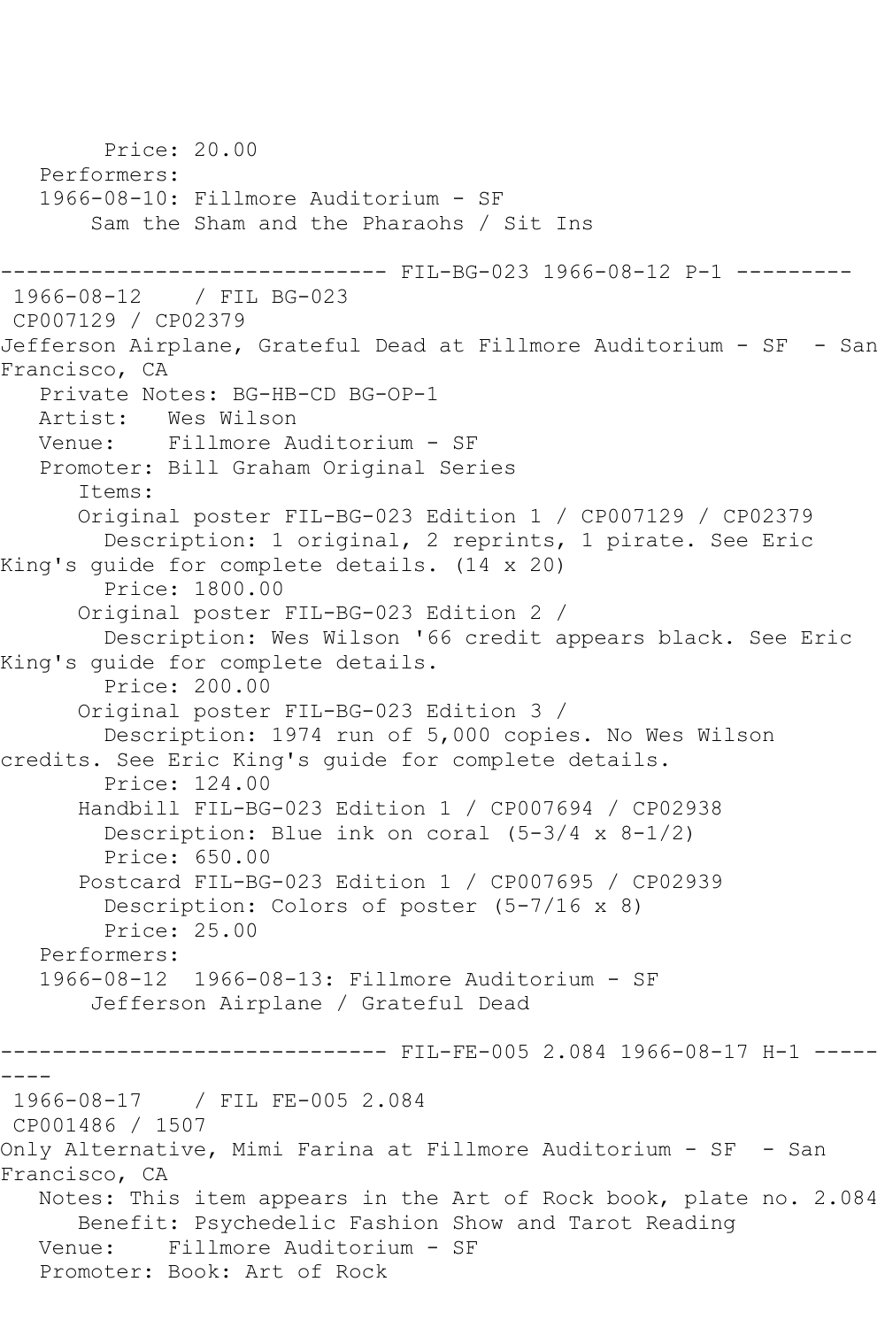Price: 20.00
Performers:
1966-08-10: Fillmore Auditorium - SF
Sam the Sham and the Pharaohs / Sit Ins

------------------------------ FIL-BG-023 1966-08-12 P-1 ---------

1966-08-12 / FIL BG-023
CP007129 / CP02379
Jefferson Airplane, Grateful Dead at Fillmore Auditorium - SF - San Francisco, CA
Private Notes: BG-HB-CD BG-OP-1
Artist: Wes Wilson
Venue: Fillmore Auditorium - SF
Promoter: Bill Graham Original Series
Items:
Original poster FIL-BG-023 Edition 1 / CP007129 / CP02379
Description: 1 original, 2 reprints, 1 pirate. See Eric King's guide for complete details. (14 x 20)
Price: 1800.00
Original poster FIL-BG-023 Edition 2 /
Description: Wes Wilson '66 credit appears black. See Eric King's guide for complete details.
Price: 200.00
Original poster FIL-BG-023 Edition 3 /
Description: 1974 run of 5,000 copies. No Wes Wilson credits. See Eric King's guide for complete details.
Price: 124.00
Handbill FIL-BG-023 Edition 1 / CP007694 / CP02938
Description: Blue ink on coral (5-3/4 x 8-1/2)
Price: 650.00
Postcard FIL-BG-023 Edition 1 / CP007695 / CP02939
Description: Colors of poster (5-7/16 x 8)
Price: 25.00
Performers:
1966-08-12 1966-08-13: Fillmore Auditorium - SF
Jefferson Airplane / Grateful Dead

------------------------------ FIL-FE-005 2.084 1966-08-17 H-1 ---------

1966-08-17 / FIL FE-005 2.084
CP001486 / 1507
Only Alternative, Mimi Farina at Fillmore Auditorium - SF - San Francisco, CA
Notes: This item appears in the Art of Rock book, plate no. 2.084
Benefit: Psychedelic Fashion Show and Tarot Reading
Venue: Fillmore Auditorium - SF
Promoter: Book: Art of Rock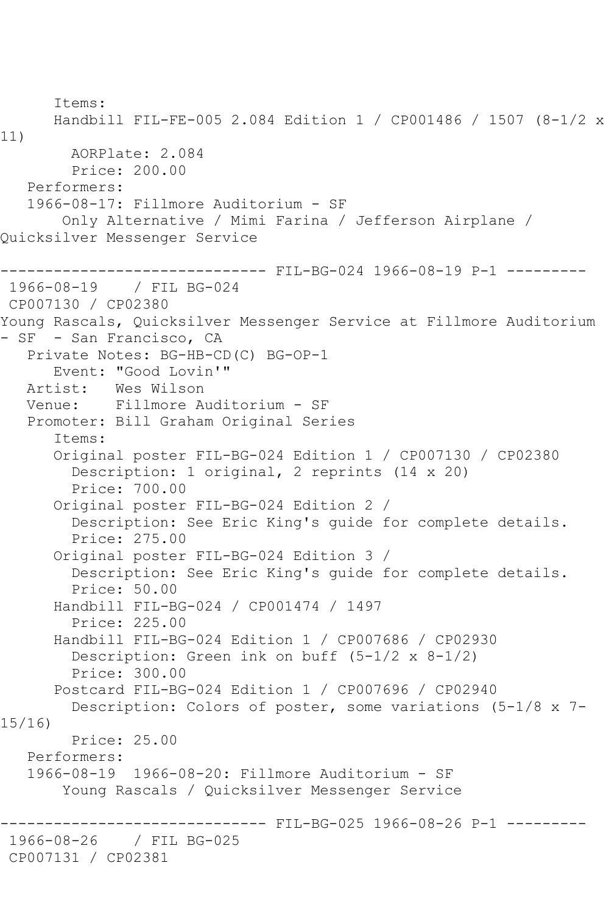Items:
Handbill FIL-FE-005 2.084 Edition 1 / CP001486 / 1507 (8-1/2 x 11)
AORPlate: 2.084
Price: 200.00
Performers:
1966-08-17: Fillmore Auditorium - SF
Only Alternative / Mimi Farina / Jefferson Airplane / Quicksilver Messenger Service

------------------------------ FIL-BG-024 1966-08-19 P-1 ---------

1966-08-19 / FIL BG-024
CP007130 / CP02380
Young Rascals, Quicksilver Messenger Service at Fillmore Auditorium - SF - San Francisco, CA
Private Notes: BG-HB-CD(C) BG-OP-1
Event: "Good Lovin'"
Artist: Wes Wilson
Venue: Fillmore Auditorium - SF
Promoter: Bill Graham Original Series
Items:
Original poster FIL-BG-024 Edition 1 / CP007130 / CP02380
Description: 1 original, 2 reprints (14 x 20)
Price: 700.00
Original poster FIL-BG-024 Edition 2 /
Description: See Eric King's guide for complete details.
Price: 275.00
Original poster FIL-BG-024 Edition 3 /
Description: See Eric King's guide for complete details.
Price: 50.00
Handbill FIL-BG-024 / CP001474 / 1497
Price: 225.00
Handbill FIL-BG-024 Edition 1 / CP007686 / CP02930
Description: Green ink on buff (5-1/2 x 8-1/2)
Price: 300.00
Postcard FIL-BG-024 Edition 1 / CP007696 / CP02940
Description: Colors of poster, some variations (5-1/8 x 7-15/16)
Price: 25.00
Performers:
1966-08-19 1966-08-20: Fillmore Auditorium - SF
Young Rascals / Quicksilver Messenger Service

------------------------------ FIL-BG-025 1966-08-26 P-1 ---------

1966-08-26 / FIL BG-025
CP007131 / CP02381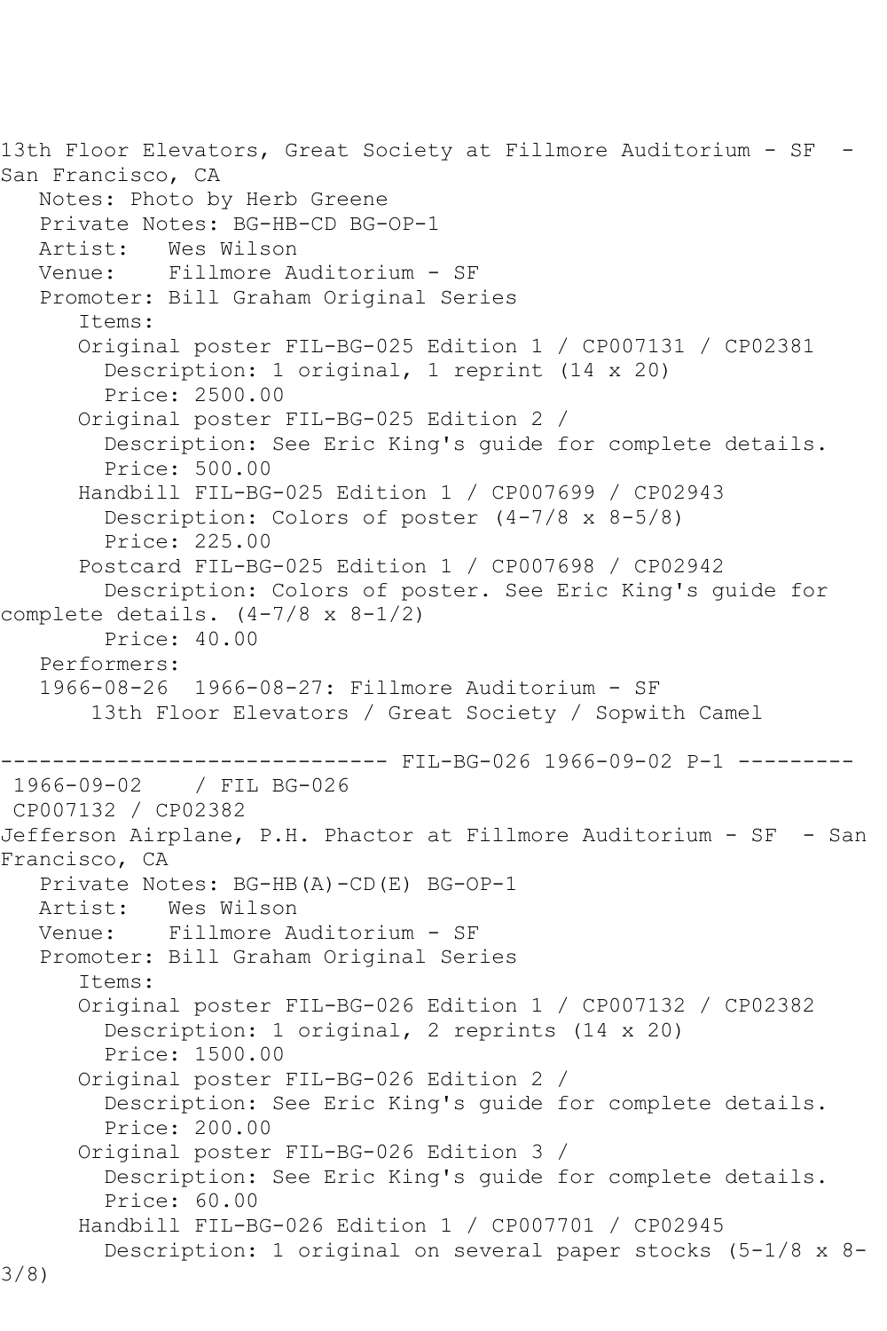13th Floor Elevators, Great Society at Fillmore Auditorium - SF - San Francisco, CA

Notes: Photo by Herb Greene
Private Notes: BG-HB-CD BG-OP-1
Artist: Wes Wilson
Venue: Fillmore Auditorium - SF
Promoter: Bill Graham Original Series

Items:

- Original poster FIL-BG-025 Edition 1 / CP007131 / CP02381
  - Description: 1 original, 1 reprint (14 x 20)
  - Price: 2500.00
- Original poster FIL-BG-025 Edition 2 /
  - Description: See Eric King's guide for complete details.
  - Price: 500.00
- Handbill FIL-BG-025 Edition 1 / CP007699 / CP02943
  - Description: Colors of poster (4-7/8 x 8-5/8)
  - Price: 225.00
- Postcard FIL-BG-025 Edition 1 / CP007698 / CP02942
  - Description: Colors of poster. See Eric King's guide for complete details. (4-7/8 x 8-1/2)
  - Price: 40.00

Performers:
1966-08-26 1966-08-27: Fillmore Auditorium - SF
13th Floor Elevators / Great Society / Sopwith Camel

------------------------------ FIL-BG-026 1966-09-02 P-1 ---------

1966-09-02 / FIL BG-026
CP007132 / CP02382

Jefferson Airplane, P.H. Phactor at Fillmore Auditorium - SF - San Francisco, CA

Private Notes: BG-HB(A)-CD(E) BG-OP-1
Artist: Wes Wilson
Venue: Fillmore Auditorium - SF
Promoter: Bill Graham Original Series

Items:

- Original poster FIL-BG-026 Edition 1 / CP007132 / CP02382
  - Description: 1 original, 2 reprints (14 x 20)
  - Price: 1500.00
- Original poster FIL-BG-026 Edition 2 /
  - Description: See Eric King's guide for complete details.
  - Price: 200.00
- Original poster FIL-BG-026 Edition 3 /
  - Description: See Eric King's guide for complete details.
  - Price: 60.00
- Handbill FIL-BG-026 Edition 1 / CP007701 / CP02945
  - Description: 1 original on several paper stocks (5-1/8 x 8-3/8)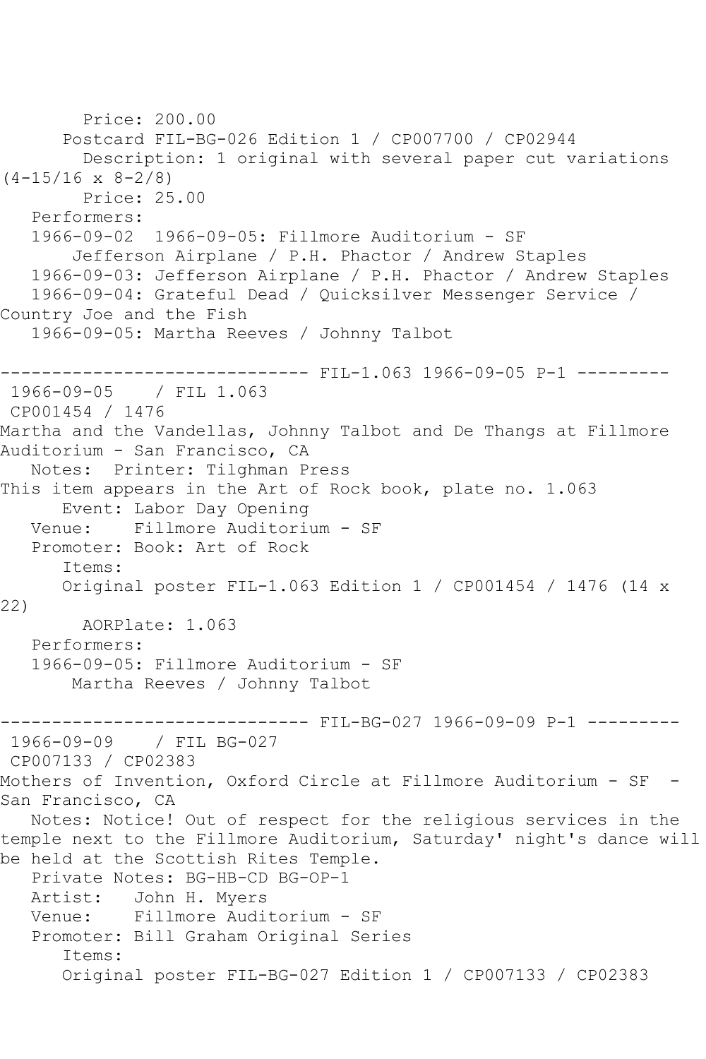Price: 200.00
Postcard FIL-BG-026 Edition 1 / CP007700 / CP02944
Description: 1 original with several paper cut variations (4-15/16 x 8-2/8)
Price: 25.00
Performers:
1966-09-02  1966-09-05: Fillmore Auditorium - SF
Jefferson Airplane / P.H. Phactor / Andrew Staples
1966-09-03: Jefferson Airplane / P.H. Phactor / Andrew Staples
1966-09-04: Grateful Dead / Quicksilver Messenger Service / Country Joe and the Fish
1966-09-05: Martha Reeves / Johnny Talbot

------------------------------ FIL-1.063 1966-09-05 P-1 ---------

1966-09-05    / FIL 1.063
CP001454 / 1476
Martha and the Vandellas, Johnny Talbot and De Thangs at Fillmore Auditorium - San Francisco, CA
Notes:  Printer: Tilghman Press
This item appears in the Art of Rock book, plate no. 1.063
Event: Labor Day Opening
Venue:    Fillmore Auditorium - SF
Promoter: Book: Art of Rock
Items:
Original poster FIL-1.063 Edition 1 / CP001454 / 1476 (14 x 22)
AORPlate: 1.063
Performers:
1966-09-05: Fillmore Auditorium - SF
Martha Reeves / Johnny Talbot

------------------------------ FIL-BG-027 1966-09-09 P-1 ---------

1966-09-09    / FIL BG-027
CP007133 / CP02383
Mothers of Invention, Oxford Circle at Fillmore Auditorium - SF  - San Francisco, CA
Notes: Notice! Out of respect for the religious services in the temple next to the Fillmore Auditorium, Saturday' night's dance will be held at the Scottish Rites Temple.
Private Notes: BG-HB-CD BG-OP-1
Artist:   John H. Myers
Venue:    Fillmore Auditorium - SF
Promoter: Bill Graham Original Series
Items:
Original poster FIL-BG-027 Edition 1 / CP007133 / CP02383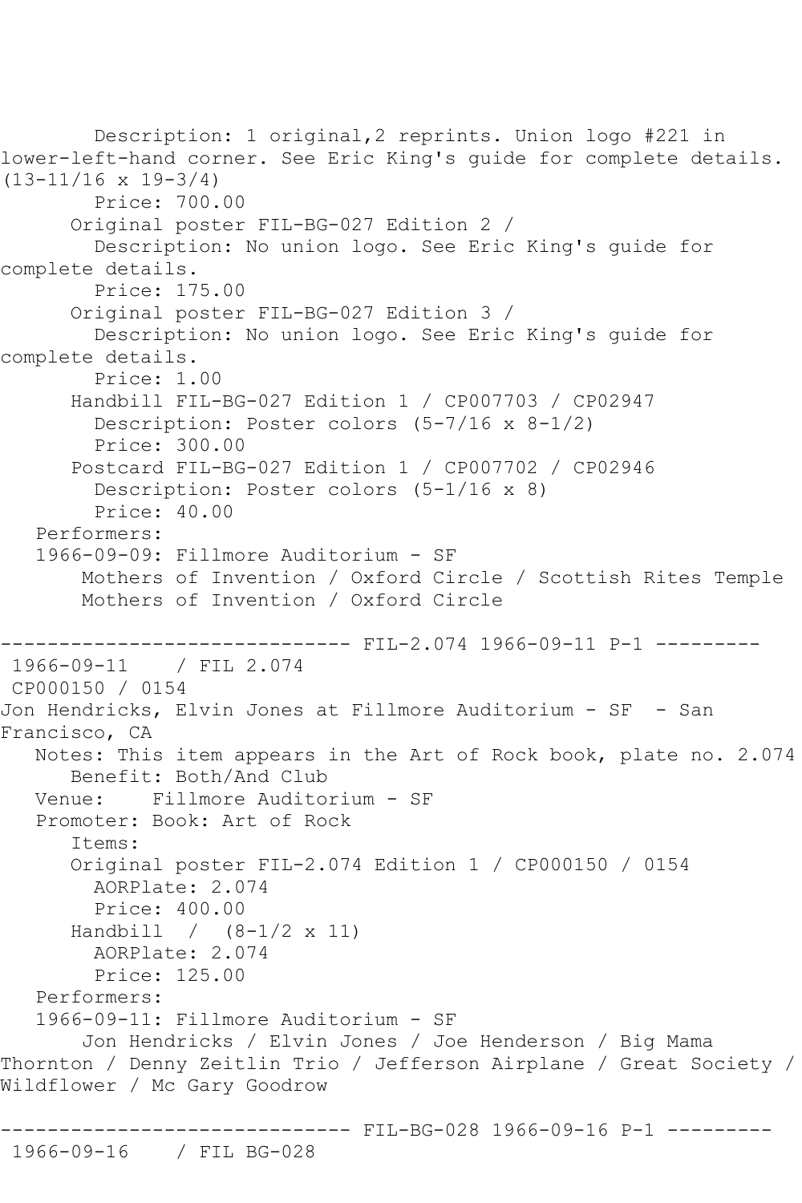Description: 1 original,2 reprints. Union logo #221 in lower-left-hand corner. See Eric King's guide for complete details. (13-11/16 x 19-3/4)
Price: 700.00
Original poster FIL-BG-027 Edition 2 /
Description: No union logo. See Eric King's guide for complete details.
Price: 175.00
Original poster FIL-BG-027 Edition 3 /
Description: No union logo. See Eric King's guide for complete details.
Price: 1.00
Handbill FIL-BG-027 Edition 1 / CP007703 / CP02947
Description: Poster colors (5-7/16 x 8-1/2)
Price: 300.00
Postcard FIL-BG-027 Edition 1 / CP007702 / CP02946
Description: Poster colors (5-1/16 x 8)
Price: 40.00
Performers:
1966-09-09: Fillmore Auditorium - SF
Mothers of Invention / Oxford Circle / Scottish Rites Temple
Mothers of Invention / Oxford Circle

------------------------------ FIL-2.074 1966-09-11 P-1 ---------

1966-09-11 / FIL 2.074
CP000150 / 0154
Jon Hendricks, Elvin Jones at Fillmore Auditorium - SF - San Francisco, CA
Notes: This item appears in the Art of Rock book, plate no. 2.074
Benefit: Both/And Club
Venue: Fillmore Auditorium - SF
Promoter: Book: Art of Rock
Items:
Original poster FIL-2.074 Edition 1 / CP000150 / 0154
AORPlate: 2.074
Price: 400.00
Handbill / (8-1/2 x 11)
AORPlate: 2.074
Price: 125.00
Performers:
1966-09-11: Fillmore Auditorium - SF
Jon Hendricks / Elvin Jones / Joe Henderson / Big Mama Thornton / Denny Zeitlin Trio / Jefferson Airplane / Great Society / Wildflower / Mc Gary Goodrow

------------------------------ FIL-BG-028 1966-09-16 P-1 ---------

1966-09-16 / FIL BG-028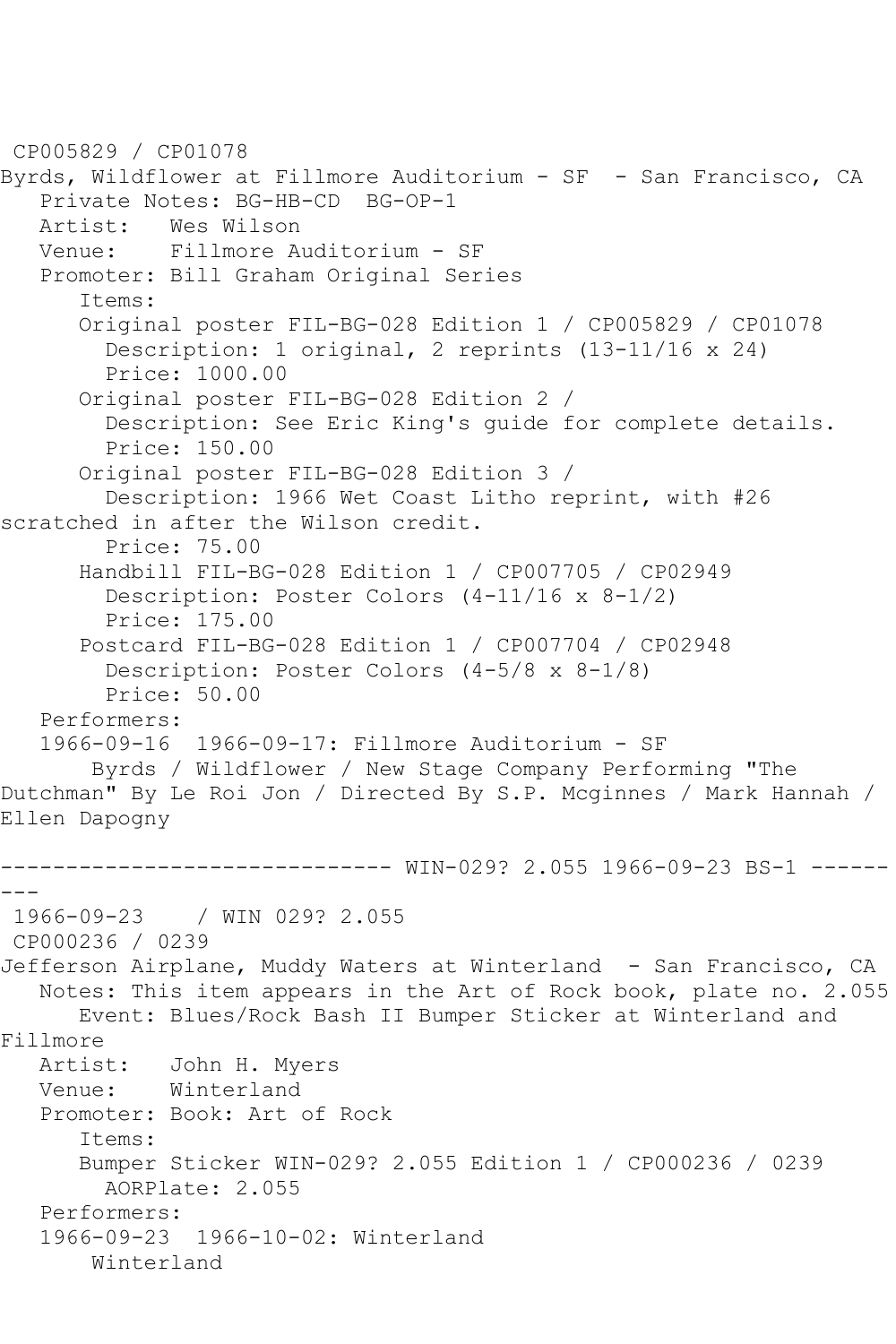CP005829 / CP01078
Byrds, Wildflower at Fillmore Auditorium - SF - San Francisco, CA
   Private Notes: BG-HB-CD  BG-OP-1
   Artist:   Wes Wilson
   Venue:    Fillmore Auditorium - SF
   Promoter: Bill Graham Original Series
      Items:
      Original poster FIL-BG-028 Edition 1 / CP005829 / CP01078
        Description: 1 original, 2 reprints (13-11/16 x 24)
        Price: 1000.00
      Original poster FIL-BG-028 Edition 2 /
        Description: See Eric King's guide for complete details.
        Price: 150.00
      Original poster FIL-BG-028 Edition 3 /
        Description: 1966 Wet Coast Litho reprint, with #26 scratched in after the Wilson credit.
        Price: 75.00
      Handbill FIL-BG-028 Edition 1 / CP007705 / CP02949
        Description: Poster Colors (4-11/16 x 8-1/2)
        Price: 175.00
      Postcard FIL-BG-028 Edition 1 / CP007704 / CP02948
        Description: Poster Colors (4-5/8 x 8-1/8)
        Price: 50.00
   Performers:
   1966-09-16  1966-09-17: Fillmore Auditorium - SF
       Byrds / Wildflower / New Stage Company Performing "The Dutchman" By Le Roi Jon / Directed By S.P. Mcginnes / Mark Hannah / Ellen Dapogny

------------------------------ WIN-029? 2.055 1966-09-23 BS-1 ---------

1966-09-23    / WIN 029? 2.055
CP000236 / 0239
Jefferson Airplane, Muddy Waters at Winterland - San Francisco, CA
   Notes: This item appears in the Art of Rock book, plate no. 2.055
      Event: Blues/Rock Bash II Bumper Sticker at Winterland and Fillmore
   Artist:   John H. Myers
   Venue:    Winterland
   Promoter: Book: Art of Rock
      Items:
      Bumper Sticker WIN-029? 2.055 Edition 1 / CP000236 / 0239
        AORPlate: 2.055
   Performers:
   1966-09-23  1966-10-02: Winterland
       Winterland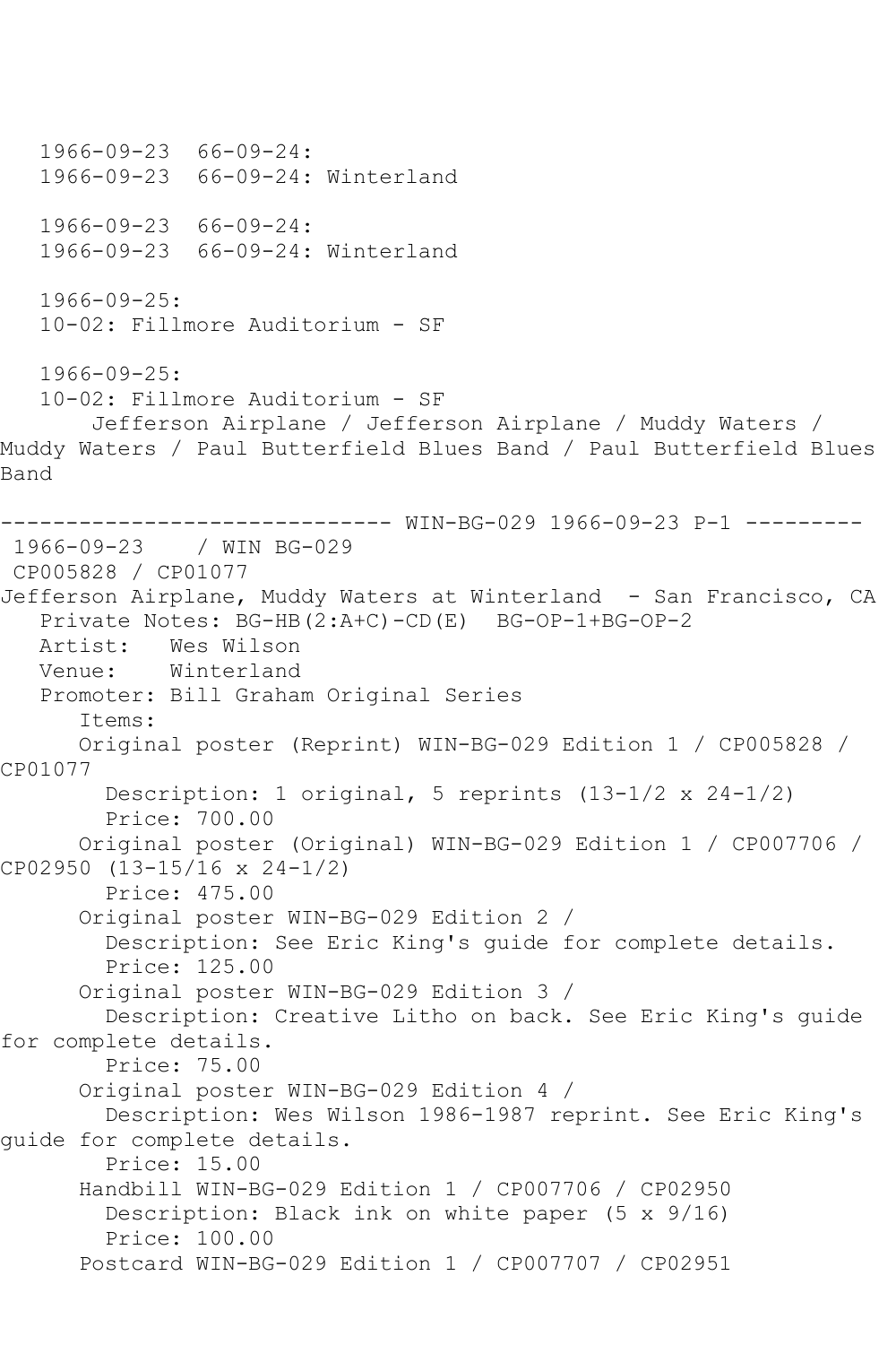1966-09-23 66-09-24:
1966-09-23 66-09-24: Winterland

1966-09-23 66-09-24:
1966-09-23 66-09-24: Winterland

1966-09-25:
10-02: Fillmore Auditorium - SF

1966-09-25:
10-02: Fillmore Auditorium - SF

Jefferson Airplane / Jefferson Airplane / Muddy Waters / Muddy Waters / Paul Butterfield Blues Band / Paul Butterfield Blues Band

------------------------------ WIN-BG-029 1966-09-23 P-1 ---------

1966-09-23 / WIN BG-029
CP005828 / CP01077

Jefferson Airplane, Muddy Waters at Winterland - San Francisco, CA

Private Notes: BG-HB(2:A+C)-CD(E) BG-OP-1+BG-OP-2
Artist: Wes Wilson
Venue: Winterland
Promoter: Bill Graham Original Series

Items:

Original poster (Reprint) WIN-BG-029 Edition 1 / CP005828 / CP01077
Description: 1 original, 5 reprints (13-1/2 x 24-1/2)
Price: 700.00

Original poster (Original) WIN-BG-029 Edition 1 / CP007706 / CP02950 (13-15/16 x 24-1/2)
Price: 475.00

Original poster WIN-BG-029 Edition 2 /
Description: See Eric King's guide for complete details.
Price: 125.00

Original poster WIN-BG-029 Edition 3 /
Description: Creative Litho on back. See Eric King's guide for complete details.
Price: 75.00

Original poster WIN-BG-029 Edition 4 /
Description: Wes Wilson 1986-1987 reprint. See Eric King's guide for complete details.
Price: 15.00

Handbill WIN-BG-029 Edition 1 / CP007706 / CP02950
Description: Black ink on white paper (5 x 9/16)
Price: 100.00

Postcard WIN-BG-029 Edition 1 / CP007707 / CP02951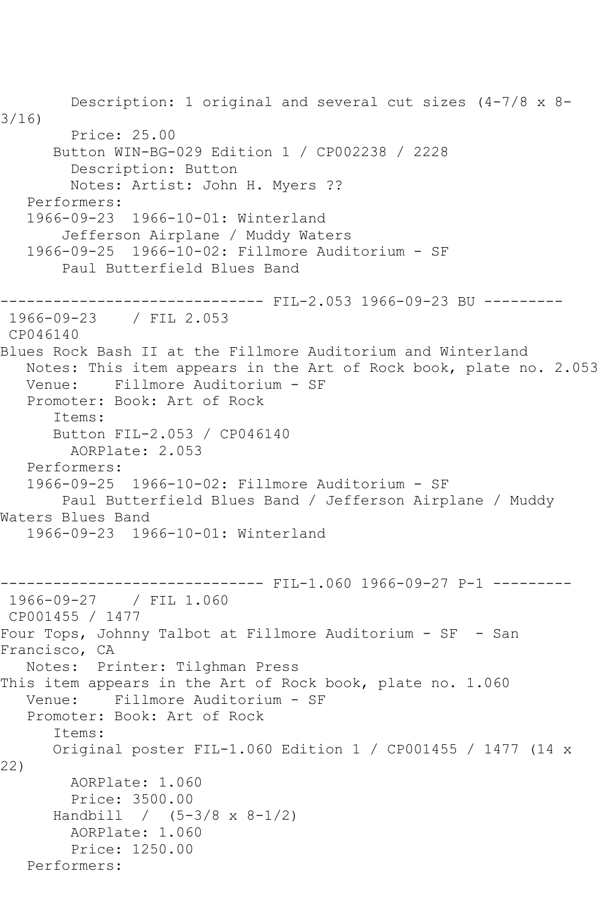Description: 1 original and several cut sizes (4-7/8 x 8-3/16)
Price: 25.00
Button WIN-BG-029 Edition 1 / CP002238 / 2228
Description: Button
Notes: Artist: John H. Myers ??
Performers:
1966-09-23 1966-10-01: Winterland
Jefferson Airplane / Muddy Waters
1966-09-25 1966-10-02: Fillmore Auditorium - SF
Paul Butterfield Blues Band

------------------------------ FIL-2.053 1966-09-23 BU ---------

1966-09-23 / FIL 2.053
CP046140
Blues Rock Bash II at the Fillmore Auditorium and Winterland
Notes: This item appears in the Art of Rock book, plate no. 2.053
Venue: Fillmore Auditorium - SF
Promoter: Book: Art of Rock
Items:
Button FIL-2.053 / CP046140
AORPlate: 2.053
Performers:
1966-09-25 1966-10-02: Fillmore Auditorium - SF
Paul Butterfield Blues Band / Jefferson Airplane / Muddy Waters Blues Band
1966-09-23 1966-10-01: Winterland

------------------------------ FIL-1.060 1966-09-27 P-1 ---------

1966-09-27 / FIL 1.060
CP001455 / 1477
Four Tops, Johnny Talbot at Fillmore Auditorium - SF - San Francisco, CA
Notes: Printer: Tilghman Press
This item appears in the Art of Rock book, plate no. 1.060
Venue: Fillmore Auditorium - SF
Promoter: Book: Art of Rock
Items:
Original poster FIL-1.060 Edition 1 / CP001455 / 1477 (14 x 22)
AORPlate: 1.060
Price: 3500.00
Handbill / (5-3/8 x 8-1/2)
AORPlate: 1.060
Price: 1250.00
Performers: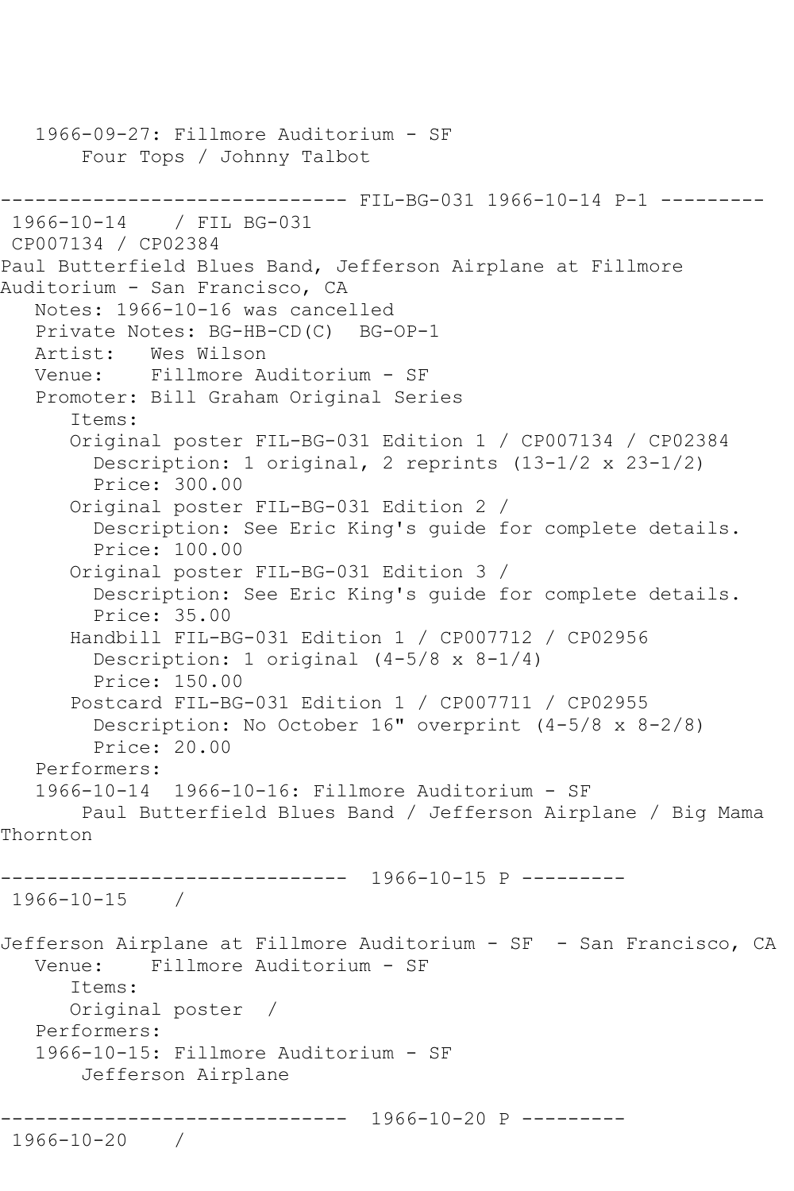```
   1966-09-27: Fillmore Auditorium - SF
       Four Tops / Johnny Talbot

------------------------------ FIL-BG-031 1966-10-14 P-1 ---------
 1966-10-14    / FIL BG-031
 CP007134 / CP02384
Paul Butterfield Blues Band, Jefferson Airplane at Fillmore
Auditorium - San Francisco, CA
   Notes: 1966-10-16 was cancelled
   Private Notes: BG-HB-CD(C)  BG-OP-1
   Artist:   Wes Wilson
   Venue:    Fillmore Auditorium - SF
   Promoter: Bill Graham Original Series
      Items:
      Original poster FIL-BG-031 Edition 1 / CP007134 / CP02384
        Description: 1 original, 2 reprints (13-1/2 x 23-1/2)
        Price: 300.00
      Original poster FIL-BG-031 Edition 2 /
        Description: See Eric King's guide for complete details.
        Price: 100.00
      Original poster FIL-BG-031 Edition 3 /
        Description: See Eric King's guide for complete details.
        Price: 35.00
      Handbill FIL-BG-031 Edition 1 / CP007712 / CP02956
        Description: 1 original (4-5/8 x 8-1/4)
        Price: 150.00
      Postcard FIL-BG-031 Edition 1 / CP007711 / CP02955
        Description: No October 16" overprint (4-5/8 x 8-2/8)
        Price: 20.00
   Performers:
   1966-10-14  1966-10-16: Fillmore Auditorium - SF
       Paul Butterfield Blues Band / Jefferson Airplane / Big Mama
Thornton

------------------------------  1966-10-15 P ---------
 1966-10-15    /

Jefferson Airplane at Fillmore Auditorium - SF  - San Francisco, CA
   Venue:    Fillmore Auditorium - SF
      Items:
      Original poster  /
   Performers:
   1966-10-15: Fillmore Auditorium - SF
       Jefferson Airplane

------------------------------  1966-10-20 P ---------
 1966-10-20    /
```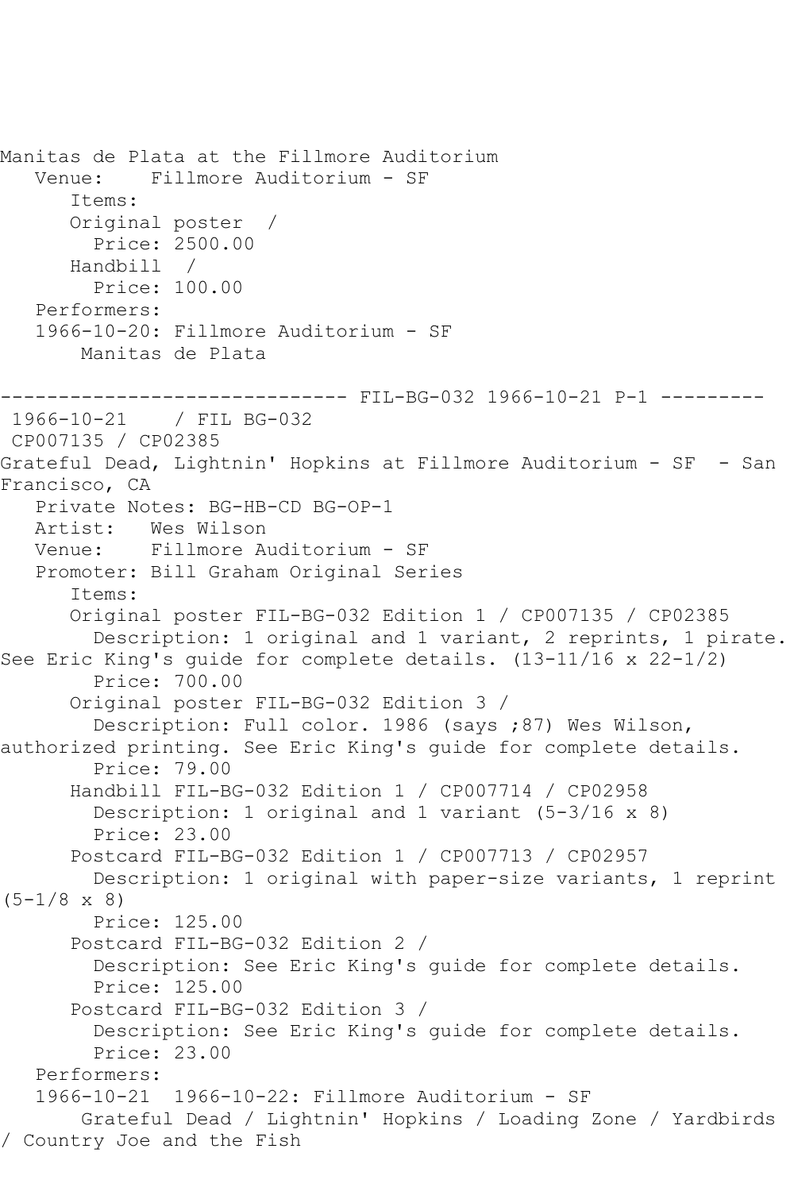Manitas de Plata at the Fillmore Auditorium
   Venue:    Fillmore Auditorium - SF
      Items:
      Original poster  /
        Price: 2500.00
      Handbill  /
        Price: 100.00
   Performers:
   1966-10-20: Fillmore Auditorium - SF
       Manitas de Plata

------------------------------ FIL-BG-032 1966-10-21 P-1 ---------
 1966-10-21    / FIL BG-032
 CP007135 / CP02385
Grateful Dead, Lightnin' Hopkins at Fillmore Auditorium - SF  - San Francisco, CA
   Private Notes: BG-HB-CD BG-OP-1
   Artist:   Wes Wilson
   Venue:    Fillmore Auditorium - SF
   Promoter: Bill Graham Original Series
      Items:
      Original poster FIL-BG-032 Edition 1 / CP007135 / CP02385
        Description: 1 original and 1 variant, 2 reprints, 1 pirate. See Eric King's guide for complete details. (13-11/16 x 22-1/2)
        Price: 700.00
      Original poster FIL-BG-032 Edition 3 /
        Description: Full color. 1986 (says ;87) Wes Wilson, authorized printing. See Eric King's guide for complete details.
        Price: 79.00
      Handbill FIL-BG-032 Edition 1 / CP007714 / CP02958
        Description: 1 original and 1 variant (5-3/16 x 8)
        Price: 23.00
      Postcard FIL-BG-032 Edition 1 / CP007713 / CP02957
        Description: 1 original with paper-size variants, 1 reprint (5-1/8 x 8)
        Price: 125.00
      Postcard FIL-BG-032 Edition 2 /
        Description: See Eric King's guide for complete details.
        Price: 125.00
      Postcard FIL-BG-032 Edition 3 /
        Description: See Eric King's guide for complete details.
        Price: 23.00
   Performers:
   1966-10-21  1966-10-22: Fillmore Auditorium - SF
       Grateful Dead / Lightnin' Hopkins / Loading Zone / Yardbirds / Country Joe and the Fish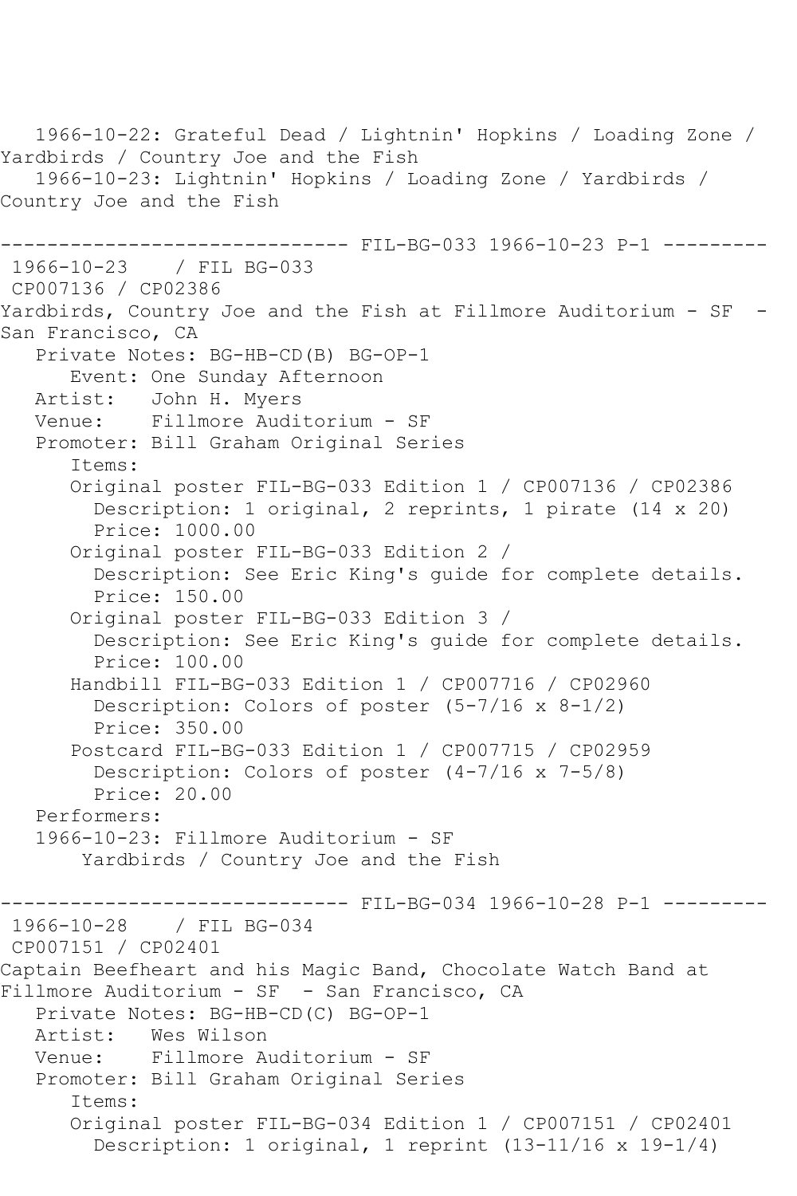1966-10-22: Grateful Dead / Lightnin' Hopkins / Loading Zone / Yardbirds / Country Joe and the Fish
1966-10-23: Lightnin' Hopkins / Loading Zone / Yardbirds / Country Joe and the Fish

------------------------------ FIL-BG-033 1966-10-23 P-1 ---------

1966-10-23 / FIL BG-033
CP007136 / CP02386
Yardbirds, Country Joe and the Fish at Fillmore Auditorium - SF - San Francisco, CA

Private Notes: BG-HB-CD(B) BG-OP-1
Event: One Sunday Afternoon
Artist: John H. Myers
Venue: Fillmore Auditorium - SF
Promoter: Bill Graham Original Series
Items:
- Original poster FIL-BG-033 Edition 1 / CP007136 / CP02386
  - Description: 1 original, 2 reprints, 1 pirate (14 x 20)
  - Price: 1000.00
- Original poster FIL-BG-033 Edition 2 /
  - Description: See Eric King's guide for complete details.
  - Price: 150.00
- Original poster FIL-BG-033 Edition 3 /
  - Description: See Eric King's guide for complete details.
  - Price: 100.00
- Handbill FIL-BG-033 Edition 1 / CP007716 / CP02960
  - Description: Colors of poster (5-7/16 x 8-1/2)
  - Price: 350.00
- Postcard FIL-BG-033 Edition 1 / CP007715 / CP02959
  - Description: Colors of poster (4-7/16 x 7-5/8)
  - Price: 20.00

Performers:
1966-10-23: Fillmore Auditorium - SF
Yardbirds / Country Joe and the Fish

------------------------------ FIL-BG-034 1966-10-28 P-1 ---------

1966-10-28 / FIL BG-034
CP007151 / CP02401
Captain Beefheart and his Magic Band, Chocolate Watch Band at Fillmore Auditorium - SF - San Francisco, CA

Private Notes: BG-HB-CD(C) BG-OP-1
Artist: Wes Wilson
Venue: Fillmore Auditorium - SF
Promoter: Bill Graham Original Series
Items:
- Original poster FIL-BG-034 Edition 1 / CP007151 / CP02401
  - Description: 1 original, 1 reprint (13-11/16 x 19-1/4)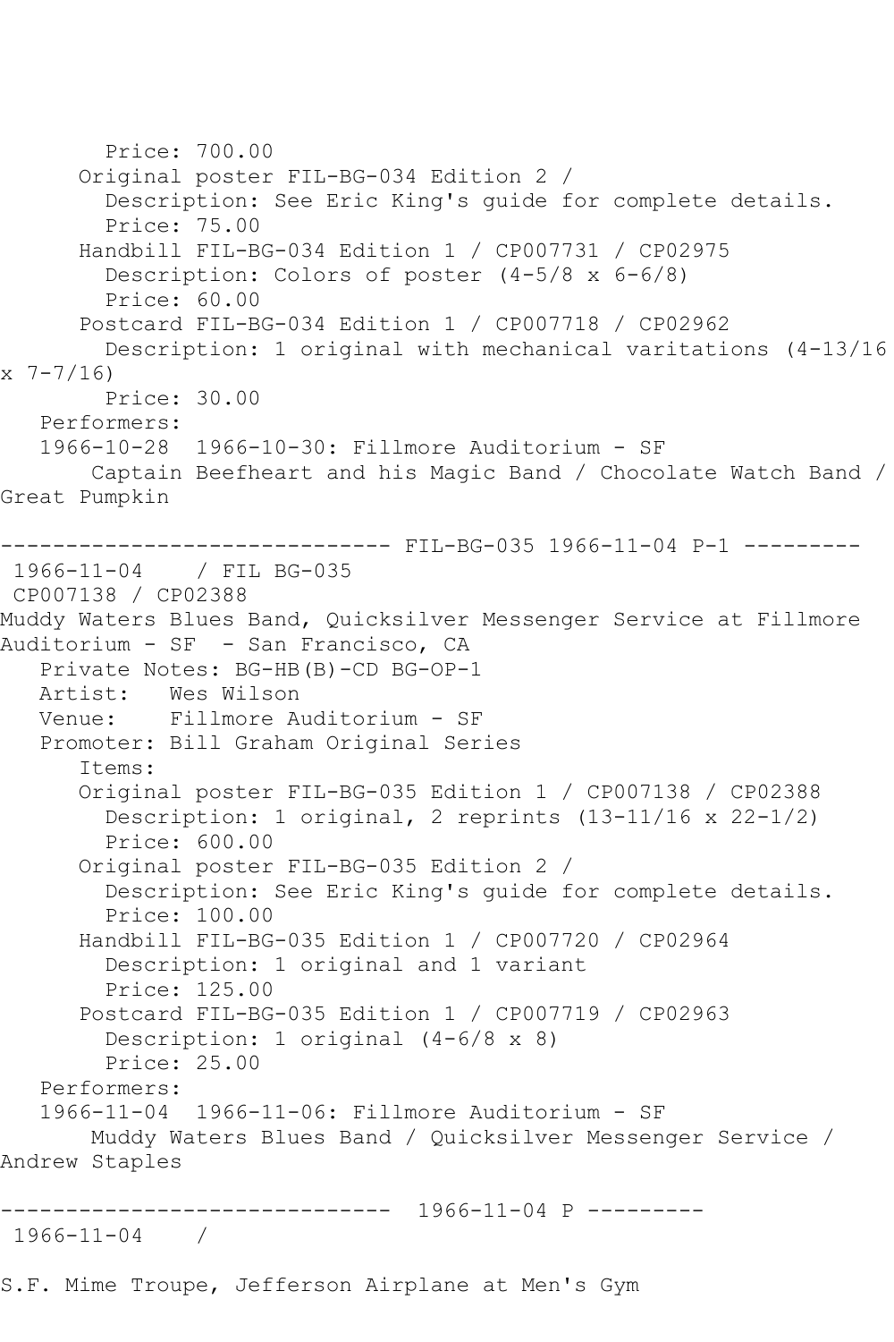Price: 700.00
      Original poster FIL-BG-034 Edition 2 /
        Description: See Eric King's guide for complete details.
        Price: 75.00
      Handbill FIL-BG-034 Edition 1 / CP007731 / CP02975
        Description: Colors of poster (4-5/8 x 6-6/8)
        Price: 60.00
      Postcard FIL-BG-034 Edition 1 / CP007718 / CP02962
        Description: 1 original with mechanical varitations (4-13/16 x 7-7/16)
        Price: 30.00
   Performers:
   1966-10-28  1966-10-30: Fillmore Auditorium - SF
       Captain Beefheart and his Magic Band / Chocolate Watch Band / Great Pumpkin

------------------------------ FIL-BG-035 1966-11-04 P-1 ---------
 1966-11-04    / FIL BG-035
 CP007138 / CP02388
Muddy Waters Blues Band, Quicksilver Messenger Service at Fillmore Auditorium - SF  - San Francisco, CA
   Private Notes: BG-HB(B)-CD BG-OP-1
   Artist:   Wes Wilson
   Venue:    Fillmore Auditorium - SF
   Promoter: Bill Graham Original Series
      Items:
      Original poster FIL-BG-035 Edition 1 / CP007138 / CP02388
        Description: 1 original, 2 reprints (13-11/16 x 22-1/2)
        Price: 600.00
      Original poster FIL-BG-035 Edition 2 /
        Description: See Eric King's guide for complete details.
        Price: 100.00
      Handbill FIL-BG-035 Edition 1 / CP007720 / CP02964
        Description: 1 original and 1 variant
        Price: 125.00
      Postcard FIL-BG-035 Edition 1 / CP007719 / CP02963
        Description: 1 original (4-6/8 x 8)
        Price: 25.00
   Performers:
   1966-11-04  1966-11-06: Fillmore Auditorium - SF
       Muddy Waters Blues Band / Quicksilver Messenger Service / Andrew Staples

------------------------------  1966-11-04 P ---------
 1966-11-04    /

S.F. Mime Troupe, Jefferson Airplane at Men's Gym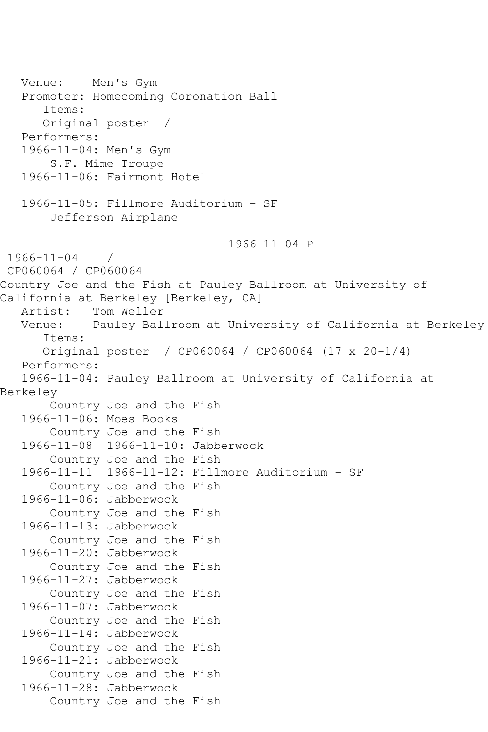Venue: Men's Gym
Promoter: Homecoming Coronation Ball
Items:
Original poster /
Performers:
1966-11-04: Men's Gym
S.F. Mime Troupe
1966-11-06: Fairmont Hotel

1966-11-05: Fillmore Auditorium - SF
Jefferson Airplane

------------------------------ 1966-11-04 P ---------

1966-11-04 /
CP060064 / CP060064
Country Joe and the Fish at Pauley Ballroom at University of California at Berkeley [Berkeley, CA]
Artist: Tom Weller
Venue: Pauley Ballroom at University of California at Berkeley
Items:
Original poster / CP060064 / CP060064 (17 x 20-1/4)
Performers:
1966-11-04: Pauley Ballroom at University of California at Berkeley
Country Joe and the Fish
1966-11-06: Moes Books
Country Joe and the Fish
1966-11-08 1966-11-10: Jabberwock
Country Joe and the Fish
1966-11-11 1966-11-12: Fillmore Auditorium - SF
Country Joe and the Fish
1966-11-06: Jabberwock
Country Joe and the Fish
1966-11-13: Jabberwock
Country Joe and the Fish
1966-11-20: Jabberwock
Country Joe and the Fish
1966-11-27: Jabberwock
Country Joe and the Fish
1966-11-07: Jabberwock
Country Joe and the Fish
1966-11-14: Jabberwock
Country Joe and the Fish
1966-11-21: Jabberwock
Country Joe and the Fish
1966-11-28: Jabberwock
Country Joe and the Fish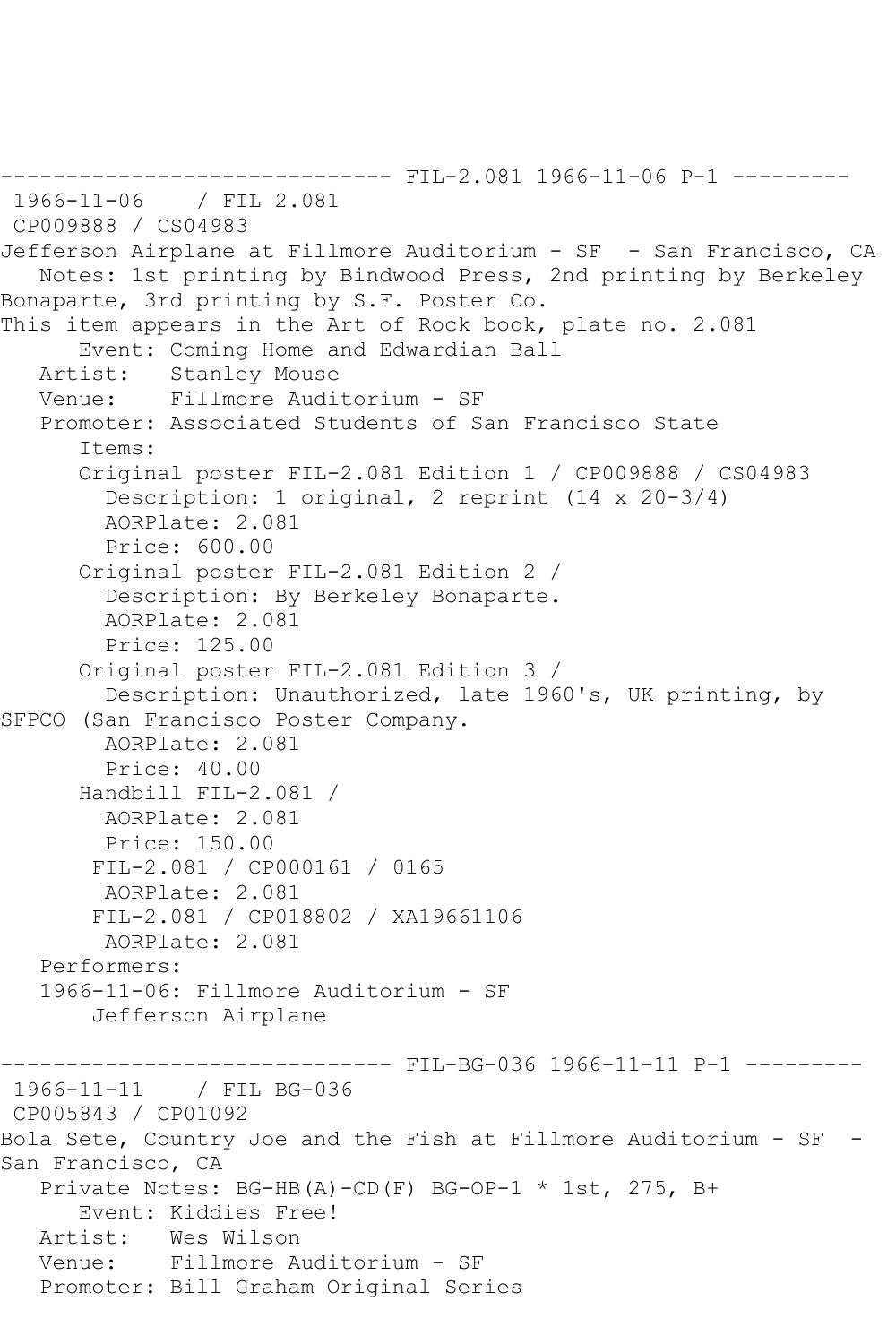------------------------------ FIL-2.081 1966-11-06 P-1 ---------

1966-11-06 / FIL 2.081
CP009888 / CS04983
Jefferson Airplane at Fillmore Auditorium - SF - San Francisco, CA
Notes: 1st printing by Bindwood Press, 2nd printing by Berkeley Bonaparte, 3rd printing by S.F. Poster Co.
This item appears in the Art of Rock book, plate no. 2.081
Event: Coming Home and Edwardian Ball
Artist: Stanley Mouse
Venue: Fillmore Auditorium - SF
Promoter: Associated Students of San Francisco State
Items:
Original poster FIL-2.081 Edition 1 / CP009888 / CS04983
Description: 1 original, 2 reprint (14 x 20-3/4)
AORPlate: 2.081
Price: 600.00
Original poster FIL-2.081 Edition 2 /
Description: By Berkeley Bonaparte.
AORPlate: 2.081
Price: 125.00
Original poster FIL-2.081 Edition 3 /
Description: Unauthorized, late 1960's, UK printing, by SFPCO (San Francisco Poster Company.
AORPlate: 2.081
Price: 40.00
Handbill FIL-2.081 /
AORPlate: 2.081
Price: 150.00
FIL-2.081 / CP000161 / 0165
AORPlate: 2.081
FIL-2.081 / CP018802 / XA19661106
AORPlate: 2.081
Performers:
1966-11-06: Fillmore Auditorium - SF
Jefferson Airplane

------------------------------ FIL-BG-036 1966-11-11 P-1 ---------

1966-11-11 / FIL BG-036
CP005843 / CP01092
Bola Sete, Country Joe and the Fish at Fillmore Auditorium - SF - San Francisco, CA
Private Notes: BG-HB(A)-CD(F) BG-OP-1 * 1st, 275, B+
Event: Kiddies Free!
Artist: Wes Wilson
Venue: Fillmore Auditorium - SF
Promoter: Bill Graham Original Series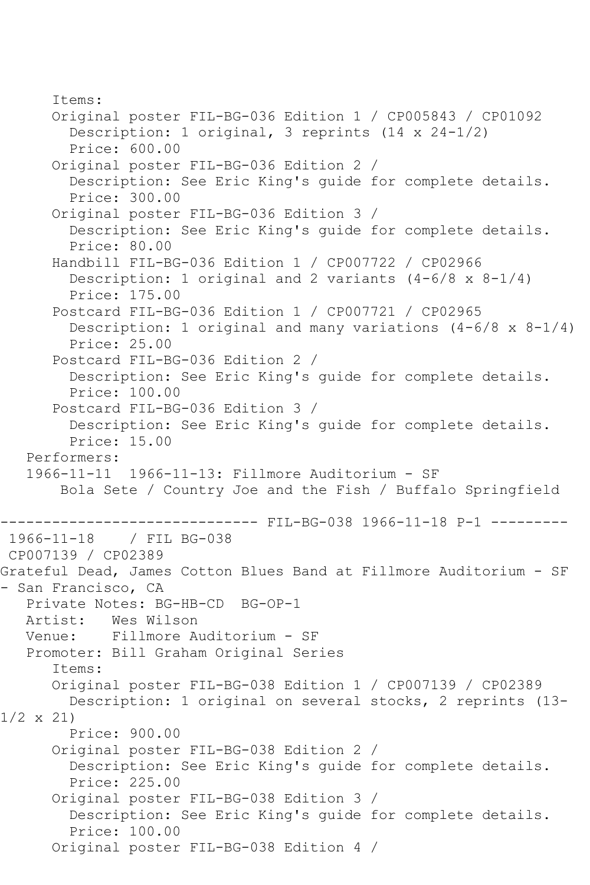Items:
Original poster FIL-BG-036 Edition 1 / CP005843 / CP01092
Description: 1 original, 3 reprints (14 x 24-1/2)
Price: 600.00
Original poster FIL-BG-036 Edition 2 /
Description: See Eric King's guide for complete details.
Price: 300.00
Original poster FIL-BG-036 Edition 3 /
Description: See Eric King's guide for complete details.
Price: 80.00
Handbill FIL-BG-036 Edition 1 / CP007722 / CP02966
Description: 1 original and 2 variants (4-6/8 x 8-1/4)
Price: 175.00
Postcard FIL-BG-036 Edition 1 / CP007721 / CP02965
Description: 1 original and many variations (4-6/8 x 8-1/4)
Price: 25.00
Postcard FIL-BG-036 Edition 2 /
Description: See Eric King's guide for complete details.
Price: 100.00
Postcard FIL-BG-036 Edition 3 /
Description: See Eric King's guide for complete details.
Price: 15.00
Performers:
1966-11-11 1966-11-13: Fillmore Auditorium - SF
Bola Sete / Country Joe and the Fish / Buffalo Springfield

------------------------------ FIL-BG-038 1966-11-18 P-1 ---------
1966-11-18 / FIL BG-038
CP007139 / CP02389
Grateful Dead, James Cotton Blues Band at Fillmore Auditorium - SF - San Francisco, CA
Private Notes: BG-HB-CD BG-OP-1
Artist: Wes Wilson
Venue: Fillmore Auditorium - SF
Promoter: Bill Graham Original Series
Items:
Original poster FIL-BG-038 Edition 1 / CP007139 / CP02389
Description: 1 original on several stocks, 2 reprints (13-1/2 x 21)
Price: 900.00
Original poster FIL-BG-038 Edition 2 /
Description: See Eric King's guide for complete details.
Price: 225.00
Original poster FIL-BG-038 Edition 3 /
Description: See Eric King's guide for complete details.
Price: 100.00
Original poster FIL-BG-038 Edition 4 /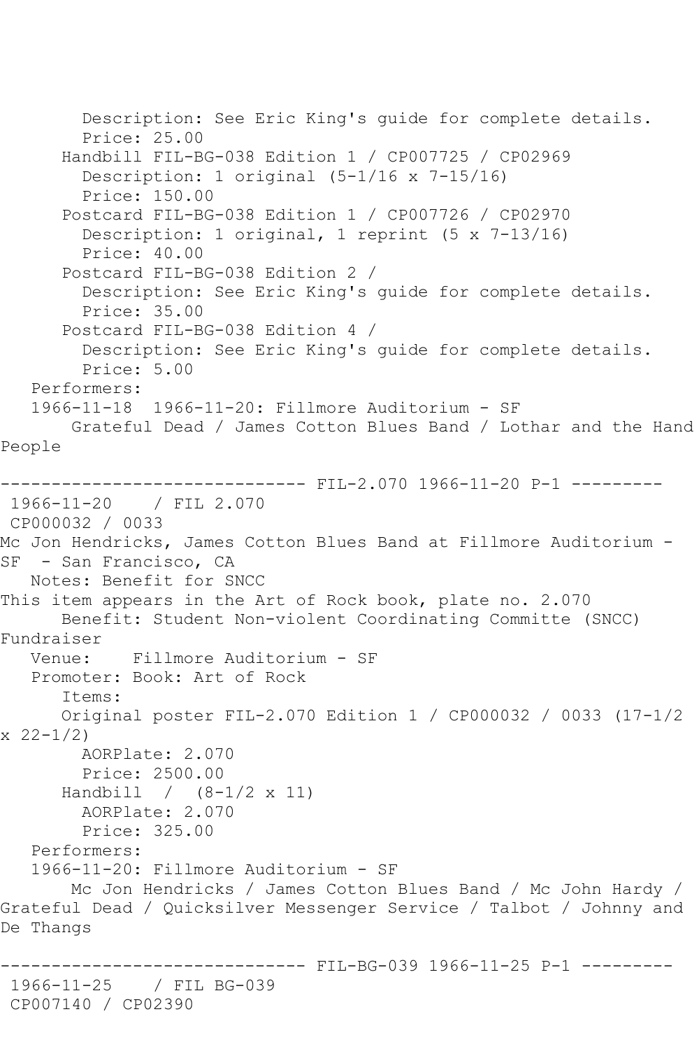```
        Description: See Eric King's guide for complete details.
        Price: 25.00
      Handbill FIL-BG-038 Edition 1 / CP007725 / CP02969
        Description: 1 original (5-1/16 x 7-15/16)
        Price: 150.00
      Postcard FIL-BG-038 Edition 1 / CP007726 / CP02970
        Description: 1 original, 1 reprint (5 x 7-13/16)
        Price: 40.00
      Postcard FIL-BG-038 Edition 2 /
        Description: See Eric King's guide for complete details.
        Price: 35.00
      Postcard FIL-BG-038 Edition 4 /
        Description: See Eric King's guide for complete details.
        Price: 5.00
   Performers:
   1966-11-18  1966-11-20: Fillmore Auditorium - SF
       Grateful Dead / James Cotton Blues Band / Lothar and the Hand
People

------------------------------ FIL-2.070 1966-11-20 P-1 ---------
 1966-11-20    / FIL 2.070
 CP000032 / 0033
Mc Jon Hendricks, James Cotton Blues Band at Fillmore Auditorium -
SF  - San Francisco, CA
   Notes: Benefit for SNCC
This item appears in the Art of Rock book, plate no. 2.070
      Benefit: Student Non-violent Coordinating Committe (SNCC)
Fundraiser
   Venue:    Fillmore Auditorium - SF
   Promoter: Book: Art of Rock
      Items:
      Original poster FIL-2.070 Edition 1 / CP000032 / 0033 (17-1/2
x 22-1/2)
        AORPlate: 2.070
        Price: 2500.00
      Handbill  /  (8-1/2 x 11)
        AORPlate: 2.070
        Price: 325.00
   Performers:
   1966-11-20: Fillmore Auditorium - SF
       Mc Jon Hendricks / James Cotton Blues Band / Mc John Hardy /
Grateful Dead / Quicksilver Messenger Service / Talbot / Johnny and
De Thangs

------------------------------ FIL-BG-039 1966-11-25 P-1 ---------
 1966-11-25    / FIL BG-039
 CP007140 / CP02390
```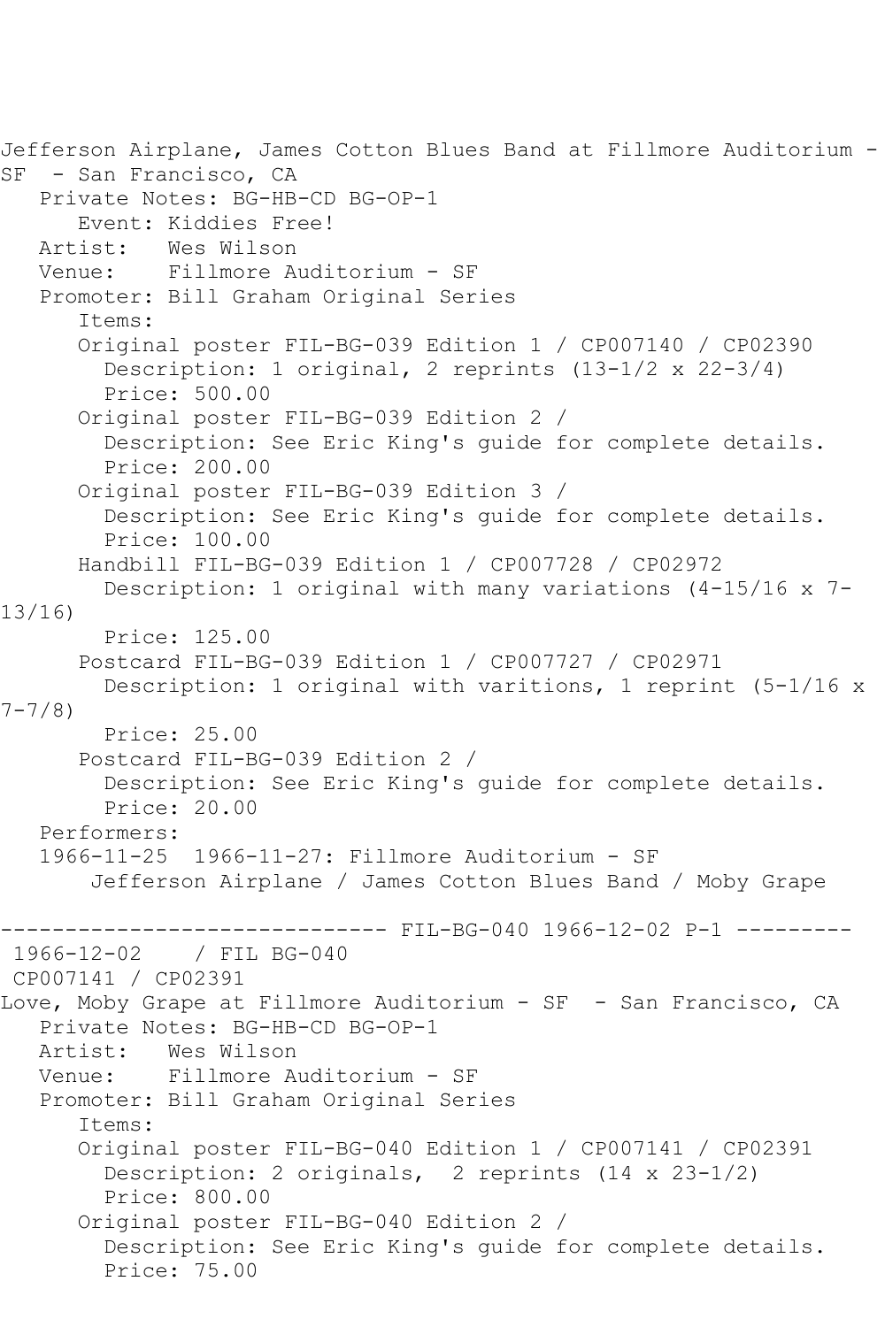Jefferson Airplane, James Cotton Blues Band at Fillmore Auditorium - SF  - San Francisco, CA

   Private Notes: BG-HB-CD BG-OP-1

      Event: Kiddies Free!

   Artist:   Wes Wilson

   Venue:    Fillmore Auditorium - SF

   Promoter: Bill Graham Original Series

      Items:

      Original poster FIL-BG-039 Edition 1 / CP007140 / CP02390

        Description: 1 original, 2 reprints (13-1/2 x 22-3/4)

        Price: 500.00

      Original poster FIL-BG-039 Edition 2 /

        Description: See Eric King's guide for complete details.

        Price: 200.00

      Original poster FIL-BG-039 Edition 3 /

        Description: See Eric King's guide for complete details.

        Price: 100.00

      Handbill FIL-BG-039 Edition 1 / CP007728 / CP02972

        Description: 1 original with many variations (4-15/16 x 7-13/16)

        Price: 125.00

      Postcard FIL-BG-039 Edition 1 / CP007727 / CP02971

        Description: 1 original with varitions, 1 reprint (5-1/16 x 7-7/8)

        Price: 25.00

      Postcard FIL-BG-039 Edition 2 /

        Description: See Eric King's guide for complete details.

        Price: 20.00

   Performers:

   1966-11-25  1966-11-27: Fillmore Auditorium - SF

       Jefferson Airplane / James Cotton Blues Band / Moby Grape

------------------------------ FIL-BG-040 1966-12-02 P-1 ---------

 1966-12-02    / FIL BG-040

 CP007141 / CP02391

Love, Moby Grape at Fillmore Auditorium - SF  - San Francisco, CA

   Private Notes: BG-HB-CD BG-OP-1

   Artist:   Wes Wilson

   Venue:    Fillmore Auditorium - SF

   Promoter: Bill Graham Original Series

      Items:

      Original poster FIL-BG-040 Edition 1 / CP007141 / CP02391

        Description: 2 originals,  2 reprints (14 x 23-1/2)

        Price: 800.00

      Original poster FIL-BG-040 Edition 2 /

        Description: See Eric King's guide for complete details.

        Price: 75.00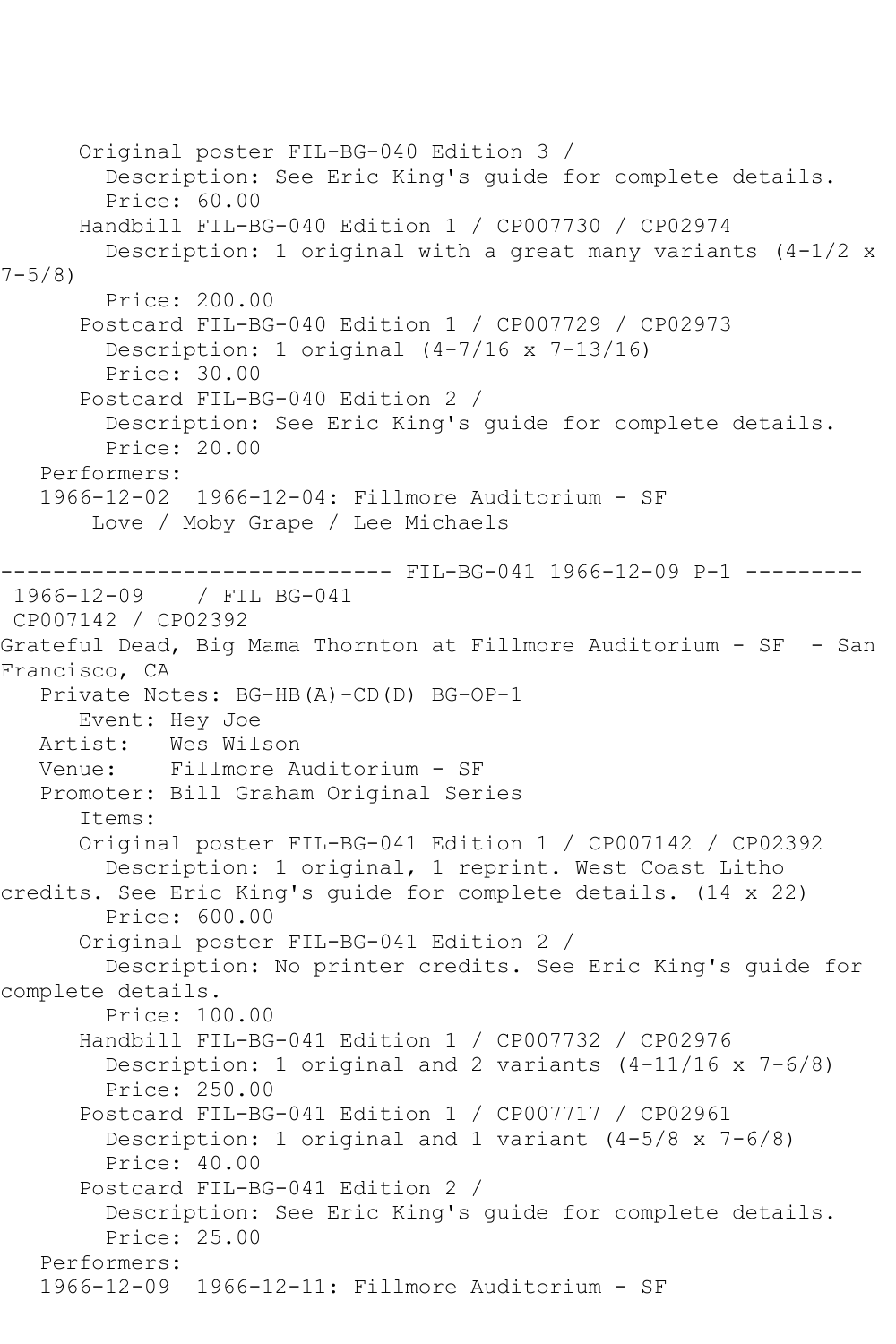Original poster FIL-BG-040 Edition 3 /
Description: See Eric King's guide for complete details.
Price: 60.00

Handbill FIL-BG-040 Edition 1 / CP007730 / CP02974
Description: 1 original with a great many variants (4-1/2 x 7-5/8)
Price: 200.00

Postcard FIL-BG-040 Edition 1 / CP007729 / CP02973
Description: 1 original (4-7/16 x 7-13/16)
Price: 30.00

Postcard FIL-BG-040 Edition 2 /
Description: See Eric King's guide for complete details.
Price: 20.00

Performers:
1966-12-02 1966-12-04: Fillmore Auditorium - SF
Love / Moby Grape / Lee Michaels

------------------------------ FIL-BG-041 1966-12-09 P-1 ---------

1966-12-09 / FIL BG-041
CP007142 / CP02392
Grateful Dead, Big Mama Thornton at Fillmore Auditorium - SF - San Francisco, CA

Private Notes: BG-HB(A)-CD(D) BG-OP-1
Event: Hey Joe
Artist: Wes Wilson
Venue: Fillmore Auditorium - SF
Promoter: Bill Graham Original Series
Items:

Original poster FIL-BG-041 Edition 1 / CP007142 / CP02392
Description: 1 original, 1 reprint. West Coast Litho credits. See Eric King's guide for complete details. (14 x 22)
Price: 600.00

Original poster FIL-BG-041 Edition 2 /
Description: No printer credits. See Eric King's guide for complete details.
Price: 100.00

Handbill FIL-BG-041 Edition 1 / CP007732 / CP02976
Description: 1 original and 2 variants (4-11/16 x 7-6/8)
Price: 250.00

Postcard FIL-BG-041 Edition 1 / CP007717 / CP02961
Description: 1 original and 1 variant (4-5/8 x 7-6/8)
Price: 40.00

Postcard FIL-BG-041 Edition 2 /
Description: See Eric King's guide for complete details.
Price: 25.00

Performers:
1966-12-09 1966-12-11: Fillmore Auditorium - SF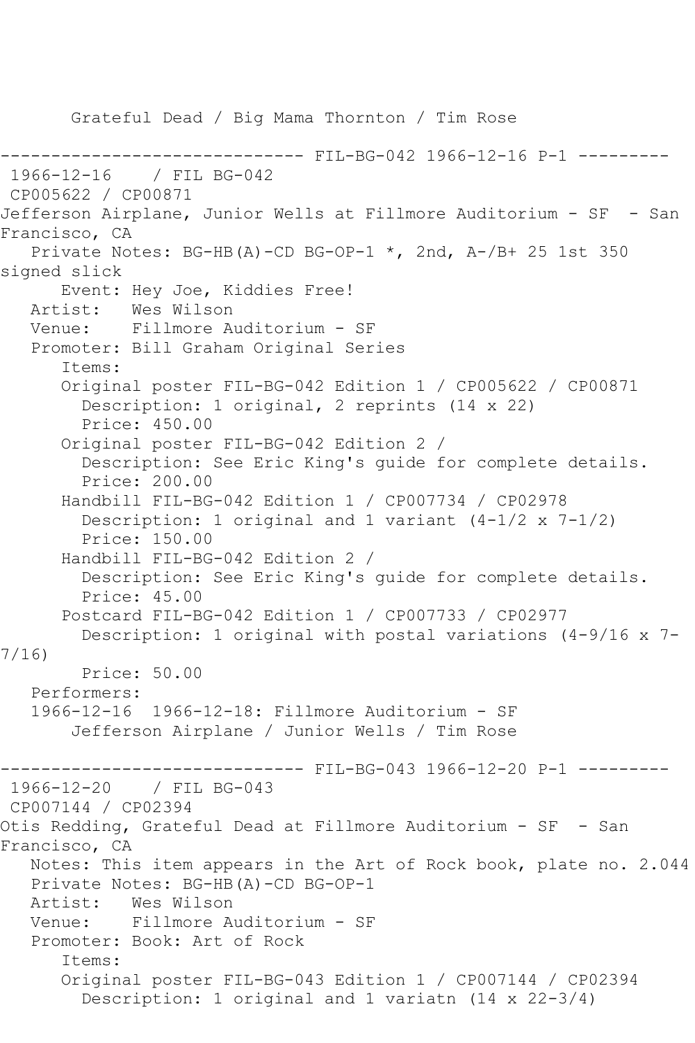Grateful Dead / Big Mama Thornton / Tim Rose

------------------------------ FIL-BG-042 1966-12-16 P-1 ---------

1966-12-16 / FIL BG-042
CP005622 / CP00871
Jefferson Airplane, Junior Wells at Fillmore Auditorium - SF - San Francisco, CA

Private Notes: BG-HB(A)-CD BG-OP-1 *, 2nd, A-/B+ 25 1st 350 signed slick

Event: Hey Joe, Kiddies Free!
Artist: Wes Wilson
Venue: Fillmore Auditorium - SF
Promoter: Bill Graham Original Series

Items:

Original poster FIL-BG-042 Edition 1 / CP005622 / CP00871
Description: 1 original, 2 reprints (14 x 22)
Price: 450.00

Original poster FIL-BG-042 Edition 2 /
Description: See Eric King's guide for complete details.
Price: 200.00

Handbill FIL-BG-042 Edition 1 / CP007734 / CP02978
Description: 1 original and 1 variant (4-1/2 x 7-1/2)
Price: 150.00

Handbill FIL-BG-042 Edition 2 /
Description: See Eric King's guide for complete details.
Price: 45.00

Postcard FIL-BG-042 Edition 1 / CP007733 / CP02977
Description: 1 original with postal variations (4-9/16 x 7-7/16)
Price: 50.00

Performers:
1966-12-16 1966-12-18: Fillmore Auditorium - SF
Jefferson Airplane / Junior Wells / Tim Rose

------------------------------ FIL-BG-043 1966-12-20 P-1 ---------

1966-12-20 / FIL BG-043
CP007144 / CP02394
Otis Redding, Grateful Dead at Fillmore Auditorium - SF - San Francisco, CA

Notes: This item appears in the Art of Rock book, plate no. 2.044
Private Notes: BG-HB(A)-CD BG-OP-1
Artist: Wes Wilson
Venue: Fillmore Auditorium - SF
Promoter: Book: Art of Rock

Items:

Original poster FIL-BG-043 Edition 1 / CP007144 / CP02394
Description: 1 original and 1 variatn (14 x 22-3/4)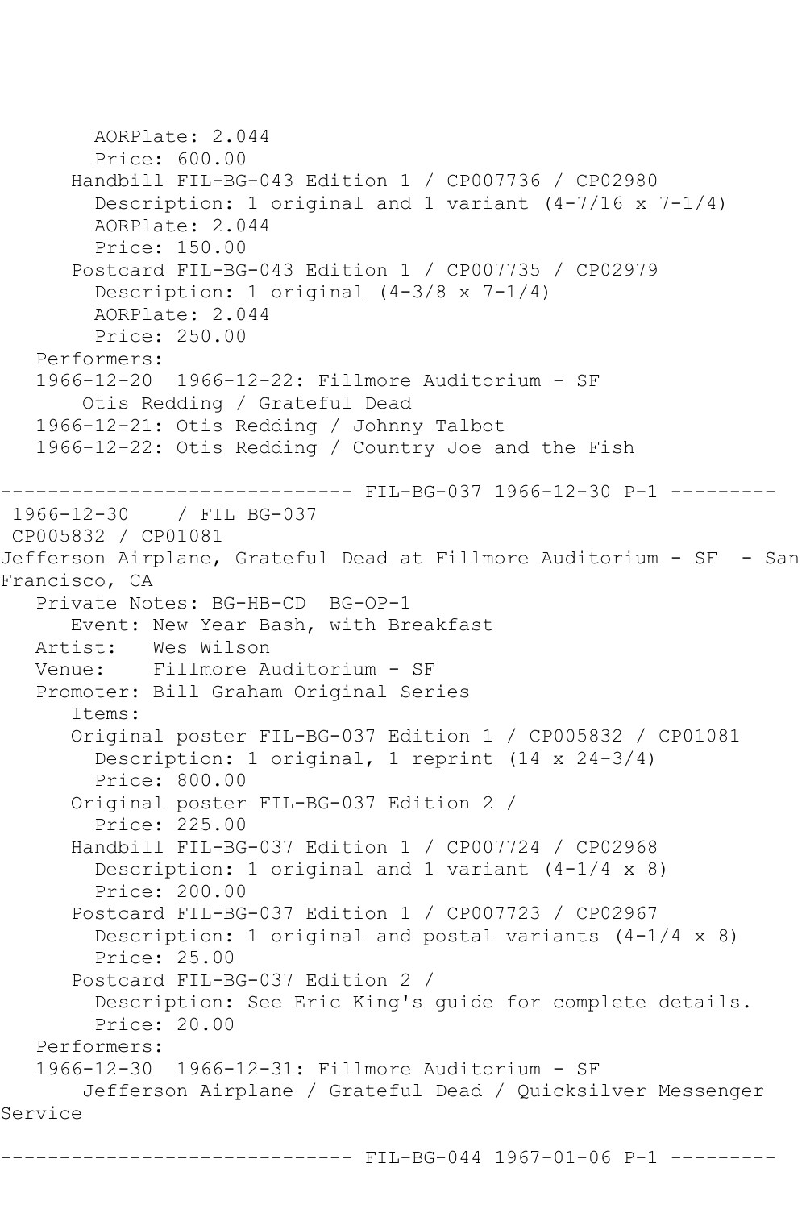```
        AORPlate: 2.044 
        Price: 600.00
      Handbill FIL-BG-043 Edition 1 / CP007736 / CP02980
        Description: 1 original and 1 variant (4-7/16 x 7-1/4)
        AORPlate: 2.044 
        Price: 150.00
      Postcard FIL-BG-043 Edition 1 / CP007735 / CP02979
        Description: 1 original (4-3/8 x 7-1/4)
        AORPlate: 2.044 
        Price: 250.00
   Performers:
   1966-12-20  1966-12-22: Fillmore Auditorium - SF
       Otis Redding / Grateful Dead
   1966-12-21: Otis Redding / Johnny Talbot
   1966-12-22: Otis Redding / Country Joe and the Fish

------------------------------ FIL-BG-037 1966-12-30 P-1 ---------
 1966-12-30    / FIL BG-037
 CP005832 / CP01081
Jefferson Airplane, Grateful Dead at Fillmore Auditorium - SF  - San 
Francisco, CA
   Private Notes: BG-HB-CD  BG-OP-1
      Event: New Year Bash, with Breakfast
   Artist:   Wes Wilson
   Venue:    Fillmore Auditorium - SF
   Promoter: Bill Graham Original Series
      Items:
      Original poster FIL-BG-037 Edition 1 / CP005832 / CP01081
        Description: 1 original, 1 reprint (14 x 24-3/4)
        Price: 800.00
      Original poster FIL-BG-037 Edition 2 / 
        Price: 225.00
      Handbill FIL-BG-037 Edition 1 / CP007724 / CP02968
        Description: 1 original and 1 variant (4-1/4 x 8)
        Price: 200.00
      Postcard FIL-BG-037 Edition 1 / CP007723 / CP02967
        Description: 1 original and postal variants (4-1/4 x 8)
        Price: 25.00
      Postcard FIL-BG-037 Edition 2 / 
        Description: See Eric King's guide for complete details.
        Price: 20.00
   Performers:
   1966-12-30  1966-12-31: Fillmore Auditorium - SF
       Jefferson Airplane / Grateful Dead / Quicksilver Messenger 
Service

------------------------------ FIL-BG-044 1967-01-06 P-1 ---------
```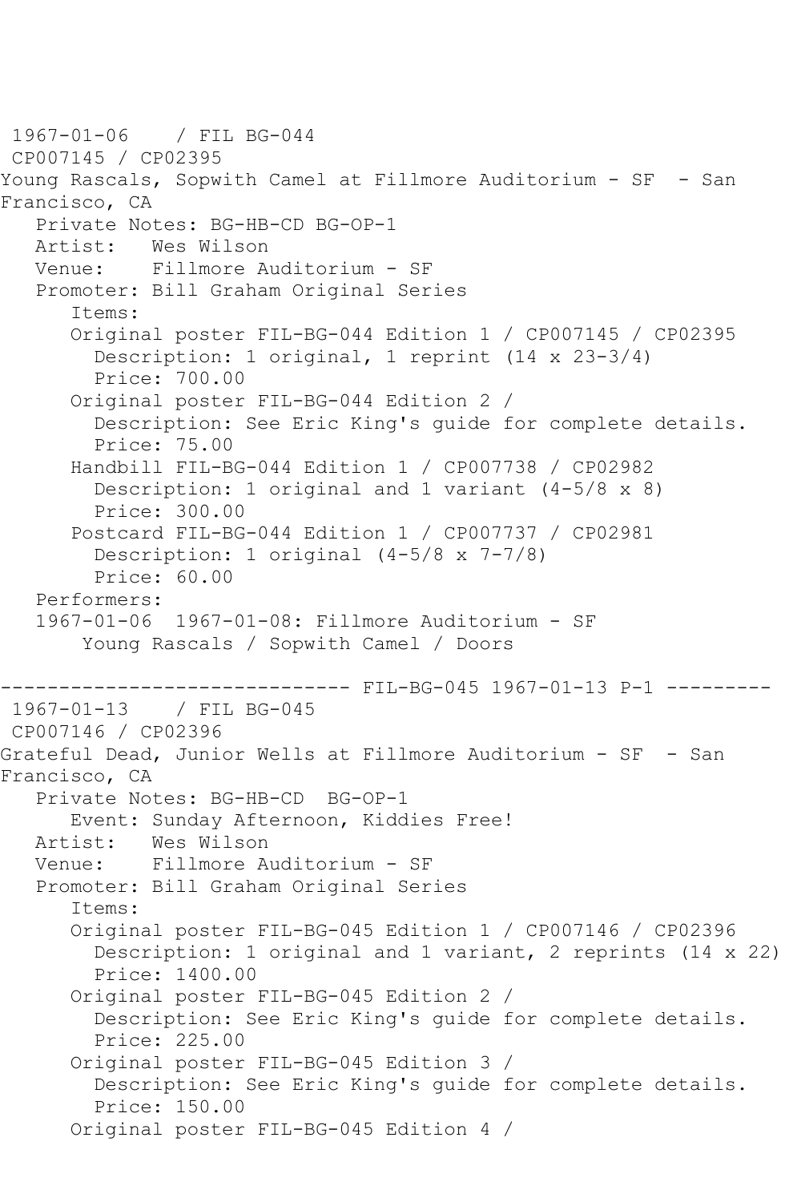1967-01-06 / FIL BG-044
CP007145 / CP02395
Young Rascals, Sopwith Camel at Fillmore Auditorium - SF - San Francisco, CA

Private Notes: BG-HB-CD BG-OP-1
Artist: Wes Wilson
Venue: Fillmore Auditorium - SF
Promoter: Bill Graham Original Series

Items:

- Original poster FIL-BG-044 Edition 1 / CP007145 / CP02395
  - Description: 1 original, 1 reprint (14 x 23-3/4)
  - Price: 700.00
- Original poster FIL-BG-044 Edition 2 /
  - Description: See Eric King's guide for complete details.
  - Price: 75.00
- Handbill FIL-BG-044 Edition 1 / CP007738 / CP02982
  - Description: 1 original and 1 variant (4-5/8 x 8)
  - Price: 300.00
- Postcard FIL-BG-044 Edition 1 / CP007737 / CP02981
  - Description: 1 original (4-5/8 x 7-7/8)
  - Price: 60.00

Performers:
1967-01-06 1967-01-08: Fillmore Auditorium - SF
Young Rascals / Sopwith Camel / Doors

------------------------------ FIL-BG-045 1967-01-13 P-1 ---------

1967-01-13 / FIL BG-045
CP007146 / CP02396
Grateful Dead, Junior Wells at Fillmore Auditorium - SF - San Francisco, CA

Private Notes: BG-HB-CD BG-OP-1
Event: Sunday Afternoon, Kiddies Free!
Artist: Wes Wilson
Venue: Fillmore Auditorium - SF
Promoter: Bill Graham Original Series

Items:

- Original poster FIL-BG-045 Edition 1 / CP007146 / CP02396
  - Description: 1 original and 1 variant, 2 reprints (14 x 22)
  - Price: 1400.00
- Original poster FIL-BG-045 Edition 2 /
  - Description: See Eric King's guide for complete details.
  - Price: 225.00
- Original poster FIL-BG-045 Edition 3 /
  - Description: See Eric King's guide for complete details.
  - Price: 150.00
- Original poster FIL-BG-045 Edition 4 /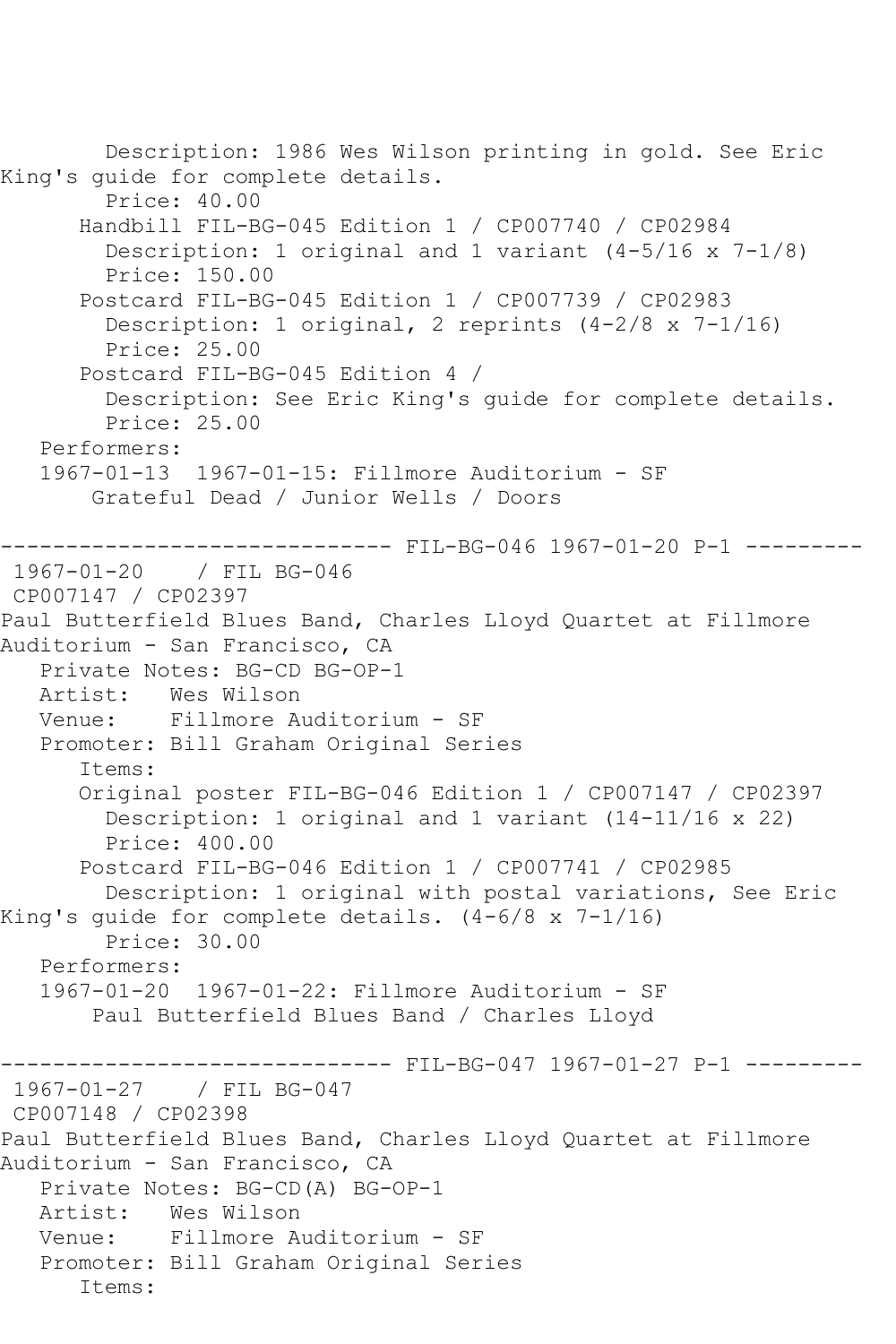Description: 1986 Wes Wilson printing in gold. See Eric King's guide for complete details.
Price: 40.00
Handbill FIL-BG-045 Edition 1 / CP007740 / CP02984
Description: 1 original and 1 variant (4-5/16 x 7-1/8)
Price: 150.00
Postcard FIL-BG-045 Edition 1 / CP007739 / CP02983
Description: 1 original, 2 reprints (4-2/8 x 7-1/16)
Price: 25.00
Postcard FIL-BG-045 Edition 4 /
Description: See Eric King's guide for complete details.
Price: 25.00
Performers:
1967-01-13 1967-01-15: Fillmore Auditorium - SF
Grateful Dead / Junior Wells / Doors

------------------------------ FIL-BG-046 1967-01-20 P-1 ---------

1967-01-20 / FIL BG-046
CP007147 / CP02397
Paul Butterfield Blues Band, Charles Lloyd Quartet at Fillmore Auditorium - San Francisco, CA
Private Notes: BG-CD BG-OP-1
Artist: Wes Wilson
Venue: Fillmore Auditorium - SF
Promoter: Bill Graham Original Series
Items:
Original poster FIL-BG-046 Edition 1 / CP007147 / CP02397
Description: 1 original and 1 variant (14-11/16 x 22)
Price: 400.00
Postcard FIL-BG-046 Edition 1 / CP007741 / CP02985
Description: 1 original with postal variations, See Eric King's guide for complete details. (4-6/8 x 7-1/16)
Price: 30.00
Performers:
1967-01-20 1967-01-22: Fillmore Auditorium - SF
Paul Butterfield Blues Band / Charles Lloyd

------------------------------ FIL-BG-047 1967-01-27 P-1 ---------

1967-01-27 / FIL BG-047
CP007148 / CP02398
Paul Butterfield Blues Band, Charles Lloyd Quartet at Fillmore Auditorium - San Francisco, CA
Private Notes: BG-CD(A) BG-OP-1
Artist: Wes Wilson
Venue: Fillmore Auditorium - SF
Promoter: Bill Graham Original Series
Items: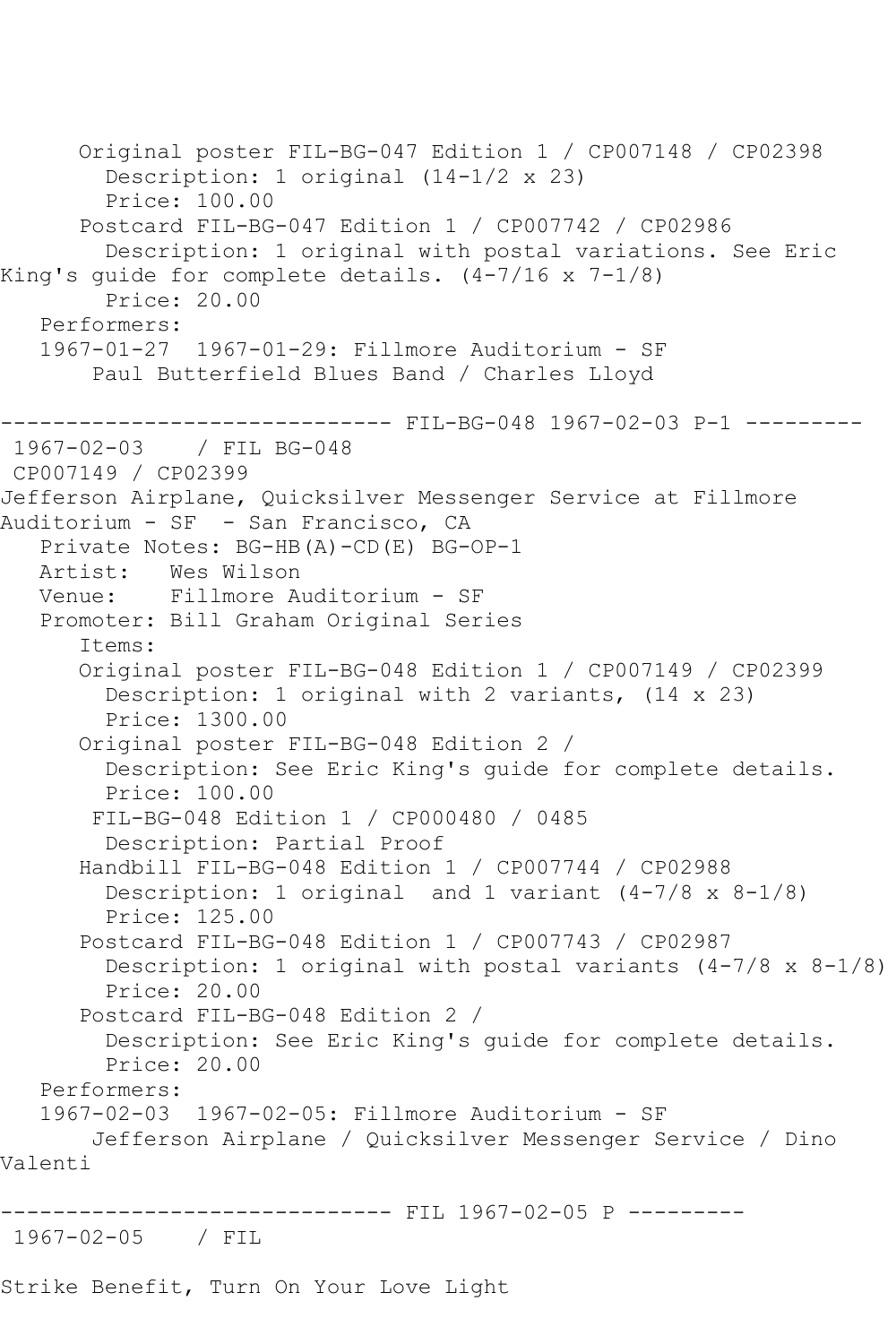Original poster FIL-BG-047 Edition 1 / CP007148 / CP02398
Description: 1 original (14-1/2 x 23)
Price: 100.00
Postcard FIL-BG-047 Edition 1 / CP007742 / CP02986
Description: 1 original with postal variations. See Eric King's guide for complete details. (4-7/16 x 7-1/8)
Price: 20.00
Performers:
1967-01-27 1967-01-29: Fillmore Auditorium - SF
Paul Butterfield Blues Band / Charles Lloyd

------------------------------ FIL-BG-048 1967-02-03 P-1 ---------
1967-02-03 / FIL BG-048
CP007149 / CP02399
Jefferson Airplane, Quicksilver Messenger Service at Fillmore Auditorium - SF - San Francisco, CA
Private Notes: BG-HB(A)-CD(E) BG-OP-1
Artist: Wes Wilson
Venue: Fillmore Auditorium - SF
Promoter: Bill Graham Original Series
Items:
Original poster FIL-BG-048 Edition 1 / CP007149 / CP02399
Description: 1 original with 2 variants, (14 x 23)
Price: 1300.00
Original poster FIL-BG-048 Edition 2 /
Description: See Eric King's guide for complete details.
Price: 100.00
FIL-BG-048 Edition 1 / CP000480 / 0485
Description: Partial Proof
Handbill FIL-BG-048 Edition 1 / CP007744 / CP02988
Description: 1 original and 1 variant (4-7/8 x 8-1/8)
Price: 125.00
Postcard FIL-BG-048 Edition 1 / CP007743 / CP02987
Description: 1 original with postal variants (4-7/8 x 8-1/8)
Price: 20.00
Postcard FIL-BG-048 Edition 2 /
Description: See Eric King's guide for complete details.
Price: 20.00
Performers:
1967-02-03 1967-02-05: Fillmore Auditorium - SF
Jefferson Airplane / Quicksilver Messenger Service / Dino Valenti

------------------------------ FIL 1967-02-05 P ---------
1967-02-05 / FIL

Strike Benefit, Turn On Your Love Light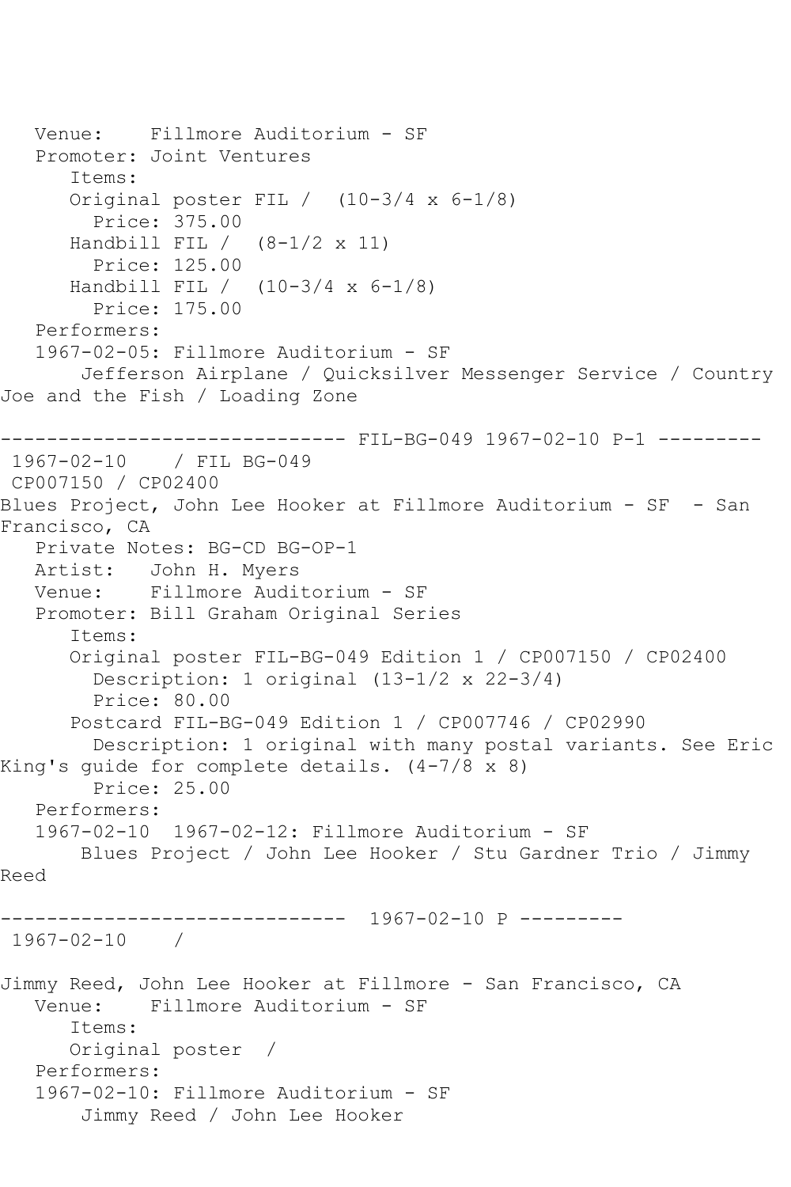Venue: Fillmore Auditorium - SF
Promoter: Joint Ventures
Items:
Original poster FIL / (10-3/4 x 6-1/8)
Price: 375.00
Handbill FIL / (8-1/2 x 11)
Price: 125.00
Handbill FIL / (10-3/4 x 6-1/8)
Price: 175.00
Performers:
1967-02-05: Fillmore Auditorium - SF
Jefferson Airplane / Quicksilver Messenger Service / Country Joe and the Fish / Loading Zone

------------------------------ FIL-BG-049 1967-02-10 P-1 ---------
1967-02-10 / FIL BG-049
CP007150 / CP02400
Blues Project, John Lee Hooker at Fillmore Auditorium - SF - San Francisco, CA
Private Notes: BG-CD BG-OP-1
Artist: John H. Myers
Venue: Fillmore Auditorium - SF
Promoter: Bill Graham Original Series
Items:
Original poster FIL-BG-049 Edition 1 / CP007150 / CP02400
Description: 1 original (13-1/2 x 22-3/4)
Price: 80.00
Postcard FIL-BG-049 Edition 1 / CP007746 / CP02990
Description: 1 original with many postal variants. See Eric King's guide for complete details. (4-7/8 x 8)
Price: 25.00
Performers:
1967-02-10 1967-02-12: Fillmore Auditorium - SF
Blues Project / John Lee Hooker / Stu Gardner Trio / Jimmy Reed

------------------------------ 1967-02-10 P ---------
1967-02-10 /

Jimmy Reed, John Lee Hooker at Fillmore - San Francisco, CA
Venue: Fillmore Auditorium - SF
Items:
Original poster /
Performers:
1967-02-10: Fillmore Auditorium - SF
Jimmy Reed / John Lee Hooker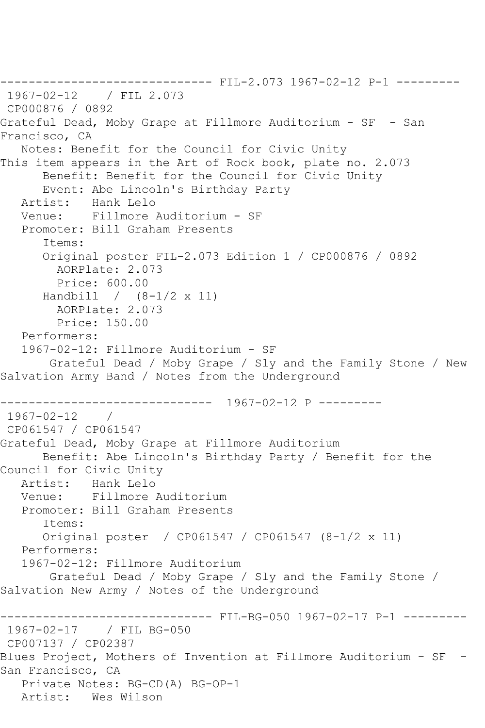------------------------------ FIL-2.073 1967-02-12 P-1 ---------

1967-02-12 / FIL 2.073

CP000876 / 0892

Grateful Dead, Moby Grape at Fillmore Auditorium - SF - San Francisco, CA

Notes: Benefit for the Council for Civic Unity

This item appears in the Art of Rock book, plate no. 2.073

Benefit: Benefit for the Council for Civic Unity

Event: Abe Lincoln's Birthday Party

Artist: Hank Lelo

Venue: Fillmore Auditorium - SF

Promoter: Bill Graham Presents

Items:

Original poster FIL-2.073 Edition 1 / CP000876 / 0892

AORPlate: 2.073

Price: 600.00

Handbill / (8-1/2 x 11)

AORPlate: 2.073

Price: 150.00

Performers:

1967-02-12: Fillmore Auditorium - SF

Grateful Dead / Moby Grape / Sly and the Family Stone / New Salvation Army Band / Notes from the Underground

------------------------------ 1967-02-12 P ---------

1967-02-12 /

CP061547 / CP061547

Grateful Dead, Moby Grape at Fillmore Auditorium

Benefit: Abe Lincoln's Birthday Party / Benefit for the Council for Civic Unity

Artist: Hank Lelo

Venue: Fillmore Auditorium

Promoter: Bill Graham Presents

Items:

Original poster / CP061547 / CP061547 (8-1/2 x 11)

Performers:

1967-02-12: Fillmore Auditorium

Grateful Dead / Moby Grape / Sly and the Family Stone / Salvation New Army / Notes of the Underground

------------------------------ FIL-BG-050 1967-02-17 P-1 ---------

1967-02-17 / FIL BG-050

CP007137 / CP02387

Blues Project, Mothers of Invention at Fillmore Auditorium - SF - San Francisco, CA

Private Notes: BG-CD(A) BG-OP-1

Artist: Wes Wilson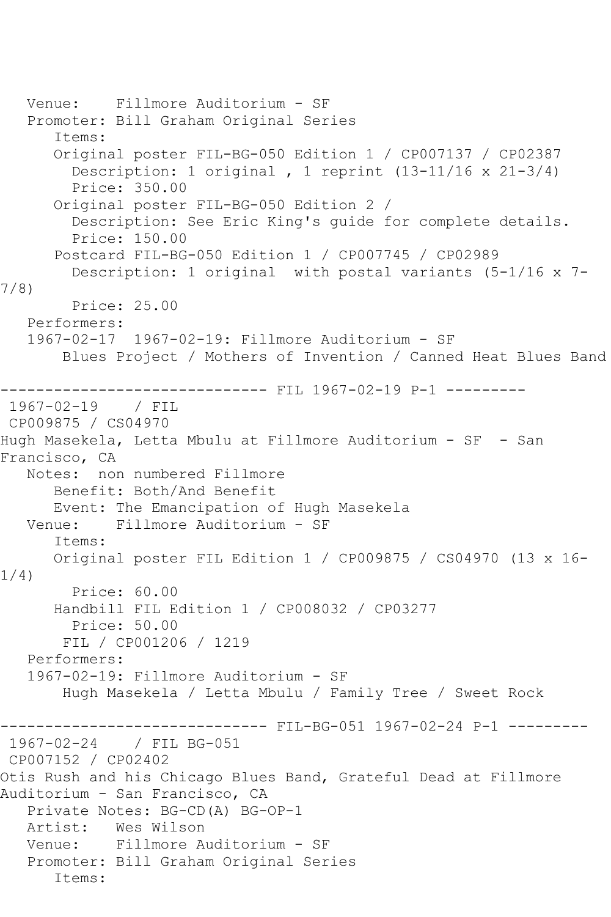Venue: Fillmore Auditorium - SF
Promoter: Bill Graham Original Series
Items:
Original poster FIL-BG-050 Edition 1 / CP007137 / CP02387
Description: 1 original , 1 reprint (13-11/16 x 21-3/4)
Price: 350.00
Original poster FIL-BG-050 Edition 2 /
Description: See Eric King's guide for complete details.
Price: 150.00
Postcard FIL-BG-050 Edition 1 / CP007745 / CP02989
Description: 1 original with postal variants (5-1/16 x 7-7/8)
Price: 25.00
Performers:
1967-02-17 1967-02-19: Fillmore Auditorium - SF
Blues Project / Mothers of Invention / Canned Heat Blues Band

------------------------------ FIL 1967-02-19 P-1 ---------

1967-02-19 / FIL
CP009875 / CS04970
Hugh Masekela, Letta Mbulu at Fillmore Auditorium - SF - San Francisco, CA
Notes: non numbered Fillmore
Benefit: Both/And Benefit
Event: The Emancipation of Hugh Masekela
Venue: Fillmore Auditorium - SF
Items:
Original poster FIL Edition 1 / CP009875 / CS04970 (13 x 16-1/4)
Price: 60.00
Handbill FIL Edition 1 / CP008032 / CP03277
Price: 50.00
FIL / CP001206 / 1219
Performers:
1967-02-19: Fillmore Auditorium - SF
Hugh Masekela / Letta Mbulu / Family Tree / Sweet Rock

------------------------------ FIL-BG-051 1967-02-24 P-1 ---------

1967-02-24 / FIL BG-051
CP007152 / CP02402
Otis Rush and his Chicago Blues Band, Grateful Dead at Fillmore Auditorium - San Francisco, CA
Private Notes: BG-CD(A) BG-OP-1
Artist: Wes Wilson
Venue: Fillmore Auditorium - SF
Promoter: Bill Graham Original Series
Items: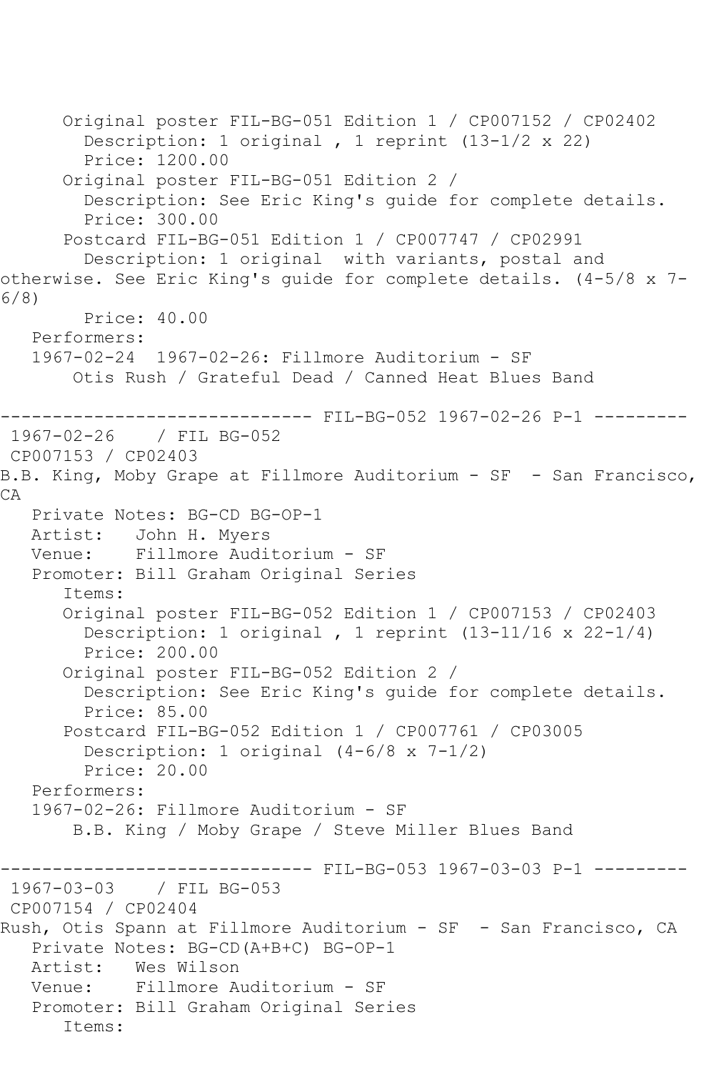Original poster FIL-BG-051 Edition 1 / CP007152 / CP02402
Description: 1 original , 1 reprint (13-1/2 x 22)
Price: 1200.00
Original poster FIL-BG-051 Edition 2 /
Description: See Eric King's guide for complete details.
Price: 300.00
Postcard FIL-BG-051 Edition 1 / CP007747 / CP02991
Description: 1 original with variants, postal and otherwise. See Eric King's guide for complete details. (4-5/8 x 7-6/8)
Price: 40.00
Performers:
1967-02-24 1967-02-26: Fillmore Auditorium - SF
Otis Rush / Grateful Dead / Canned Heat Blues Band

------------------------------ FIL-BG-052 1967-02-26 P-1 ---------

1967-02-26 / FIL BG-052
CP007153 / CP02403
B.B. King, Moby Grape at Fillmore Auditorium - SF - San Francisco, CA
Private Notes: BG-CD BG-OP-1
Artist: John H. Myers
Venue: Fillmore Auditorium - SF
Promoter: Bill Graham Original Series
Items:
Original poster FIL-BG-052 Edition 1 / CP007153 / CP02403
Description: 1 original , 1 reprint (13-11/16 x 22-1/4)
Price: 200.00
Original poster FIL-BG-052 Edition 2 /
Description: See Eric King's guide for complete details.
Price: 85.00
Postcard FIL-BG-052 Edition 1 / CP007761 / CP03005
Description: 1 original (4-6/8 x 7-1/2)
Price: 20.00
Performers:
1967-02-26: Fillmore Auditorium - SF
B.B. King / Moby Grape / Steve Miller Blues Band

------------------------------ FIL-BG-053 1967-03-03 P-1 ---------

1967-03-03 / FIL BG-053
CP007154 / CP02404
Rush, Otis Spann at Fillmore Auditorium - SF - San Francisco, CA
Private Notes: BG-CD(A+B+C) BG-OP-1
Artist: Wes Wilson
Venue: Fillmore Auditorium - SF
Promoter: Bill Graham Original Series
Items: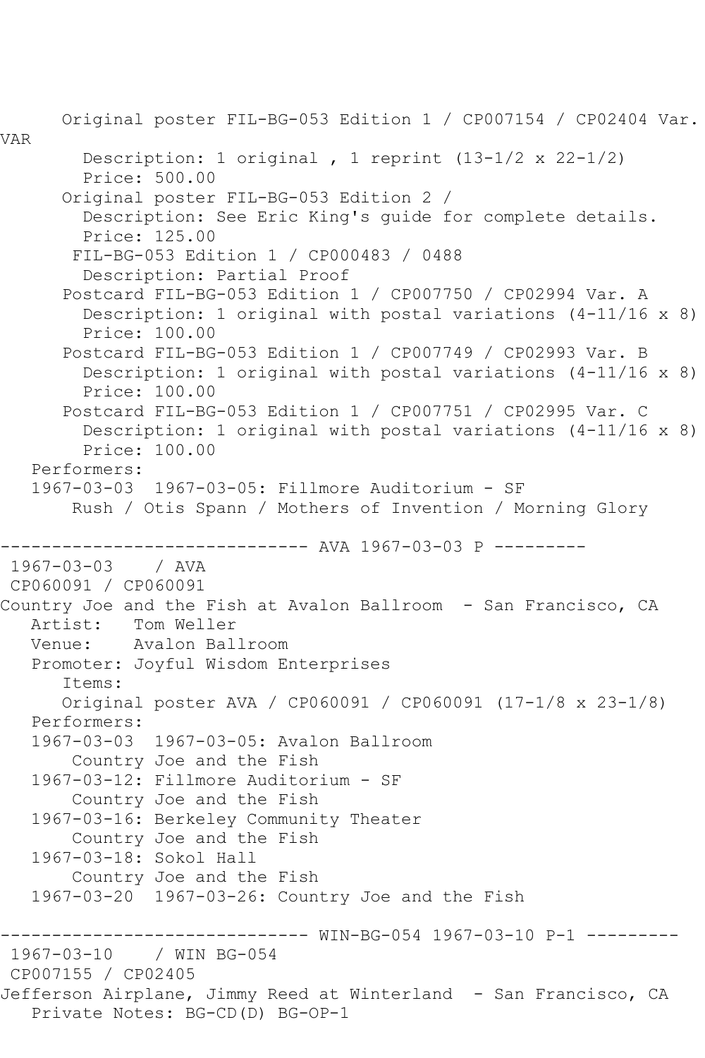Original poster FIL-BG-053 Edition 1 / CP007154 / CP02404 Var. VAR
Description: 1 original , 1 reprint (13-1/2 x 22-1/2)
Price: 500.00
Original poster FIL-BG-053 Edition 2 /
Description: See Eric King's guide for complete details.
Price: 125.00
FIL-BG-053 Edition 1 / CP000483 / 0488
Description: Partial Proof
Postcard FIL-BG-053 Edition 1 / CP007750 / CP02994 Var. A
Description: 1 original with postal variations (4-11/16 x 8)
Price: 100.00
Postcard FIL-BG-053 Edition 1 / CP007749 / CP02993 Var. B
Description: 1 original with postal variations (4-11/16 x 8)
Price: 100.00
Postcard FIL-BG-053 Edition 1 / CP007751 / CP02995 Var. C
Description: 1 original with postal variations (4-11/16 x 8)
Price: 100.00
Performers:
1967-03-03 1967-03-05: Fillmore Auditorium - SF
Rush / Otis Spann / Mothers of Invention / Morning Glory

------------------------------ AVA 1967-03-03 P ---------

1967-03-03 / AVA
CP060091 / CP060091
Country Joe and the Fish at Avalon Ballroom - San Francisco, CA
Artist: Tom Weller
Venue: Avalon Ballroom
Promoter: Joyful Wisdom Enterprises
Items:
Original poster AVA / CP060091 / CP060091 (17-1/8 x 23-1/8)
Performers:
1967-03-03 1967-03-05: Avalon Ballroom
Country Joe and the Fish
1967-03-12: Fillmore Auditorium - SF
Country Joe and the Fish
1967-03-16: Berkeley Community Theater
Country Joe and the Fish
1967-03-18: Sokol Hall
Country Joe and the Fish
1967-03-20 1967-03-26: Country Joe and the Fish

------------------------------ WIN-BG-054 1967-03-10 P-1 ---------

1967-03-10 / WIN BG-054
CP007155 / CP02405
Jefferson Airplane, Jimmy Reed at Winterland - San Francisco, CA
Private Notes: BG-CD(D) BG-OP-1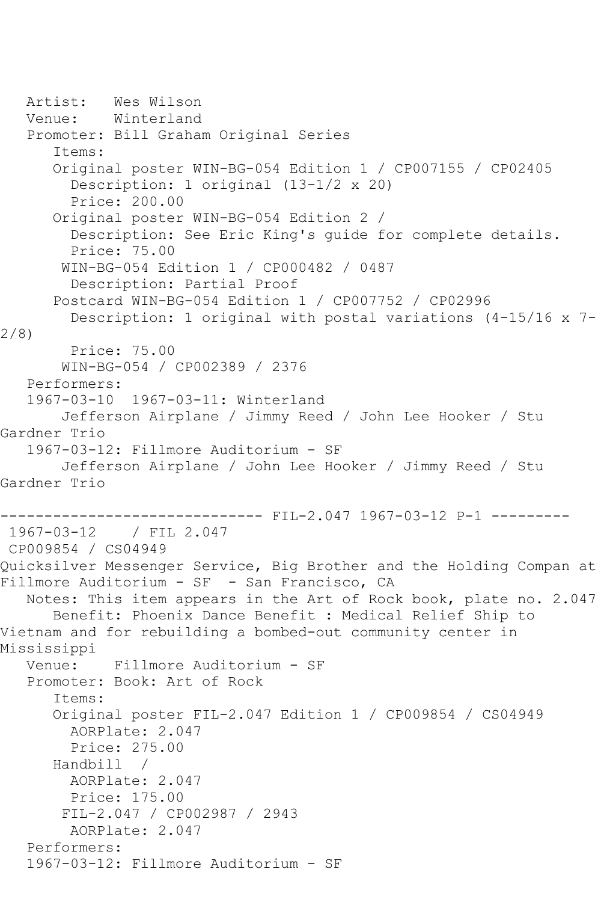Artist: Wes Wilson
Venue: Winterland
Promoter: Bill Graham Original Series
Items:
Original poster WIN-BG-054 Edition 1 / CP007155 / CP02405
Description: 1 original (13-1/2 x 20)
Price: 200.00
Original poster WIN-BG-054 Edition 2 /
Description: See Eric King's guide for complete details.
Price: 75.00
WIN-BG-054 Edition 1 / CP000482 / 0487
Description: Partial Proof
Postcard WIN-BG-054 Edition 1 / CP007752 / CP02996
Description: 1 original with postal variations (4-15/16 x 7-2/8)
Price: 75.00
WIN-BG-054 / CP002389 / 2376
Performers:
1967-03-10 1967-03-11: Winterland
Jefferson Airplane / Jimmy Reed / John Lee Hooker / Stu Gardner Trio
1967-03-12: Fillmore Auditorium - SF
Jefferson Airplane / John Lee Hooker / Jimmy Reed / Stu Gardner Trio

------------------------------ FIL-2.047 1967-03-12 P-1 ---------

1967-03-12 / FIL 2.047
CP009854 / CS04949
Quicksilver Messenger Service, Big Brother and the Holding Compan at Fillmore Auditorium - SF - San Francisco, CA
Notes: This item appears in the Art of Rock book, plate no. 2.047
Benefit: Phoenix Dance Benefit : Medical Relief Ship to Vietnam and for rebuilding a bombed-out community center in Mississippi
Venue: Fillmore Auditorium - SF
Promoter: Book: Art of Rock
Items:
Original poster FIL-2.047 Edition 1 / CP009854 / CS04949
AORPlate: 2.047
Price: 275.00
Handbill /
AORPlate: 2.047
Price: 175.00
FIL-2.047 / CP002987 / 2943
AORPlate: 2.047
Performers:
1967-03-12: Fillmore Auditorium - SF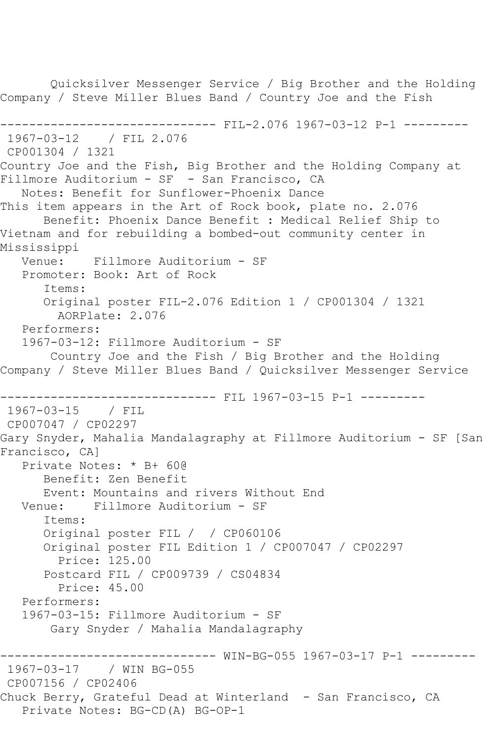Quicksilver Messenger Service / Big Brother and the Holding Company / Steve Miller Blues Band / Country Joe and the Fish

------------------------------ FIL-2.076 1967-03-12 P-1 ---------

1967-03-12    / FIL 2.076
CP001304 / 1321
Country Joe and the Fish, Big Brother and the Holding Company at Fillmore Auditorium - SF  - San Francisco, CA
   Notes: Benefit for Sunflower-Phoenix Dance
This item appears in the Art of Rock book, plate no. 2.076
      Benefit: Phoenix Dance Benefit : Medical Relief Ship to Vietnam and for rebuilding a bombed-out community center in Mississippi
   Venue:    Fillmore Auditorium - SF
   Promoter: Book: Art of Rock
      Items:
      Original poster FIL-2.076 Edition 1 / CP001304 / 1321
        AORPlate: 2.076
   Performers:
   1967-03-12: Fillmore Auditorium - SF
       Country Joe and the Fish / Big Brother and the Holding Company / Steve Miller Blues Band / Quicksilver Messenger Service

------------------------------ FIL 1967-03-15 P-1 ---------

1967-03-15    / FIL
CP007047 / CP02297
Gary Snyder, Mahalia Mandalagraphy at Fillmore Auditorium - SF [San Francisco, CA]
   Private Notes: * B+ 60@
      Benefit: Zen Benefit
      Event: Mountains and rivers Without End
   Venue:    Fillmore Auditorium - SF
      Items:
      Original poster FIL /  / CP060106
      Original poster FIL Edition 1 / CP007047 / CP02297
        Price: 125.00
      Postcard FIL / CP009739 / CS04834
        Price: 45.00
   Performers:
   1967-03-15: Fillmore Auditorium - SF
       Gary Snyder / Mahalia Mandalagraphy

------------------------------ WIN-BG-055 1967-03-17 P-1 ---------

1967-03-17    / WIN BG-055
CP007156 / CP02406
Chuck Berry, Grateful Dead at Winterland  - San Francisco, CA
   Private Notes: BG-CD(A) BG-OP-1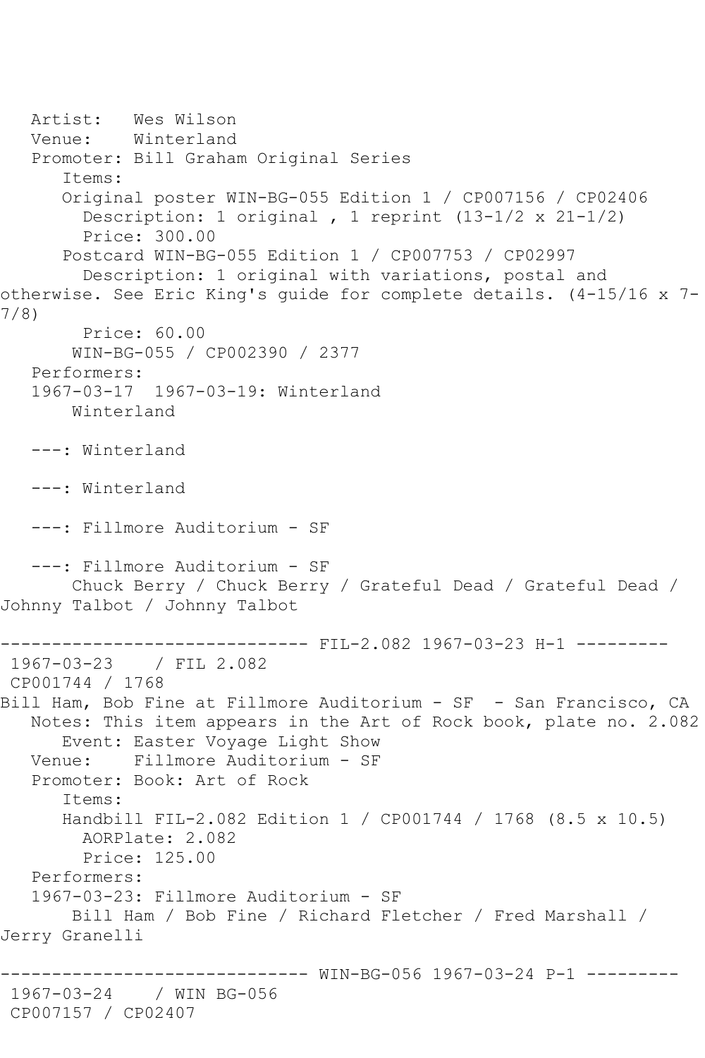Artist: Wes Wilson
Venue: Winterland
Promoter: Bill Graham Original Series
Items:
Original poster WIN-BG-055 Edition 1 / CP007156 / CP02406
Description: 1 original , 1 reprint (13-1/2 x 21-1/2)
Price: 300.00
Postcard WIN-BG-055 Edition 1 / CP007753 / CP02997
Description: 1 original with variations, postal and otherwise. See Eric King's guide for complete details. (4-15/16 x 7-7/8)
Price: 60.00
WIN-BG-055 / CP002390 / 2377
Performers:
1967-03-17 1967-03-19: Winterland
Winterland

---: Winterland

---: Winterland

---: Fillmore Auditorium - SF

---: Fillmore Auditorium - SF
Chuck Berry / Chuck Berry / Grateful Dead / Grateful Dead / Johnny Talbot / Johnny Talbot

------------------------------ FIL-2.082 1967-03-23 H-1 ---------
1967-03-23 / FIL 2.082
CP001744 / 1768
Bill Ham, Bob Fine at Fillmore Auditorium - SF - San Francisco, CA
Notes: This item appears in the Art of Rock book, plate no. 2.082
Event: Easter Voyage Light Show
Venue: Fillmore Auditorium - SF
Promoter: Book: Art of Rock
Items:
Handbill FIL-2.082 Edition 1 / CP001744 / 1768 (8.5 x 10.5)
AORPlate: 2.082
Price: 125.00
Performers:
1967-03-23: Fillmore Auditorium - SF
Bill Ham / Bob Fine / Richard Fletcher / Fred Marshall / Jerry Granelli

------------------------------ WIN-BG-056 1967-03-24 P-1 ---------
1967-03-24 / WIN BG-056
CP007157 / CP02407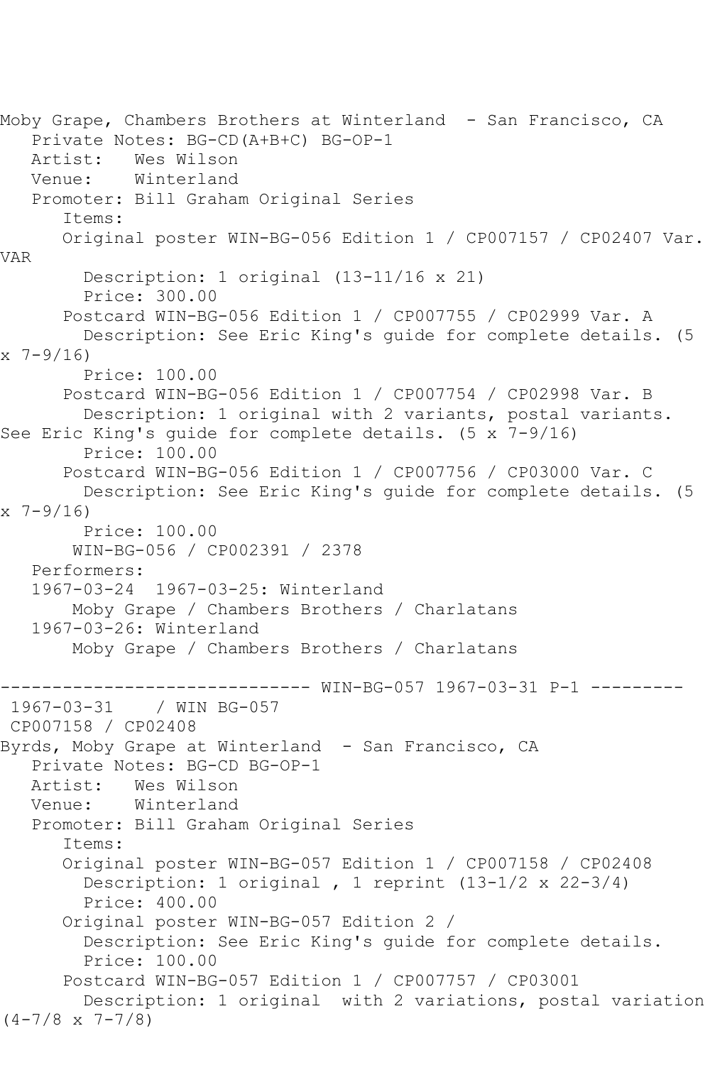Moby Grape, Chambers Brothers at Winterland - San Francisco, CA
Private Notes: BG-CD(A+B+C) BG-OP-1
Artist: Wes Wilson
Venue: Winterland
Promoter: Bill Graham Original Series
Items:
Original poster WIN-BG-056 Edition 1 / CP007157 / CP02407 Var. VAR
Description: 1 original (13-11/16 x 21)
Price: 300.00
Postcard WIN-BG-056 Edition 1 / CP007755 / CP02999 Var. A
Description: See Eric King's guide for complete details. (5 x 7-9/16)
Price: 100.00
Postcard WIN-BG-056 Edition 1 / CP007754 / CP02998 Var. B
Description: 1 original with 2 variants, postal variants. See Eric King's guide for complete details. (5 x 7-9/16)
Price: 100.00
Postcard WIN-BG-056 Edition 1 / CP007756 / CP03000 Var. C
Description: See Eric King's guide for complete details. (5 x 7-9/16)
Price: 100.00
WIN-BG-056 / CP002391 / 2378
Performers:
1967-03-24 1967-03-25: Winterland
Moby Grape / Chambers Brothers / Charlatans
1967-03-26: Winterland
Moby Grape / Chambers Brothers / Charlatans

------------------------------ WIN-BG-057 1967-03-31 P-1 ---------
1967-03-31 / WIN BG-057
CP007158 / CP02408
Byrds, Moby Grape at Winterland - San Francisco, CA
Private Notes: BG-CD BG-OP-1
Artist: Wes Wilson
Venue: Winterland
Promoter: Bill Graham Original Series
Items:
Original poster WIN-BG-057 Edition 1 / CP007158 / CP02408
Description: 1 original , 1 reprint (13-1/2 x 22-3/4)
Price: 400.00
Original poster WIN-BG-057 Edition 2 /
Description: See Eric King's guide for complete details.
Price: 100.00
Postcard WIN-BG-057 Edition 1 / CP007757 / CP03001
Description: 1 original with 2 variations, postal variation (4-7/8 x 7-7/8)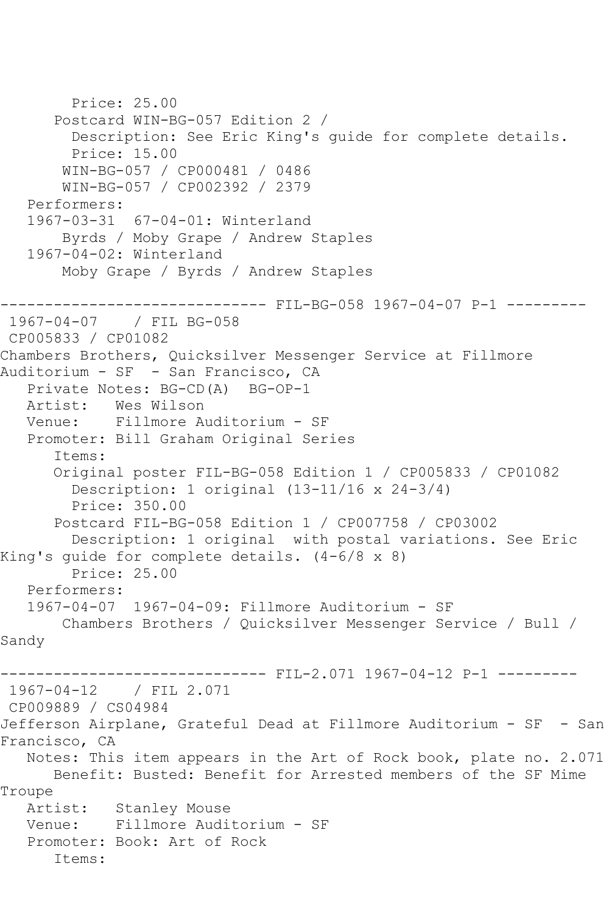Price: 25.00
      Postcard WIN-BG-057 Edition 2 /
        Description: See Eric King's guide for complete details.
        Price: 15.00
       WIN-BG-057 / CP000481 / 0486
       WIN-BG-057 / CP002392 / 2379
   Performers:
   1967-03-31  67-04-01: Winterland
       Byrds / Moby Grape / Andrew Staples
   1967-04-02: Winterland
       Moby Grape / Byrds / Andrew Staples

------------------------------ FIL-BG-058 1967-04-07 P-1 ---------
 1967-04-07    / FIL BG-058
 CP005833 / CP01082
Chambers Brothers, Quicksilver Messenger Service at Fillmore Auditorium - SF  - San Francisco, CA
   Private Notes: BG-CD(A)  BG-OP-1
   Artist:   Wes Wilson
   Venue:    Fillmore Auditorium - SF
   Promoter: Bill Graham Original Series
      Items:
      Original poster FIL-BG-058 Edition 1 / CP005833 / CP01082
        Description: 1 original (13-11/16 x 24-3/4)
        Price: 350.00
      Postcard FIL-BG-058 Edition 1 / CP007758 / CP03002
        Description: 1 original  with postal variations. See Eric King's guide for complete details. (4-6/8 x 8)
        Price: 25.00
   Performers:
   1967-04-07  1967-04-09: Fillmore Auditorium - SF
       Chambers Brothers / Quicksilver Messenger Service / Bull / Sandy

------------------------------ FIL-2.071 1967-04-12 P-1 ---------
 1967-04-12    / FIL 2.071
 CP009889 / CS04984
Jefferson Airplane, Grateful Dead at Fillmore Auditorium - SF  - San Francisco, CA
   Notes: This item appears in the Art of Rock book, plate no. 2.071
      Benefit: Busted: Benefit for Arrested members of the SF Mime Troupe
   Artist:   Stanley Mouse
   Venue:    Fillmore Auditorium - SF
   Promoter: Book: Art of Rock
      Items: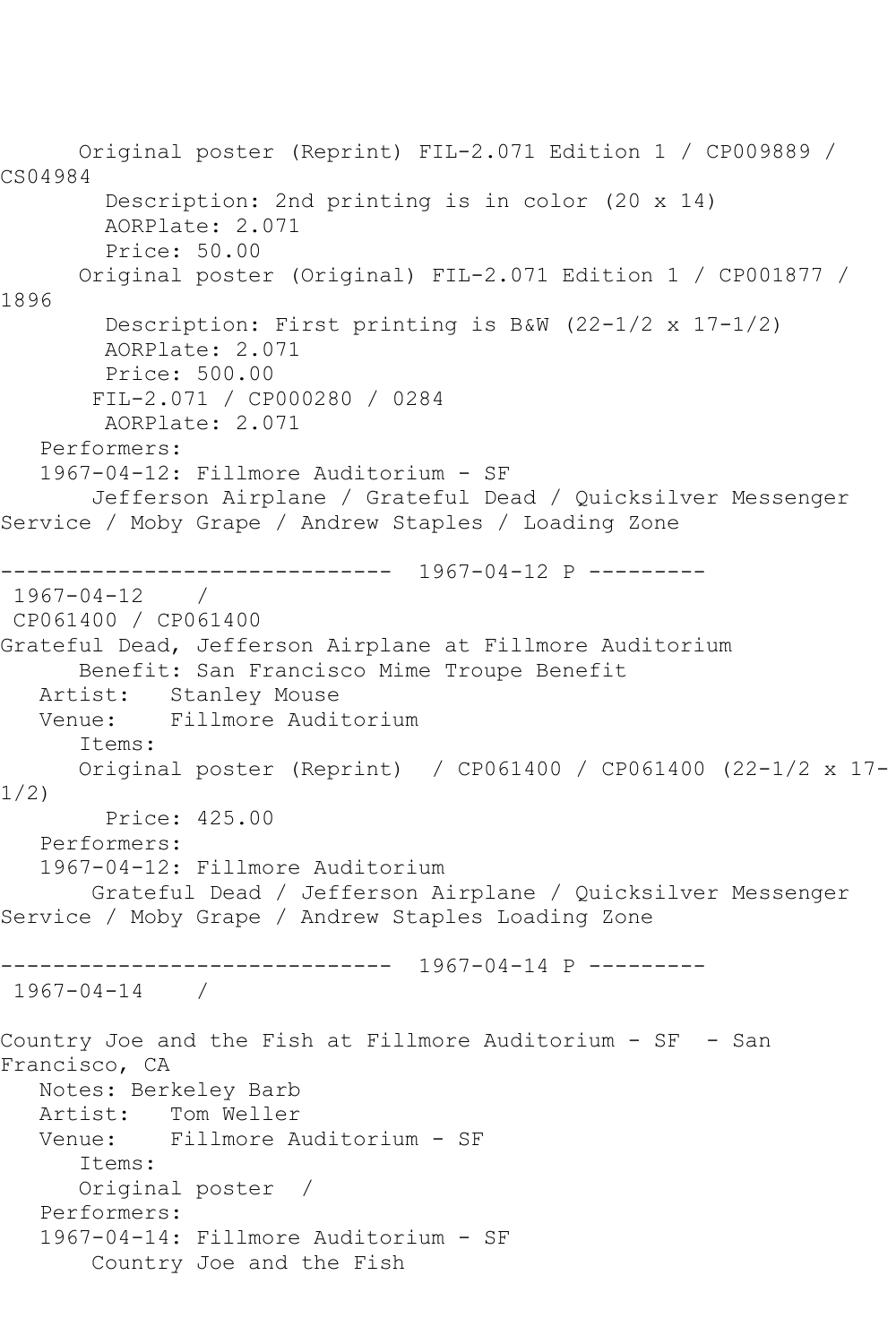Original poster (Reprint) FIL-2.071 Edition 1 / CP009889 / CS04984
  Description: 2nd printing is in color (20 x 14)
  AORPlate: 2.071
  Price: 50.00
Original poster (Original) FIL-2.071 Edition 1 / CP001877 / 1896
  Description: First printing is B&W (22-1/2 x 17-1/2)
  AORPlate: 2.071
  Price: 500.00
FIL-2.071 / CP000280 / 0284
  AORPlate: 2.071

Performers:
1967-04-12: Fillmore Auditorium - SF
Jefferson Airplane / Grateful Dead / Quicksilver Messenger Service / Moby Grape / Andrew Staples / Loading Zone

------------------------------ 1967-04-12 P ---------

1967-04-12 /
CP061400 / CP061400
Grateful Dead, Jefferson Airplane at Fillmore Auditorium
Benefit: San Francisco Mime Troupe Benefit
Artist: Stanley Mouse
Venue: Fillmore Auditorium
Items:
Original poster (Reprint) / CP061400 / CP061400 (22-1/2 x 17-1/2)
  Price: 425.00

Performers:
1967-04-12: Fillmore Auditorium
Grateful Dead / Jefferson Airplane / Quicksilver Messenger Service / Moby Grape / Andrew Staples Loading Zone

------------------------------ 1967-04-14 P ---------

1967-04-14 /

Country Joe and the Fish at Fillmore Auditorium - SF - San Francisco, CA
Notes: Berkeley Barb
Artist: Tom Weller
Venue: Fillmore Auditorium - SF
Items:
Original poster /

Performers:
1967-04-14: Fillmore Auditorium - SF
Country Joe and the Fish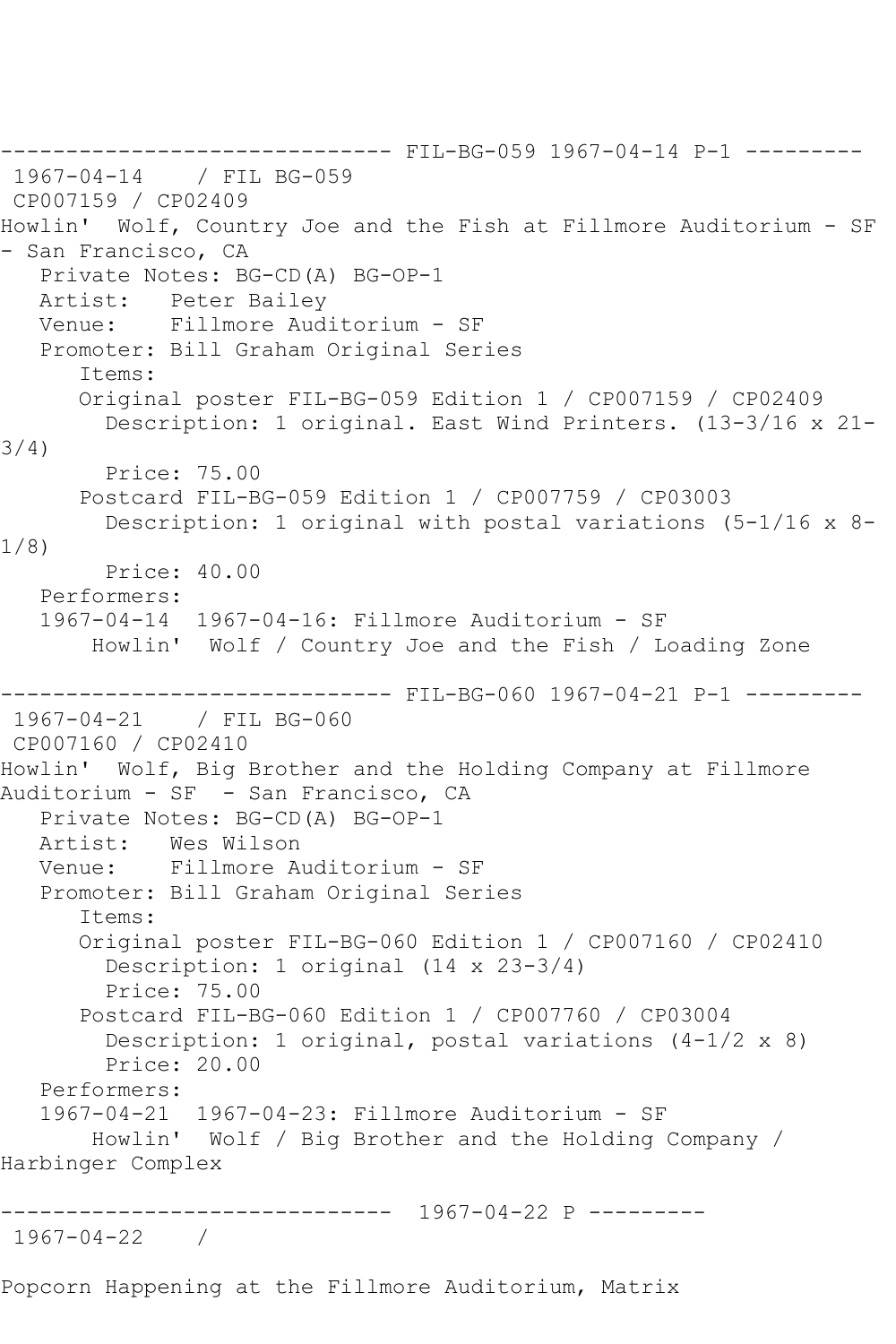------------------------------ FIL-BG-059 1967-04-14 P-1 ---------

1967-04-14 / FIL BG-059

CP007159 / CP02409

Howlin' Wolf, Country Joe and the Fish at Fillmore Auditorium - SF - San Francisco, CA

Private Notes: BG-CD(A) BG-OP-1

Artist: Peter Bailey

Venue: Fillmore Auditorium - SF

Promoter: Bill Graham Original Series

Items:

Original poster FIL-BG-059 Edition 1 / CP007159 / CP02409

Description: 1 original. East Wind Printers. (13-3/16 x 21-3/4)

Price: 75.00

Postcard FIL-BG-059 Edition 1 / CP007759 / CP03003

Description: 1 original with postal variations (5-1/16 x 8-1/8)

Price: 40.00

Performers:

1967-04-14 1967-04-16: Fillmore Auditorium - SF

Howlin' Wolf / Country Joe and the Fish / Loading Zone

------------------------------ FIL-BG-060 1967-04-21 P-1 ---------

1967-04-21 / FIL BG-060

CP007160 / CP02410

Howlin' Wolf, Big Brother and the Holding Company at Fillmore Auditorium - SF - San Francisco, CA

Private Notes: BG-CD(A) BG-OP-1

Artist: Wes Wilson

Venue: Fillmore Auditorium - SF

Promoter: Bill Graham Original Series

Items:

Original poster FIL-BG-060 Edition 1 / CP007160 / CP02410

Description: 1 original (14 x 23-3/4)

Price: 75.00

Postcard FIL-BG-060 Edition 1 / CP007760 / CP03004

Description: 1 original, postal variations (4-1/2 x 8)

Price: 20.00

Performers:

1967-04-21 1967-04-23: Fillmore Auditorium - SF

Howlin' Wolf / Big Brother and the Holding Company / Harbinger Complex

------------------------------ 1967-04-22 P ---------

1967-04-22 /

Popcorn Happening at the Fillmore Auditorium, Matrix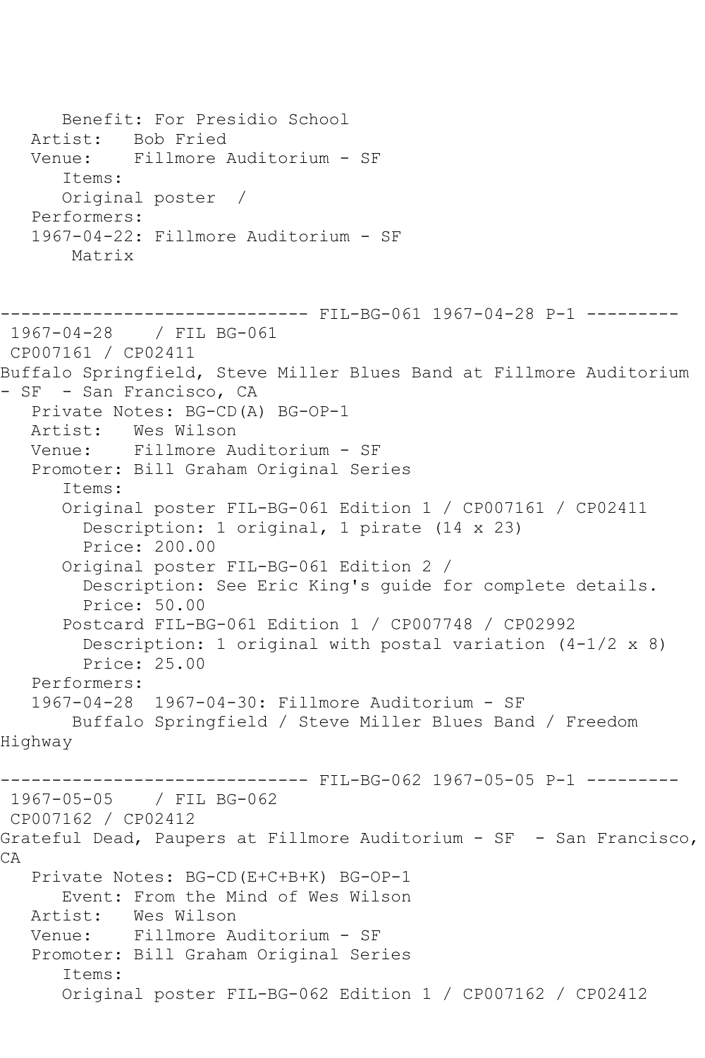```
      Benefit: For Presidio School
   Artist:   Bob Fried
   Venue:    Fillmore Auditorium - SF
      Items:
      Original poster  /
   Performers:
   1967-04-22: Fillmore Auditorium - SF
       Matrix


------------------------------ FIL-BG-061 1967-04-28 P-1 ---------
 1967-04-28    / FIL BG-061
 CP007161 / CP02411
Buffalo Springfield, Steve Miller Blues Band at Fillmore Auditorium
- SF  - San Francisco, CA
   Private Notes: BG-CD(A) BG-OP-1
   Artist:   Wes Wilson
   Venue:    Fillmore Auditorium - SF
   Promoter: Bill Graham Original Series
      Items:
      Original poster FIL-BG-061 Edition 1 / CP007161 / CP02411
        Description: 1 original, 1 pirate (14 x 23)
        Price: 200.00
      Original poster FIL-BG-061 Edition 2 /
        Description: See Eric King's guide for complete details.
        Price: 50.00
      Postcard FIL-BG-061 Edition 1 / CP007748 / CP02992
        Description: 1 original with postal variation (4-1/2 x 8)
        Price: 25.00
   Performers:
   1967-04-28  1967-04-30: Fillmore Auditorium - SF
       Buffalo Springfield / Steve Miller Blues Band / Freedom
Highway

------------------------------ FIL-BG-062 1967-05-05 P-1 ---------
 1967-05-05    / FIL BG-062
 CP007162 / CP02412
Grateful Dead, Paupers at Fillmore Auditorium - SF  - San Francisco,
CA
   Private Notes: BG-CD(E+C+B+K) BG-OP-1
      Event: From the Mind of Wes Wilson
   Artist:   Wes Wilson
   Venue:    Fillmore Auditorium - SF
   Promoter: Bill Graham Original Series
      Items:
      Original poster FIL-BG-062 Edition 1 / CP007162 / CP02412
```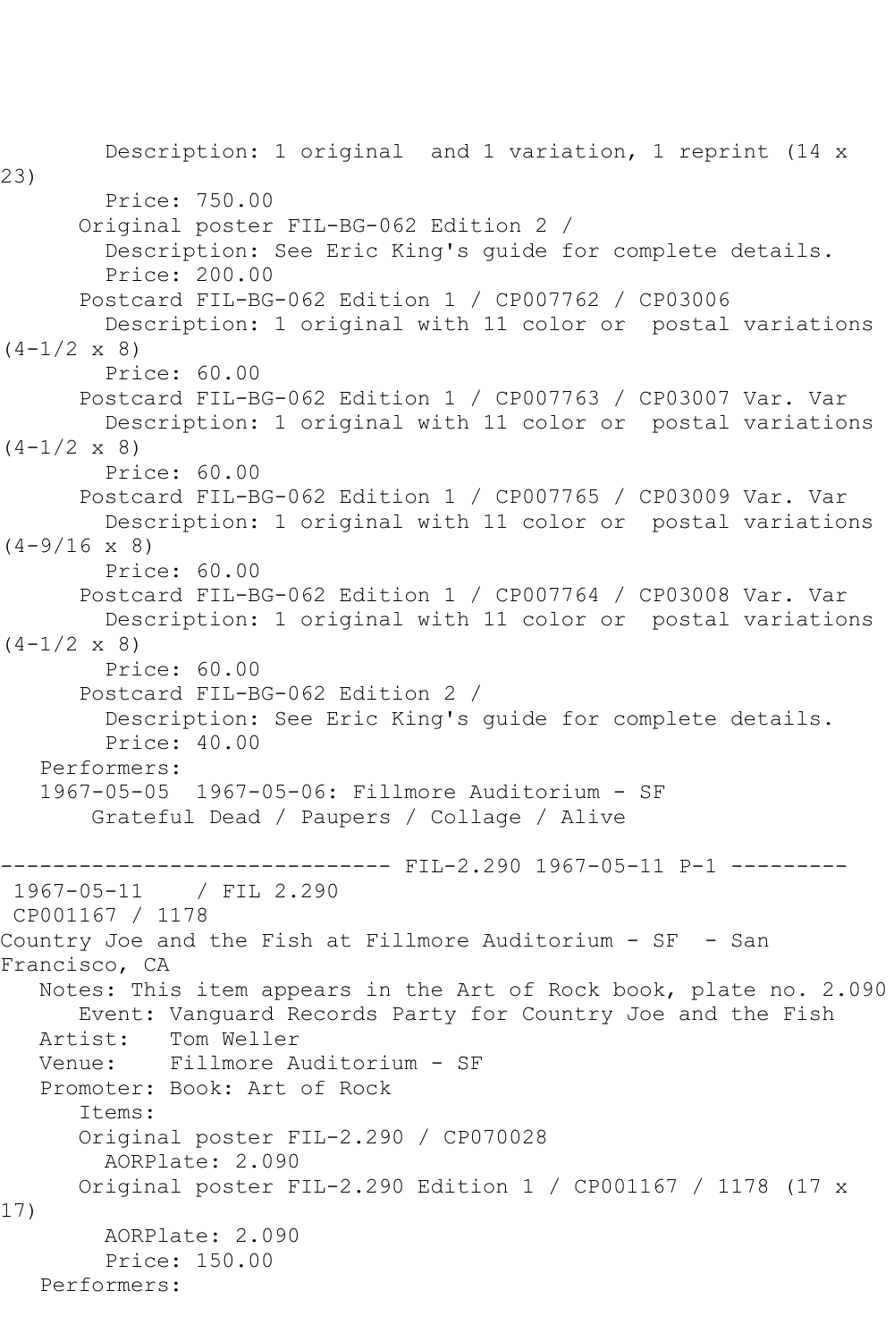```
        Description: 1 original  and 1 variation, 1 reprint (14 x
23)
        Price: 750.00
      Original poster FIL-BG-062 Edition 2 /
        Description: See Eric King's guide for complete details.
        Price: 200.00
      Postcard FIL-BG-062 Edition 1 / CP007762 / CP03006
        Description: 1 original with 11 color or  postal variations
(4-1/2 x 8)
        Price: 60.00
      Postcard FIL-BG-062 Edition 1 / CP007763 / CP03007 Var. Var
        Description: 1 original with 11 color or  postal variations
(4-1/2 x 8)
        Price: 60.00
      Postcard FIL-BG-062 Edition 1 / CP007765 / CP03009 Var. Var
        Description: 1 original with 11 color or  postal variations
(4-9/16 x 8)
        Price: 60.00
      Postcard FIL-BG-062 Edition 1 / CP007764 / CP03008 Var. Var
        Description: 1 original with 11 color or  postal variations
(4-1/2 x 8)
        Price: 60.00
      Postcard FIL-BG-062 Edition 2 /
        Description: See Eric King's guide for complete details.
        Price: 40.00
   Performers:
   1967-05-05  1967-05-06: Fillmore Auditorium - SF
       Grateful Dead / Paupers / Collage / Alive

------------------------------ FIL-2.290 1967-05-11 P-1 ---------
 1967-05-11    / FIL 2.290
 CP001167 / 1178
Country Joe and the Fish at Fillmore Auditorium - SF  - San
Francisco, CA
   Notes: This item appears in the Art of Rock book, plate no. 2.090
      Event: Vanguard Records Party for Country Joe and the Fish
   Artist:   Tom Weller
   Venue:    Fillmore Auditorium - SF
   Promoter: Book: Art of Rock
      Items:
      Original poster FIL-2.290 / CP070028
        AORPlate: 2.090
      Original poster FIL-2.290 Edition 1 / CP001167 / 1178 (17 x
17)
        AORPlate: 2.090
        Price: 150.00
   Performers:
```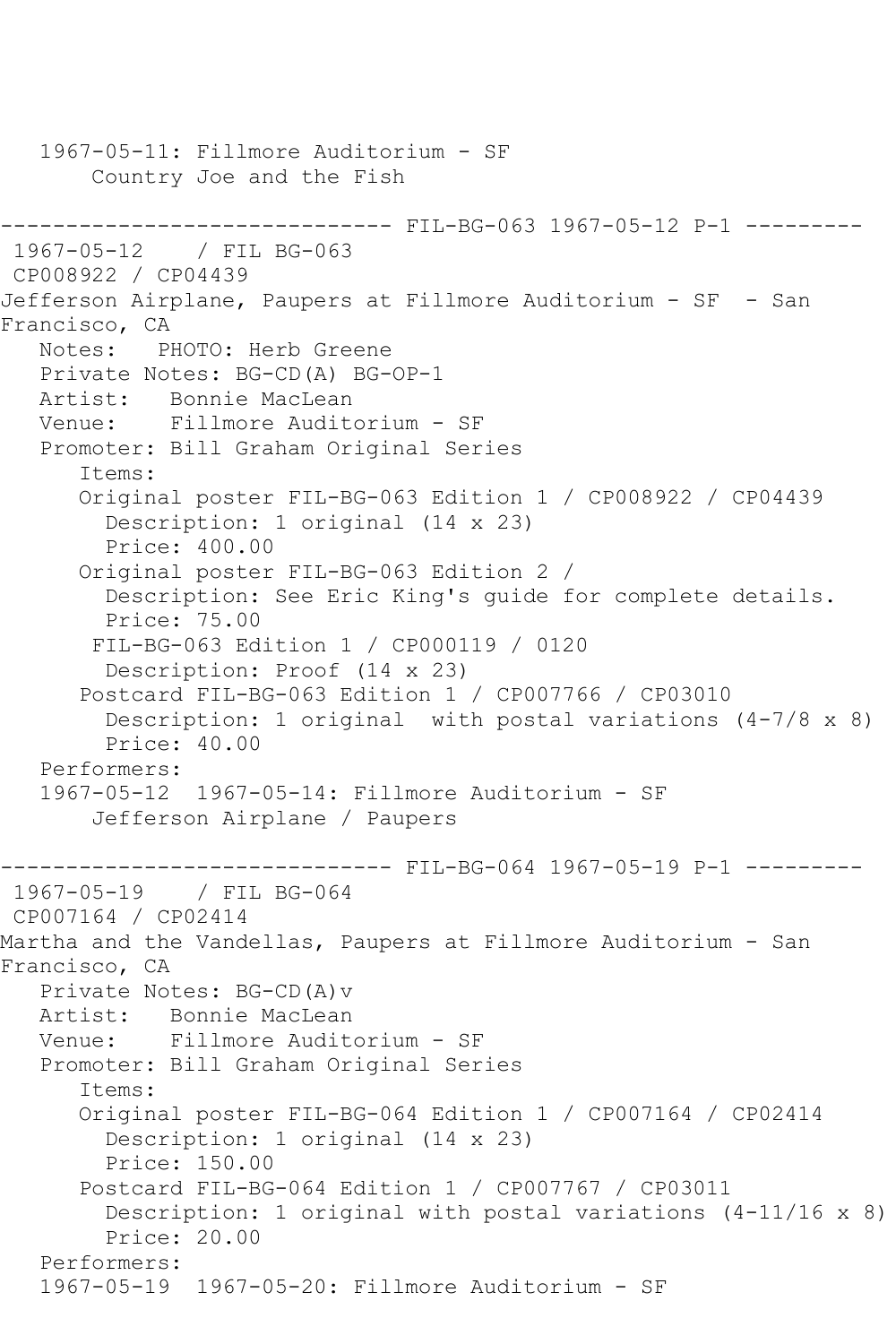1967-05-11: Fillmore Auditorium - SF
Country Joe and the Fish

------------------------------ FIL-BG-063 1967-05-12 P-1 ---------

1967-05-12 / FIL BG-063
CP008922 / CP04439
Jefferson Airplane, Paupers at Fillmore Auditorium - SF - San Francisco, CA

Notes: PHOTO: Herb Greene
Private Notes: BG-CD(A) BG-OP-1
Artist: Bonnie MacLean
Venue: Fillmore Auditorium - SF
Promoter: Bill Graham Original Series

Items:

- Original poster FIL-BG-063 Edition 1 / CP008922 / CP04439
  - Description: 1 original (14 x 23)
  - Price: 400.00
- Original poster FIL-BG-063 Edition 2 /
  - Description: See Eric King's guide for complete details.
  - Price: 75.00
- FIL-BG-063 Edition 1 / CP000119 / 0120
  - Description: Proof (14 x 23)
- Postcard FIL-BG-063 Edition 1 / CP007766 / CP03010
  - Description: 1 original with postal variations (4-7/8 x 8)
  - Price: 40.00

Performers:
1967-05-12 1967-05-14: Fillmore Auditorium - SF
Jefferson Airplane / Paupers

------------------------------ FIL-BG-064 1967-05-19 P-1 ---------

1967-05-19 / FIL BG-064
CP007164 / CP02414
Martha and the Vandellas, Paupers at Fillmore Auditorium - San Francisco, CA

Private Notes: BG-CD(A)v
Artist: Bonnie MacLean
Venue: Fillmore Auditorium - SF
Promoter: Bill Graham Original Series

Items:

- Original poster FIL-BG-064 Edition 1 / CP007164 / CP02414
  - Description: 1 original (14 x 23)
  - Price: 150.00
- Postcard FIL-BG-064 Edition 1 / CP007767 / CP03011
  - Description: 1 original with postal variations (4-11/16 x 8)
  - Price: 20.00

Performers:
1967-05-19 1967-05-20: Fillmore Auditorium - SF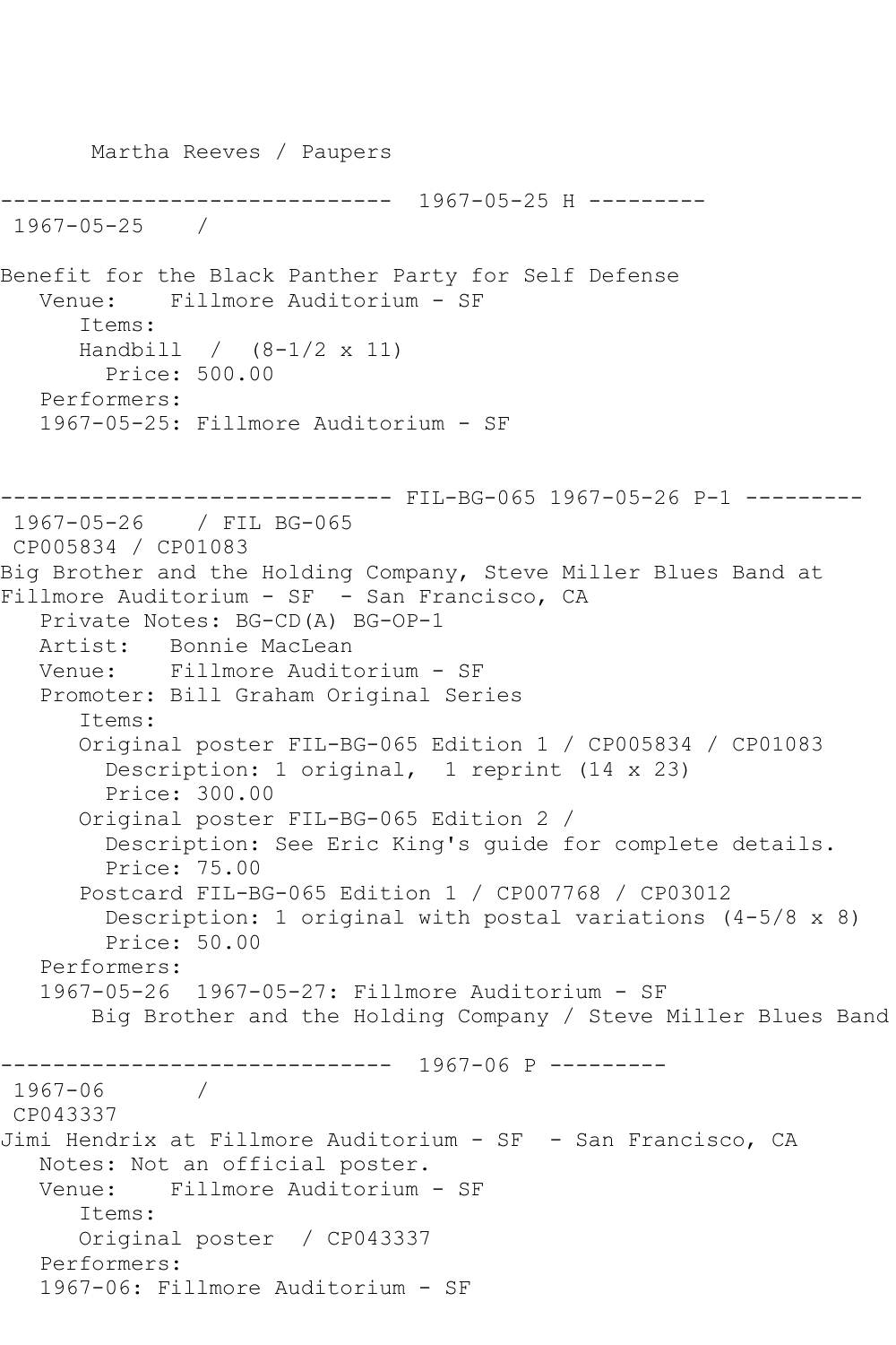Martha Reeves / Paupers

------------------------------ 1967-05-25 H ---------

1967-05-25 /

Benefit for the Black Panther Party for Self Defense

Venue: Fillmore Auditorium - SF

Items:

Handbill / (8-1/2 x 11)

Price: 500.00

Performers:

1967-05-25: Fillmore Auditorium - SF

------------------------------ FIL-BG-065 1967-05-26 P-1 ---------

1967-05-26 / FIL BG-065

CP005834 / CP01083

Big Brother and the Holding Company, Steve Miller Blues Band at Fillmore Auditorium - SF - San Francisco, CA

Private Notes: BG-CD(A) BG-OP-1

Artist: Bonnie MacLean

Venue: Fillmore Auditorium - SF

Promoter: Bill Graham Original Series

Items:

Original poster FIL-BG-065 Edition 1 / CP005834 / CP01083

Description: 1 original, 1 reprint (14 x 23)

Price: 300.00

Original poster FIL-BG-065 Edition 2 /

Description: See Eric King's guide for complete details.

Price: 75.00

Postcard FIL-BG-065 Edition 1 / CP007768 / CP03012

Description: 1 original with postal variations (4-5/8 x 8)

Price: 50.00

Performers:

1967-05-26 1967-05-27: Fillmore Auditorium - SF

Big Brother and the Holding Company / Steve Miller Blues Band

------------------------------ 1967-06 P ---------

1967-06 /

CP043337

Jimi Hendrix at Fillmore Auditorium - SF - San Francisco, CA

Notes: Not an official poster.

Venue: Fillmore Auditorium - SF

Items:

Original poster / CP043337

Performers:

1967-06: Fillmore Auditorium - SF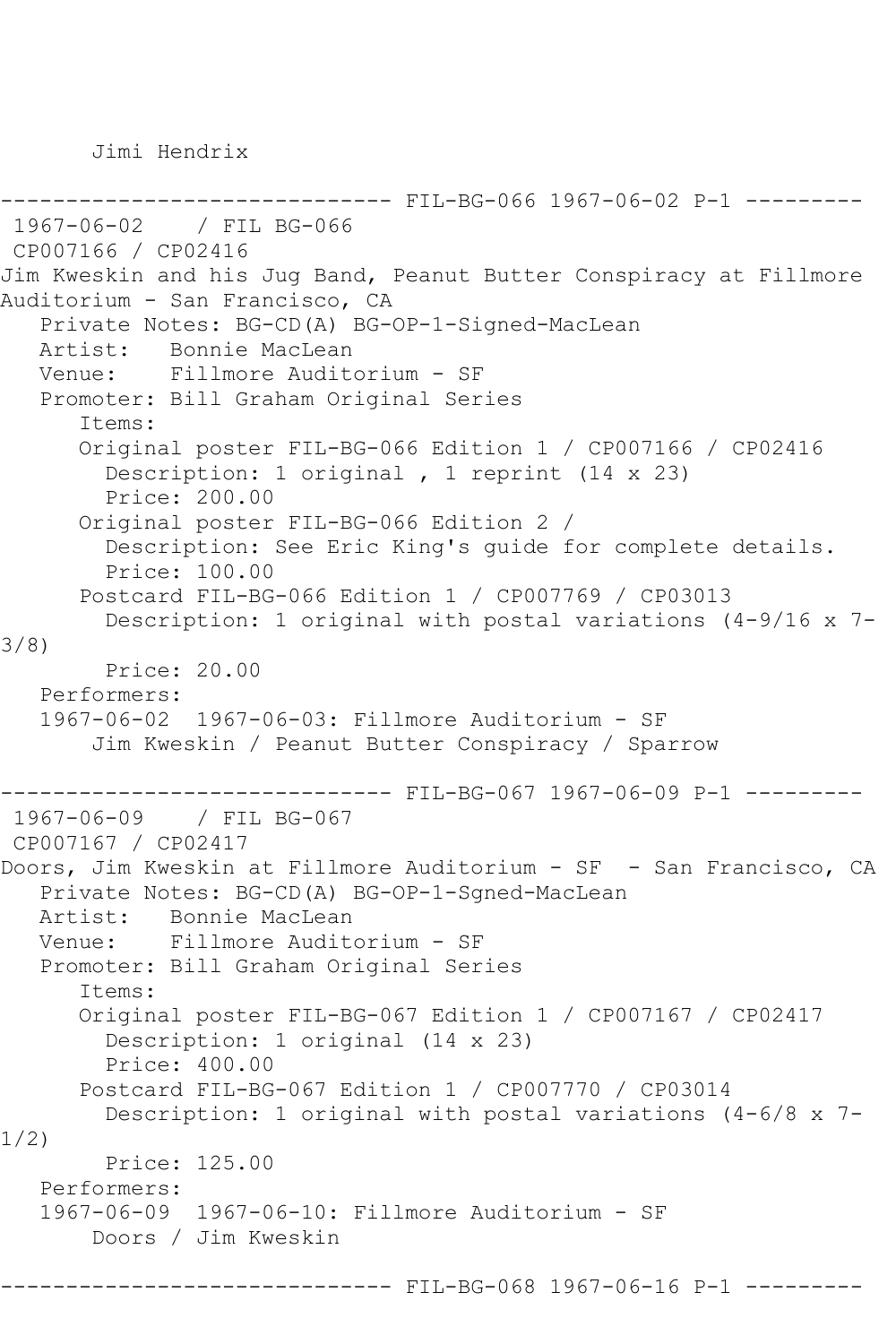Jimi Hendrix

------------------------------ FIL-BG-066 1967-06-02 P-1 ---------

1967-06-02 / FIL BG-066
CP007166 / CP02416
Jim Kweskin and his Jug Band, Peanut Butter Conspiracy at Fillmore Auditorium - San Francisco, CA

Private Notes: BG-CD(A) BG-OP-1-Signed-MacLean
Artist: Bonnie MacLean
Venue: Fillmore Auditorium - SF
Promoter: Bill Graham Original Series

Items:

Original poster FIL-BG-066 Edition 1 / CP007166 / CP02416
Description: 1 original , 1 reprint (14 x 23)
Price: 200.00

Original poster FIL-BG-066 Edition 2 /
Description: See Eric King's guide for complete details.
Price: 100.00

Postcard FIL-BG-066 Edition 1 / CP007769 / CP03013
Description: 1 original with postal variations (4-9/16 x 7-3/8)
Price: 20.00

Performers:
1967-06-02 1967-06-03: Fillmore Auditorium - SF
Jim Kweskin / Peanut Butter Conspiracy / Sparrow

------------------------------ FIL-BG-067 1967-06-09 P-1 ---------

1967-06-09 / FIL BG-067
CP007167 / CP02417
Doors, Jim Kweskin at Fillmore Auditorium - SF - San Francisco, CA

Private Notes: BG-CD(A) BG-OP-1-Sgned-MacLean
Artist: Bonnie MacLean
Venue: Fillmore Auditorium - SF
Promoter: Bill Graham Original Series

Items:

Original poster FIL-BG-067 Edition 1 / CP007167 / CP02417
Description: 1 original (14 x 23)
Price: 400.00

Postcard FIL-BG-067 Edition 1 / CP007770 / CP03014
Description: 1 original with postal variations (4-6/8 x 7-1/2)
Price: 125.00

Performers:
1967-06-09 1967-06-10: Fillmore Auditorium - SF
Doors / Jim Kweskin

------------------------------ FIL-BG-068 1967-06-16 P-1 ---------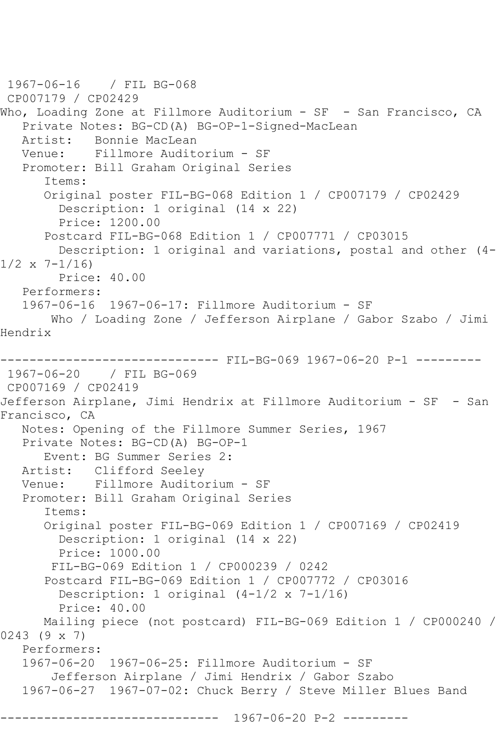1967-06-16 / FIL BG-068
CP007179 / CP02429
Who, Loading Zone at Fillmore Auditorium - SF - San Francisco, CA
Private Notes: BG-CD(A) BG-OP-1-Signed-MacLean
Artist: Bonnie MacLean
Venue: Fillmore Auditorium - SF
Promoter: Bill Graham Original Series
Items:
Original poster FIL-BG-068 Edition 1 / CP007179 / CP02429
Description: 1 original (14 x 22)
Price: 1200.00
Postcard FIL-BG-068 Edition 1 / CP007771 / CP03015
Description: 1 original and variations, postal and other (4-1/2 x 7-1/16)
Price: 40.00
Performers:
1967-06-16 1967-06-17: Fillmore Auditorium - SF
Who / Loading Zone / Jefferson Airplane / Gabor Szabo / Jimi Hendrix

------------------------------ FIL-BG-069 1967-06-20 P-1 ---------

1967-06-20 / FIL BG-069
CP007169 / CP02419
Jefferson Airplane, Jimi Hendrix at Fillmore Auditorium - SF - San Francisco, CA
Notes: Opening of the Fillmore Summer Series, 1967
Private Notes: BG-CD(A) BG-OP-1
Event: BG Summer Series 2:
Artist: Clifford Seeley
Venue: Fillmore Auditorium - SF
Promoter: Bill Graham Original Series
Items:
Original poster FIL-BG-069 Edition 1 / CP007169 / CP02419
Description: 1 original (14 x 22)
Price: 1000.00
FIL-BG-069 Edition 1 / CP000239 / 0242
Postcard FIL-BG-069 Edition 1 / CP007772 / CP03016
Description: 1 original (4-1/2 x 7-1/16)
Price: 40.00
Mailing piece (not postcard) FIL-BG-069 Edition 1 / CP000240 / 0243 (9 x 7)
Performers:
1967-06-20 1967-06-25: Fillmore Auditorium - SF
Jefferson Airplane / Jimi Hendrix / Gabor Szabo
1967-06-27 1967-07-02: Chuck Berry / Steve Miller Blues Band

------------------------------ 1967-06-20 P-2 ---------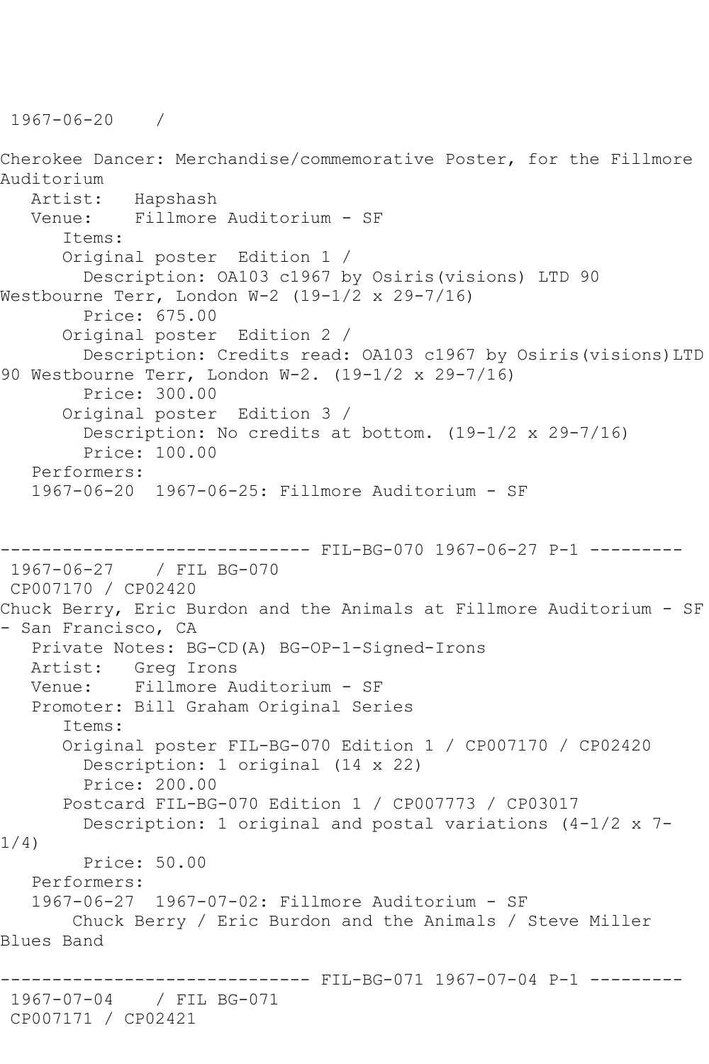1967-06-20 /

Cherokee Dancer: Merchandise/commemorative Poster, for the Fillmore Auditorium

Artist: Hapshash

Venue: Fillmore Auditorium - SF

Items:

Original poster Edition 1 /

Description: OA103 c1967 by Osiris(visions) LTD 90 Westbourne Terr, London W-2 (19-1/2 x 29-7/16)

Price: 675.00

Original poster Edition 2 /

Description: Credits read: OA103 c1967 by Osiris(visions)LTD 90 Westbourne Terr, London W-2. (19-1/2 x 29-7/16)

Price: 300.00

Original poster Edition 3 /

Description: No credits at bottom. (19-1/2 x 29-7/16)

Price: 100.00

Performers:

1967-06-20 1967-06-25: Fillmore Auditorium - SF

------------------------------ FIL-BG-070 1967-06-27 P-1 ---------

1967-06-27 / FIL BG-070

CP007170 / CP02420

Chuck Berry, Eric Burdon and the Animals at Fillmore Auditorium - SF - San Francisco, CA

Private Notes: BG-CD(A) BG-OP-1-Signed-Irons

Artist: Greg Irons

Venue: Fillmore Auditorium - SF

Promoter: Bill Graham Original Series

Items:

Original poster FIL-BG-070 Edition 1 / CP007170 / CP02420

Description: 1 original (14 x 22)

Price: 200.00

Postcard FIL-BG-070 Edition 1 / CP007773 / CP03017

Description: 1 original and postal variations (4-1/2 x 7-1/4)

Price: 50.00

Performers:

1967-06-27 1967-07-02: Fillmore Auditorium - SF

Chuck Berry / Eric Burdon and the Animals / Steve Miller Blues Band

------------------------------ FIL-BG-071 1967-07-04 P-1 ---------

1967-07-04 / FIL BG-071

CP007171 / CP02421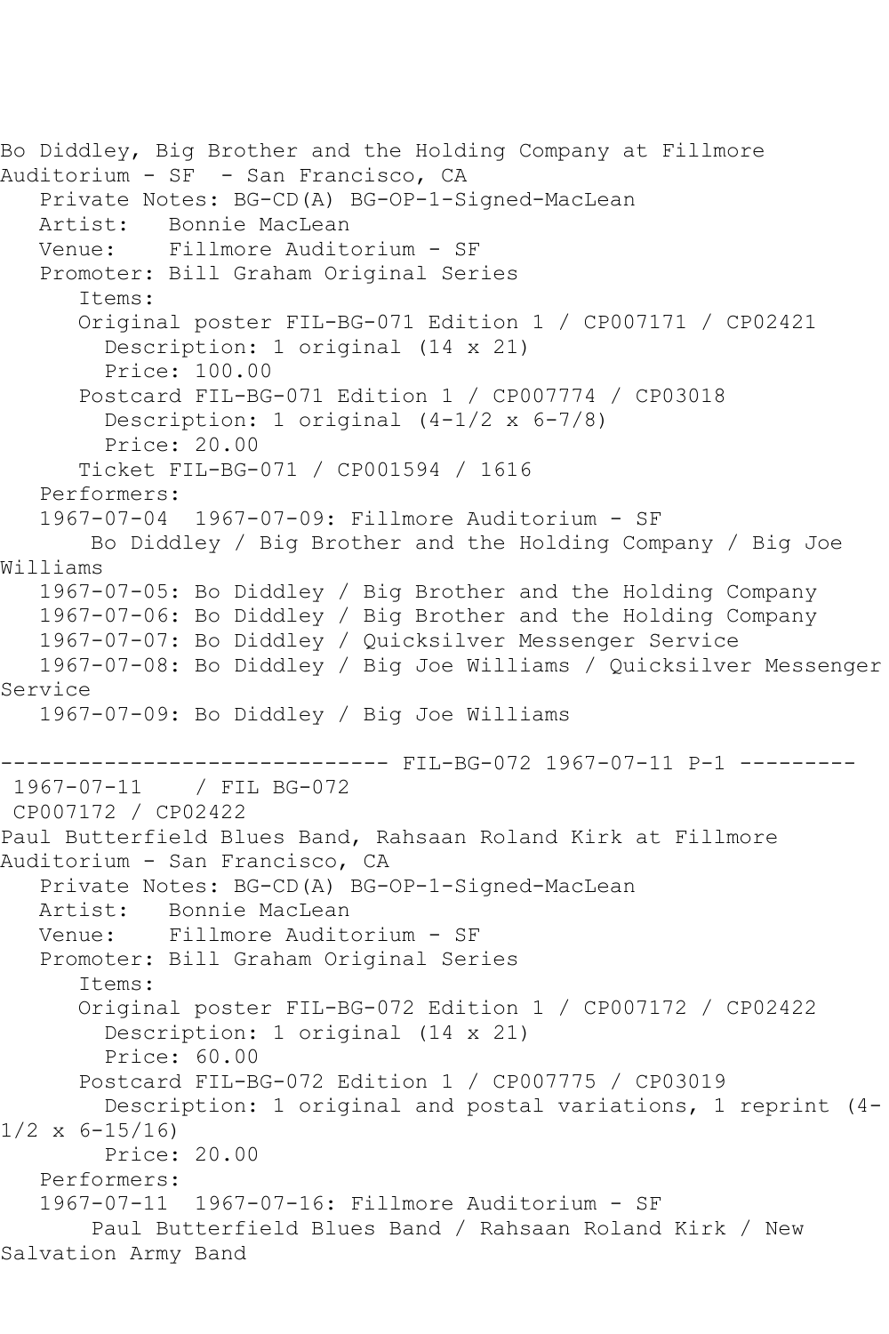Bo Diddley, Big Brother and the Holding Company at Fillmore Auditorium - SF - San Francisco, CA

Private Notes: BG-CD(A) BG-OP-1-Signed-MacLean
Artist: Bonnie MacLean
Venue: Fillmore Auditorium - SF
Promoter: Bill Graham Original Series
Items:
Original poster FIL-BG-071 Edition 1 / CP007171 / CP02421
Description: 1 original (14 x 21)
Price: 100.00
Postcard FIL-BG-071 Edition 1 / CP007774 / CP03018
Description: 1 original (4-1/2 x 6-7/8)
Price: 20.00
Ticket FIL-BG-071 / CP001594 / 1616
Performers:
1967-07-04 1967-07-09: Fillmore Auditorium - SF
Bo Diddley / Big Brother and the Holding Company / Big Joe Williams
1967-07-05: Bo Diddley / Big Brother and the Holding Company
1967-07-06: Bo Diddley / Big Brother and the Holding Company
1967-07-07: Bo Diddley / Quicksilver Messenger Service
1967-07-08: Bo Diddley / Big Joe Williams / Quicksilver Messenger Service
1967-07-09: Bo Diddley / Big Joe Williams

------------------------------ FIL-BG-072 1967-07-11 P-1 ---------

1967-07-11 / FIL BG-072
CP007172 / CP02422

Paul Butterfield Blues Band, Rahsaan Roland Kirk at Fillmore Auditorium - San Francisco, CA

Private Notes: BG-CD(A) BG-OP-1-Signed-MacLean
Artist: Bonnie MacLean
Venue: Fillmore Auditorium - SF
Promoter: Bill Graham Original Series
Items:
Original poster FIL-BG-072 Edition 1 / CP007172 / CP02422
Description: 1 original (14 x 21)
Price: 60.00
Postcard FIL-BG-072 Edition 1 / CP007775 / CP03019
Description: 1 original and postal variations, 1 reprint (4-1/2 x 6-15/16)
Price: 20.00
Performers:
1967-07-11 1967-07-16: Fillmore Auditorium - SF
Paul Butterfield Blues Band / Rahsaan Roland Kirk / New Salvation Army Band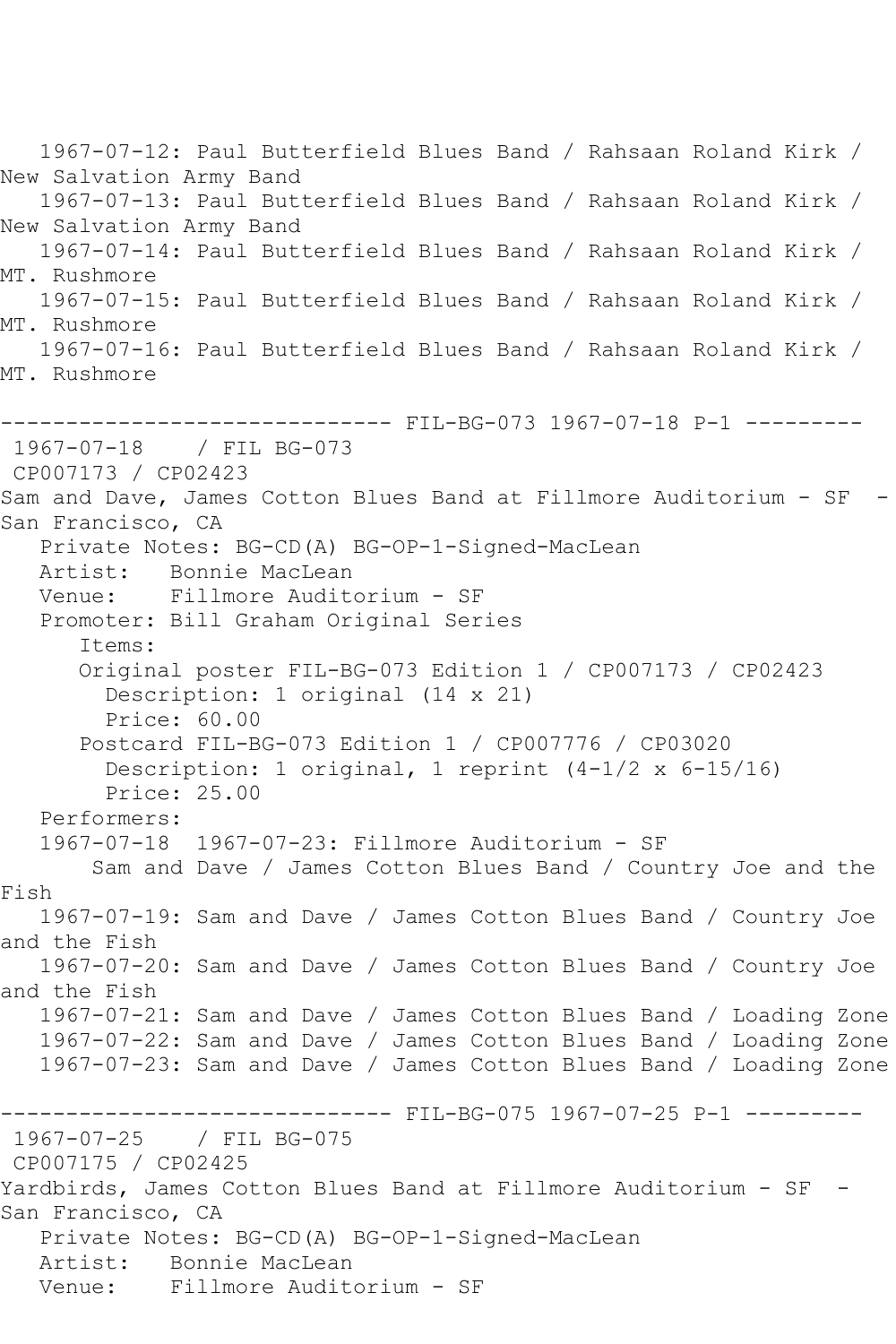1967-07-12: Paul Butterfield Blues Band / Rahsaan Roland Kirk / New Salvation Army Band
1967-07-13: Paul Butterfield Blues Band / Rahsaan Roland Kirk / New Salvation Army Band
1967-07-14: Paul Butterfield Blues Band / Rahsaan Roland Kirk / MT. Rushmore
1967-07-15: Paul Butterfield Blues Band / Rahsaan Roland Kirk / MT. Rushmore
1967-07-16: Paul Butterfield Blues Band / Rahsaan Roland Kirk / MT. Rushmore

------------------------------ FIL-BG-073 1967-07-18 P-1 ---------

1967-07-18 / FIL BG-073
CP007173 / CP02423
Sam and Dave, James Cotton Blues Band at Fillmore Auditorium - SF - San Francisco, CA

Private Notes: BG-CD(A) BG-OP-1-Signed-MacLean
Artist: Bonnie MacLean
Venue: Fillmore Auditorium - SF
Promoter: Bill Graham Original Series

Items:

Original poster FIL-BG-073 Edition 1 / CP007173 / CP02423
Description: 1 original (14 x 21)
Price: 60.00

Postcard FIL-BG-073 Edition 1 / CP007776 / CP03020
Description: 1 original, 1 reprint (4-1/2 x 6-15/16)
Price: 25.00

Performers:

1967-07-18 1967-07-23: Fillmore Auditorium - SF
Sam and Dave / James Cotton Blues Band / Country Joe and the Fish
1967-07-19: Sam and Dave / James Cotton Blues Band / Country Joe and the Fish
1967-07-20: Sam and Dave / James Cotton Blues Band / Country Joe and the Fish
1967-07-21: Sam and Dave / James Cotton Blues Band / Loading Zone
1967-07-22: Sam and Dave / James Cotton Blues Band / Loading Zone
1967-07-23: Sam and Dave / James Cotton Blues Band / Loading Zone

------------------------------ FIL-BG-075 1967-07-25 P-1 ---------

1967-07-25 / FIL BG-075
CP007175 / CP02425
Yardbirds, James Cotton Blues Band at Fillmore Auditorium - SF - San Francisco, CA

Private Notes: BG-CD(A) BG-OP-1-Signed-MacLean
Artist: Bonnie MacLean
Venue: Fillmore Auditorium - SF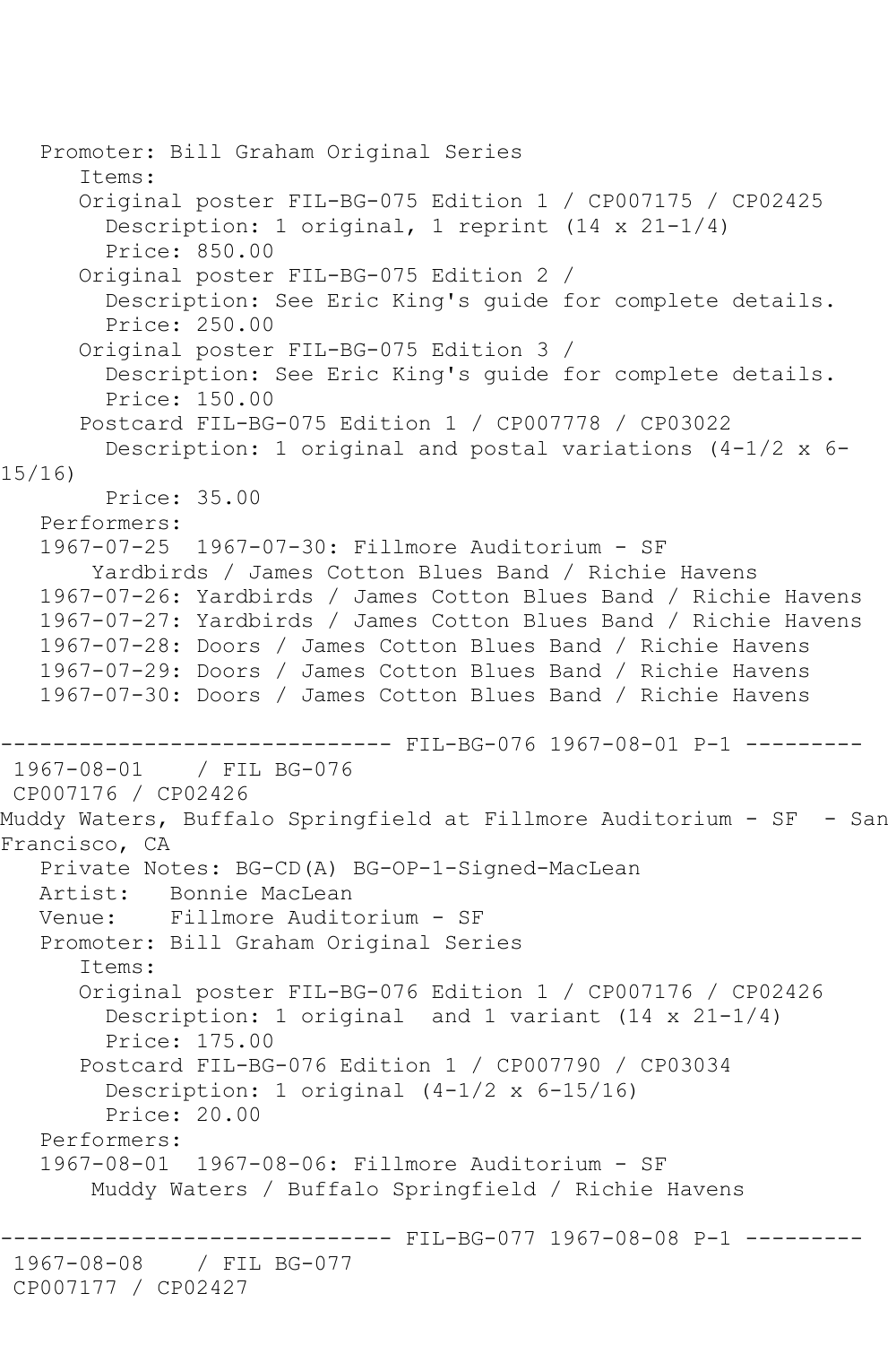Promoter: Bill Graham Original Series
Items:
Original poster FIL-BG-075 Edition 1 / CP007175 / CP02425
Description: 1 original, 1 reprint (14 x 21-1/4)
Price: 850.00
Original poster FIL-BG-075 Edition 2 /
Description: See Eric King's guide for complete details.
Price: 250.00
Original poster FIL-BG-075 Edition 3 /
Description: See Eric King's guide for complete details.
Price: 150.00
Postcard FIL-BG-075 Edition 1 / CP007778 / CP03022
Description: 1 original and postal variations (4-1/2 x 6-15/16)
Price: 35.00
Performers:
1967-07-25 1967-07-30: Fillmore Auditorium - SF
Yardbirds / James Cotton Blues Band / Richie Havens
1967-07-26: Yardbirds / James Cotton Blues Band / Richie Havens
1967-07-27: Yardbirds / James Cotton Blues Band / Richie Havens
1967-07-28: Doors / James Cotton Blues Band / Richie Havens
1967-07-29: Doors / James Cotton Blues Band / Richie Havens
1967-07-30: Doors / James Cotton Blues Band / Richie Havens

------------------------------ FIL-BG-076 1967-08-01 P-1 ---------

1967-08-01 / FIL BG-076
CP007176 / CP02426
Muddy Waters, Buffalo Springfield at Fillmore Auditorium - SF - San Francisco, CA
Private Notes: BG-CD(A) BG-OP-1-Signed-MacLean
Artist: Bonnie MacLean
Venue: Fillmore Auditorium - SF
Promoter: Bill Graham Original Series
Items:
Original poster FIL-BG-076 Edition 1 / CP007176 / CP02426
Description: 1 original and 1 variant (14 x 21-1/4)
Price: 175.00
Postcard FIL-BG-076 Edition 1 / CP007790 / CP03034
Description: 1 original (4-1/2 x 6-15/16)
Price: 20.00
Performers:
1967-08-01 1967-08-06: Fillmore Auditorium - SF
Muddy Waters / Buffalo Springfield / Richie Havens

------------------------------ FIL-BG-077 1967-08-08 P-1 ---------

1967-08-08 / FIL BG-077
CP007177 / CP02427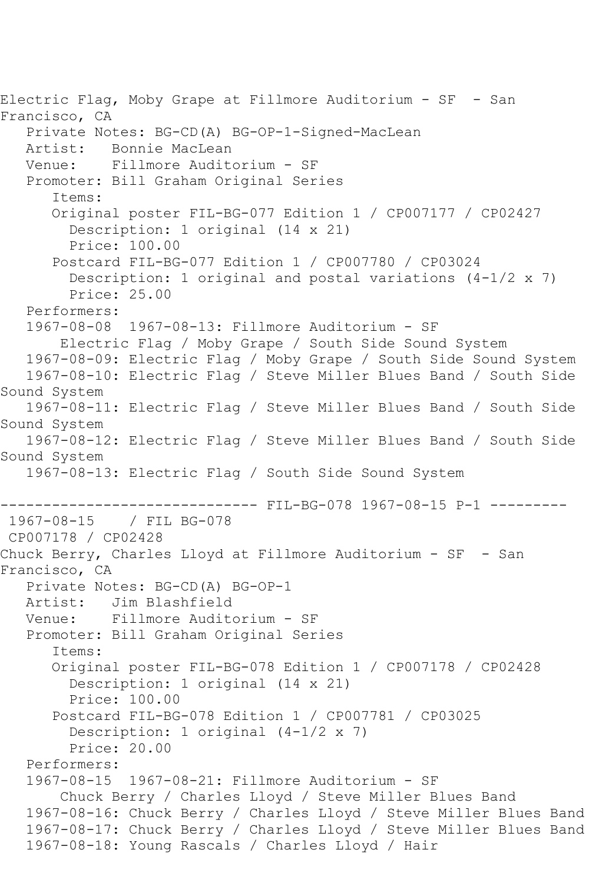Electric Flag, Moby Grape at Fillmore Auditorium - SF - San Francisco, CA
   Private Notes: BG-CD(A) BG-OP-1-Signed-MacLean
   Artist: Bonnie MacLean
   Venue: Fillmore Auditorium - SF
   Promoter: Bill Graham Original Series
      Items:
      Original poster FIL-BG-077 Edition 1 / CP007177 / CP02427
        Description: 1 original (14 x 21)
        Price: 100.00
      Postcard FIL-BG-077 Edition 1 / CP007780 / CP03024
        Description: 1 original and postal variations (4-1/2 x 7)
        Price: 25.00
   Performers:
   1967-08-08 1967-08-13: Fillmore Auditorium - SF
       Electric Flag / Moby Grape / South Side Sound System
   1967-08-09: Electric Flag / Moby Grape / South Side Sound System
   1967-08-10: Electric Flag / Steve Miller Blues Band / South Side Sound System
   1967-08-11: Electric Flag / Steve Miller Blues Band / South Side Sound System
   1967-08-12: Electric Flag / Steve Miller Blues Band / South Side Sound System
   1967-08-13: Electric Flag / South Side Sound System

------------------------------ FIL-BG-078 1967-08-15 P-1 ---------
1967-08-15 / FIL BG-078
CP007178 / CP02428
Chuck Berry, Charles Lloyd at Fillmore Auditorium - SF - San Francisco, CA
   Private Notes: BG-CD(A) BG-OP-1
   Artist: Jim Blashfield
   Venue: Fillmore Auditorium - SF
   Promoter: Bill Graham Original Series
      Items:
      Original poster FIL-BG-078 Edition 1 / CP007178 / CP02428
        Description: 1 original (14 x 21)
        Price: 100.00
      Postcard FIL-BG-078 Edition 1 / CP007781 / CP03025
        Description: 1 original (4-1/2 x 7)
        Price: 20.00
   Performers:
   1967-08-15 1967-08-21: Fillmore Auditorium - SF
       Chuck Berry / Charles Lloyd / Steve Miller Blues Band
   1967-08-16: Chuck Berry / Charles Lloyd / Steve Miller Blues Band
   1967-08-17: Chuck Berry / Charles Lloyd / Steve Miller Blues Band
   1967-08-18: Young Rascals / Charles Lloyd / Hair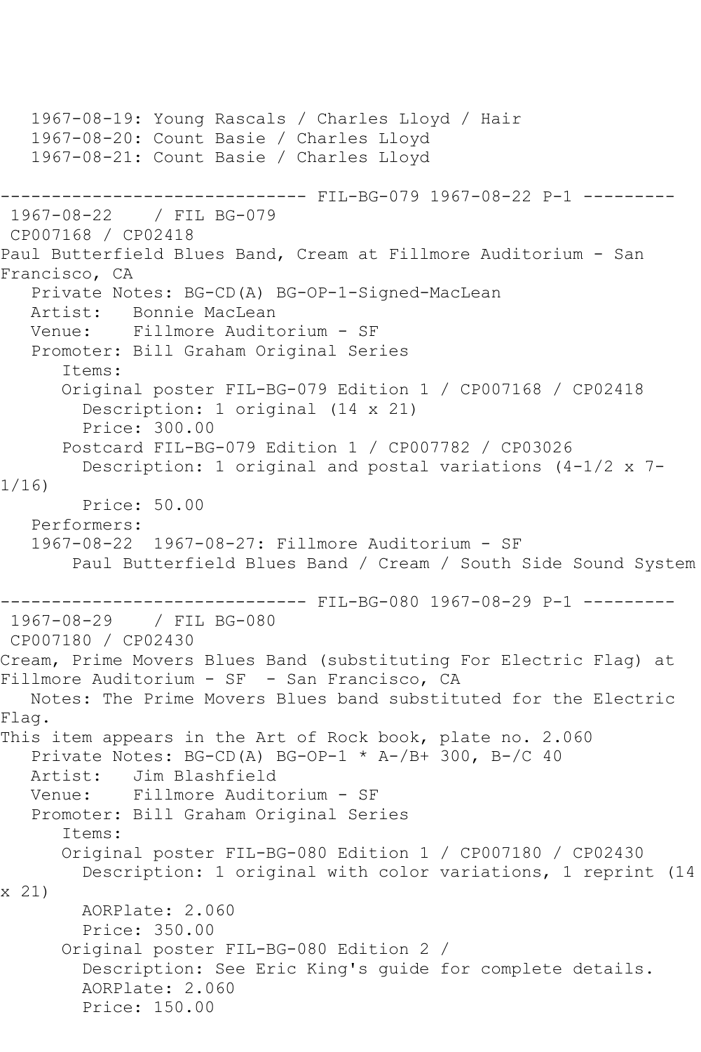1967-08-19: Young Rascals / Charles Lloyd / Hair
1967-08-20: Count Basie / Charles Lloyd
1967-08-21: Count Basie / Charles Lloyd

------------------------------ FIL-BG-079 1967-08-22 P-1 ---------

1967-08-22 / FIL BG-079
CP007168 / CP02418

Paul Butterfield Blues Band, Cream at Fillmore Auditorium - San Francisco, CA

Private Notes: BG-CD(A) BG-OP-1-Signed-MacLean
Artist: Bonnie MacLean
Venue: Fillmore Auditorium - SF
Promoter: Bill Graham Original Series

Items:

Original poster FIL-BG-079 Edition 1 / CP007168 / CP02418
Description: 1 original (14 x 21)
Price: 300.00

Postcard FIL-BG-079 Edition 1 / CP007782 / CP03026
Description: 1 original and postal variations (4-1/2 x 7-1/16)
Price: 50.00

Performers:
1967-08-22 1967-08-27: Fillmore Auditorium - SF
Paul Butterfield Blues Band / Cream / South Side Sound System

------------------------------ FIL-BG-080 1967-08-29 P-1 ---------

1967-08-29 / FIL BG-080
CP007180 / CP02430

Cream, Prime Movers Blues Band (substituting For Electric Flag) at Fillmore Auditorium - SF - San Francisco, CA

Notes: The Prime Movers Blues band substituted for the Electric Flag.
This item appears in the Art of Rock book, plate no. 2.060

Private Notes: BG-CD(A) BG-OP-1 * A-/B+ 300, B-/C 40
Artist: Jim Blashfield
Venue: Fillmore Auditorium - SF
Promoter: Bill Graham Original Series

Items:

Original poster FIL-BG-080 Edition 1 / CP007180 / CP02430
Description: 1 original with color variations, 1 reprint (14 x 21)
AORPlate: 2.060
Price: 350.00

Original poster FIL-BG-080 Edition 2 /
Description: See Eric King's guide for complete details.
AORPlate: 2.060
Price: 150.00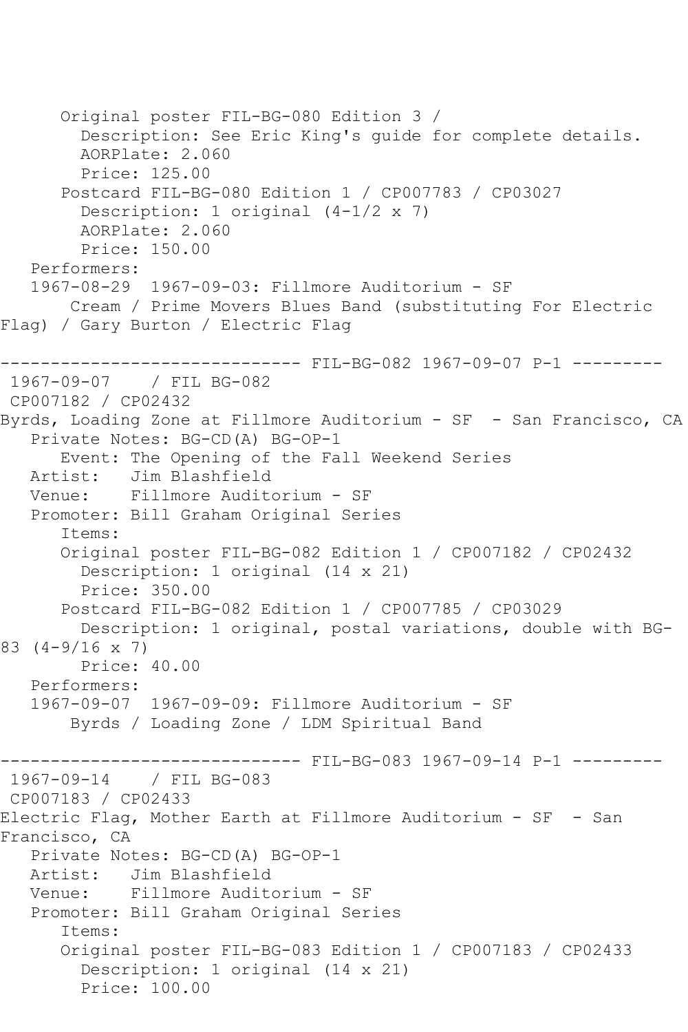```
      Original poster FIL-BG-080 Edition 3 / 
        Description: See Eric King's guide for complete details.
        AORPlate: 2.060 
        Price: 125.00
      Postcard FIL-BG-080 Edition 1 / CP007783 / CP03027
        Description: 1 original (4-1/2 x 7)
        AORPlate: 2.060 
        Price: 150.00
   Performers:
   1967-08-29  1967-09-03: Fillmore Auditorium - SF
       Cream / Prime Movers Blues Band (substituting For Electric 
Flag) / Gary Burton / Electric Flag

------------------------------ FIL-BG-082 1967-09-07 P-1 ---------
 1967-09-07    / FIL BG-082
 CP007182 / CP02432
Byrds, Loading Zone at Fillmore Auditorium - SF  - San Francisco, CA
   Private Notes: BG-CD(A) BG-OP-1
      Event: The Opening of the Fall Weekend Series
   Artist:   Jim Blashfield
   Venue:    Fillmore Auditorium - SF
   Promoter: Bill Graham Original Series
      Items:
      Original poster FIL-BG-082 Edition 1 / CP007182 / CP02432
        Description: 1 original (14 x 21)
        Price: 350.00
      Postcard FIL-BG-082 Edition 1 / CP007785 / CP03029
        Description: 1 original, postal variations, double with BG-
83 (4-9/16 x 7)
        Price: 40.00
   Performers:
   1967-09-07  1967-09-09: Fillmore Auditorium - SF
       Byrds / Loading Zone / LDM Spiritual Band

------------------------------ FIL-BG-083 1967-09-14 P-1 ---------
 1967-09-14    / FIL BG-083
 CP007183 / CP02433
Electric Flag, Mother Earth at Fillmore Auditorium - SF  - San 
Francisco, CA
   Private Notes: BG-CD(A) BG-OP-1
   Artist:   Jim Blashfield
   Venue:    Fillmore Auditorium - SF
   Promoter: Bill Graham Original Series
      Items:
      Original poster FIL-BG-083 Edition 1 / CP007183 / CP02433
        Description: 1 original (14 x 21)
        Price: 100.00
```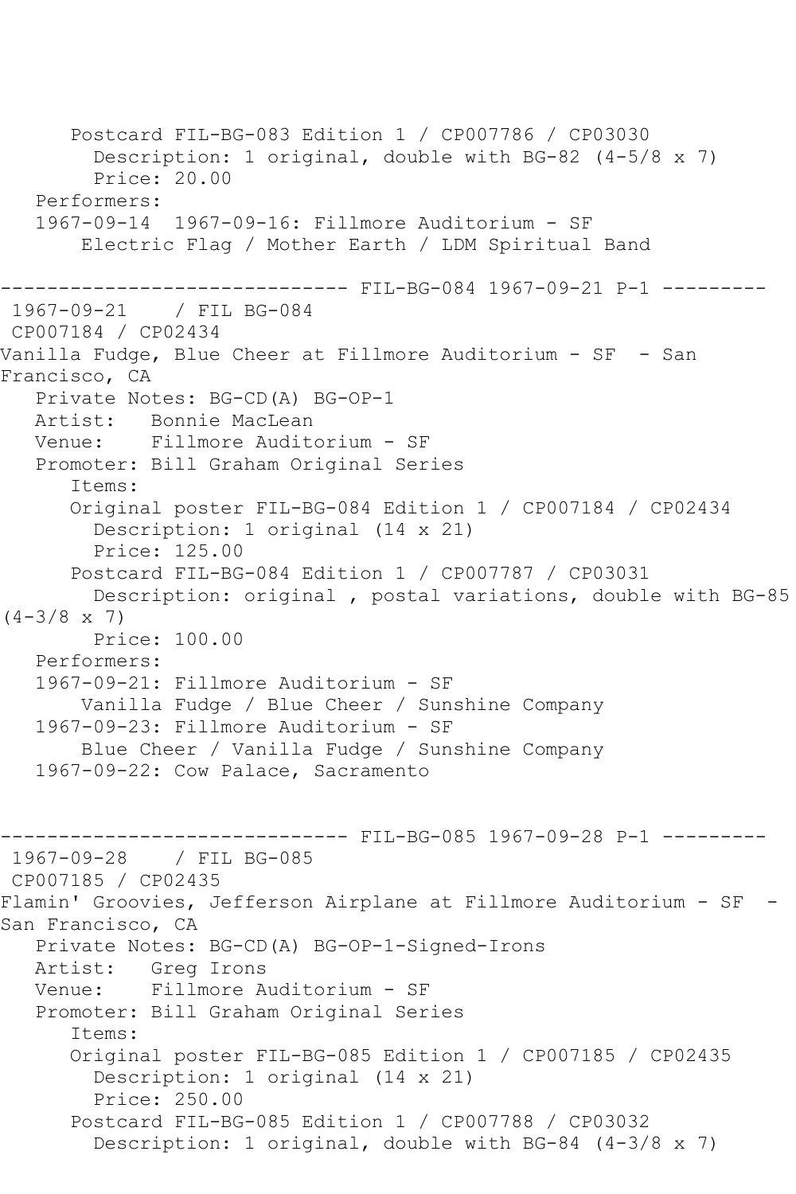```
      Postcard FIL-BG-083 Edition 1 / CP007786 / CP03030
        Description: 1 original, double with BG-82 (4-5/8 x 7)
        Price: 20.00
   Performers:
   1967-09-14  1967-09-16: Fillmore Auditorium - SF
       Electric Flag / Mother Earth / LDM Spiritual Band

------------------------------ FIL-BG-084 1967-09-21 P-1 ---------
 1967-09-21    / FIL BG-084
 CP007184 / CP02434
Vanilla Fudge, Blue Cheer at Fillmore Auditorium - SF  - San 
Francisco, CA
   Private Notes: BG-CD(A) BG-OP-1
   Artist:   Bonnie MacLean
   Venue:    Fillmore Auditorium - SF
   Promoter: Bill Graham Original Series
      Items:
      Original poster FIL-BG-084 Edition 1 / CP007184 / CP02434
        Description: 1 original (14 x 21)
        Price: 125.00
      Postcard FIL-BG-084 Edition 1 / CP007787 / CP03031
        Description: original , postal variations, double with BG-85 
(4-3/8 x 7)
        Price: 100.00
   Performers:
   1967-09-21: Fillmore Auditorium - SF
       Vanilla Fudge / Blue Cheer / Sunshine Company
   1967-09-23: Fillmore Auditorium - SF
       Blue Cheer / Vanilla Fudge / Sunshine Company
   1967-09-22: Cow Palace, Sacramento


------------------------------ FIL-BG-085 1967-09-28 P-1 ---------
 1967-09-28    / FIL BG-085
 CP007185 / CP02435
Flamin' Groovies, Jefferson Airplane at Fillmore Auditorium - SF  - 
San Francisco, CA
   Private Notes: BG-CD(A) BG-OP-1-Signed-Irons
   Artist:   Greg Irons
   Venue:    Fillmore Auditorium - SF
   Promoter: Bill Graham Original Series
      Items:
      Original poster FIL-BG-085 Edition 1 / CP007185 / CP02435
        Description: 1 original (14 x 21)
        Price: 250.00
      Postcard FIL-BG-085 Edition 1 / CP007788 / CP03032
        Description: 1 original, double with BG-84 (4-3/8 x 7)
```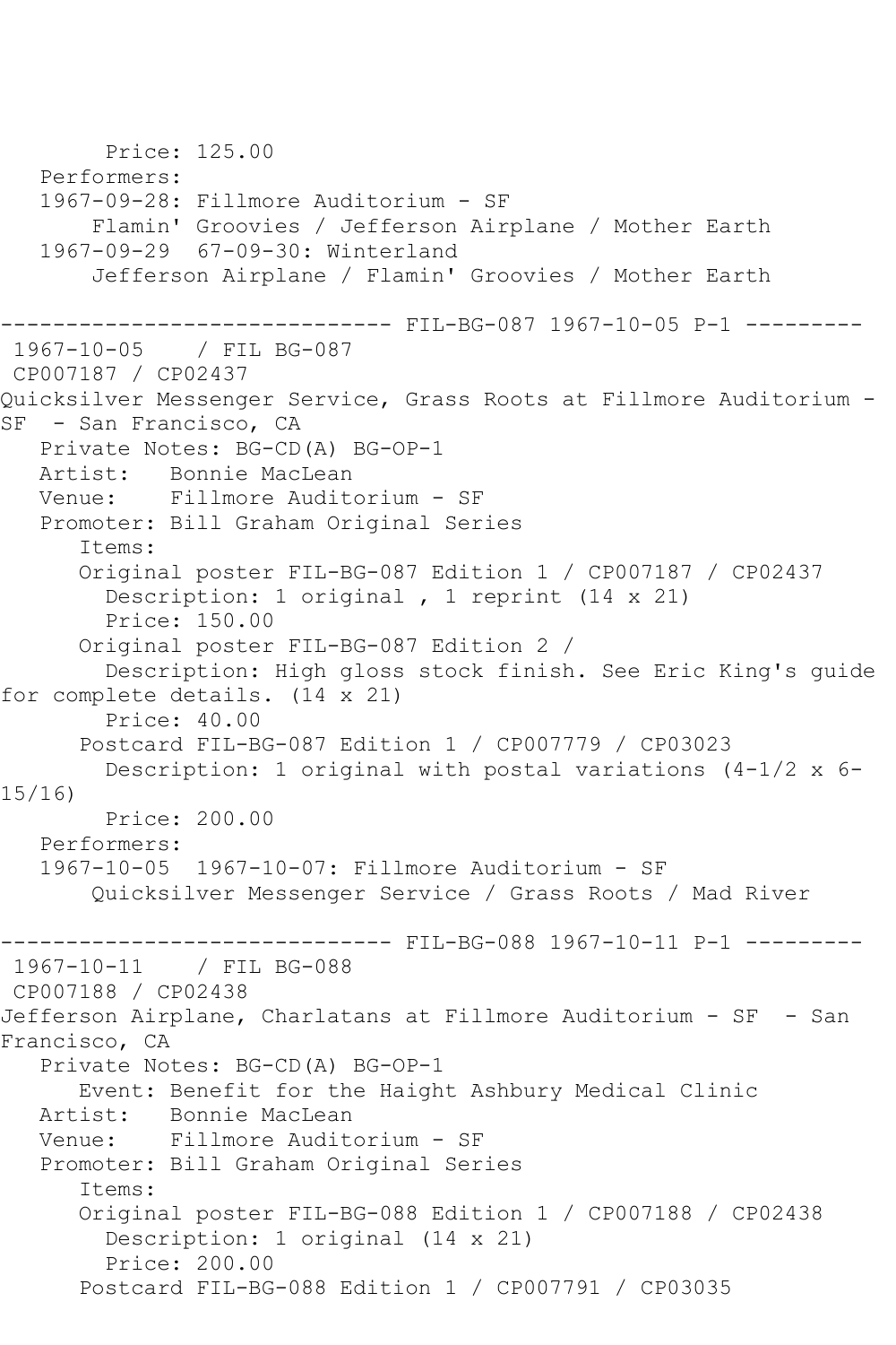Price: 125.00
Performers:
1967-09-28: Fillmore Auditorium - SF
Flamin' Groovies / Jefferson Airplane / Mother Earth
1967-09-29 67-09-30: Winterland
Jefferson Airplane / Flamin' Groovies / Mother Earth

------------------------------ FIL-BG-087 1967-10-05 P-1 ---------

1967-10-05 / FIL BG-087
CP007187 / CP02437
Quicksilver Messenger Service, Grass Roots at Fillmore Auditorium - SF - San Francisco, CA
Private Notes: BG-CD(A) BG-OP-1
Artist: Bonnie MacLean
Venue: Fillmore Auditorium - SF
Promoter: Bill Graham Original Series
Items:
Original poster FIL-BG-087 Edition 1 / CP007187 / CP02437
Description: 1 original , 1 reprint (14 x 21)
Price: 150.00
Original poster FIL-BG-087 Edition 2 /
Description: High gloss stock finish. See Eric King's guide for complete details. (14 x 21)
Price: 40.00
Postcard FIL-BG-087 Edition 1 / CP007779 / CP03023
Description: 1 original with postal variations (4-1/2 x 6-15/16)
Price: 200.00
Performers:
1967-10-05 1967-10-07: Fillmore Auditorium - SF
Quicksilver Messenger Service / Grass Roots / Mad River

------------------------------ FIL-BG-088 1967-10-11 P-1 ---------

1967-10-11 / FIL BG-088
CP007188 / CP02438
Jefferson Airplane, Charlatans at Fillmore Auditorium - SF - San Francisco, CA
Private Notes: BG-CD(A) BG-OP-1
Event: Benefit for the Haight Ashbury Medical Clinic
Artist: Bonnie MacLean
Venue: Fillmore Auditorium - SF
Promoter: Bill Graham Original Series
Items:
Original poster FIL-BG-088 Edition 1 / CP007188 / CP02438
Description: 1 original (14 x 21)
Price: 200.00
Postcard FIL-BG-088 Edition 1 / CP007791 / CP03035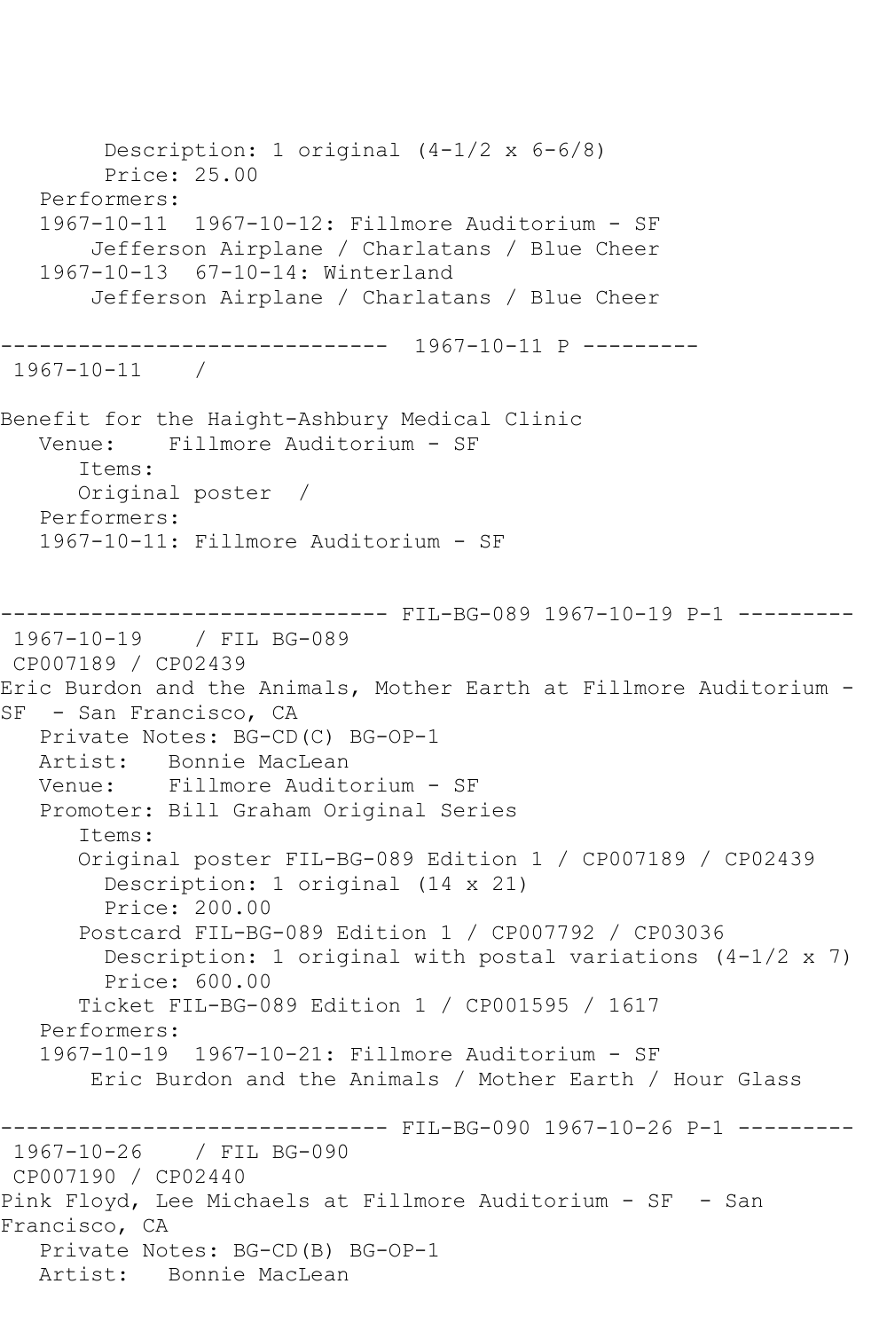```
        Description: 1 original (4-1/2 x 6-6/8)
        Price: 25.00
   Performers:
   1967-10-11  1967-10-12: Fillmore Auditorium - SF
       Jefferson Airplane / Charlatans / Blue Cheer
   1967-10-13  67-10-14: Winterland
       Jefferson Airplane / Charlatans / Blue Cheer

------------------------------  1967-10-11 P ---------
 1967-10-11    /

Benefit for the Haight-Ashbury Medical Clinic
   Venue:    Fillmore Auditorium - SF
      Items:
      Original poster  /
   Performers:
   1967-10-11: Fillmore Auditorium - SF


------------------------------ FIL-BG-089 1967-10-19 P-1 ---------
 1967-10-19    / FIL BG-089
 CP007189 / CP02439
Eric Burdon and the Animals, Mother Earth at Fillmore Auditorium -
SF  - San Francisco, CA
   Private Notes: BG-CD(C) BG-OP-1
   Artist:   Bonnie MacLean
   Venue:    Fillmore Auditorium - SF
   Promoter: Bill Graham Original Series
      Items:
      Original poster FIL-BG-089 Edition 1 / CP007189 / CP02439
        Description: 1 original (14 x 21)
        Price: 200.00
      Postcard FIL-BG-089 Edition 1 / CP007792 / CP03036
        Description: 1 original with postal variations (4-1/2 x 7)
        Price: 600.00
      Ticket FIL-BG-089 Edition 1 / CP001595 / 1617
   Performers:
   1967-10-19  1967-10-21: Fillmore Auditorium - SF
       Eric Burdon and the Animals / Mother Earth / Hour Glass

------------------------------ FIL-BG-090 1967-10-26 P-1 ---------
 1967-10-26    / FIL BG-090
 CP007190 / CP02440
Pink Floyd, Lee Michaels at Fillmore Auditorium - SF  - San
Francisco, CA
   Private Notes: BG-CD(B) BG-OP-1
   Artist:   Bonnie MacLean
```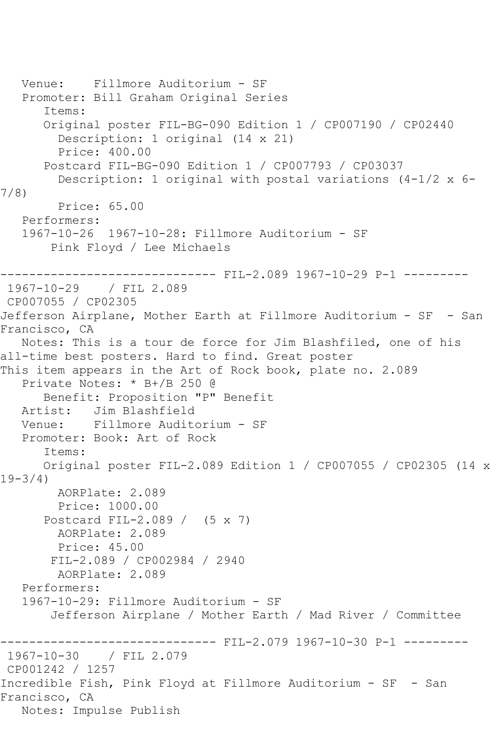Venue: Fillmore Auditorium - SF
Promoter: Bill Graham Original Series
Items:
Original poster FIL-BG-090 Edition 1 / CP007190 / CP02440
Description: 1 original (14 x 21)
Price: 400.00
Postcard FIL-BG-090 Edition 1 / CP007793 / CP03037
Description: 1 original with postal variations (4-1/2 x 6-7/8)
Price: 65.00
Performers:
1967-10-26 1967-10-28: Fillmore Auditorium - SF
Pink Floyd / Lee Michaels

------------------------------ FIL-2.089 1967-10-29 P-1 ---------

1967-10-29 / FIL 2.089
CP007055 / CP02305
Jefferson Airplane, Mother Earth at Fillmore Auditorium - SF - San Francisco, CA
Notes: This is a tour de force for Jim Blashfiled, one of his all-time best posters. Hard to find. Great poster
This item appears in the Art of Rock book, plate no. 2.089
Private Notes: * B+/B 250 @
Benefit: Proposition "P" Benefit
Artist: Jim Blashfield
Venue: Fillmore Auditorium - SF
Promoter: Book: Art of Rock
Items:
Original poster FIL-2.089 Edition 1 / CP007055 / CP02305 (14 x 19-3/4)
AORPlate: 2.089
Price: 1000.00
Postcard FIL-2.089 / (5 x 7)
AORPlate: 2.089
Price: 45.00
FIL-2.089 / CP002984 / 2940
AORPlate: 2.089
Performers:
1967-10-29: Fillmore Auditorium - SF
Jefferson Airplane / Mother Earth / Mad River / Committee

------------------------------ FIL-2.079 1967-10-30 P-1 ---------

1967-10-30 / FIL 2.079
CP001242 / 1257
Incredible Fish, Pink Floyd at Fillmore Auditorium - SF - San Francisco, CA
Notes: Impulse Publish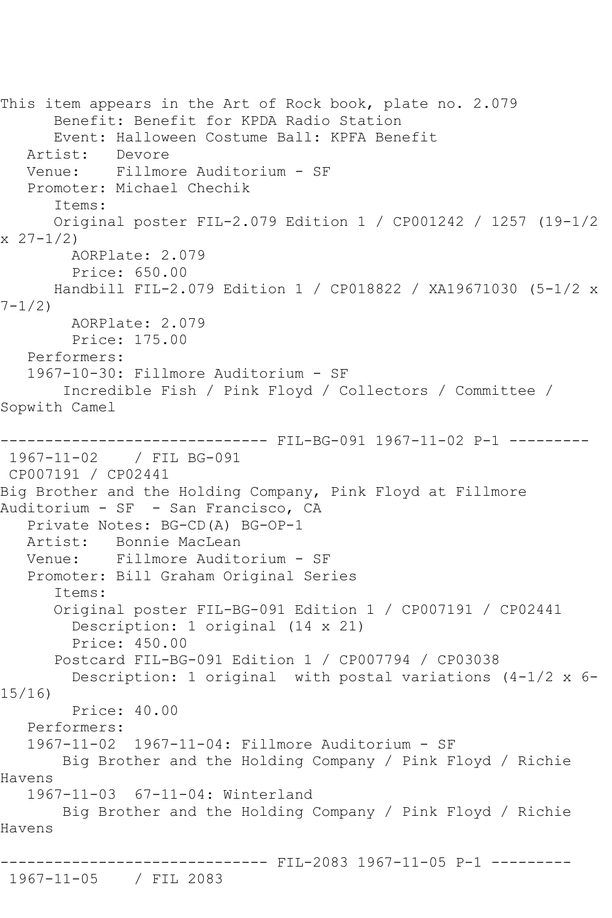This item appears in the Art of Rock book, plate no. 2.079
Benefit: Benefit for KPDA Radio Station
Event: Halloween Costume Ball: KPFA Benefit
Artist: Devore
Venue: Fillmore Auditorium - SF
Promoter: Michael Chechik
Items:
Original poster FIL-2.079 Edition 1 / CP001242 / 1257 (19-1/2 x 27-1/2)
AORPlate: 2.079
Price: 650.00
Handbill FIL-2.079 Edition 1 / CP018822 / XA19671030 (5-1/2 x 7-1/2)
AORPlate: 2.079
Price: 175.00
Performers:
1967-10-30: Fillmore Auditorium - SF
Incredible Fish / Pink Floyd / Collectors / Committee / Sopwith Camel

------------------------------ FIL-BG-091 1967-11-02 P-1 ---------

1967-11-02 / FIL BG-091
CP007191 / CP02441
Big Brother and the Holding Company, Pink Floyd at Fillmore Auditorium - SF - San Francisco, CA
Private Notes: BG-CD(A) BG-OP-1
Artist: Bonnie MacLean
Venue: Fillmore Auditorium - SF
Promoter: Bill Graham Original Series
Items:
Original poster FIL-BG-091 Edition 1 / CP007191 / CP02441
Description: 1 original (14 x 21)
Price: 450.00
Postcard FIL-BG-091 Edition 1 / CP007794 / CP03038
Description: 1 original with postal variations (4-1/2 x 6-15/16)
Price: 40.00
Performers:
1967-11-02 1967-11-04: Fillmore Auditorium - SF
Big Brother and the Holding Company / Pink Floyd / Richie Havens
1967-11-03 67-11-04: Winterland
Big Brother and the Holding Company / Pink Floyd / Richie Havens

------------------------------ FIL-2083 1967-11-05 P-1 ---------

1967-11-05 / FIL 2083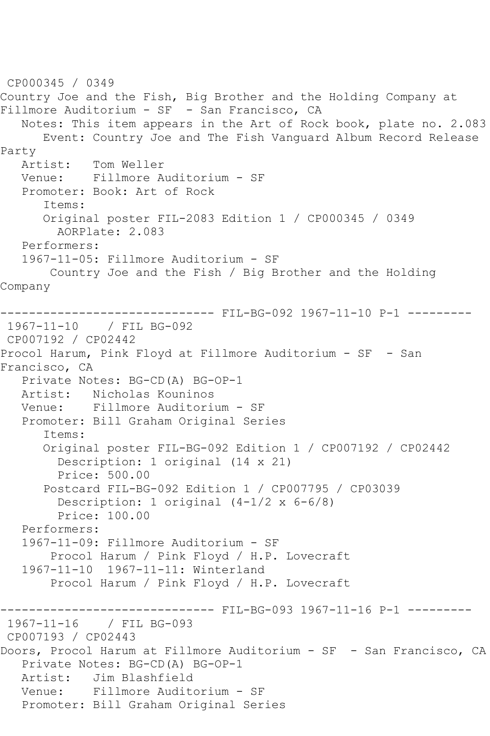CP000345 / 0349
Country Joe and the Fish, Big Brother and the Holding Company at Fillmore Auditorium - SF - San Francisco, CA
   Notes: This item appears in the Art of Rock book, plate no. 2.083
      Event: Country Joe and The Fish Vanguard Album Record Release Party
   Artist:   Tom Weller
   Venue:    Fillmore Auditorium - SF
   Promoter: Book: Art of Rock
      Items:
      Original poster FIL-2083 Edition 1 / CP000345 / 0349
        AORPlate: 2.083
   Performers:
   1967-11-05: Fillmore Auditorium - SF
       Country Joe and the Fish / Big Brother and the Holding Company

------------------------------ FIL-BG-092 1967-11-10 P-1 ---------
1967-11-10    / FIL BG-092
CP007192 / CP02442
Procol Harum, Pink Floyd at Fillmore Auditorium - SF - San Francisco, CA
   Private Notes: BG-CD(A) BG-OP-1
   Artist:   Nicholas Kouninos
   Venue:    Fillmore Auditorium - SF
   Promoter: Bill Graham Original Series
      Items:
      Original poster FIL-BG-092 Edition 1 / CP007192 / CP02442
        Description: 1 original (14 x 21)
        Price: 500.00
      Postcard FIL-BG-092 Edition 1 / CP007795 / CP03039
        Description: 1 original (4-1/2 x 6-6/8)
        Price: 100.00
   Performers:
   1967-11-09: Fillmore Auditorium - SF
       Procol Harum / Pink Floyd / H.P. Lovecraft
   1967-11-10  1967-11-11: Winterland
       Procol Harum / Pink Floyd / H.P. Lovecraft

------------------------------ FIL-BG-093 1967-11-16 P-1 ---------
1967-11-16    / FIL BG-093
CP007193 / CP02443
Doors, Procol Harum at Fillmore Auditorium - SF - San Francisco, CA
   Private Notes: BG-CD(A) BG-OP-1
   Artist:   Jim Blashfield
   Venue:    Fillmore Auditorium - SF
   Promoter: Bill Graham Original Series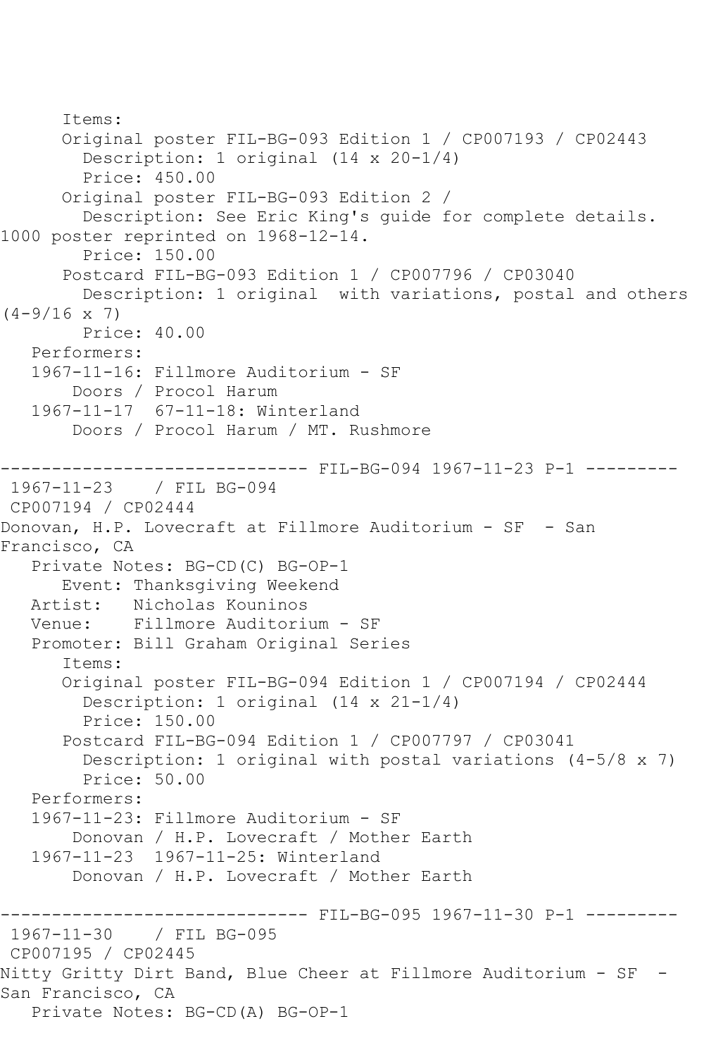Items:
Original poster FIL-BG-093 Edition 1 / CP007193 / CP02443
Description: 1 original (14 x 20-1/4)
Price: 450.00
Original poster FIL-BG-093 Edition 2 /
Description: See Eric King's guide for complete details. 1000 poster reprinted on 1968-12-14.
Price: 150.00
Postcard FIL-BG-093 Edition 1 / CP007796 / CP03040
Description: 1 original with variations, postal and others (4-9/16 x 7)
Price: 40.00
Performers:
1967-11-16: Fillmore Auditorium - SF
Doors / Procol Harum
1967-11-17 67-11-18: Winterland
Doors / Procol Harum / MT. Rushmore

------------------------------ FIL-BG-094 1967-11-23 P-1 ---------

1967-11-23 / FIL BG-094
CP007194 / CP02444
Donovan, H.P. Lovecraft at Fillmore Auditorium - SF - San Francisco, CA
Private Notes: BG-CD(C) BG-OP-1
Event: Thanksgiving Weekend
Artist: Nicholas Kouninos
Venue: Fillmore Auditorium - SF
Promoter: Bill Graham Original Series
Items:
Original poster FIL-BG-094 Edition 1 / CP007194 / CP02444
Description: 1 original (14 x 21-1/4)
Price: 150.00
Postcard FIL-BG-094 Edition 1 / CP007797 / CP03041
Description: 1 original with postal variations (4-5/8 x 7)
Price: 50.00
Performers:
1967-11-23: Fillmore Auditorium - SF
Donovan / H.P. Lovecraft / Mother Earth
1967-11-23 1967-11-25: Winterland
Donovan / H.P. Lovecraft / Mother Earth

------------------------------ FIL-BG-095 1967-11-30 P-1 ---------

1967-11-30 / FIL BG-095
CP007195 / CP02445
Nitty Gritty Dirt Band, Blue Cheer at Fillmore Auditorium - SF - San Francisco, CA
Private Notes: BG-CD(A) BG-OP-1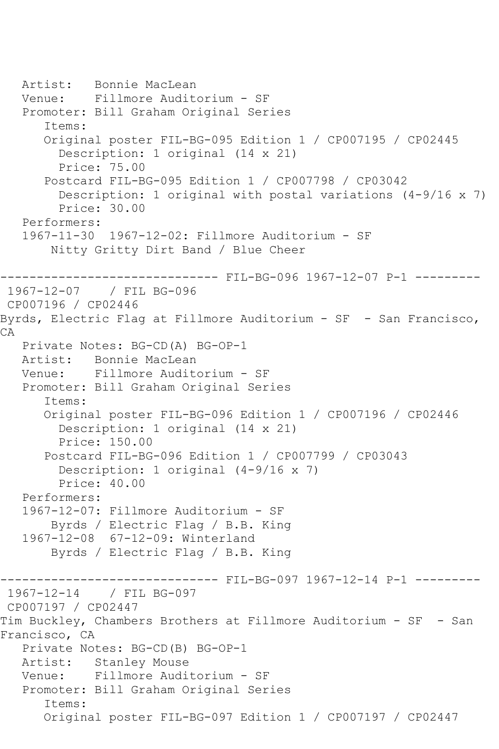Artist: Bonnie MacLean
Venue: Fillmore Auditorium - SF
Promoter: Bill Graham Original Series
Items:
Original poster FIL-BG-095 Edition 1 / CP007195 / CP02445
Description: 1 original (14 x 21)
Price: 75.00
Postcard FIL-BG-095 Edition 1 / CP007798 / CP03042
Description: 1 original with postal variations (4-9/16 x 7)
Price: 30.00
Performers:
1967-11-30 1967-12-02: Fillmore Auditorium - SF
Nitty Gritty Dirt Band / Blue Cheer

------------------------------ FIL-BG-096 1967-12-07 P-1 ---------

1967-12-07 / FIL BG-096
CP007196 / CP02446
Byrds, Electric Flag at Fillmore Auditorium - SF - San Francisco, CA
Private Notes: BG-CD(A) BG-OP-1
Artist: Bonnie MacLean
Venue: Fillmore Auditorium - SF
Promoter: Bill Graham Original Series
Items:
Original poster FIL-BG-096 Edition 1 / CP007196 / CP02446
Description: 1 original (14 x 21)
Price: 150.00
Postcard FIL-BG-096 Edition 1 / CP007799 / CP03043
Description: 1 original (4-9/16 x 7)
Price: 40.00
Performers:
1967-12-07: Fillmore Auditorium - SF
Byrds / Electric Flag / B.B. King
1967-12-08 67-12-09: Winterland
Byrds / Electric Flag / B.B. King

------------------------------ FIL-BG-097 1967-12-14 P-1 ---------

1967-12-14 / FIL BG-097
CP007197 / CP02447
Tim Buckley, Chambers Brothers at Fillmore Auditorium - SF - San Francisco, CA
Private Notes: BG-CD(B) BG-OP-1
Artist: Stanley Mouse
Venue: Fillmore Auditorium - SF
Promoter: Bill Graham Original Series
Items:
Original poster FIL-BG-097 Edition 1 / CP007197 / CP02447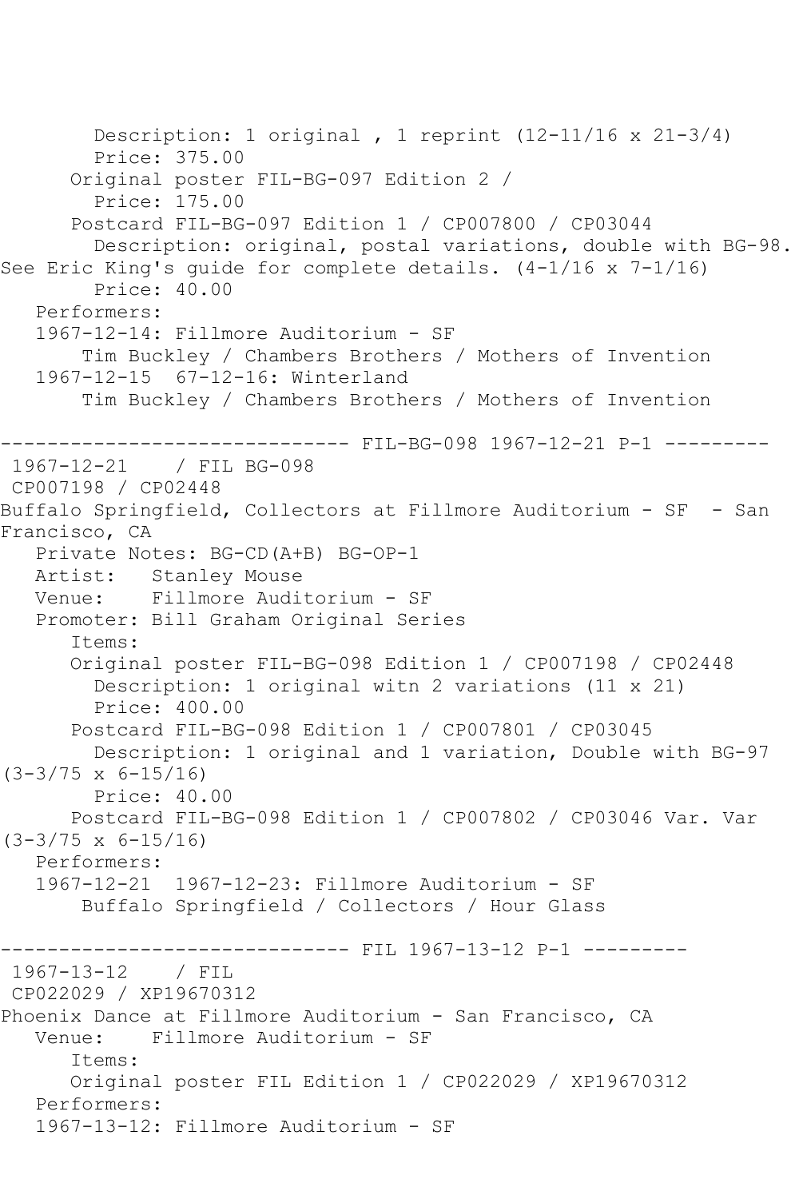```
        Description: 1 original , 1 reprint (12-11/16 x 21-3/4)
        Price: 375.00
      Original poster FIL-BG-097 Edition 2 /
        Price: 175.00
      Postcard FIL-BG-097 Edition 1 / CP007800 / CP03044
        Description: original, postal variations, double with BG-98.
See Eric King's guide for complete details. (4-1/16 x 7-1/16)
        Price: 40.00
   Performers:
   1967-12-14: Fillmore Auditorium - SF
       Tim Buckley / Chambers Brothers / Mothers of Invention
   1967-12-15  67-12-16: Winterland
       Tim Buckley / Chambers Brothers / Mothers of Invention

------------------------------ FIL-BG-098 1967-12-21 P-1 ---------
 1967-12-21    / FIL BG-098
 CP007198 / CP02448
Buffalo Springfield, Collectors at Fillmore Auditorium - SF  - San
Francisco, CA
   Private Notes: BG-CD(A+B) BG-OP-1
   Artist:   Stanley Mouse
   Venue:    Fillmore Auditorium - SF
   Promoter: Bill Graham Original Series
      Items:
      Original poster FIL-BG-098 Edition 1 / CP007198 / CP02448
        Description: 1 original witn 2 variations (11 x 21)
        Price: 400.00
      Postcard FIL-BG-098 Edition 1 / CP007801 / CP03045
        Description: 1 original and 1 variation, Double with BG-97
(3-3/75 x 6-15/16)
        Price: 40.00
      Postcard FIL-BG-098 Edition 1 / CP007802 / CP03046 Var. Var
(3-3/75 x 6-15/16)
   Performers:
   1967-12-21  1967-12-23: Fillmore Auditorium - SF
       Buffalo Springfield / Collectors / Hour Glass

------------------------------ FIL 1967-13-12 P-1 ---------
 1967-13-12    / FIL
 CP022029 / XP19670312
Phoenix Dance at Fillmore Auditorium - San Francisco, CA
   Venue:    Fillmore Auditorium - SF
      Items:
      Original poster FIL Edition 1 / CP022029 / XP19670312
   Performers:
   1967-13-12: Fillmore Auditorium - SF
```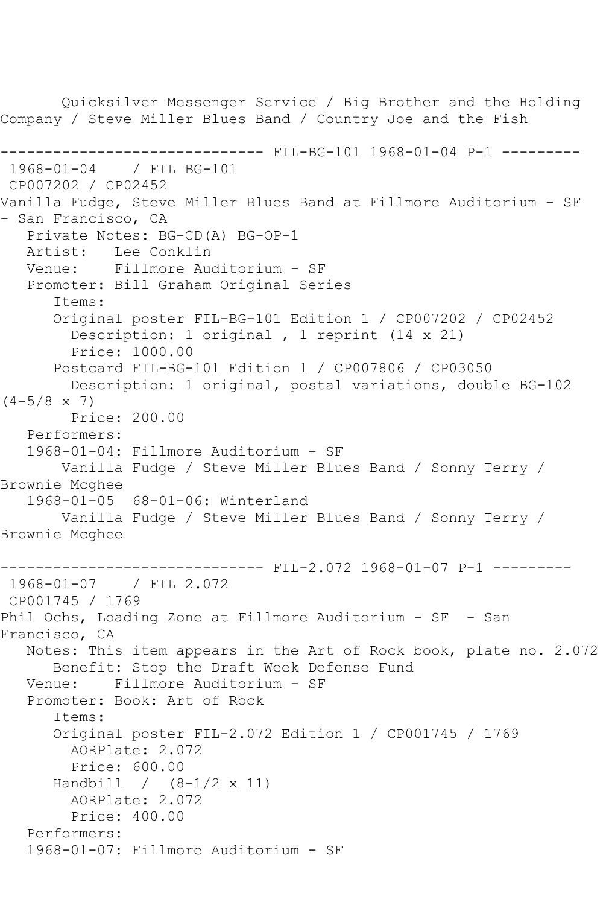Quicksilver Messenger Service / Big Brother and the Holding Company / Steve Miller Blues Band / Country Joe and the Fish

------------------------------ FIL-BG-101 1968-01-04 P-1 ---------

1968-01-04 / FIL BG-101
CP007202 / CP02452
Vanilla Fudge, Steve Miller Blues Band at Fillmore Auditorium - SF - San Francisco, CA
   Private Notes: BG-CD(A) BG-OP-1
   Artist: Lee Conklin
   Venue: Fillmore Auditorium - SF
   Promoter: Bill Graham Original Series
      Items:
      Original poster FIL-BG-101 Edition 1 / CP007202 / CP02452
        Description: 1 original , 1 reprint (14 x 21)
        Price: 1000.00
      Postcard FIL-BG-101 Edition 1 / CP007806 / CP03050
        Description: 1 original, postal variations, double BG-102 (4-5/8 x 7)
        Price: 200.00
   Performers:
   1968-01-04: Fillmore Auditorium - SF
      Vanilla Fudge / Steve Miller Blues Band / Sonny Terry / Brownie Mcghee
   1968-01-05 68-01-06: Winterland
      Vanilla Fudge / Steve Miller Blues Band / Sonny Terry / Brownie Mcghee

------------------------------ FIL-2.072 1968-01-07 P-1 ---------

1968-01-07 / FIL 2.072
CP001745 / 1769
Phil Ochs, Loading Zone at Fillmore Auditorium - SF - San Francisco, CA
   Notes: This item appears in the Art of Rock book, plate no. 2.072
      Benefit: Stop the Draft Week Defense Fund
   Venue: Fillmore Auditorium - SF
   Promoter: Book: Art of Rock
      Items:
      Original poster FIL-2.072 Edition 1 / CP001745 / 1769
        AORPlate: 2.072
        Price: 600.00
      Handbill / (8-1/2 x 11)
        AORPlate: 2.072
        Price: 400.00
   Performers:
   1968-01-07: Fillmore Auditorium - SF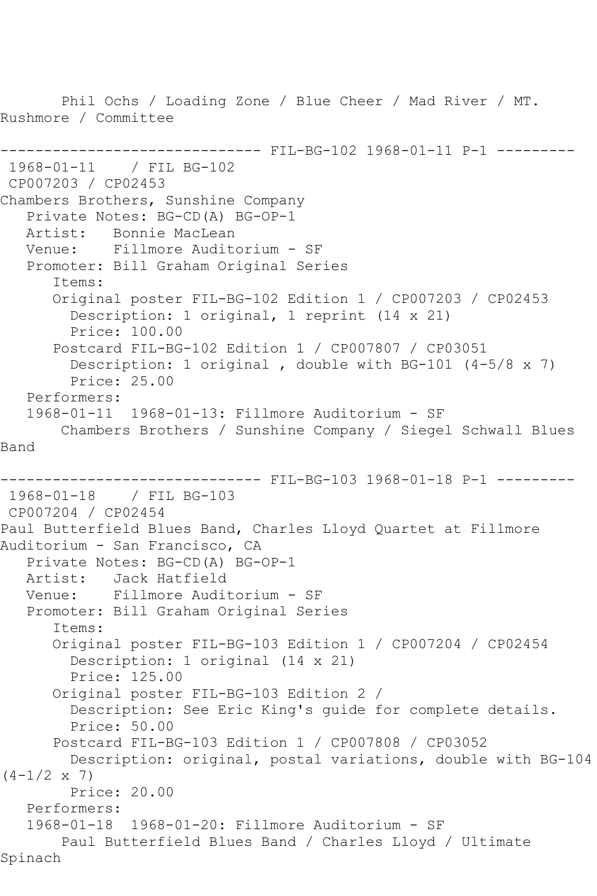Phil Ochs / Loading Zone / Blue Cheer / Mad River / MT. Rushmore / Committee

------------------------------ FIL-BG-102 1968-01-11 P-1 ---------

1968-01-11 / FIL BG-102
CP007203 / CP02453
Chambers Brothers, Sunshine Company
Private Notes: BG-CD(A) BG-OP-1
Artist: Bonnie MacLean
Venue: Fillmore Auditorium - SF
Promoter: Bill Graham Original Series
Items:
Original poster FIL-BG-102 Edition 1 / CP007203 / CP02453
Description: 1 original, 1 reprint (14 x 21)
Price: 100.00
Postcard FIL-BG-102 Edition 1 / CP007807 / CP03051
Description: 1 original , double with BG-101 (4-5/8 x 7)
Price: 25.00
Performers:
1968-01-11 1968-01-13: Fillmore Auditorium - SF
Chambers Brothers / Sunshine Company / Siegel Schwall Blues Band

------------------------------ FIL-BG-103 1968-01-18 P-1 ---------

1968-01-18 / FIL BG-103
CP007204 / CP02454
Paul Butterfield Blues Band, Charles Lloyd Quartet at Fillmore Auditorium - San Francisco, CA
Private Notes: BG-CD(A) BG-OP-1
Artist: Jack Hatfield
Venue: Fillmore Auditorium - SF
Promoter: Bill Graham Original Series
Items:
Original poster FIL-BG-103 Edition 1 / CP007204 / CP02454
Description: 1 original (14 x 21)
Price: 125.00
Original poster FIL-BG-103 Edition 2 /
Description: See Eric King's guide for complete details.
Price: 50.00
Postcard FIL-BG-103 Edition 1 / CP007808 / CP03052
Description: original, postal variations, double with BG-104 (4-1/2 x 7)
Price: 20.00
Performers:
1968-01-18 1968-01-20: Fillmore Auditorium - SF
Paul Butterfield Blues Band / Charles Lloyd / Ultimate Spinach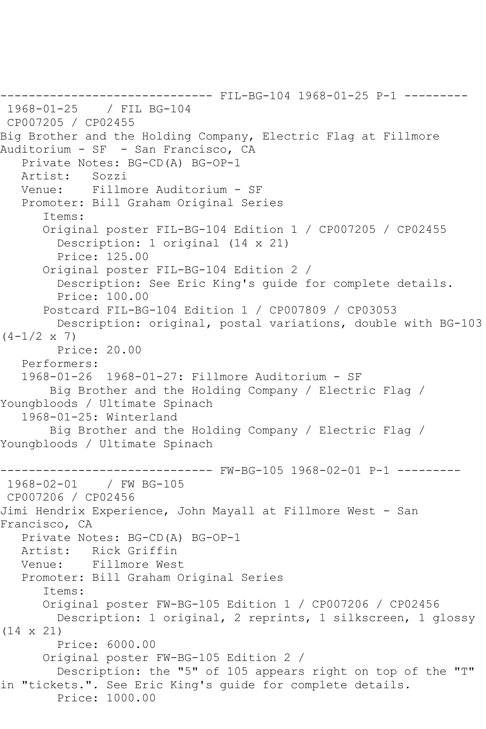------------------------------ FIL-BG-104 1968-01-25 P-1 ---------

1968-01-25 / FIL BG-104

CP007205 / CP02455

Big Brother and the Holding Company, Electric Flag at Fillmore Auditorium - SF - San Francisco, CA

Private Notes: BG-CD(A) BG-OP-1

Artist: Sozzi

Venue: Fillmore Auditorium - SF

Promoter: Bill Graham Original Series

Items:

Original poster FIL-BG-104 Edition 1 / CP007205 / CP02455

Description: 1 original (14 x 21)

Price: 125.00

Original poster FIL-BG-104 Edition 2 /

Description: See Eric King's guide for complete details.

Price: 100.00

Postcard FIL-BG-104 Edition 1 / CP007809 / CP03053

Description: original, postal variations, double with BG-103 (4-1/2 x 7)

Price: 20.00

Performers:

1968-01-26 1968-01-27: Fillmore Auditorium - SF

Big Brother and the Holding Company / Electric Flag / Youngbloods / Ultimate Spinach

1968-01-25: Winterland

Big Brother and the Holding Company / Electric Flag / Youngbloods / Ultimate Spinach

------------------------------ FW-BG-105 1968-02-01 P-1 ---------

1968-02-01 / FW BG-105

CP007206 / CP02456

Jimi Hendrix Experience, John Mayall at Fillmore West - San Francisco, CA

Private Notes: BG-CD(A) BG-OP-1

Artist: Rick Griffin

Venue: Fillmore West

Promoter: Bill Graham Original Series

Items:

Original poster FW-BG-105 Edition 1 / CP007206 / CP02456

Description: 1 original, 2 reprints, 1 silkscreen, 1 glossy (14 x 21)

Price: 6000.00

Original poster FW-BG-105 Edition 2 /

Description: the "5" of 105 appears right on top of the "T" in "tickets.". See Eric King's guide for complete details.

Price: 1000.00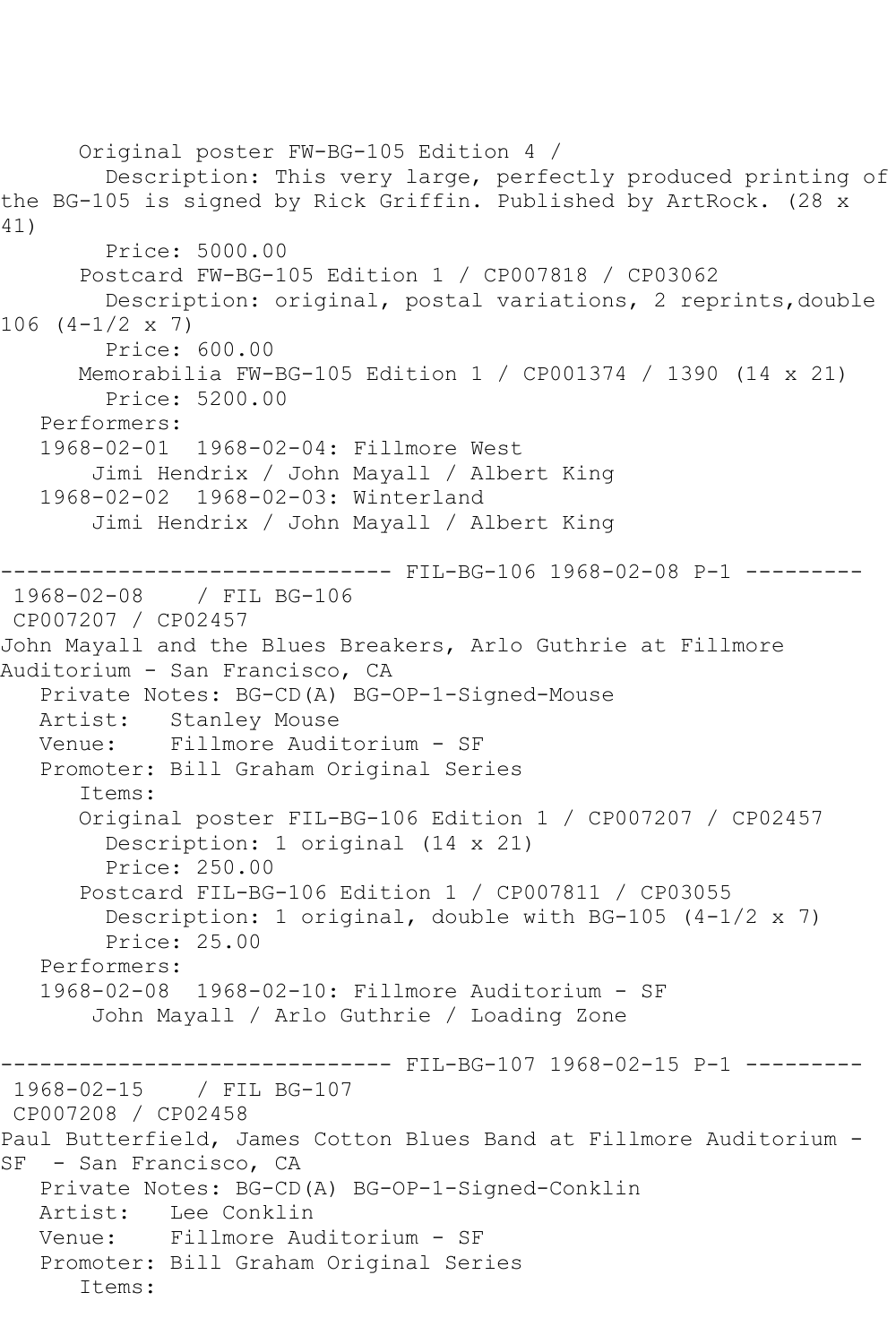Original poster FW-BG-105 Edition 4 /
Description: This very large, perfectly produced printing of the BG-105 is signed by Rick Griffin. Published by ArtRock. (28 x 41)
Price: 5000.00
Postcard FW-BG-105 Edition 1 / CP007818 / CP03062
Description: original, postal variations, 2 reprints,double 106 (4-1/2 x 7)
Price: 600.00
Memorabilia FW-BG-105 Edition 1 / CP001374 / 1390 (14 x 21)
Price: 5200.00
Performers:
1968-02-01 1968-02-04: Fillmore West
Jimi Hendrix / John Mayall / Albert King
1968-02-02 1968-02-03: Winterland
Jimi Hendrix / John Mayall / Albert King

------------------------------ FIL-BG-106 1968-02-08 P-1 ---------

1968-02-08 / FIL BG-106
CP007207 / CP02457
John Mayall and the Blues Breakers, Arlo Guthrie at Fillmore Auditorium - San Francisco, CA
Private Notes: BG-CD(A) BG-OP-1-Signed-Mouse
Artist: Stanley Mouse
Venue: Fillmore Auditorium - SF
Promoter: Bill Graham Original Series
Items:
Original poster FIL-BG-106 Edition 1 / CP007207 / CP02457
Description: 1 original (14 x 21)
Price: 250.00
Postcard FIL-BG-106 Edition 1 / CP007811 / CP03055
Description: 1 original, double with BG-105 (4-1/2 x 7)
Price: 25.00
Performers:
1968-02-08 1968-02-10: Fillmore Auditorium - SF
John Mayall / Arlo Guthrie / Loading Zone

------------------------------ FIL-BG-107 1968-02-15 P-1 ---------

1968-02-15 / FIL BG-107
CP007208 / CP02458
Paul Butterfield, James Cotton Blues Band at Fillmore Auditorium - SF - San Francisco, CA
Private Notes: BG-CD(A) BG-OP-1-Signed-Conklin
Artist: Lee Conklin
Venue: Fillmore Auditorium - SF
Promoter: Bill Graham Original Series
Items: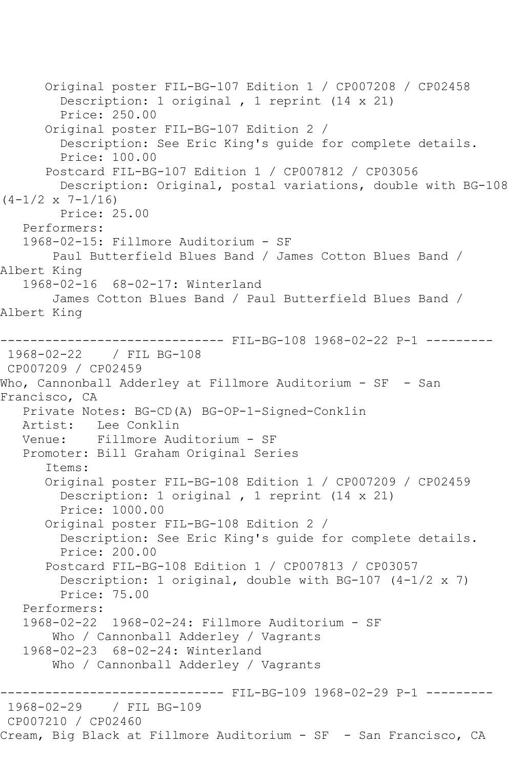```
      Original poster FIL-BG-107 Edition 1 / CP007208 / CP02458
        Description: 1 original , 1 reprint (14 x 21)
        Price: 250.00
      Original poster FIL-BG-107 Edition 2 /
        Description: See Eric King's guide for complete details.
        Price: 100.00
      Postcard FIL-BG-107 Edition 1 / CP007812 / CP03056
        Description: Original, postal variations, double with BG-108
(4-1/2 x 7-1/16)
        Price: 25.00
   Performers:
   1968-02-15: Fillmore Auditorium - SF
       Paul Butterfield Blues Band / James Cotton Blues Band /
Albert King
   1968-02-16  68-02-17: Winterland
       James Cotton Blues Band / Paul Butterfield Blues Band /
Albert King

------------------------------ FIL-BG-108 1968-02-22 P-1 ---------
 1968-02-22    / FIL BG-108
 CP007209 / CP02459
Who, Cannonball Adderley at Fillmore Auditorium - SF  - San
Francisco, CA
   Private Notes: BG-CD(A) BG-OP-1-Signed-Conklin
   Artist:   Lee Conklin
   Venue:    Fillmore Auditorium - SF
   Promoter: Bill Graham Original Series
      Items:
      Original poster FIL-BG-108 Edition 1 / CP007209 / CP02459
        Description: 1 original , 1 reprint (14 x 21)
        Price: 1000.00
      Original poster FIL-BG-108 Edition 2 /
        Description: See Eric King's guide for complete details.
        Price: 200.00
      Postcard FIL-BG-108 Edition 1 / CP007813 / CP03057
        Description: 1 original, double with BG-107 (4-1/2 x 7)
        Price: 75.00
   Performers:
   1968-02-22  1968-02-24: Fillmore Auditorium - SF
       Who / Cannonball Adderley / Vagrants
   1968-02-23  68-02-24: Winterland
       Who / Cannonball Adderley / Vagrants

------------------------------ FIL-BG-109 1968-02-29 P-1 ---------
 1968-02-29    / FIL BG-109
 CP007210 / CP02460
Cream, Big Black at Fillmore Auditorium - SF  - San Francisco, CA
```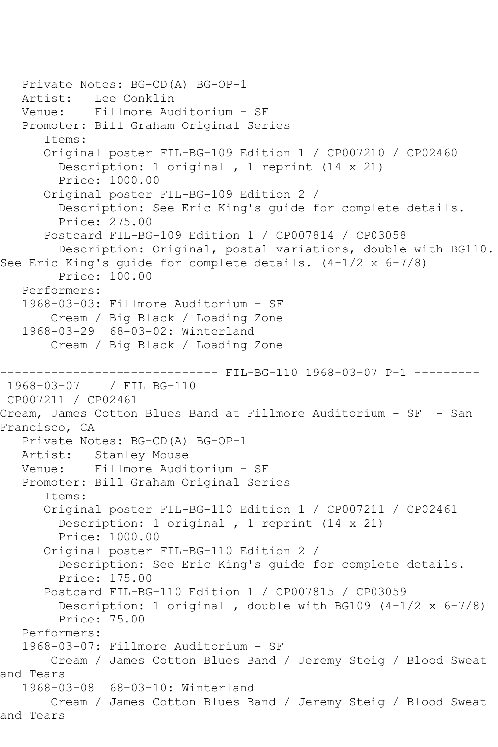Private Notes: BG-CD(A) BG-OP-1
Artist: Lee Conklin
Venue: Fillmore Auditorium - SF
Promoter: Bill Graham Original Series
Items:
Original poster FIL-BG-109 Edition 1 / CP007210 / CP02460
Description: 1 original , 1 reprint (14 x 21)
Price: 1000.00
Original poster FIL-BG-109 Edition 2 /
Description: See Eric King's guide for complete details.
Price: 275.00
Postcard FIL-BG-109 Edition 1 / CP007814 / CP03058
Description: Original, postal variations, double with BG110. See Eric King's guide for complete details. (4-1/2 x 6-7/8)
Price: 100.00
Performers:
1968-03-03: Fillmore Auditorium - SF
Cream / Big Black / Loading Zone
1968-03-29 68-03-02: Winterland
Cream / Big Black / Loading Zone

------------------------------ FIL-BG-110 1968-03-07 P-1 ---------

1968-03-07 / FIL BG-110
CP007211 / CP02461
Cream, James Cotton Blues Band at Fillmore Auditorium - SF - San Francisco, CA
Private Notes: BG-CD(A) BG-OP-1
Artist: Stanley Mouse
Venue: Fillmore Auditorium - SF
Promoter: Bill Graham Original Series
Items:
Original poster FIL-BG-110 Edition 1 / CP007211 / CP02461
Description: 1 original , 1 reprint (14 x 21)
Price: 1000.00
Original poster FIL-BG-110 Edition 2 /
Description: See Eric King's guide for complete details.
Price: 175.00
Postcard FIL-BG-110 Edition 1 / CP007815 / CP03059
Description: 1 original , double with BG109 (4-1/2 x 6-7/8)
Price: 75.00
Performers:
1968-03-07: Fillmore Auditorium - SF
Cream / James Cotton Blues Band / Jeremy Steig / Blood Sweat and Tears
1968-03-08 68-03-10: Winterland
Cream / James Cotton Blues Band / Jeremy Steig / Blood Sweat and Tears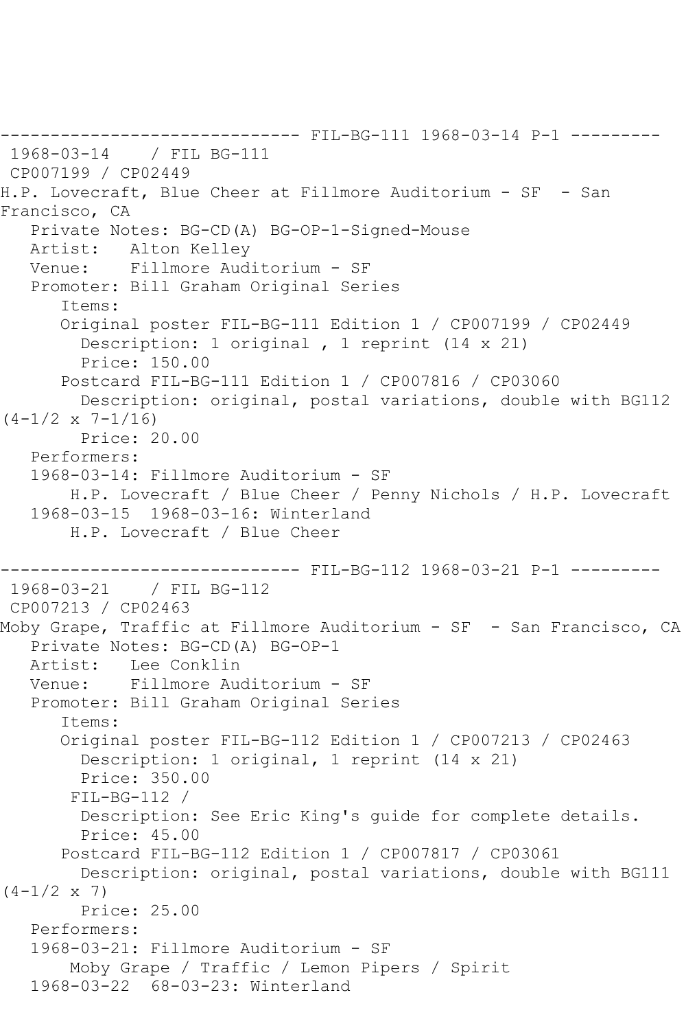------------------------------ FIL-BG-111 1968-03-14 P-1 ---------

1968-03-14 / FIL BG-111
CP007199 / CP02449
H.P. Lovecraft, Blue Cheer at Fillmore Auditorium - SF - San Francisco, CA

Private Notes: BG-CD(A) BG-OP-1-Signed-Mouse
Artist: Alton Kelley
Venue: Fillmore Auditorium - SF
Promoter: Bill Graham Original Series
Items:
Original poster FIL-BG-111 Edition 1 / CP007199 / CP02449
Description: 1 original , 1 reprint (14 x 21)
Price: 150.00
Postcard FIL-BG-111 Edition 1 / CP007816 / CP03060
Description: original, postal variations, double with BG112 (4-1/2 x 7-1/16)
Price: 20.00
Performers:
1968-03-14: Fillmore Auditorium - SF
H.P. Lovecraft / Blue Cheer / Penny Nichols / H.P. Lovecraft
1968-03-15 1968-03-16: Winterland
H.P. Lovecraft / Blue Cheer

------------------------------ FIL-BG-112 1968-03-21 P-1 ---------

1968-03-21 / FIL BG-112
CP007213 / CP02463
Moby Grape, Traffic at Fillmore Auditorium - SF - San Francisco, CA

Private Notes: BG-CD(A) BG-OP-1
Artist: Lee Conklin
Venue: Fillmore Auditorium - SF
Promoter: Bill Graham Original Series
Items:
Original poster FIL-BG-112 Edition 1 / CP007213 / CP02463
Description: 1 original, 1 reprint (14 x 21)
Price: 350.00
FIL-BG-112 /
Description: See Eric King's guide for complete details.
Price: 45.00
Postcard FIL-BG-112 Edition 1 / CP007817 / CP03061
Description: original, postal variations, double with BG111 (4-1/2 x 7)
Price: 25.00
Performers:
1968-03-21: Fillmore Auditorium - SF
Moby Grape / Traffic / Lemon Pipers / Spirit
1968-03-22 68-03-23: Winterland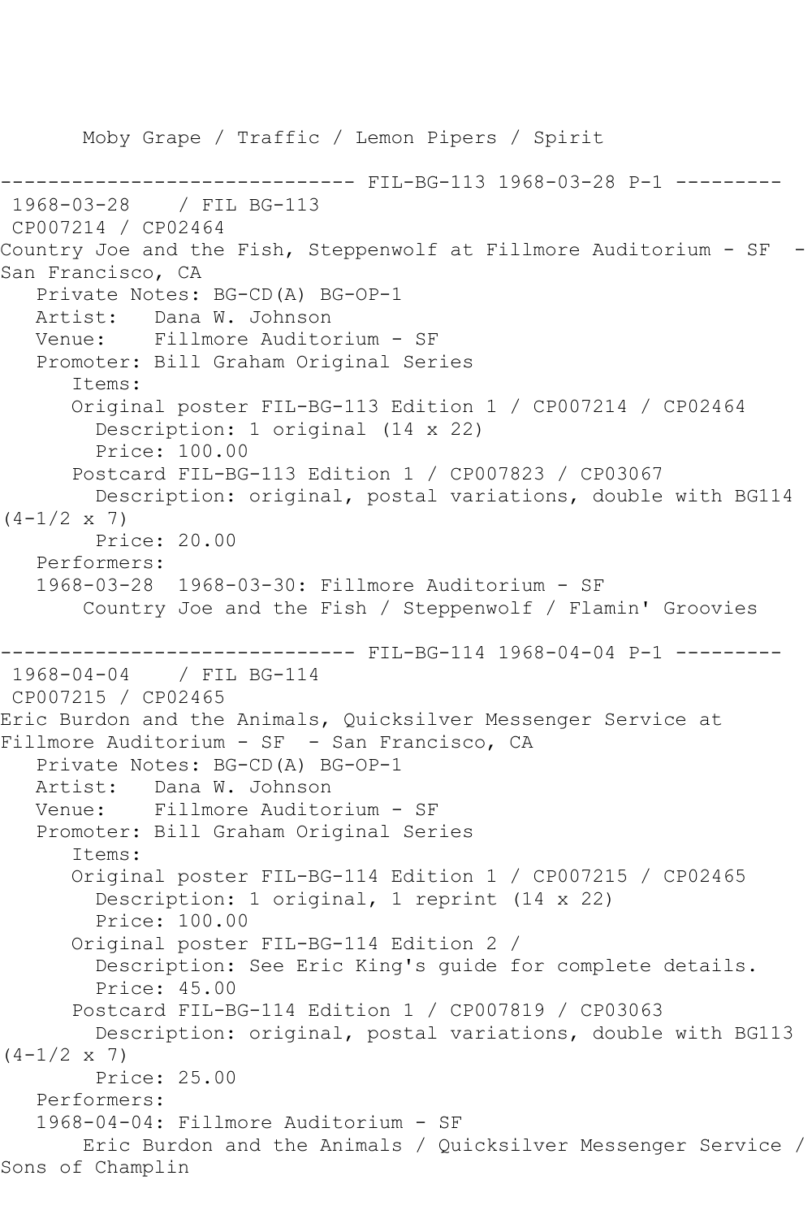Moby Grape / Traffic / Lemon Pipers / Spirit

------------------------------ FIL-BG-113 1968-03-28 P-1 ---------

1968-03-28 / FIL BG-113

CP007214 / CP02464

Country Joe and the Fish, Steppenwolf at Fillmore Auditorium - SF - San Francisco, CA

Private Notes: BG-CD(A) BG-OP-1

Artist: Dana W. Johnson

Venue: Fillmore Auditorium - SF

Promoter: Bill Graham Original Series

Items:

Original poster FIL-BG-113 Edition 1 / CP007214 / CP02464

Description: 1 original (14 x 22)

Price: 100.00

Postcard FIL-BG-113 Edition 1 / CP007823 / CP03067

Description: original, postal variations, double with BG114 (4-1/2 x 7)

Price: 20.00

Performers:

1968-03-28 1968-03-30: Fillmore Auditorium - SF

Country Joe and the Fish / Steppenwolf / Flamin' Groovies

------------------------------ FIL-BG-114 1968-04-04 P-1 ---------

1968-04-04 / FIL BG-114

CP007215 / CP02465

Eric Burdon and the Animals, Quicksilver Messenger Service at Fillmore Auditorium - SF - San Francisco, CA

Private Notes: BG-CD(A) BG-OP-1

Artist: Dana W. Johnson

Venue: Fillmore Auditorium - SF

Promoter: Bill Graham Original Series

Items:

Original poster FIL-BG-114 Edition 1 / CP007215 / CP02465

Description: 1 original, 1 reprint (14 x 22)

Price: 100.00

Original poster FIL-BG-114 Edition 2 /

Description: See Eric King's guide for complete details.

Price: 45.00

Postcard FIL-BG-114 Edition 1 / CP007819 / CP03063

Description: original, postal variations, double with BG113 (4-1/2 x 7)

Price: 25.00

Performers:

1968-04-04: Fillmore Auditorium - SF

Eric Burdon and the Animals / Quicksilver Messenger Service / Sons of Champlin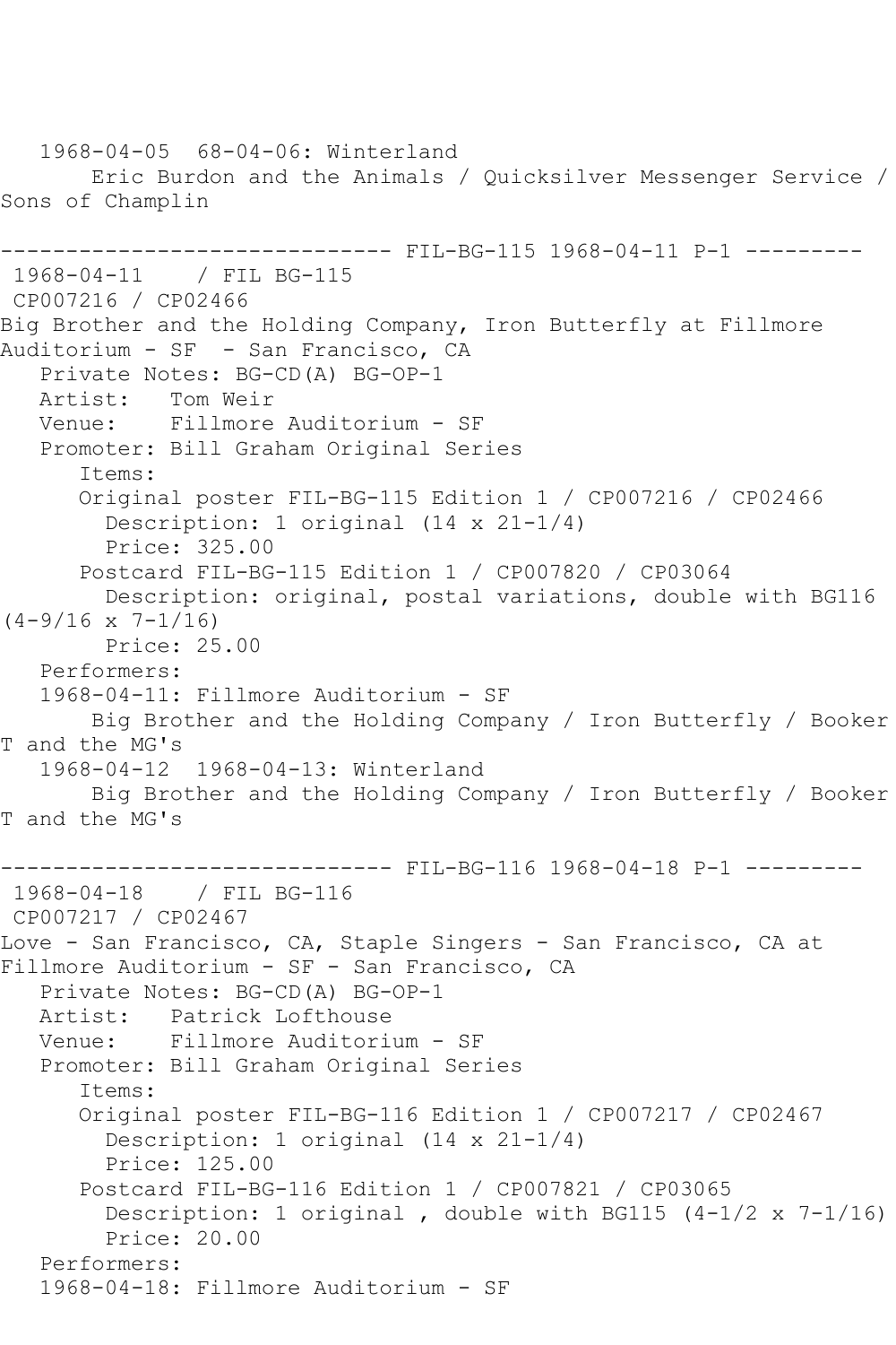1968-04-05  68-04-06: Winterland
Eric Burdon and the Animals / Quicksilver Messenger Service / Sons of Champlin

------------------------------ FIL-BG-115 1968-04-11 P-1 ---------

1968-04-11    / FIL BG-115
CP007216 / CP02466
Big Brother and the Holding Company, Iron Butterfly at Fillmore Auditorium - SF  - San Francisco, CA

Private Notes: BG-CD(A) BG-OP-1
Artist:   Tom Weir
Venue:    Fillmore Auditorium - SF
Promoter: Bill Graham Original Series
Items:
Original poster FIL-BG-115 Edition 1 / CP007216 / CP02466
Description: 1 original (14 x 21-1/4)
Price: 325.00
Postcard FIL-BG-115 Edition 1 / CP007820 / CP03064
Description: original, postal variations, double with BG116 (4-9/16 x 7-1/16)
Price: 25.00
Performers:
1968-04-11: Fillmore Auditorium - SF
Big Brother and the Holding Company / Iron Butterfly / Booker T and the MG's
1968-04-12  1968-04-13: Winterland
Big Brother and the Holding Company / Iron Butterfly / Booker T and the MG's

------------------------------ FIL-BG-116 1968-04-18 P-1 ---------

1968-04-18    / FIL BG-116
CP007217 / CP02467
Love - San Francisco, CA, Staple Singers - San Francisco, CA at Fillmore Auditorium - SF - San Francisco, CA

Private Notes: BG-CD(A) BG-OP-1
Artist:   Patrick Lofthouse
Venue:    Fillmore Auditorium - SF
Promoter: Bill Graham Original Series
Items:
Original poster FIL-BG-116 Edition 1 / CP007217 / CP02467
Description: 1 original (14 x 21-1/4)
Price: 125.00
Postcard FIL-BG-116 Edition 1 / CP007821 / CP03065
Description: 1 original , double with BG115 (4-1/2 x 7-1/16)
Price: 20.00
Performers:
1968-04-18: Fillmore Auditorium - SF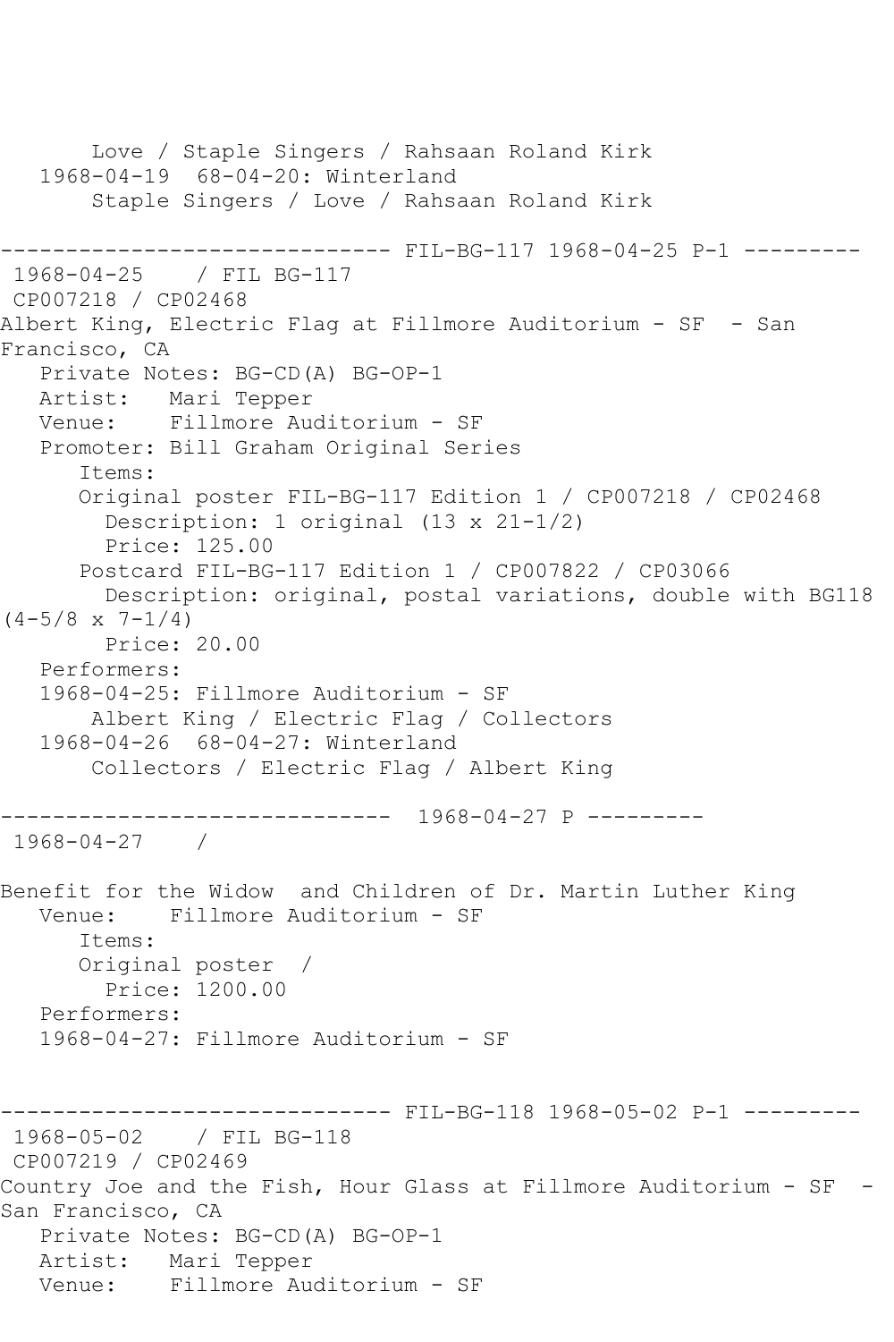```
       Love / Staple Singers / Rahsaan Roland Kirk
   1968-04-19  68-04-20: Winterland
       Staple Singers / Love / Rahsaan Roland Kirk

------------------------------ FIL-BG-117 1968-04-25 P-1 ---------
 1968-04-25    / FIL BG-117
 CP007218 / CP02468
Albert King, Electric Flag at Fillmore Auditorium - SF  - San
Francisco, CA
   Private Notes: BG-CD(A) BG-OP-1
   Artist:   Mari Tepper
   Venue:    Fillmore Auditorium - SF
   Promoter: Bill Graham Original Series
      Items:
      Original poster FIL-BG-117 Edition 1 / CP007218 / CP02468
        Description: 1 original (13 x 21-1/2)
        Price: 125.00
      Postcard FIL-BG-117 Edition 1 / CP007822 / CP03066
        Description: original, postal variations, double with BG118
(4-5/8 x 7-1/4)
        Price: 20.00
   Performers:
   1968-04-25: Fillmore Auditorium - SF
       Albert King / Electric Flag / Collectors
   1968-04-26  68-04-27: Winterland
       Collectors / Electric Flag / Albert King

------------------------------  1968-04-27 P ---------
 1968-04-27    /

Benefit for the Widow  and Children of Dr. Martin Luther King
   Venue:    Fillmore Auditorium - SF
      Items:
      Original poster  /
        Price: 1200.00
   Performers:
   1968-04-27: Fillmore Auditorium - SF


------------------------------ FIL-BG-118 1968-05-02 P-1 ---------
 1968-05-02    / FIL BG-118
 CP007219 / CP02469
Country Joe and the Fish, Hour Glass at Fillmore Auditorium - SF  -
San Francisco, CA
   Private Notes: BG-CD(A) BG-OP-1
   Artist:   Mari Tepper
   Venue:    Fillmore Auditorium - SF
```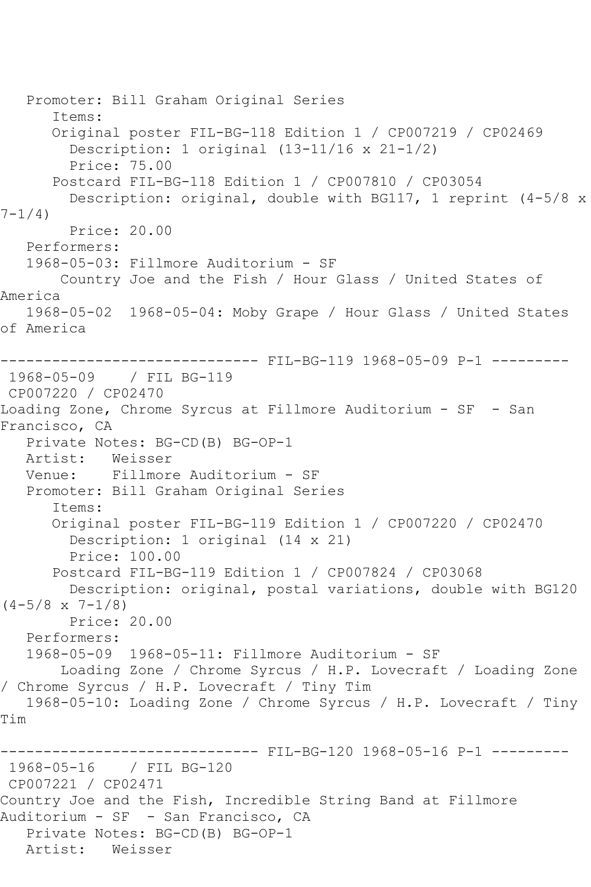Promoter: Bill Graham Original Series
Items:
Original poster FIL-BG-118 Edition 1 / CP007219 / CP02469
Description: 1 original (13-11/16 x 21-1/2)
Price: 75.00
Postcard FIL-BG-118 Edition 1 / CP007810 / CP03054
Description: original, double with BG117, 1 reprint (4-5/8 x 7-1/4)
Price: 20.00
Performers:
1968-05-03: Fillmore Auditorium - SF
Country Joe and the Fish / Hour Glass / United States of America
1968-05-02 1968-05-04: Moby Grape / Hour Glass / United States of America

------------------------------ FIL-BG-119 1968-05-09 P-1 ---------

1968-05-09 / FIL BG-119
CP007220 / CP02470
Loading Zone, Chrome Syrcus at Fillmore Auditorium - SF - San Francisco, CA
Private Notes: BG-CD(B) BG-OP-1
Artist: Weisser
Venue: Fillmore Auditorium - SF
Promoter: Bill Graham Original Series
Items:
Original poster FIL-BG-119 Edition 1 / CP007220 / CP02470
Description: 1 original (14 x 21)
Price: 100.00
Postcard FIL-BG-119 Edition 1 / CP007824 / CP03068
Description: original, postal variations, double with BG120 (4-5/8 x 7-1/8)
Price: 20.00
Performers:
1968-05-09 1968-05-11: Fillmore Auditorium - SF
Loading Zone / Chrome Syrcus / H.P. Lovecraft / Loading Zone / Chrome Syrcus / H.P. Lovecraft / Tiny Tim
1968-05-10: Loading Zone / Chrome Syrcus / H.P. Lovecraft / Tiny Tim

------------------------------ FIL-BG-120 1968-05-16 P-1 ---------

1968-05-16 / FIL BG-120
CP007221 / CP02471
Country Joe and the Fish, Incredible String Band at Fillmore Auditorium - SF - San Francisco, CA
Private Notes: BG-CD(B) BG-OP-1
Artist: Weisser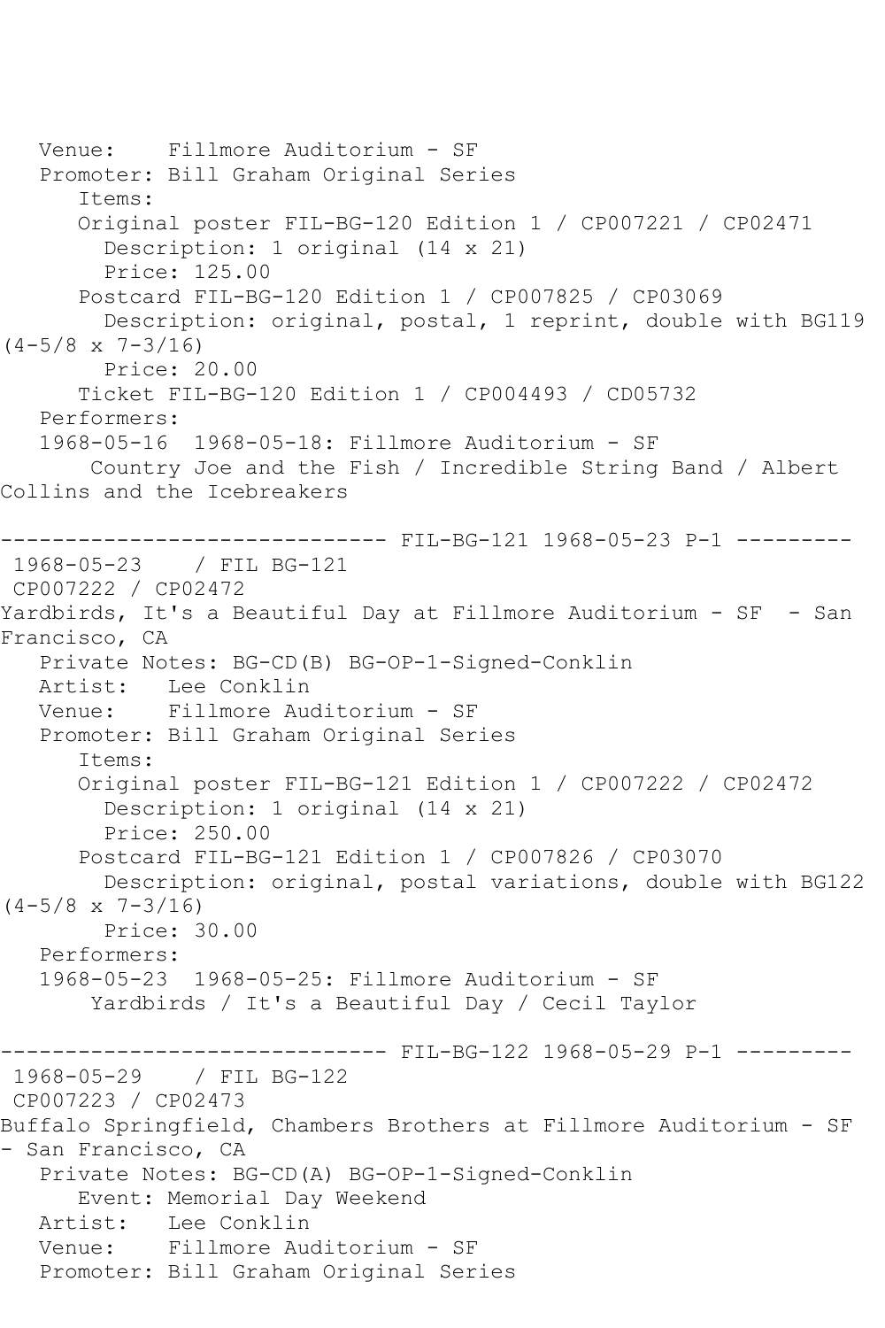Venue: Fillmore Auditorium - SF
Promoter: Bill Graham Original Series
Items:
Original poster FIL-BG-120 Edition 1 / CP007221 / CP02471
Description: 1 original (14 x 21)
Price: 125.00
Postcard FIL-BG-120 Edition 1 / CP007825 / CP03069
Description: original, postal, 1 reprint, double with BG119 (4-5/8 x 7-3/16)
Price: 20.00
Ticket FIL-BG-120 Edition 1 / CP004493 / CD05732
Performers:
1968-05-16 1968-05-18: Fillmore Auditorium - SF
Country Joe and the Fish / Incredible String Band / Albert Collins and the Icebreakers

------------------------------ FIL-BG-121 1968-05-23 P-1 ---------

1968-05-23 / FIL BG-121
CP007222 / CP02472
Yardbirds, It's a Beautiful Day at Fillmore Auditorium - SF - San Francisco, CA
Private Notes: BG-CD(B) BG-OP-1-Signed-Conklin
Artist: Lee Conklin
Venue: Fillmore Auditorium - SF
Promoter: Bill Graham Original Series
Items:
Original poster FIL-BG-121 Edition 1 / CP007222 / CP02472
Description: 1 original (14 x 21)
Price: 250.00
Postcard FIL-BG-121 Edition 1 / CP007826 / CP03070
Description: original, postal variations, double with BG122 (4-5/8 x 7-3/16)
Price: 30.00
Performers:
1968-05-23 1968-05-25: Fillmore Auditorium - SF
Yardbirds / It's a Beautiful Day / Cecil Taylor

------------------------------ FIL-BG-122 1968-05-29 P-1 ---------

1968-05-29 / FIL BG-122
CP007223 / CP02473
Buffalo Springfield, Chambers Brothers at Fillmore Auditorium - SF - San Francisco, CA
Private Notes: BG-CD(A) BG-OP-1-Signed-Conklin
Event: Memorial Day Weekend
Artist: Lee Conklin
Venue: Fillmore Auditorium - SF
Promoter: Bill Graham Original Series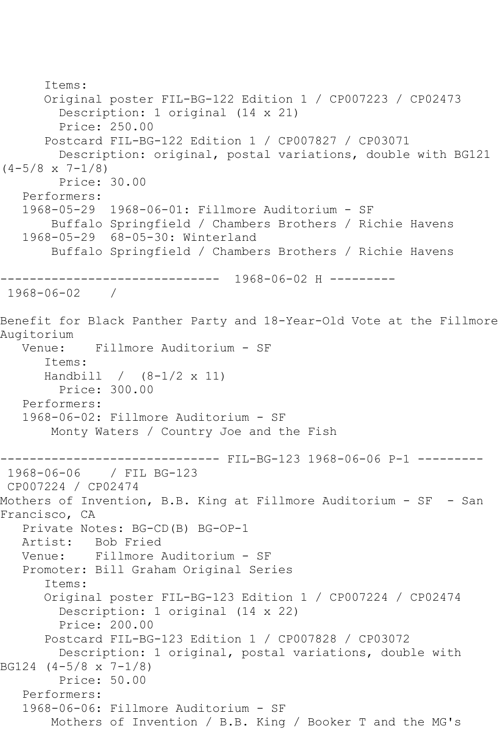```
      Items:
      Original poster FIL-BG-122 Edition 1 / CP007223 / CP02473
        Description: 1 original (14 x 21)
        Price: 250.00
      Postcard FIL-BG-122 Edition 1 / CP007827 / CP03071
        Description: original, postal variations, double with BG121
(4-5/8 x 7-1/8)
        Price: 30.00
   Performers:
   1968-05-29  1968-06-01: Fillmore Auditorium - SF
       Buffalo Springfield / Chambers Brothers / Richie Havens
   1968-05-29  68-05-30: Winterland
       Buffalo Springfield / Chambers Brothers / Richie Havens

------------------------------  1968-06-02 H ---------
 1968-06-02    /

Benefit for Black Panther Party and 18-Year-Old Vote at the Fillmore
Augitorium
   Venue:    Fillmore Auditorium - SF
      Items:
      Handbill  /  (8-1/2 x 11)
        Price: 300.00
   Performers:
   1968-06-02: Fillmore Auditorium - SF
       Monty Waters / Country Joe and the Fish

------------------------------ FIL-BG-123 1968-06-06 P-1 ---------
 1968-06-06    / FIL BG-123
 CP007224 / CP02474
Mothers of Invention, B.B. King at Fillmore Auditorium - SF  - San
Francisco, CA
   Private Notes: BG-CD(B) BG-OP-1
   Artist:   Bob Fried
   Venue:    Fillmore Auditorium - SF
   Promoter: Bill Graham Original Series
      Items:
      Original poster FIL-BG-123 Edition 1 / CP007224 / CP02474
        Description: 1 original (14 x 22)
        Price: 200.00
      Postcard FIL-BG-123 Edition 1 / CP007828 / CP03072
        Description: 1 original, postal variations, double with
BG124 (4-5/8 x 7-1/8)
        Price: 50.00
   Performers:
   1968-06-06: Fillmore Auditorium - SF
       Mothers of Invention / B.B. King / Booker T and the MG's
```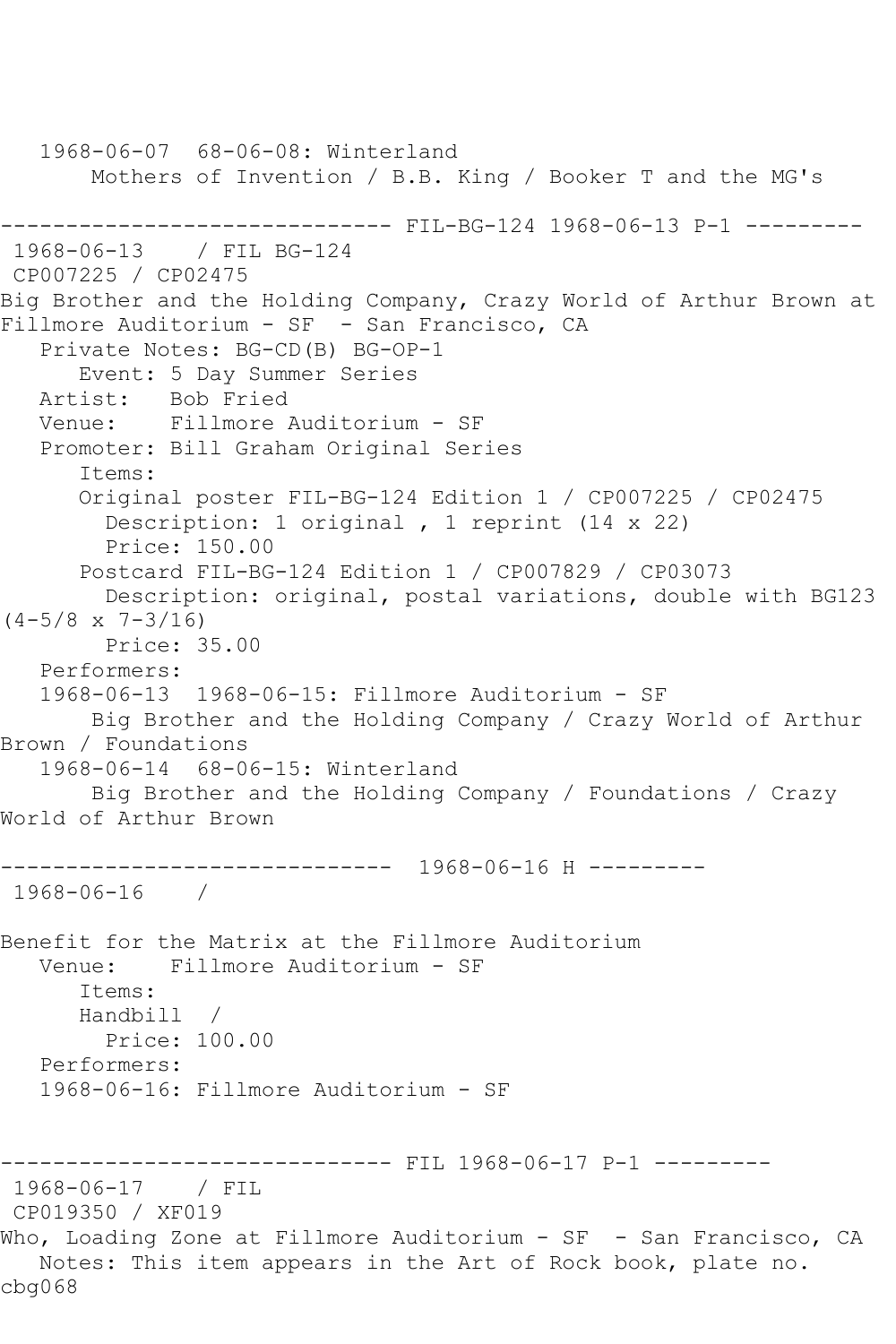1968-06-07  68-06-08: Winterland
    Mothers of Invention / B.B. King / Booker T and the MG's

------------------------------ FIL-BG-124 1968-06-13 P-1 ---------

1968-06-13    / FIL BG-124
CP007225 / CP02475
Big Brother and the Holding Company, Crazy World of Arthur Brown at Fillmore Auditorium - SF  - San Francisco, CA
   Private Notes: BG-CD(B) BG-OP-1
      Event: 5 Day Summer Series
   Artist:   Bob Fried
   Venue:    Fillmore Auditorium - SF
   Promoter: Bill Graham Original Series
      Items:
      Original poster FIL-BG-124 Edition 1 / CP007225 / CP02475
        Description: 1 original , 1 reprint (14 x 22)
        Price: 150.00
      Postcard FIL-BG-124 Edition 1 / CP007829 / CP03073
        Description: original, postal variations, double with BG123 (4-5/8 x 7-3/16)
        Price: 35.00
   Performers:
   1968-06-13  1968-06-15: Fillmore Auditorium - SF
       Big Brother and the Holding Company / Crazy World of Arthur Brown / Foundations
   1968-06-14  68-06-15: Winterland
       Big Brother and the Holding Company / Foundations / Crazy World of Arthur Brown

------------------------------  1968-06-16 H ---------

1968-06-16    /

Benefit for the Matrix at the Fillmore Auditorium
   Venue:    Fillmore Auditorium - SF
      Items:
      Handbill  /
        Price: 100.00
   Performers:
   1968-06-16: Fillmore Auditorium - SF

------------------------------ FIL 1968-06-17 P-1 ---------

1968-06-17    / FIL
CP019350 / XF019
Who, Loading Zone at Fillmore Auditorium - SF  - San Francisco, CA
   Notes: This item appears in the Art of Rock book, plate no. cbg068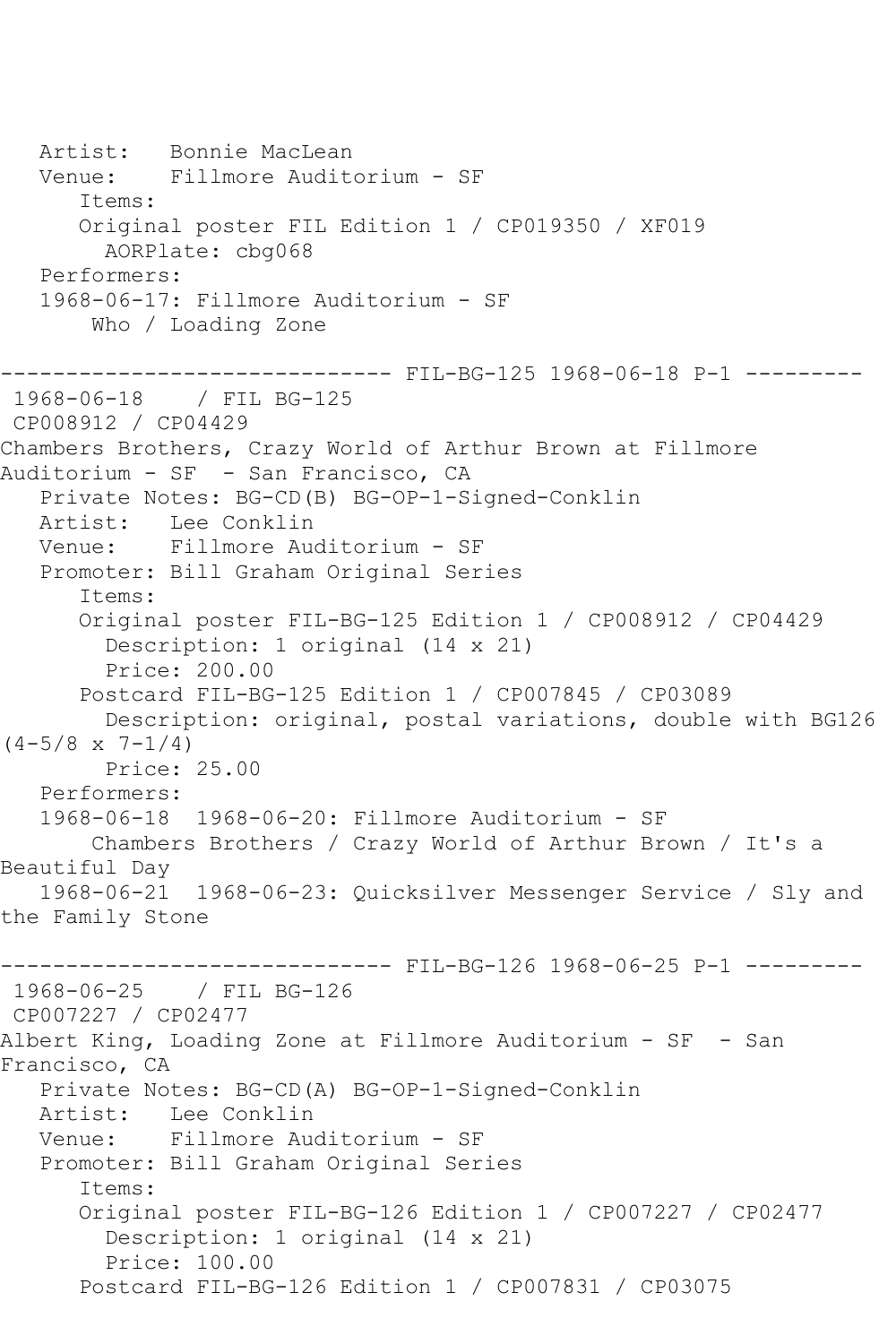```
   Artist:   Bonnie MacLean
   Venue:    Fillmore Auditorium - SF
      Items:
      Original poster FIL Edition 1 / CP019350 / XF019
        AORPlate: cbg068
   Performers:
   1968-06-17: Fillmore Auditorium - SF
       Who / Loading Zone

------------------------------ FIL-BG-125 1968-06-18 P-1 ---------
 1968-06-18    / FIL BG-125
 CP008912 / CP04429
Chambers Brothers, Crazy World of Arthur Brown at Fillmore
Auditorium - SF  - San Francisco, CA
   Private Notes: BG-CD(B) BG-OP-1-Signed-Conklin
   Artist:   Lee Conklin
   Venue:    Fillmore Auditorium - SF
   Promoter: Bill Graham Original Series
      Items:
      Original poster FIL-BG-125 Edition 1 / CP008912 / CP04429
        Description: 1 original (14 x 21)
        Price: 200.00
      Postcard FIL-BG-125 Edition 1 / CP007845 / CP03089
        Description: original, postal variations, double with BG126
(4-5/8 x 7-1/4)
        Price: 25.00
   Performers:
   1968-06-18  1968-06-20: Fillmore Auditorium - SF
       Chambers Brothers / Crazy World of Arthur Brown / It's a
Beautiful Day
   1968-06-21  1968-06-23: Quicksilver Messenger Service / Sly and
the Family Stone

------------------------------ FIL-BG-126 1968-06-25 P-1 ---------
 1968-06-25    / FIL BG-126
 CP007227 / CP02477
Albert King, Loading Zone at Fillmore Auditorium - SF  - San
Francisco, CA
   Private Notes: BG-CD(A) BG-OP-1-Signed-Conklin
   Artist:   Lee Conklin
   Venue:    Fillmore Auditorium - SF
   Promoter: Bill Graham Original Series
      Items:
      Original poster FIL-BG-126 Edition 1 / CP007227 / CP02477
        Description: 1 original (14 x 21)
        Price: 100.00
      Postcard FIL-BG-126 Edition 1 / CP007831 / CP03075
```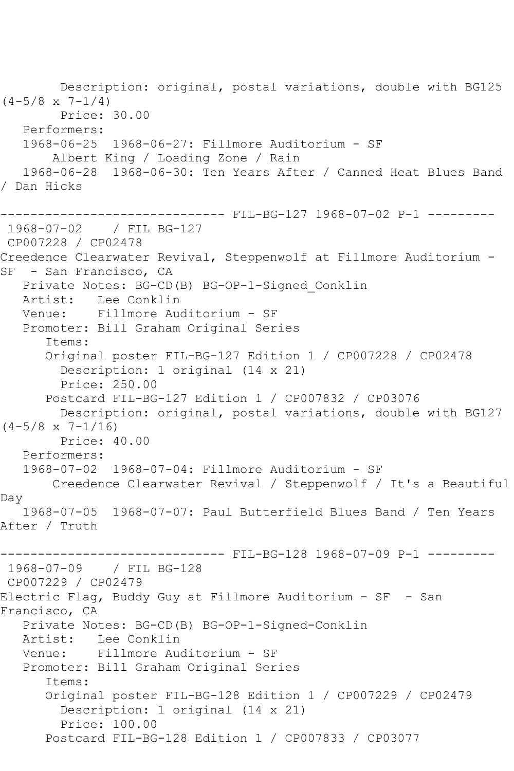Description: original, postal variations, double with BG125 (4-5/8 x 7-1/4)
Price: 30.00
Performers:
1968-06-25 1968-06-27: Fillmore Auditorium - SF
Albert King / Loading Zone / Rain
1968-06-28 1968-06-30: Ten Years After / Canned Heat Blues Band / Dan Hicks

------------------------------ FIL-BG-127 1968-07-02 P-1 ---------

1968-07-02 / FIL BG-127
CP007228 / CP02478
Creedence Clearwater Revival, Steppenwolf at Fillmore Auditorium - SF - San Francisco, CA
Private Notes: BG-CD(B) BG-OP-1-Signed_Conklin
Artist: Lee Conklin
Venue: Fillmore Auditorium - SF
Promoter: Bill Graham Original Series
Items:
Original poster FIL-BG-127 Edition 1 / CP007228 / CP02478
Description: 1 original (14 x 21)
Price: 250.00
Postcard FIL-BG-127 Edition 1 / CP007832 / CP03076
Description: original, postal variations, double with BG127 (4-5/8 x 7-1/16)
Price: 40.00
Performers:
1968-07-02 1968-07-04: Fillmore Auditorium - SF
Creedence Clearwater Revival / Steppenwolf / It's a Beautiful Day
1968-07-05 1968-07-07: Paul Butterfield Blues Band / Ten Years After / Truth

------------------------------ FIL-BG-128 1968-07-09 P-1 ---------

1968-07-09 / FIL BG-128
CP007229 / CP02479
Electric Flag, Buddy Guy at Fillmore Auditorium - SF - San Francisco, CA
Private Notes: BG-CD(B) BG-OP-1-Signed-Conklin
Artist: Lee Conklin
Venue: Fillmore Auditorium - SF
Promoter: Bill Graham Original Series
Items:
Original poster FIL-BG-128 Edition 1 / CP007229 / CP02479
Description: 1 original (14 x 21)
Price: 100.00
Postcard FIL-BG-128 Edition 1 / CP007833 / CP03077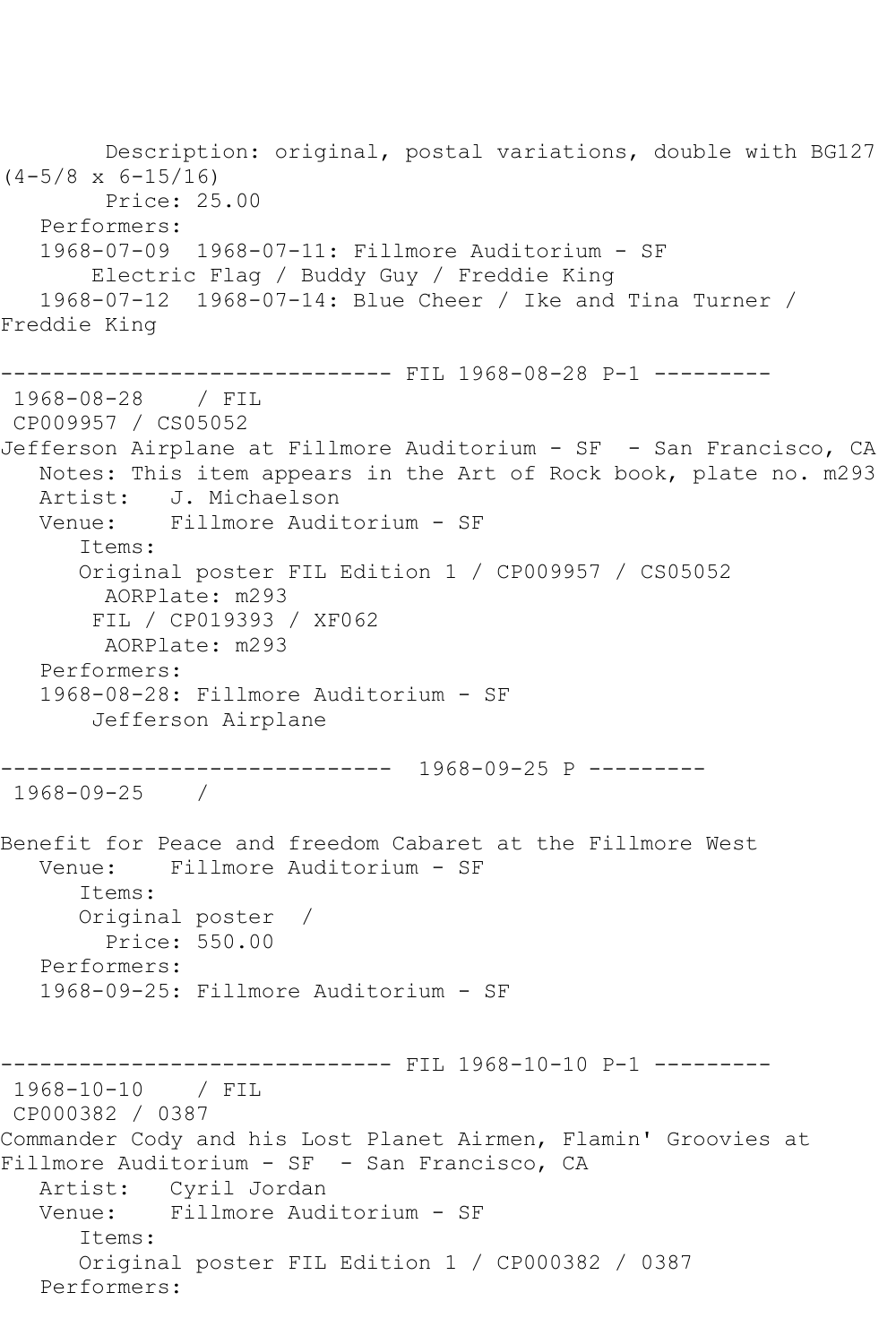```
        Description: original, postal variations, double with BG127
(4-5/8 x 6-15/16)
        Price: 25.00
   Performers:
   1968-07-09  1968-07-11: Fillmore Auditorium - SF
       Electric Flag / Buddy Guy / Freddie King
   1968-07-12  1968-07-14: Blue Cheer / Ike and Tina Turner /
Freddie King

------------------------------ FIL 1968-08-28 P-1 ---------
 1968-08-28    / FIL
 CP009957 / CS05052
Jefferson Airplane at Fillmore Auditorium - SF  - San Francisco, CA
   Notes: This item appears in the Art of Rock book, plate no. m293
   Artist:   J. Michaelson
   Venue:    Fillmore Auditorium - SF
      Items:
      Original poster FIL Edition 1 / CP009957 / CS05052
        AORPlate: m293
       FIL / CP019393 / XF062
        AORPlate: m293
   Performers:
   1968-08-28: Fillmore Auditorium - SF
       Jefferson Airplane

------------------------------  1968-09-25 P ---------
 1968-09-25    /

Benefit for Peace and freedom Cabaret at the Fillmore West
   Venue:    Fillmore Auditorium - SF
      Items:
      Original poster  /
        Price: 550.00
   Performers:
   1968-09-25: Fillmore Auditorium - SF


------------------------------ FIL 1968-10-10 P-1 ---------
 1968-10-10    / FIL
 CP000382 / 0387
Commander Cody and his Lost Planet Airmen, Flamin' Groovies at
Fillmore Auditorium - SF  - San Francisco, CA
   Artist:   Cyril Jordan
   Venue:    Fillmore Auditorium - SF
      Items:
      Original poster FIL Edition 1 / CP000382 / 0387
   Performers:
```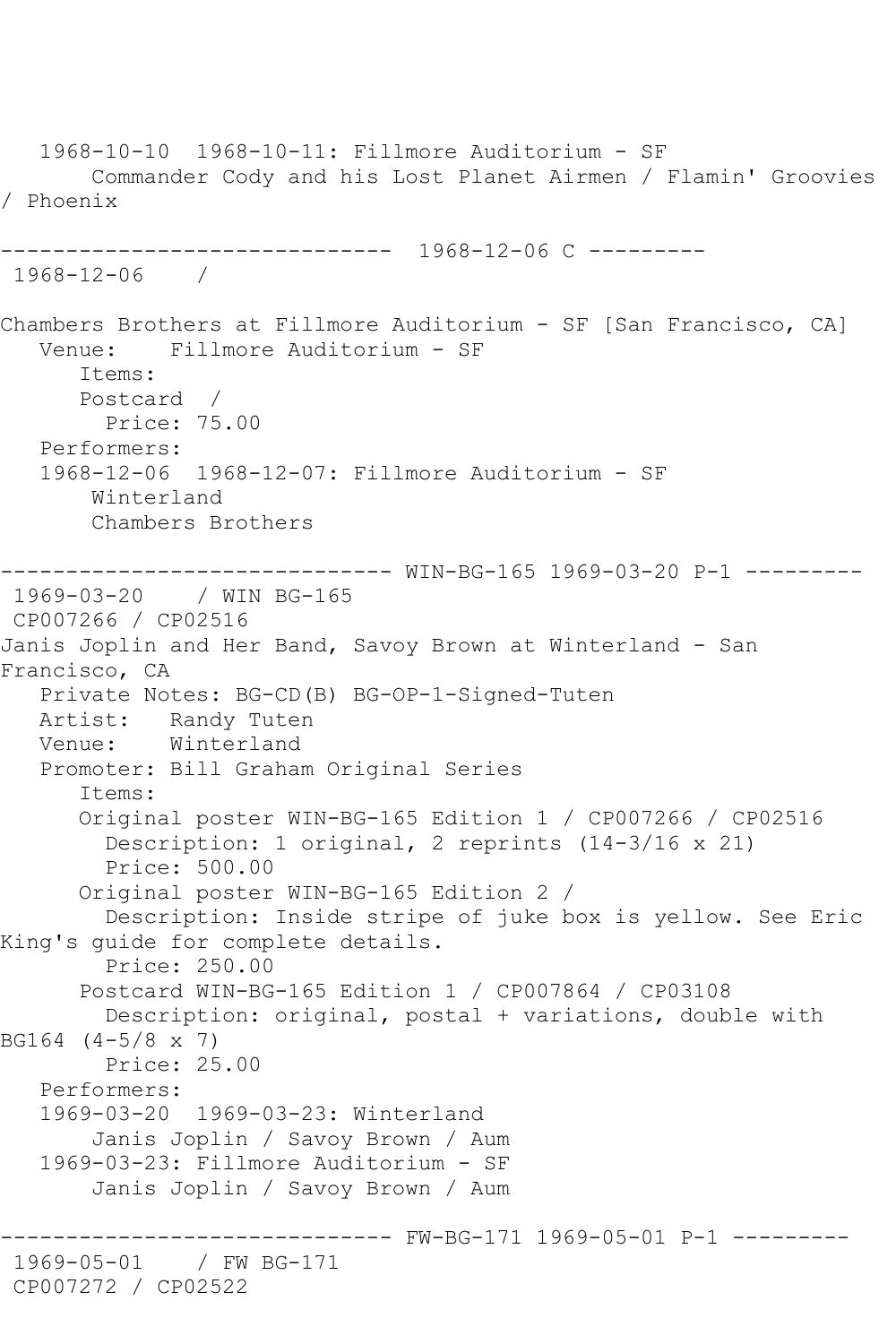1968-10-10  1968-10-11: Fillmore Auditorium - SF
    Commander Cody and his Lost Planet Airmen / Flamin' Groovies / Phoenix

------------------------------ 1968-12-06 C ---------

1968-12-06    /

Chambers Brothers at Fillmore Auditorium - SF [San Francisco, CA]

Venue:    Fillmore Auditorium - SF

Items:

Postcard  /

Price: 75.00

Performers:

1968-12-06  1968-12-07: Fillmore Auditorium - SF
    Winterland
    Chambers Brothers

------------------------------ WIN-BG-165 1969-03-20 P-1 ---------

1969-03-20    / WIN BG-165
CP007266 / CP02516

Janis Joplin and Her Band, Savoy Brown at Winterland - San Francisco, CA

Private Notes: BG-CD(B) BG-OP-1-Signed-Tuten

Artist:   Randy Tuten

Venue:    Winterland

Promoter: Bill Graham Original Series

Items:

Original poster WIN-BG-165 Edition 1 / CP007266 / CP02516

Description: 1 original, 2 reprints (14-3/16 x 21)

Price: 500.00

Original poster WIN-BG-165 Edition 2 /

Description: Inside stripe of juke box is yellow. See Eric King's guide for complete details.

Price: 250.00

Postcard WIN-BG-165 Edition 1 / CP007864 / CP03108

Description: original, postal + variations, double with BG164 (4-5/8 x 7)

Price: 25.00

Performers:

1969-03-20  1969-03-23: Winterland
    Janis Joplin / Savoy Brown / Aum

1969-03-23: Fillmore Auditorium - SF
    Janis Joplin / Savoy Brown / Aum

------------------------------ FW-BG-171 1969-05-01 P-1 ---------

1969-05-01    / FW BG-171
CP007272 / CP02522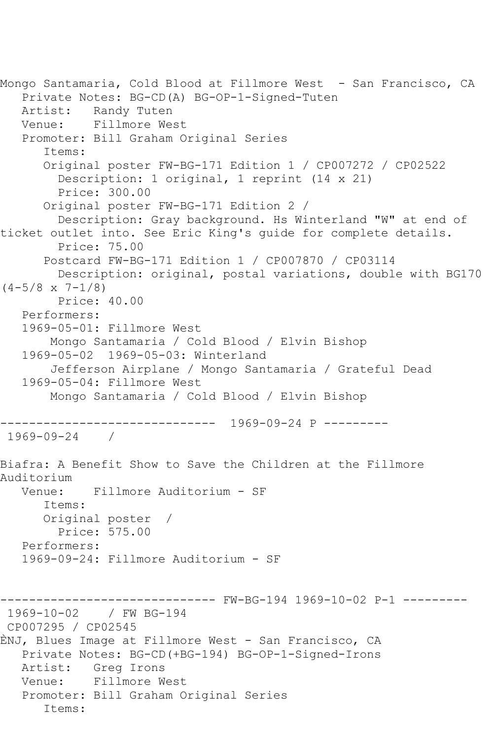Mongo Santamaria, Cold Blood at Fillmore West - San Francisco, CA
   Private Notes: BG-CD(A) BG-OP-1-Signed-Tuten
   Artist: Randy Tuten
   Venue: Fillmore West
   Promoter: Bill Graham Original Series
      Items:
      Original poster FW-BG-171 Edition 1 / CP007272 / CP02522
        Description: 1 original, 1 reprint (14 x 21)
        Price: 300.00
      Original poster FW-BG-171 Edition 2 /
        Description: Gray background. Hs Winterland "W" at end of ticket outlet into. See Eric King's guide for complete details.
        Price: 75.00
      Postcard FW-BG-171 Edition 1 / CP007870 / CP03114
        Description: original, postal variations, double with BG170 (4-5/8 x 7-1/8)
        Price: 40.00
   Performers:
   1969-05-01: Fillmore West
       Mongo Santamaria / Cold Blood / Elvin Bishop
   1969-05-02 1969-05-03: Winterland
       Jefferson Airplane / Mongo Santamaria / Grateful Dead
   1969-05-04: Fillmore West
       Mongo Santamaria / Cold Blood / Elvin Bishop

------------------------------ 1969-09-24 P ---------
1969-09-24 /

Biafra: A Benefit Show to Save the Children at the Fillmore Auditorium
   Venue: Fillmore Auditorium - SF
      Items:
      Original poster /
        Price: 575.00
   Performers:
   1969-09-24: Fillmore Auditorium - SF

------------------------------ FW-BG-194 1969-10-02 P-1 ---------
1969-10-02 / FW BG-194
CP007295 / CP02545
ÈNJ, Blues Image at Fillmore West - San Francisco, CA
   Private Notes: BG-CD(+BG-194) BG-OP-1-Signed-Irons
   Artist: Greg Irons
   Venue: Fillmore West
   Promoter: Bill Graham Original Series
      Items: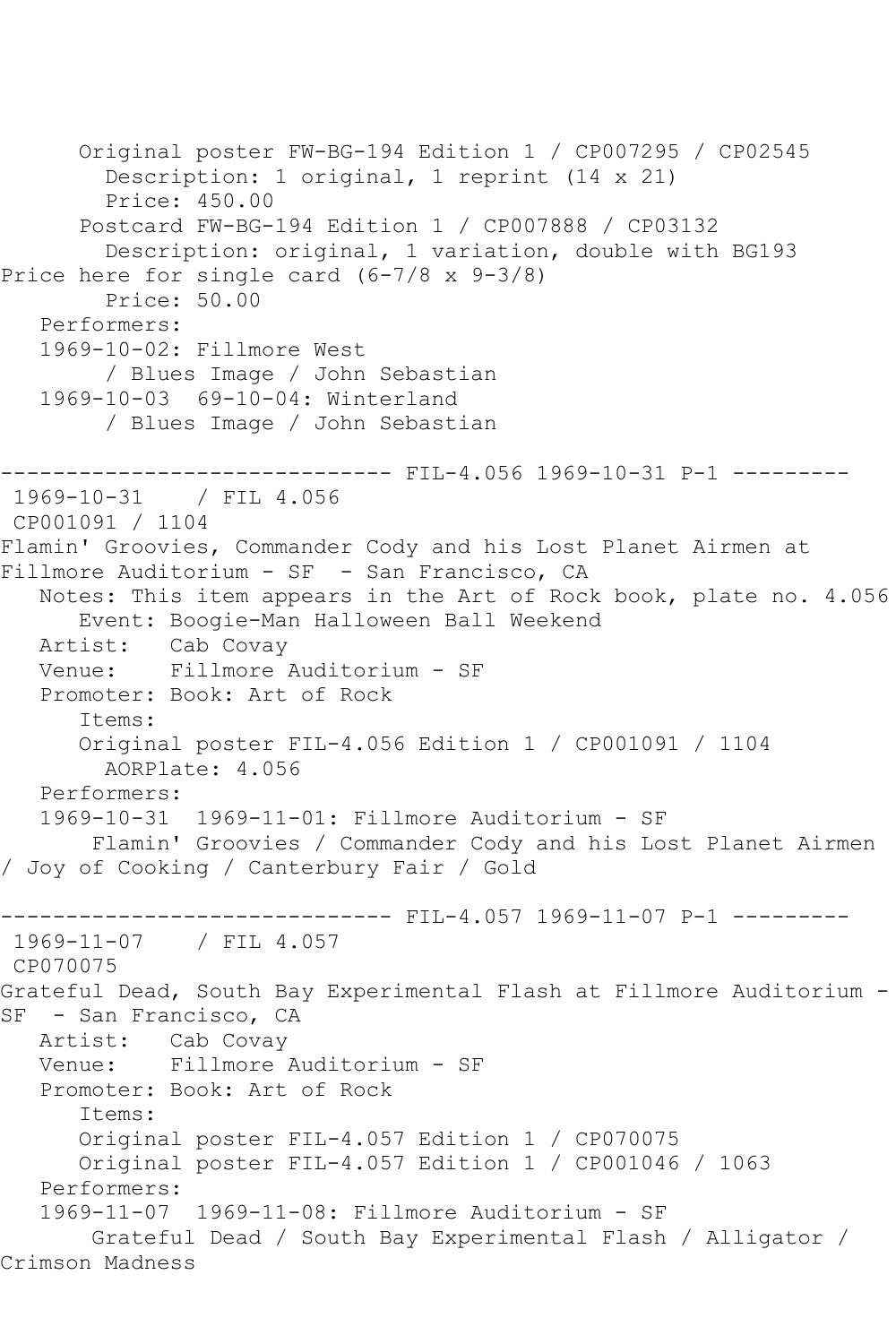Original poster FW-BG-194 Edition 1 / CP007295 / CP02545
Description: 1 original, 1 reprint (14 x 21)
Price: 450.00
Postcard FW-BG-194 Edition 1 / CP007888 / CP03132
Description: original, 1 variation, double with BG193
Price here for single card (6-7/8 x 9-3/8)
Price: 50.00
Performers:
1969-10-02: Fillmore West
/ Blues Image / John Sebastian
1969-10-03 69-10-04: Winterland
/ Blues Image / John Sebastian

------------------------------ FIL-4.056 1969-10-31 P-1 ---------

1969-10-31 / FIL 4.056
CP001091 / 1104
Flamin' Groovies, Commander Cody and his Lost Planet Airmen at Fillmore Auditorium - SF - San Francisco, CA
Notes: This item appears in the Art of Rock book, plate no. 4.056
Event: Boogie-Man Halloween Ball Weekend
Artist: Cab Covay
Venue: Fillmore Auditorium - SF
Promoter: Book: Art of Rock
Items:
Original poster FIL-4.056 Edition 1 / CP001091 / 1104
AORPlate: 4.056
Performers:
1969-10-31 1969-11-01: Fillmore Auditorium - SF
Flamin' Groovies / Commander Cody and his Lost Planet Airmen / Joy of Cooking / Canterbury Fair / Gold

------------------------------ FIL-4.057 1969-11-07 P-1 ---------

1969-11-07 / FIL 4.057
CP070075
Grateful Dead, South Bay Experimental Flash at Fillmore Auditorium - SF - San Francisco, CA
Artist: Cab Covay
Venue: Fillmore Auditorium - SF
Promoter: Book: Art of Rock
Items:
Original poster FIL-4.057 Edition 1 / CP070075
Original poster FIL-4.057 Edition 1 / CP001046 / 1063
Performers:
1969-11-07 1969-11-08: Fillmore Auditorium - SF
Grateful Dead / South Bay Experimental Flash / Alligator / Crimson Madness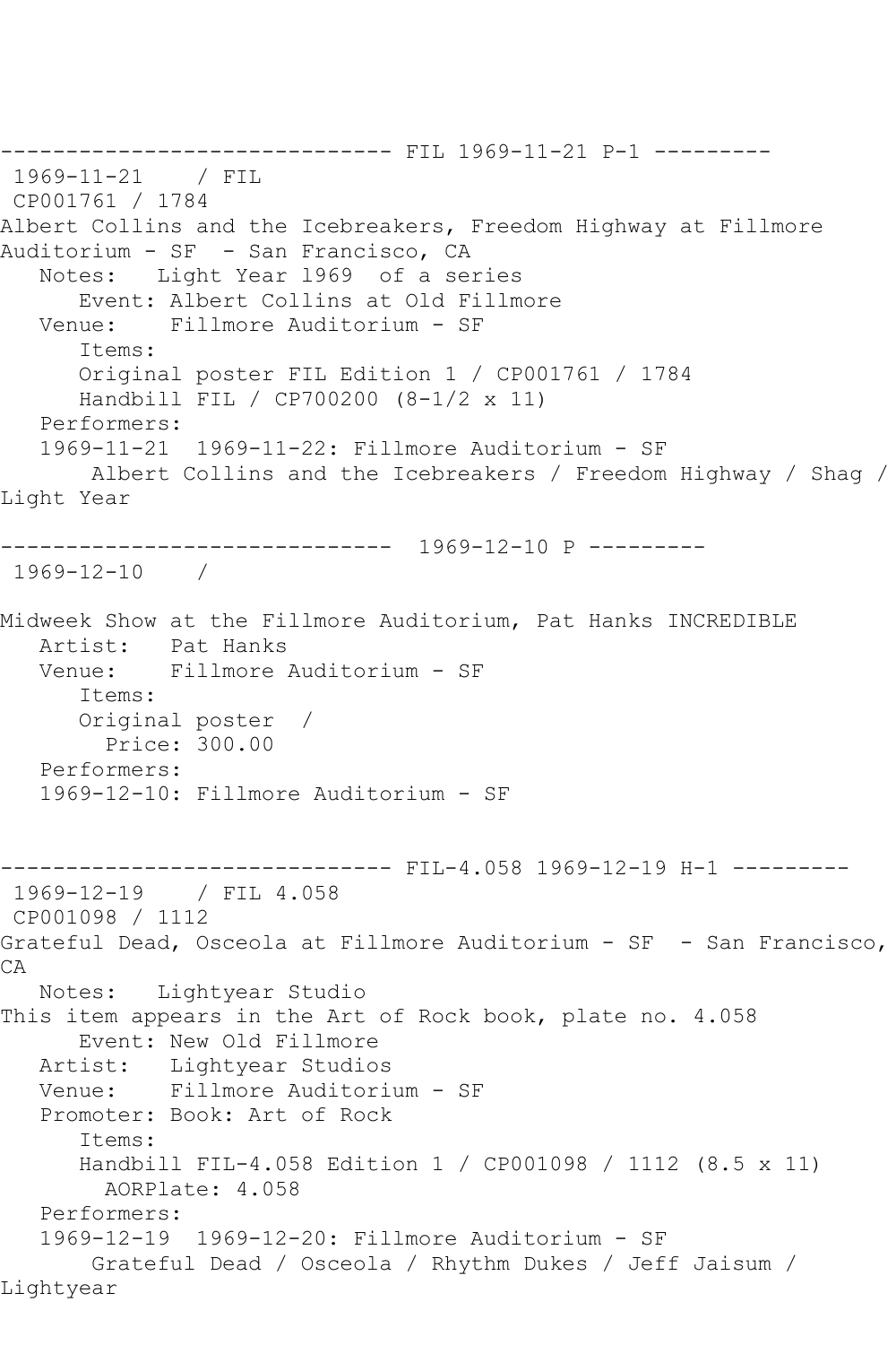------------------------------ FIL 1969-11-21 P-1 ---------
1969-11-21 / FIL
CP001761 / 1784
Albert Collins and the Icebreakers, Freedom Highway at Fillmore Auditorium - SF - San Francisco, CA
Notes: Light Year l969 of a series
Event: Albert Collins at Old Fillmore
Venue: Fillmore Auditorium - SF
Items:
Original poster FIL Edition 1 / CP001761 / 1784
Handbill FIL / CP700200 (8-1/2 x 11)
Performers:
1969-11-21 1969-11-22: Fillmore Auditorium - SF
Albert Collins and the Icebreakers / Freedom Highway / Shag / Light Year

------------------------------ 1969-12-10 P ---------
1969-12-10 /

Midweek Show at the Fillmore Auditorium, Pat Hanks INCREDIBLE
Artist: Pat Hanks
Venue: Fillmore Auditorium - SF
Items:
Original poster /
Price: 300.00
Performers:
1969-12-10: Fillmore Auditorium - SF

------------------------------ FIL-4.058 1969-12-19 H-1 ---------
1969-12-19 / FIL 4.058
CP001098 / 1112
Grateful Dead, Osceola at Fillmore Auditorium - SF - San Francisco, CA
Notes: Lightyear Studio
This item appears in the Art of Rock book, plate no. 4.058
Event: New Old Fillmore
Artist: Lightyear Studios
Venue: Fillmore Auditorium - SF
Promoter: Book: Art of Rock
Items:
Handbill FIL-4.058 Edition 1 / CP001098 / 1112 (8.5 x 11)
AORPlate: 4.058
Performers:
1969-12-19 1969-12-20: Fillmore Auditorium - SF
Grateful Dead / Osceola / Rhythm Dukes / Jeff Jaisum / Lightyear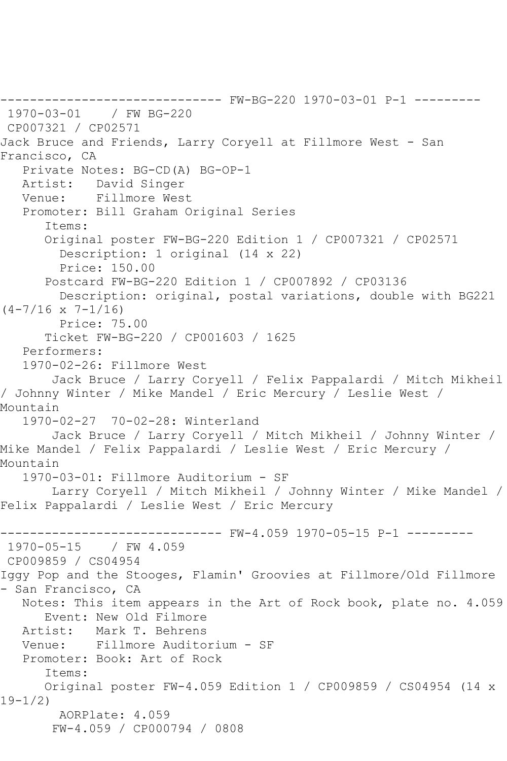------------------------------ FW-BG-220 1970-03-01 P-1 ---------

1970-03-01 / FW BG-220

CP007321 / CP02571

Jack Bruce and Friends, Larry Coryell at Fillmore West - San Francisco, CA

Private Notes: BG-CD(A) BG-OP-1

Artist: David Singer

Venue: Fillmore West

Promoter: Bill Graham Original Series

Items:

Original poster FW-BG-220 Edition 1 / CP007321 / CP02571

Description: 1 original (14 x 22)

Price: 150.00

Postcard FW-BG-220 Edition 1 / CP007892 / CP03136

Description: original, postal variations, double with BG221 (4-7/16 x 7-1/16)

Price: 75.00

Ticket FW-BG-220 / CP001603 / 1625

Performers:

1970-02-26: Fillmore West

Jack Bruce / Larry Coryell / Felix Pappalardi / Mitch Mikheil / Johnny Winter / Mike Mandel / Eric Mercury / Leslie West / Mountain

1970-02-27 70-02-28: Winterland

Jack Bruce / Larry Coryell / Mitch Mikheil / Johnny Winter / Mike Mandel / Felix Pappalardi / Leslie West / Eric Mercury / Mountain

1970-03-01: Fillmore Auditorium - SF

Larry Coryell / Mitch Mikheil / Johnny Winter / Mike Mandel / Felix Pappalardi / Leslie West / Eric Mercury

------------------------------ FW-4.059 1970-05-15 P-1 ---------

1970-05-15 / FW 4.059

CP009859 / CS04954

Iggy Pop and the Stooges, Flamin' Groovies at Fillmore/Old Fillmore - San Francisco, CA

Notes: This item appears in the Art of Rock book, plate no. 4.059

Event: New Old Filmore

Artist: Mark T. Behrens

Venue: Fillmore Auditorium - SF

Promoter: Book: Art of Rock

Items:

Original poster FW-4.059 Edition 1 / CP009859 / CS04954 (14 x 19-1/2)

AORPlate: 4.059

FW-4.059 / CP000794 / 0808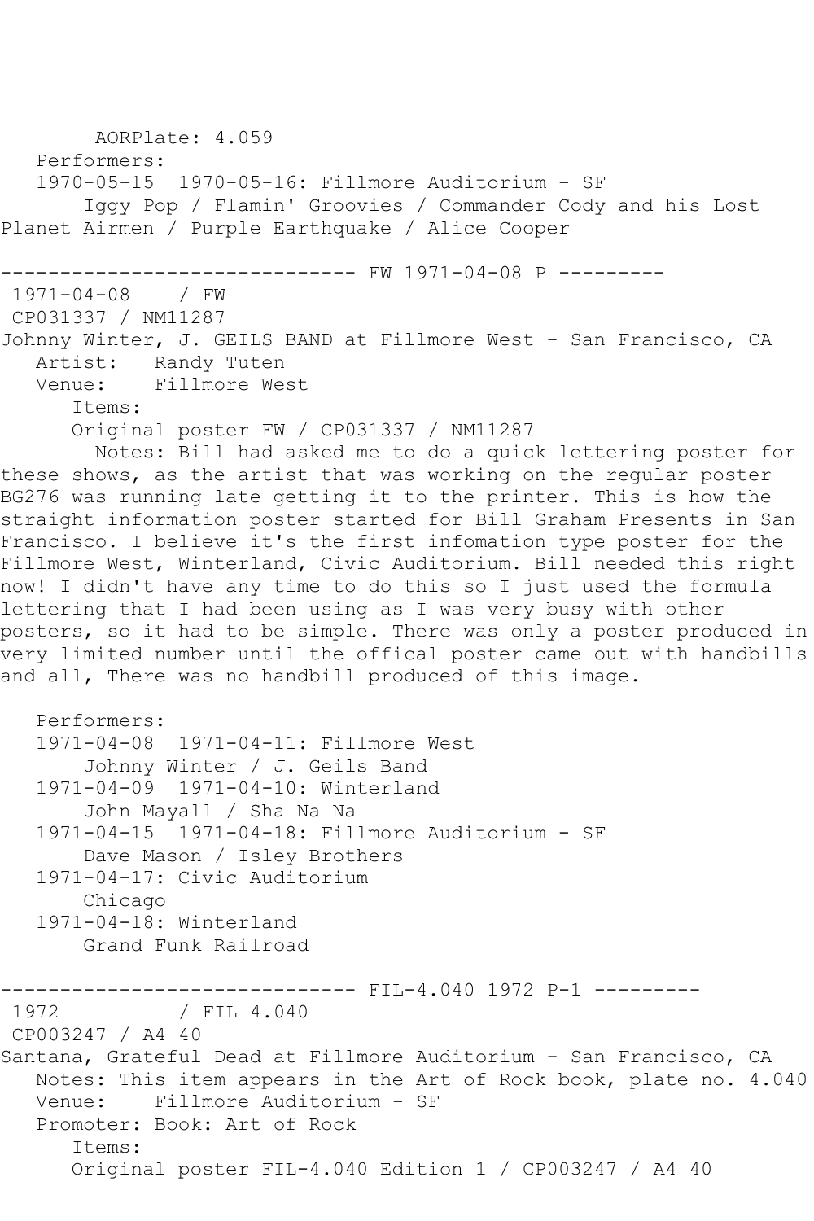AORPlate: 4.059

Performers:

1970-05-15  1970-05-16: Fillmore Auditorium - SF

Iggy Pop / Flamin' Groovies / Commander Cody and his Lost Planet Airmen / Purple Earthquake / Alice Cooper

------------------------------ FW 1971-04-08 P ---------

1971-04-08    / FW

CP031337 / NM11287

Johnny Winter, J. GEILS BAND at Fillmore West - San Francisco, CA

Artist:   Randy Tuten

Venue:    Fillmore West

Items:

Original poster FW / CP031337 / NM11287

Notes: Bill had asked me to do a quick lettering poster for these shows, as the artist that was working on the regular poster BG276 was running late getting it to the printer. This is how the straight information poster started for Bill Graham Presents in San Francisco. I believe it's the first infomation type poster for the Fillmore West, Winterland, Civic Auditorium. Bill needed this right now! I didn't have any time to do this so I just used the formula lettering that I had been using as I was very busy with other posters, so it had to be simple. There was only a poster produced in very limited number until the offical poster came out with handbills and all, There was no handbill produced of this image.

Performers:

1971-04-08  1971-04-11: Fillmore West

Johnny Winter / J. Geils Band

1971-04-09  1971-04-10: Winterland

John Mayall / Sha Na Na

1971-04-15  1971-04-18: Fillmore Auditorium - SF

Dave Mason / Isley Brothers

1971-04-17: Civic Auditorium

Chicago

1971-04-18: Winterland

Grand Funk Railroad

------------------------------ FIL-4.040 1972 P-1 ---------

1972          / FIL 4.040

CP003247 / A4 40

Santana, Grateful Dead at Fillmore Auditorium - San Francisco, CA

Notes: This item appears in the Art of Rock book, plate no. 4.040

Venue:    Fillmore Auditorium - SF

Promoter: Book: Art of Rock

Items:

Original poster FIL-4.040 Edition 1 / CP003247 / A4 40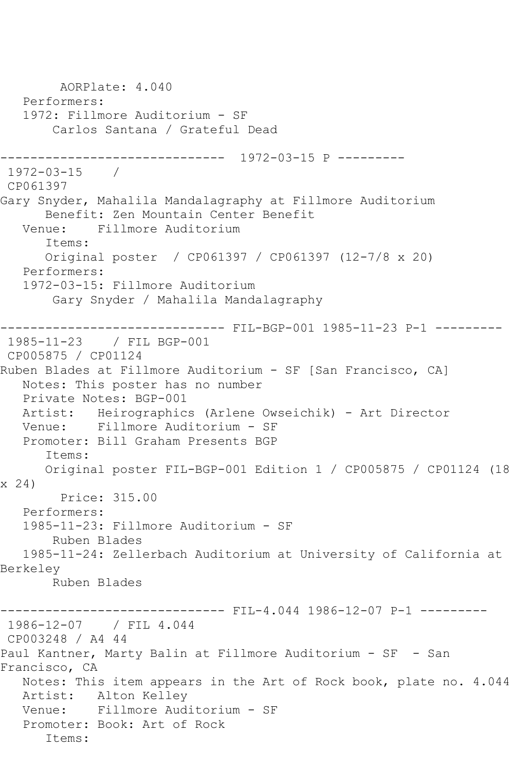AORPlate: 4.040
Performers:
1972: Fillmore Auditorium - SF
Carlos Santana / Grateful Dead

------------------------------ 1972-03-15 P ---------

1972-03-15 /
CP061397
Gary Snyder, Mahalila Mandalagraphy at Fillmore Auditorium
Benefit: Zen Mountain Center Benefit
Venue: Fillmore Auditorium
Items:
Original poster / CP061397 / CP061397 (12-7/8 x 20)
Performers:
1972-03-15: Fillmore Auditorium
Gary Snyder / Mahalila Mandalagraphy

------------------------------ FIL-BGP-001 1985-11-23 P-1 ---------

1985-11-23 / FIL BGP-001
CP005875 / CP01124
Ruben Blades at Fillmore Auditorium - SF [San Francisco, CA]
Notes: This poster has no number
Private Notes: BGP-001
Artist: Heirographics (Arlene Owseichik) - Art Director
Venue: Fillmore Auditorium - SF
Promoter: Bill Graham Presents BGP
Items:
Original poster FIL-BGP-001 Edition 1 / CP005875 / CP01124 (18 x 24)
Price: 315.00
Performers:
1985-11-23: Fillmore Auditorium - SF
Ruben Blades
1985-11-24: Zellerbach Auditorium at University of California at Berkeley
Ruben Blades

------------------------------ FIL-4.044 1986-12-07 P-1 ---------

1986-12-07 / FIL 4.044
CP003248 / A4 44
Paul Kantner, Marty Balin at Fillmore Auditorium - SF - San Francisco, CA
Notes: This item appears in the Art of Rock book, plate no. 4.044
Artist: Alton Kelley
Venue: Fillmore Auditorium - SF
Promoter: Book: Art of Rock
Items: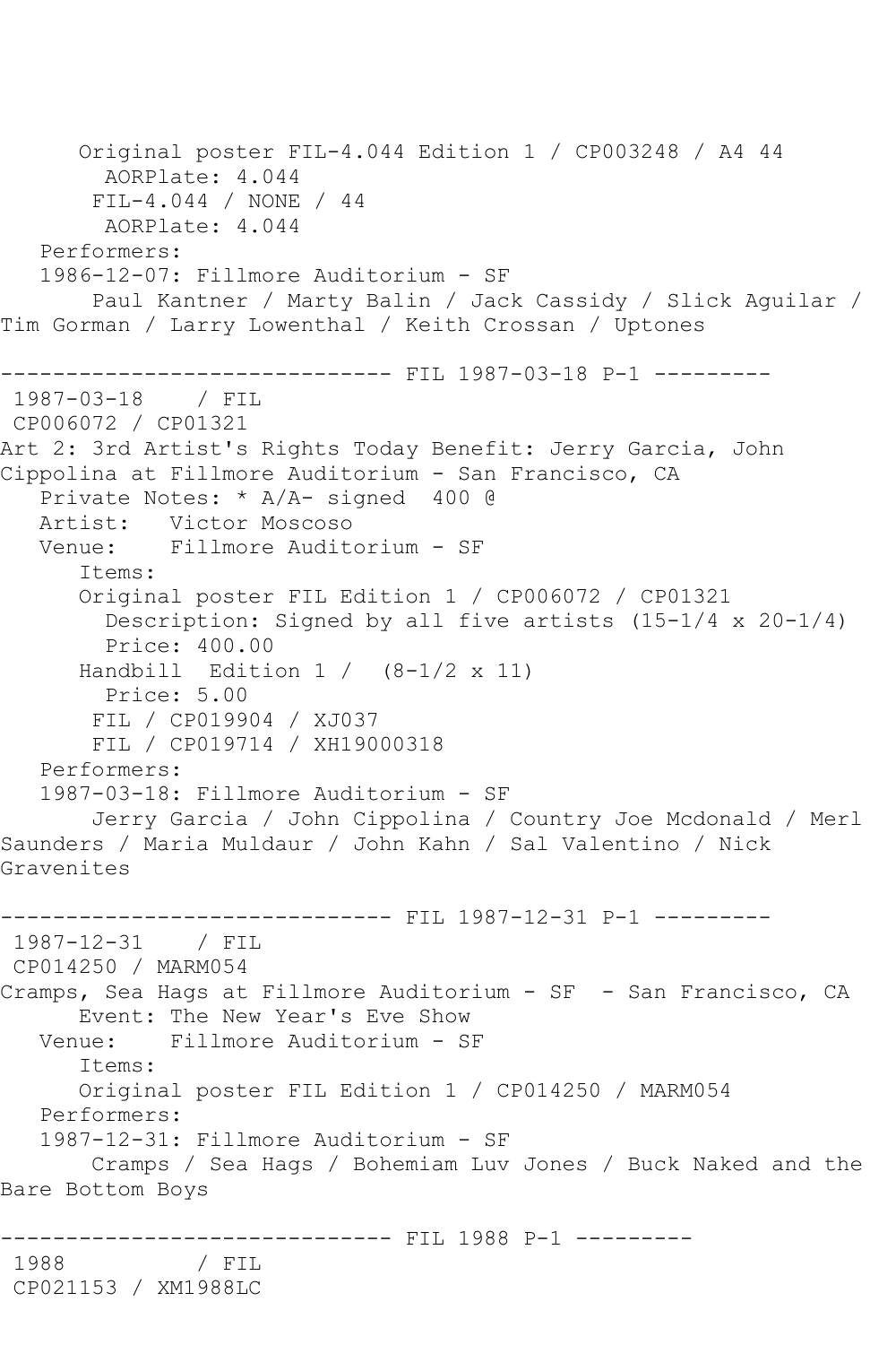Original poster FIL-4.044 Edition 1 / CP003248 / A4 44
AORPlate: 4.044
FIL-4.044 / NONE / 44
AORPlate: 4.044
Performers:
1986-12-07: Fillmore Auditorium - SF
Paul Kantner / Marty Balin / Jack Cassidy / Slick Aguilar / Tim Gorman / Larry Lowenthal / Keith Crossan / Uptones

------------------------------ FIL 1987-03-18 P-1 ---------
1987-03-18 / FIL
CP006072 / CP01321
Art 2: 3rd Artist's Rights Today Benefit: Jerry Garcia, John Cippolina at Fillmore Auditorium - San Francisco, CA
Private Notes: * A/A- signed 400 @
Artist: Victor Moscoso
Venue: Fillmore Auditorium - SF
Items:
Original poster FIL Edition 1 / CP006072 / CP01321
Description: Signed by all five artists (15-1/4 x 20-1/4)
Price: 400.00
Handbill Edition 1 / (8-1/2 x 11)
Price: 5.00
FIL / CP019904 / XJ037
FIL / CP019714 / XH19000318
Performers:
1987-03-18: Fillmore Auditorium - SF
Jerry Garcia / John Cippolina / Country Joe Mcdonald / Merl Saunders / Maria Muldaur / John Kahn / Sal Valentino / Nick Gravenites

------------------------------ FIL 1987-12-31 P-1 ---------
1987-12-31 / FIL
CP014250 / MARM054
Cramps, Sea Hags at Fillmore Auditorium - SF - San Francisco, CA
Event: The New Year's Eve Show
Venue: Fillmore Auditorium - SF
Items:
Original poster FIL Edition 1 / CP014250 / MARM054
Performers:
1987-12-31: Fillmore Auditorium - SF
Cramps / Sea Hags / Bohemiam Luv Jones / Buck Naked and the Bare Bottom Boys

------------------------------ FIL 1988 P-1 ---------
1988 / FIL
CP021153 / XM1988LC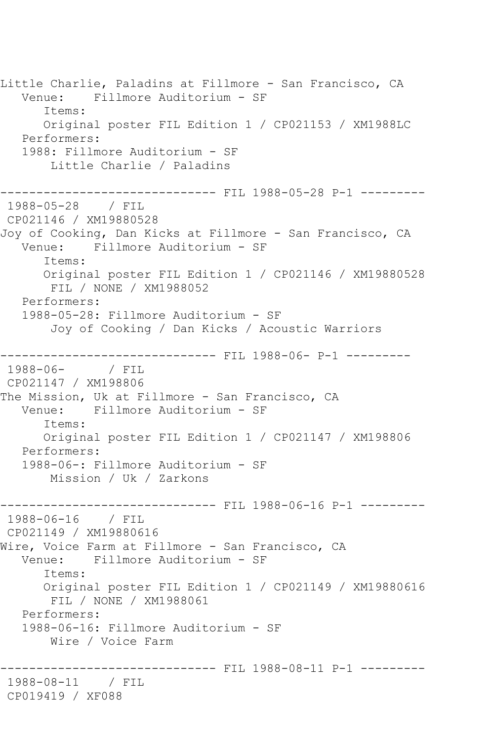Little Charlie, Paladins at Fillmore - San Francisco, CA
   Venue:    Fillmore Auditorium - SF
      Items:
      Original poster FIL Edition 1 / CP021153 / XM1988LC
   Performers:
   1988: Fillmore Auditorium - SF
       Little Charlie / Paladins

------------------------------ FIL 1988-05-28 P-1 ---------
 1988-05-28    / FIL
 CP021146 / XM19880528
Joy of Cooking, Dan Kicks at Fillmore - San Francisco, CA
   Venue:    Fillmore Auditorium - SF
      Items:
      Original poster FIL Edition 1 / CP021146 / XM19880528
       FIL / NONE / XM1988052
   Performers:
   1988-05-28: Fillmore Auditorium - SF
       Joy of Cooking / Dan Kicks / Acoustic Warriors

------------------------------ FIL 1988-06- P-1 ---------
 1988-06-      / FIL
 CP021147 / XM198806
The Mission, Uk at Fillmore - San Francisco, CA
   Venue:    Fillmore Auditorium - SF
      Items:
      Original poster FIL Edition 1 / CP021147 / XM198806
   Performers:
   1988-06-: Fillmore Auditorium - SF
       Mission / Uk / Zarkons

------------------------------ FIL 1988-06-16 P-1 ---------
 1988-06-16    / FIL
 CP021149 / XM19880616
Wire, Voice Farm at Fillmore - San Francisco, CA
   Venue:    Fillmore Auditorium - SF
      Items:
      Original poster FIL Edition 1 / CP021149 / XM19880616
       FIL / NONE / XM1988061
   Performers:
   1988-06-16: Fillmore Auditorium - SF
       Wire / Voice Farm

------------------------------ FIL 1988-08-11 P-1 ---------
 1988-08-11    / FIL
 CP019419 / XF088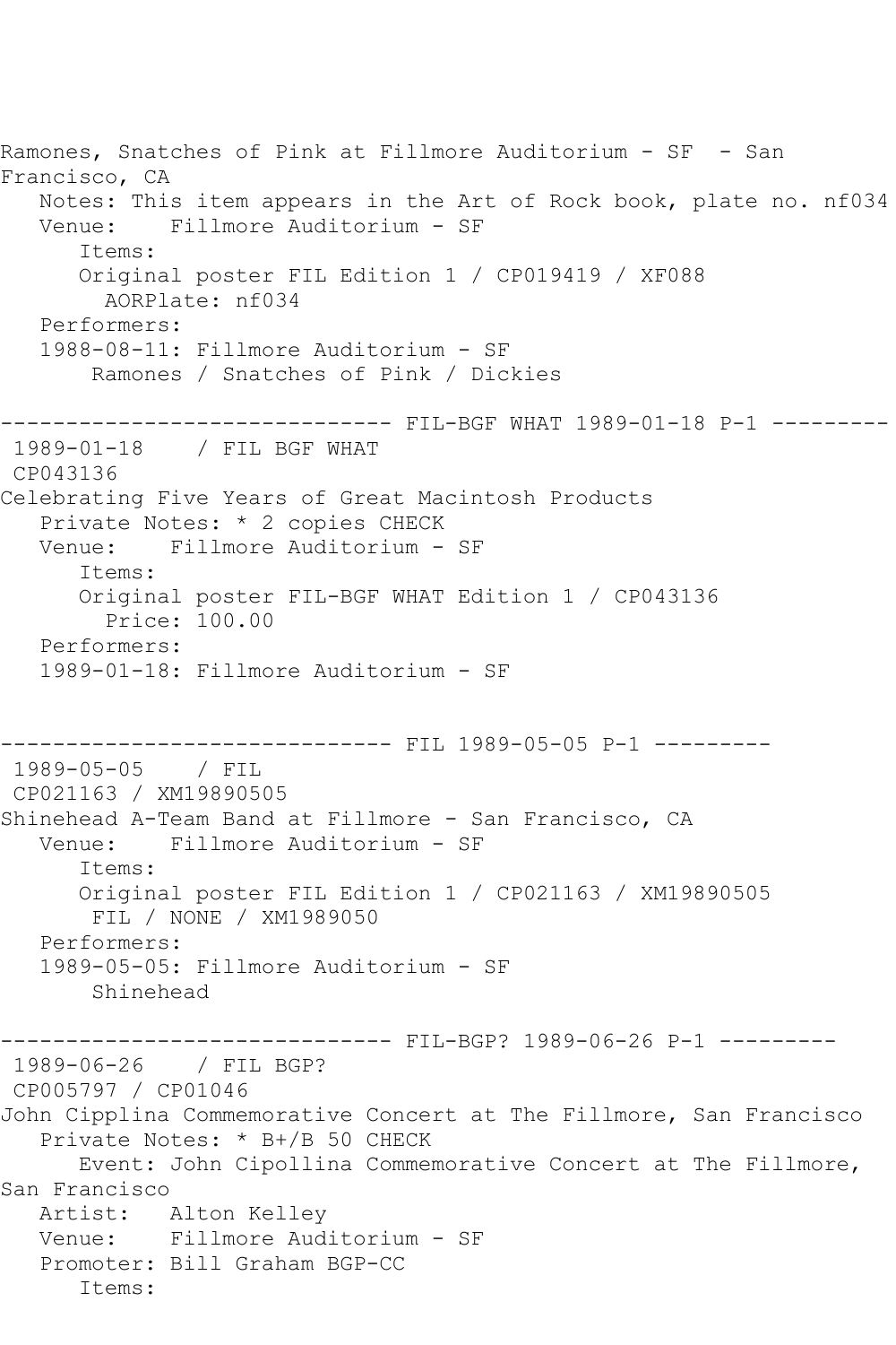Ramones, Snatches of Pink at Fillmore Auditorium - SF - San Francisco, CA
   Notes: This item appears in the Art of Rock book, plate no. nf034
   Venue:    Fillmore Auditorium - SF
      Items:
      Original poster FIL Edition 1 / CP019419 / XF088
        AORPlate: nf034
   Performers:
   1988-08-11: Fillmore Auditorium - SF
       Ramones / Snatches of Pink / Dickies

------------------------------ FIL-BGF WHAT 1989-01-18 P-1 ---------
 1989-01-18    / FIL BGF WHAT
 CP043136
Celebrating Five Years of Great Macintosh Products
   Private Notes: * 2 copies CHECK
   Venue:    Fillmore Auditorium - SF
      Items:
      Original poster FIL-BGF WHAT Edition 1 / CP043136
        Price: 100.00
   Performers:
   1989-01-18: Fillmore Auditorium - SF

------------------------------ FIL 1989-05-05 P-1 ---------
 1989-05-05    / FIL
 CP021163 / XM19890505
Shinehead A-Team Band at Fillmore - San Francisco, CA
   Venue:    Fillmore Auditorium - SF
      Items:
      Original poster FIL Edition 1 / CP021163 / XM19890505
       FIL / NONE / XM1989050
   Performers:
   1989-05-05: Fillmore Auditorium - SF
       Shinehead

------------------------------ FIL-BGP? 1989-06-26 P-1 ---------
 1989-06-26    / FIL BGP?
 CP005797 / CP01046
John Cipplina Commemorative Concert at The Fillmore, San Francisco
   Private Notes: * B+/B 50 CHECK
      Event: John Cipollina Commemorative Concert at The Fillmore, San Francisco
   Artist:   Alton Kelley
   Venue:    Fillmore Auditorium - SF
   Promoter: Bill Graham BGP-CC
      Items: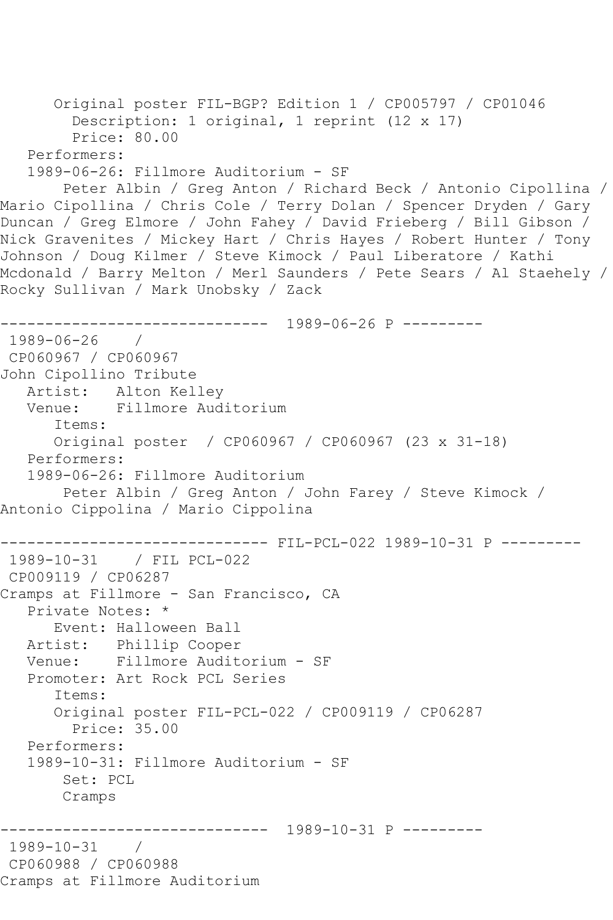Original poster FIL-BGP? Edition 1 / CP005797 / CP01046
  Description: 1 original, 1 reprint (12 x 17)
  Price: 80.00

Performers:

1989-06-26: Fillmore Auditorium - SF

Peter Albin / Greg Anton / Richard Beck / Antonio Cipollina / Mario Cipollina / Chris Cole / Terry Dolan / Spencer Dryden / Gary Duncan / Greg Elmore / John Fahey / David Frieberg / Bill Gibson / Nick Gravenites / Mickey Hart / Chris Hayes / Robert Hunter / Tony Johnson / Doug Kilmer / Steve Kimock / Paul Liberatore / Kathi Mcdonald / Barry Melton / Merl Saunders / Pete Sears / Al Staehely / Rocky Sullivan / Mark Unobsky / Zack

------------------------------ 1989-06-26 P ---------

1989-06-26 /
CP060967 / CP060967
John Cipollino Tribute
  Artist: Alton Kelley
  Venue: Fillmore Auditorium
  Items:
  Original poster / CP060967 / CP060967 (23 x 31-18)

Performers:

1989-06-26: Fillmore Auditorium

Peter Albin / Greg Anton / John Farey / Steve Kimock / Antonio Cippolina / Mario Cippolina

------------------------------ FIL-PCL-022 1989-10-31 P ---------

1989-10-31 / FIL PCL-022
CP009119 / CP06287
Cramps at Fillmore - San Francisco, CA
  Private Notes: *
  Event: Halloween Ball
  Artist: Phillip Cooper
  Venue: Fillmore Auditorium - SF
  Promoter: Art Rock PCL Series
  Items:
  Original poster FIL-PCL-022 / CP009119 / CP06287
  Price: 35.00

Performers:

1989-10-31: Fillmore Auditorium - SF

Set: PCL
Cramps

------------------------------ 1989-10-31 P ---------

1989-10-31 /
CP060988 / CP060988
Cramps at Fillmore Auditorium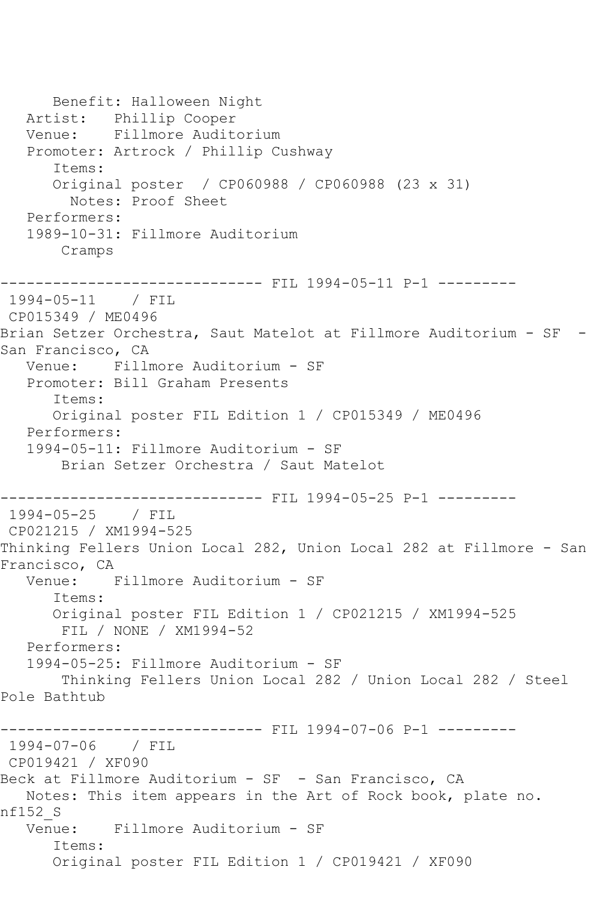```
      Benefit: Halloween Night
   Artist:   Phillip Cooper
   Venue:    Fillmore Auditorium
   Promoter: Artrock / Phillip Cushway
      Items:
      Original poster  / CP060988 / CP060988 (23 x 31)
        Notes: Proof Sheet
   Performers:
   1989-10-31: Fillmore Auditorium
       Cramps

------------------------------ FIL 1994-05-11 P-1 ---------
 1994-05-11    / FIL
 CP015349 / ME0496
Brian Setzer Orchestra, Saut Matelot at Fillmore Auditorium - SF  -
San Francisco, CA
   Venue:    Fillmore Auditorium - SF
   Promoter: Bill Graham Presents
      Items:
      Original poster FIL Edition 1 / CP015349 / ME0496
   Performers:
   1994-05-11: Fillmore Auditorium - SF
       Brian Setzer Orchestra / Saut Matelot

------------------------------ FIL 1994-05-25 P-1 ---------
 1994-05-25    / FIL
 CP021215 / XM1994-525
Thinking Fellers Union Local 282, Union Local 282 at Fillmore - San
Francisco, CA
   Venue:    Fillmore Auditorium - SF
      Items:
      Original poster FIL Edition 1 / CP021215 / XM1994-525
       FIL / NONE / XM1994-52
   Performers:
   1994-05-25: Fillmore Auditorium - SF
       Thinking Fellers Union Local 282 / Union Local 282 / Steel
Pole Bathtub

------------------------------ FIL 1994-07-06 P-1 ---------
 1994-07-06    / FIL
 CP019421 / XF090
Beck at Fillmore Auditorium - SF  - San Francisco, CA
   Notes: This item appears in the Art of Rock book, plate no.
nf152_S
   Venue:    Fillmore Auditorium - SF
      Items:
      Original poster FIL Edition 1 / CP019421 / XF090
```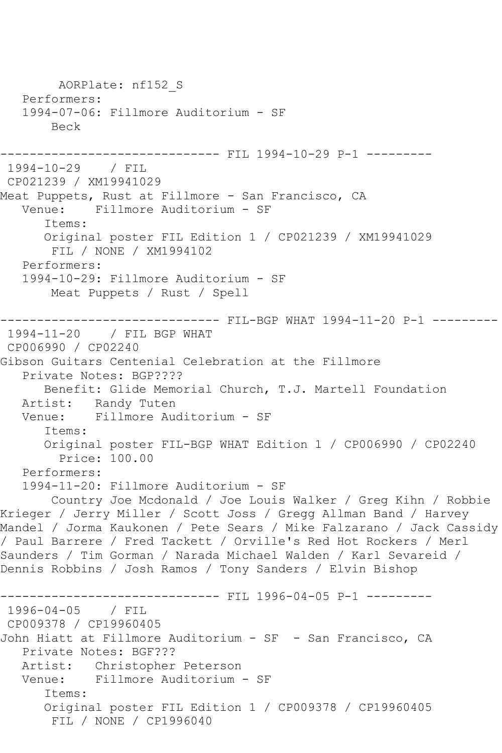AORPlate: nf152_S
   Performers:
   1994-07-06: Fillmore Auditorium - SF
       Beck

------------------------------ FIL 1994-10-29 P-1 ---------
 1994-10-29    / FIL
 CP021239 / XM19941029
Meat Puppets, Rust at Fillmore - San Francisco, CA
   Venue:    Fillmore Auditorium - SF
      Items:
      Original poster FIL Edition 1 / CP021239 / XM19941029
       FIL / NONE / XM1994102
   Performers:
   1994-10-29: Fillmore Auditorium - SF
       Meat Puppets / Rust / Spell

------------------------------ FIL-BGP WHAT 1994-11-20 P-1 ---------
 1994-11-20    / FIL BGP WHAT
 CP006990 / CP02240
Gibson Guitars Centenial Celebration at the Fillmore
   Private Notes: BGP????
      Benefit: Glide Memorial Church, T.J. Martell Foundation
   Artist:   Randy Tuten
   Venue:    Fillmore Auditorium - SF
      Items:
      Original poster FIL-BGP WHAT Edition 1 / CP006990 / CP02240
        Price: 100.00
   Performers:
   1994-11-20: Fillmore Auditorium - SF
       Country Joe Mcdonald / Joe Louis Walker / Greg Kihn / Robbie Krieger / Jerry Miller / Scott Joss / Gregg Allman Band / Harvey Mandel / Jorma Kaukonen / Pete Sears / Mike Falzarano / Jack Cassidy / Paul Barrere / Fred Tackett / Orville's Red Hot Rockers / Merl Saunders / Tim Gorman / Narada Michael Walden / Karl Sevareid / Dennis Robbins / Josh Ramos / Tony Sanders / Elvin Bishop

------------------------------ FIL 1996-04-05 P-1 ---------
 1996-04-05    / FIL
 CP009378 / CP19960405
John Hiatt at Fillmore Auditorium - SF  - San Francisco, CA
   Private Notes: BGF???
   Artist:   Christopher Peterson
   Venue:    Fillmore Auditorium - SF
      Items:
      Original poster FIL Edition 1 / CP009378 / CP19960405
       FIL / NONE / CP1996040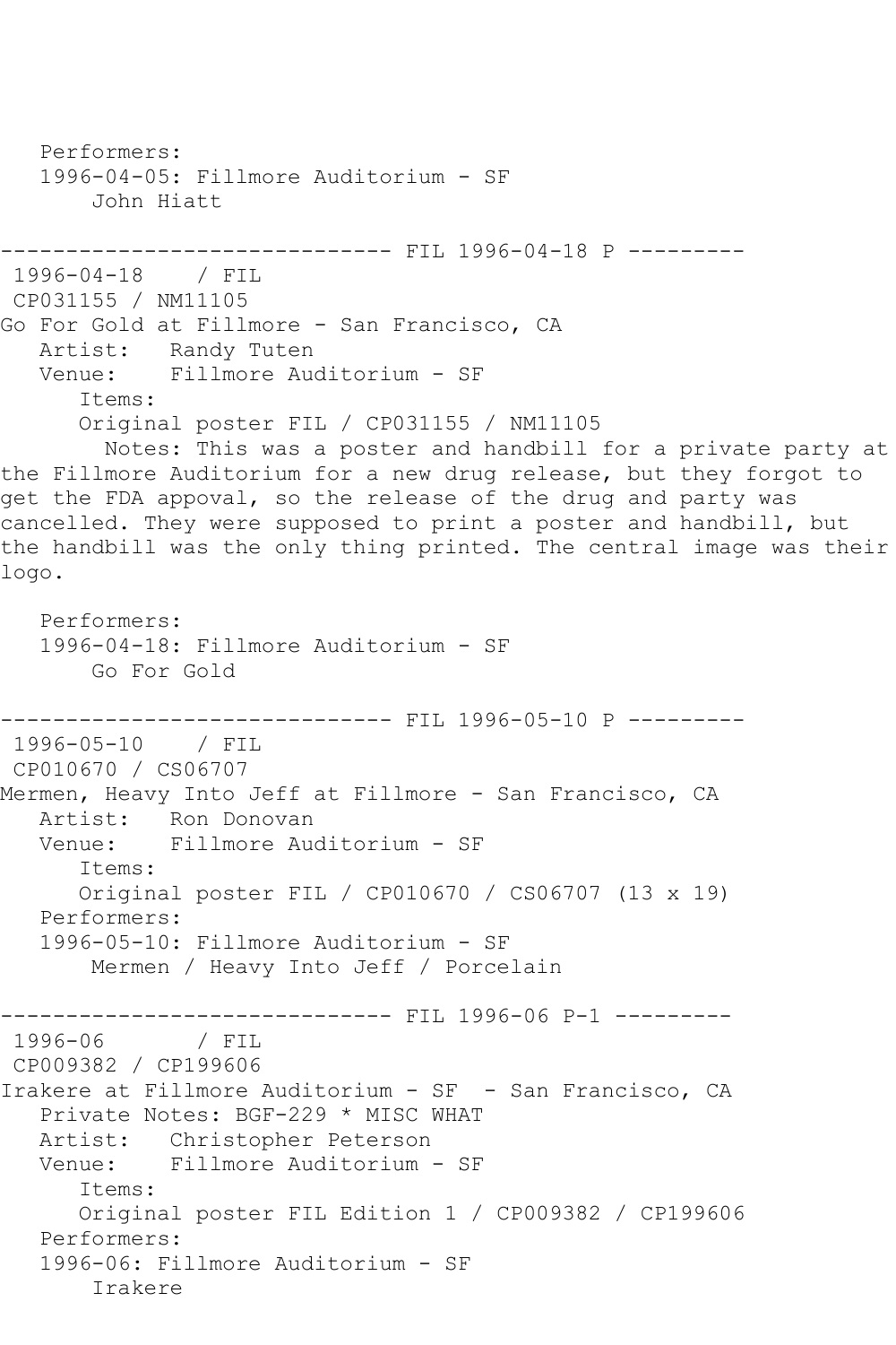Performers:
   1996-04-05: Fillmore Auditorium - SF
       John Hiatt

------------------------------ FIL 1996-04-18 P ---------
 1996-04-18    / FIL
 CP031155 / NM11105
Go For Gold at Fillmore - San Francisco, CA
   Artist:   Randy Tuten
   Venue:    Fillmore Auditorium - SF
      Items:
      Original poster FIL / CP031155 / NM11105
        Notes: This was a poster and handbill for a private party at the Fillmore Auditorium for a new drug release, but they forgot to get the FDA appoval, so the release of the drug and party was cancelled. They were supposed to print a poster and handbill, but the handbill was the only thing printed. The central image was their logo.

   Performers:
   1996-04-18: Fillmore Auditorium - SF
       Go For Gold

------------------------------ FIL 1996-05-10 P ---------
 1996-05-10    / FIL
 CP010670 / CS06707
Mermen, Heavy Into Jeff at Fillmore - San Francisco, CA
   Artist:   Ron Donovan
   Venue:    Fillmore Auditorium - SF
      Items:
      Original poster FIL / CP010670 / CS06707 (13 x 19)
   Performers:
   1996-05-10: Fillmore Auditorium - SF
       Mermen / Heavy Into Jeff / Porcelain

------------------------------ FIL 1996-06 P-1 ---------
 1996-06       / FIL
 CP009382 / CP199606
Irakere at Fillmore Auditorium - SF  - San Francisco, CA
   Private Notes: BGF-229 * MISC WHAT
   Artist:   Christopher Peterson
   Venue:    Fillmore Auditorium - SF
      Items:
      Original poster FIL Edition 1 / CP009382 / CP199606
   Performers:
   1996-06: Fillmore Auditorium - SF
       Irakere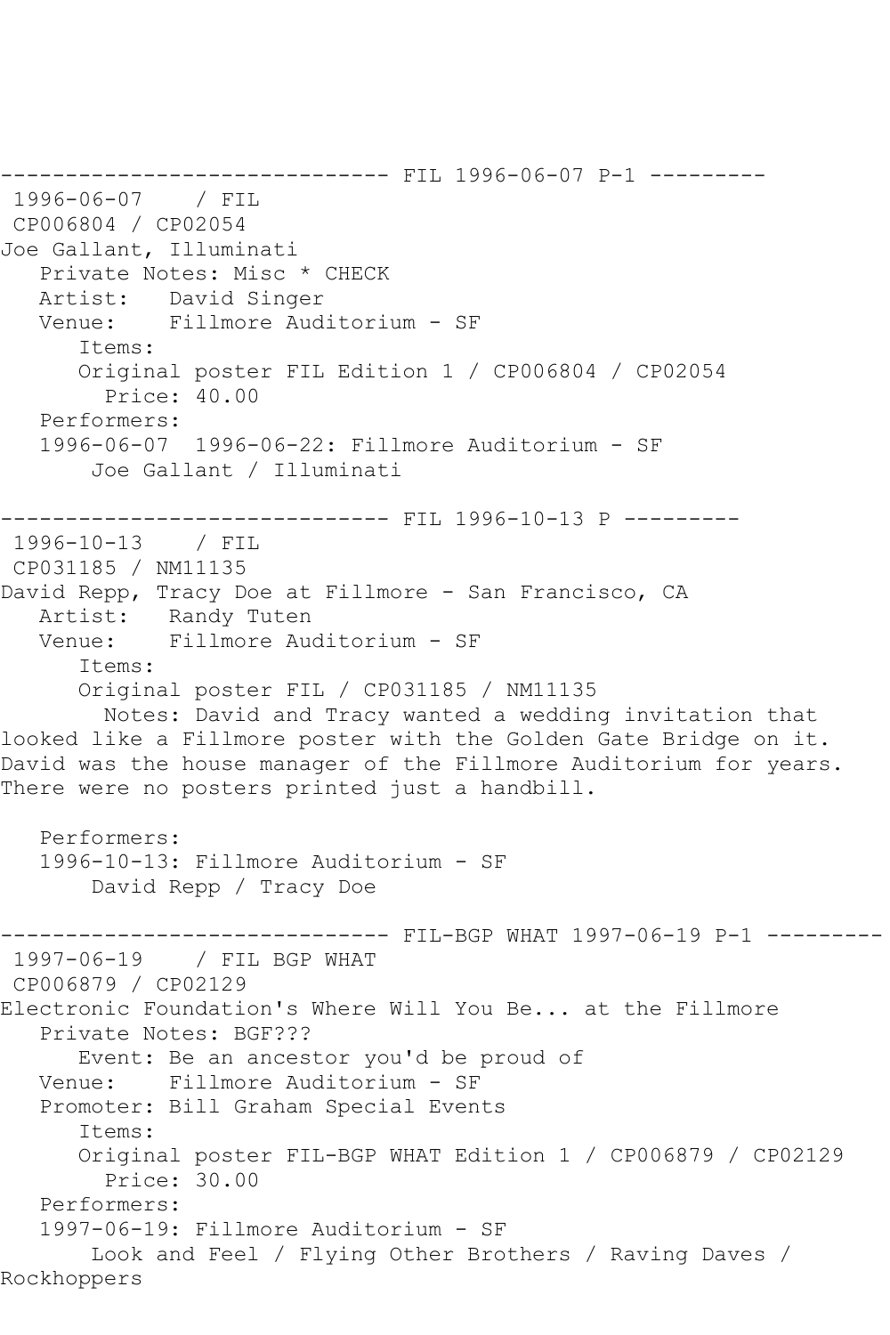------------------------------ FIL 1996-06-07 P-1 ---------

1996-06-07 / FIL

CP006804 / CP02054

Joe Gallant, Illuminati

Private Notes: Misc * CHECK

Artist: David Singer

Venue: Fillmore Auditorium - SF

Items:

Original poster FIL Edition 1 / CP006804 / CP02054

Price: 40.00

Performers:

1996-06-07 1996-06-22: Fillmore Auditorium - SF

Joe Gallant / Illuminati

------------------------------ FIL 1996-10-13 P ---------

1996-10-13 / FIL

CP031185 / NM11135

David Repp, Tracy Doe at Fillmore - San Francisco, CA

Artist: Randy Tuten

Venue: Fillmore Auditorium - SF

Items:

Original poster FIL / CP031185 / NM11135

Notes: David and Tracy wanted a wedding invitation that looked like a Fillmore poster with the Golden Gate Bridge on it. David was the house manager of the Fillmore Auditorium for years. There were no posters printed just a handbill.

Performers:

1996-10-13: Fillmore Auditorium - SF

David Repp / Tracy Doe

------------------------------ FIL-BGP WHAT 1997-06-19 P-1 ---------

1997-06-19 / FIL BGP WHAT

CP006879 / CP02129

Electronic Foundation's Where Will You Be... at the Fillmore

Private Notes: BGF???

Event: Be an ancestor you'd be proud of

Venue: Fillmore Auditorium - SF

Promoter: Bill Graham Special Events

Items:

Original poster FIL-BGP WHAT Edition 1 / CP006879 / CP02129

Price: 30.00

Performers:

1997-06-19: Fillmore Auditorium - SF

Look and Feel / Flying Other Brothers / Raving Daves / Rockhoppers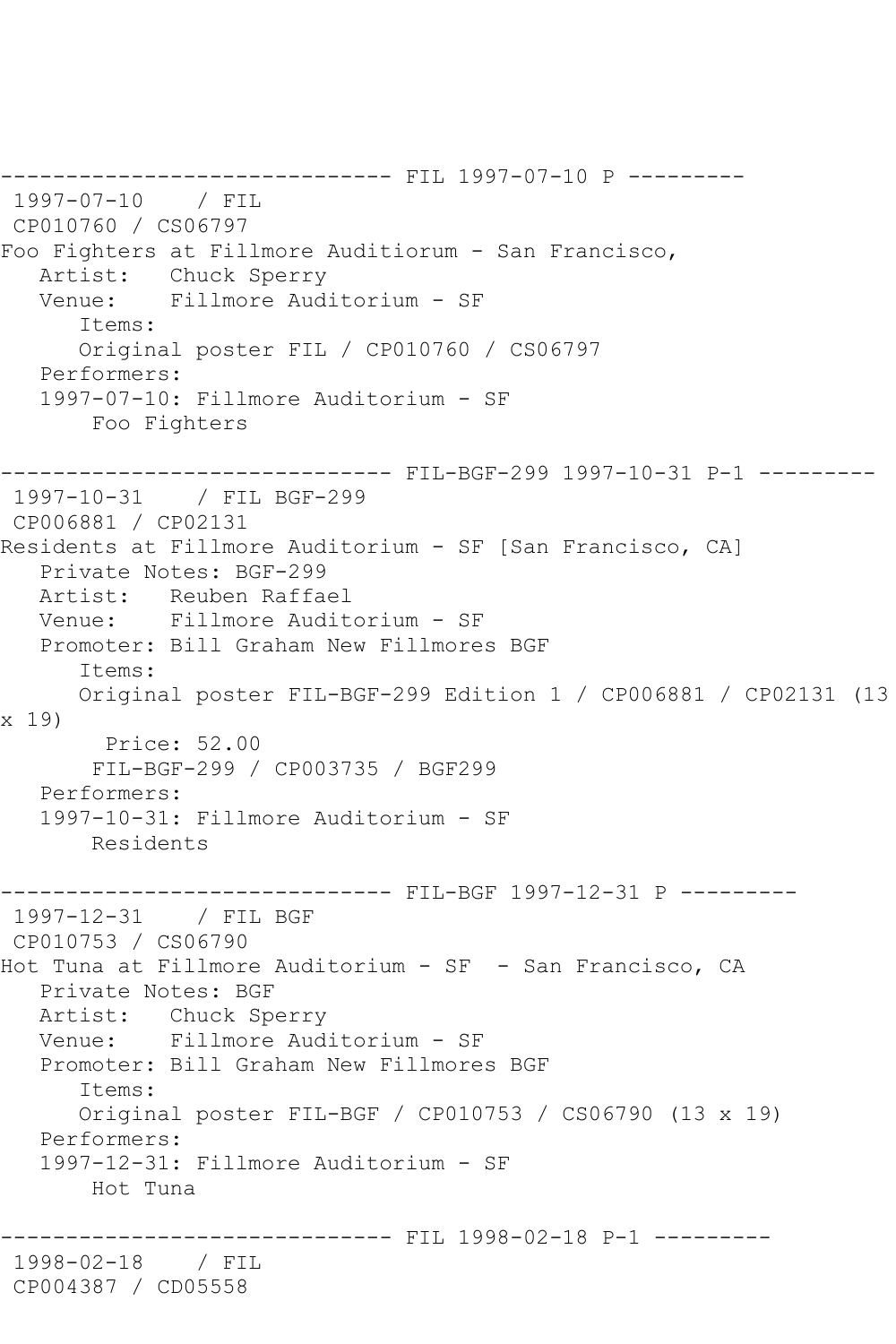```
------------------------------ FIL 1997-07-10 P ---------
 1997-07-10    / FIL
 CP010760 / CS06797
Foo Fighters at Fillmore Auditiorum - San Francisco,
   Artist:   Chuck Sperry
   Venue:    Fillmore Auditorium - SF
      Items:
      Original poster FIL / CP010760 / CS06797
   Performers:
   1997-07-10: Fillmore Auditorium - SF
       Foo Fighters

------------------------------ FIL-BGF-299 1997-10-31 P-1 ---------
 1997-10-31    / FIL BGF-299
 CP006881 / CP02131
Residents at Fillmore Auditorium - SF [San Francisco, CA]
   Private Notes: BGF-299
   Artist:   Reuben Raffael
   Venue:    Fillmore Auditorium - SF
   Promoter: Bill Graham New Fillmores BGF
      Items:
      Original poster FIL-BGF-299 Edition 1 / CP006881 / CP02131 (13
x 19)
        Price: 52.00
       FIL-BGF-299 / CP003735 / BGF299
   Performers:
   1997-10-31: Fillmore Auditorium - SF
       Residents

------------------------------ FIL-BGF 1997-12-31 P ---------
 1997-12-31    / FIL BGF
 CP010753 / CS06790
Hot Tuna at Fillmore Auditorium - SF  - San Francisco, CA
   Private Notes: BGF
   Artist:   Chuck Sperry
   Venue:    Fillmore Auditorium - SF
   Promoter: Bill Graham New Fillmores BGF
      Items:
      Original poster FIL-BGF / CP010753 / CS06790 (13 x 19)
   Performers:
   1997-12-31: Fillmore Auditorium - SF
       Hot Tuna

------------------------------ FIL 1998-02-18 P-1 ---------
 1998-02-18    / FIL
 CP004387 / CD05558
```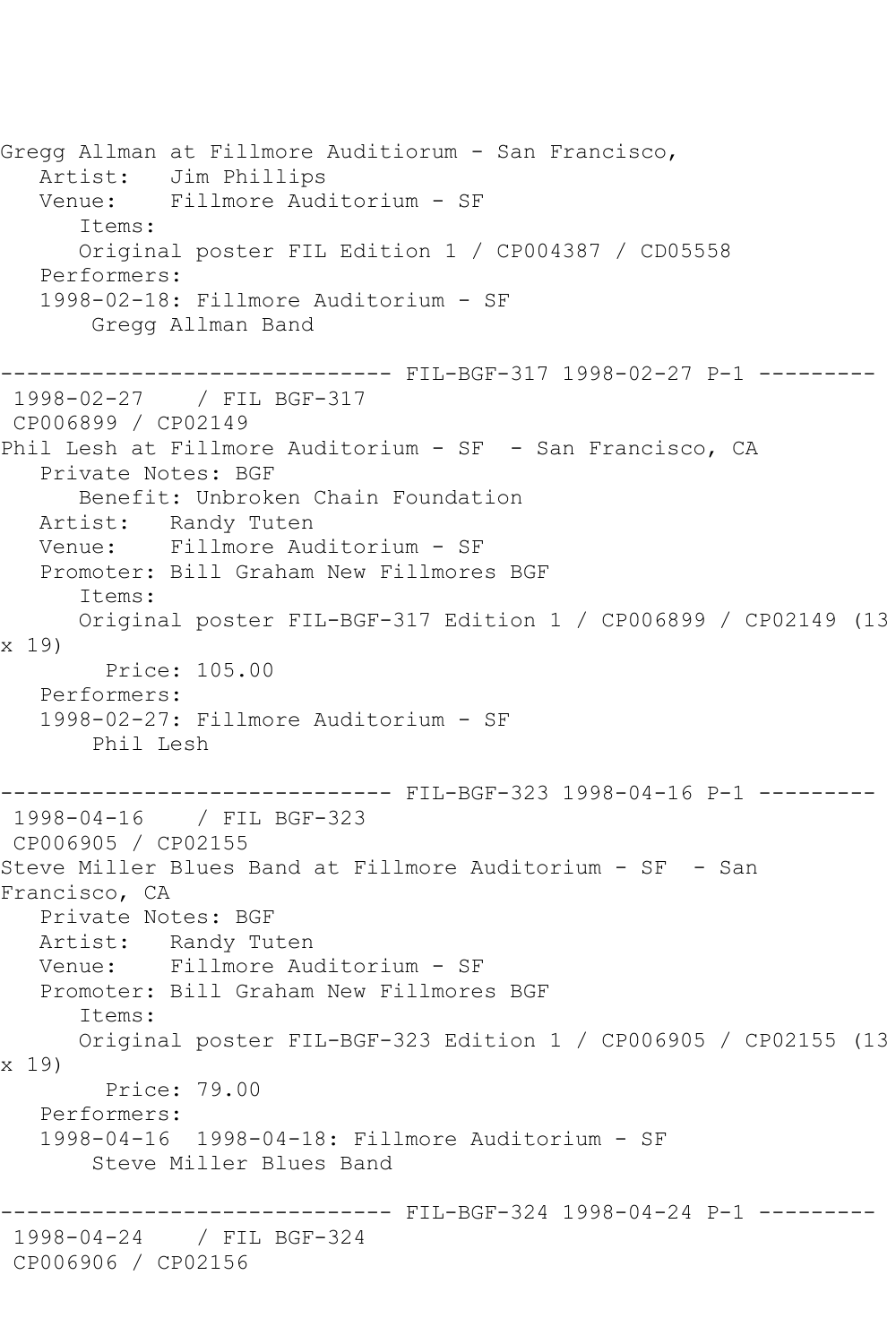Gregg Allman at Fillmore Auditiorum - San Francisco,
   Artist:   Jim Phillips
   Venue:    Fillmore Auditorium - SF
      Items:
      Original poster FIL Edition 1 / CP004387 / CD05558
   Performers:
   1998-02-18: Fillmore Auditorium - SF
       Gregg Allman Band

------------------------------ FIL-BGF-317 1998-02-27 P-1 ---------
 1998-02-27    / FIL BGF-317
 CP006899 / CP02149
Phil Lesh at Fillmore Auditorium - SF  - San Francisco, CA
   Private Notes: BGF
      Benefit: Unbroken Chain Foundation
   Artist:   Randy Tuten
   Venue:    Fillmore Auditorium - SF
   Promoter: Bill Graham New Fillmores BGF
      Items:
      Original poster FIL-BGF-317 Edition 1 / CP006899 / CP02149 (13 x 19)
        Price: 105.00
   Performers:
   1998-02-27: Fillmore Auditorium - SF
       Phil Lesh

------------------------------ FIL-BGF-323 1998-04-16 P-1 ---------
 1998-04-16    / FIL BGF-323
 CP006905 / CP02155
Steve Miller Blues Band at Fillmore Auditorium - SF  - San Francisco, CA
   Private Notes: BGF
   Artist:   Randy Tuten
   Venue:    Fillmore Auditorium - SF
   Promoter: Bill Graham New Fillmores BGF
      Items:
      Original poster FIL-BGF-323 Edition 1 / CP006905 / CP02155 (13 x 19)
        Price: 79.00
   Performers:
   1998-04-16  1998-04-18: Fillmore Auditorium - SF
       Steve Miller Blues Band

------------------------------ FIL-BGF-324 1998-04-24 P-1 ---------
 1998-04-24    / FIL BGF-324
 CP006906 / CP02156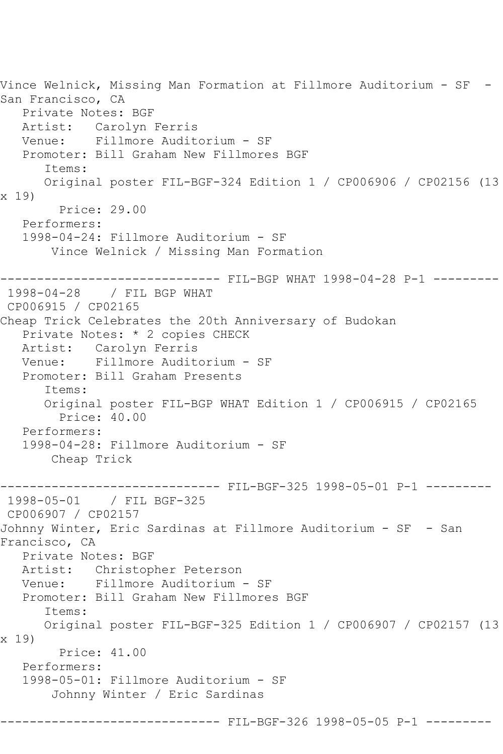Vince Welnick, Missing Man Formation at Fillmore Auditorium - SF - San Francisco, CA

Private Notes: BGF
Artist: Carolyn Ferris
Venue: Fillmore Auditorium - SF
Promoter: Bill Graham New Fillmores BGF
Items:
Original poster FIL-BGF-324 Edition 1 / CP006906 / CP02156 (13 x 19)
Price: 29.00
Performers:
1998-04-24: Fillmore Auditorium - SF
Vince Welnick / Missing Man Formation

------------------------------ FIL-BGP WHAT 1998-04-28 P-1 ---------

1998-04-28 / FIL BGP WHAT
CP006915 / CP02165
Cheap Trick Celebrates the 20th Anniversary of Budokan

Private Notes: * 2 copies CHECK
Artist: Carolyn Ferris
Venue: Fillmore Auditorium - SF
Promoter: Bill Graham Presents
Items:
Original poster FIL-BGP WHAT Edition 1 / CP006915 / CP02165
Price: 40.00
Performers:
1998-04-28: Fillmore Auditorium - SF
Cheap Trick

------------------------------ FIL-BGF-325 1998-05-01 P-1 ---------

1998-05-01 / FIL BGF-325
CP006907 / CP02157
Johnny Winter, Eric Sardinas at Fillmore Auditorium - SF - San Francisco, CA

Private Notes: BGF
Artist: Christopher Peterson
Venue: Fillmore Auditorium - SF
Promoter: Bill Graham New Fillmores BGF
Items:
Original poster FIL-BGF-325 Edition 1 / CP006907 / CP02157 (13 x 19)
Price: 41.00
Performers:
1998-05-01: Fillmore Auditorium - SF
Johnny Winter / Eric Sardinas

------------------------------ FIL-BGF-326 1998-05-05 P-1 ---------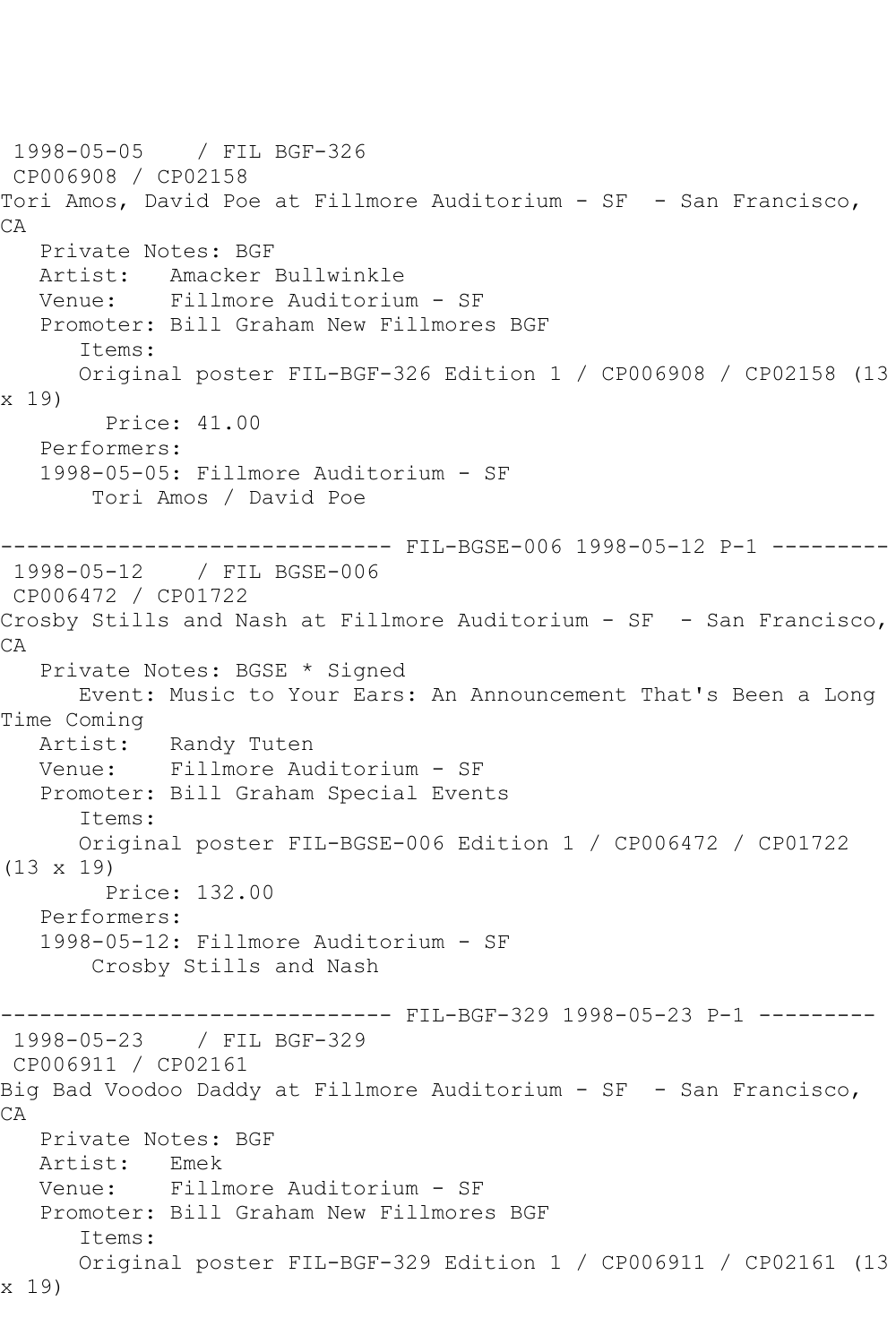1998-05-05 / FIL BGF-326
CP006908 / CP02158
Tori Amos, David Poe at Fillmore Auditorium - SF - San Francisco, CA

Private Notes: BGF
Artist: Amacker Bullwinkle
Venue: Fillmore Auditorium - SF
Promoter: Bill Graham New Fillmores BGF
Items:
Original poster FIL-BGF-326 Edition 1 / CP006908 / CP02158 (13 x 19)
Price: 41.00
Performers:
1998-05-05: Fillmore Auditorium - SF
Tori Amos / David Poe

------------------------------ FIL-BGSE-006 1998-05-12 P-1 ---------

1998-05-12 / FIL BGSE-006
CP006472 / CP01722
Crosby Stills and Nash at Fillmore Auditorium - SF - San Francisco, CA

Private Notes: BGSE * Signed
Event: Music to Your Ears: An Announcement That's Been a Long Time Coming
Artist: Randy Tuten
Venue: Fillmore Auditorium - SF
Promoter: Bill Graham Special Events
Items:
Original poster FIL-BGSE-006 Edition 1 / CP006472 / CP01722 (13 x 19)
Price: 132.00
Performers:
1998-05-12: Fillmore Auditorium - SF
Crosby Stills and Nash

------------------------------ FIL-BGF-329 1998-05-23 P-1 ---------

1998-05-23 / FIL BGF-329
CP006911 / CP02161
Big Bad Voodoo Daddy at Fillmore Auditorium - SF - San Francisco, CA

Private Notes: BGF
Artist: Emek
Venue: Fillmore Auditorium - SF
Promoter: Bill Graham New Fillmores BGF
Items:
Original poster FIL-BGF-329 Edition 1 / CP006911 / CP02161 (13 x 19)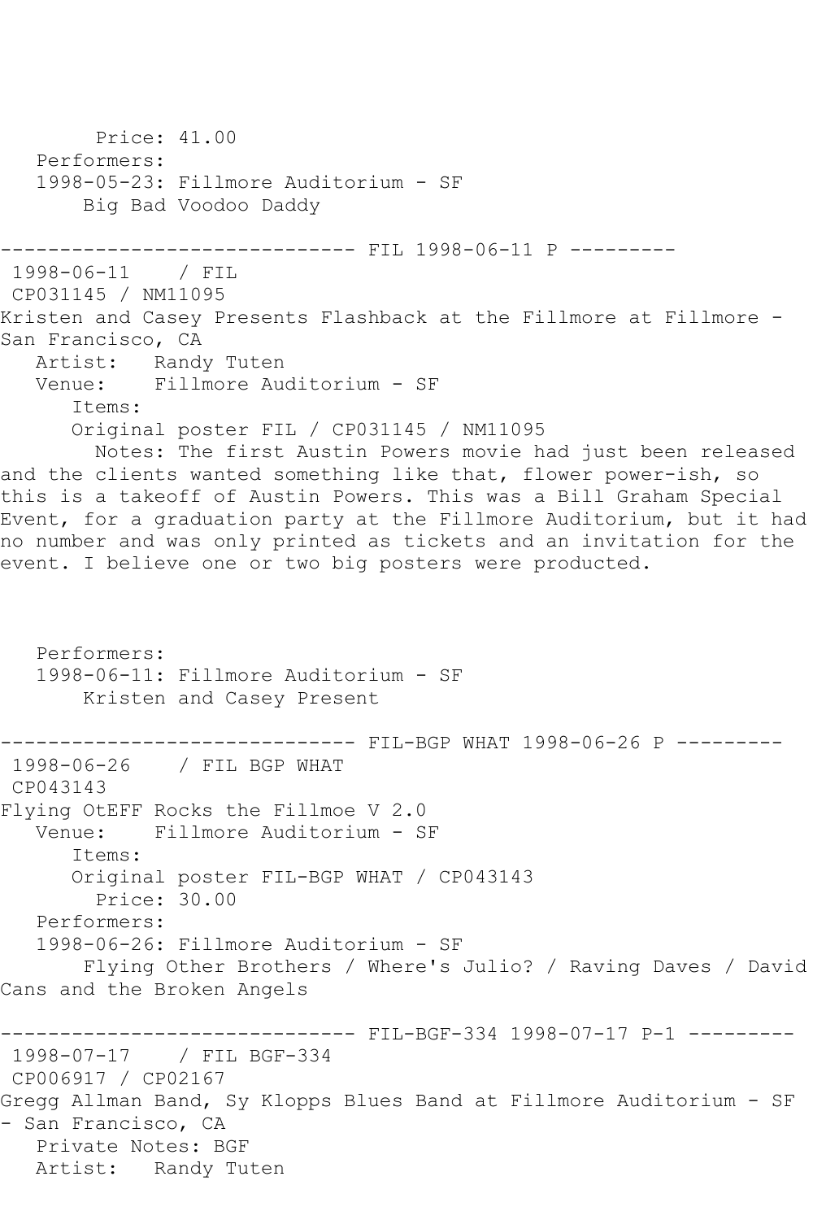Price: 41.00
   Performers:
   1998-05-23: Fillmore Auditorium - SF
       Big Bad Voodoo Daddy

------------------------------ FIL 1998-06-11 P ---------
 1998-06-11    / FIL
 CP031145 / NM11095
Kristen and Casey Presents Flashback at the Fillmore at Fillmore - San Francisco, CA
   Artist:   Randy Tuten
   Venue:    Fillmore Auditorium - SF
      Items:
      Original poster FIL / CP031145 / NM11095
        Notes: The first Austin Powers movie had just been released and the clients wanted something like that, flower power-ish, so this is a takeoff of Austin Powers. This was a Bill Graham Special Event, for a graduation party at the Fillmore Auditorium, but it had no number and was only printed as tickets and an invitation for the event. I believe one or two big posters were producted.

   Performers:
   1998-06-11: Fillmore Auditorium - SF
       Kristen and Casey Present

------------------------------ FIL-BGP WHAT 1998-06-26 P ---------
 1998-06-26    / FIL BGP WHAT
 CP043143
Flying OtEFF Rocks the Fillmoe V 2.0
   Venue:    Fillmore Auditorium - SF
      Items:
      Original poster FIL-BGP WHAT / CP043143
        Price: 30.00
   Performers:
   1998-06-26: Fillmore Auditorium - SF
       Flying Other Brothers / Where's Julio? / Raving Daves / David Cans and the Broken Angels

------------------------------ FIL-BGF-334 1998-07-17 P-1 ---------
 1998-07-17    / FIL BGF-334
 CP006917 / CP02167
Gregg Allman Band, Sy Klopps Blues Band at Fillmore Auditorium - SF - San Francisco, CA
   Private Notes: BGF
   Artist:   Randy Tuten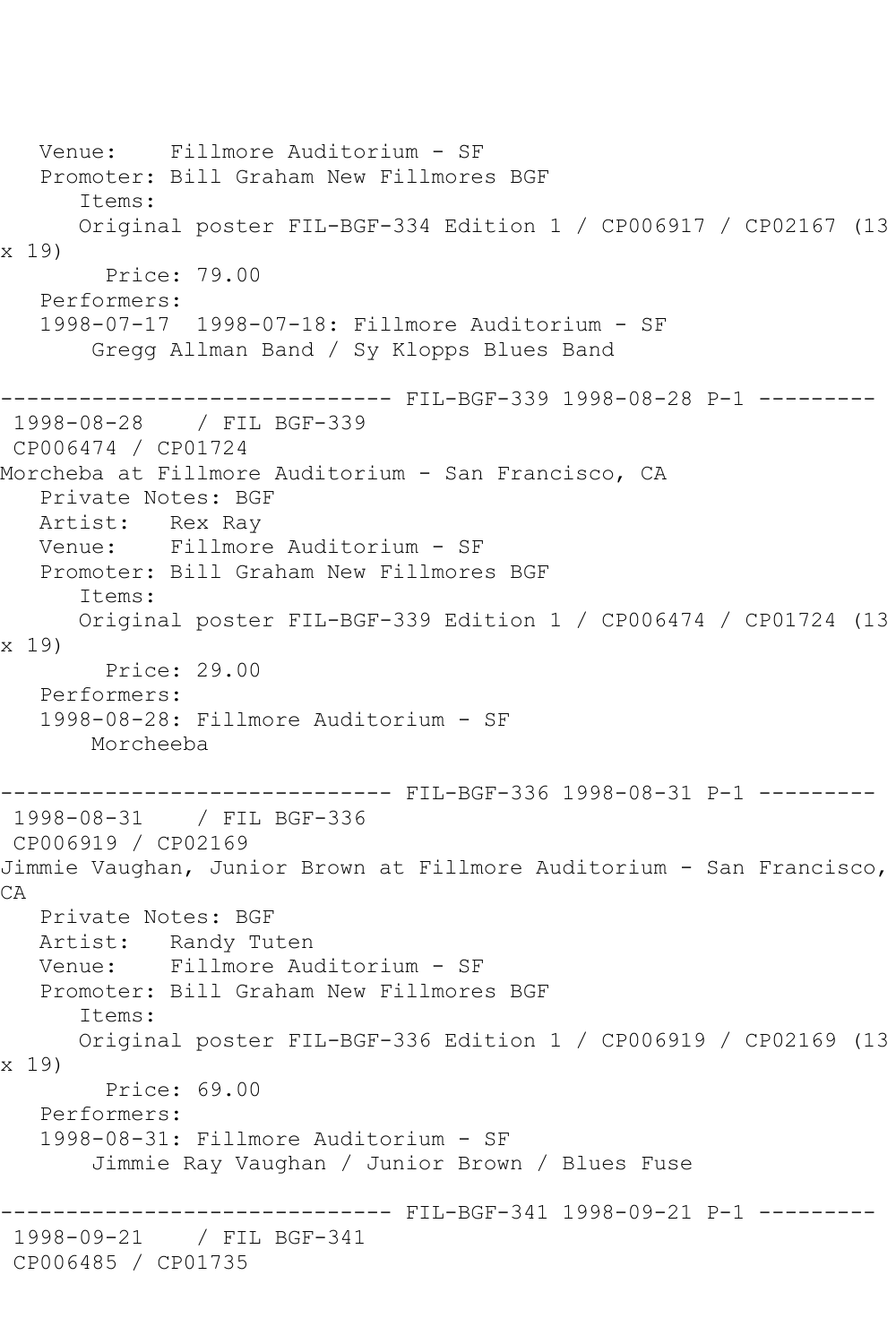Venue:    Fillmore Auditorium - SF
   Promoter: Bill Graham New Fillmores BGF
      Items:
      Original poster FIL-BGF-334 Edition 1 / CP006917 / CP02167 (13 x 19)
        Price: 79.00
   Performers:
   1998-07-17  1998-07-18: Fillmore Auditorium - SF
       Gregg Allman Band / Sy Klopps Blues Band

------------------------------ FIL-BGF-339 1998-08-28 P-1 ---------
 1998-08-28    / FIL BGF-339
 CP006474 / CP01724
Morcheba at Fillmore Auditorium - San Francisco, CA
   Private Notes: BGF
   Artist:   Rex Ray
   Venue:    Fillmore Auditorium - SF
   Promoter: Bill Graham New Fillmores BGF
      Items:
      Original poster FIL-BGF-339 Edition 1 / CP006474 / CP01724 (13 x 19)
        Price: 29.00
   Performers:
   1998-08-28: Fillmore Auditorium - SF
       Morcheeba

------------------------------ FIL-BGF-336 1998-08-31 P-1 ---------
 1998-08-31    / FIL BGF-336
 CP006919 / CP02169
Jimmie Vaughan, Junior Brown at Fillmore Auditorium - San Francisco, CA
   Private Notes: BGF
   Artist:   Randy Tuten
   Venue:    Fillmore Auditorium - SF
   Promoter: Bill Graham New Fillmores BGF
      Items:
      Original poster FIL-BGF-336 Edition 1 / CP006919 / CP02169 (13 x 19)
        Price: 69.00
   Performers:
   1998-08-31: Fillmore Auditorium - SF
       Jimmie Ray Vaughan / Junior Brown / Blues Fuse

------------------------------ FIL-BGF-341 1998-09-21 P-1 ---------
 1998-09-21    / FIL BGF-341
 CP006485 / CP01735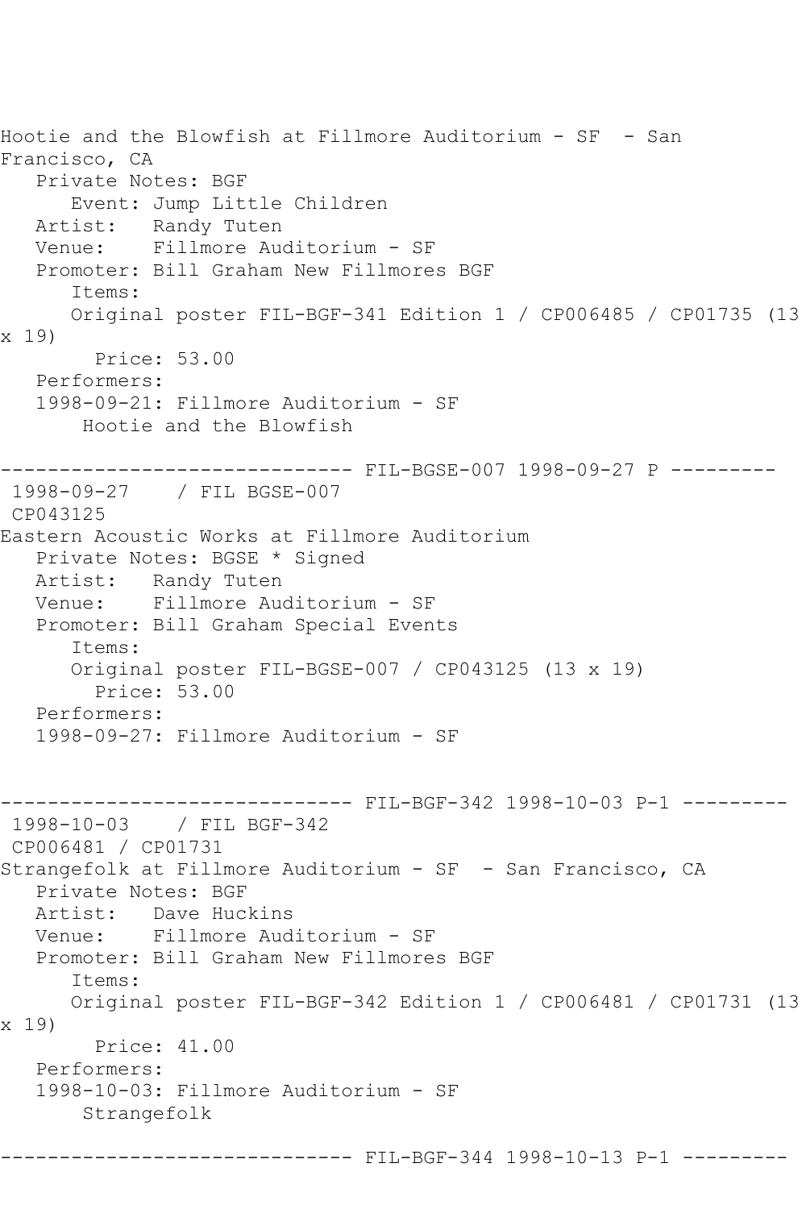Hootie and the Blowfish at Fillmore Auditorium - SF  - San Francisco, CA
   Private Notes: BGF
      Event: Jump Little Children
   Artist:   Randy Tuten
   Venue:    Fillmore Auditorium - SF
   Promoter: Bill Graham New Fillmores BGF
      Items:
      Original poster FIL-BGF-341 Edition 1 / CP006485 / CP01735 (13 x 19)
        Price: 53.00
   Performers:
   1998-09-21: Fillmore Auditorium - SF
       Hootie and the Blowfish

------------------------------ FIL-BGSE-007 1998-09-27 P ---------
 1998-09-27    / FIL BGSE-007
 CP043125
Eastern Acoustic Works at Fillmore Auditorium
   Private Notes: BGSE * Signed
   Artist:   Randy Tuten
   Venue:    Fillmore Auditorium - SF
   Promoter: Bill Graham Special Events
      Items:
      Original poster FIL-BGSE-007 / CP043125 (13 x 19)
        Price: 53.00
   Performers:
   1998-09-27: Fillmore Auditorium - SF

------------------------------ FIL-BGF-342 1998-10-03 P-1 ---------
 1998-10-03    / FIL BGF-342
 CP006481 / CP01731
Strangefolk at Fillmore Auditorium - SF  - San Francisco, CA
   Private Notes: BGF
   Artist:   Dave Huckins
   Venue:    Fillmore Auditorium - SF
   Promoter: Bill Graham New Fillmores BGF
      Items:
      Original poster FIL-BGF-342 Edition 1 / CP006481 / CP01731 (13 x 19)
        Price: 41.00
   Performers:
   1998-10-03: Fillmore Auditorium - SF
       Strangefolk

------------------------------ FIL-BGF-344 1998-10-13 P-1 ---------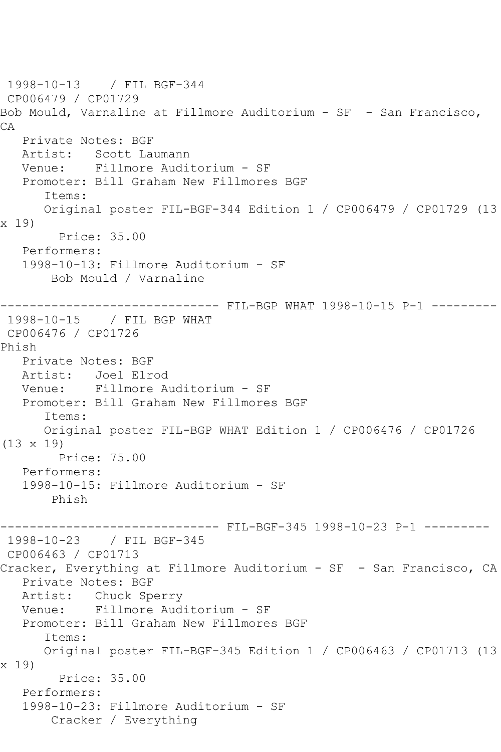1998-10-13 / FIL BGF-344
CP006479 / CP01729
Bob Mould, Varnaline at Fillmore Auditorium - SF - San Francisco, CA

Private Notes: BGF
Artist: Scott Laumann
Venue: Fillmore Auditorium - SF
Promoter: Bill Graham New Fillmores BGF
Items:
Original poster FIL-BGF-344 Edition 1 / CP006479 / CP01729 (13 x 19)
Price: 35.00
Performers:
1998-10-13: Fillmore Auditorium - SF
Bob Mould / Varnaline

------------------------------ FIL-BGP WHAT 1998-10-15 P-1 ---------

1998-10-15 / FIL BGP WHAT
CP006476 / CP01726
Phish

Private Notes: BGF
Artist: Joel Elrod
Venue: Fillmore Auditorium - SF
Promoter: Bill Graham New Fillmores BGF
Items:
Original poster FIL-BGP WHAT Edition 1 / CP006476 / CP01726 (13 x 19)
Price: 75.00
Performers:
1998-10-15: Fillmore Auditorium - SF
Phish

------------------------------ FIL-BGF-345 1998-10-23 P-1 ---------

1998-10-23 / FIL BGF-345
CP006463 / CP01713
Cracker, Everything at Fillmore Auditorium - SF - San Francisco, CA

Private Notes: BGF
Artist: Chuck Sperry
Venue: Fillmore Auditorium - SF
Promoter: Bill Graham New Fillmores BGF
Items:
Original poster FIL-BGF-345 Edition 1 / CP006463 / CP01713 (13 x 19)
Price: 35.00
Performers:
1998-10-23: Fillmore Auditorium - SF
Cracker / Everything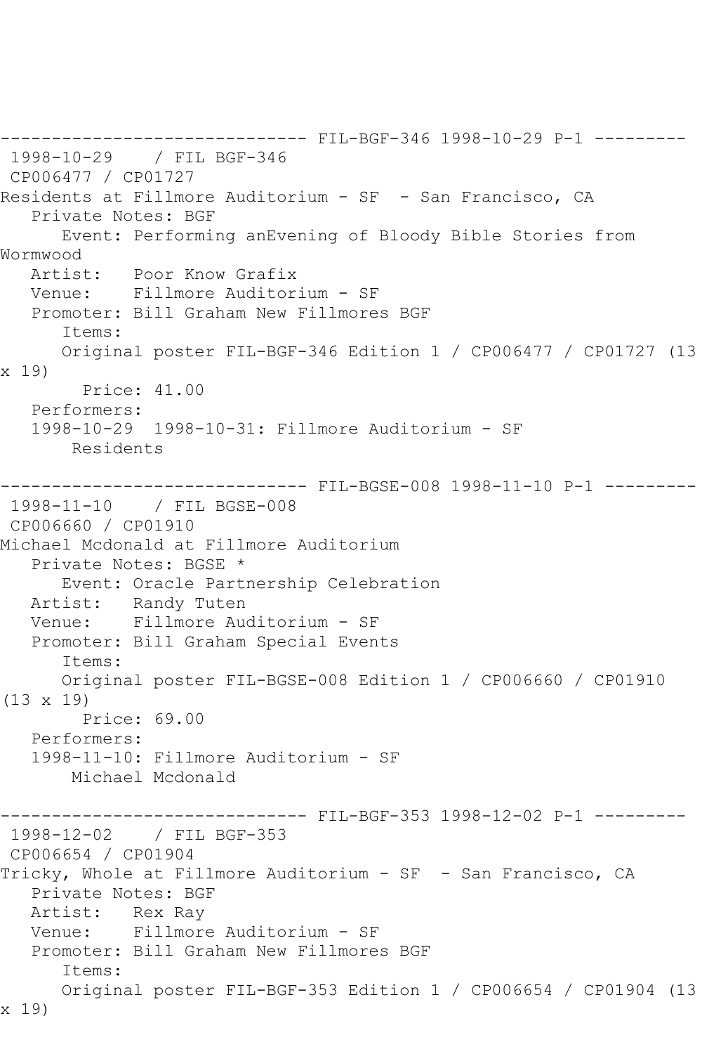------------------------------ FIL-BGF-346 1998-10-29 P-1 ---------
1998-10-29 / FIL BGF-346
CP006477 / CP01727
Residents at Fillmore Auditorium - SF - San Francisco, CA
Private Notes: BGF
Event: Performing anEvening of Bloody Bible Stories from Wormwood
Artist: Poor Know Grafix
Venue: Fillmore Auditorium - SF
Promoter: Bill Graham New Fillmores BGF
Items:
Original poster FIL-BGF-346 Edition 1 / CP006477 / CP01727 (13 x 19)
Price: 41.00
Performers:
1998-10-29 1998-10-31: Fillmore Auditorium - SF
Residents

------------------------------ FIL-BGSE-008 1998-11-10 P-1 ---------
1998-11-10 / FIL BGSE-008
CP006660 / CP01910
Michael Mcdonald at Fillmore Auditorium
Private Notes: BGSE *
Event: Oracle Partnership Celebration
Artist: Randy Tuten
Venue: Fillmore Auditorium - SF
Promoter: Bill Graham Special Events
Items:
Original poster FIL-BGSE-008 Edition 1 / CP006660 / CP01910 (13 x 19)
Price: 69.00
Performers:
1998-11-10: Fillmore Auditorium - SF
Michael Mcdonald

------------------------------ FIL-BGF-353 1998-12-02 P-1 ---------
1998-12-02 / FIL BGF-353
CP006654 / CP01904
Tricky, Whole at Fillmore Auditorium - SF - San Francisco, CA
Private Notes: BGF
Artist: Rex Ray
Venue: Fillmore Auditorium - SF
Promoter: Bill Graham New Fillmores BGF
Items:
Original poster FIL-BGF-353 Edition 1 / CP006654 / CP01904 (13 x 19)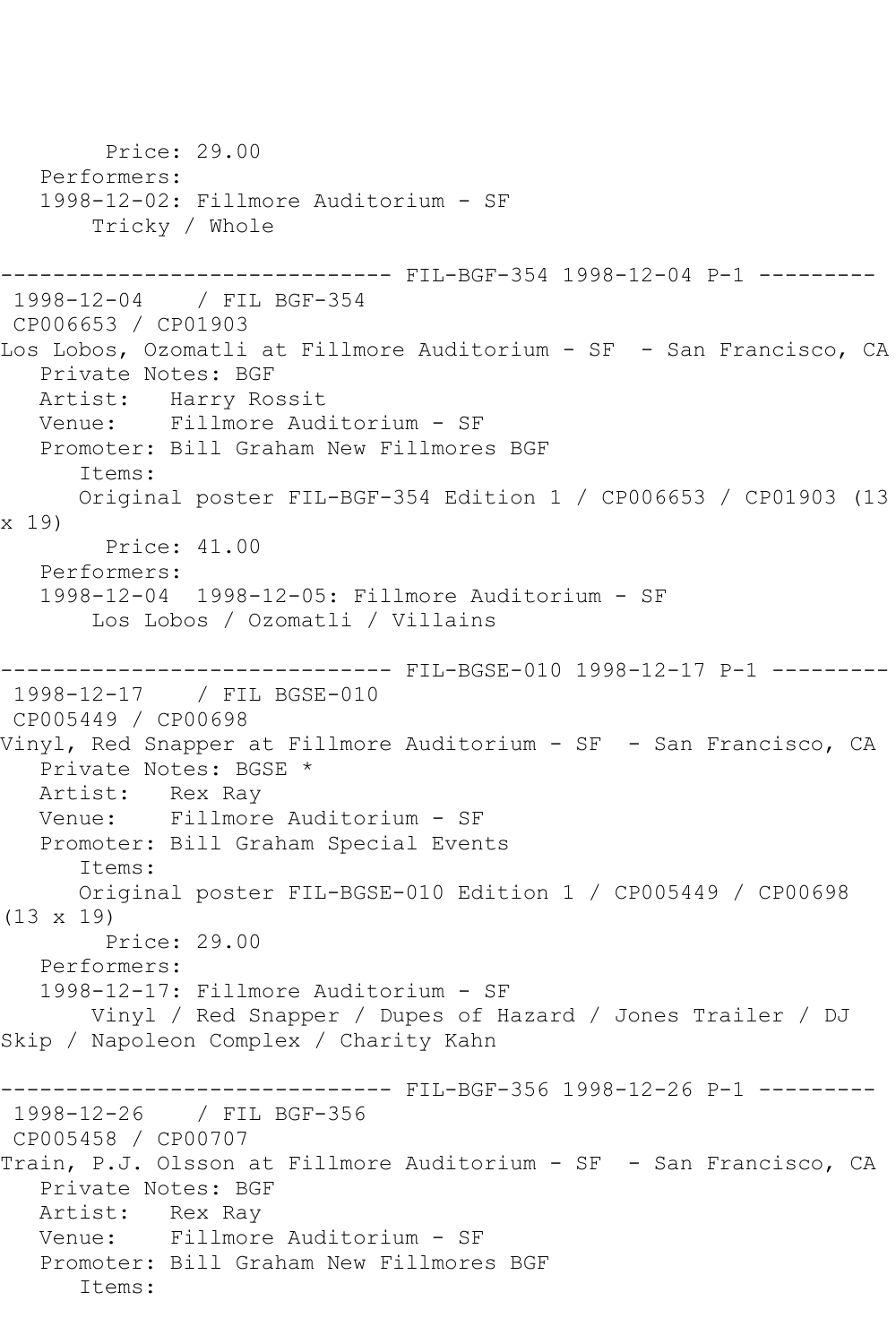Price: 29.00
Performers:
1998-12-02: Fillmore Auditorium - SF
Tricky / Whole

------------------------------ FIL-BGF-354 1998-12-04 P-1 ---------
1998-12-04 / FIL BGF-354
CP006653 / CP01903
Los Lobos, Ozomatli at Fillmore Auditorium - SF - San Francisco, CA
Private Notes: BGF
Artist: Harry Rossit
Venue: Fillmore Auditorium - SF
Promoter: Bill Graham New Fillmores BGF
Items:
Original poster FIL-BGF-354 Edition 1 / CP006653 / CP01903 (13 x 19)
Price: 41.00
Performers:
1998-12-04 1998-12-05: Fillmore Auditorium - SF
Los Lobos / Ozomatli / Villains

------------------------------ FIL-BGSE-010 1998-12-17 P-1 ---------
1998-12-17 / FIL BGSE-010
CP005449 / CP00698
Vinyl, Red Snapper at Fillmore Auditorium - SF - San Francisco, CA
Private Notes: BGSE *
Artist: Rex Ray
Venue: Fillmore Auditorium - SF
Promoter: Bill Graham Special Events
Items:
Original poster FIL-BGSE-010 Edition 1 / CP005449 / CP00698 (13 x 19)
Price: 29.00
Performers:
1998-12-17: Fillmore Auditorium - SF
Vinyl / Red Snapper / Dupes of Hazard / Jones Trailer / DJ Skip / Napoleon Complex / Charity Kahn

------------------------------ FIL-BGF-356 1998-12-26 P-1 ---------
1998-12-26 / FIL BGF-356
CP005458 / CP00707
Train, P.J. Olsson at Fillmore Auditorium - SF - San Francisco, CA
Private Notes: BGF
Artist: Rex Ray
Venue: Fillmore Auditorium - SF
Promoter: Bill Graham New Fillmores BGF
Items: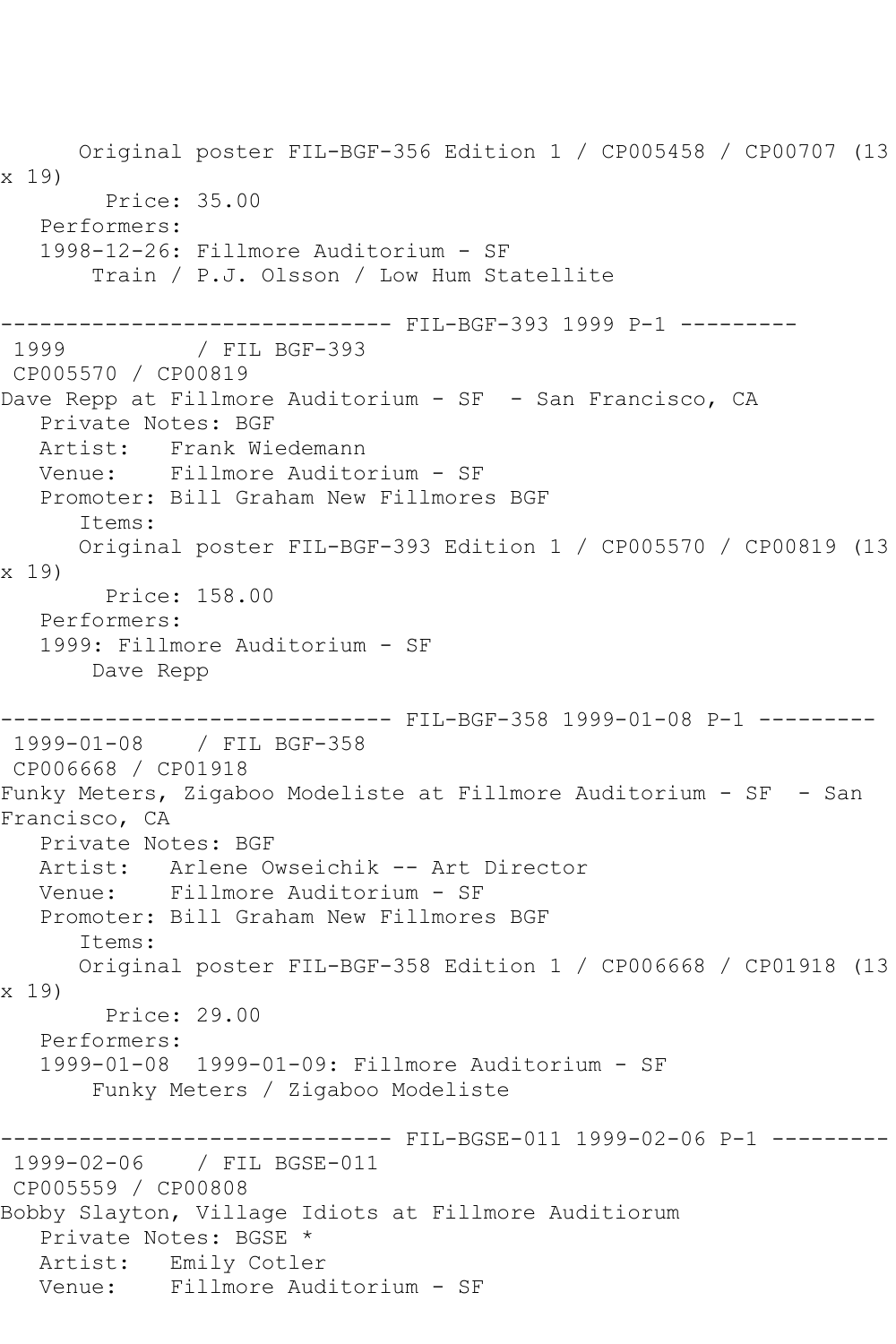Original poster FIL-BGF-356 Edition 1 / CP005458 / CP00707 (13 x 19)
Price: 35.00
Performers:
1998-12-26: Fillmore Auditorium - SF
Train / P.J. Olsson / Low Hum Statellite

------------------------------ FIL-BGF-393 1999 P-1 ---------
1999 / FIL BGF-393
CP005570 / CP00819
Dave Repp at Fillmore Auditorium - SF - San Francisco, CA
Private Notes: BGF
Artist: Frank Wiedemann
Venue: Fillmore Auditorium - SF
Promoter: Bill Graham New Fillmores BGF
Items:
Original poster FIL-BGF-393 Edition 1 / CP005570 / CP00819 (13 x 19)
Price: 158.00
Performers:
1999: Fillmore Auditorium - SF
Dave Repp

------------------------------ FIL-BGF-358 1999-01-08 P-1 ---------
1999-01-08 / FIL BGF-358
CP006668 / CP01918
Funky Meters, Zigaboo Modeliste at Fillmore Auditorium - SF - San Francisco, CA
Private Notes: BGF
Artist: Arlene Owseichik -- Art Director
Venue: Fillmore Auditorium - SF
Promoter: Bill Graham New Fillmores BGF
Items:
Original poster FIL-BGF-358 Edition 1 / CP006668 / CP01918 (13 x 19)
Price: 29.00
Performers:
1999-01-08 1999-01-09: Fillmore Auditorium - SF
Funky Meters / Zigaboo Modeliste

------------------------------ FIL-BGSE-011 1999-02-06 P-1 ---------
1999-02-06 / FIL BGSE-011
CP005559 / CP00808
Bobby Slayton, Village Idiots at Fillmore Auditiorum
Private Notes: BGSE *
Artist: Emily Cotler
Venue: Fillmore Auditorium - SF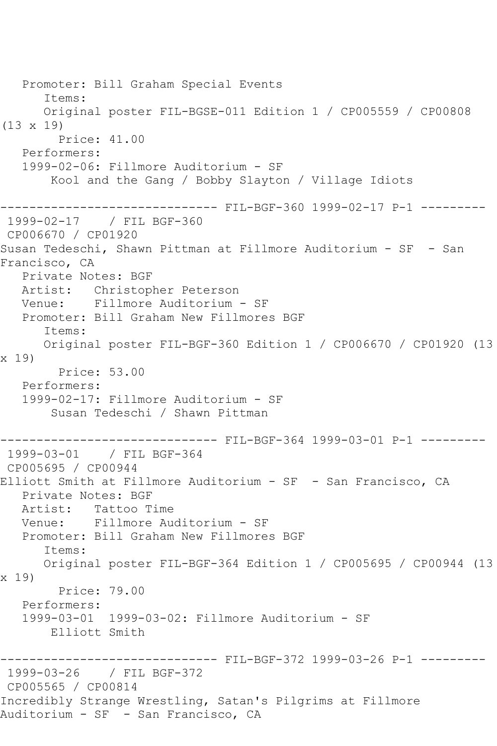Promoter: Bill Graham Special Events
      Items:
      Original poster FIL-BGSE-011 Edition 1 / CP005559 / CP00808 (13 x 19)
        Price: 41.00
   Performers:
   1999-02-06: Fillmore Auditorium - SF
       Kool and the Gang / Bobby Slayton / Village Idiots

------------------------------ FIL-BGF-360 1999-02-17 P-1 ---------
1999-02-17    / FIL BGF-360
CP006670 / CP01920
Susan Tedeschi, Shawn Pittman at Fillmore Auditorium - SF  - San Francisco, CA
   Private Notes: BGF
   Artist:   Christopher Peterson
   Venue:    Fillmore Auditorium - SF
   Promoter: Bill Graham New Fillmores BGF
      Items:
      Original poster FIL-BGF-360 Edition 1 / CP006670 / CP01920 (13 x 19)
        Price: 53.00
   Performers:
   1999-02-17: Fillmore Auditorium - SF
       Susan Tedeschi / Shawn Pittman

------------------------------ FIL-BGF-364 1999-03-01 P-1 ---------
1999-03-01    / FIL BGF-364
CP005695 / CP00944
Elliott Smith at Fillmore Auditorium - SF  - San Francisco, CA
   Private Notes: BGF
   Artist:   Tattoo Time
   Venue:    Fillmore Auditorium - SF
   Promoter: Bill Graham New Fillmores BGF
      Items:
      Original poster FIL-BGF-364 Edition 1 / CP005695 / CP00944 (13 x 19)
        Price: 79.00
   Performers:
   1999-03-01  1999-03-02: Fillmore Auditorium - SF
       Elliott Smith

------------------------------ FIL-BGF-372 1999-03-26 P-1 ---------
1999-03-26    / FIL BGF-372
CP005565 / CP00814
Incredibly Strange Wrestling, Satan's Pilgrims at Fillmore Auditorium - SF  - San Francisco, CA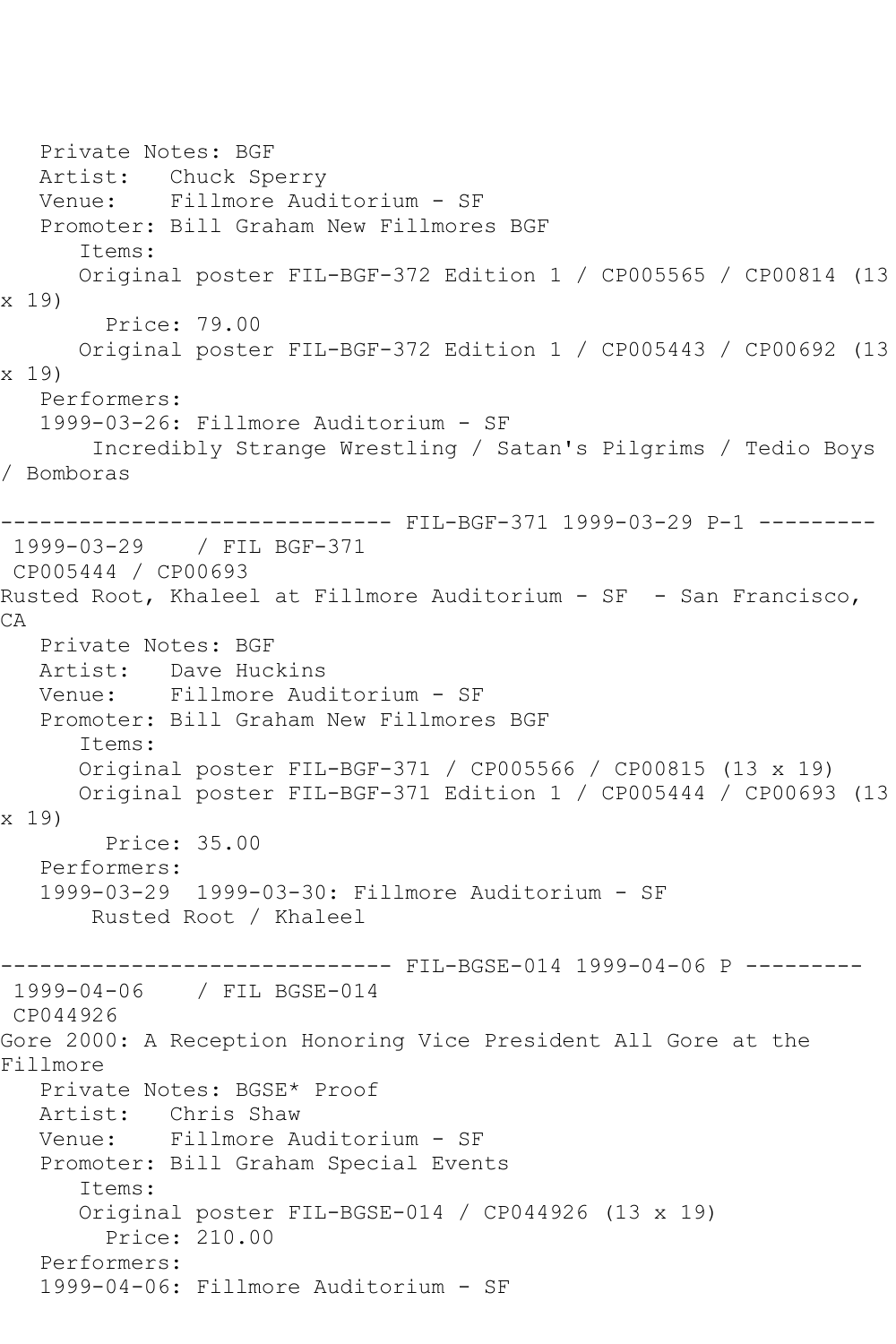Private Notes: BGF
Artist: Chuck Sperry
Venue: Fillmore Auditorium - SF
Promoter: Bill Graham New Fillmores BGF
Items:
Original poster FIL-BGF-372 Edition 1 / CP005565 / CP00814 (13 x 19)
Price: 79.00
Original poster FIL-BGF-372 Edition 1 / CP005443 / CP00692 (13 x 19)
Performers:
1999-03-26: Fillmore Auditorium - SF
Incredibly Strange Wrestling / Satan's Pilgrims / Tedio Boys / Bomboras

------------------------------ FIL-BGF-371 1999-03-29 P-1 ---------
1999-03-29 / FIL BGF-371
CP005444 / CP00693
Rusted Root, Khaleel at Fillmore Auditorium - SF - San Francisco, CA
Private Notes: BGF
Artist: Dave Huckins
Venue: Fillmore Auditorium - SF
Promoter: Bill Graham New Fillmores BGF
Items:
Original poster FIL-BGF-371 / CP005566 / CP00815 (13 x 19)
Original poster FIL-BGF-371 Edition 1 / CP005444 / CP00693 (13 x 19)
Price: 35.00
Performers:
1999-03-29 1999-03-30: Fillmore Auditorium - SF
Rusted Root / Khaleel

------------------------------ FIL-BGSE-014 1999-04-06 P ---------
1999-04-06 / FIL BGSE-014
CP044926
Gore 2000: A Reception Honoring Vice President All Gore at the Fillmore
Private Notes: BGSE* Proof
Artist: Chris Shaw
Venue: Fillmore Auditorium - SF
Promoter: Bill Graham Special Events
Items:
Original poster FIL-BGSE-014 / CP044926 (13 x 19)
Price: 210.00
Performers:
1999-04-06: Fillmore Auditorium - SF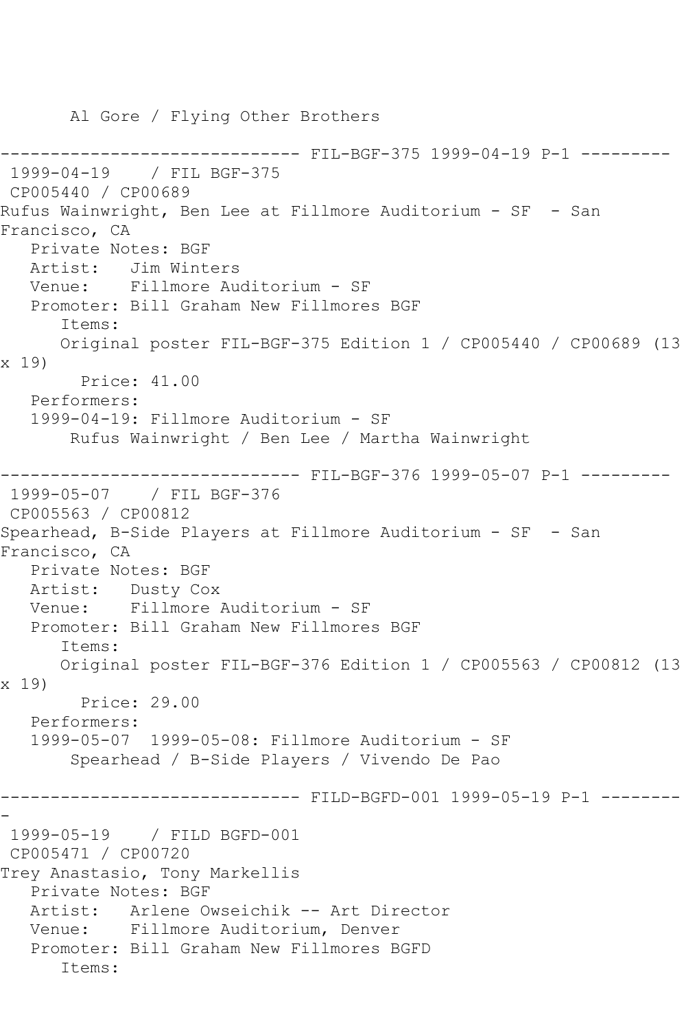Al Gore / Flying Other Brothers

------------------------------ FIL-BGF-375 1999-04-19 P-1 ---------

1999-04-19 / FIL BGF-375

CP005440 / CP00689

Rufus Wainwright, Ben Lee at Fillmore Auditorium - SF - San Francisco, CA

Private Notes: BGF

Artist: Jim Winters

Venue: Fillmore Auditorium - SF

Promoter: Bill Graham New Fillmores BGF

Items:

Original poster FIL-BGF-375 Edition 1 / CP005440 / CP00689 (13 x 19)

Price: 41.00

Performers:

1999-04-19: Fillmore Auditorium - SF

Rufus Wainwright / Ben Lee / Martha Wainwright

------------------------------ FIL-BGF-376 1999-05-07 P-1 ---------

1999-05-07 / FIL BGF-376

CP005563 / CP00812

Spearhead, B-Side Players at Fillmore Auditorium - SF - San Francisco, CA

Private Notes: BGF

Artist: Dusty Cox

Venue: Fillmore Auditorium - SF

Promoter: Bill Graham New Fillmores BGF

Items:

Original poster FIL-BGF-376 Edition 1 / CP005563 / CP00812 (13 x 19)

Price: 29.00

Performers:

1999-05-07 1999-05-08: Fillmore Auditorium - SF

Spearhead / B-Side Players / Vivendo De Pao

------------------------------ FILD-BGFD-001 1999-05-19 P-1 ---------

1999-05-19 / FILD BGFD-001

CP005471 / CP00720

Trey Anastasio, Tony Markellis

Private Notes: BGF

Artist: Arlene Owseichik -- Art Director

Venue: Fillmore Auditorium, Denver

Promoter: Bill Graham New Fillmores BGFD

Items: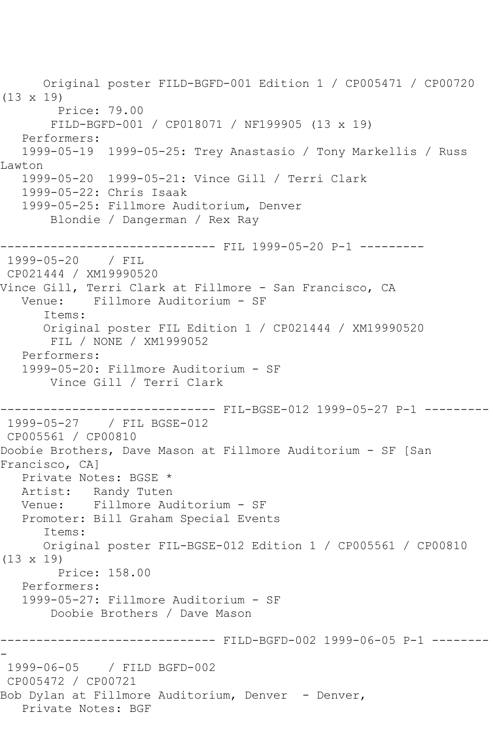```
      Original poster FILD-BGFD-001 Edition 1 / CP005471 / CP00720
(13 x 19)
        Price: 79.00
       FILD-BGFD-001 / CP018071 / NF199905 (13 x 19)
   Performers:
   1999-05-19  1999-05-25: Trey Anastasio / Tony Markellis / Russ
Lawton
   1999-05-20  1999-05-21: Vince Gill / Terri Clark
   1999-05-22: Chris Isaak
   1999-05-25: Fillmore Auditorium, Denver
       Blondie / Dangerman / Rex Ray

------------------------------ FIL 1999-05-20 P-1 ---------
 1999-05-20    / FIL
 CP021444 / XM19990520
Vince Gill, Terri Clark at Fillmore - San Francisco, CA
   Venue:    Fillmore Auditorium - SF
      Items:
      Original poster FIL Edition 1 / CP021444 / XM19990520
       FIL / NONE / XM1999052
   Performers:
   1999-05-20: Fillmore Auditorium - SF
       Vince Gill / Terri Clark

------------------------------ FIL-BGSE-012 1999-05-27 P-1 ---------
 1999-05-27    / FIL BGSE-012
 CP005561 / CP00810
Doobie Brothers, Dave Mason at Fillmore Auditorium - SF [San
Francisco, CA]
   Private Notes: BGSE *
   Artist:   Randy Tuten
   Venue:    Fillmore Auditorium - SF
   Promoter: Bill Graham Special Events
      Items:
      Original poster FIL-BGSE-012 Edition 1 / CP005561 / CP00810
(13 x 19)
        Price: 158.00
   Performers:
   1999-05-27: Fillmore Auditorium - SF
       Doobie Brothers / Dave Mason

------------------------------ FILD-BGFD-002 1999-06-05 P-1 --------
-
 1999-06-05    / FILD BGFD-002
 CP005472 / CP00721
Bob Dylan at Fillmore Auditorium, Denver  - Denver,
   Private Notes: BGF
```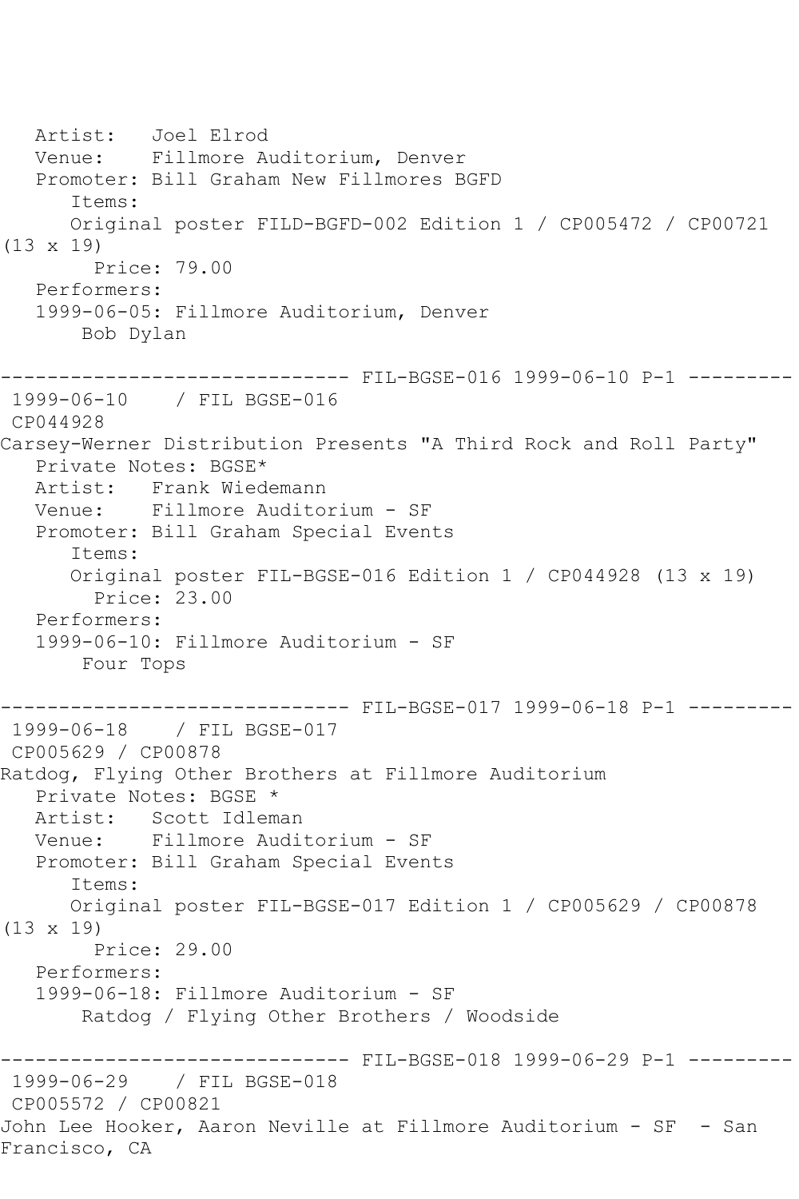Artist:   Joel Elrod
Venue:    Fillmore Auditorium, Denver
Promoter: Bill Graham New Fillmores BGFD
Items:
Original poster FILD-BGFD-002 Edition 1 / CP005472 / CP00721 (13 x 19)
Price: 79.00
Performers:
1999-06-05: Fillmore Auditorium, Denver
Bob Dylan

------------------------------ FIL-BGSE-016 1999-06-10 P-1 ---------

1999-06-10    / FIL BGSE-016
CP044928
Carsey-Werner Distribution Presents "A Third Rock and Roll Party"
Private Notes: BGSE*
Artist:   Frank Wiedemann
Venue:    Fillmore Auditorium - SF
Promoter: Bill Graham Special Events
Items:
Original poster FIL-BGSE-016 Edition 1 / CP044928 (13 x 19)
Price: 23.00
Performers:
1999-06-10: Fillmore Auditorium - SF
Four Tops

------------------------------ FIL-BGSE-017 1999-06-18 P-1 ---------

1999-06-18    / FIL BGSE-017
CP005629 / CP00878
Ratdog, Flying Other Brothers at Fillmore Auditorium
Private Notes: BGSE *
Artist:   Scott Idleman
Venue:    Fillmore Auditorium - SF
Promoter: Bill Graham Special Events
Items:
Original poster FIL-BGSE-017 Edition 1 / CP005629 / CP00878 (13 x 19)
Price: 29.00
Performers:
1999-06-18: Fillmore Auditorium - SF
Ratdog / Flying Other Brothers / Woodside

------------------------------ FIL-BGSE-018 1999-06-29 P-1 ---------

1999-06-29    / FIL BGSE-018
CP005572 / CP00821
John Lee Hooker, Aaron Neville at Fillmore Auditorium - SF  - San Francisco, CA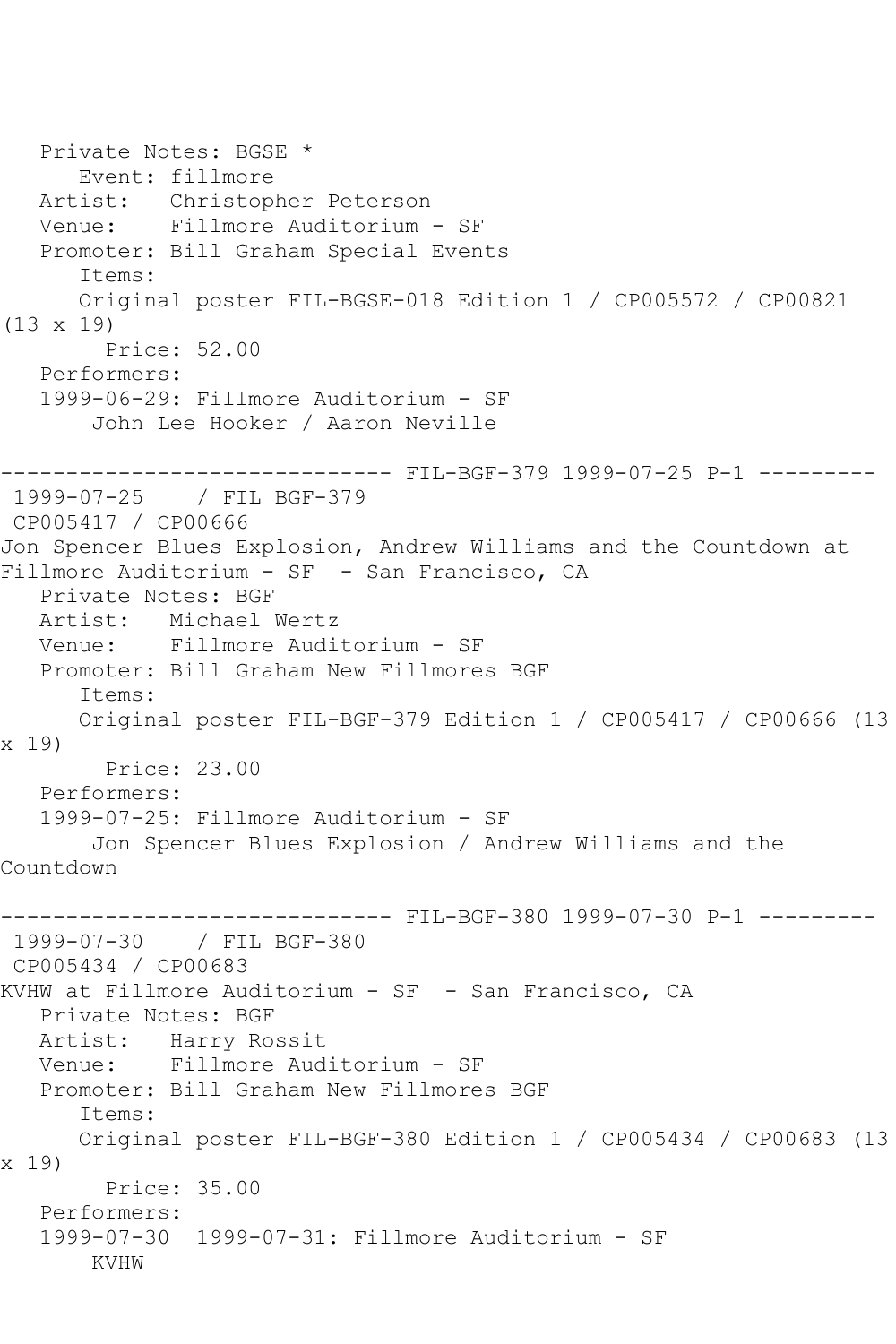Private Notes: BGSE *
Event: fillmore
Artist: Christopher Peterson
Venue: Fillmore Auditorium - SF
Promoter: Bill Graham Special Events
Items:
Original poster FIL-BGSE-018 Edition 1 / CP005572 / CP00821 (13 x 19)
Price: 52.00
Performers:
1999-06-29: Fillmore Auditorium - SF
John Lee Hooker / Aaron Neville

------------------------------ FIL-BGF-379 1999-07-25 P-1 ---------

1999-07-25 / FIL BGF-379
CP005417 / CP00666
Jon Spencer Blues Explosion, Andrew Williams and the Countdown at Fillmore Auditorium - SF - San Francisco, CA
Private Notes: BGF
Artist: Michael Wertz
Venue: Fillmore Auditorium - SF
Promoter: Bill Graham New Fillmores BGF
Items:
Original poster FIL-BGF-379 Edition 1 / CP005417 / CP00666 (13 x 19)
Price: 23.00
Performers:
1999-07-25: Fillmore Auditorium - SF
Jon Spencer Blues Explosion / Andrew Williams and the Countdown

------------------------------ FIL-BGF-380 1999-07-30 P-1 ---------

1999-07-30 / FIL BGF-380
CP005434 / CP00683
KVHW at Fillmore Auditorium - SF - San Francisco, CA
Private Notes: BGF
Artist: Harry Rossit
Venue: Fillmore Auditorium - SF
Promoter: Bill Graham New Fillmores BGF
Items:
Original poster FIL-BGF-380 Edition 1 / CP005434 / CP00683 (13 x 19)
Price: 35.00
Performers:
1999-07-30 1999-07-31: Fillmore Auditorium - SF
KVHW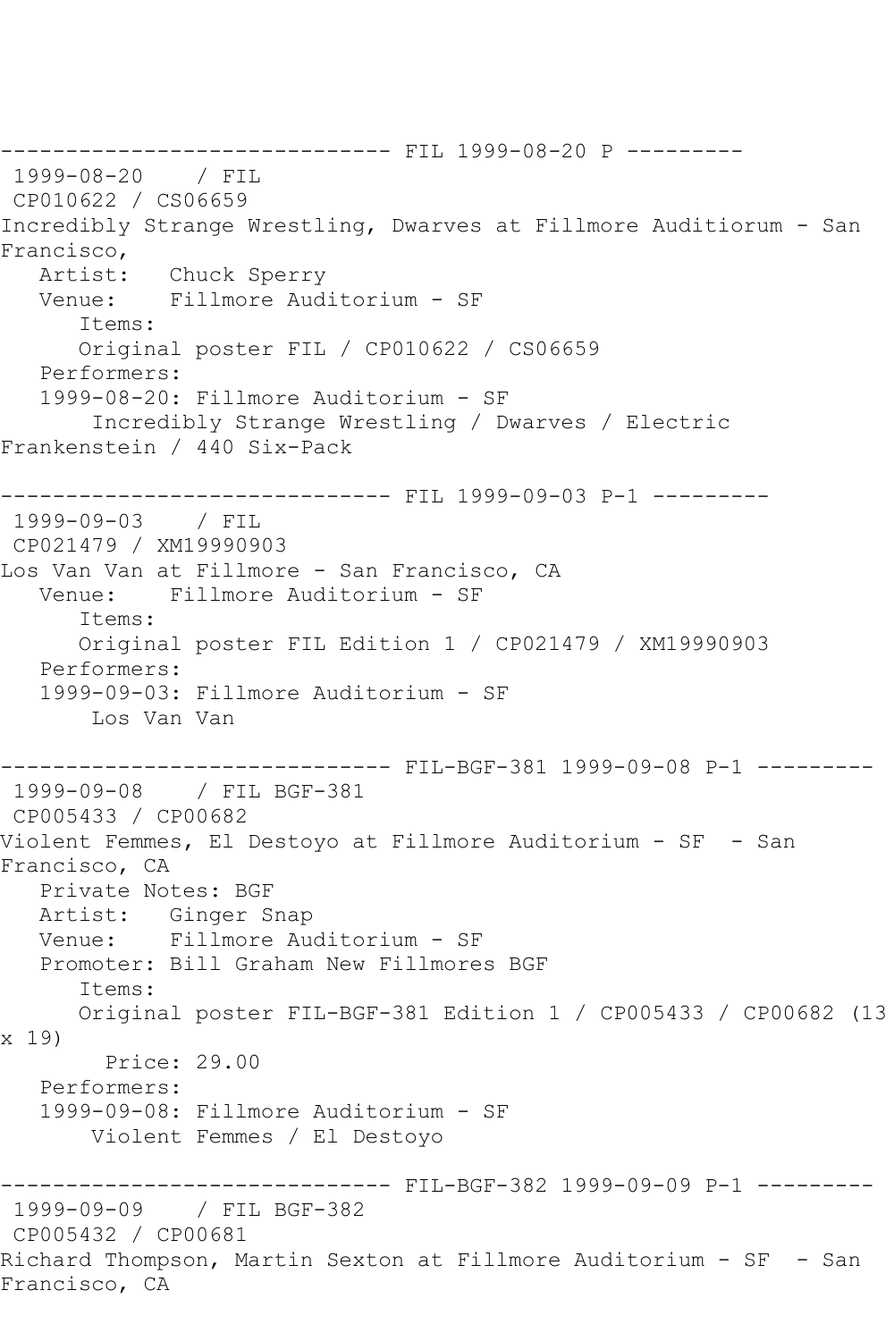------------------------------ FIL 1999-08-20 P ---------
1999-08-20 / FIL
CP010622 / CS06659
Incredibly Strange Wrestling, Dwarves at Fillmore Auditiorum - San Francisco,
Artist: Chuck Sperry
Venue: Fillmore Auditorium - SF
Items:
Original poster FIL / CP010622 / CS06659
Performers:
1999-08-20: Fillmore Auditorium - SF
Incredibly Strange Wrestling / Dwarves / Electric Frankenstein / 440 Six-Pack

------------------------------ FIL 1999-09-03 P-1 ---------
1999-09-03 / FIL
CP021479 / XM19990903
Los Van Van at Fillmore - San Francisco, CA
Venue: Fillmore Auditorium - SF
Items:
Original poster FIL Edition 1 / CP021479 / XM19990903
Performers:
1999-09-03: Fillmore Auditorium - SF
Los Van Van

------------------------------ FIL-BGF-381 1999-09-08 P-1 ---------
1999-09-08 / FIL BGF-381
CP005433 / CP00682
Violent Femmes, El Destoyo at Fillmore Auditorium - SF - San Francisco, CA
Private Notes: BGF
Artist: Ginger Snap
Venue: Fillmore Auditorium - SF
Promoter: Bill Graham New Fillmores BGF
Items:
Original poster FIL-BGF-381 Edition 1 / CP005433 / CP00682 (13 x 19)
Price: 29.00
Performers:
1999-09-08: Fillmore Auditorium - SF
Violent Femmes / El Destoyo

------------------------------ FIL-BGF-382 1999-09-09 P-1 ---------
1999-09-09 / FIL BGF-382
CP005432 / CP00681
Richard Thompson, Martin Sexton at Fillmore Auditorium - SF - San Francisco, CA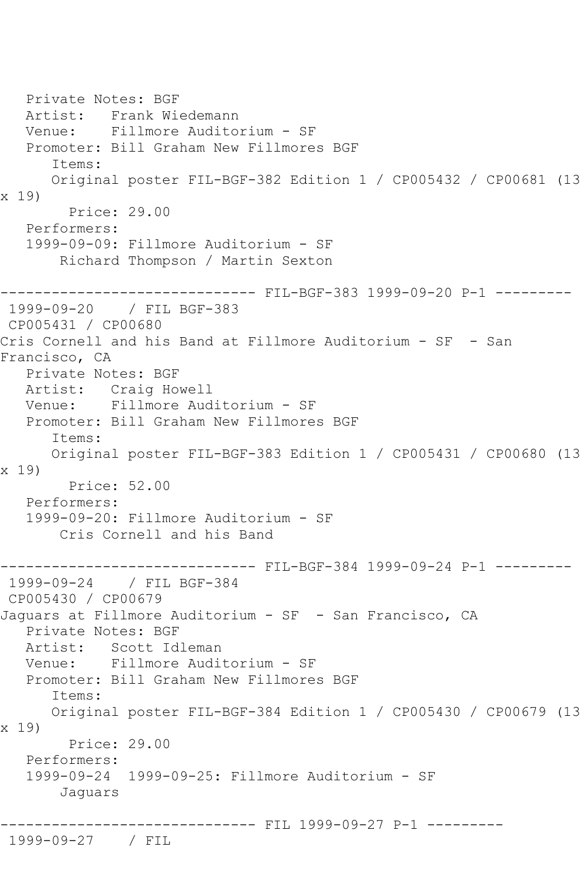Private Notes: BGF
Artist: Frank Wiedemann
Venue: Fillmore Auditorium - SF
Promoter: Bill Graham New Fillmores BGF
Items:
Original poster FIL-BGF-382 Edition 1 / CP005432 / CP00681 (13 x 19)
Price: 29.00
Performers:
1999-09-09: Fillmore Auditorium - SF
Richard Thompson / Martin Sexton

------------------------------ FIL-BGF-383 1999-09-20 P-1 ---------

1999-09-20 / FIL BGF-383
CP005431 / CP00680
Cris Cornell and his Band at Fillmore Auditorium - SF - San Francisco, CA
Private Notes: BGF
Artist: Craig Howell
Venue: Fillmore Auditorium - SF
Promoter: Bill Graham New Fillmores BGF
Items:
Original poster FIL-BGF-383 Edition 1 / CP005431 / CP00680 (13 x 19)
Price: 52.00
Performers:
1999-09-20: Fillmore Auditorium - SF
Cris Cornell and his Band

------------------------------ FIL-BGF-384 1999-09-24 P-1 ---------

1999-09-24 / FIL BGF-384
CP005430 / CP00679
Jaguars at Fillmore Auditorium - SF - San Francisco, CA
Private Notes: BGF
Artist: Scott Idleman
Venue: Fillmore Auditorium - SF
Promoter: Bill Graham New Fillmores BGF
Items:
Original poster FIL-BGF-384 Edition 1 / CP005430 / CP00679 (13 x 19)
Price: 29.00
Performers:
1999-09-24 1999-09-25: Fillmore Auditorium - SF
Jaguars

------------------------------ FIL 1999-09-27 P-1 ---------

1999-09-27 / FIL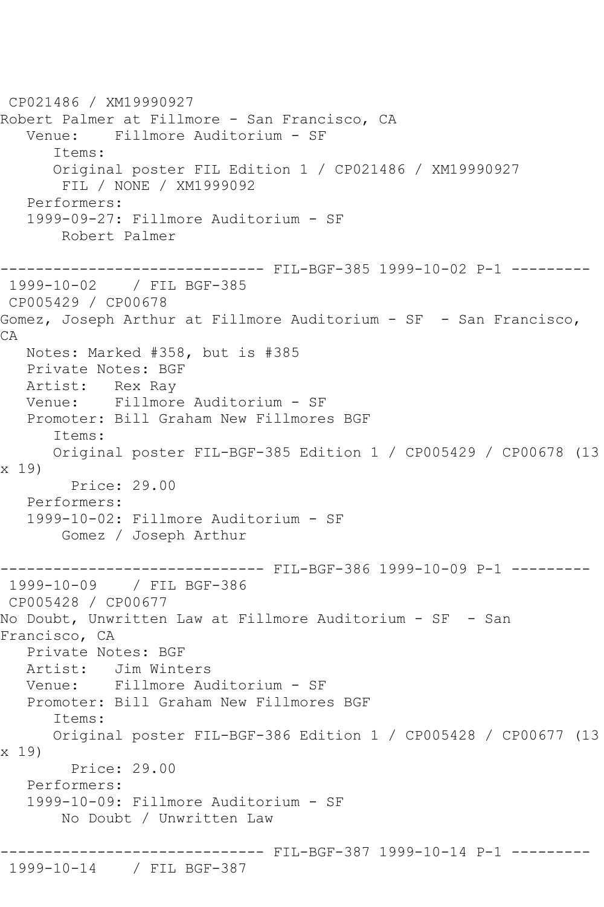CP021486 / XM19990927
Robert Palmer at Fillmore - San Francisco, CA
   Venue:    Fillmore Auditorium - SF
      Items:
      Original poster FIL Edition 1 / CP021486 / XM19990927
       FIL / NONE / XM1999092
   Performers:
   1999-09-27: Fillmore Auditorium - SF
       Robert Palmer

------------------------------ FIL-BGF-385 1999-10-02 P-1 ---------
1999-10-02    / FIL BGF-385
CP005429 / CP00678
Gomez, Joseph Arthur at Fillmore Auditorium - SF  - San Francisco, CA
   Notes: Marked #358, but is #385
   Private Notes: BGF
   Artist:   Rex Ray
   Venue:    Fillmore Auditorium - SF
   Promoter: Bill Graham New Fillmores BGF
      Items:
      Original poster FIL-BGF-385 Edition 1 / CP005429 / CP00678 (13 x 19)
        Price: 29.00
   Performers:
   1999-10-02: Fillmore Auditorium - SF
       Gomez / Joseph Arthur

------------------------------ FIL-BGF-386 1999-10-09 P-1 ---------
1999-10-09    / FIL BGF-386
CP005428 / CP00677
No Doubt, Unwritten Law at Fillmore Auditorium - SF  - San Francisco, CA
   Private Notes: BGF
   Artist:   Jim Winters
   Venue:    Fillmore Auditorium - SF
   Promoter: Bill Graham New Fillmores BGF
      Items:
      Original poster FIL-BGF-386 Edition 1 / CP005428 / CP00677 (13 x 19)
        Price: 29.00
   Performers:
   1999-10-09: Fillmore Auditorium - SF
       No Doubt / Unwritten Law

------------------------------ FIL-BGF-387 1999-10-14 P-1 ---------
1999-10-14    / FIL BGF-387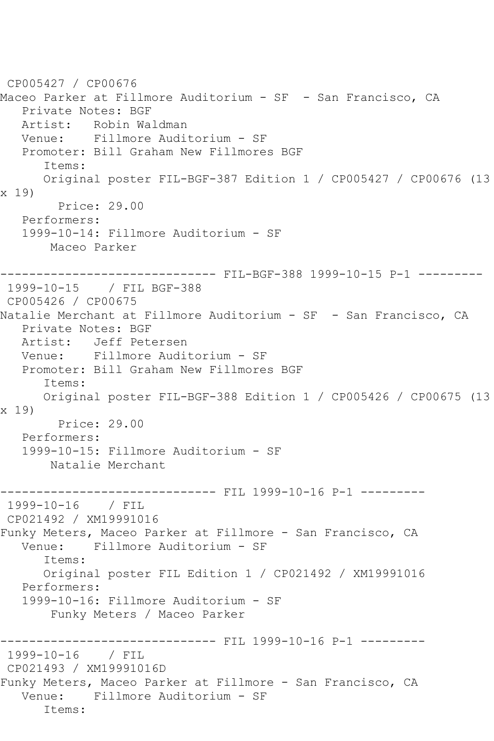```
 CP005427 / CP00676
Maceo Parker at Fillmore Auditorium - SF  - San Francisco, CA
   Private Notes: BGF
   Artist:   Robin Waldman
   Venue:    Fillmore Auditorium - SF
   Promoter: Bill Graham New Fillmores BGF
      Items:
      Original poster FIL-BGF-387 Edition 1 / CP005427 / CP00676 (13
x 19)
        Price: 29.00
   Performers:
   1999-10-14: Fillmore Auditorium - SF
       Maceo Parker

------------------------------ FIL-BGF-388 1999-10-15 P-1 ---------
 1999-10-15    / FIL BGF-388
 CP005426 / CP00675
Natalie Merchant at Fillmore Auditorium - SF  - San Francisco, CA
   Private Notes: BGF
   Artist:   Jeff Petersen
   Venue:    Fillmore Auditorium - SF
   Promoter: Bill Graham New Fillmores BGF
      Items:
      Original poster FIL-BGF-388 Edition 1 / CP005426 / CP00675 (13
x 19)
        Price: 29.00
   Performers:
   1999-10-15: Fillmore Auditorium - SF
       Natalie Merchant

------------------------------ FIL 1999-10-16 P-1 ---------
 1999-10-16    / FIL
 CP021492 / XM19991016
Funky Meters, Maceo Parker at Fillmore - San Francisco, CA
   Venue:    Fillmore Auditorium - SF
      Items:
      Original poster FIL Edition 1 / CP021492 / XM19991016
   Performers:
   1999-10-16: Fillmore Auditorium - SF
       Funky Meters / Maceo Parker

------------------------------ FIL 1999-10-16 P-1 ---------
 1999-10-16    / FIL
 CP021493 / XM19991016D
Funky Meters, Maceo Parker at Fillmore - San Francisco, CA
   Venue:    Fillmore Auditorium - SF
      Items:
```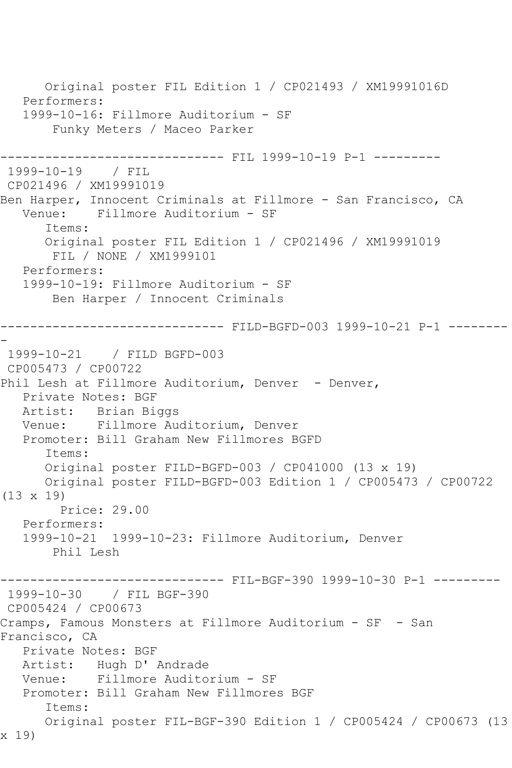```
      Original poster FIL Edition 1 / CP021493 / XM19991016D
   Performers:
   1999-10-16: Fillmore Auditorium - SF
       Funky Meters / Maceo Parker

------------------------------ FIL 1999-10-19 P-1 ---------
 1999-10-19    / FIL
 CP021496 / XM19991019
Ben Harper, Innocent Criminals at Fillmore - San Francisco, CA
   Venue:    Fillmore Auditorium - SF
      Items:
      Original poster FIL Edition 1 / CP021496 / XM19991019
       FIL / NONE / XM1999101
   Performers:
   1999-10-19: Fillmore Auditorium - SF
       Ben Harper / Innocent Criminals

------------------------------ FILD-BGFD-003 1999-10-21 P-1 --------
-
 1999-10-21    / FILD BGFD-003
 CP005473 / CP00722
Phil Lesh at Fillmore Auditorium, Denver  - Denver,
   Private Notes: BGF
   Artist:   Brian Biggs
   Venue:    Fillmore Auditorium, Denver
   Promoter: Bill Graham New Fillmores BGFD
      Items:
      Original poster FILD-BGFD-003 / CP041000 (13 x 19)
      Original poster FILD-BGFD-003 Edition 1 / CP005473 / CP00722
(13 x 19)
        Price: 29.00
   Performers:
   1999-10-21  1999-10-23: Fillmore Auditorium, Denver
       Phil Lesh

------------------------------ FIL-BGF-390 1999-10-30 P-1 ---------
 1999-10-30    / FIL BGF-390
 CP005424 / CP00673
Cramps, Famous Monsters at Fillmore Auditorium - SF  - San
Francisco, CA
   Private Notes: BGF
   Artist:   Hugh D' Andrade
   Venue:    Fillmore Auditorium - SF
   Promoter: Bill Graham New Fillmores BGF
      Items:
      Original poster FIL-BGF-390 Edition 1 / CP005424 / CP00673 (13
x 19)
```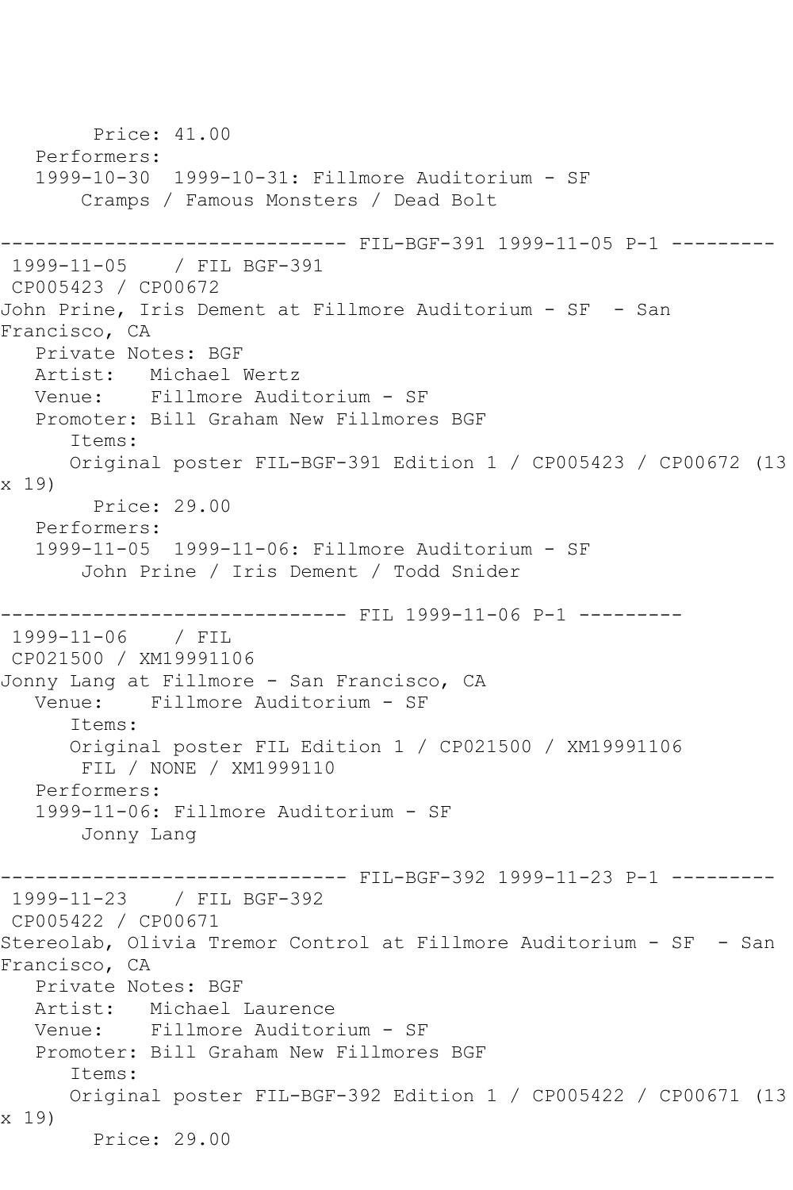Price: 41.00
Performers:
1999-10-30  1999-10-31: Fillmore Auditorium - SF
Cramps / Famous Monsters / Dead Bolt

------------------------------ FIL-BGF-391 1999-11-05 P-1 ---------

1999-11-05    / FIL BGF-391
CP005423 / CP00672
John Prine, Iris Dement at Fillmore Auditorium - SF  - San Francisco, CA
Private Notes: BGF
Artist:   Michael Wertz
Venue:    Fillmore Auditorium - SF
Promoter: Bill Graham New Fillmores BGF
Items:
Original poster FIL-BGF-391 Edition 1 / CP005423 / CP00672 (13 x 19)
Price: 29.00
Performers:
1999-11-05  1999-11-06: Fillmore Auditorium - SF
John Prine / Iris Dement / Todd Snider

------------------------------ FIL 1999-11-06 P-1 ---------

1999-11-06    / FIL
CP021500 / XM19991106
Jonny Lang at Fillmore - San Francisco, CA
Venue:    Fillmore Auditorium - SF
Items:
Original poster FIL Edition 1 / CP021500 / XM19991106
FIL / NONE / XM1999110
Performers:
1999-11-06: Fillmore Auditorium - SF
Jonny Lang

------------------------------ FIL-BGF-392 1999-11-23 P-1 ---------

1999-11-23    / FIL BGF-392
CP005422 / CP00671
Stereolab, Olivia Tremor Control at Fillmore Auditorium - SF  - San Francisco, CA
Private Notes: BGF
Artist:   Michael Laurence
Venue:    Fillmore Auditorium - SF
Promoter: Bill Graham New Fillmores BGF
Items:
Original poster FIL-BGF-392 Edition 1 / CP005422 / CP00671 (13 x 19)
Price: 29.00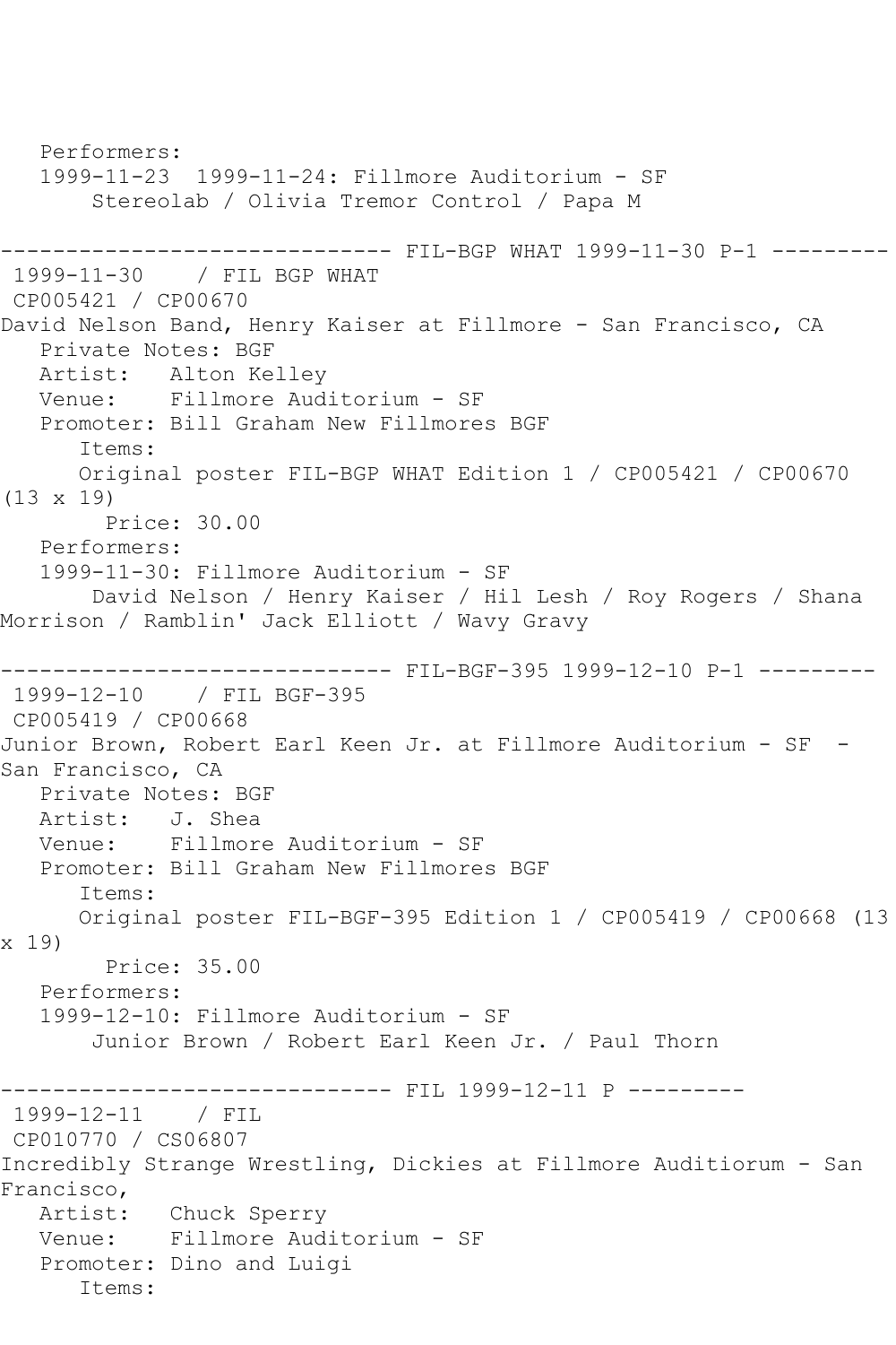Performers:
   1999-11-23  1999-11-24: Fillmore Auditorium - SF
       Stereolab / Olivia Tremor Control / Papa M

------------------------------ FIL-BGP WHAT 1999-11-30 P-1 ---------
 1999-11-30    / FIL BGP WHAT
 CP005421 / CP00670
David Nelson Band, Henry Kaiser at Fillmore - San Francisco, CA
   Private Notes: BGF
   Artist:   Alton Kelley
   Venue:    Fillmore Auditorium - SF
   Promoter: Bill Graham New Fillmores BGF
      Items:
      Original poster FIL-BGP WHAT Edition 1 / CP005421 / CP00670 (13 x 19)
        Price: 30.00
   Performers:
   1999-11-30: Fillmore Auditorium - SF
       David Nelson / Henry Kaiser / Hil Lesh / Roy Rogers / Shana Morrison / Ramblin' Jack Elliott / Wavy Gravy

------------------------------ FIL-BGF-395 1999-12-10 P-1 ---------
 1999-12-10    / FIL BGF-395
 CP005419 / CP00668
Junior Brown, Robert Earl Keen Jr. at Fillmore Auditorium - SF  - San Francisco, CA
   Private Notes: BGF
   Artist:   J. Shea
   Venue:    Fillmore Auditorium - SF
   Promoter: Bill Graham New Fillmores BGF
      Items:
      Original poster FIL-BGF-395 Edition 1 / CP005419 / CP00668 (13 x 19)
        Price: 35.00
   Performers:
   1999-12-10: Fillmore Auditorium - SF
       Junior Brown / Robert Earl Keen Jr. / Paul Thorn

------------------------------ FIL 1999-12-11 P ---------
 1999-12-11    / FIL
 CP010770 / CS06807
Incredibly Strange Wrestling, Dickies at Fillmore Auditiorum - San Francisco,
   Artist:   Chuck Sperry
   Venue:    Fillmore Auditorium - SF
   Promoter: Dino and Luigi
      Items: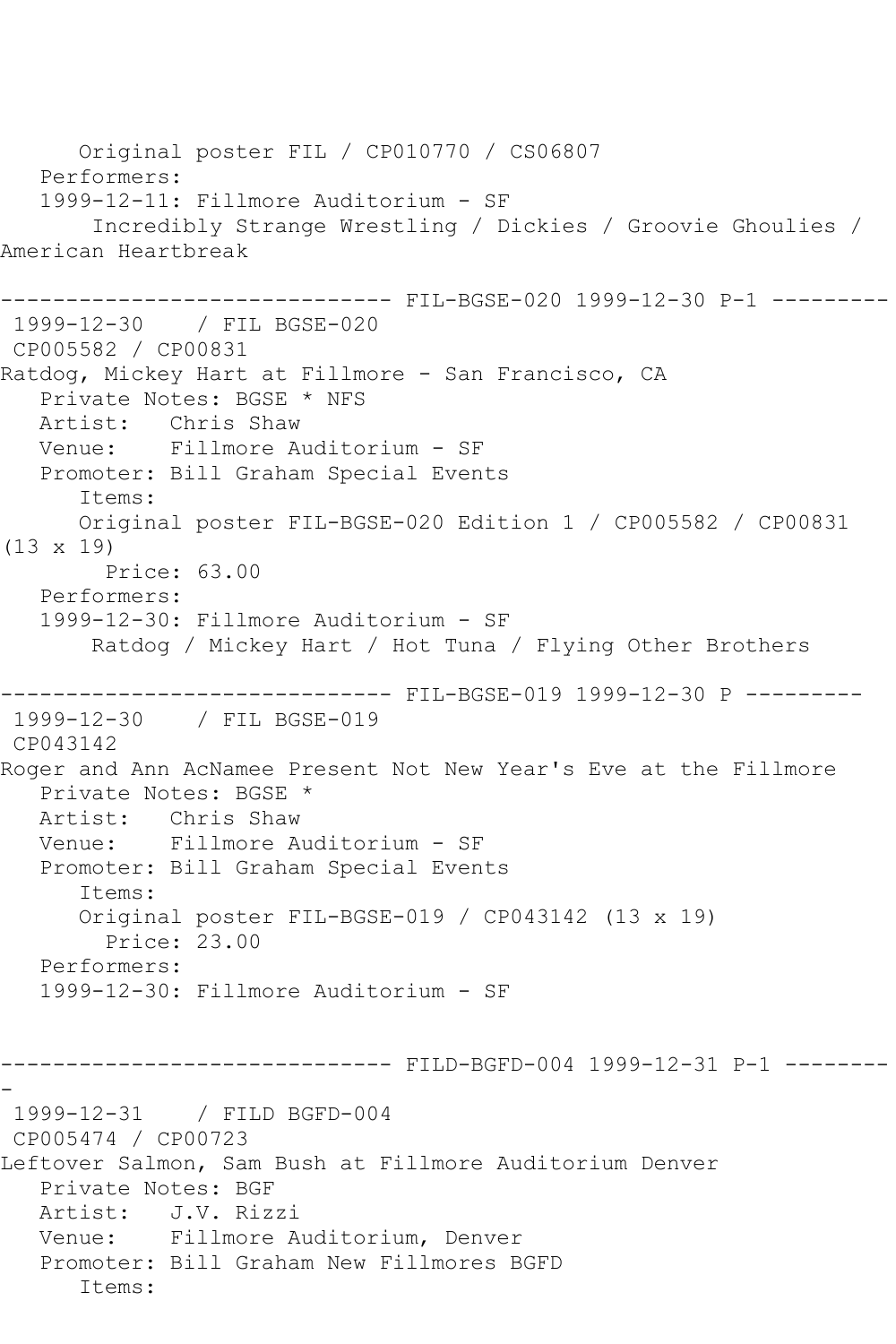Original poster FIL / CP010770 / CS06807
Performers:
1999-12-11: Fillmore Auditorium - SF
Incredibly Strange Wrestling / Dickies / Groovie Ghoulies / American Heartbreak

------------------------------ FIL-BGSE-020 1999-12-30 P-1 ---------
1999-12-30 / FIL BGSE-020
CP005582 / CP00831
Ratdog, Mickey Hart at Fillmore - San Francisco, CA
Private Notes: BGSE * NFS
Artist: Chris Shaw
Venue: Fillmore Auditorium - SF
Promoter: Bill Graham Special Events
Items:
Original poster FIL-BGSE-020 Edition 1 / CP005582 / CP00831 (13 x 19)
Price: 63.00
Performers:
1999-12-30: Fillmore Auditorium - SF
Ratdog / Mickey Hart / Hot Tuna / Flying Other Brothers

------------------------------ FIL-BGSE-019 1999-12-30 P ---------
1999-12-30 / FIL BGSE-019
CP043142
Roger and Ann AcNamee Present Not New Year's Eve at the Fillmore
Private Notes: BGSE *
Artist: Chris Shaw
Venue: Fillmore Auditorium - SF
Promoter: Bill Graham Special Events
Items:
Original poster FIL-BGSE-019 / CP043142 (13 x 19)
Price: 23.00
Performers:
1999-12-30: Fillmore Auditorium - SF

------------------------------ FILD-BGFD-004 1999-12-31 P-1 ---------
1999-12-31 / FILD BGFD-004
CP005474 / CP00723
Leftover Salmon, Sam Bush at Fillmore Auditorium Denver
Private Notes: BGF
Artist: J.V. Rizzi
Venue: Fillmore Auditorium, Denver
Promoter: Bill Graham New Fillmores BGFD
Items: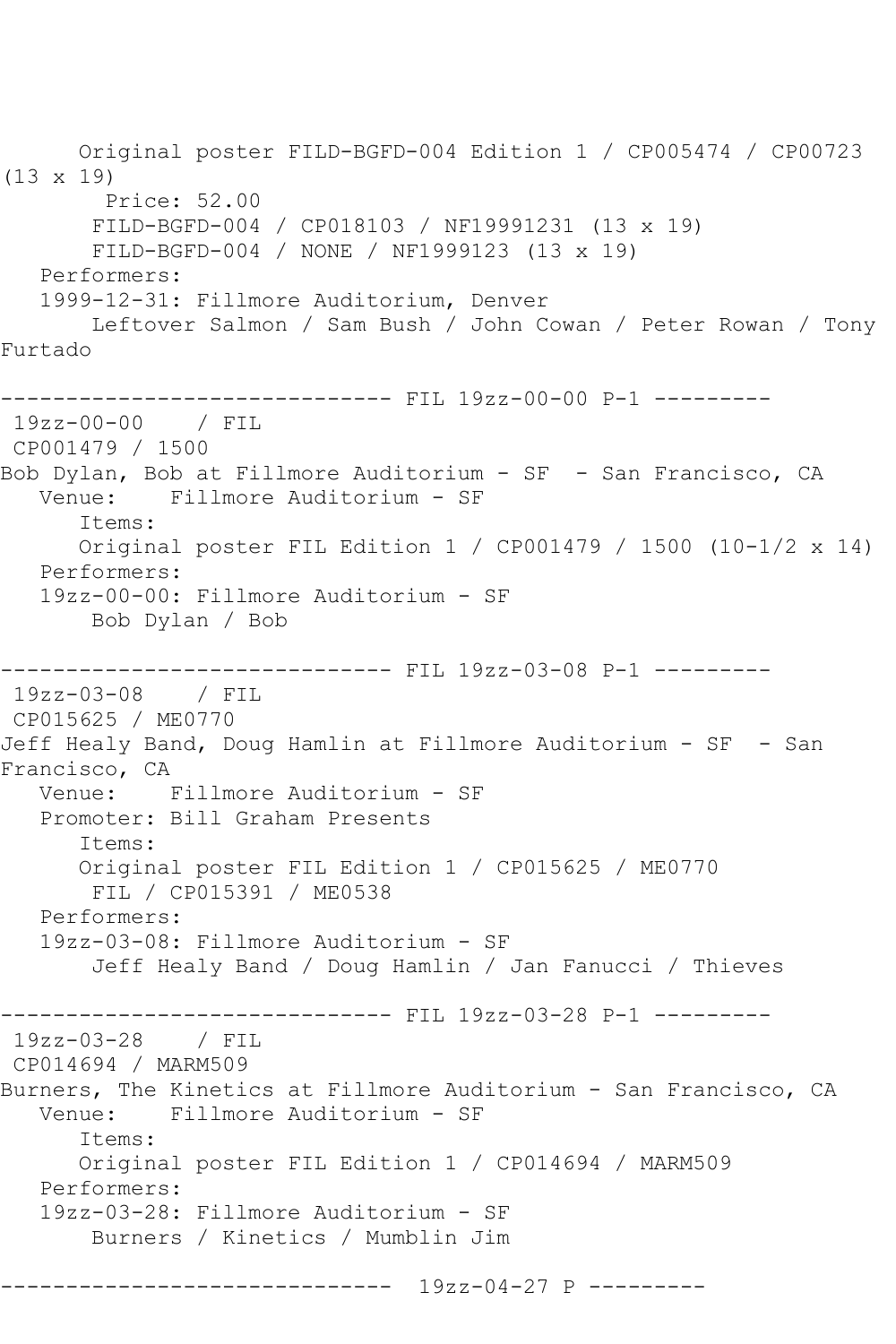Original poster FILD-BGFD-004 Edition 1 / CP005474 / CP00723 (13 x 19)

Price: 52.00

FILD-BGFD-004 / CP018103 / NF19991231 (13 x 19)

FILD-BGFD-004 / NONE / NF1999123 (13 x 19)

Performers:

1999-12-31: Fillmore Auditorium, Denver

Leftover Salmon / Sam Bush / John Cowan / Peter Rowan / Tony Furtado

------------------------------ FIL 19zz-00-00 P-1 ---------

19zz-00-00 / FIL

CP001479 / 1500

Bob Dylan, Bob at Fillmore Auditorium - SF - San Francisco, CA

Venue: Fillmore Auditorium - SF

Items:

Original poster FIL Edition 1 / CP001479 / 1500 (10-1/2 x 14)

Performers:

19zz-00-00: Fillmore Auditorium - SF

Bob Dylan / Bob

------------------------------ FIL 19zz-03-08 P-1 ---------

19zz-03-08 / FIL

CP015625 / ME0770

Jeff Healy Band, Doug Hamlin at Fillmore Auditorium - SF - San Francisco, CA

Venue: Fillmore Auditorium - SF

Promoter: Bill Graham Presents

Items:

Original poster FIL Edition 1 / CP015625 / ME0770

FIL / CP015391 / ME0538

Performers:

19zz-03-08: Fillmore Auditorium - SF

Jeff Healy Band / Doug Hamlin / Jan Fanucci / Thieves

------------------------------ FIL 19zz-03-28 P-1 ---------

19zz-03-28 / FIL

CP014694 / MARM509

Burners, The Kinetics at Fillmore Auditorium - San Francisco, CA

Venue: Fillmore Auditorium - SF

Items:

Original poster FIL Edition 1 / CP014694 / MARM509

Performers:

19zz-03-28: Fillmore Auditorium - SF

Burners / Kinetics / Mumblin Jim

------------------------------ 19zz-04-27 P ---------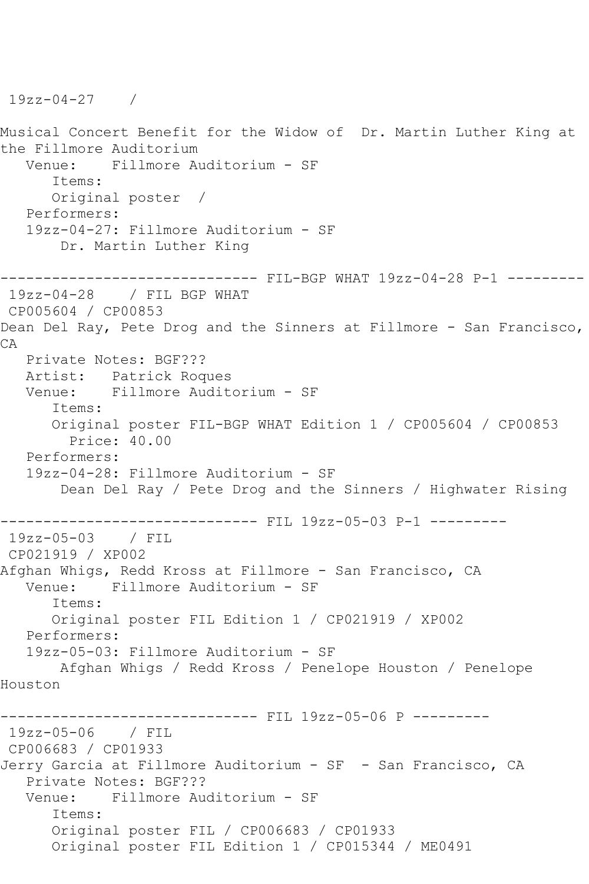19zz-04-27    /

Musical Concert Benefit for the Widow of  Dr. Martin Luther King at the Fillmore Auditorium
   Venue:    Fillmore Auditorium - SF
      Items:
      Original poster  /
   Performers:
   19zz-04-27: Fillmore Auditorium - SF
       Dr. Martin Luther King

------------------------------ FIL-BGP WHAT 19zz-04-28 P-1 ---------
19zz-04-28    / FIL BGP WHAT
CP005604 / CP00853
Dean Del Ray, Pete Drog and the Sinners at Fillmore - San Francisco, CA
   Private Notes: BGF???
   Artist:   Patrick Roques
   Venue:    Fillmore Auditorium - SF
      Items:
      Original poster FIL-BGP WHAT Edition 1 / CP005604 / CP00853
        Price: 40.00
   Performers:
   19zz-04-28: Fillmore Auditorium - SF
       Dean Del Ray / Pete Drog and the Sinners / Highwater Rising

------------------------------ FIL 19zz-05-03 P-1 ---------
19zz-05-03    / FIL
CP021919 / XP002
Afghan Whigs, Redd Kross at Fillmore - San Francisco, CA
   Venue:    Fillmore Auditorium - SF
      Items:
      Original poster FIL Edition 1 / CP021919 / XP002
   Performers:
   19zz-05-03: Fillmore Auditorium - SF
       Afghan Whigs / Redd Kross / Penelope Houston / Penelope Houston

------------------------------ FIL 19zz-05-06 P ---------
19zz-05-06    / FIL
CP006683 / CP01933
Jerry Garcia at Fillmore Auditorium - SF  - San Francisco, CA
   Private Notes: BGF???
   Venue:    Fillmore Auditorium - SF
      Items:
      Original poster FIL / CP006683 / CP01933
      Original poster FIL Edition 1 / CP015344 / ME0491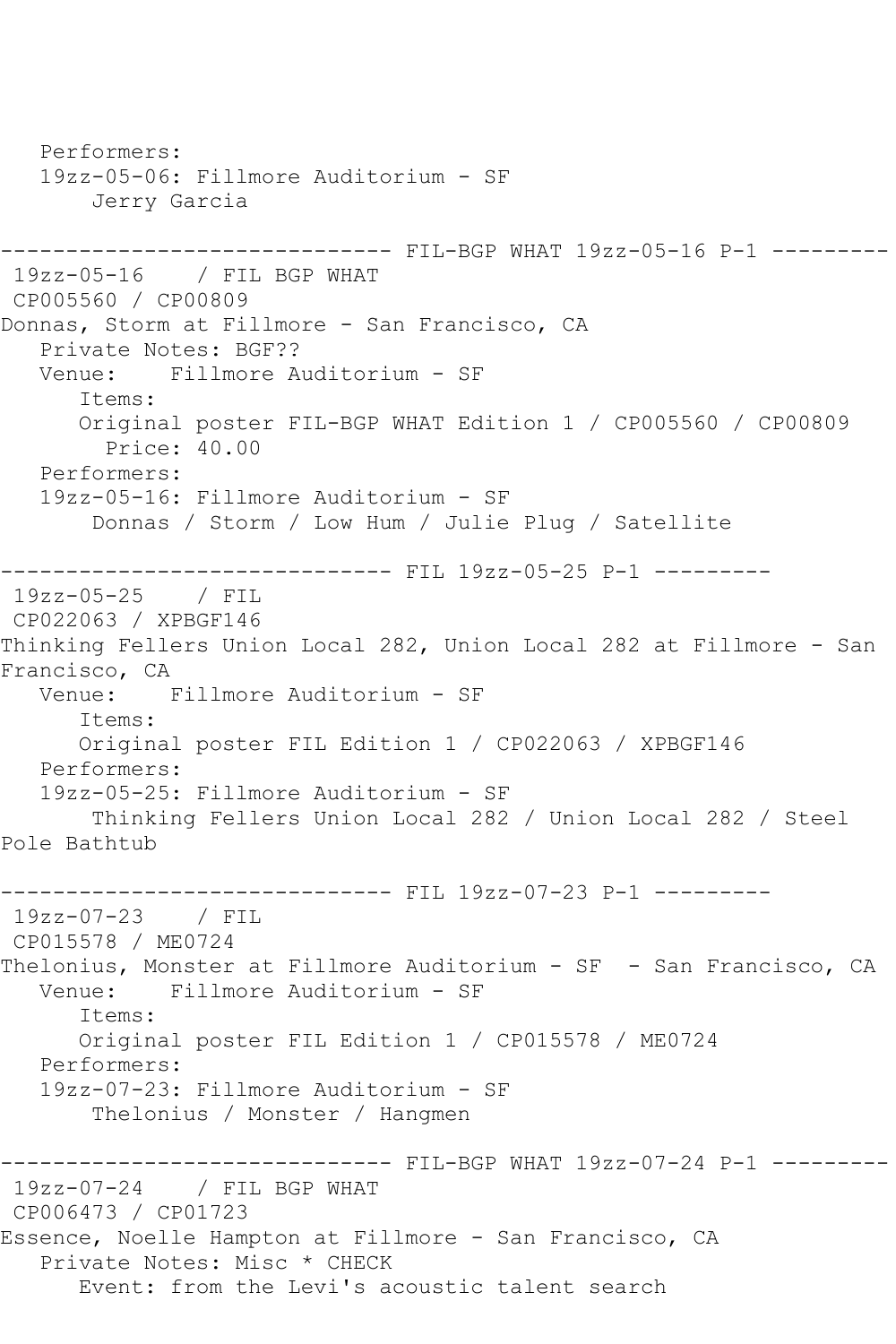```
   Performers:
   19zz-05-06: Fillmore Auditorium - SF
       Jerry Garcia

------------------------------ FIL-BGP WHAT 19zz-05-16 P-1 ---------
 19zz-05-16    / FIL BGP WHAT
 CP005560 / CP00809
Donnas, Storm at Fillmore - San Francisco, CA
   Private Notes: BGF??
   Venue:    Fillmore Auditorium - SF
      Items:
      Original poster FIL-BGP WHAT Edition 1 / CP005560 / CP00809
        Price: 40.00
   Performers:
   19zz-05-16: Fillmore Auditorium - SF
       Donnas / Storm / Low Hum / Julie Plug / Satellite

------------------------------ FIL 19zz-05-25 P-1 ---------
 19zz-05-25    / FIL
 CP022063 / XPBGF146
Thinking Fellers Union Local 282, Union Local 282 at Fillmore - San
Francisco, CA
   Venue:    Fillmore Auditorium - SF
      Items:
      Original poster FIL Edition 1 / CP022063 / XPBGF146
   Performers:
   19zz-05-25: Fillmore Auditorium - SF
       Thinking Fellers Union Local 282 / Union Local 282 / Steel
Pole Bathtub

------------------------------ FIL 19zz-07-23 P-1 ---------
 19zz-07-23    / FIL
 CP015578 / ME0724
Thelonius, Monster at Fillmore Auditorium - SF  - San Francisco, CA
   Venue:    Fillmore Auditorium - SF
      Items:
      Original poster FIL Edition 1 / CP015578 / ME0724
   Performers:
   19zz-07-23: Fillmore Auditorium - SF
       Thelonius / Monster / Hangmen

------------------------------ FIL-BGP WHAT 19zz-07-24 P-1 ---------
 19zz-07-24    / FIL BGP WHAT
 CP006473 / CP01723
Essence, Noelle Hampton at Fillmore - San Francisco, CA
   Private Notes: Misc * CHECK
      Event: from the Levi's acoustic talent search
```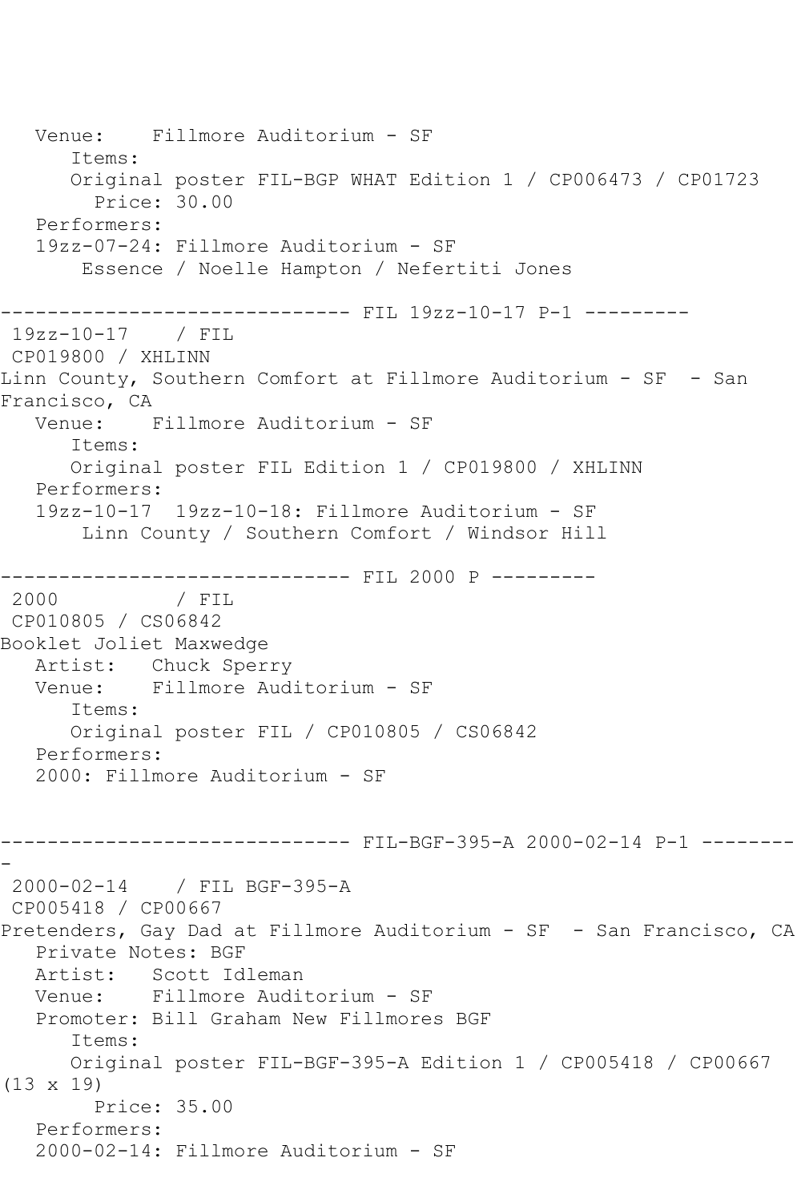```
   Venue:    Fillmore Auditorium - SF
      Items:
      Original poster FIL-BGP WHAT Edition 1 / CP006473 / CP01723
        Price: 30.00
   Performers:
   19zz-07-24: Fillmore Auditorium - SF
       Essence / Noelle Hampton / Nefertiti Jones

------------------------------ FIL 19zz-10-17 P-1 ---------
 19zz-10-17    / FIL
 CP019800 / XHLINN
Linn County, Southern Comfort at Fillmore Auditorium - SF  - San
Francisco, CA
   Venue:    Fillmore Auditorium - SF
      Items:
      Original poster FIL Edition 1 / CP019800 / XHLINN
   Performers:
   19zz-10-17  19zz-10-18: Fillmore Auditorium - SF
       Linn County / Southern Comfort / Windsor Hill

------------------------------ FIL 2000 P ---------
 2000          / FIL
 CP010805 / CS06842
Booklet Joliet Maxwedge
   Artist:   Chuck Sperry
   Venue:    Fillmore Auditorium - SF
      Items:
      Original poster FIL / CP010805 / CS06842
   Performers:
   2000: Fillmore Auditorium - SF


------------------------------ FIL-BGF-395-A 2000-02-14 P-1 --------
-
 2000-02-14    / FIL BGF-395-A
 CP005418 / CP00667
Pretenders, Gay Dad at Fillmore Auditorium - SF  - San Francisco, CA
   Private Notes: BGF
   Artist:   Scott Idleman
   Venue:    Fillmore Auditorium - SF
   Promoter: Bill Graham New Fillmores BGF
      Items:
      Original poster FIL-BGF-395-A Edition 1 / CP005418 / CP00667
(13 x 19)
        Price: 35.00
   Performers:
   2000-02-14: Fillmore Auditorium - SF
```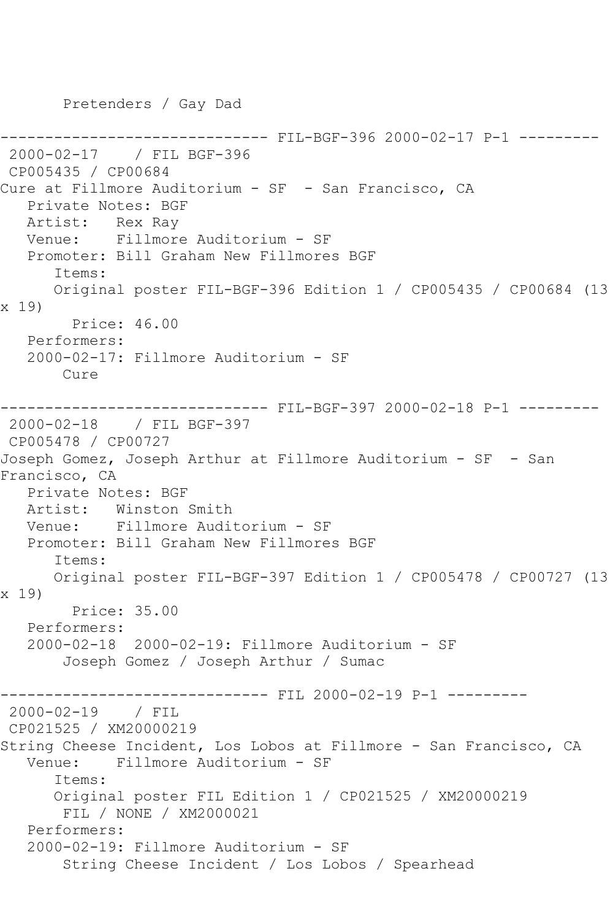Pretenders / Gay Dad

------------------------------ FIL-BGF-396 2000-02-17 P-1 ---------
2000-02-17 / FIL BGF-396
CP005435 / CP00684
Cure at Fillmore Auditorium - SF - San Francisco, CA
Private Notes: BGF
Artist: Rex Ray
Venue: Fillmore Auditorium - SF
Promoter: Bill Graham New Fillmores BGF
Items:
Original poster FIL-BGF-396 Edition 1 / CP005435 / CP00684 (13 x 19)
Price: 46.00
Performers:
2000-02-17: Fillmore Auditorium - SF
Cure

------------------------------ FIL-BGF-397 2000-02-18 P-1 ---------
2000-02-18 / FIL BGF-397
CP005478 / CP00727
Joseph Gomez, Joseph Arthur at Fillmore Auditorium - SF - San Francisco, CA
Private Notes: BGF
Artist: Winston Smith
Venue: Fillmore Auditorium - SF
Promoter: Bill Graham New Fillmores BGF
Items:
Original poster FIL-BGF-397 Edition 1 / CP005478 / CP00727 (13 x 19)
Price: 35.00
Performers:
2000-02-18 2000-02-19: Fillmore Auditorium - SF
Joseph Gomez / Joseph Arthur / Sumac

------------------------------ FIL 2000-02-19 P-1 ---------
2000-02-19 / FIL
CP021525 / XM20000219
String Cheese Incident, Los Lobos at Fillmore - San Francisco, CA
Venue: Fillmore Auditorium - SF
Items:
Original poster FIL Edition 1 / CP021525 / XM20000219
FIL / NONE / XM2000021
Performers:
2000-02-19: Fillmore Auditorium - SF
String Cheese Incident / Los Lobos / Spearhead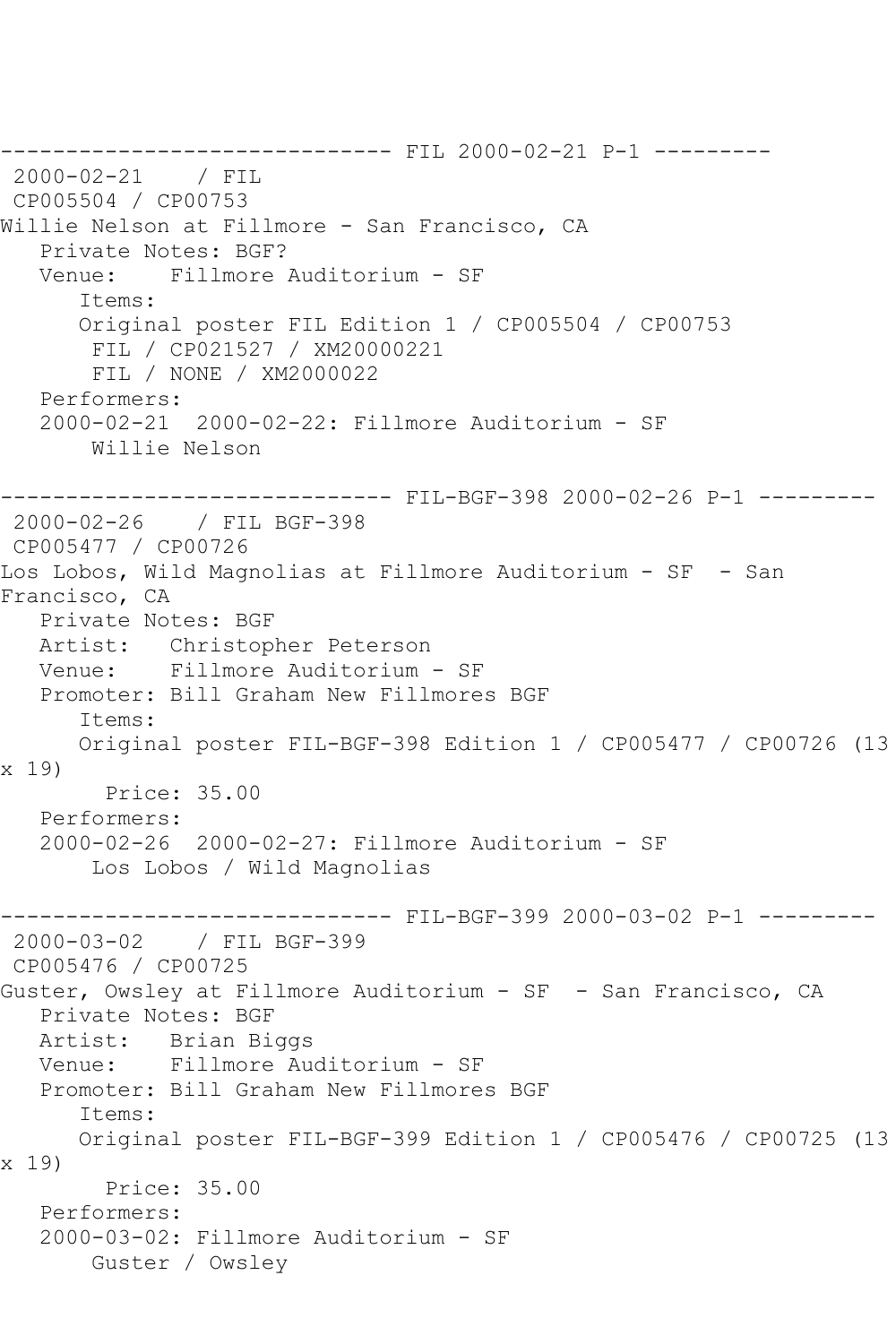```
------------------------------ FIL 2000-02-21 P-1 ---------
 2000-02-21    / FIL
 CP005504 / CP00753
Willie Nelson at Fillmore - San Francisco, CA
   Private Notes: BGF?
   Venue:    Fillmore Auditorium - SF
      Items:
      Original poster FIL Edition 1 / CP005504 / CP00753
       FIL / CP021527 / XM20000221
       FIL / NONE / XM2000022
   Performers:
   2000-02-21  2000-02-22: Fillmore Auditorium - SF
       Willie Nelson

------------------------------ FIL-BGF-398 2000-02-26 P-1 ---------
 2000-02-26    / FIL BGF-398
 CP005477 / CP00726
Los Lobos, Wild Magnolias at Fillmore Auditorium - SF  - San
Francisco, CA
   Private Notes: BGF
   Artist:   Christopher Peterson
   Venue:    Fillmore Auditorium - SF
   Promoter: Bill Graham New Fillmores BGF
      Items:
      Original poster FIL-BGF-398 Edition 1 / CP005477 / CP00726 (13
x 19)
        Price: 35.00
   Performers:
   2000-02-26  2000-02-27: Fillmore Auditorium - SF
       Los Lobos / Wild Magnolias

------------------------------ FIL-BGF-399 2000-03-02 P-1 ---------
 2000-03-02    / FIL BGF-399
 CP005476 / CP00725
Guster, Owsley at Fillmore Auditorium - SF  - San Francisco, CA
   Private Notes: BGF
   Artist:   Brian Biggs
   Venue:    Fillmore Auditorium - SF
   Promoter: Bill Graham New Fillmores BGF
      Items:
      Original poster FIL-BGF-399 Edition 1 / CP005476 / CP00725 (13
x 19)
        Price: 35.00
   Performers:
   2000-03-02: Fillmore Auditorium - SF
       Guster / Owsley
```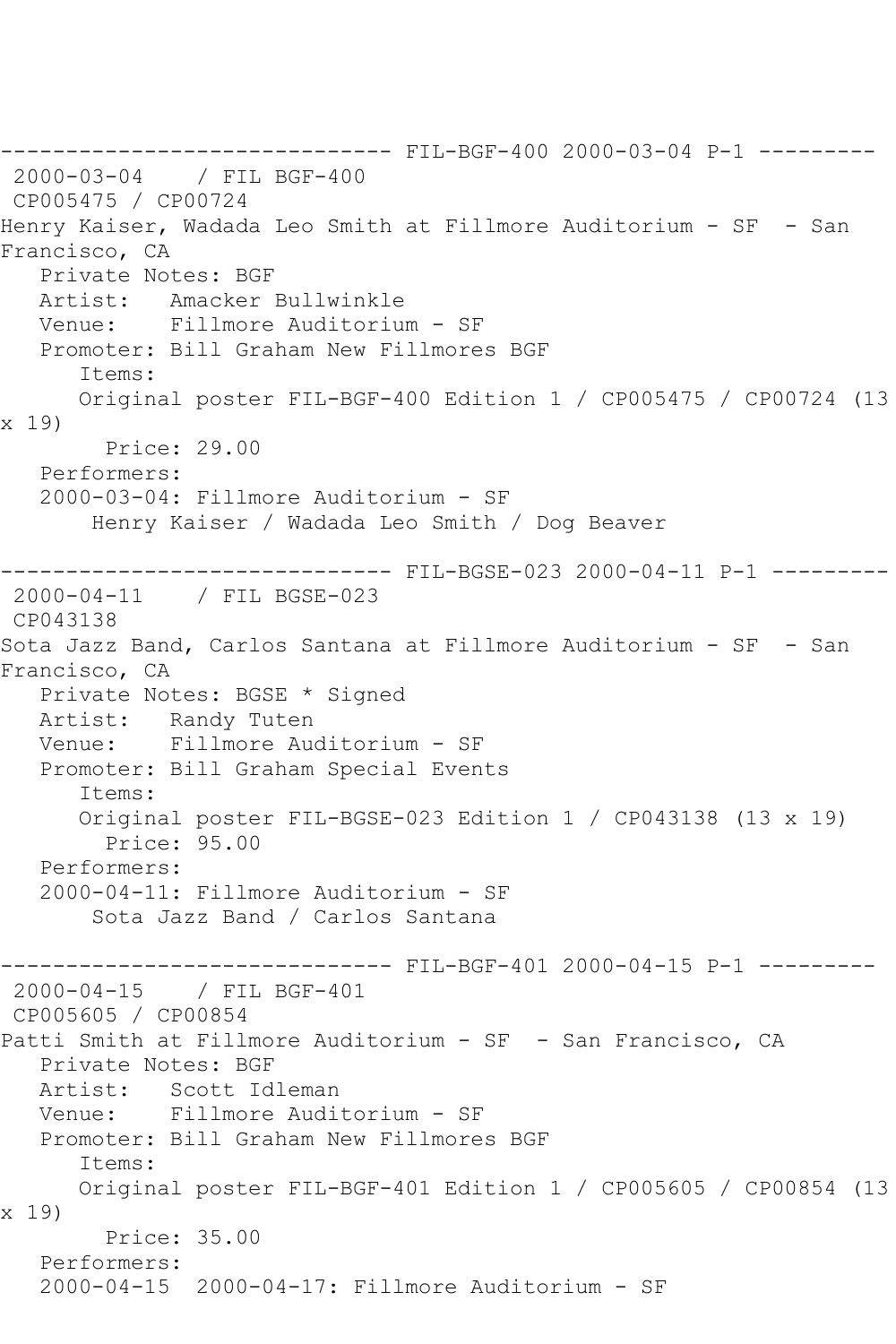------------------------------ FIL-BGF-400 2000-03-04 P-1 ---------

2000-03-04 / FIL BGF-400
CP005475 / CP00724
Henry Kaiser, Wadada Leo Smith at Fillmore Auditorium - SF - San Francisco, CA
Private Notes: BGF
Artist: Amacker Bullwinkle
Venue: Fillmore Auditorium - SF
Promoter: Bill Graham New Fillmores BGF
Items:
Original poster FIL-BGF-400 Edition 1 / CP005475 / CP00724 (13 x 19)
Price: 29.00
Performers:
2000-03-04: Fillmore Auditorium - SF
Henry Kaiser / Wadada Leo Smith / Dog Beaver

------------------------------ FIL-BGSE-023 2000-04-11 P-1 ---------

2000-04-11 / FIL BGSE-023
CP043138
Sota Jazz Band, Carlos Santana at Fillmore Auditorium - SF - San Francisco, CA
Private Notes: BGSE * Signed
Artist: Randy Tuten
Venue: Fillmore Auditorium - SF
Promoter: Bill Graham Special Events
Items:
Original poster FIL-BGSE-023 Edition 1 / CP043138 (13 x 19)
Price: 95.00
Performers:
2000-04-11: Fillmore Auditorium - SF
Sota Jazz Band / Carlos Santana

------------------------------ FIL-BGF-401 2000-04-15 P-1 ---------

2000-04-15 / FIL BGF-401
CP005605 / CP00854
Patti Smith at Fillmore Auditorium - SF - San Francisco, CA
Private Notes: BGF
Artist: Scott Idleman
Venue: Fillmore Auditorium - SF
Promoter: Bill Graham New Fillmores BGF
Items:
Original poster FIL-BGF-401 Edition 1 / CP005605 / CP00854 (13 x 19)
Price: 35.00
Performers:
2000-04-15 2000-04-17: Fillmore Auditorium - SF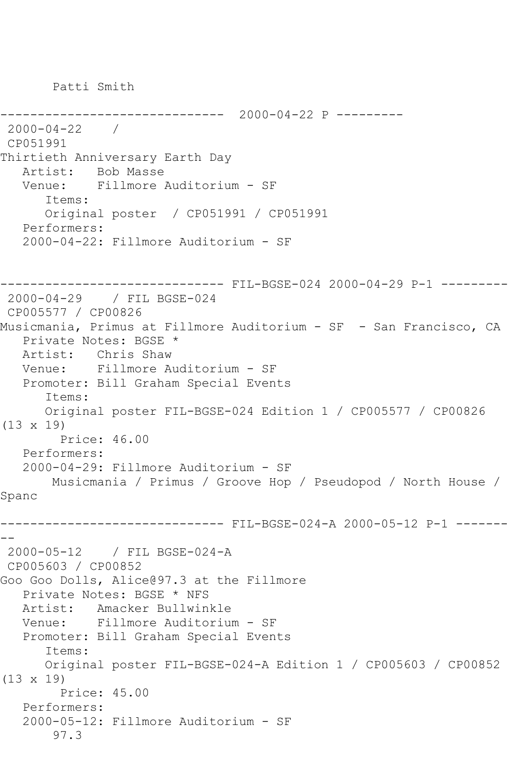Patti Smith

------------------------------ 2000-04-22 P ---------

2000-04-22 /
CP051991
Thirtieth Anniversary Earth Day
   Artist: Bob Masse
   Venue: Fillmore Auditorium - SF
      Items:
      Original poster / CP051991 / CP051991
   Performers:
   2000-04-22: Fillmore Auditorium - SF

------------------------------ FIL-BGSE-024 2000-04-29 P-1 ---------

2000-04-29 / FIL BGSE-024
CP005577 / CP00826
Musicmania, Primus at Fillmore Auditorium - SF - San Francisco, CA
   Private Notes: BGSE *
   Artist: Chris Shaw
   Venue: Fillmore Auditorium - SF
   Promoter: Bill Graham Special Events
      Items:
      Original poster FIL-BGSE-024 Edition 1 / CP005577 / CP00826 (13 x 19)
         Price: 46.00
   Performers:
   2000-04-29: Fillmore Auditorium - SF
      Musicmania / Primus / Groove Hop / Pseudopod / North House / Spanc

------------------------------ FIL-BGSE-024-A 2000-05-12 P-1 ---------

2000-05-12 / FIL BGSE-024-A
CP005603 / CP00852
Goo Goo Dolls, Alice@97.3 at the Fillmore
   Private Notes: BGSE * NFS
   Artist: Amacker Bullwinkle
   Venue: Fillmore Auditorium - SF
   Promoter: Bill Graham Special Events
      Items:
      Original poster FIL-BGSE-024-A Edition 1 / CP005603 / CP00852 (13 x 19)
         Price: 45.00
   Performers:
   2000-05-12: Fillmore Auditorium - SF
      97.3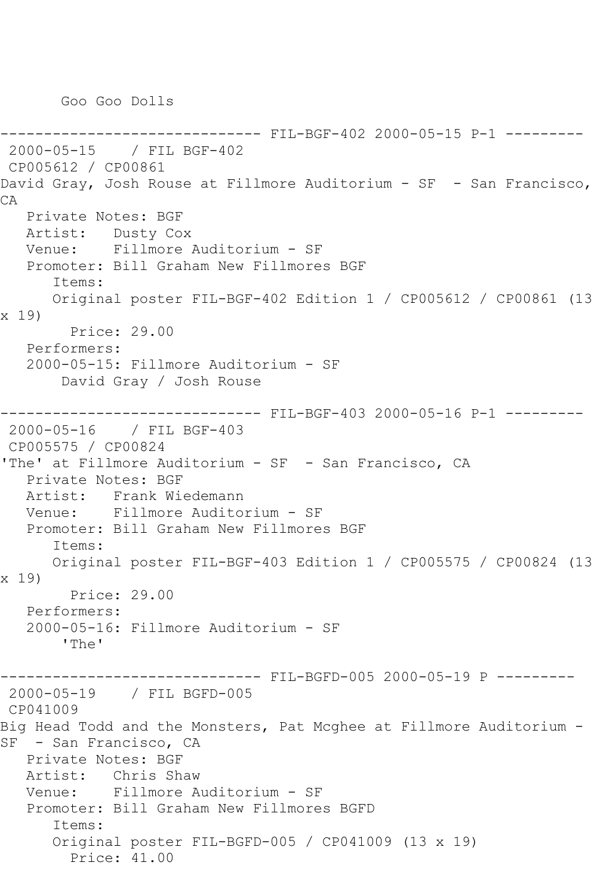Goo Goo Dolls

------------------------------ FIL-BGF-402 2000-05-15 P-1 ---------

2000-05-15 / FIL BGF-402

CP005612 / CP00861

David Gray, Josh Rouse at Fillmore Auditorium - SF - San Francisco, CA

Private Notes: BGF

Artist: Dusty Cox

Venue: Fillmore Auditorium - SF

Promoter: Bill Graham New Fillmores BGF

Items:

Original poster FIL-BGF-402 Edition 1 / CP005612 / CP00861 (13 x 19)

Price: 29.00

Performers:

2000-05-15: Fillmore Auditorium - SF

David Gray / Josh Rouse

------------------------------ FIL-BGF-403 2000-05-16 P-1 ---------

2000-05-16 / FIL BGF-403

CP005575 / CP00824

'The' at Fillmore Auditorium - SF - San Francisco, CA

Private Notes: BGF

Artist: Frank Wiedemann

Venue: Fillmore Auditorium - SF

Promoter: Bill Graham New Fillmores BGF

Items:

Original poster FIL-BGF-403 Edition 1 / CP005575 / CP00824 (13 x 19)

Price: 29.00

Performers:

2000-05-16: Fillmore Auditorium - SF

'The'

------------------------------ FIL-BGFD-005 2000-05-19 P ---------

2000-05-19 / FIL BGFD-005

CP041009

Big Head Todd and the Monsters, Pat Mcghee at Fillmore Auditorium - SF - San Francisco, CA

Private Notes: BGF

Artist: Chris Shaw

Venue: Fillmore Auditorium - SF

Promoter: Bill Graham New Fillmores BGFD

Items:

Original poster FIL-BGFD-005 / CP041009 (13 x 19)

Price: 41.00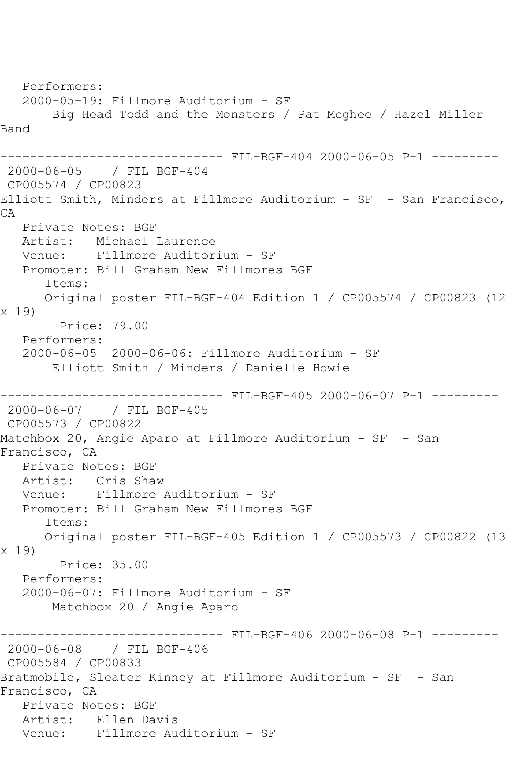```
   Performers:
   2000-05-19: Fillmore Auditorium - SF
       Big Head Todd and the Monsters / Pat Mcghee / Hazel Miller 
Band

------------------------------ FIL-BGF-404 2000-06-05 P-1 ---------
 2000-06-05    / FIL BGF-404
 CP005574 / CP00823
Elliott Smith, Minders at Fillmore Auditorium - SF  - San Francisco, 
CA
   Private Notes: BGF
   Artist:   Michael Laurence
   Venue:    Fillmore Auditorium - SF
   Promoter: Bill Graham New Fillmores BGF
      Items:
      Original poster FIL-BGF-404 Edition 1 / CP005574 / CP00823 (12 
x 19)
        Price: 79.00
   Performers:
   2000-06-05  2000-06-06: Fillmore Auditorium - SF
       Elliott Smith / Minders / Danielle Howie

------------------------------ FIL-BGF-405 2000-06-07 P-1 ---------
 2000-06-07    / FIL BGF-405
 CP005573 / CP00822
Matchbox 20, Angie Aparo at Fillmore Auditorium - SF  - San 
Francisco, CA
   Private Notes: BGF
   Artist:   Cris Shaw
   Venue:    Fillmore Auditorium - SF
   Promoter: Bill Graham New Fillmores BGF
      Items:
      Original poster FIL-BGF-405 Edition 1 / CP005573 / CP00822 (13 
x 19)
        Price: 35.00
   Performers:
   2000-06-07: Fillmore Auditorium - SF
       Matchbox 20 / Angie Aparo

------------------------------ FIL-BGF-406 2000-06-08 P-1 ---------
 2000-06-08    / FIL BGF-406
 CP005584 / CP00833
Bratmobile, Sleater Kinney at Fillmore Auditorium - SF  - San 
Francisco, CA
   Private Notes: BGF
   Artist:   Ellen Davis
   Venue:    Fillmore Auditorium - SF
```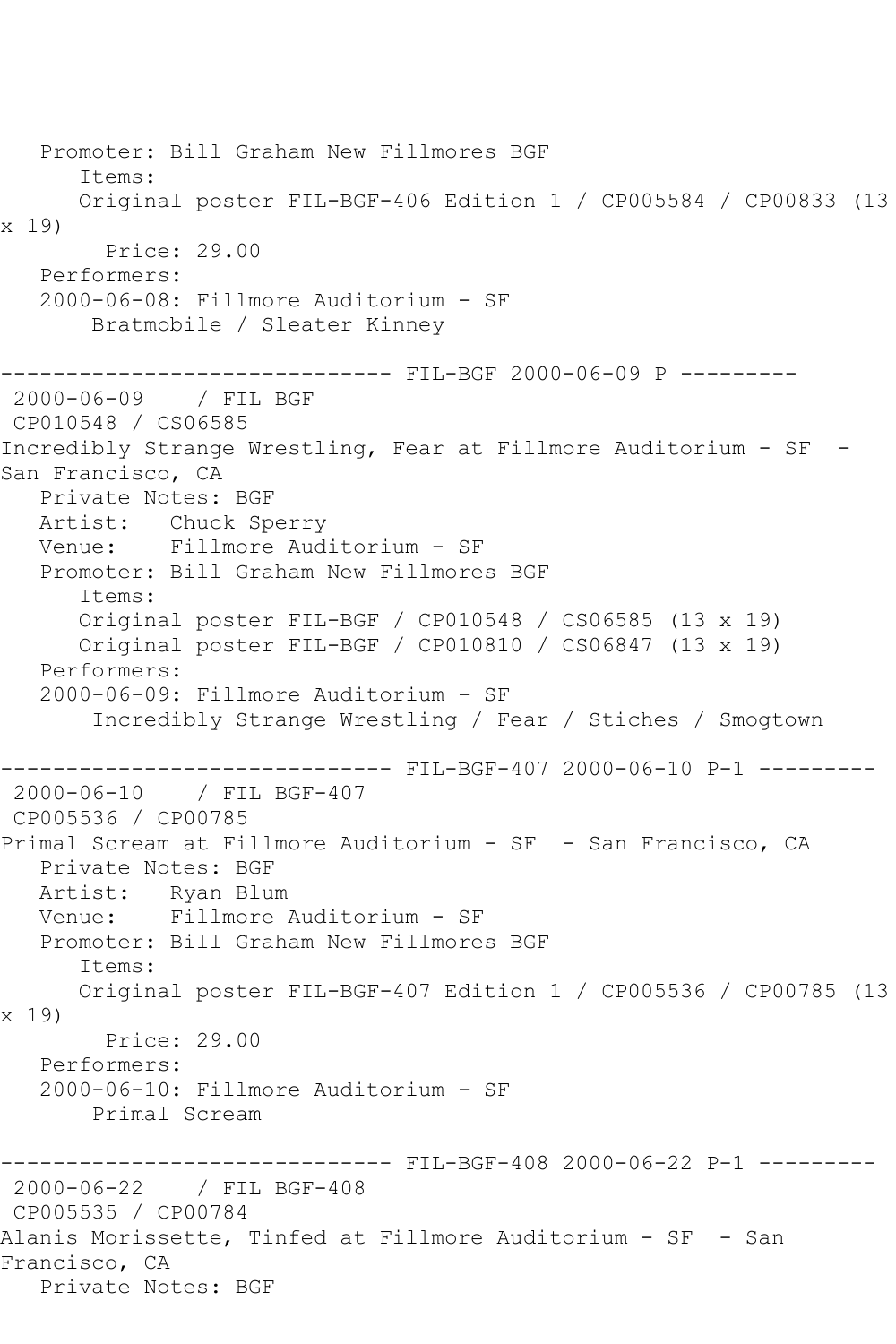Promoter: Bill Graham New Fillmores BGF
Items:
Original poster FIL-BGF-406 Edition 1 / CP005584 / CP00833 (13 x 19)
Price: 29.00
Performers:
2000-06-08: Fillmore Auditorium - SF
Bratmobile / Sleater Kinney

------------------------------ FIL-BGF 2000-06-09 P ---------

2000-06-09 / FIL BGF
CP010548 / CS06585
Incredibly Strange Wrestling, Fear at Fillmore Auditorium - SF - San Francisco, CA
Private Notes: BGF
Artist: Chuck Sperry
Venue: Fillmore Auditorium - SF
Promoter: Bill Graham New Fillmores BGF
Items:
Original poster FIL-BGF / CP010548 / CS06585 (13 x 19)
Original poster FIL-BGF / CP010810 / CS06847 (13 x 19)
Performers:
2000-06-09: Fillmore Auditorium - SF
Incredibly Strange Wrestling / Fear / Stiches / Smogtown

------------------------------ FIL-BGF-407 2000-06-10 P-1 ---------

2000-06-10 / FIL BGF-407
CP005536 / CP00785
Primal Scream at Fillmore Auditorium - SF - San Francisco, CA
Private Notes: BGF
Artist: Ryan Blum
Venue: Fillmore Auditorium - SF
Promoter: Bill Graham New Fillmores BGF
Items:
Original poster FIL-BGF-407 Edition 1 / CP005536 / CP00785 (13 x 19)
Price: 29.00
Performers:
2000-06-10: Fillmore Auditorium - SF
Primal Scream

------------------------------ FIL-BGF-408 2000-06-22 P-1 ---------

2000-06-22 / FIL BGF-408
CP005535 / CP00784
Alanis Morissette, Tinfed at Fillmore Auditorium - SF - San Francisco, CA
Private Notes: BGF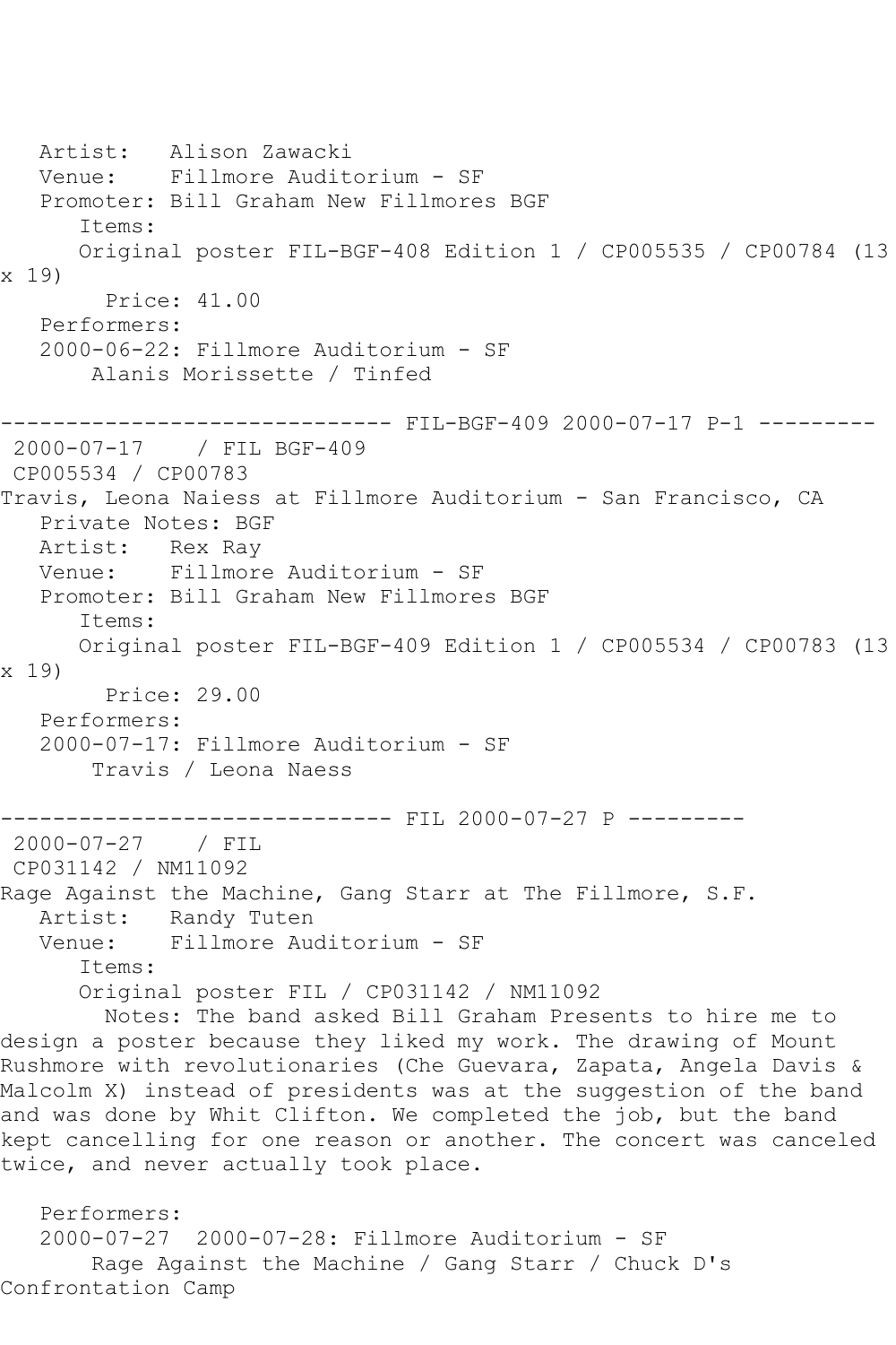Artist: Alison Zawacki
Venue: Fillmore Auditorium - SF
Promoter: Bill Graham New Fillmores BGF
Items:
Original poster FIL-BGF-408 Edition 1 / CP005535 / CP00784 (13 x 19)
Price: 41.00
Performers:
2000-06-22: Fillmore Auditorium - SF
Alanis Morissette / Tinfed

------------------------------ FIL-BGF-409 2000-07-17 P-1 ---------

2000-07-17 / FIL BGF-409
CP005534 / CP00783
Travis, Leona Naiess at Fillmore Auditorium - San Francisco, CA
Private Notes: BGF
Artist: Rex Ray
Venue: Fillmore Auditorium - SF
Promoter: Bill Graham New Fillmores BGF
Items:
Original poster FIL-BGF-409 Edition 1 / CP005534 / CP00783 (13 x 19)
Price: 29.00
Performers:
2000-07-17: Fillmore Auditorium - SF
Travis / Leona Naess

------------------------------ FIL 2000-07-27 P ---------

2000-07-27 / FIL
CP031142 / NM11092
Rage Against the Machine, Gang Starr at The Fillmore, S.F.
Artist: Randy Tuten
Venue: Fillmore Auditorium - SF
Items:
Original poster FIL / CP031142 / NM11092
Notes: The band asked Bill Graham Presents to hire me to design a poster because they liked my work. The drawing of Mount Rushmore with revolutionaries (Che Guevara, Zapata, Angela Davis & Malcolm X) instead of presidents was at the suggestion of the band and was done by Whit Clifton. We completed the job, but the band kept cancelling for one reason or another. The concert was canceled twice, and never actually took place.

Performers:
2000-07-27 2000-07-28: Fillmore Auditorium - SF
Rage Against the Machine / Gang Starr / Chuck D's Confrontation Camp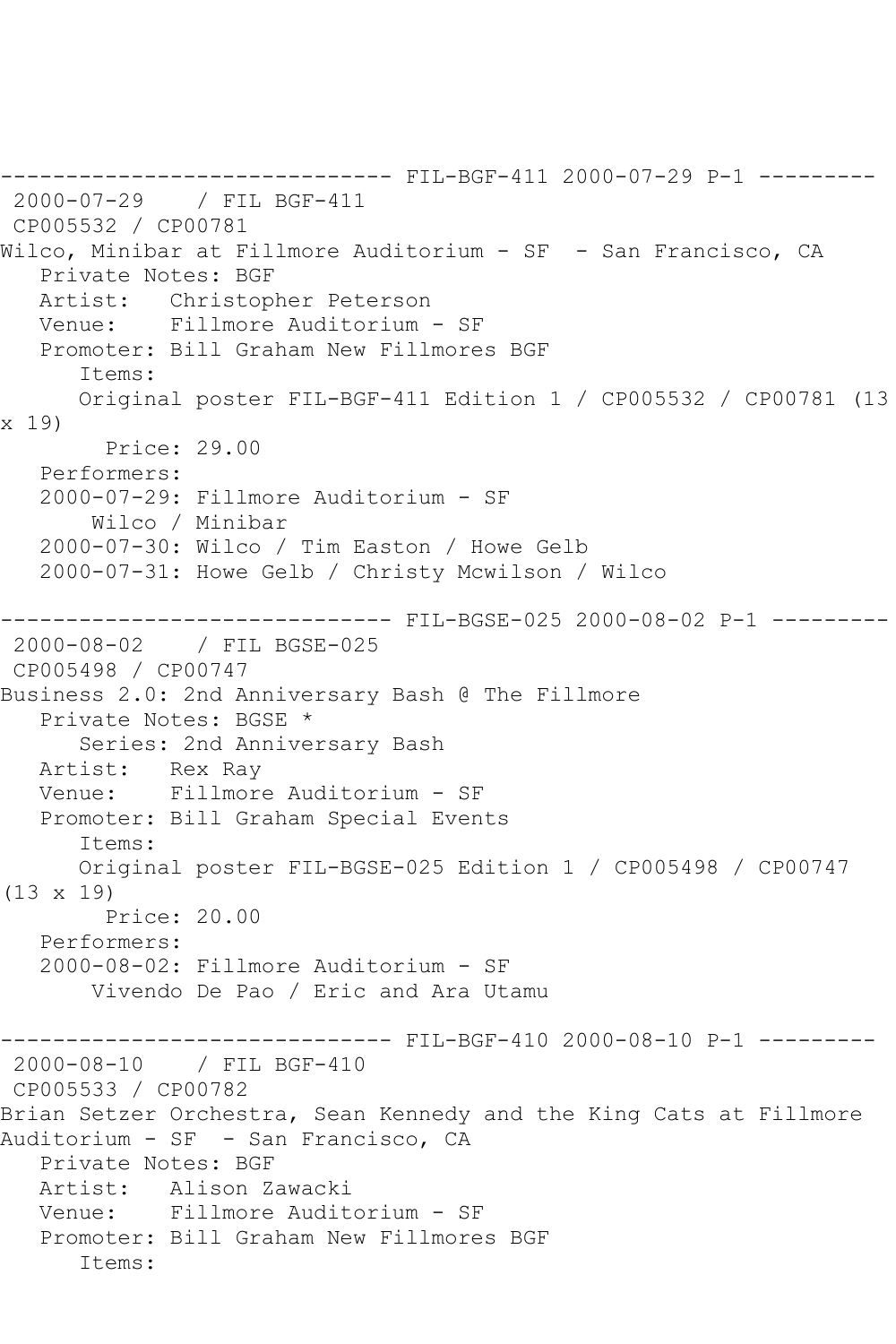------------------------------ FIL-BGF-411 2000-07-29 P-1 ---------

2000-07-29 / FIL BGF-411

CP005532 / CP00781

Wilco, Minibar at Fillmore Auditorium - SF - San Francisco, CA

Private Notes: BGF

Artist: Christopher Peterson

Venue: Fillmore Auditorium - SF

Promoter: Bill Graham New Fillmores BGF

Items:

Original poster FIL-BGF-411 Edition 1 / CP005532 / CP00781 (13 x 19)

Price: 29.00

Performers:

2000-07-29: Fillmore Auditorium - SF

Wilco / Minibar

2000-07-30: Wilco / Tim Easton / Howe Gelb

2000-07-31: Howe Gelb / Christy Mcwilson / Wilco

------------------------------ FIL-BGSE-025 2000-08-02 P-1 ---------

2000-08-02 / FIL BGSE-025

CP005498 / CP00747

Business 2.0: 2nd Anniversary Bash @ The Fillmore

Private Notes: BGSE *

Series: 2nd Anniversary Bash

Artist: Rex Ray

Venue: Fillmore Auditorium - SF

Promoter: Bill Graham Special Events

Items:

Original poster FIL-BGSE-025 Edition 1 / CP005498 / CP00747 (13 x 19)

Price: 20.00

Performers:

2000-08-02: Fillmore Auditorium - SF

Vivendo De Pao / Eric and Ara Utamu

------------------------------ FIL-BGF-410 2000-08-10 P-1 ---------

2000-08-10 / FIL BGF-410

CP005533 / CP00782

Brian Setzer Orchestra, Sean Kennedy and the King Cats at Fillmore Auditorium - SF - San Francisco, CA

Private Notes: BGF

Artist: Alison Zawacki

Venue: Fillmore Auditorium - SF

Promoter: Bill Graham New Fillmores BGF

Items: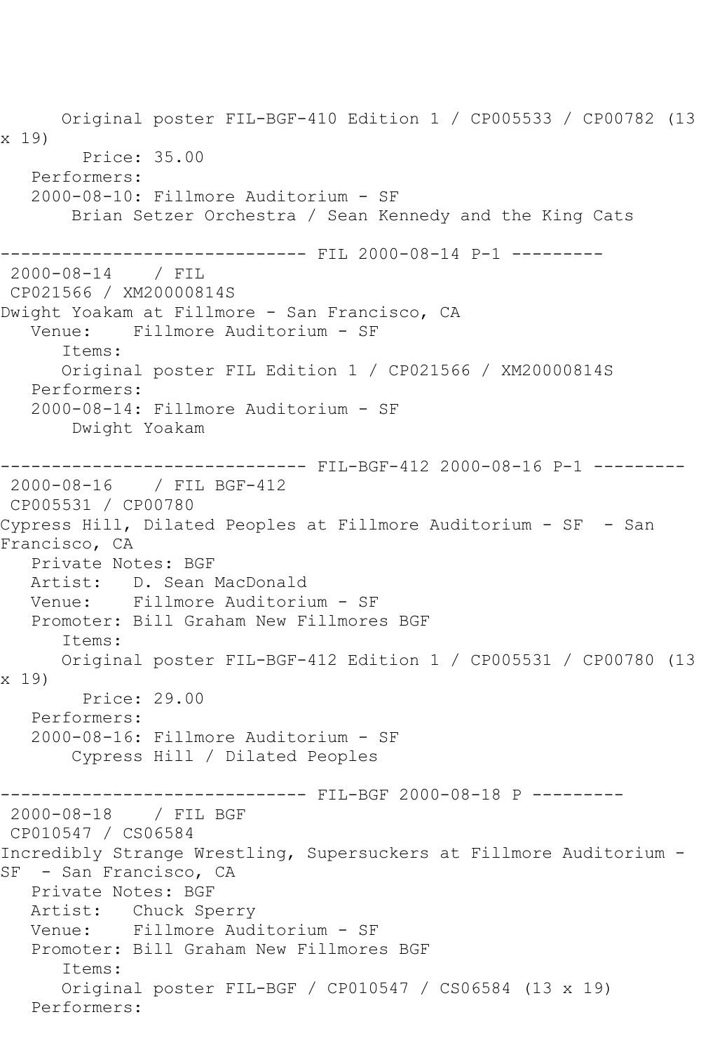Original poster FIL-BGF-410 Edition 1 / CP005533 / CP00782 (13 x 19)

Price: 35.00

Performers:

2000-08-10: Fillmore Auditorium - SF

Brian Setzer Orchestra / Sean Kennedy and the King Cats

------------------------------ FIL 2000-08-14 P-1 ---------

2000-08-14 / FIL

CP021566 / XM20000814S

Dwight Yoakam at Fillmore - San Francisco, CA

Venue: Fillmore Auditorium - SF

Items:

Original poster FIL Edition 1 / CP021566 / XM20000814S

Performers:

2000-08-14: Fillmore Auditorium - SF

Dwight Yoakam

------------------------------ FIL-BGF-412 2000-08-16 P-1 ---------

2000-08-16 / FIL BGF-412

CP005531 / CP00780

Cypress Hill, Dilated Peoples at Fillmore Auditorium - SF - San Francisco, CA

Private Notes: BGF

Artist: D. Sean MacDonald

Venue: Fillmore Auditorium - SF

Promoter: Bill Graham New Fillmores BGF

Items:

Original poster FIL-BGF-412 Edition 1 / CP005531 / CP00780 (13 x 19)

Price: 29.00

Performers:

2000-08-16: Fillmore Auditorium - SF

Cypress Hill / Dilated Peoples

------------------------------ FIL-BGF 2000-08-18 P ---------

2000-08-18 / FIL BGF

CP010547 / CS06584

Incredibly Strange Wrestling, Supersuckers at Fillmore Auditorium - SF - San Francisco, CA

Private Notes: BGF

Artist: Chuck Sperry

Venue: Fillmore Auditorium - SF

Promoter: Bill Graham New Fillmores BGF

Items:

Original poster FIL-BGF / CP010547 / CS06584 (13 x 19)

Performers: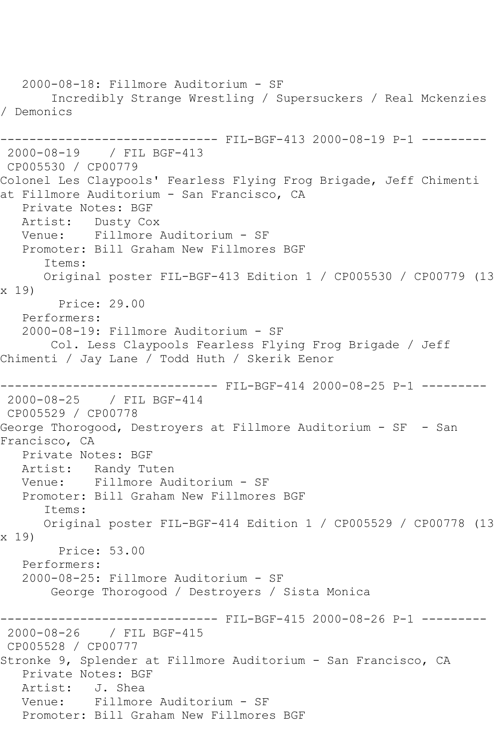2000-08-18: Fillmore Auditorium - SF
Incredibly Strange Wrestling / Supersuckers / Real Mckenzies / Demonics

------------------------------ FIL-BGF-413 2000-08-19 P-1 ---------

2000-08-19 / FIL BGF-413
CP005530 / CP00779
Colonel Les Claypools' Fearless Flying Frog Brigade, Jeff Chimenti at Fillmore Auditorium - San Francisco, CA
Private Notes: BGF
Artist: Dusty Cox
Venue: Fillmore Auditorium - SF
Promoter: Bill Graham New Fillmores BGF
Items:
Original poster FIL-BGF-413 Edition 1 / CP005530 / CP00779 (13 x 19)
Price: 29.00
Performers:
2000-08-19: Fillmore Auditorium - SF
Col. Less Claypools Fearless Flying Frog Brigade / Jeff Chimenti / Jay Lane / Todd Huth / Skerik Eenor

------------------------------ FIL-BGF-414 2000-08-25 P-1 ---------

2000-08-25 / FIL BGF-414
CP005529 / CP00778
George Thorogood, Destroyers at Fillmore Auditorium - SF - San Francisco, CA
Private Notes: BGF
Artist: Randy Tuten
Venue: Fillmore Auditorium - SF
Promoter: Bill Graham New Fillmores BGF
Items:
Original poster FIL-BGF-414 Edition 1 / CP005529 / CP00778 (13 x 19)
Price: 53.00
Performers:
2000-08-25: Fillmore Auditorium - SF
George Thorogood / Destroyers / Sista Monica

------------------------------ FIL-BGF-415 2000-08-26 P-1 ---------

2000-08-26 / FIL BGF-415
CP005528 / CP00777
Stronke 9, Splender at Fillmore Auditorium - San Francisco, CA
Private Notes: BGF
Artist: J. Shea
Venue: Fillmore Auditorium - SF
Promoter: Bill Graham New Fillmores BGF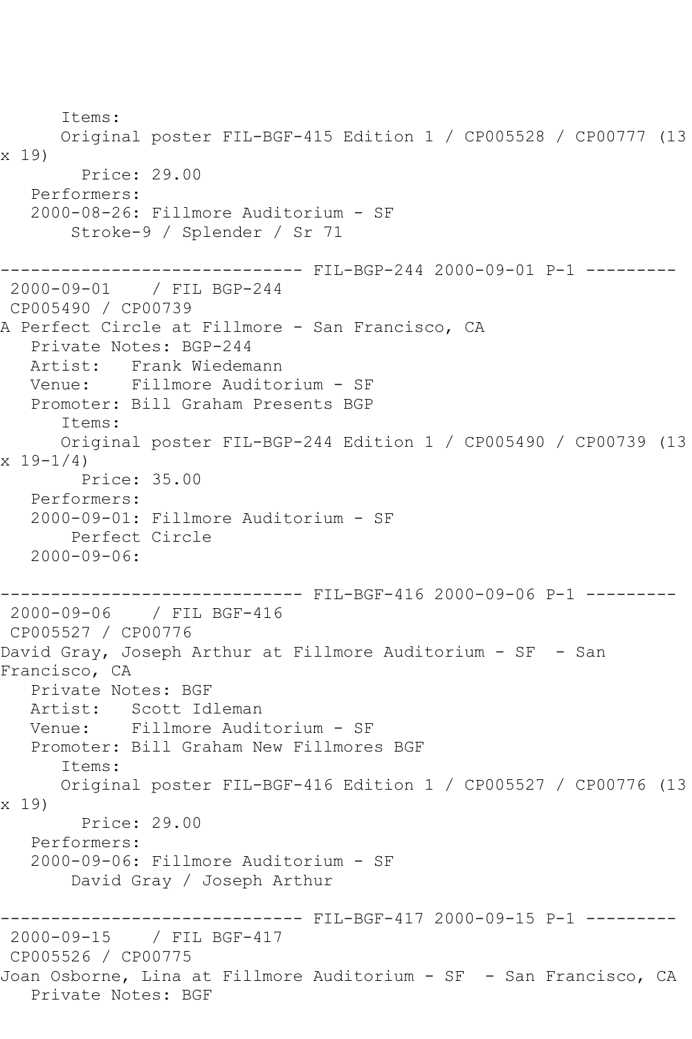```
      Items:
      Original poster FIL-BGF-415 Edition 1 / CP005528 / CP00777 (13
x 19)
        Price: 29.00
   Performers:
   2000-08-26: Fillmore Auditorium - SF
       Stroke-9 / Splender / Sr 71

------------------------------ FIL-BGP-244 2000-09-01 P-1 ---------
 2000-09-01    / FIL BGP-244
 CP005490 / CP00739
A Perfect Circle at Fillmore - San Francisco, CA
   Private Notes: BGP-244
   Artist:   Frank Wiedemann
   Venue:    Fillmore Auditorium - SF
   Promoter: Bill Graham Presents BGP
      Items:
      Original poster FIL-BGP-244 Edition 1 / CP005490 / CP00739 (13
x 19-1/4)
        Price: 35.00
   Performers:
   2000-09-01: Fillmore Auditorium - SF
       Perfect Circle
   2000-09-06:

------------------------------ FIL-BGF-416 2000-09-06 P-1 ---------
 2000-09-06    / FIL BGF-416
 CP005527 / CP00776
David Gray, Joseph Arthur at Fillmore Auditorium - SF  - San
Francisco, CA
   Private Notes: BGF
   Artist:   Scott Idleman
   Venue:    Fillmore Auditorium - SF
   Promoter: Bill Graham New Fillmores BGF
      Items:
      Original poster FIL-BGF-416 Edition 1 / CP005527 / CP00776 (13
x 19)
        Price: 29.00
   Performers:
   2000-09-06: Fillmore Auditorium - SF
       David Gray / Joseph Arthur

------------------------------ FIL-BGF-417 2000-09-15 P-1 ---------
 2000-09-15    / FIL BGF-417
 CP005526 / CP00775
Joan Osborne, Lina at Fillmore Auditorium - SF  - San Francisco, CA
   Private Notes: BGF
```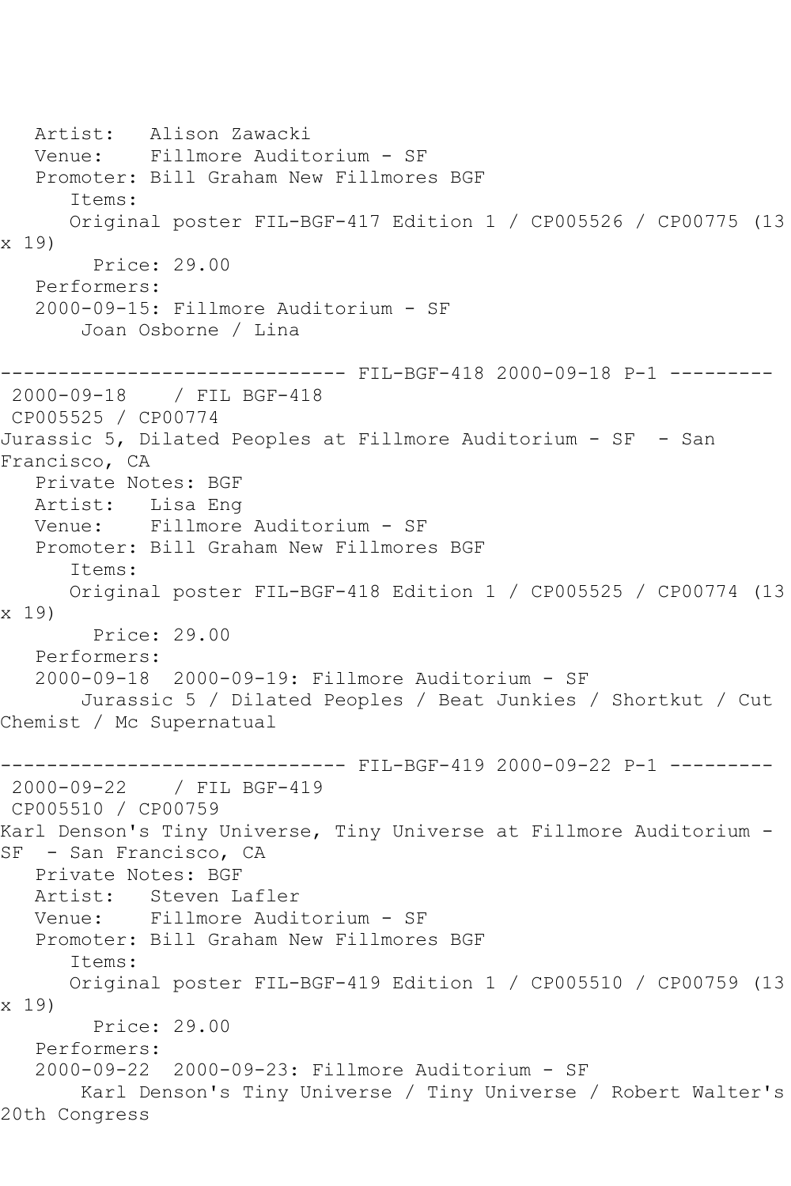Artist:   Alison Zawacki
Venue:    Fillmore Auditorium - SF
Promoter: Bill Graham New Fillmores BGF
Items:
Original poster FIL-BGF-417 Edition 1 / CP005526 / CP00775 (13 x 19)
Price: 29.00
Performers:
2000-09-15: Fillmore Auditorium - SF
Joan Osborne / Lina

------------------------------ FIL-BGF-418 2000-09-18 P-1 ---------

2000-09-18 / FIL BGF-418
CP005525 / CP00774
Jurassic 5, Dilated Peoples at Fillmore Auditorium - SF - San Francisco, CA
Private Notes: BGF
Artist:   Lisa Eng
Venue:    Fillmore Auditorium - SF
Promoter: Bill Graham New Fillmores BGF
Items:
Original poster FIL-BGF-418 Edition 1 / CP005525 / CP00774 (13 x 19)
Price: 29.00
Performers:
2000-09-18 2000-09-19: Fillmore Auditorium - SF
Jurassic 5 / Dilated Peoples / Beat Junkies / Shortkut / Cut Chemist / Mc Supernatual

------------------------------ FIL-BGF-419 2000-09-22 P-1 ---------

2000-09-22 / FIL BGF-419
CP005510 / CP00759
Karl Denson's Tiny Universe, Tiny Universe at Fillmore Auditorium - SF - San Francisco, CA
Private Notes: BGF
Artist:   Steven Lafler
Venue:    Fillmore Auditorium - SF
Promoter: Bill Graham New Fillmores BGF
Items:
Original poster FIL-BGF-419 Edition 1 / CP005510 / CP00759 (13 x 19)
Price: 29.00
Performers:
2000-09-22 2000-09-23: Fillmore Auditorium - SF
Karl Denson's Tiny Universe / Tiny Universe / Robert Walter's 20th Congress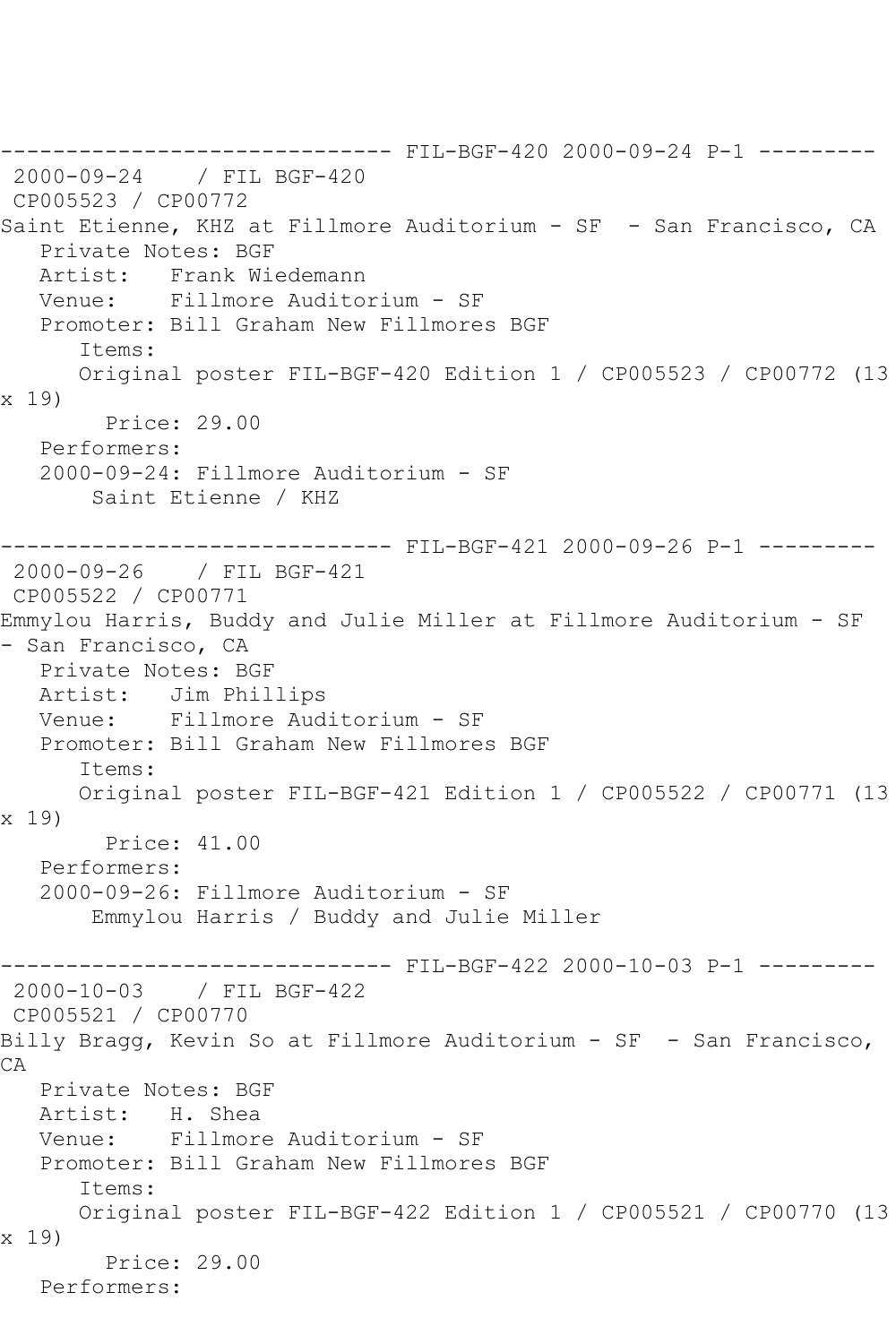------------------------------ FIL-BGF-420 2000-09-24 P-1 ---------

2000-09-24 / FIL BGF-420

CP005523 / CP00772

Saint Etienne, KHZ at Fillmore Auditorium - SF - San Francisco, CA

Private Notes: BGF

Artist: Frank Wiedemann

Venue: Fillmore Auditorium - SF

Promoter: Bill Graham New Fillmores BGF

Items:

Original poster FIL-BGF-420 Edition 1 / CP005523 / CP00772 (13 x 19)

Price: 29.00

Performers:

2000-09-24: Fillmore Auditorium - SF

Saint Etienne / KHZ

------------------------------ FIL-BGF-421 2000-09-26 P-1 ---------

2000-09-26 / FIL BGF-421

CP005522 / CP00771

Emmylou Harris, Buddy and Julie Miller at Fillmore Auditorium - SF - San Francisco, CA

Private Notes: BGF

Artist: Jim Phillips

Venue: Fillmore Auditorium - SF

Promoter: Bill Graham New Fillmores BGF

Items:

Original poster FIL-BGF-421 Edition 1 / CP005522 / CP00771 (13 x 19)

Price: 41.00

Performers:

2000-09-26: Fillmore Auditorium - SF

Emmylou Harris / Buddy and Julie Miller

------------------------------ FIL-BGF-422 2000-10-03 P-1 ---------

2000-10-03 / FIL BGF-422

CP005521 / CP00770

Billy Bragg, Kevin So at Fillmore Auditorium - SF - San Francisco, CA

Private Notes: BGF

Artist: H. Shea

Venue: Fillmore Auditorium - SF

Promoter: Bill Graham New Fillmores BGF

Items:

Original poster FIL-BGF-422 Edition 1 / CP005521 / CP00770 (13 x 19)

Price: 29.00

Performers: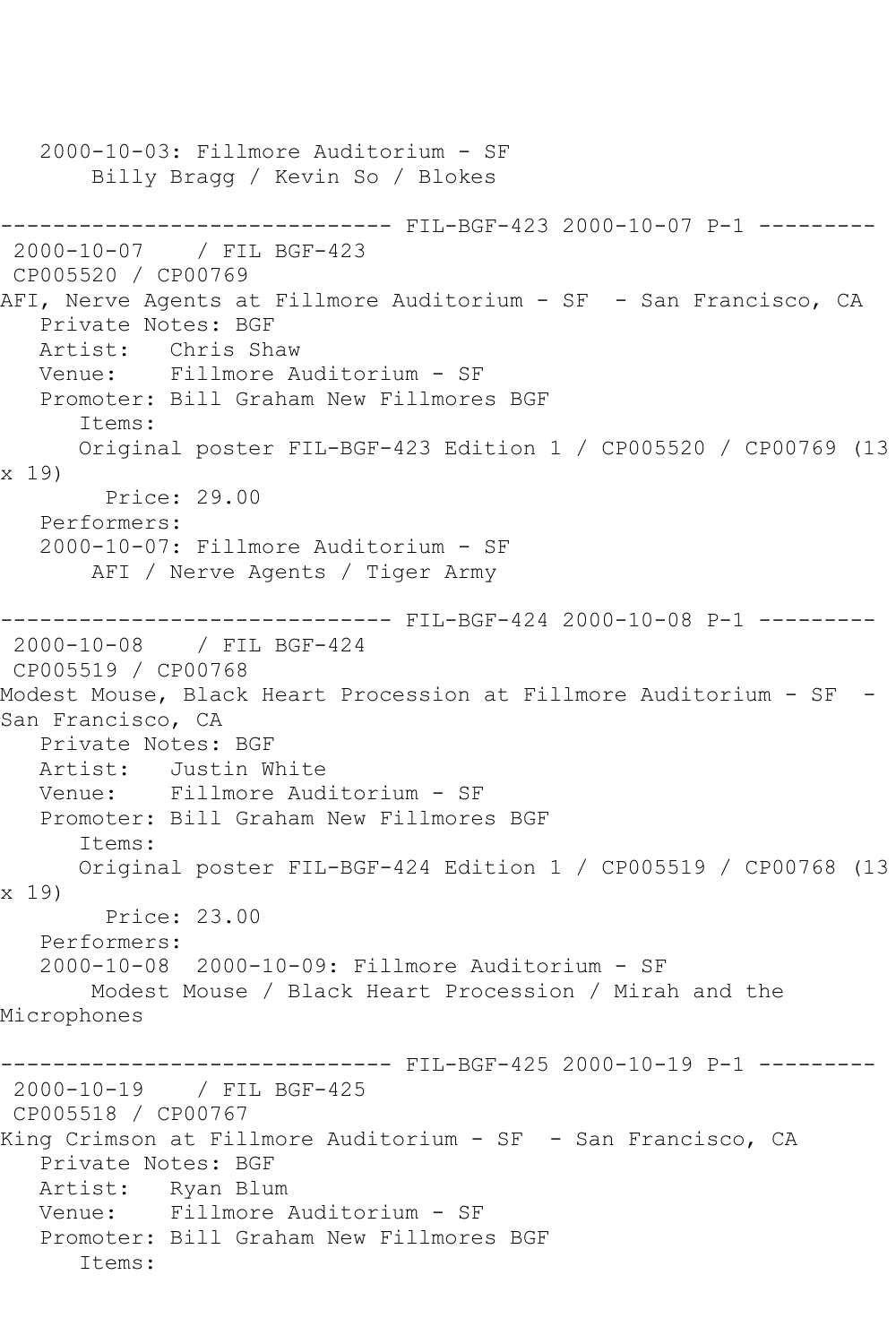2000-10-03: Fillmore Auditorium - SF
Billy Bragg / Kevin So / Blokes

------------------------------ FIL-BGF-423 2000-10-07 P-1 ---------

2000-10-07 / FIL BGF-423
CP005520 / CP00769
AFI, Nerve Agents at Fillmore Auditorium - SF - San Francisco, CA
Private Notes: BGF
Artist: Chris Shaw
Venue: Fillmore Auditorium - SF
Promoter: Bill Graham New Fillmores BGF
Items:
Original poster FIL-BGF-423 Edition 1 / CP005520 / CP00769 (13 x 19)
Price: 29.00
Performers:
2000-10-07: Fillmore Auditorium - SF
AFI / Nerve Agents / Tiger Army

------------------------------ FIL-BGF-424 2000-10-08 P-1 ---------

2000-10-08 / FIL BGF-424
CP005519 / CP00768
Modest Mouse, Black Heart Procession at Fillmore Auditorium - SF - San Francisco, CA
Private Notes: BGF
Artist: Justin White
Venue: Fillmore Auditorium - SF
Promoter: Bill Graham New Fillmores BGF
Items:
Original poster FIL-BGF-424 Edition 1 / CP005519 / CP00768 (13 x 19)
Price: 23.00
Performers:
2000-10-08 2000-10-09: Fillmore Auditorium - SF
Modest Mouse / Black Heart Procession / Mirah and the Microphones

------------------------------ FIL-BGF-425 2000-10-19 P-1 ---------

2000-10-19 / FIL BGF-425
CP005518 / CP00767
King Crimson at Fillmore Auditorium - SF - San Francisco, CA
Private Notes: BGF
Artist: Ryan Blum
Venue: Fillmore Auditorium - SF
Promoter: Bill Graham New Fillmores BGF
Items: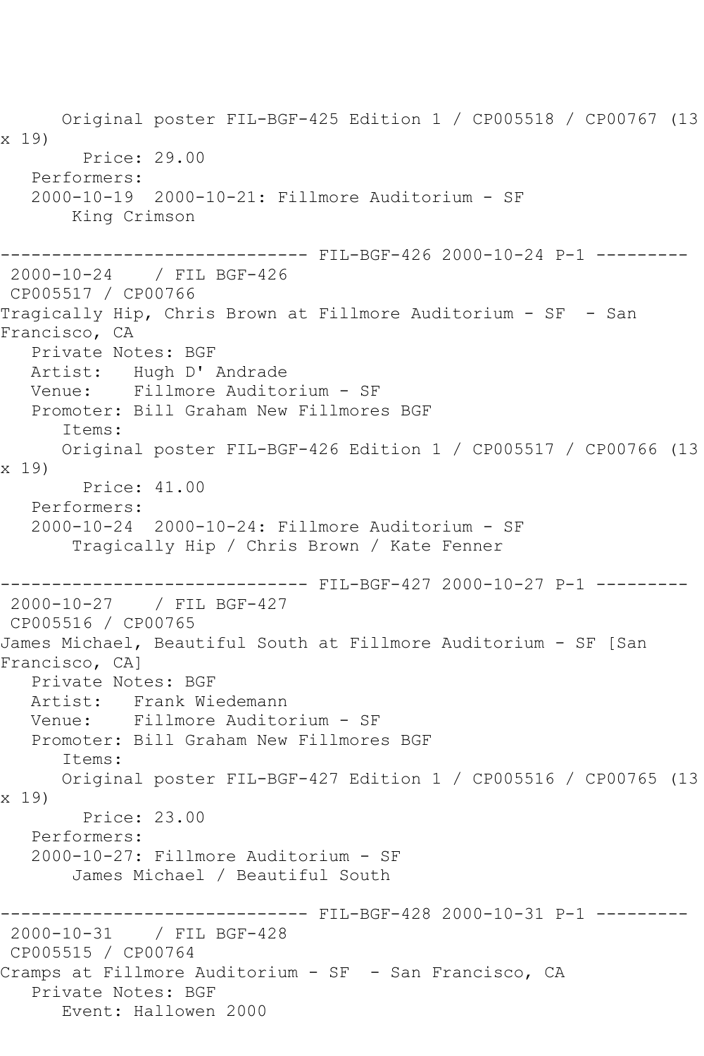Original poster FIL-BGF-425 Edition 1 / CP005518 / CP00767 (13 x 19)
Price: 29.00
Performers:
2000-10-19  2000-10-21: Fillmore Auditorium - SF
King Crimson

------------------------------ FIL-BGF-426 2000-10-24 P-1 ---------
2000-10-24    / FIL BGF-426
CP005517 / CP00766
Tragically Hip, Chris Brown at Fillmore Auditorium - SF  - San Francisco, CA
Private Notes: BGF
Artist:   Hugh D' Andrade
Venue:    Fillmore Auditorium - SF
Promoter: Bill Graham New Fillmores BGF
Items:
Original poster FIL-BGF-426 Edition 1 / CP005517 / CP00766 (13 x 19)
Price: 41.00
Performers:
2000-10-24  2000-10-24: Fillmore Auditorium - SF
Tragically Hip / Chris Brown / Kate Fenner

------------------------------ FIL-BGF-427 2000-10-27 P-1 ---------
2000-10-27    / FIL BGF-427
CP005516 / CP00765
James Michael, Beautiful South at Fillmore Auditorium - SF [San Francisco, CA]
Private Notes: BGF
Artist:   Frank Wiedemann
Venue:    Fillmore Auditorium - SF
Promoter: Bill Graham New Fillmores BGF
Items:
Original poster FIL-BGF-427 Edition 1 / CP005516 / CP00765 (13 x 19)
Price: 23.00
Performers:
2000-10-27: Fillmore Auditorium - SF
James Michael / Beautiful South

------------------------------ FIL-BGF-428 2000-10-31 P-1 ---------
2000-10-31    / FIL BGF-428
CP005515 / CP00764
Cramps at Fillmore Auditorium - SF  - San Francisco, CA
Private Notes: BGF
Event: Hallowen 2000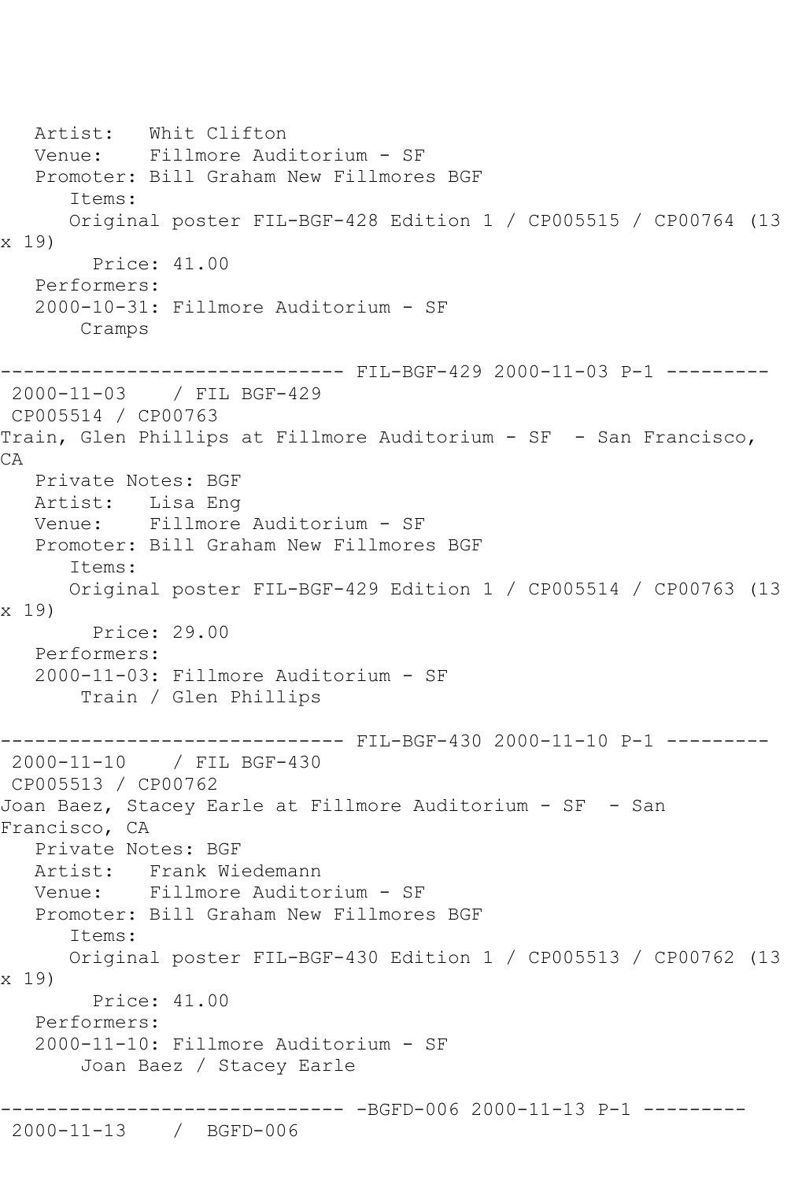Artist: Whit Clifton
Venue: Fillmore Auditorium - SF
Promoter: Bill Graham New Fillmores BGF
Items:
Original poster FIL-BGF-428 Edition 1 / CP005515 / CP00764 (13 x 19)
Price: 41.00
Performers:
2000-10-31: Fillmore Auditorium - SF
Cramps

------------------------------ FIL-BGF-429 2000-11-03 P-1 ---------

2000-11-03 / FIL BGF-429
CP005514 / CP00763
Train, Glen Phillips at Fillmore Auditorium - SF - San Francisco, CA
Private Notes: BGF
Artist: Lisa Eng
Venue: Fillmore Auditorium - SF
Promoter: Bill Graham New Fillmores BGF
Items:
Original poster FIL-BGF-429 Edition 1 / CP005514 / CP00763 (13 x 19)
Price: 29.00
Performers:
2000-11-03: Fillmore Auditorium - SF
Train / Glen Phillips

------------------------------ FIL-BGF-430 2000-11-10 P-1 ---------

2000-11-10 / FIL BGF-430
CP005513 / CP00762
Joan Baez, Stacey Earle at Fillmore Auditorium - SF - San Francisco, CA
Private Notes: BGF
Artist: Frank Wiedemann
Venue: Fillmore Auditorium - SF
Promoter: Bill Graham New Fillmores BGF
Items:
Original poster FIL-BGF-430 Edition 1 / CP005513 / CP00762 (13 x 19)
Price: 41.00
Performers:
2000-11-10: Fillmore Auditorium - SF
Joan Baez / Stacey Earle

------------------------------ -BGFD-006 2000-11-13 P-1 ---------

2000-11-13 / BGFD-006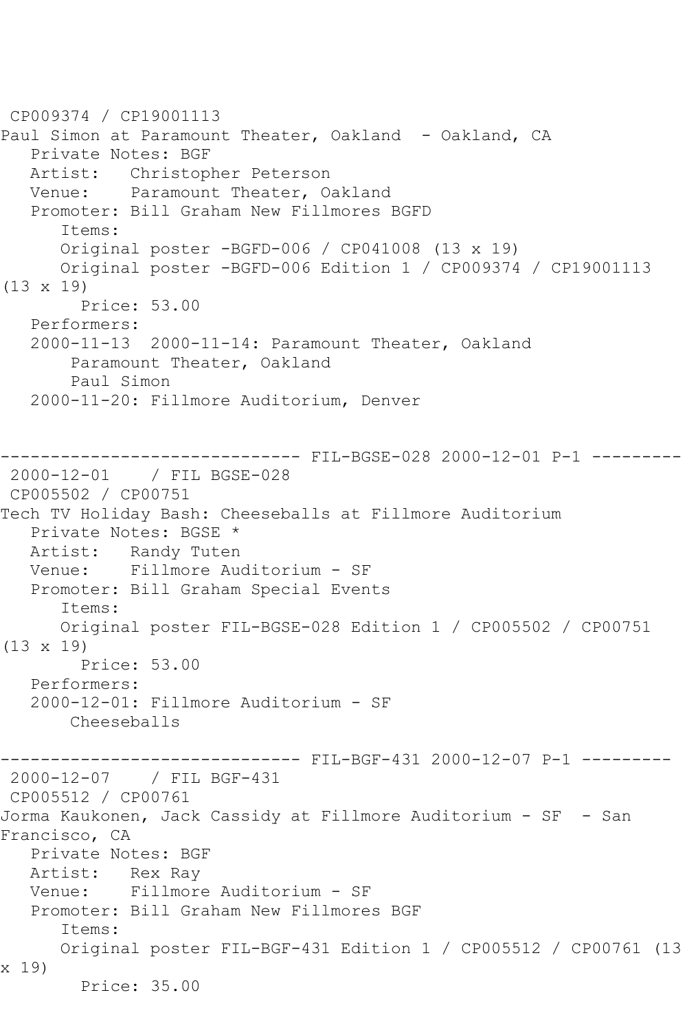CP009374 / CP19001113
Paul Simon at Paramount Theater, Oakland  - Oakland, CA
   Private Notes: BGF
   Artist:   Christopher Peterson
   Venue:    Paramount Theater, Oakland
   Promoter: Bill Graham New Fillmores BGFD
      Items:
      Original poster -BGFD-006 / CP041008 (13 x 19)
      Original poster -BGFD-006 Edition 1 / CP009374 / CP19001113 (13 x 19)
        Price: 53.00
   Performers:
   2000-11-13  2000-11-14: Paramount Theater, Oakland
       Paramount Theater, Oakland
       Paul Simon
   2000-11-20: Fillmore Auditorium, Denver

------------------------------ FIL-BGSE-028 2000-12-01 P-1 ---------
2000-12-01    / FIL BGSE-028
CP005502 / CP00751
Tech TV Holiday Bash: Cheeseballs at Fillmore Auditorium
   Private Notes: BGSE *
   Artist:   Randy Tuten
   Venue:    Fillmore Auditorium - SF
   Promoter: Bill Graham Special Events
      Items:
      Original poster FIL-BGSE-028 Edition 1 / CP005502 / CP00751 (13 x 19)
        Price: 53.00
   Performers:
   2000-12-01: Fillmore Auditorium - SF
       Cheeseballs

------------------------------ FIL-BGF-431 2000-12-07 P-1 ---------
2000-12-07    / FIL BGF-431
CP005512 / CP00761
Jorma Kaukonen, Jack Cassidy at Fillmore Auditorium - SF  - San Francisco, CA
   Private Notes: BGF
   Artist:   Rex Ray
   Venue:    Fillmore Auditorium - SF
   Promoter: Bill Graham New Fillmores BGF
      Items:
      Original poster FIL-BGF-431 Edition 1 / CP005512 / CP00761 (13 x 19)
        Price: 35.00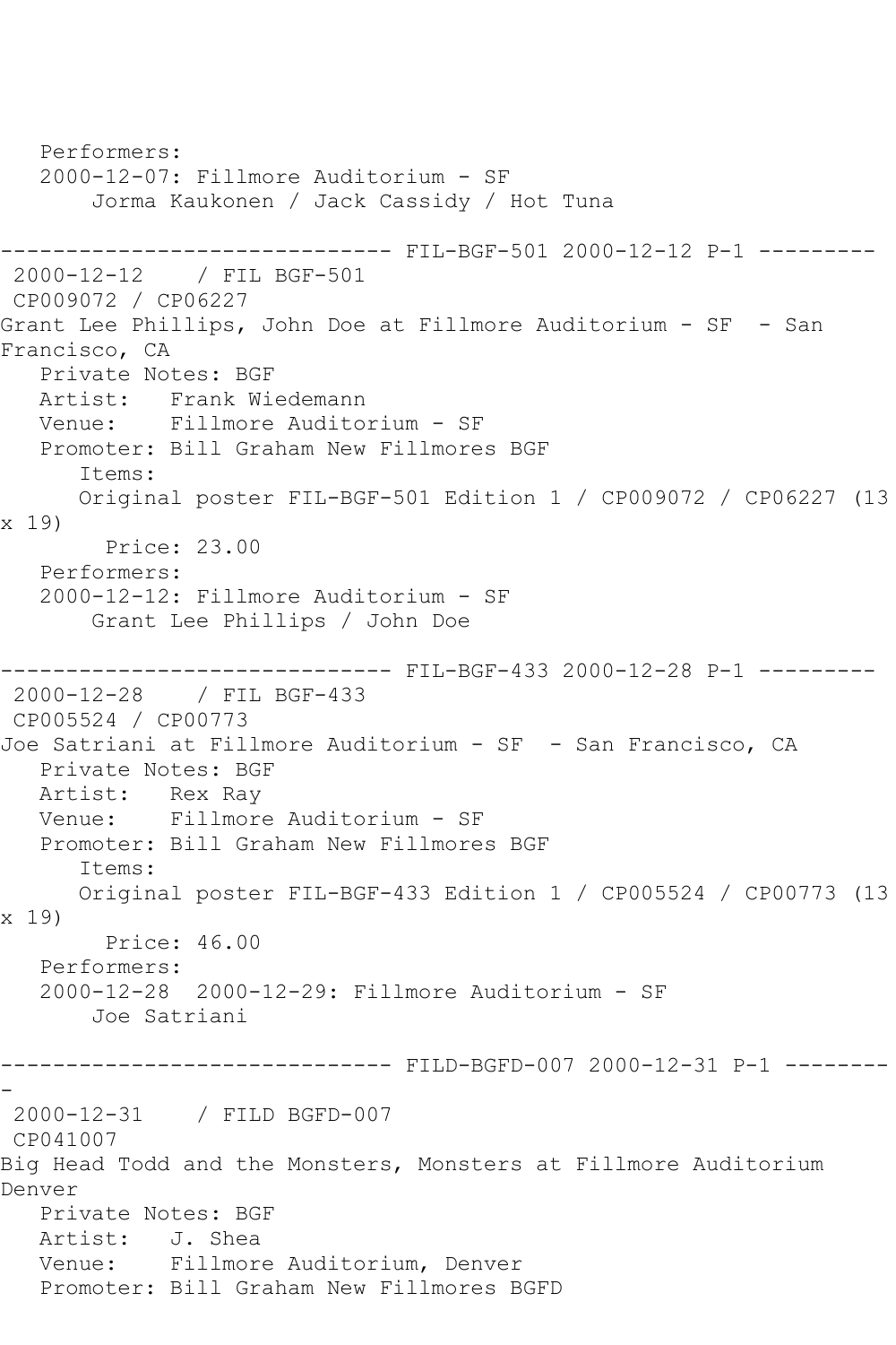Performers:
2000-12-07: Fillmore Auditorium - SF
Jorma Kaukonen / Jack Cassidy / Hot Tuna

------------------------------ FIL-BGF-501 2000-12-12 P-1 ---------

2000-12-12 / FIL BGF-501
CP009072 / CP06227
Grant Lee Phillips, John Doe at Fillmore Auditorium - SF - San Francisco, CA
Private Notes: BGF
Artist: Frank Wiedemann
Venue: Fillmore Auditorium - SF
Promoter: Bill Graham New Fillmores BGF
Items:
Original poster FIL-BGF-501 Edition 1 / CP009072 / CP06227 (13 x 19)
Price: 23.00
Performers:
2000-12-12: Fillmore Auditorium - SF
Grant Lee Phillips / John Doe

------------------------------ FIL-BGF-433 2000-12-28 P-1 ---------

2000-12-28 / FIL BGF-433
CP005524 / CP00773
Joe Satriani at Fillmore Auditorium - SF - San Francisco, CA
Private Notes: BGF
Artist: Rex Ray
Venue: Fillmore Auditorium - SF
Promoter: Bill Graham New Fillmores BGF
Items:
Original poster FIL-BGF-433 Edition 1 / CP005524 / CP00773 (13 x 19)
Price: 46.00
Performers:
2000-12-28 2000-12-29: Fillmore Auditorium - SF
Joe Satriani

------------------------------ FILD-BGFD-007 2000-12-31 P-1 ---------

2000-12-31 / FILD BGFD-007
CP041007
Big Head Todd and the Monsters, Monsters at Fillmore Auditorium Denver
Private Notes: BGF
Artist: J. Shea
Venue: Fillmore Auditorium, Denver
Promoter: Bill Graham New Fillmores BGFD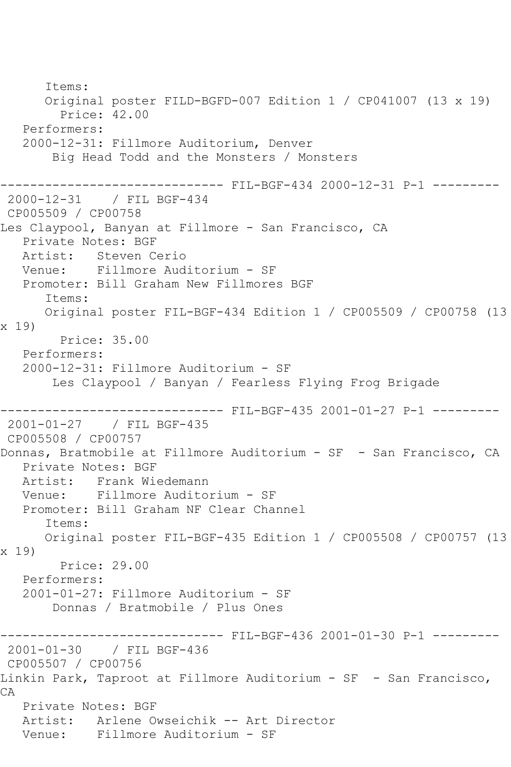```
      Items:
      Original poster FILD-BGFD-007 Edition 1 / CP041007 (13 x 19)
        Price: 42.00
   Performers:
   2000-12-31: Fillmore Auditorium, Denver
       Big Head Todd and the Monsters / Monsters

------------------------------ FIL-BGF-434 2000-12-31 P-1 ---------
 2000-12-31    / FIL BGF-434
 CP005509 / CP00758
Les Claypool, Banyan at Fillmore - San Francisco, CA
   Private Notes: BGF
   Artist:   Steven Cerio
   Venue:    Fillmore Auditorium - SF
   Promoter: Bill Graham New Fillmores BGF
      Items:
      Original poster FIL-BGF-434 Edition 1 / CP005509 / CP00758 (13
x 19)
        Price: 35.00
   Performers:
   2000-12-31: Fillmore Auditorium - SF
       Les Claypool / Banyan / Fearless Flying Frog Brigade

------------------------------ FIL-BGF-435 2001-01-27 P-1 ---------
 2001-01-27    / FIL BGF-435
 CP005508 / CP00757
Donnas, Bratmobile at Fillmore Auditorium - SF  - San Francisco, CA
   Private Notes: BGF
   Artist:   Frank Wiedemann
   Venue:    Fillmore Auditorium - SF
   Promoter: Bill Graham NF Clear Channel
      Items:
      Original poster FIL-BGF-435 Edition 1 / CP005508 / CP00757 (13
x 19)
        Price: 29.00
   Performers:
   2001-01-27: Fillmore Auditorium - SF
       Donnas / Bratmobile / Plus Ones

------------------------------ FIL-BGF-436 2001-01-30 P-1 ---------
 2001-01-30    / FIL BGF-436
 CP005507 / CP00756
Linkin Park, Taproot at Fillmore Auditorium - SF  - San Francisco,
CA
   Private Notes: BGF
   Artist:   Arlene Owseichik -- Art Director
   Venue:    Fillmore Auditorium - SF
```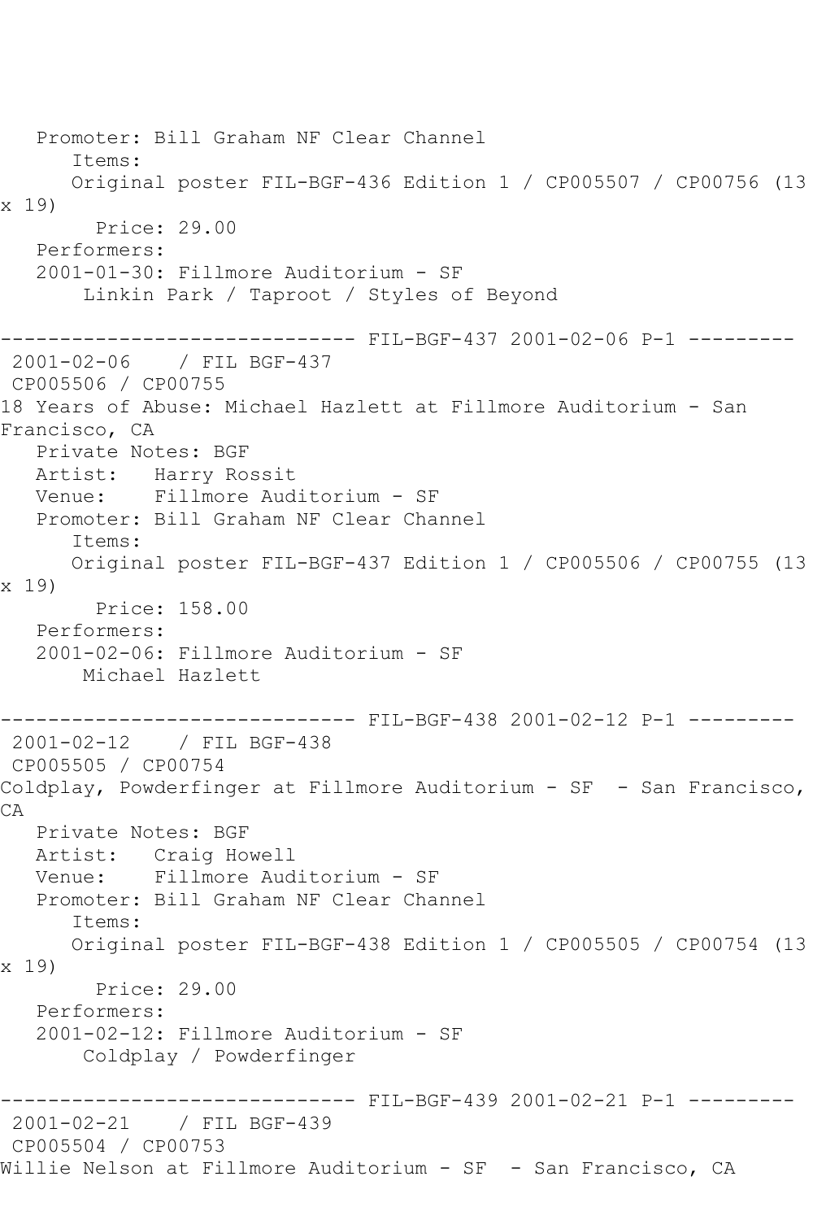Promoter: Bill Graham NF Clear Channel
Items:
Original poster FIL-BGF-436 Edition 1 / CP005507 / CP00756 (13 x 19)
Price: 29.00
Performers:
2001-01-30: Fillmore Auditorium - SF
Linkin Park / Taproot / Styles of Beyond

------------------------------ FIL-BGF-437 2001-02-06 P-1 ---------

2001-02-06 / FIL BGF-437
CP005506 / CP00755
18 Years of Abuse: Michael Hazlett at Fillmore Auditorium - San Francisco, CA
Private Notes: BGF
Artist: Harry Rossit
Venue: Fillmore Auditorium - SF
Promoter: Bill Graham NF Clear Channel
Items:
Original poster FIL-BGF-437 Edition 1 / CP005506 / CP00755 (13 x 19)
Price: 158.00
Performers:
2001-02-06: Fillmore Auditorium - SF
Michael Hazlett

------------------------------ FIL-BGF-438 2001-02-12 P-1 ---------

2001-02-12 / FIL BGF-438
CP005505 / CP00754
Coldplay, Powderfinger at Fillmore Auditorium - SF - San Francisco, CA
Private Notes: BGF
Artist: Craig Howell
Venue: Fillmore Auditorium - SF
Promoter: Bill Graham NF Clear Channel
Items:
Original poster FIL-BGF-438 Edition 1 / CP005505 / CP00754 (13 x 19)
Price: 29.00
Performers:
2001-02-12: Fillmore Auditorium - SF
Coldplay / Powderfinger

------------------------------ FIL-BGF-439 2001-02-21 P-1 ---------

2001-02-21 / FIL BGF-439
CP005504 / CP00753
Willie Nelson at Fillmore Auditorium - SF - San Francisco, CA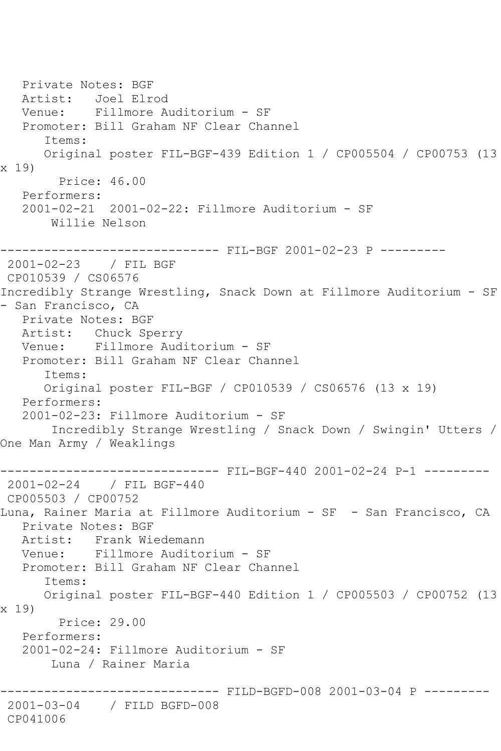```
   Private Notes: BGF
   Artist:   Joel Elrod
   Venue:    Fillmore Auditorium - SF
   Promoter: Bill Graham NF Clear Channel
      Items:
      Original poster FIL-BGF-439 Edition 1 / CP005504 / CP00753 (13 x 19)
        Price: 46.00
   Performers:
   2001-02-21  2001-02-22: Fillmore Auditorium - SF
       Willie Nelson

------------------------------ FIL-BGF 2001-02-23 P ---------
 2001-02-23    / FIL BGF
 CP010539 / CS06576
Incredibly Strange Wrestling, Snack Down at Fillmore Auditorium - SF - San Francisco, CA
   Private Notes: BGF
   Artist:   Chuck Sperry
   Venue:    Fillmore Auditorium - SF
   Promoter: Bill Graham NF Clear Channel
      Items:
      Original poster FIL-BGF / CP010539 / CS06576 (13 x 19)
   Performers:
   2001-02-23: Fillmore Auditorium - SF
       Incredibly Strange Wrestling / Snack Down / Swingin' Utters / One Man Army / Weaklings

------------------------------ FIL-BGF-440 2001-02-24 P-1 ---------
 2001-02-24    / FIL BGF-440
 CP005503 / CP00752
Luna, Rainer Maria at Fillmore Auditorium - SF  - San Francisco, CA
   Private Notes: BGF
   Artist:   Frank Wiedemann
   Venue:    Fillmore Auditorium - SF
   Promoter: Bill Graham NF Clear Channel
      Items:
      Original poster FIL-BGF-440 Edition 1 / CP005503 / CP00752 (13 x 19)
        Price: 29.00
   Performers:
   2001-02-24: Fillmore Auditorium - SF
       Luna / Rainer Maria

------------------------------ FILD-BGFD-008 2001-03-04 P ---------
 2001-03-04    / FILD BGFD-008
 CP041006
```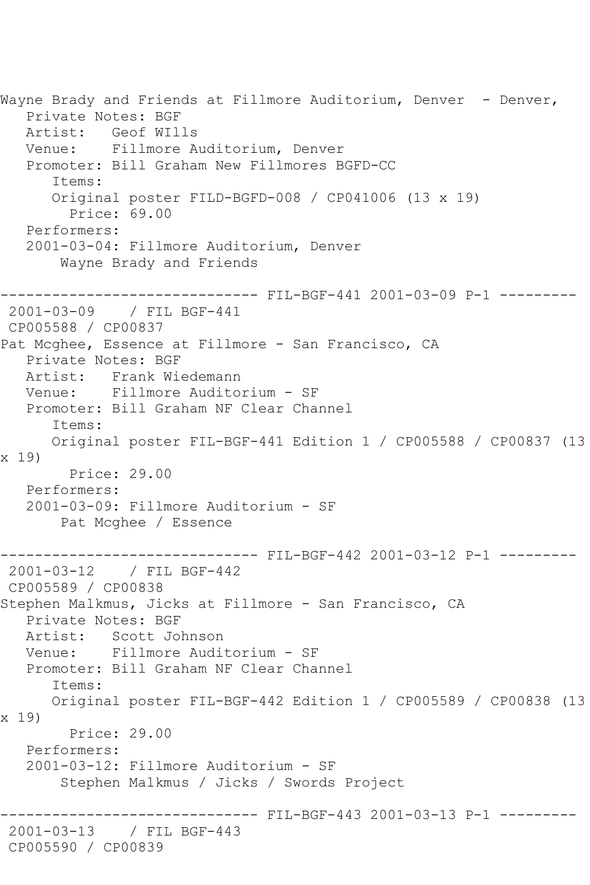Wayne Brady and Friends at Fillmore Auditorium, Denver - Denver,

Private Notes: BGF
Artist: Geof WIlls
Venue: Fillmore Auditorium, Denver
Promoter: Bill Graham New Fillmores BGFD-CC
Items:
Original poster FILD-BGFD-008 / CP041006 (13 x 19)
Price: 69.00
Performers:
2001-03-04: Fillmore Auditorium, Denver
Wayne Brady and Friends

------------------------------ FIL-BGF-441 2001-03-09 P-1 ---------

2001-03-09 / FIL BGF-441
CP005588 / CP00837
Pat Mcghee, Essence at Fillmore - San Francisco, CA

Private Notes: BGF
Artist: Frank Wiedemann
Venue: Fillmore Auditorium - SF
Promoter: Bill Graham NF Clear Channel
Items:
Original poster FIL-BGF-441 Edition 1 / CP005588 / CP00837 (13 x 19)
Price: 29.00
Performers:
2001-03-09: Fillmore Auditorium - SF
Pat Mcghee / Essence

------------------------------ FIL-BGF-442 2001-03-12 P-1 ---------

2001-03-12 / FIL BGF-442
CP005589 / CP00838
Stephen Malkmus, Jicks at Fillmore - San Francisco, CA

Private Notes: BGF
Artist: Scott Johnson
Venue: Fillmore Auditorium - SF
Promoter: Bill Graham NF Clear Channel
Items:
Original poster FIL-BGF-442 Edition 1 / CP005589 / CP00838 (13 x 19)
Price: 29.00
Performers:
2001-03-12: Fillmore Auditorium - SF
Stephen Malkmus / Jicks / Swords Project

------------------------------ FIL-BGF-443 2001-03-13 P-1 ---------

2001-03-13 / FIL BGF-443
CP005590 / CP00839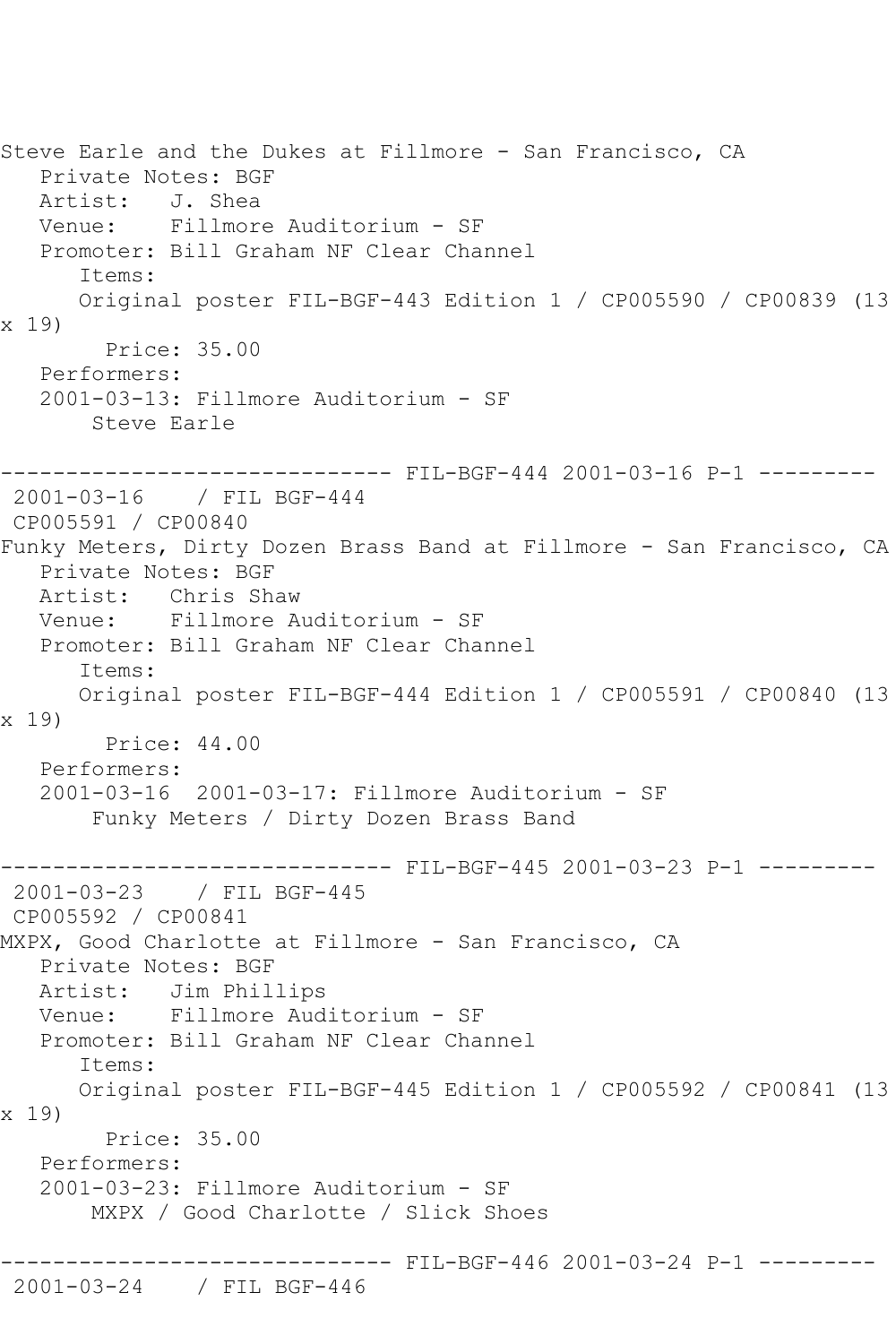Steve Earle and the Dukes at Fillmore - San Francisco, CA
   Private Notes: BGF
   Artist:   J. Shea
   Venue:    Fillmore Auditorium - SF
   Promoter: Bill Graham NF Clear Channel
      Items:
      Original poster FIL-BGF-443 Edition 1 / CP005590 / CP00839 (13 x 19)
        Price: 35.00
   Performers:
   2001-03-13: Fillmore Auditorium - SF
       Steve Earle

------------------------------ FIL-BGF-444 2001-03-16 P-1 ---------
 2001-03-16    / FIL BGF-444
 CP005591 / CP00840
Funky Meters, Dirty Dozen Brass Band at Fillmore - San Francisco, CA
   Private Notes: BGF
   Artist:   Chris Shaw
   Venue:    Fillmore Auditorium - SF
   Promoter: Bill Graham NF Clear Channel
      Items:
      Original poster FIL-BGF-444 Edition 1 / CP005591 / CP00840 (13 x 19)
        Price: 44.00
   Performers:
   2001-03-16  2001-03-17: Fillmore Auditorium - SF
       Funky Meters / Dirty Dozen Brass Band

------------------------------ FIL-BGF-445 2001-03-23 P-1 ---------
 2001-03-23    / FIL BGF-445
 CP005592 / CP00841
MXPX, Good Charlotte at Fillmore - San Francisco, CA
   Private Notes: BGF
   Artist:   Jim Phillips
   Venue:    Fillmore Auditorium - SF
   Promoter: Bill Graham NF Clear Channel
      Items:
      Original poster FIL-BGF-445 Edition 1 / CP005592 / CP00841 (13 x 19)
        Price: 35.00
   Performers:
   2001-03-23: Fillmore Auditorium - SF
       MXPX / Good Charlotte / Slick Shoes

------------------------------ FIL-BGF-446 2001-03-24 P-1 ---------
 2001-03-24    / FIL BGF-446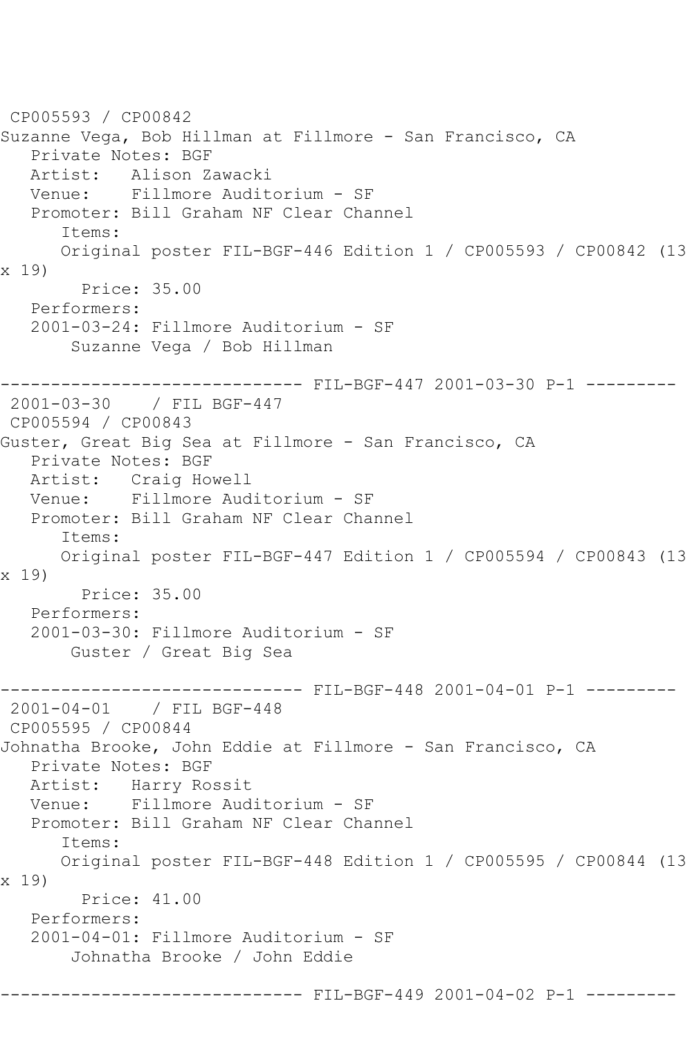CP005593 / CP00842
Suzanne Vega, Bob Hillman at Fillmore - San Francisco, CA
   Private Notes: BGF
   Artist:   Alison Zawacki
   Venue:    Fillmore Auditorium - SF
   Promoter: Bill Graham NF Clear Channel
      Items:
      Original poster FIL-BGF-446 Edition 1 / CP005593 / CP00842 (13 x 19)
        Price: 35.00
   Performers:
   2001-03-24: Fillmore Auditorium - SF
       Suzanne Vega / Bob Hillman

------------------------------ FIL-BGF-447 2001-03-30 P-1 ---------
 2001-03-30    / FIL BGF-447
 CP005594 / CP00843
Guster, Great Big Sea at Fillmore - San Francisco, CA
   Private Notes: BGF
   Artist:   Craig Howell
   Venue:    Fillmore Auditorium - SF
   Promoter: Bill Graham NF Clear Channel
      Items:
      Original poster FIL-BGF-447 Edition 1 / CP005594 / CP00843 (13 x 19)
        Price: 35.00
   Performers:
   2001-03-30: Fillmore Auditorium - SF
       Guster / Great Big Sea

------------------------------ FIL-BGF-448 2001-04-01 P-1 ---------
 2001-04-01    / FIL BGF-448
 CP005595 / CP00844
Johnatha Brooke, John Eddie at Fillmore - San Francisco, CA
   Private Notes: BGF
   Artist:   Harry Rossit
   Venue:    Fillmore Auditorium - SF
   Promoter: Bill Graham NF Clear Channel
      Items:
      Original poster FIL-BGF-448 Edition 1 / CP005595 / CP00844 (13 x 19)
        Price: 41.00
   Performers:
   2001-04-01: Fillmore Auditorium - SF
       Johnatha Brooke / John Eddie

------------------------------ FIL-BGF-449 2001-04-02 P-1 ---------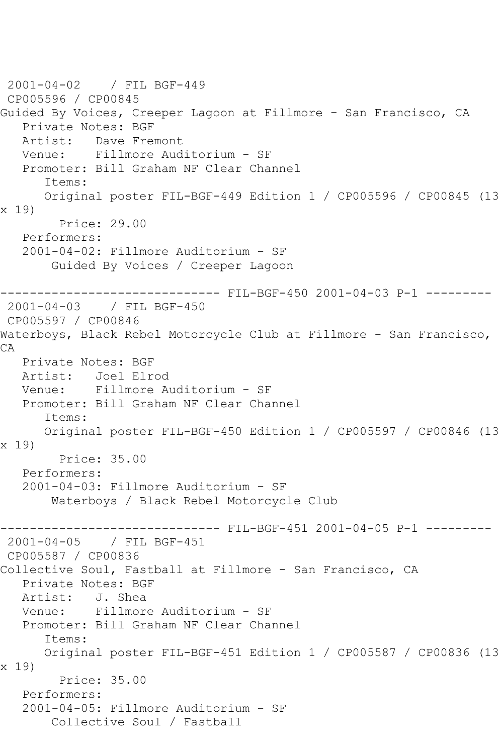2001-04-02 / FIL BGF-449
CP005596 / CP00845
Guided By Voices, Creeper Lagoon at Fillmore - San Francisco, CA
Private Notes: BGF
Artist: Dave Fremont
Venue: Fillmore Auditorium - SF
Promoter: Bill Graham NF Clear Channel
Items:
Original poster FIL-BGF-449 Edition 1 / CP005596 / CP00845 (13 x 19)
Price: 29.00
Performers:
2001-04-02: Fillmore Auditorium - SF
Guided By Voices / Creeper Lagoon

------------------------------ FIL-BGF-450 2001-04-03 P-1 ---------

2001-04-03 / FIL BGF-450
CP005597 / CP00846
Waterboys, Black Rebel Motorcycle Club at Fillmore - San Francisco, CA
Private Notes: BGF
Artist: Joel Elrod
Venue: Fillmore Auditorium - SF
Promoter: Bill Graham NF Clear Channel
Items:
Original poster FIL-BGF-450 Edition 1 / CP005597 / CP00846 (13 x 19)
Price: 35.00
Performers:
2001-04-03: Fillmore Auditorium - SF
Waterboys / Black Rebel Motorcycle Club

------------------------------ FIL-BGF-451 2001-04-05 P-1 ---------

2001-04-05 / FIL BGF-451
CP005587 / CP00836
Collective Soul, Fastball at Fillmore - San Francisco, CA
Private Notes: BGF
Artist: J. Shea
Venue: Fillmore Auditorium - SF
Promoter: Bill Graham NF Clear Channel
Items:
Original poster FIL-BGF-451 Edition 1 / CP005587 / CP00836 (13 x 19)
Price: 35.00
Performers:
2001-04-05: Fillmore Auditorium - SF
Collective Soul / Fastball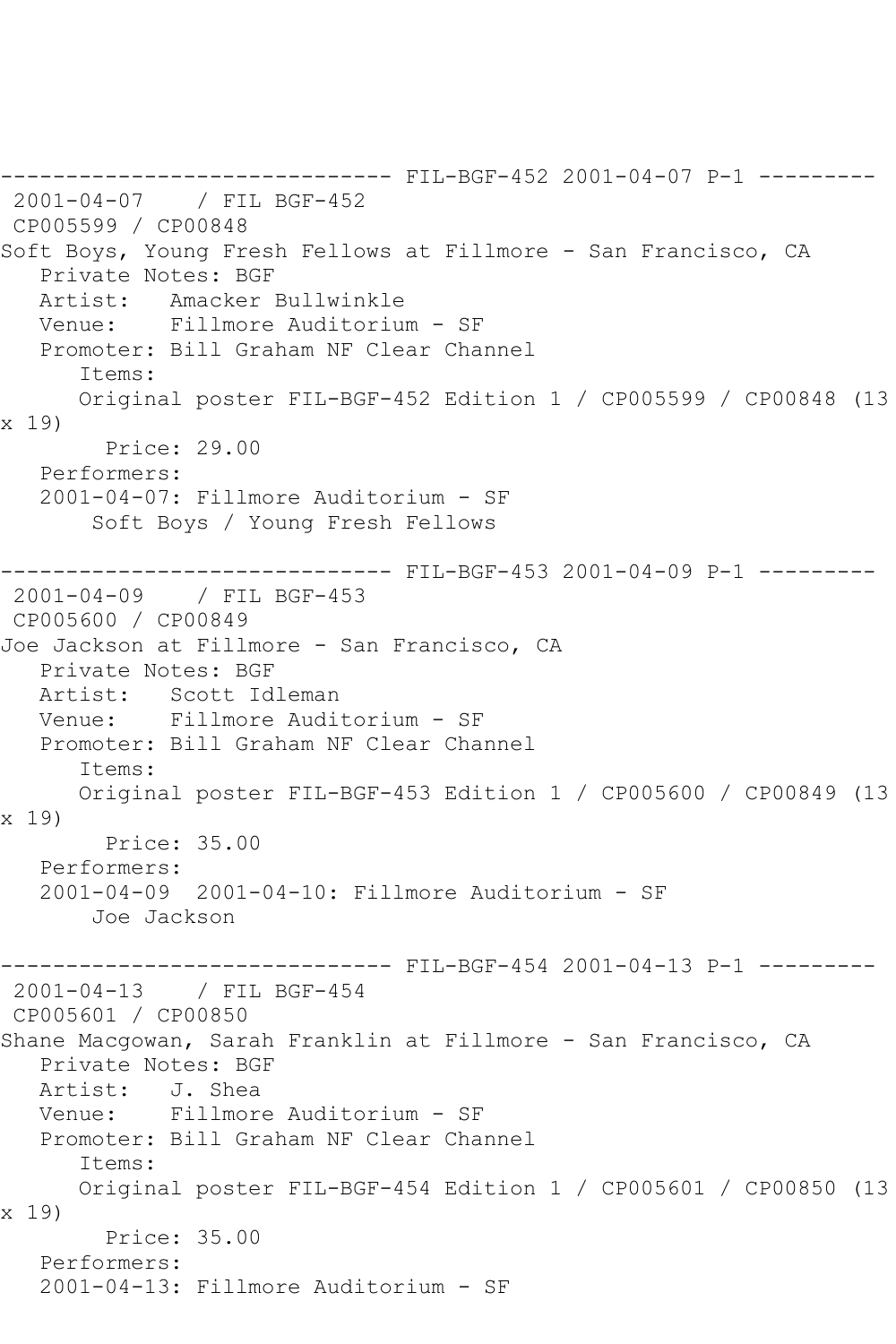------------------------------ FIL-BGF-452 2001-04-07 P-1 ---------
2001-04-07 / FIL BGF-452
CP005599 / CP00848
Soft Boys, Young Fresh Fellows at Fillmore - San Francisco, CA
Private Notes: BGF
Artist: Amacker Bullwinkle
Venue: Fillmore Auditorium - SF
Promoter: Bill Graham NF Clear Channel
Items:
Original poster FIL-BGF-452 Edition 1 / CP005599 / CP00848 (13 x 19)
Price: 29.00
Performers:
2001-04-07: Fillmore Auditorium - SF
Soft Boys / Young Fresh Fellows

------------------------------ FIL-BGF-453 2001-04-09 P-1 ---------
2001-04-09 / FIL BGF-453
CP005600 / CP00849
Joe Jackson at Fillmore - San Francisco, CA
Private Notes: BGF
Artist: Scott Idleman
Venue: Fillmore Auditorium - SF
Promoter: Bill Graham NF Clear Channel
Items:
Original poster FIL-BGF-453 Edition 1 / CP005600 / CP00849 (13 x 19)
Price: 35.00
Performers:
2001-04-09 2001-04-10: Fillmore Auditorium - SF
Joe Jackson

------------------------------ FIL-BGF-454 2001-04-13 P-1 ---------
2001-04-13 / FIL BGF-454
CP005601 / CP00850
Shane Macgowan, Sarah Franklin at Fillmore - San Francisco, CA
Private Notes: BGF
Artist: J. Shea
Venue: Fillmore Auditorium - SF
Promoter: Bill Graham NF Clear Channel
Items:
Original poster FIL-BGF-454 Edition 1 / CP005601 / CP00850 (13 x 19)
Price: 35.00
Performers:
2001-04-13: Fillmore Auditorium - SF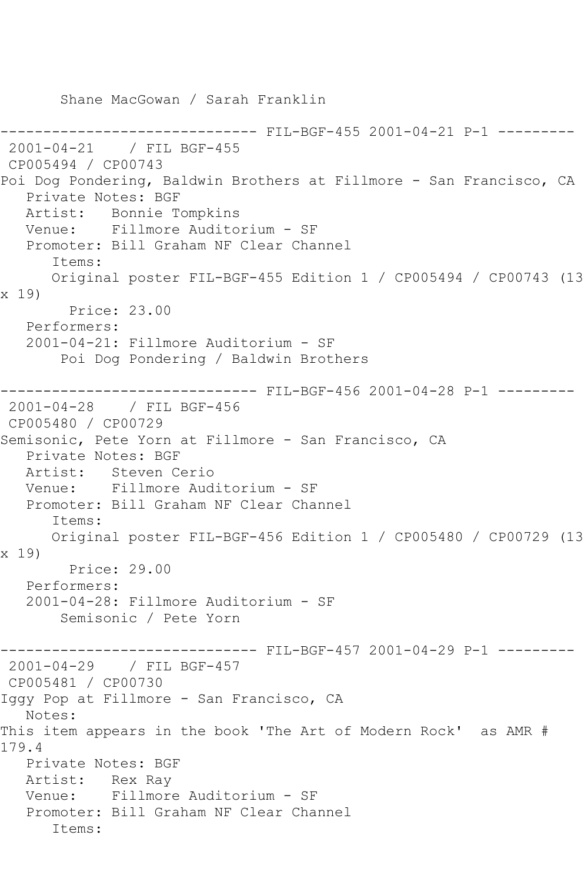Shane MacGowan / Sarah Franklin

------------------------------ FIL-BGF-455 2001-04-21 P-1 ---------

2001-04-21 / FIL BGF-455

CP005494 / CP00743

Poi Dog Pondering, Baldwin Brothers at Fillmore - San Francisco, CA

Private Notes: BGF

Artist: Bonnie Tompkins

Venue: Fillmore Auditorium - SF

Promoter: Bill Graham NF Clear Channel

Items:

Original poster FIL-BGF-455 Edition 1 / CP005494 / CP00743 (13 x 19)

Price: 23.00

Performers:

2001-04-21: Fillmore Auditorium - SF

Poi Dog Pondering / Baldwin Brothers

------------------------------ FIL-BGF-456 2001-04-28 P-1 ---------

2001-04-28 / FIL BGF-456

CP005480 / CP00729

Semisonic, Pete Yorn at Fillmore - San Francisco, CA

Private Notes: BGF

Artist: Steven Cerio

Venue: Fillmore Auditorium - SF

Promoter: Bill Graham NF Clear Channel

Items:

Original poster FIL-BGF-456 Edition 1 / CP005480 / CP00729 (13 x 19)

Price: 29.00

Performers:

2001-04-28: Fillmore Auditorium - SF

Semisonic / Pete Yorn

------------------------------ FIL-BGF-457 2001-04-29 P-1 ---------

2001-04-29 / FIL BGF-457

CP005481 / CP00730

Iggy Pop at Fillmore - San Francisco, CA

Notes:

This item appears in the book 'The Art of Modern Rock' as AMR # 179.4

Private Notes: BGF

Artist: Rex Ray

Venue: Fillmore Auditorium - SF

Promoter: Bill Graham NF Clear Channel

Items: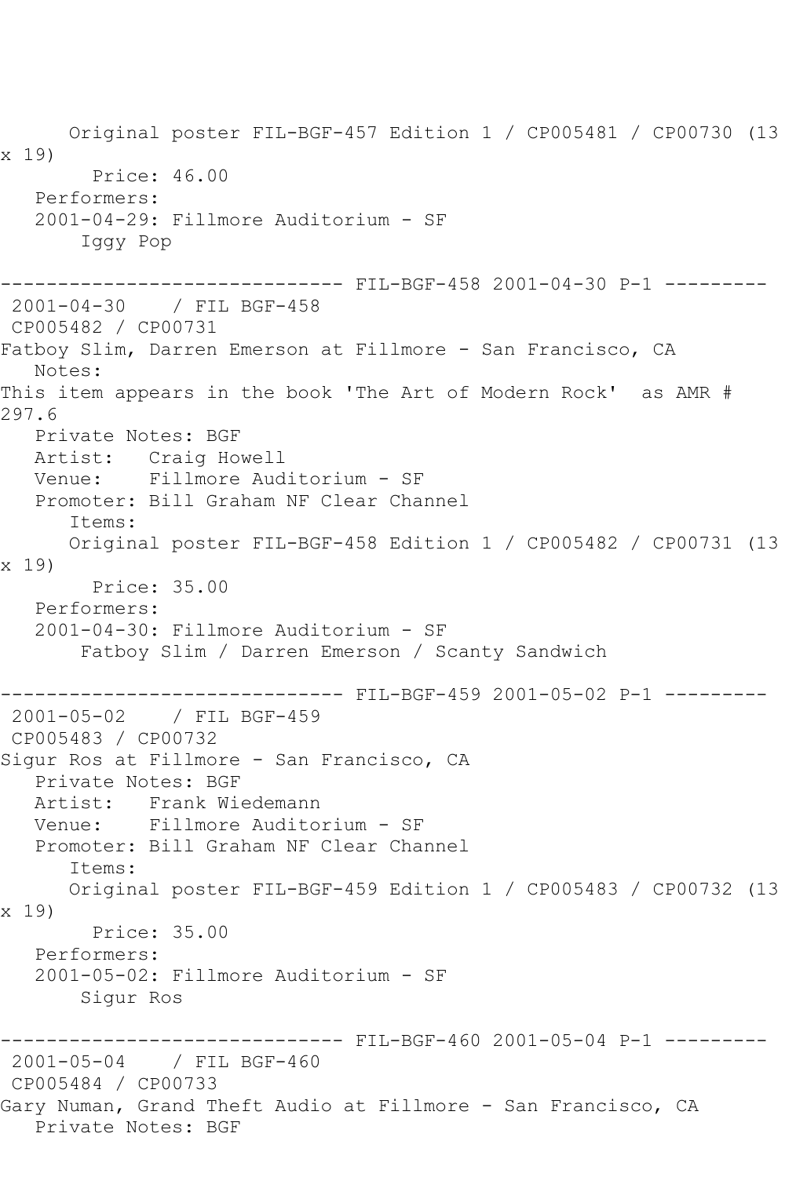Original poster FIL-BGF-457 Edition 1 / CP005481 / CP00730 (13 x 19)

Price: 46.00

Performers:

2001-04-29: Fillmore Auditorium - SF

Iggy Pop

------------------------------ FIL-BGF-458 2001-04-30 P-1 ---------

2001-04-30 / FIL BGF-458

CP005482 / CP00731

Fatboy Slim, Darren Emerson at Fillmore - San Francisco, CA

Notes:

This item appears in the book 'The Art of Modern Rock' as AMR # 297.6

Private Notes: BGF

Artist: Craig Howell

Venue: Fillmore Auditorium - SF

Promoter: Bill Graham NF Clear Channel

Items:

Original poster FIL-BGF-458 Edition 1 / CP005482 / CP00731 (13 x 19)

Price: 35.00

Performers:

2001-04-30: Fillmore Auditorium - SF

Fatboy Slim / Darren Emerson / Scanty Sandwich

------------------------------ FIL-BGF-459 2001-05-02 P-1 ---------

2001-05-02 / FIL BGF-459

CP005483 / CP00732

Sigur Ros at Fillmore - San Francisco, CA

Private Notes: BGF

Artist: Frank Wiedemann

Venue: Fillmore Auditorium - SF

Promoter: Bill Graham NF Clear Channel

Items:

Original poster FIL-BGF-459 Edition 1 / CP005483 / CP00732 (13 x 19)

Price: 35.00

Performers:

2001-05-02: Fillmore Auditorium - SF

Sigur Ros

------------------------------ FIL-BGF-460 2001-05-04 P-1 ---------

2001-05-04 / FIL BGF-460

CP005484 / CP00733

Gary Numan, Grand Theft Audio at Fillmore - San Francisco, CA

Private Notes: BGF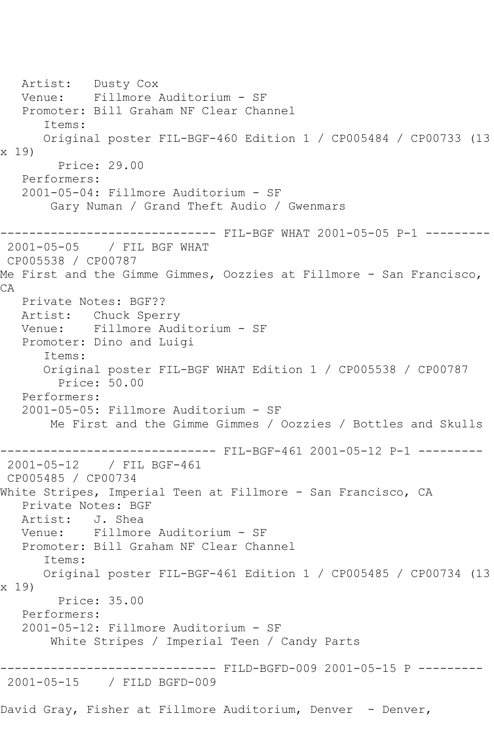```
   Artist:   Dusty Cox
   Venue:    Fillmore Auditorium - SF
   Promoter: Bill Graham NF Clear Channel
      Items:
      Original poster FIL-BGF-460 Edition 1 / CP005484 / CP00733 (13
x 19)
        Price: 29.00
   Performers:
   2001-05-04: Fillmore Auditorium - SF
       Gary Numan / Grand Theft Audio / Gwenmars

------------------------------ FIL-BGF WHAT 2001-05-05 P-1 ---------
 2001-05-05    / FIL BGF WHAT
 CP005538 / CP00787
Me First and the Gimme Gimmes, Oozzies at Fillmore - San Francisco,
CA
   Private Notes: BGF??
   Artist:   Chuck Sperry
   Venue:    Fillmore Auditorium - SF
   Promoter: Dino and Luigi
      Items:
      Original poster FIL-BGF WHAT Edition 1 / CP005538 / CP00787
        Price: 50.00
   Performers:
   2001-05-05: Fillmore Auditorium - SF
       Me First and the Gimme Gimmes / Oozzies / Bottles and Skulls

------------------------------ FIL-BGF-461 2001-05-12 P-1 ---------
 2001-05-12    / FIL BGF-461
 CP005485 / CP00734
White Stripes, Imperial Teen at Fillmore - San Francisco, CA
   Private Notes: BGF
   Artist:   J. Shea
   Venue:    Fillmore Auditorium - SF
   Promoter: Bill Graham NF Clear Channel
      Items:
      Original poster FIL-BGF-461 Edition 1 / CP005485 / CP00734 (13
x 19)
        Price: 35.00
   Performers:
   2001-05-12: Fillmore Auditorium - SF
       White Stripes / Imperial Teen / Candy Parts

------------------------------ FILD-BGFD-009 2001-05-15 P ---------
 2001-05-15    / FILD BGFD-009

David Gray, Fisher at Fillmore Auditorium, Denver  - Denver,
```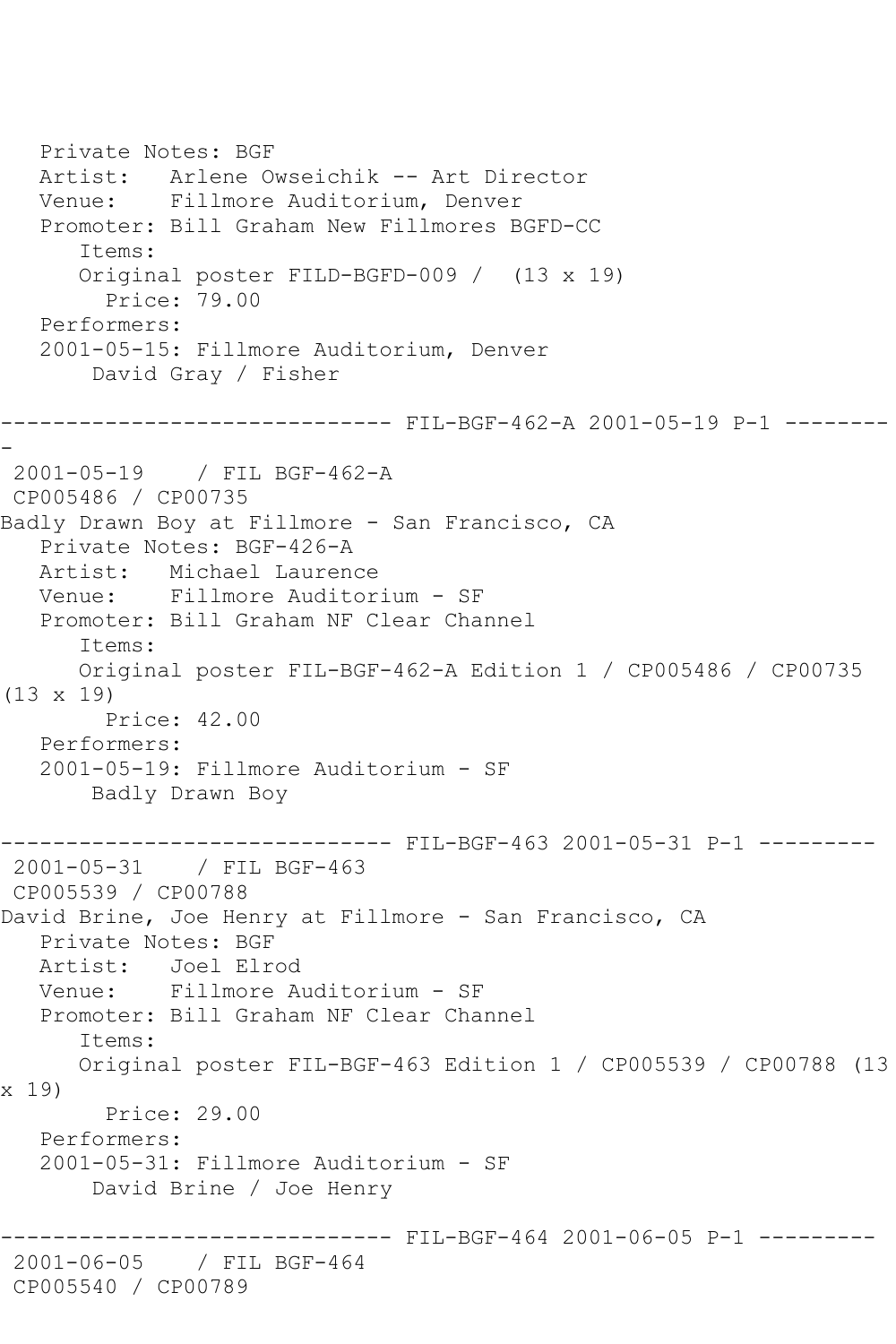Private Notes: BGF
Artist: Arlene Owseichik -- Art Director
Venue: Fillmore Auditorium, Denver
Promoter: Bill Graham New Fillmores BGFD-CC
Items:
Original poster FILD-BGFD-009 / (13 x 19)
Price: 79.00
Performers:
2001-05-15: Fillmore Auditorium, Denver
David Gray / Fisher

------------------------------ FIL-BGF-462-A 2001-05-19 P-1 ---------

2001-05-19 / FIL BGF-462-A
CP005486 / CP00735
Badly Drawn Boy at Fillmore - San Francisco, CA
Private Notes: BGF-426-A
Artist: Michael Laurence
Venue: Fillmore Auditorium - SF
Promoter: Bill Graham NF Clear Channel
Items:
Original poster FIL-BGF-462-A Edition 1 / CP005486 / CP00735 (13 x 19)
Price: 42.00
Performers:
2001-05-19: Fillmore Auditorium - SF
Badly Drawn Boy

------------------------------ FIL-BGF-463 2001-05-31 P-1 ---------

2001-05-31 / FIL BGF-463
CP005539 / CP00788
David Brine, Joe Henry at Fillmore - San Francisco, CA
Private Notes: BGF
Artist: Joel Elrod
Venue: Fillmore Auditorium - SF
Promoter: Bill Graham NF Clear Channel
Items:
Original poster FIL-BGF-463 Edition 1 / CP005539 / CP00788 (13 x 19)
Price: 29.00
Performers:
2001-05-31: Fillmore Auditorium - SF
David Brine / Joe Henry

------------------------------ FIL-BGF-464 2001-06-05 P-1 ---------

2001-06-05 / FIL BGF-464
CP005540 / CP00789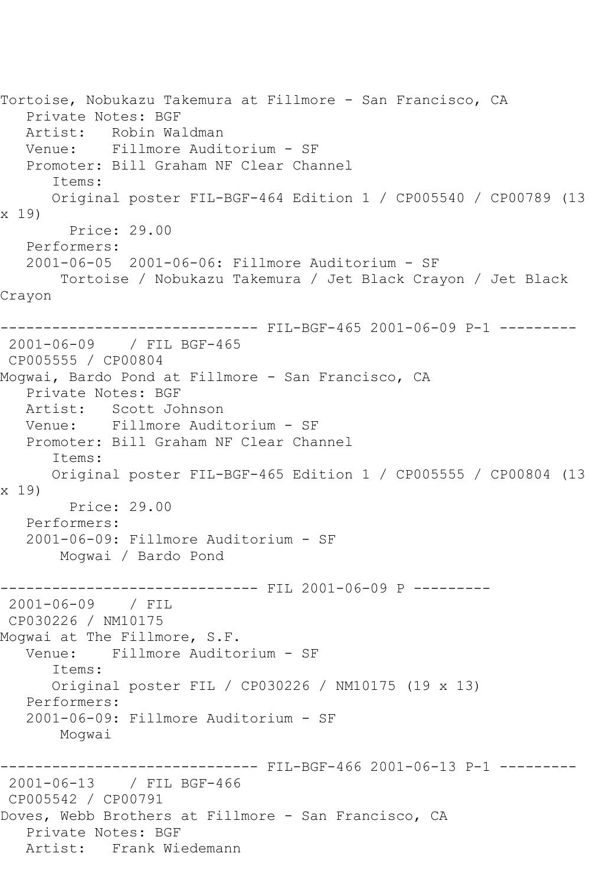Tortoise, Nobukazu Takemura at Fillmore - San Francisco, CA
   Private Notes: BGF
   Artist:   Robin Waldman
   Venue:    Fillmore Auditorium - SF
   Promoter: Bill Graham NF Clear Channel
      Items:
      Original poster FIL-BGF-464 Edition 1 / CP005540 / CP00789 (13 x 19)
        Price: 29.00
   Performers:
   2001-06-05  2001-06-06: Fillmore Auditorium - SF
       Tortoise / Nobukazu Takemura / Jet Black Crayon / Jet Black Crayon

------------------------------ FIL-BGF-465 2001-06-09 P-1 ---------
 2001-06-09    / FIL BGF-465
 CP005555 / CP00804
Mogwai, Bardo Pond at Fillmore - San Francisco, CA
   Private Notes: BGF
   Artist:   Scott Johnson
   Venue:    Fillmore Auditorium - SF
   Promoter: Bill Graham NF Clear Channel
      Items:
      Original poster FIL-BGF-465 Edition 1 / CP005555 / CP00804 (13 x 19)
        Price: 29.00
   Performers:
   2001-06-09: Fillmore Auditorium - SF
       Mogwai / Bardo Pond

------------------------------ FIL 2001-06-09 P ---------
 2001-06-09    / FIL
 CP030226 / NM10175
Mogwai at The Fillmore, S.F.
   Venue:    Fillmore Auditorium - SF
      Items:
      Original poster FIL / CP030226 / NM10175 (19 x 13)
   Performers:
   2001-06-09: Fillmore Auditorium - SF
       Mogwai

------------------------------ FIL-BGF-466 2001-06-13 P-1 ---------
 2001-06-13    / FIL BGF-466
 CP005542 / CP00791
Doves, Webb Brothers at Fillmore - San Francisco, CA
   Private Notes: BGF
   Artist:   Frank Wiedemann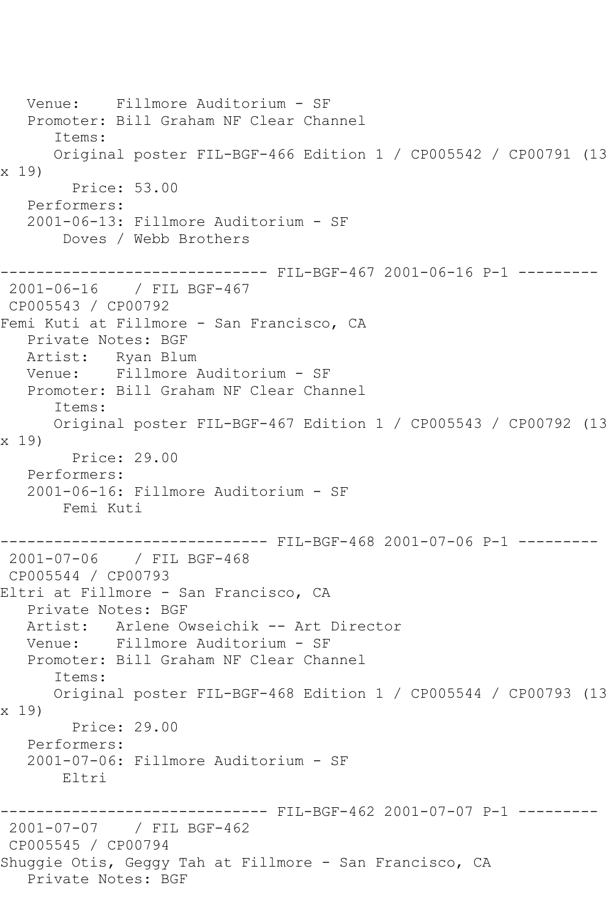```
   Venue:    Fillmore Auditorium - SF
   Promoter: Bill Graham NF Clear Channel
      Items:
      Original poster FIL-BGF-466 Edition 1 / CP005542 / CP00791 (13
x 19)
        Price: 53.00
   Performers:
   2001-06-13: Fillmore Auditorium - SF
       Doves / Webb Brothers

------------------------------ FIL-BGF-467 2001-06-16 P-1 ---------
 2001-06-16    / FIL BGF-467
 CP005543 / CP00792
Femi Kuti at Fillmore - San Francisco, CA
   Private Notes: BGF
   Artist:   Ryan Blum
   Venue:    Fillmore Auditorium - SF
   Promoter: Bill Graham NF Clear Channel
      Items:
      Original poster FIL-BGF-467 Edition 1 / CP005543 / CP00792 (13
x 19)
        Price: 29.00
   Performers:
   2001-06-16: Fillmore Auditorium - SF
       Femi Kuti

------------------------------ FIL-BGF-468 2001-07-06 P-1 ---------
 2001-07-06    / FIL BGF-468
 CP005544 / CP00793
Eltri at Fillmore - San Francisco, CA
   Private Notes: BGF
   Artist:   Arlene Owseichik -- Art Director
   Venue:    Fillmore Auditorium - SF
   Promoter: Bill Graham NF Clear Channel
      Items:
      Original poster FIL-BGF-468 Edition 1 / CP005544 / CP00793 (13
x 19)
        Price: 29.00
   Performers:
   2001-07-06: Fillmore Auditorium - SF
       Eltri

------------------------------ FIL-BGF-462 2001-07-07 P-1 ---------
 2001-07-07    / FIL BGF-462
 CP005545 / CP00794
Shuggie Otis, Geggy Tah at Fillmore - San Francisco, CA
   Private Notes: BGF
```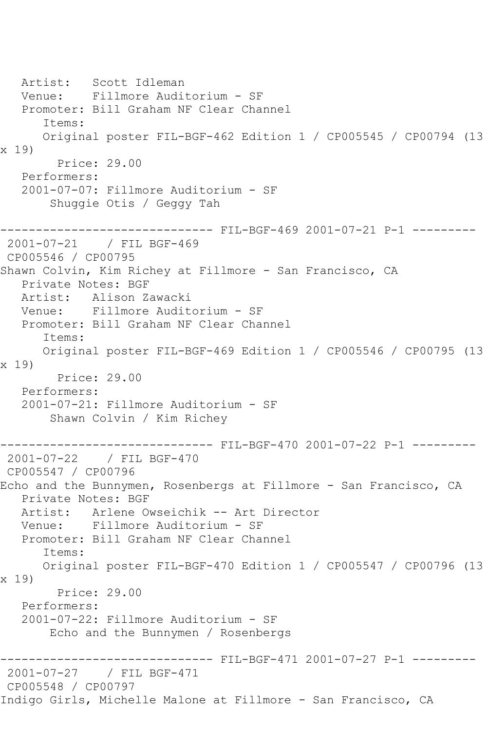```
   Artist:   Scott Idleman
   Venue:    Fillmore Auditorium - SF
   Promoter: Bill Graham NF Clear Channel
      Items:
      Original poster FIL-BGF-462 Edition 1 / CP005545 / CP00794 (13
x 19)
        Price: 29.00
   Performers:
   2001-07-07: Fillmore Auditorium - SF
       Shuggie Otis / Geggy Tah

------------------------------ FIL-BGF-469 2001-07-21 P-1 ---------
 2001-07-21    / FIL BGF-469
 CP005546 / CP00795
Shawn Colvin, Kim Richey at Fillmore - San Francisco, CA
   Private Notes: BGF
   Artist:   Alison Zawacki
   Venue:    Fillmore Auditorium - SF
   Promoter: Bill Graham NF Clear Channel
      Items:
      Original poster FIL-BGF-469 Edition 1 / CP005546 / CP00795 (13
x 19)
        Price: 29.00
   Performers:
   2001-07-21: Fillmore Auditorium - SF
       Shawn Colvin / Kim Richey

------------------------------ FIL-BGF-470 2001-07-22 P-1 ---------
 2001-07-22    / FIL BGF-470
 CP005547 / CP00796
Echo and the Bunnymen, Rosenbergs at Fillmore - San Francisco, CA
   Private Notes: BGF
   Artist:   Arlene Owseichik -- Art Director
   Venue:    Fillmore Auditorium - SF
   Promoter: Bill Graham NF Clear Channel
      Items:
      Original poster FIL-BGF-470 Edition 1 / CP005547 / CP00796 (13
x 19)
        Price: 29.00
   Performers:
   2001-07-22: Fillmore Auditorium - SF
       Echo and the Bunnymen / Rosenbergs

------------------------------ FIL-BGF-471 2001-07-27 P-1 ---------
 2001-07-27    / FIL BGF-471
 CP005548 / CP00797
Indigo Girls, Michelle Malone at Fillmore - San Francisco, CA
```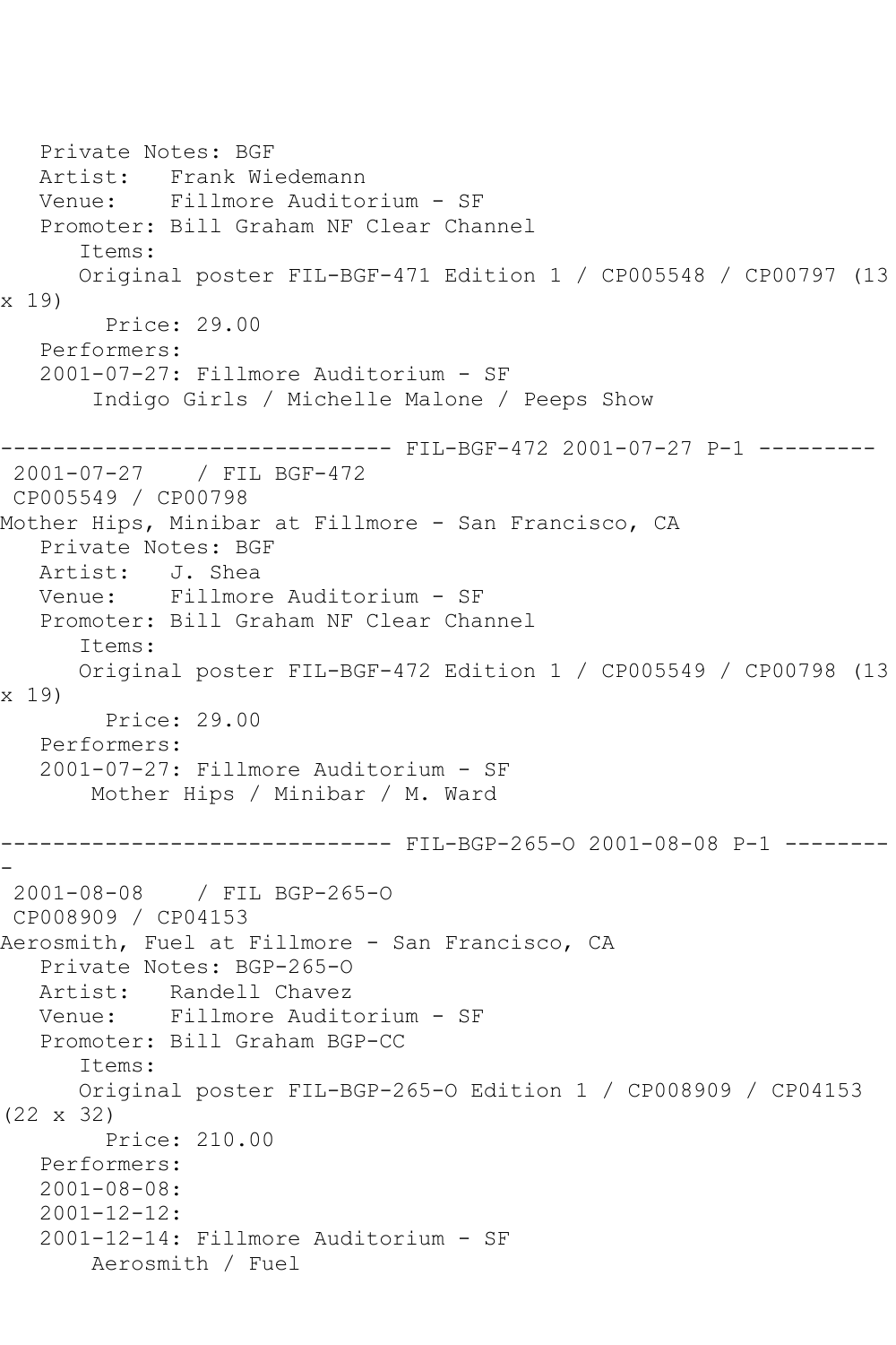Private Notes: BGF
Artist: Frank Wiedemann
Venue: Fillmore Auditorium - SF
Promoter: Bill Graham NF Clear Channel
Items:
Original poster FIL-BGF-471 Edition 1 / CP005548 / CP00797 (13 x 19)
Price: 29.00
Performers:
2001-07-27: Fillmore Auditorium - SF
Indigo Girls / Michelle Malone / Peeps Show

------------------------------ FIL-BGF-472 2001-07-27 P-1 ---------

2001-07-27 / FIL BGF-472
CP005549 / CP00798
Mother Hips, Minibar at Fillmore - San Francisco, CA
Private Notes: BGF
Artist: J. Shea
Venue: Fillmore Auditorium - SF
Promoter: Bill Graham NF Clear Channel
Items:
Original poster FIL-BGF-472 Edition 1 / CP005549 / CP00798 (13 x 19)
Price: 29.00
Performers:
2001-07-27: Fillmore Auditorium - SF
Mother Hips / Minibar / M. Ward

------------------------------ FIL-BGP-265-O 2001-08-08 P-1 ---------

2001-08-08 / FIL BGP-265-O
CP008909 / CP04153
Aerosmith, Fuel at Fillmore - San Francisco, CA
Private Notes: BGP-265-O
Artist: Randell Chavez
Venue: Fillmore Auditorium - SF
Promoter: Bill Graham BGP-CC
Items:
Original poster FIL-BGP-265-O Edition 1 / CP008909 / CP04153 (22 x 32)
Price: 210.00
Performers:
2001-08-08:
2001-12-12:
2001-12-14: Fillmore Auditorium - SF
Aerosmith / Fuel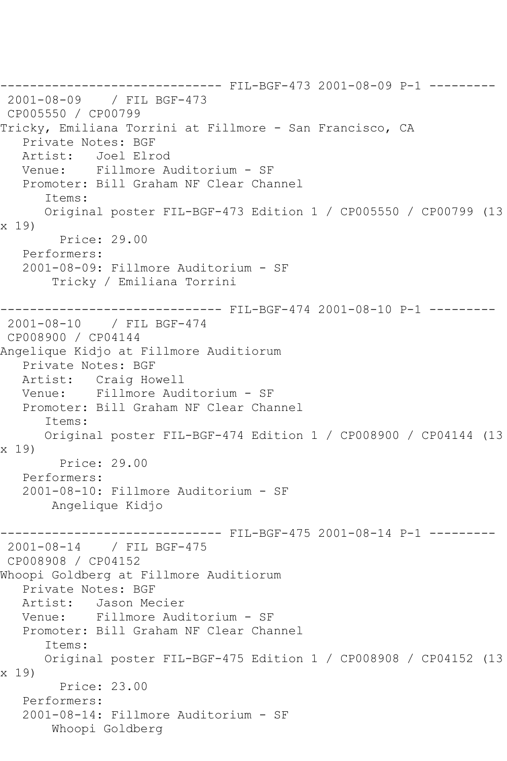------------------------------ FIL-BGF-473 2001-08-09 P-1 ---------

2001-08-09 / FIL BGF-473
CP005550 / CP00799
Tricky, Emiliana Torrini at Fillmore - San Francisco, CA
Private Notes: BGF
Artist: Joel Elrod
Venue: Fillmore Auditorium - SF
Promoter: Bill Graham NF Clear Channel
Items:
Original poster FIL-BGF-473 Edition 1 / CP005550 / CP00799 (13 x 19)
Price: 29.00
Performers:
2001-08-09: Fillmore Auditorium - SF
Tricky / Emiliana Torrini

------------------------------ FIL-BGF-474 2001-08-10 P-1 ---------

2001-08-10 / FIL BGF-474
CP008900 / CP04144
Angelique Kidjo at Fillmore Auditiorum
Private Notes: BGF
Artist: Craig Howell
Venue: Fillmore Auditorium - SF
Promoter: Bill Graham NF Clear Channel
Items:
Original poster FIL-BGF-474 Edition 1 / CP008900 / CP04144 (13 x 19)
Price: 29.00
Performers:
2001-08-10: Fillmore Auditorium - SF
Angelique Kidjo

------------------------------ FIL-BGF-475 2001-08-14 P-1 ---------

2001-08-14 / FIL BGF-475
CP008908 / CP04152
Whoopi Goldberg at Fillmore Auditiorum
Private Notes: BGF
Artist: Jason Mecier
Venue: Fillmore Auditorium - SF
Promoter: Bill Graham NF Clear Channel
Items:
Original poster FIL-BGF-475 Edition 1 / CP008908 / CP04152 (13 x 19)
Price: 23.00
Performers:
2001-08-14: Fillmore Auditorium - SF
Whoopi Goldberg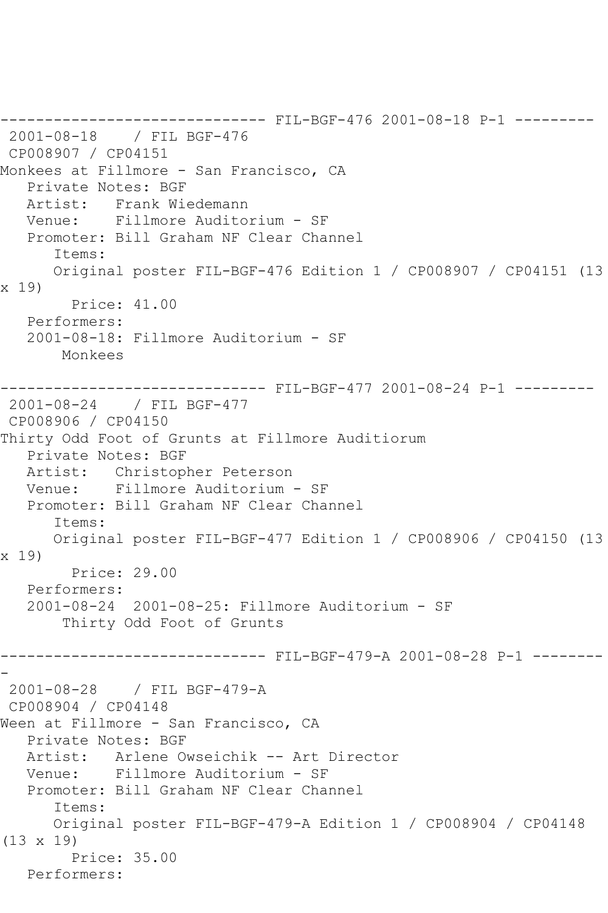------------------------------ FIL-BGF-476 2001-08-18 P-1 ---------

2001-08-18 / FIL BGF-476

CP008907 / CP04151

Monkees at Fillmore - San Francisco, CA

Private Notes: BGF

Artist: Frank Wiedemann

Venue: Fillmore Auditorium - SF

Promoter: Bill Graham NF Clear Channel

Items:

Original poster FIL-BGF-476 Edition 1 / CP008907 / CP04151 (13 x 19)

Price: 41.00

Performers:

2001-08-18: Fillmore Auditorium - SF

Monkees

------------------------------ FIL-BGF-477 2001-08-24 P-1 ---------

2001-08-24 / FIL BGF-477

CP008906 / CP04150

Thirty Odd Foot of Grunts at Fillmore Auditiorum

Private Notes: BGF

Artist: Christopher Peterson

Venue: Fillmore Auditorium - SF

Promoter: Bill Graham NF Clear Channel

Items:

Original poster FIL-BGF-477 Edition 1 / CP008906 / CP04150 (13 x 19)

Price: 29.00

Performers:

2001-08-24 2001-08-25: Fillmore Auditorium - SF

Thirty Odd Foot of Grunts

------------------------------ FIL-BGF-479-A 2001-08-28 P-1 ---------

2001-08-28 / FIL BGF-479-A

CP008904 / CP04148

Ween at Fillmore - San Francisco, CA

Private Notes: BGF

Artist: Arlene Owseichik -- Art Director

Venue: Fillmore Auditorium - SF

Promoter: Bill Graham NF Clear Channel

Items:

Original poster FIL-BGF-479-A Edition 1 / CP008904 / CP04148 (13 x 19)

Price: 35.00

Performers: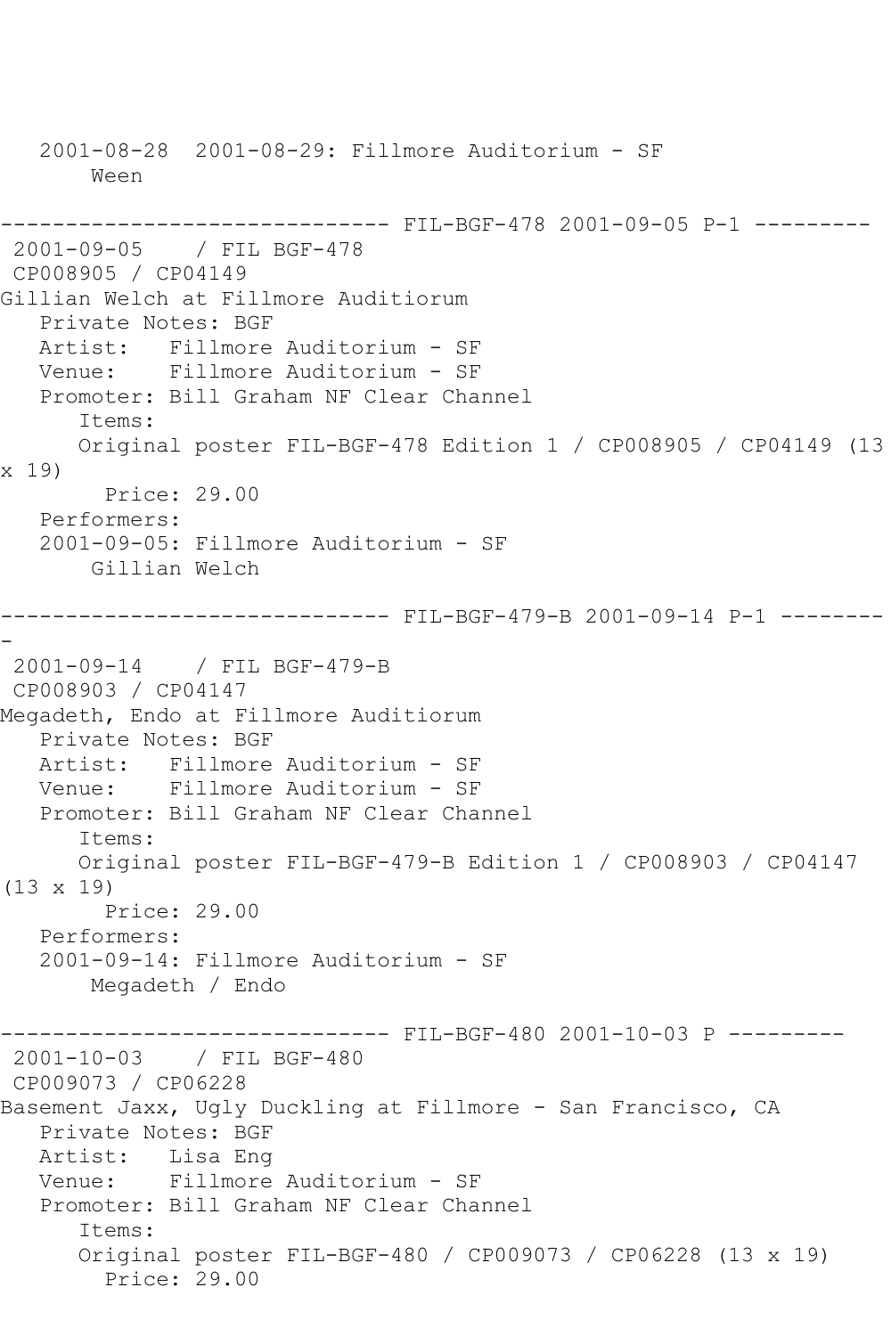```
   2001-08-28  2001-08-29: Fillmore Auditorium - SF
       Ween

------------------------------ FIL-BGF-478 2001-09-05 P-1 ---------
 2001-09-05    / FIL BGF-478
 CP008905 / CP04149
Gillian Welch at Fillmore Auditiorum
   Private Notes: BGF
   Artist:   Fillmore Auditorium - SF
   Venue:    Fillmore Auditorium - SF
   Promoter: Bill Graham NF Clear Channel
      Items:
      Original poster FIL-BGF-478 Edition 1 / CP008905 / CP04149 (13
x 19)
        Price: 29.00
   Performers:
   2001-09-05: Fillmore Auditorium - SF
       Gillian Welch

------------------------------ FIL-BGF-479-B 2001-09-14 P-1 --------
-
 2001-09-14    / FIL BGF-479-B
 CP008903 / CP04147
Megadeth, Endo at Fillmore Auditiorum
   Private Notes: BGF
   Artist:   Fillmore Auditorium - SF
   Venue:    Fillmore Auditorium - SF
   Promoter: Bill Graham NF Clear Channel
      Items:
      Original poster FIL-BGF-479-B Edition 1 / CP008903 / CP04147
(13 x 19)
        Price: 29.00
   Performers:
   2001-09-14: Fillmore Auditorium - SF
       Megadeth / Endo

------------------------------ FIL-BGF-480 2001-10-03 P ---------
 2001-10-03    / FIL BGF-480
 CP009073 / CP06228
Basement Jaxx, Ugly Duckling at Fillmore - San Francisco, CA
   Private Notes: BGF
   Artist:   Lisa Eng
   Venue:    Fillmore Auditorium - SF
   Promoter: Bill Graham NF Clear Channel
      Items:
      Original poster FIL-BGF-480 / CP009073 / CP06228 (13 x 19)
        Price: 29.00
```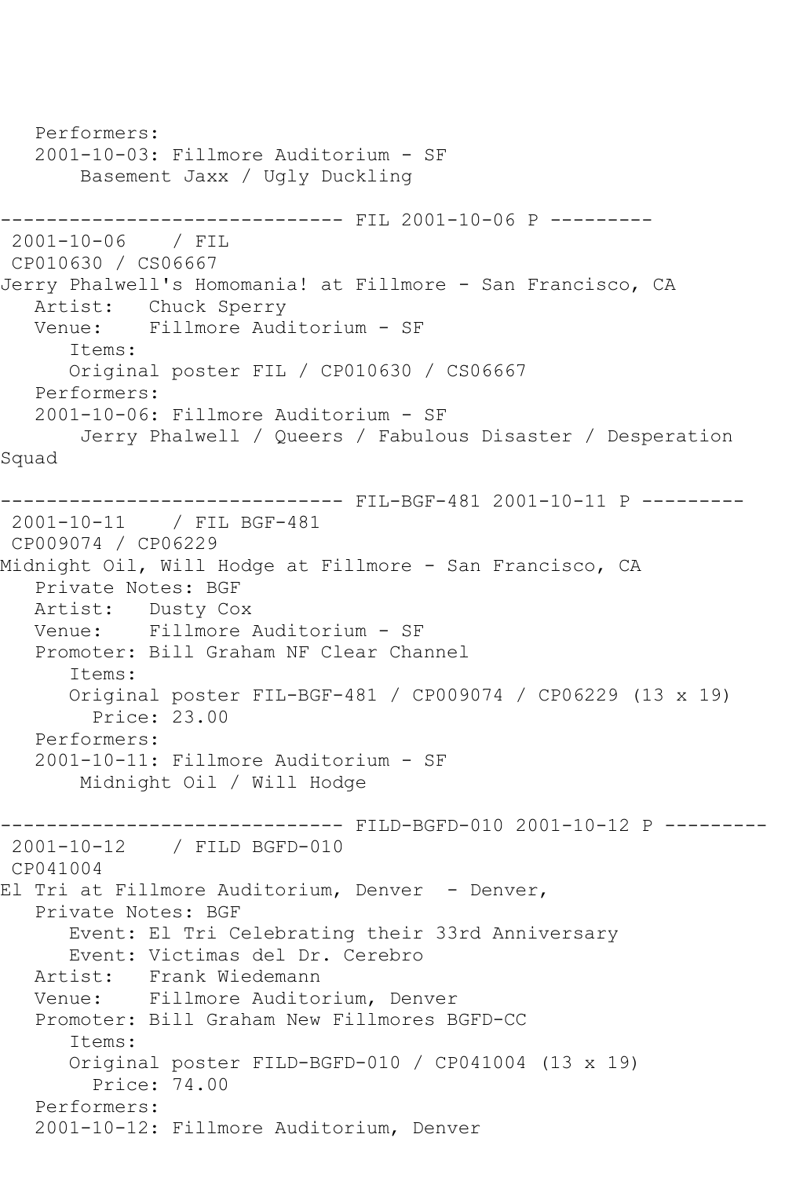```
   Performers:
   2001-10-03: Fillmore Auditorium - SF
       Basement Jaxx / Ugly Duckling

------------------------------ FIL 2001-10-06 P ---------
 2001-10-06    / FIL
 CP010630 / CS06667
Jerry Phalwell's Homomania! at Fillmore - San Francisco, CA
   Artist:   Chuck Sperry
   Venue:    Fillmore Auditorium - SF
      Items:
      Original poster FIL / CP010630 / CS06667
   Performers:
   2001-10-06: Fillmore Auditorium - SF
       Jerry Phalwell / Queers / Fabulous Disaster / Desperation
Squad

------------------------------ FIL-BGF-481 2001-10-11 P ---------
 2001-10-11    / FIL BGF-481
 CP009074 / CP06229
Midnight Oil, Will Hodge at Fillmore - San Francisco, CA
   Private Notes: BGF
   Artist:   Dusty Cox
   Venue:    Fillmore Auditorium - SF
   Promoter: Bill Graham NF Clear Channel
      Items:
      Original poster FIL-BGF-481 / CP009074 / CP06229 (13 x 19)
        Price: 23.00
   Performers:
   2001-10-11: Fillmore Auditorium - SF
       Midnight Oil / Will Hodge

------------------------------ FILD-BGFD-010 2001-10-12 P ---------
 2001-10-12    / FILD BGFD-010
 CP041004
El Tri at Fillmore Auditorium, Denver  - Denver,
   Private Notes: BGF
      Event: El Tri Celebrating their 33rd Anniversary
      Event: Victimas del Dr. Cerebro
   Artist:   Frank Wiedemann
   Venue:    Fillmore Auditorium, Denver
   Promoter: Bill Graham New Fillmores BGFD-CC
      Items:
      Original poster FILD-BGFD-010 / CP041004 (13 x 19)
        Price: 74.00
   Performers:
   2001-10-12: Fillmore Auditorium, Denver
```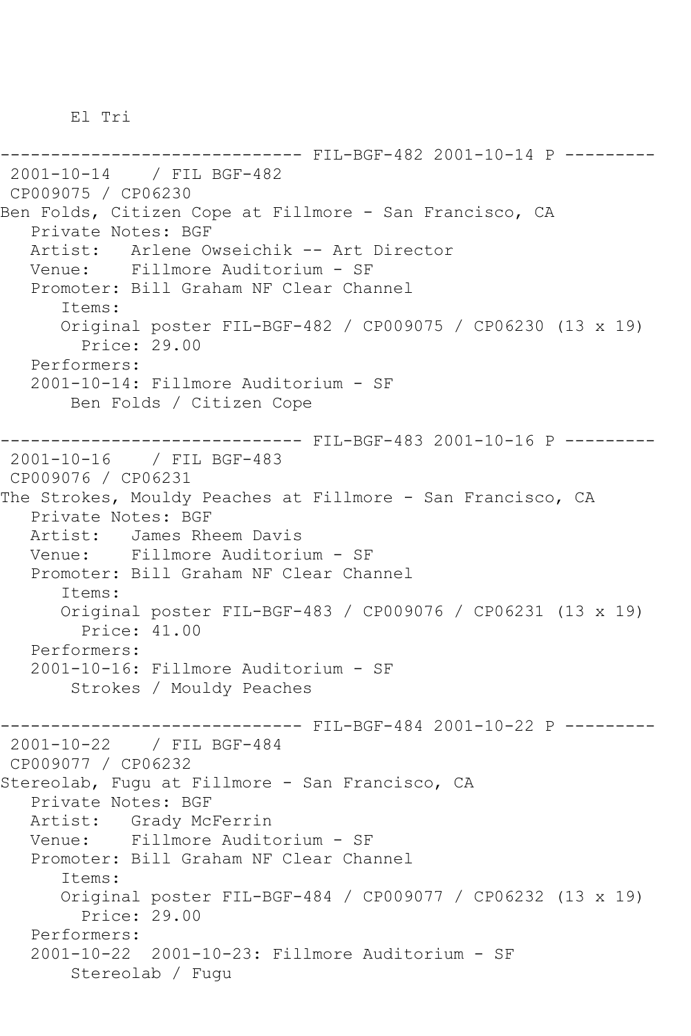El Tri

------------------------------ FIL-BGF-482 2001-10-14 P ---------

2001-10-14 / FIL BGF-482

CP009075 / CP06230

Ben Folds, Citizen Cope at Fillmore - San Francisco, CA

Private Notes: BGF

Artist: Arlene Owseichik -- Art Director

Venue: Fillmore Auditorium - SF

Promoter: Bill Graham NF Clear Channel

Items:

Original poster FIL-BGF-482 / CP009075 / CP06230 (13 x 19)

Price: 29.00

Performers:

2001-10-14: Fillmore Auditorium - SF

Ben Folds / Citizen Cope

------------------------------ FIL-BGF-483 2001-10-16 P ---------

2001-10-16 / FIL BGF-483

CP009076 / CP06231

The Strokes, Mouldy Peaches at Fillmore - San Francisco, CA

Private Notes: BGF

Artist: James Rheem Davis

Venue: Fillmore Auditorium - SF

Promoter: Bill Graham NF Clear Channel

Items:

Original poster FIL-BGF-483 / CP009076 / CP06231 (13 x 19)

Price: 41.00

Performers:

2001-10-16: Fillmore Auditorium - SF

Strokes / Mouldy Peaches

------------------------------ FIL-BGF-484 2001-10-22 P ---------

2001-10-22 / FIL BGF-484

CP009077 / CP06232

Stereolab, Fugu at Fillmore - San Francisco, CA

Private Notes: BGF

Artist: Grady McFerrin

Venue: Fillmore Auditorium - SF

Promoter: Bill Graham NF Clear Channel

Items:

Original poster FIL-BGF-484 / CP009077 / CP06232 (13 x 19)

Price: 29.00

Performers:

2001-10-22 2001-10-23: Fillmore Auditorium - SF

Stereolab / Fugu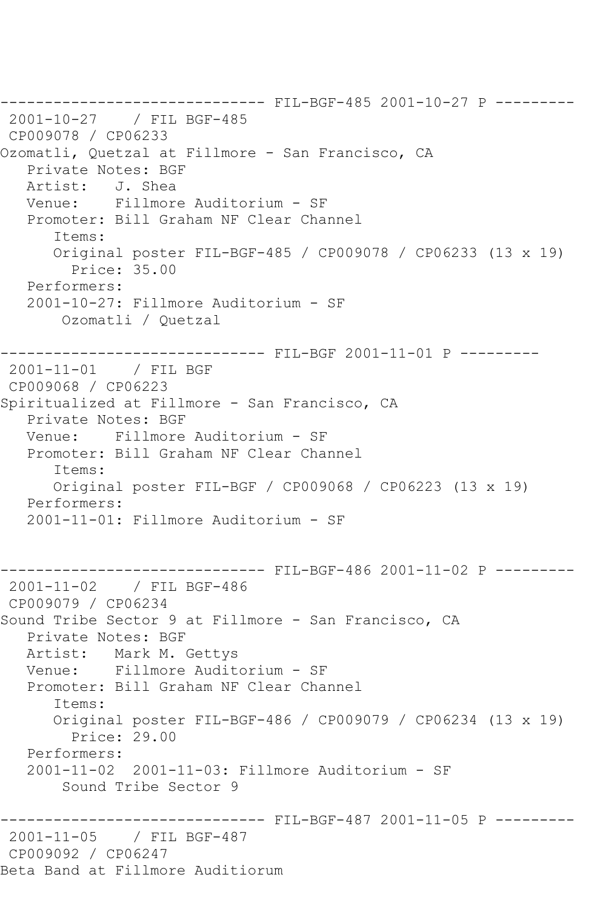```
------------------------------ FIL-BGF-485 2001-10-27 P ---------
 2001-10-27    / FIL BGF-485
 CP009078 / CP06233
Ozomatli, Quetzal at Fillmore - San Francisco, CA
   Private Notes: BGF
   Artist:   J. Shea
   Venue:    Fillmore Auditorium - SF
   Promoter: Bill Graham NF Clear Channel
      Items:
      Original poster FIL-BGF-485 / CP009078 / CP06233 (13 x 19)
        Price: 35.00
   Performers:
   2001-10-27: Fillmore Auditorium - SF
       Ozomatli / Quetzal

------------------------------ FIL-BGF 2001-11-01 P ---------
 2001-11-01    / FIL BGF
 CP009068 / CP06223
Spiritualized at Fillmore - San Francisco, CA
   Private Notes: BGF
   Venue:    Fillmore Auditorium - SF
   Promoter: Bill Graham NF Clear Channel
      Items:
      Original poster FIL-BGF / CP009068 / CP06223 (13 x 19)
   Performers:
   2001-11-01: Fillmore Auditorium - SF


------------------------------ FIL-BGF-486 2001-11-02 P ---------
 2001-11-02    / FIL BGF-486
 CP009079 / CP06234
Sound Tribe Sector 9 at Fillmore - San Francisco, CA
   Private Notes: BGF
   Artist:   Mark M. Gettys
   Venue:    Fillmore Auditorium - SF
   Promoter: Bill Graham NF Clear Channel
      Items:
      Original poster FIL-BGF-486 / CP009079 / CP06234 (13 x 19)
        Price: 29.00
   Performers:
   2001-11-02  2001-11-03: Fillmore Auditorium - SF
       Sound Tribe Sector 9

------------------------------ FIL-BGF-487 2001-11-05 P ---------
 2001-11-05    / FIL BGF-487
 CP009092 / CP06247
Beta Band at Fillmore Auditiorum
```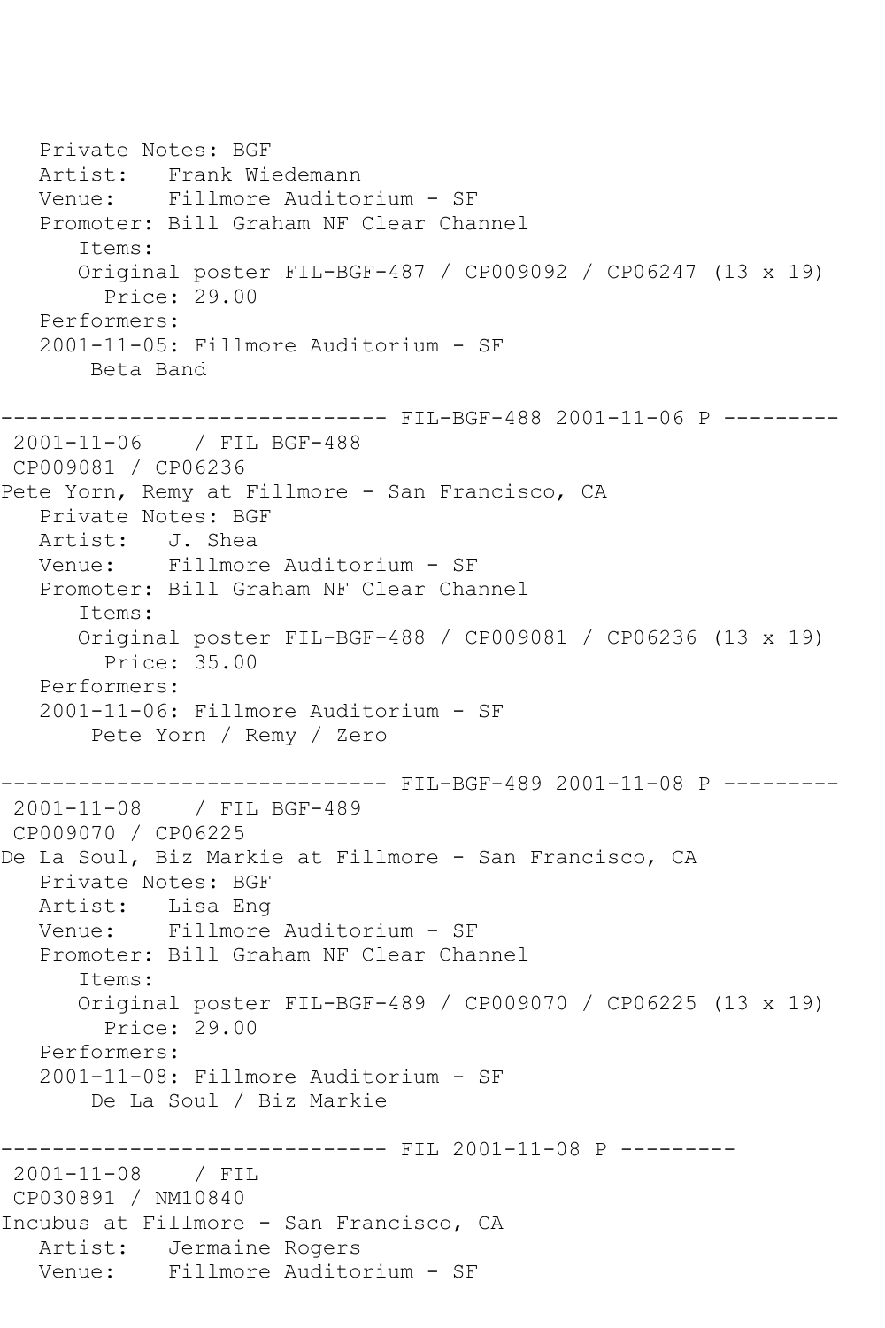```
   Private Notes: BGF
   Artist:   Frank Wiedemann
   Venue:    Fillmore Auditorium - SF
   Promoter: Bill Graham NF Clear Channel
      Items:
      Original poster FIL-BGF-487 / CP009092 / CP06247 (13 x 19)
        Price: 29.00
   Performers:
   2001-11-05: Fillmore Auditorium - SF
       Beta Band

------------------------------ FIL-BGF-488 2001-11-06 P ---------
 2001-11-06    / FIL BGF-488
 CP009081 / CP06236
Pete Yorn, Remy at Fillmore - San Francisco, CA
   Private Notes: BGF
   Artist:   J. Shea
   Venue:    Fillmore Auditorium - SF
   Promoter: Bill Graham NF Clear Channel
      Items:
      Original poster FIL-BGF-488 / CP009081 / CP06236 (13 x 19)
        Price: 35.00
   Performers:
   2001-11-06: Fillmore Auditorium - SF
       Pete Yorn / Remy / Zero

------------------------------ FIL-BGF-489 2001-11-08 P ---------
 2001-11-08    / FIL BGF-489
 CP009070 / CP06225
De La Soul, Biz Markie at Fillmore - San Francisco, CA
   Private Notes: BGF
   Artist:   Lisa Eng
   Venue:    Fillmore Auditorium - SF
   Promoter: Bill Graham NF Clear Channel
      Items:
      Original poster FIL-BGF-489 / CP009070 / CP06225 (13 x 19)
        Price: 29.00
   Performers:
   2001-11-08: Fillmore Auditorium - SF
       De La Soul / Biz Markie

------------------------------ FIL 2001-11-08 P ---------
 2001-11-08    / FIL
 CP030891 / NM10840
Incubus at Fillmore - San Francisco, CA
   Artist:   Jermaine Rogers
   Venue:    Fillmore Auditorium - SF
```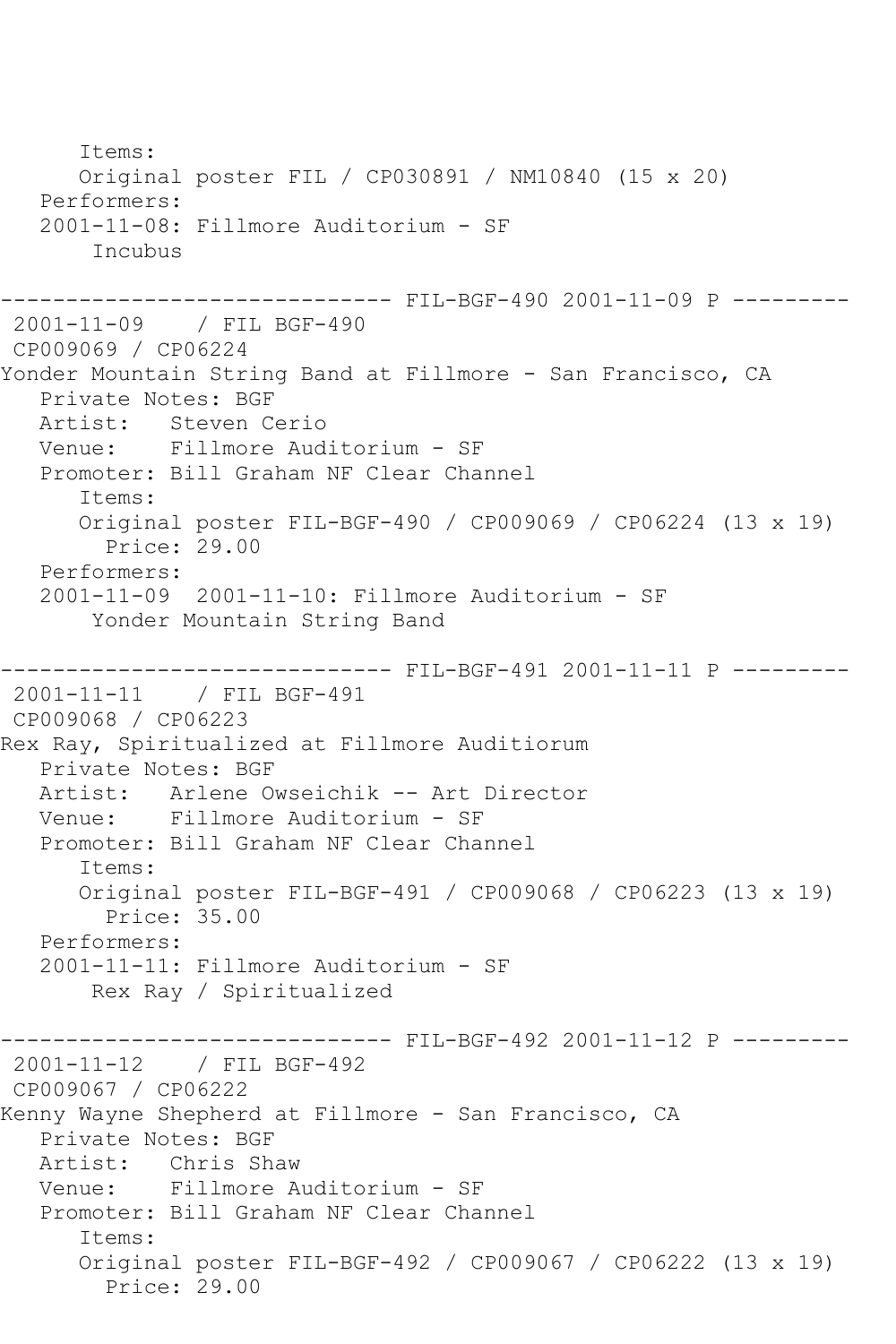```
      Items:
      Original poster FIL / CP030891 / NM10840 (15 x 20)
   Performers:
   2001-11-08: Fillmore Auditorium - SF
       Incubus

------------------------------ FIL-BGF-490 2001-11-09 P ---------
 2001-11-09    / FIL BGF-490
 CP009069 / CP06224
Yonder Mountain String Band at Fillmore - San Francisco, CA
   Private Notes: BGF
   Artist:   Steven Cerio
   Venue:    Fillmore Auditorium - SF
   Promoter: Bill Graham NF Clear Channel
      Items:
      Original poster FIL-BGF-490 / CP009069 / CP06224 (13 x 19)
        Price: 29.00
   Performers:
   2001-11-09  2001-11-10: Fillmore Auditorium - SF
       Yonder Mountain String Band

------------------------------ FIL-BGF-491 2001-11-11 P ---------
 2001-11-11    / FIL BGF-491
 CP009068 / CP06223
Rex Ray, Spiritualized at Fillmore Auditiorum
   Private Notes: BGF
   Artist:   Arlene Owseichik -- Art Director
   Venue:    Fillmore Auditorium - SF
   Promoter: Bill Graham NF Clear Channel
      Items:
      Original poster FIL-BGF-491 / CP009068 / CP06223 (13 x 19)
        Price: 35.00
   Performers:
   2001-11-11: Fillmore Auditorium - SF
       Rex Ray / Spiritualized

------------------------------ FIL-BGF-492 2001-11-12 P ---------
 2001-11-12    / FIL BGF-492
 CP009067 / CP06222
Kenny Wayne Shepherd at Fillmore - San Francisco, CA
   Private Notes: BGF
   Artist:   Chris Shaw
   Venue:    Fillmore Auditorium - SF
   Promoter: Bill Graham NF Clear Channel
      Items:
      Original poster FIL-BGF-492 / CP009067 / CP06222 (13 x 19)
        Price: 29.00
```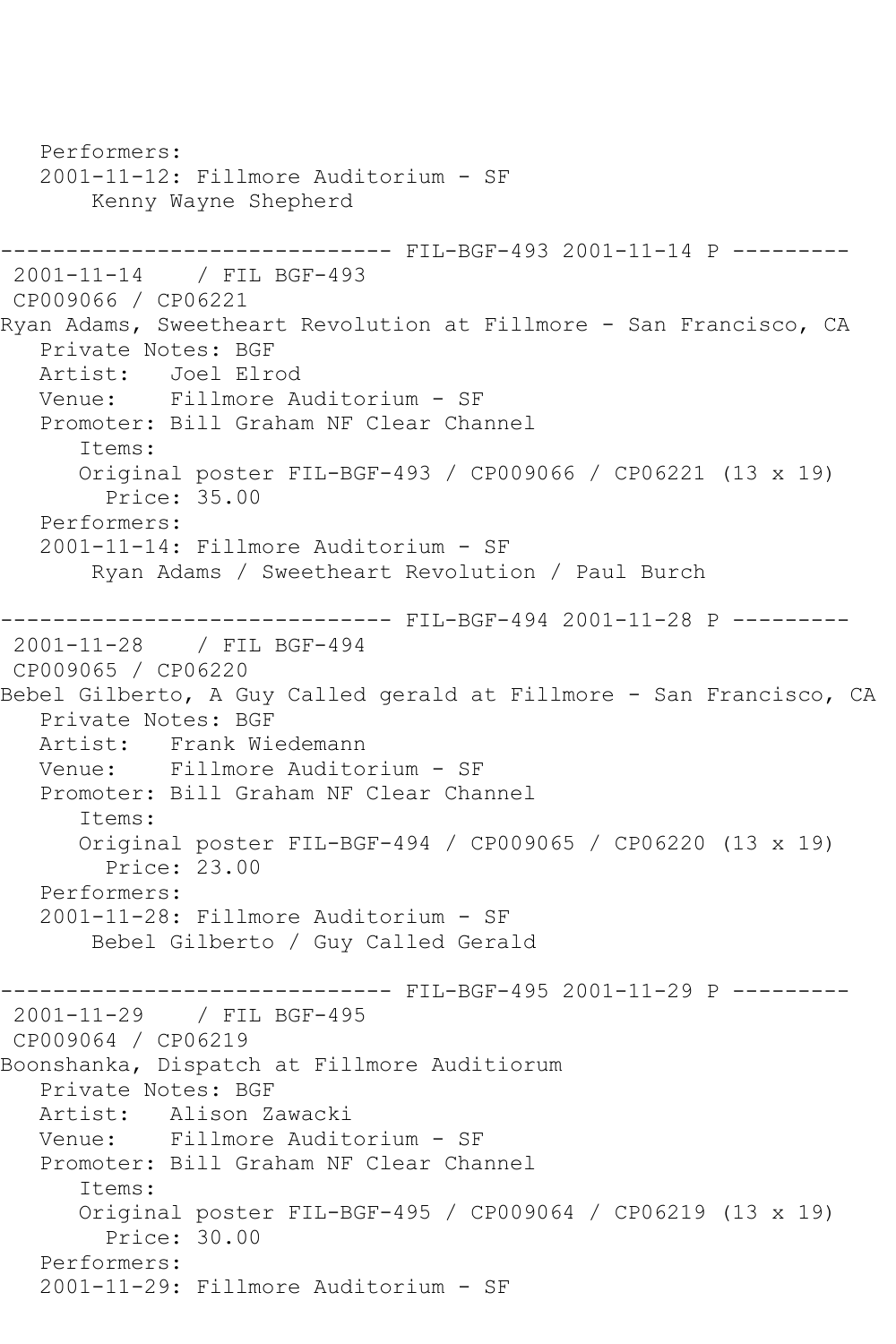```
   Performers:
   2001-11-12: Fillmore Auditorium - SF
        Kenny Wayne Shepherd

------------------------------ FIL-BGF-493 2001-11-14 P ---------
 2001-11-14    / FIL BGF-493
 CP009066 / CP06221
Ryan Adams, Sweetheart Revolution at Fillmore - San Francisco, CA
   Private Notes: BGF
   Artist:   Joel Elrod
   Venue:    Fillmore Auditorium - SF
   Promoter: Bill Graham NF Clear Channel
      Items:
      Original poster FIL-BGF-493 / CP009066 / CP06221 (13 x 19)
        Price: 35.00
   Performers:
   2001-11-14: Fillmore Auditorium - SF
        Ryan Adams / Sweetheart Revolution / Paul Burch

------------------------------ FIL-BGF-494 2001-11-28 P ---------
 2001-11-28    / FIL BGF-494
 CP009065 / CP06220
Bebel Gilberto, A Guy Called gerald at Fillmore - San Francisco, CA
   Private Notes: BGF
   Artist:   Frank Wiedemann
   Venue:    Fillmore Auditorium - SF
   Promoter: Bill Graham NF Clear Channel
      Items:
      Original poster FIL-BGF-494 / CP009065 / CP06220 (13 x 19)
        Price: 23.00
   Performers:
   2001-11-28: Fillmore Auditorium - SF
        Bebel Gilberto / Guy Called Gerald

------------------------------ FIL-BGF-495 2001-11-29 P ---------
 2001-11-29    / FIL BGF-495
 CP009064 / CP06219
Boonshanka, Dispatch at Fillmore Auditiorum
   Private Notes: BGF
   Artist:   Alison Zawacki
   Venue:    Fillmore Auditorium - SF
   Promoter: Bill Graham NF Clear Channel
      Items:
      Original poster FIL-BGF-495 / CP009064 / CP06219 (13 x 19)
        Price: 30.00
   Performers:
   2001-11-29: Fillmore Auditorium - SF
```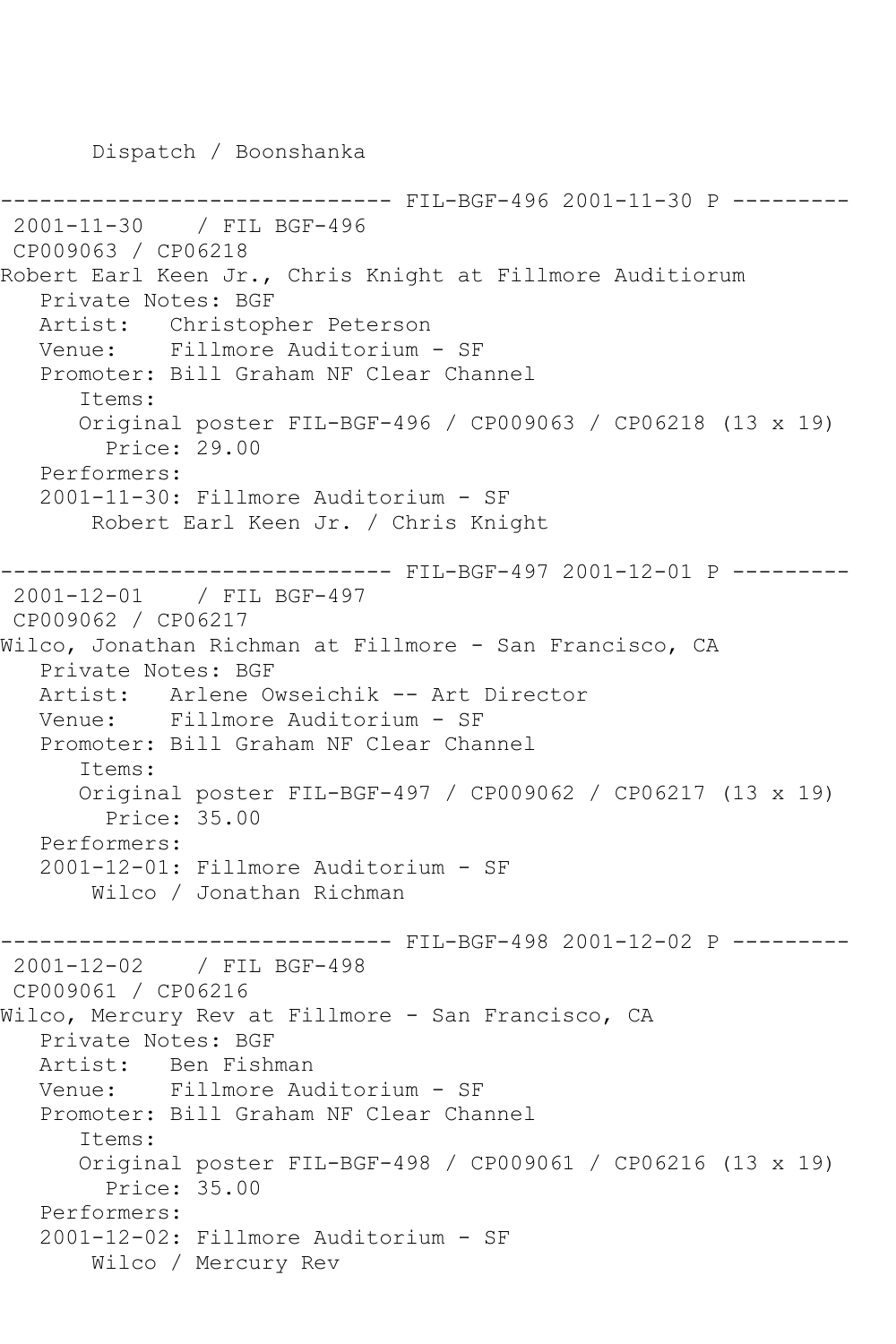Dispatch / Boonshanka

```
------------------------------ FIL-BGF-496 2001-11-30 P ---------
 2001-11-30    / FIL BGF-496
 CP009063 / CP06218
Robert Earl Keen Jr., Chris Knight at Fillmore Auditiorum
   Private Notes: BGF
   Artist:   Christopher Peterson
   Venue:    Fillmore Auditorium - SF
   Promoter: Bill Graham NF Clear Channel
      Items:
      Original poster FIL-BGF-496 / CP009063 / CP06218 (13 x 19)
        Price: 29.00
   Performers:
   2001-11-30: Fillmore Auditorium - SF
       Robert Earl Keen Jr. / Chris Knight

------------------------------ FIL-BGF-497 2001-12-01 P ---------
 2001-12-01    / FIL BGF-497
 CP009062 / CP06217
Wilco, Jonathan Richman at Fillmore - San Francisco, CA
   Private Notes: BGF
   Artist:   Arlene Owseichik -- Art Director
   Venue:    Fillmore Auditorium - SF
   Promoter: Bill Graham NF Clear Channel
      Items:
      Original poster FIL-BGF-497 / CP009062 / CP06217 (13 x 19)
        Price: 35.00
   Performers:
   2001-12-01: Fillmore Auditorium - SF
       Wilco / Jonathan Richman

------------------------------ FIL-BGF-498 2001-12-02 P ---------
 2001-12-02    / FIL BGF-498
 CP009061 / CP06216
Wilco, Mercury Rev at Fillmore - San Francisco, CA
   Private Notes: BGF
   Artist:   Ben Fishman
   Venue:    Fillmore Auditorium - SF
   Promoter: Bill Graham NF Clear Channel
      Items:
      Original poster FIL-BGF-498 / CP009061 / CP06216 (13 x 19)
        Price: 35.00
   Performers:
   2001-12-02: Fillmore Auditorium - SF
       Wilco / Mercury Rev
```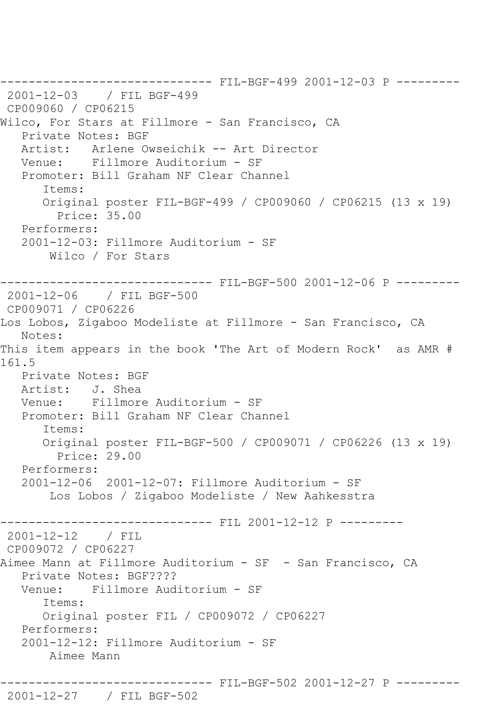------------------------------ FIL-BGF-499 2001-12-03 P ---------

2001-12-03 / FIL BGF-499

CP009060 / CP06215

Wilco, For Stars at Fillmore - San Francisco, CA

Private Notes: BGF

Artist: Arlene Owseichik -- Art Director

Venue: Fillmore Auditorium - SF

Promoter: Bill Graham NF Clear Channel

Items:

Original poster FIL-BGF-499 / CP009060 / CP06215 (13 x 19)

Price: 35.00

Performers:

2001-12-03: Fillmore Auditorium - SF

Wilco / For Stars

------------------------------ FIL-BGF-500 2001-12-06 P ---------

2001-12-06 / FIL BGF-500

CP009071 / CP06226

Los Lobos, Zigaboo Modeliste at Fillmore - San Francisco, CA

Notes:

This item appears in the book 'The Art of Modern Rock' as AMR # 161.5

Private Notes: BGF

Artist: J. Shea

Venue: Fillmore Auditorium - SF

Promoter: Bill Graham NF Clear Channel

Items:

Original poster FIL-BGF-500 / CP009071 / CP06226 (13 x 19)

Price: 29.00

Performers:

2001-12-06 2001-12-07: Fillmore Auditorium - SF

Los Lobos / Zigaboo Modeliste / New Aahkesstra

------------------------------ FIL 2001-12-12 P ---------

2001-12-12 / FIL

CP009072 / CP06227

Aimee Mann at Fillmore Auditorium - SF - San Francisco, CA

Private Notes: BGF????

Venue: Fillmore Auditorium - SF

Items:

Original poster FIL / CP009072 / CP06227

Performers:

2001-12-12: Fillmore Auditorium - SF

Aimee Mann

------------------------------ FIL-BGF-502 2001-12-27 P ---------

2001-12-27 / FIL BGF-502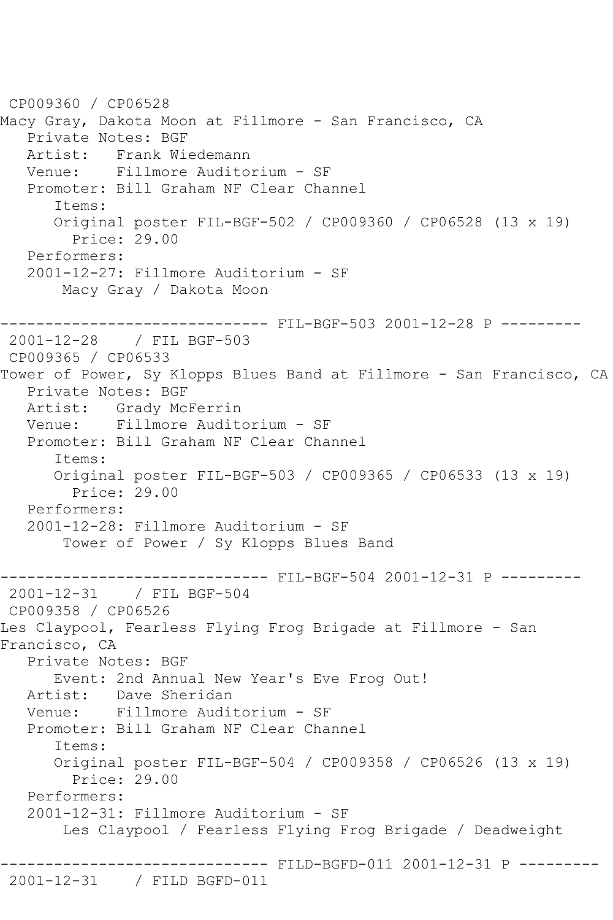CP009360 / CP06528
Macy Gray, Dakota Moon at Fillmore - San Francisco, CA
   Private Notes: BGF
   Artist:   Frank Wiedemann
   Venue:    Fillmore Auditorium - SF
   Promoter: Bill Graham NF Clear Channel
      Items:
      Original poster FIL-BGF-502 / CP009360 / CP06528 (13 x 19)
        Price: 29.00
   Performers:
   2001-12-27: Fillmore Auditorium - SF
       Macy Gray / Dakota Moon

------------------------------ FIL-BGF-503 2001-12-28 P ---------
 2001-12-28    / FIL BGF-503
 CP009365 / CP06533
Tower of Power, Sy Klopps Blues Band at Fillmore - San Francisco, CA
   Private Notes: BGF
   Artist:   Grady McFerrin
   Venue:    Fillmore Auditorium - SF
   Promoter: Bill Graham NF Clear Channel
      Items:
      Original poster FIL-BGF-503 / CP009365 / CP06533 (13 x 19)
        Price: 29.00
   Performers:
   2001-12-28: Fillmore Auditorium - SF
       Tower of Power / Sy Klopps Blues Band

------------------------------ FIL-BGF-504 2001-12-31 P ---------
 2001-12-31    / FIL BGF-504
 CP009358 / CP06526
Les Claypool, Fearless Flying Frog Brigade at Fillmore - San Francisco, CA
   Private Notes: BGF
      Event: 2nd Annual New Year's Eve Frog Out!
   Artist:   Dave Sheridan
   Venue:    Fillmore Auditorium - SF
   Promoter: Bill Graham NF Clear Channel
      Items:
      Original poster FIL-BGF-504 / CP009358 / CP06526 (13 x 19)
        Price: 29.00
   Performers:
   2001-12-31: Fillmore Auditorium - SF
       Les Claypool / Fearless Flying Frog Brigade / Deadweight

------------------------------ FILD-BGFD-011 2001-12-31 P ---------
 2001-12-31    / FILD BGFD-011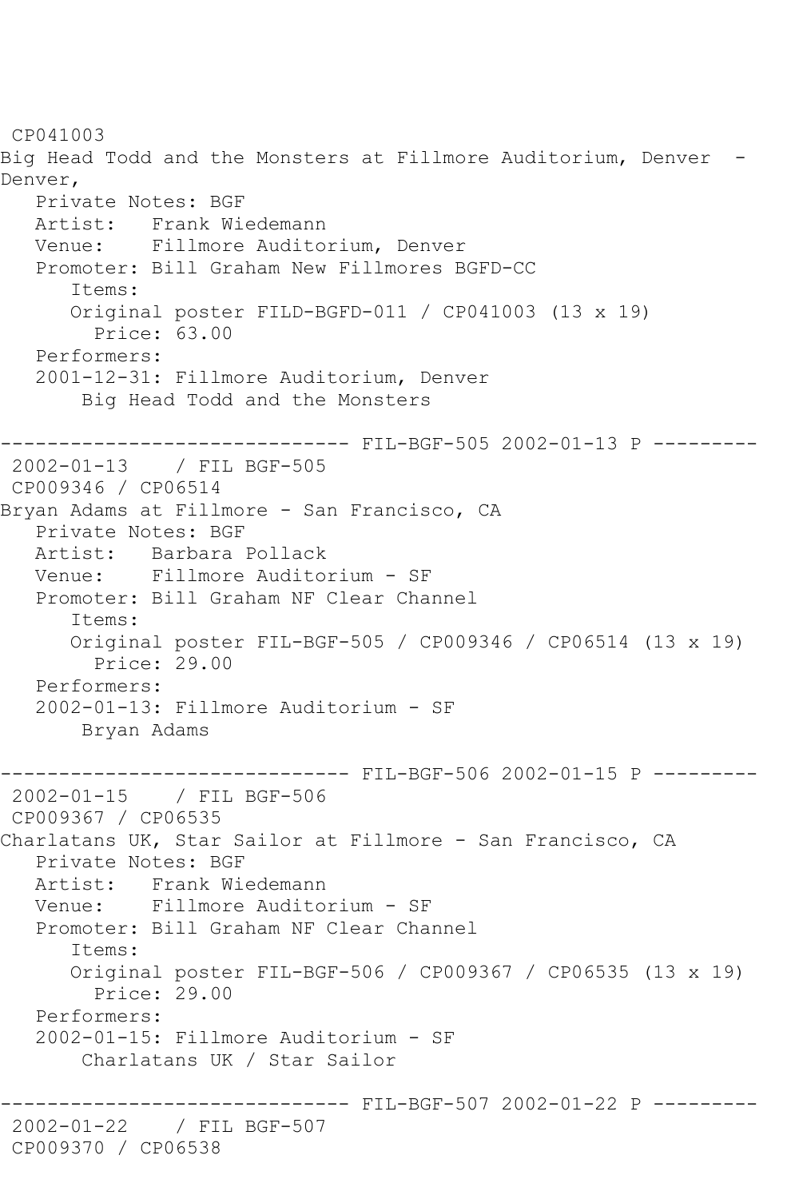CP041003
Big Head Todd and the Monsters at Fillmore Auditorium, Denver - Denver,

Private Notes: BGF
Artist: Frank Wiedemann
Venue: Fillmore Auditorium, Denver
Promoter: Bill Graham New Fillmores BGFD-CC
Items:
Original poster FILD-BGFD-011 / CP041003 (13 x 19)
Price: 63.00
Performers:
2001-12-31: Fillmore Auditorium, Denver
Big Head Todd and the Monsters

------------------------------ FIL-BGF-505 2002-01-13 P ---------

2002-01-13 / FIL BGF-505
CP009346 / CP06514
Bryan Adams at Fillmore - San Francisco, CA

Private Notes: BGF
Artist: Barbara Pollack
Venue: Fillmore Auditorium - SF
Promoter: Bill Graham NF Clear Channel
Items:
Original poster FIL-BGF-505 / CP009346 / CP06514 (13 x 19)
Price: 29.00
Performers:
2002-01-13: Fillmore Auditorium - SF
Bryan Adams

------------------------------ FIL-BGF-506 2002-01-15 P ---------

2002-01-15 / FIL BGF-506
CP009367 / CP06535
Charlatans UK, Star Sailor at Fillmore - San Francisco, CA

Private Notes: BGF
Artist: Frank Wiedemann
Venue: Fillmore Auditorium - SF
Promoter: Bill Graham NF Clear Channel
Items:
Original poster FIL-BGF-506 / CP009367 / CP06535 (13 x 19)
Price: 29.00
Performers:
2002-01-15: Fillmore Auditorium - SF
Charlatans UK / Star Sailor

------------------------------ FIL-BGF-507 2002-01-22 P ---------

2002-01-22 / FIL BGF-507
CP009370 / CP06538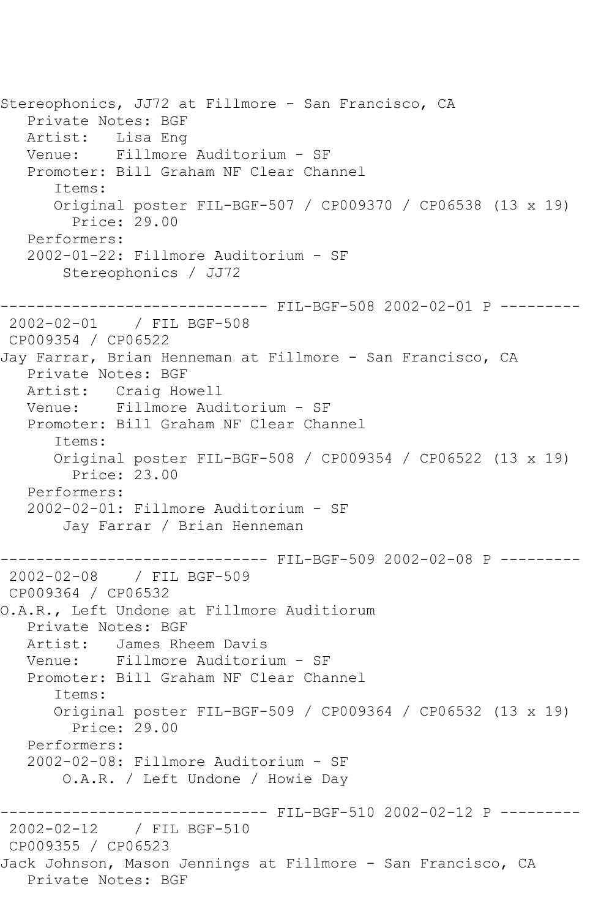Stereophonics, JJ72 at Fillmore - San Francisco, CA
   Private Notes: BGF
   Artist:   Lisa Eng
   Venue:    Fillmore Auditorium - SF
   Promoter: Bill Graham NF Clear Channel
      Items:
      Original poster FIL-BGF-507 / CP009370 / CP06538 (13 x 19)
        Price: 29.00
   Performers:
   2002-01-22: Fillmore Auditorium - SF
       Stereophonics / JJ72

------------------------------ FIL-BGF-508 2002-02-01 P ---------
 2002-02-01    / FIL BGF-508
 CP009354 / CP06522
Jay Farrar, Brian Henneman at Fillmore - San Francisco, CA
   Private Notes: BGF
   Artist:   Craig Howell
   Venue:    Fillmore Auditorium - SF
   Promoter: Bill Graham NF Clear Channel
      Items:
      Original poster FIL-BGF-508 / CP009354 / CP06522 (13 x 19)
        Price: 23.00
   Performers:
   2002-02-01: Fillmore Auditorium - SF
       Jay Farrar / Brian Henneman

------------------------------ FIL-BGF-509 2002-02-08 P ---------
 2002-02-08    / FIL BGF-509
 CP009364 / CP06532
O.A.R., Left Undone at Fillmore Auditiorum
   Private Notes: BGF
   Artist:   James Rheem Davis
   Venue:    Fillmore Auditorium - SF
   Promoter: Bill Graham NF Clear Channel
      Items:
      Original poster FIL-BGF-509 / CP009364 / CP06532 (13 x 19)
        Price: 29.00
   Performers:
   2002-02-08: Fillmore Auditorium - SF
       O.A.R. / Left Undone / Howie Day

------------------------------ FIL-BGF-510 2002-02-12 P ---------
 2002-02-12    / FIL BGF-510
 CP009355 / CP06523
Jack Johnson, Mason Jennings at Fillmore - San Francisco, CA
   Private Notes: BGF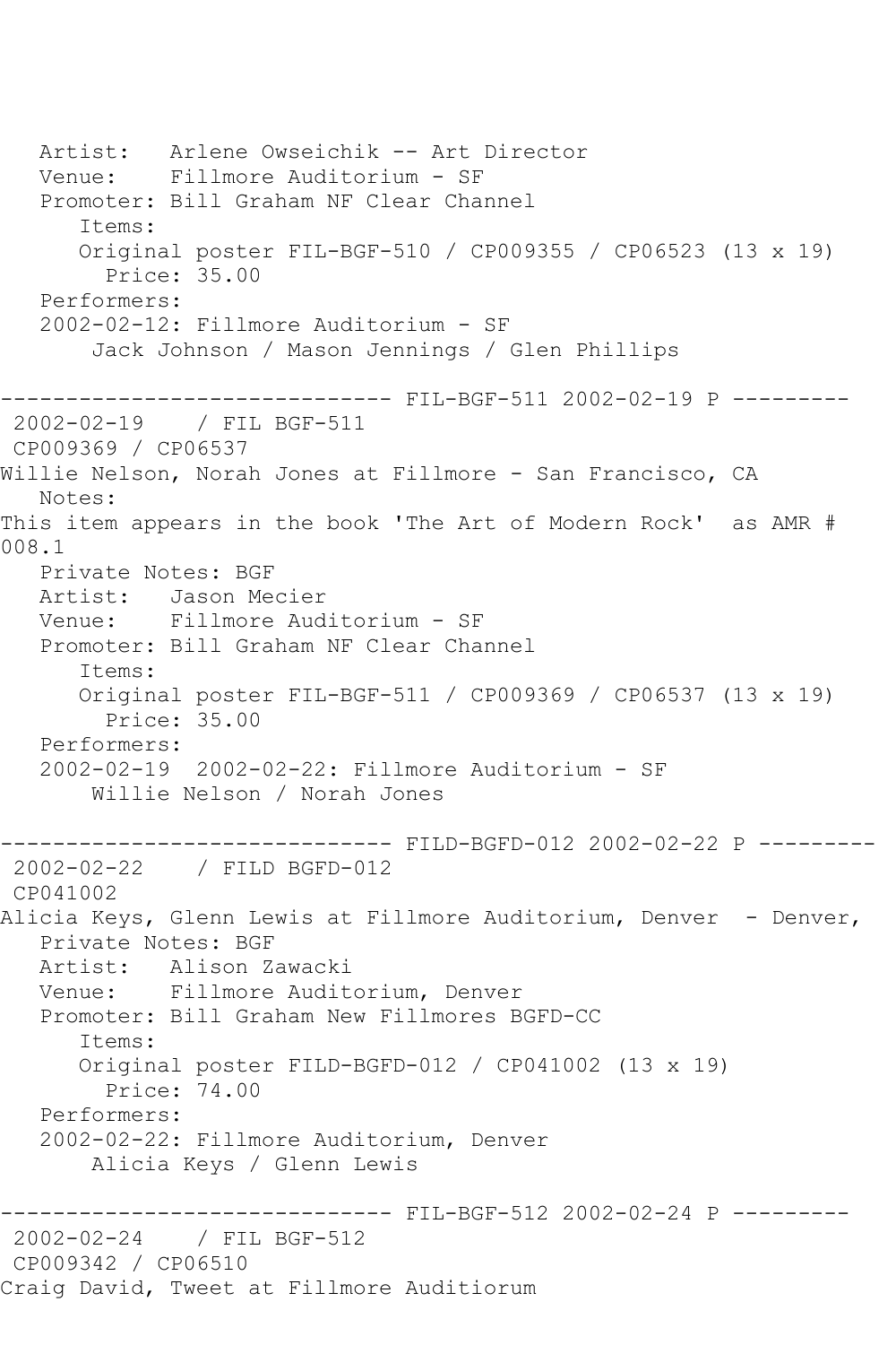```
   Artist:   Arlene Owseichik -- Art Director
   Venue:    Fillmore Auditorium - SF
   Promoter: Bill Graham NF Clear Channel
      Items:
      Original poster FIL-BGF-510 / CP009355 / CP06523 (13 x 19)
        Price: 35.00
   Performers:
   2002-02-12: Fillmore Auditorium - SF
       Jack Johnson / Mason Jennings / Glen Phillips

------------------------------ FIL-BGF-511 2002-02-19 P ---------
 2002-02-19    / FIL BGF-511
 CP009369 / CP06537
Willie Nelson, Norah Jones at Fillmore - San Francisco, CA
   Notes:
This item appears in the book 'The Art of Modern Rock'  as AMR #
008.1
   Private Notes: BGF
   Artist:   Jason Mecier
   Venue:    Fillmore Auditorium - SF
   Promoter: Bill Graham NF Clear Channel
      Items:
      Original poster FIL-BGF-511 / CP009369 / CP06537 (13 x 19)
        Price: 35.00
   Performers:
   2002-02-19  2002-02-22: Fillmore Auditorium - SF
       Willie Nelson / Norah Jones

------------------------------ FILD-BGFD-012 2002-02-22 P ---------
 2002-02-22    / FILD BGFD-012
 CP041002
Alicia Keys, Glenn Lewis at Fillmore Auditorium, Denver  - Denver,
   Private Notes: BGF
   Artist:   Alison Zawacki
   Venue:    Fillmore Auditorium, Denver
   Promoter: Bill Graham New Fillmores BGFD-CC
      Items:
      Original poster FILD-BGFD-012 / CP041002 (13 x 19)
        Price: 74.00
   Performers:
   2002-02-22: Fillmore Auditorium, Denver
       Alicia Keys / Glenn Lewis

------------------------------ FIL-BGF-512 2002-02-24 P ---------
 2002-02-24    / FIL BGF-512
 CP009342 / CP06510
Craig David, Tweet at Fillmore Auditiorum
```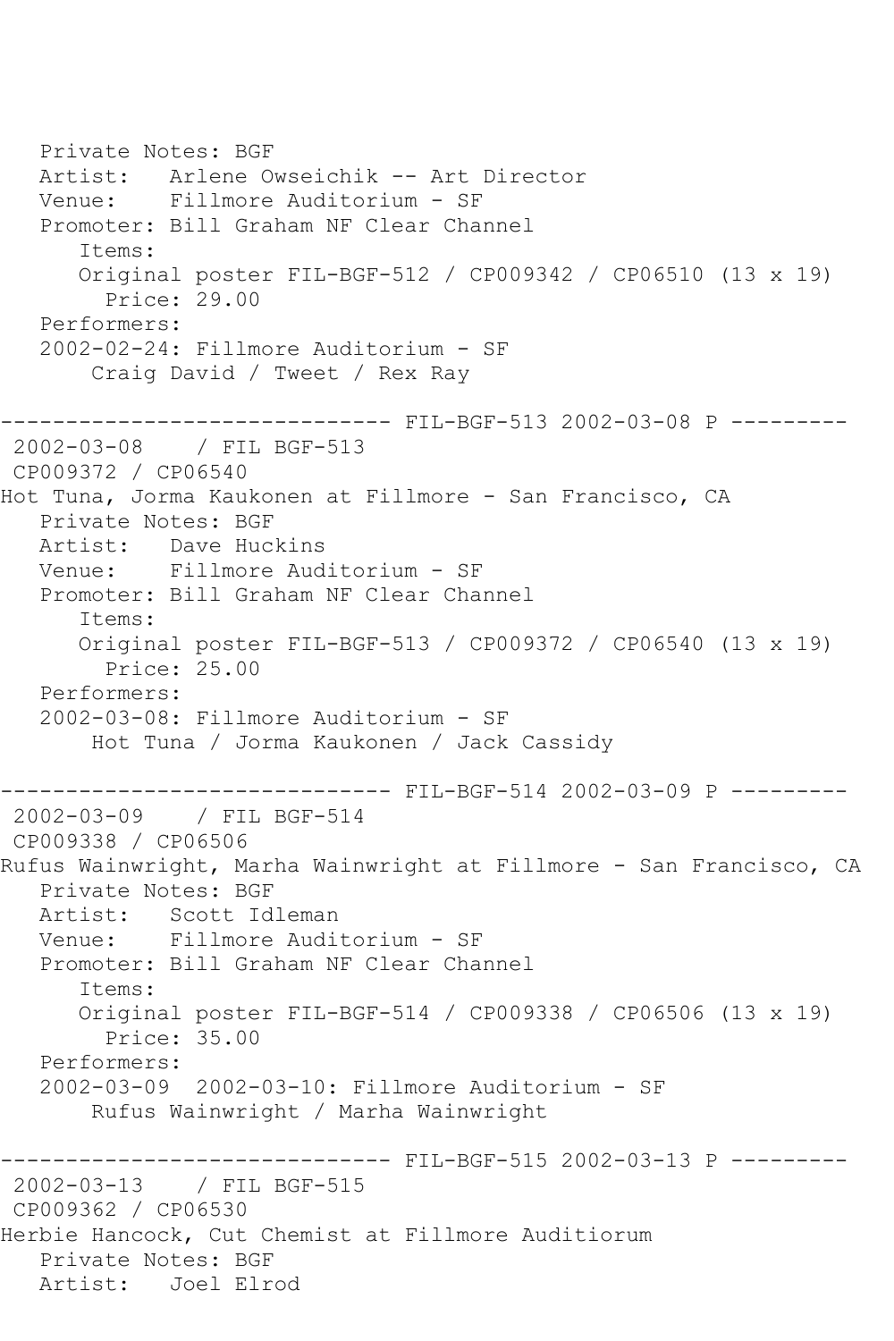```
   Private Notes: BGF
   Artist:   Arlene Owseichik -- Art Director
   Venue:    Fillmore Auditorium - SF
   Promoter: Bill Graham NF Clear Channel
      Items:
      Original poster FIL-BGF-512 / CP009342 / CP06510 (13 x 19)
        Price: 29.00
   Performers:
   2002-02-24: Fillmore Auditorium - SF
       Craig David / Tweet / Rex Ray

------------------------------ FIL-BGF-513 2002-03-08 P ---------
 2002-03-08    / FIL BGF-513
 CP009372 / CP06540
Hot Tuna, Jorma Kaukonen at Fillmore - San Francisco, CA
   Private Notes: BGF
   Artist:   Dave Huckins
   Venue:    Fillmore Auditorium - SF
   Promoter: Bill Graham NF Clear Channel
      Items:
      Original poster FIL-BGF-513 / CP009372 / CP06540 (13 x 19)
        Price: 25.00
   Performers:
   2002-03-08: Fillmore Auditorium - SF
       Hot Tuna / Jorma Kaukonen / Jack Cassidy

------------------------------ FIL-BGF-514 2002-03-09 P ---------
 2002-03-09    / FIL BGF-514
 CP009338 / CP06506
Rufus Wainwright, Marha Wainwright at Fillmore - San Francisco, CA
   Private Notes: BGF
   Artist:   Scott Idleman
   Venue:    Fillmore Auditorium - SF
   Promoter: Bill Graham NF Clear Channel
      Items:
      Original poster FIL-BGF-514 / CP009338 / CP06506 (13 x 19)
        Price: 35.00
   Performers:
   2002-03-09  2002-03-10: Fillmore Auditorium - SF
       Rufus Wainwright / Marha Wainwright

------------------------------ FIL-BGF-515 2002-03-13 P ---------
 2002-03-13    / FIL BGF-515
 CP009362 / CP06530
Herbie Hancock, Cut Chemist at Fillmore Auditiorum
   Private Notes: BGF
   Artist:   Joel Elrod
```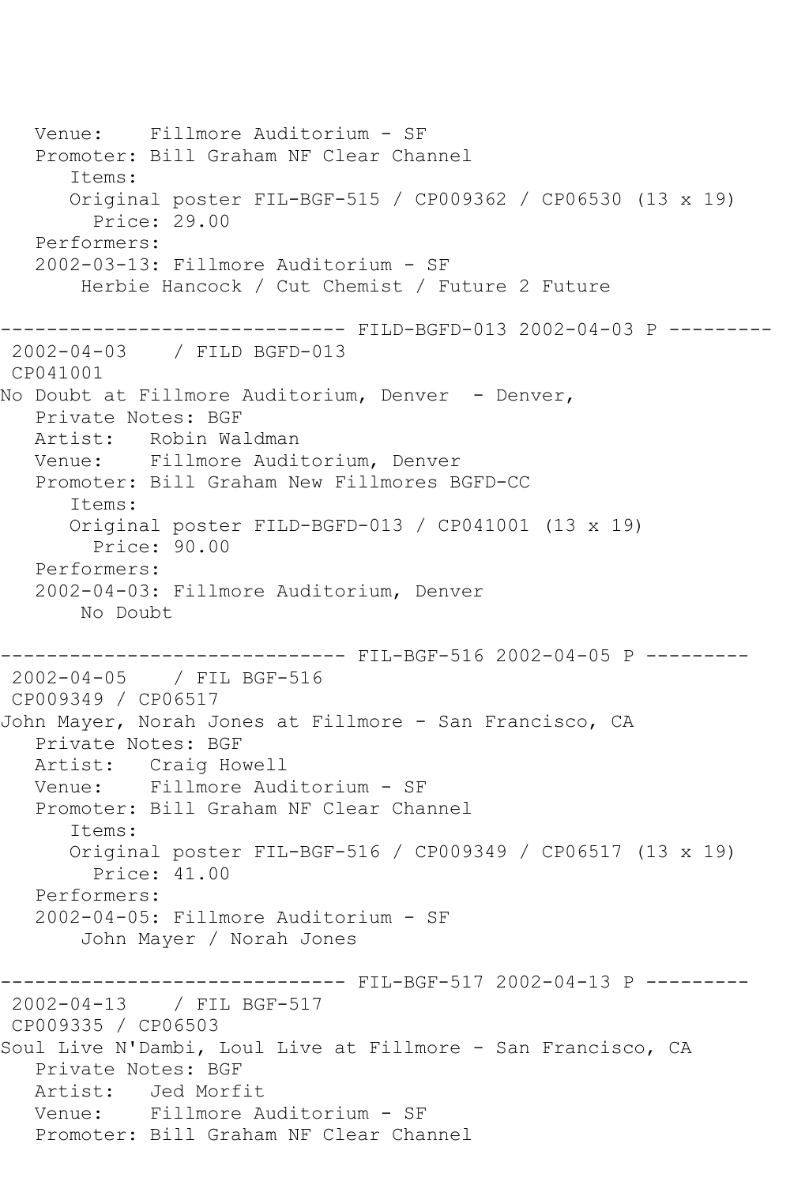```
   Venue:    Fillmore Auditorium - SF
   Promoter: Bill Graham NF Clear Channel
      Items:
      Original poster FIL-BGF-515 / CP009362 / CP06530 (13 x 19)
        Price: 29.00
   Performers:
   2002-03-13: Fillmore Auditorium - SF
       Herbie Hancock / Cut Chemist / Future 2 Future

------------------------------ FILD-BGFD-013 2002-04-03 P ---------
 2002-04-03    / FILD BGFD-013
 CP041001
No Doubt at Fillmore Auditorium, Denver  - Denver,
   Private Notes: BGF
   Artist:   Robin Waldman
   Venue:    Fillmore Auditorium, Denver
   Promoter: Bill Graham New Fillmores BGFD-CC
      Items:
      Original poster FILD-BGFD-013 / CP041001 (13 x 19)
        Price: 90.00
   Performers:
   2002-04-03: Fillmore Auditorium, Denver
       No Doubt

------------------------------ FIL-BGF-516 2002-04-05 P ---------
 2002-04-05    / FIL BGF-516
 CP009349 / CP06517
John Mayer, Norah Jones at Fillmore - San Francisco, CA
   Private Notes: BGF
   Artist:   Craig Howell
   Venue:    Fillmore Auditorium - SF
   Promoter: Bill Graham NF Clear Channel
      Items:
      Original poster FIL-BGF-516 / CP009349 / CP06517 (13 x 19)
        Price: 41.00
   Performers:
   2002-04-05: Fillmore Auditorium - SF
       John Mayer / Norah Jones

------------------------------ FIL-BGF-517 2002-04-13 P ---------
 2002-04-13    / FIL BGF-517
 CP009335 / CP06503
Soul Live N'Dambi, Loul Live at Fillmore - San Francisco, CA
   Private Notes: BGF
   Artist:   Jed Morfit
   Venue:    Fillmore Auditorium - SF
   Promoter: Bill Graham NF Clear Channel
```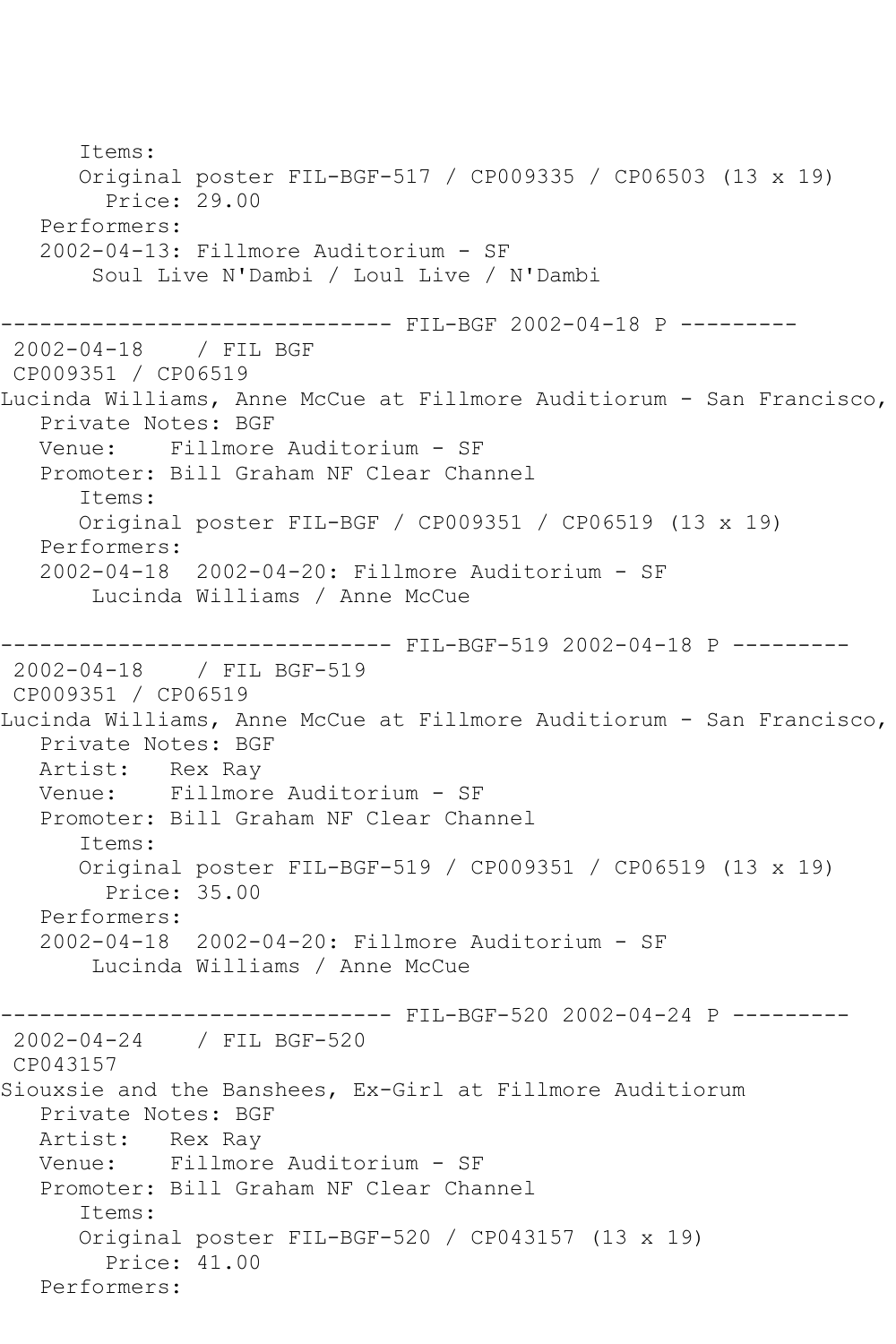```
      Items:
      Original poster FIL-BGF-517 / CP009335 / CP06503 (13 x 19)
        Price: 29.00
   Performers:
   2002-04-13: Fillmore Auditorium - SF
       Soul Live N'Dambi / Loul Live / N'Dambi

------------------------------ FIL-BGF 2002-04-18 P ---------
 2002-04-18    / FIL BGF
 CP009351 / CP06519
Lucinda Williams, Anne McCue at Fillmore Auditiorum - San Francisco,
   Private Notes: BGF
   Venue:    Fillmore Auditorium - SF
   Promoter: Bill Graham NF Clear Channel
      Items:
      Original poster FIL-BGF / CP009351 / CP06519 (13 x 19)
   Performers:
   2002-04-18  2002-04-20: Fillmore Auditorium - SF
       Lucinda Williams / Anne McCue

------------------------------ FIL-BGF-519 2002-04-18 P ---------
 2002-04-18    / FIL BGF-519
 CP009351 / CP06519
Lucinda Williams, Anne McCue at Fillmore Auditiorum - San Francisco,
   Private Notes: BGF
   Artist:   Rex Ray
   Venue:    Fillmore Auditorium - SF
   Promoter: Bill Graham NF Clear Channel
      Items:
      Original poster FIL-BGF-519 / CP009351 / CP06519 (13 x 19)
        Price: 35.00
   Performers:
   2002-04-18  2002-04-20: Fillmore Auditorium - SF
       Lucinda Williams / Anne McCue

------------------------------ FIL-BGF-520 2002-04-24 P ---------
 2002-04-24    / FIL BGF-520
 CP043157
Siouxsie and the Banshees, Ex-Girl at Fillmore Auditiorum
   Private Notes: BGF
   Artist:   Rex Ray
   Venue:    Fillmore Auditorium - SF
   Promoter: Bill Graham NF Clear Channel
      Items:
      Original poster FIL-BGF-520 / CP043157 (13 x 19)
        Price: 41.00
   Performers:
```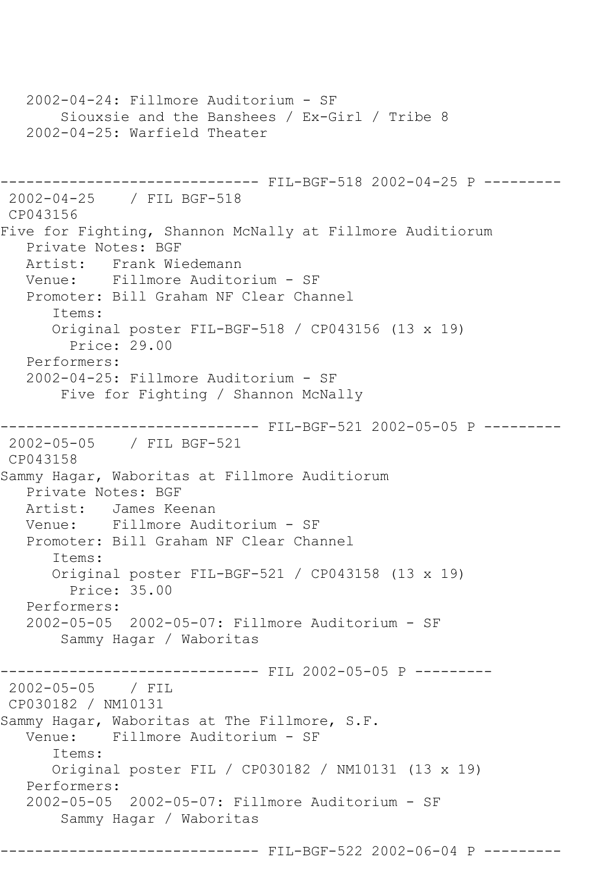```
   2002-04-24: Fillmore Auditorium - SF
       Siouxsie and the Banshees / Ex-Girl / Tribe 8
   2002-04-25: Warfield Theater


------------------------------ FIL-BGF-518 2002-04-25 P ---------
 2002-04-25    / FIL BGF-518
 CP043156
Five for Fighting, Shannon McNally at Fillmore Auditiorum
   Private Notes: BGF
   Artist:   Frank Wiedemann
   Venue:    Fillmore Auditorium - SF
   Promoter: Bill Graham NF Clear Channel
      Items:
      Original poster FIL-BGF-518 / CP043156 (13 x 19)
        Price: 29.00
   Performers:
   2002-04-25: Fillmore Auditorium - SF
       Five for Fighting / Shannon McNally

------------------------------ FIL-BGF-521 2002-05-05 P ---------
 2002-05-05    / FIL BGF-521
 CP043158
Sammy Hagar, Waboritas at Fillmore Auditiorum
   Private Notes: BGF
   Artist:   James Keenan
   Venue:    Fillmore Auditorium - SF
   Promoter: Bill Graham NF Clear Channel
      Items:
      Original poster FIL-BGF-521 / CP043158 (13 x 19)
        Price: 35.00
   Performers:
   2002-05-05  2002-05-07: Fillmore Auditorium - SF
       Sammy Hagar / Waboritas

------------------------------ FIL 2002-05-05 P ---------
 2002-05-05    / FIL
 CP030182 / NM10131
Sammy Hagar, Waboritas at The Fillmore, S.F.
   Venue:    Fillmore Auditorium - SF
      Items:
      Original poster FIL / CP030182 / NM10131 (13 x 19)
   Performers:
   2002-05-05  2002-05-07: Fillmore Auditorium - SF
       Sammy Hagar / Waboritas

------------------------------ FIL-BGF-522 2002-06-04 P ---------
```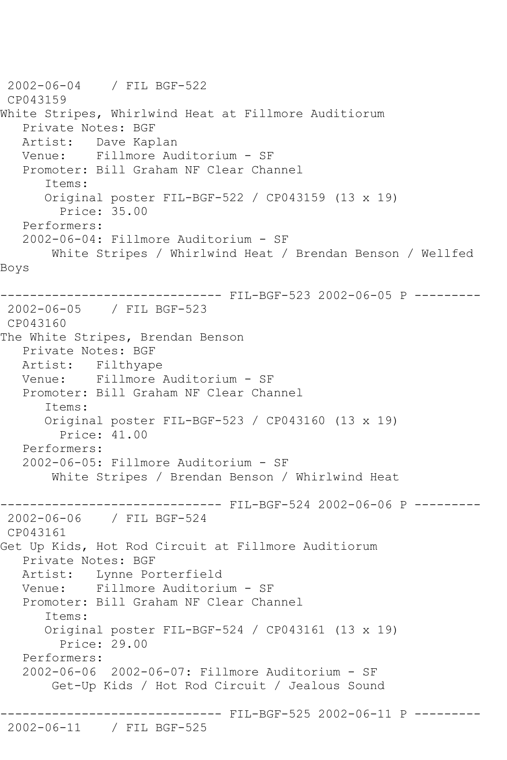2002-06-04    / FIL BGF-522
CP043159
White Stripes, Whirlwind Heat at Fillmore Auditiorum
   Private Notes: BGF
   Artist:   Dave Kaplan
   Venue:    Fillmore Auditorium - SF
   Promoter: Bill Graham NF Clear Channel
      Items:
      Original poster FIL-BGF-522 / CP043159 (13 x 19)
        Price: 35.00
   Performers:
   2002-06-04: Fillmore Auditorium - SF
       White Stripes / Whirlwind Heat / Brendan Benson / Wellfed Boys

------------------------------ FIL-BGF-523 2002-06-05 P ---------
2002-06-05    / FIL BGF-523
CP043160
The White Stripes, Brendan Benson
   Private Notes: BGF
   Artist:   Filthyape
   Venue:    Fillmore Auditorium - SF
   Promoter: Bill Graham NF Clear Channel
      Items:
      Original poster FIL-BGF-523 / CP043160 (13 x 19)
        Price: 41.00
   Performers:
   2002-06-05: Fillmore Auditorium - SF
       White Stripes / Brendan Benson / Whirlwind Heat

------------------------------ FIL-BGF-524 2002-06-06 P ---------
2002-06-06    / FIL BGF-524
CP043161
Get Up Kids, Hot Rod Circuit at Fillmore Auditiorum
   Private Notes: BGF
   Artist:   Lynne Porterfield
   Venue:    Fillmore Auditorium - SF
   Promoter: Bill Graham NF Clear Channel
      Items:
      Original poster FIL-BGF-524 / CP043161 (13 x 19)
        Price: 29.00
   Performers:
   2002-06-06  2002-06-07: Fillmore Auditorium - SF
       Get-Up Kids / Hot Rod Circuit / Jealous Sound

------------------------------ FIL-BGF-525 2002-06-11 P ---------
2002-06-11    / FIL BGF-525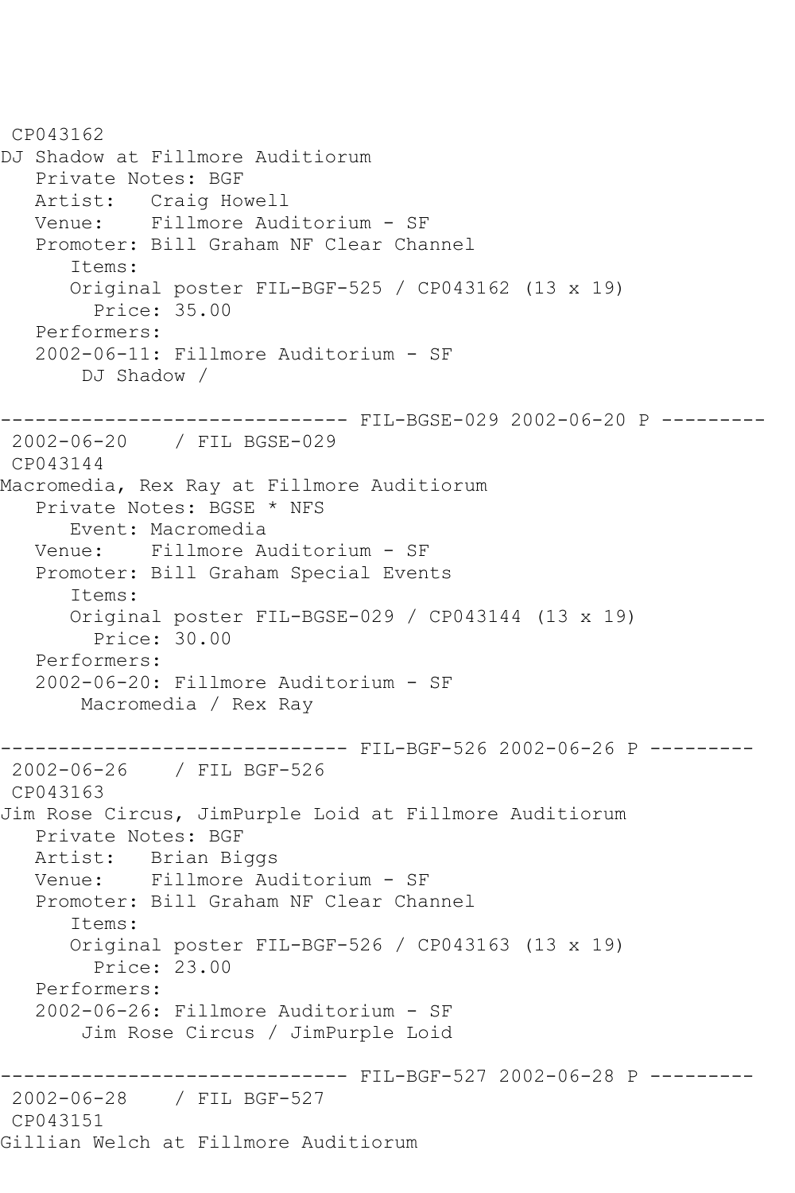```
 CP043162
DJ Shadow at Fillmore Auditiorum
   Private Notes: BGF
   Artist:   Craig Howell
   Venue:    Fillmore Auditorium - SF
   Promoter: Bill Graham NF Clear Channel
      Items:
      Original poster FIL-BGF-525 / CP043162 (13 x 19)
        Price: 35.00
   Performers:
   2002-06-11: Fillmore Auditorium - SF
       DJ Shadow /

------------------------------ FIL-BGSE-029 2002-06-20 P ---------
 2002-06-20    / FIL BGSE-029
 CP043144
Macromedia, Rex Ray at Fillmore Auditiorum
   Private Notes: BGSE * NFS
      Event: Macromedia
   Venue:    Fillmore Auditorium - SF
   Promoter: Bill Graham Special Events
      Items:
      Original poster FIL-BGSE-029 / CP043144 (13 x 19)
        Price: 30.00
   Performers:
   2002-06-20: Fillmore Auditorium - SF
       Macromedia / Rex Ray

------------------------------ FIL-BGF-526 2002-06-26 P ---------
 2002-06-26    / FIL BGF-526
 CP043163
Jim Rose Circus, JimPurple Loid at Fillmore Auditiorum
   Private Notes: BGF
   Artist:   Brian Biggs
   Venue:    Fillmore Auditorium - SF
   Promoter: Bill Graham NF Clear Channel
      Items:
      Original poster FIL-BGF-526 / CP043163 (13 x 19)
        Price: 23.00
   Performers:
   2002-06-26: Fillmore Auditorium - SF
       Jim Rose Circus / JimPurple Loid

------------------------------ FIL-BGF-527 2002-06-28 P ---------
 2002-06-28    / FIL BGF-527
 CP043151
Gillian Welch at Fillmore Auditiorum
```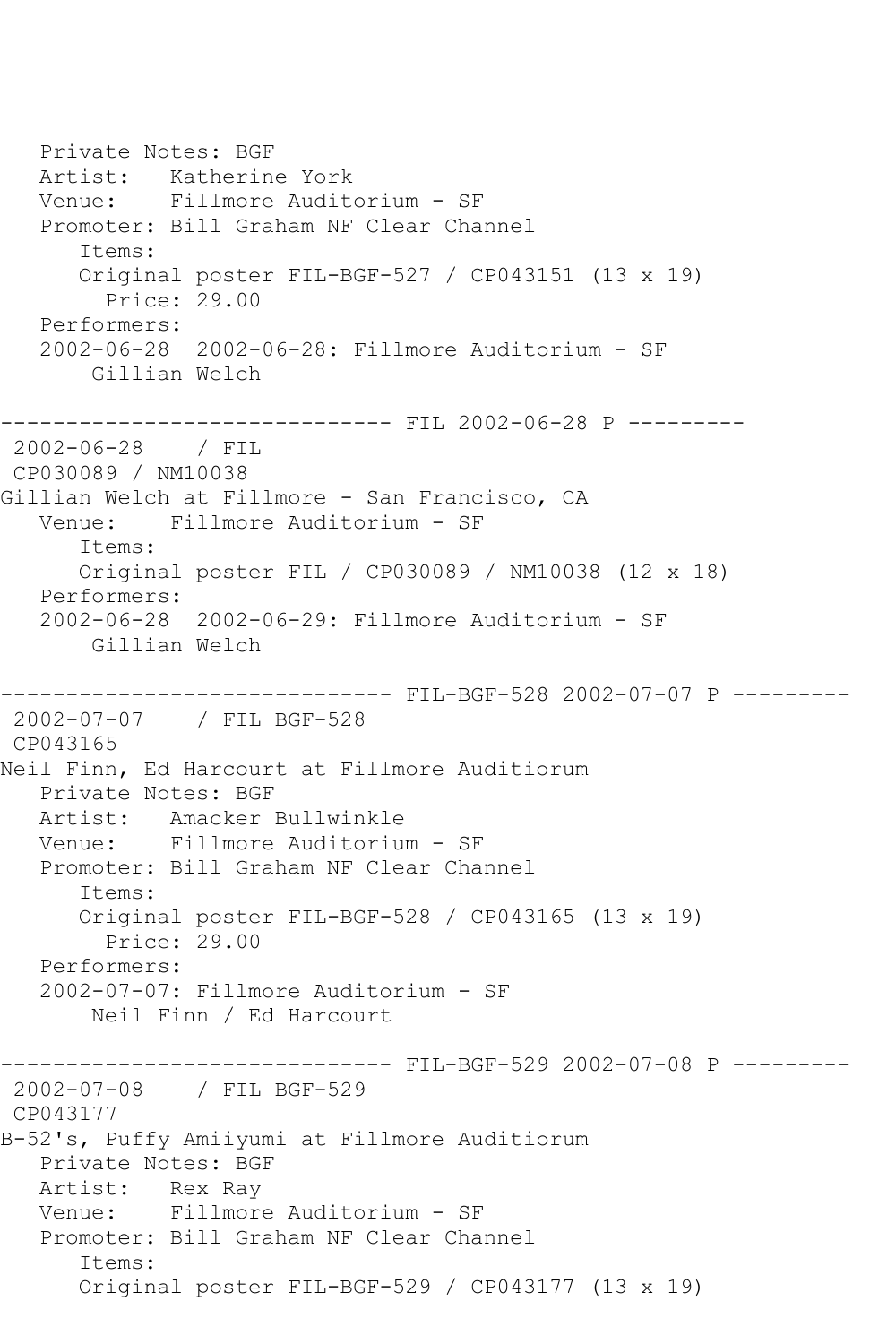```
   Private Notes: BGF
   Artist:   Katherine York
   Venue:    Fillmore Auditorium - SF
   Promoter: Bill Graham NF Clear Channel
      Items:
      Original poster FIL-BGF-527 / CP043151 (13 x 19)
        Price: 29.00
   Performers:
   2002-06-28  2002-06-28: Fillmore Auditorium - SF
       Gillian Welch

------------------------------ FIL 2002-06-28 P ---------
 2002-06-28    / FIL
 CP030089 / NM10038
Gillian Welch at Fillmore - San Francisco, CA
   Venue:    Fillmore Auditorium - SF
      Items:
      Original poster FIL / CP030089 / NM10038 (12 x 18)
   Performers:
   2002-06-28  2002-06-29: Fillmore Auditorium - SF
       Gillian Welch

------------------------------ FIL-BGF-528 2002-07-07 P ---------
 2002-07-07    / FIL BGF-528
 CP043165
Neil Finn, Ed Harcourt at Fillmore Auditiorum
   Private Notes: BGF
   Artist:   Amacker Bullwinkle
   Venue:    Fillmore Auditorium - SF
   Promoter: Bill Graham NF Clear Channel
      Items:
      Original poster FIL-BGF-528 / CP043165 (13 x 19)
        Price: 29.00
   Performers:
   2002-07-07: Fillmore Auditorium - SF
       Neil Finn / Ed Harcourt

------------------------------ FIL-BGF-529 2002-07-08 P ---------
 2002-07-08    / FIL BGF-529
 CP043177
B-52's, Puffy Amiiyumi at Fillmore Auditiorum
   Private Notes: BGF
   Artist:   Rex Ray
   Venue:    Fillmore Auditorium - SF
   Promoter: Bill Graham NF Clear Channel
      Items:
      Original poster FIL-BGF-529 / CP043177 (13 x 19)
```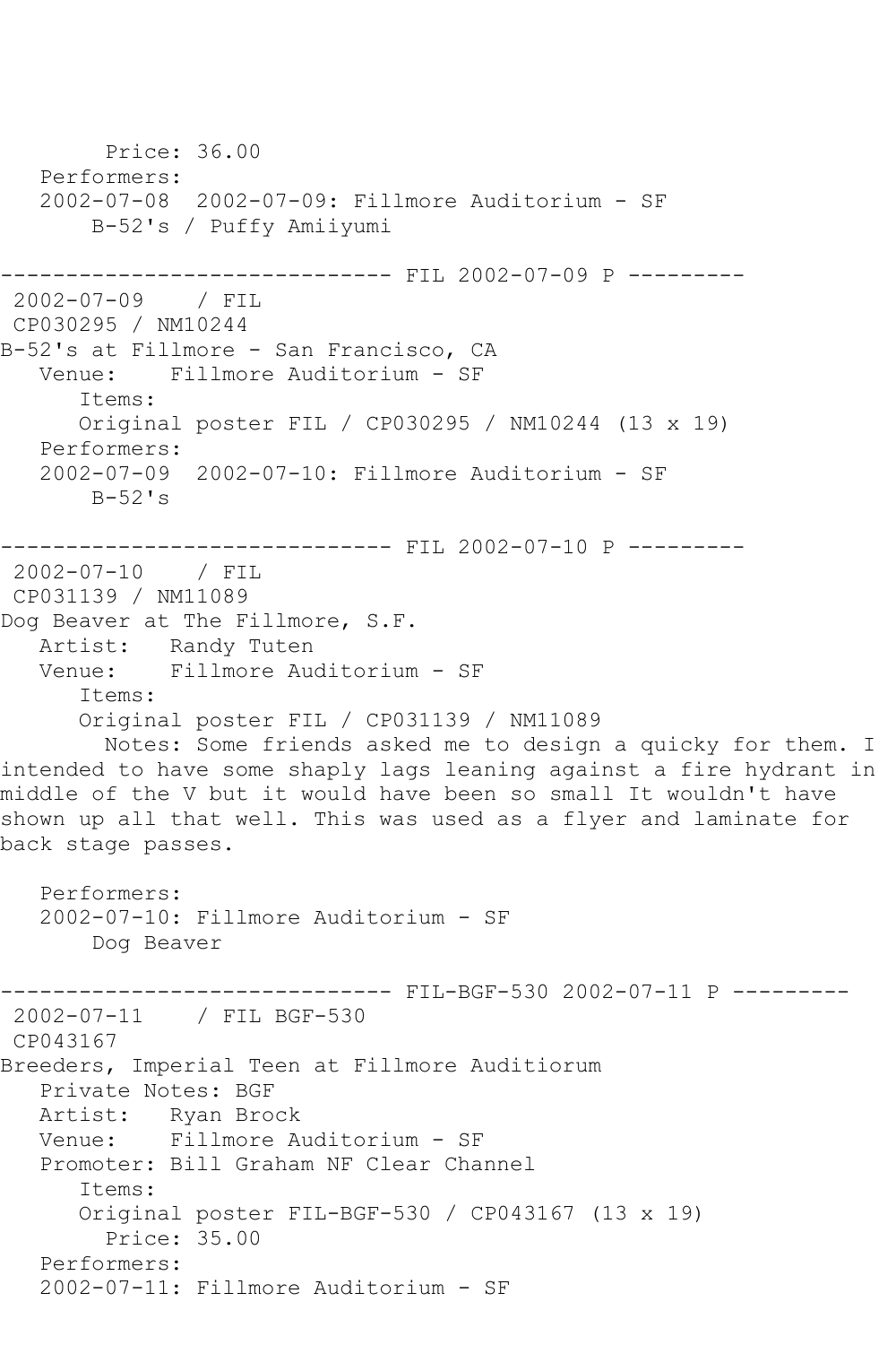```
        Price: 36.00
   Performers:
   2002-07-08  2002-07-09: Fillmore Auditorium - SF
       B-52's / Puffy Amiiyumi

------------------------------ FIL 2002-07-09 P ---------
 2002-07-09    / FIL
 CP030295 / NM10244
B-52's at Fillmore - San Francisco, CA
   Venue:    Fillmore Auditorium - SF
      Items:
      Original poster FIL / CP030295 / NM10244 (13 x 19)
   Performers:
   2002-07-09  2002-07-10: Fillmore Auditorium - SF
       B-52's

------------------------------ FIL 2002-07-10 P ---------
 2002-07-10    / FIL
 CP031139 / NM11089
Dog Beaver at The Fillmore, S.F.
   Artist:   Randy Tuten
   Venue:    Fillmore Auditorium - SF
      Items:
      Original poster FIL / CP031139 / NM11089
        Notes: Some friends asked me to design a quicky for them. I
intended to have some shaply lags leaning against a fire hydrant in
middle of the V but it would have been so small It wouldn't have
shown up all that well. This was used as a flyer and laminate for
back stage passes.

   Performers:
   2002-07-10: Fillmore Auditorium - SF
       Dog Beaver

------------------------------ FIL-BGF-530 2002-07-11 P ---------
 2002-07-11    / FIL BGF-530
 CP043167
Breeders, Imperial Teen at Fillmore Auditiorum
   Private Notes: BGF
   Artist:   Ryan Brock
   Venue:    Fillmore Auditorium - SF
   Promoter: Bill Graham NF Clear Channel
      Items:
      Original poster FIL-BGF-530 / CP043167 (13 x 19)
        Price: 35.00
   Performers:
   2002-07-11: Fillmore Auditorium - SF
```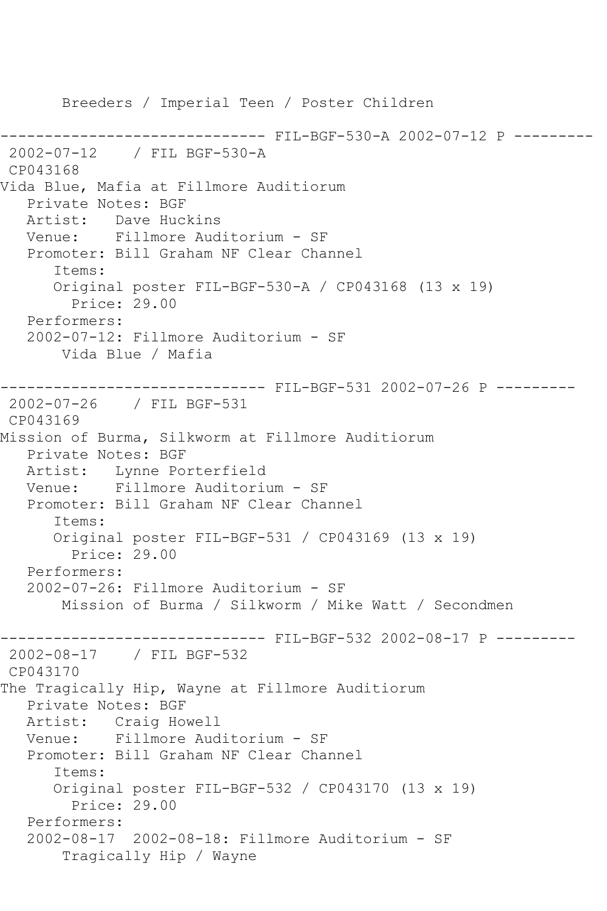```
       Breeders / Imperial Teen / Poster Children

------------------------------ FIL-BGF-530-A 2002-07-12 P ---------
 2002-07-12    / FIL BGF-530-A
 CP043168
Vida Blue, Mafia at Fillmore Auditiorum
   Private Notes: BGF
   Artist:   Dave Huckins
   Venue:    Fillmore Auditorium - SF
   Promoter: Bill Graham NF Clear Channel
      Items:
      Original poster FIL-BGF-530-A / CP043168 (13 x 19)
        Price: 29.00
   Performers:
   2002-07-12: Fillmore Auditorium - SF
       Vida Blue / Mafia

------------------------------ FIL-BGF-531 2002-07-26 P ---------
 2002-07-26    / FIL BGF-531
 CP043169
Mission of Burma, Silkworm at Fillmore Auditiorum
   Private Notes: BGF
   Artist:   Lynne Porterfield
   Venue:    Fillmore Auditorium - SF
   Promoter: Bill Graham NF Clear Channel
      Items:
      Original poster FIL-BGF-531 / CP043169 (13 x 19)
        Price: 29.00
   Performers:
   2002-07-26: Fillmore Auditorium - SF
       Mission of Burma / Silkworm / Mike Watt / Secondmen

------------------------------ FIL-BGF-532 2002-08-17 P ---------
 2002-08-17    / FIL BGF-532
 CP043170
The Tragically Hip, Wayne at Fillmore Auditiorum
   Private Notes: BGF
   Artist:   Craig Howell
   Venue:    Fillmore Auditorium - SF
   Promoter: Bill Graham NF Clear Channel
      Items:
      Original poster FIL-BGF-532 / CP043170 (13 x 19)
        Price: 29.00
   Performers:
   2002-08-17  2002-08-18: Fillmore Auditorium - SF
       Tragically Hip / Wayne
```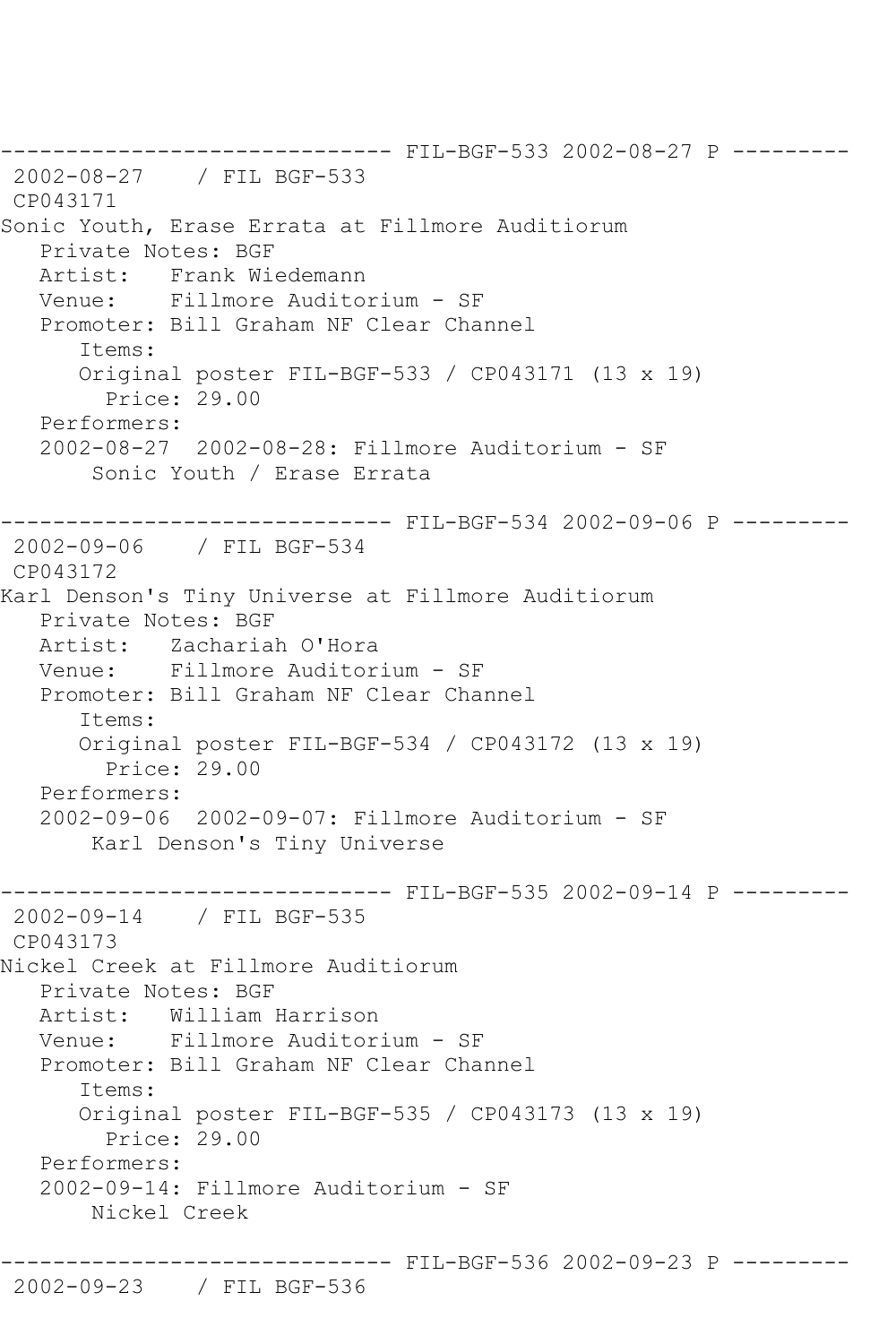------------------------------- FIL-BGF-533 2002-08-27 P ---------
2002-08-27    / FIL BGF-533
CP043171
Sonic Youth, Erase Errata at Fillmore Auditiorum
   Private Notes: BGF
   Artist:   Frank Wiedemann
   Venue:    Fillmore Auditorium - SF
   Promoter: Bill Graham NF Clear Channel
      Items:
      Original poster FIL-BGF-533 / CP043171 (13 x 19)
        Price: 29.00
   Performers:
   2002-08-27  2002-08-28: Fillmore Auditorium - SF
       Sonic Youth / Erase Errata

------------------------------- FIL-BGF-534 2002-09-06 P ---------
2002-09-06    / FIL BGF-534
CP043172
Karl Denson's Tiny Universe at Fillmore Auditiorum
   Private Notes: BGF
   Artist:   Zachariah O'Hora
   Venue:    Fillmore Auditorium - SF
   Promoter: Bill Graham NF Clear Channel
      Items:
      Original poster FIL-BGF-534 / CP043172 (13 x 19)
        Price: 29.00
   Performers:
   2002-09-06  2002-09-07: Fillmore Auditorium - SF
       Karl Denson's Tiny Universe

------------------------------- FIL-BGF-535 2002-09-14 P ---------
2002-09-14    / FIL BGF-535
CP043173
Nickel Creek at Fillmore Auditiorum
   Private Notes: BGF
   Artist:   William Harrison
   Venue:    Fillmore Auditorium - SF
   Promoter: Bill Graham NF Clear Channel
      Items:
      Original poster FIL-BGF-535 / CP043173 (13 x 19)
        Price: 29.00
   Performers:
   2002-09-14: Fillmore Auditorium - SF
       Nickel Creek

------------------------------- FIL-BGF-536 2002-09-23 P ---------
2002-09-23    / FIL BGF-536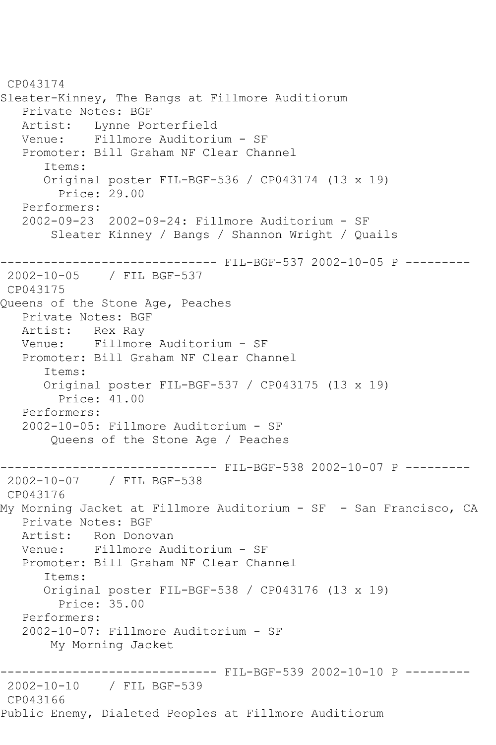CP043174
Sleater-Kinney, The Bangs at Fillmore Auditiorum
   Private Notes: BGF
   Artist:   Lynne Porterfield
   Venue:    Fillmore Auditorium - SF
   Promoter: Bill Graham NF Clear Channel
      Items:
      Original poster FIL-BGF-536 / CP043174 (13 x 19)
        Price: 29.00
   Performers:
   2002-09-23  2002-09-24: Fillmore Auditorium - SF
       Sleater Kinney / Bangs / Shannon Wright / Quails

------------------------------ FIL-BGF-537 2002-10-05 P ---------
 2002-10-05    / FIL BGF-537
 CP043175
Queens of the Stone Age, Peaches
   Private Notes: BGF
   Artist:   Rex Ray
   Venue:    Fillmore Auditorium - SF
   Promoter: Bill Graham NF Clear Channel
      Items:
      Original poster FIL-BGF-537 / CP043175 (13 x 19)
        Price: 41.00
   Performers:
   2002-10-05: Fillmore Auditorium - SF
       Queens of the Stone Age / Peaches

------------------------------ FIL-BGF-538 2002-10-07 P ---------
 2002-10-07    / FIL BGF-538
 CP043176
My Morning Jacket at Fillmore Auditorium - SF  - San Francisco, CA
   Private Notes: BGF
   Artist:   Ron Donovan
   Venue:    Fillmore Auditorium - SF
   Promoter: Bill Graham NF Clear Channel
      Items:
      Original poster FIL-BGF-538 / CP043176 (13 x 19)
        Price: 35.00
   Performers:
   2002-10-07: Fillmore Auditorium - SF
       My Morning Jacket

------------------------------ FIL-BGF-539 2002-10-10 P ---------
 2002-10-10    / FIL BGF-539
 CP043166
Public Enemy, Dialeted Peoples at Fillmore Auditiorum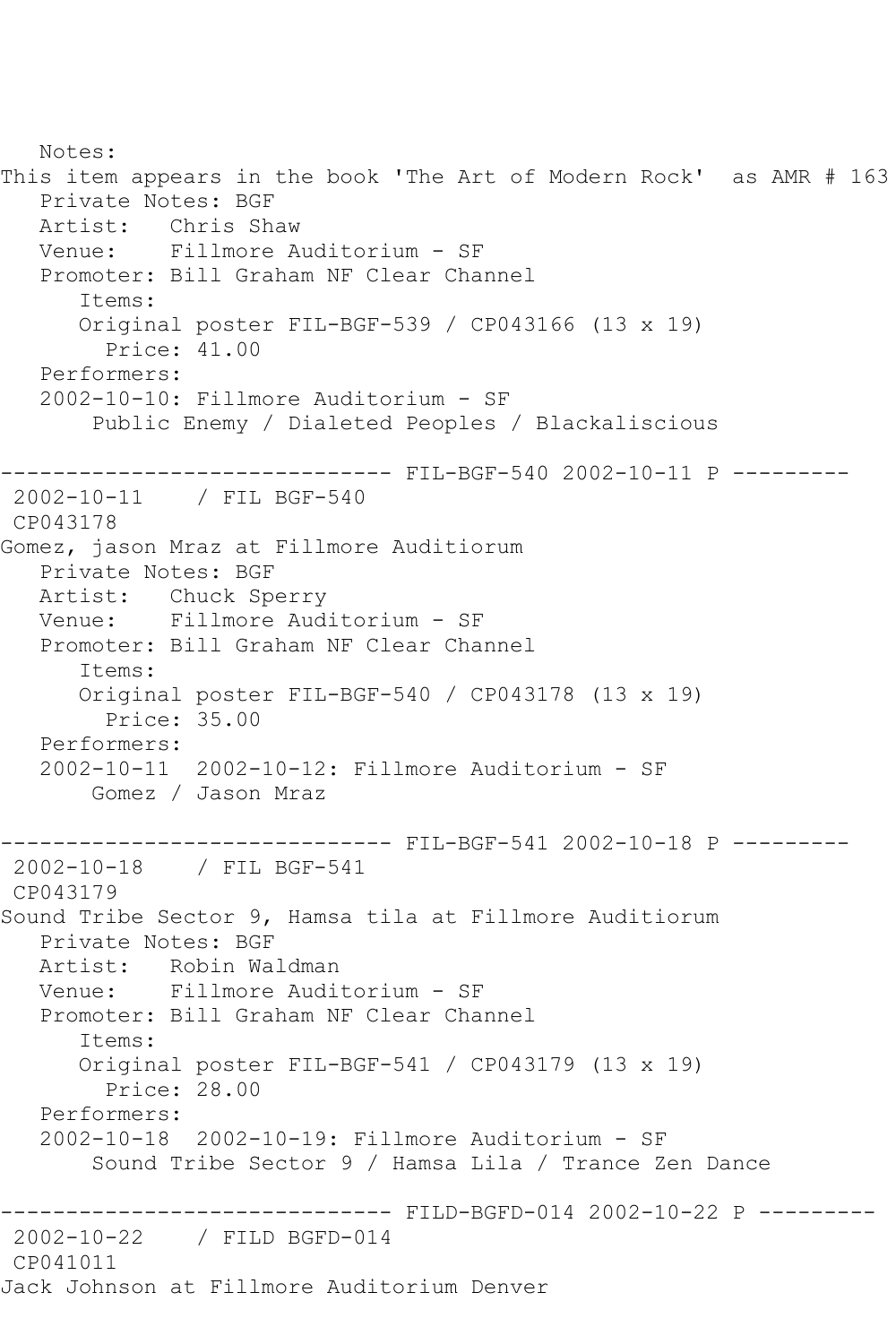Notes:
This item appears in the book 'The Art of Modern Rock' as AMR # 163
Private Notes: BGF
Artist: Chris Shaw
Venue: Fillmore Auditorium - SF
Promoter: Bill Graham NF Clear Channel
Items:
Original poster FIL-BGF-539 / CP043166 (13 x 19)
Price: 41.00
Performers:
2002-10-10: Fillmore Auditorium - SF
Public Enemy / Dialeted Peoples / Blackaliscious

------------------------------ FIL-BGF-540 2002-10-11 P ---------

2002-10-11 / FIL BGF-540
CP043178
Gomez, jason Mraz at Fillmore Auditiorum
Private Notes: BGF
Artist: Chuck Sperry
Venue: Fillmore Auditorium - SF
Promoter: Bill Graham NF Clear Channel
Items:
Original poster FIL-BGF-540 / CP043178 (13 x 19)
Price: 35.00
Performers:
2002-10-11 2002-10-12: Fillmore Auditorium - SF
Gomez / Jason Mraz

------------------------------ FIL-BGF-541 2002-10-18 P ---------

2002-10-18 / FIL BGF-541
CP043179
Sound Tribe Sector 9, Hamsa tila at Fillmore Auditiorum
Private Notes: BGF
Artist: Robin Waldman
Venue: Fillmore Auditorium - SF
Promoter: Bill Graham NF Clear Channel
Items:
Original poster FIL-BGF-541 / CP043179 (13 x 19)
Price: 28.00
Performers:
2002-10-18 2002-10-19: Fillmore Auditorium - SF
Sound Tribe Sector 9 / Hamsa Lila / Trance Zen Dance

------------------------------ FILD-BGFD-014 2002-10-22 P ---------

2002-10-22 / FILD BGFD-014
CP041011
Jack Johnson at Fillmore Auditorium Denver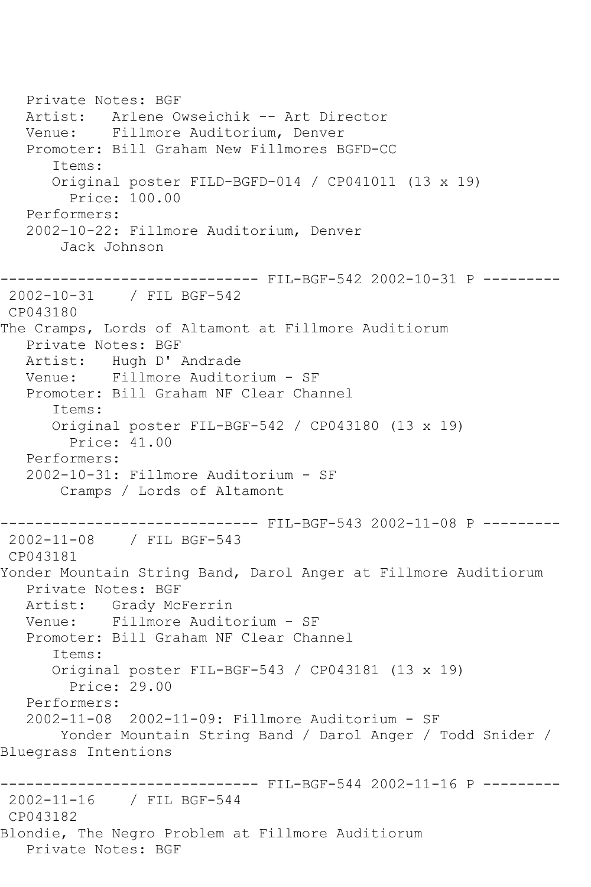```
   Private Notes: BGF
   Artist:   Arlene Owseichik -- Art Director
   Venue:    Fillmore Auditorium, Denver
   Promoter: Bill Graham New Fillmores BGFD-CC
      Items:
      Original poster FILD-BGFD-014 / CP041011 (13 x 19)
        Price: 100.00
   Performers:
   2002-10-22: Fillmore Auditorium, Denver
       Jack Johnson

------------------------------ FIL-BGF-542 2002-10-31 P ---------
 2002-10-31    / FIL BGF-542
 CP043180
The Cramps, Lords of Altamont at Fillmore Auditiorum
   Private Notes: BGF
   Artist:   Hugh D' Andrade
   Venue:    Fillmore Auditorium - SF
   Promoter: Bill Graham NF Clear Channel
      Items:
      Original poster FIL-BGF-542 / CP043180 (13 x 19)
        Price: 41.00
   Performers:
   2002-10-31: Fillmore Auditorium - SF
       Cramps / Lords of Altamont

------------------------------ FIL-BGF-543 2002-11-08 P ---------
 2002-11-08    / FIL BGF-543
 CP043181
Yonder Mountain String Band, Darol Anger at Fillmore Auditiorum
   Private Notes: BGF
   Artist:   Grady McFerrin
   Venue:    Fillmore Auditorium - SF
   Promoter: Bill Graham NF Clear Channel
      Items:
      Original poster FIL-BGF-543 / CP043181 (13 x 19)
        Price: 29.00
   Performers:
   2002-11-08  2002-11-09: Fillmore Auditorium - SF
       Yonder Mountain String Band / Darol Anger / Todd Snider /
Bluegrass Intentions

------------------------------ FIL-BGF-544 2002-11-16 P ---------
 2002-11-16    / FIL BGF-544
 CP043182
Blondie, The Negro Problem at Fillmore Auditiorum
   Private Notes: BGF
```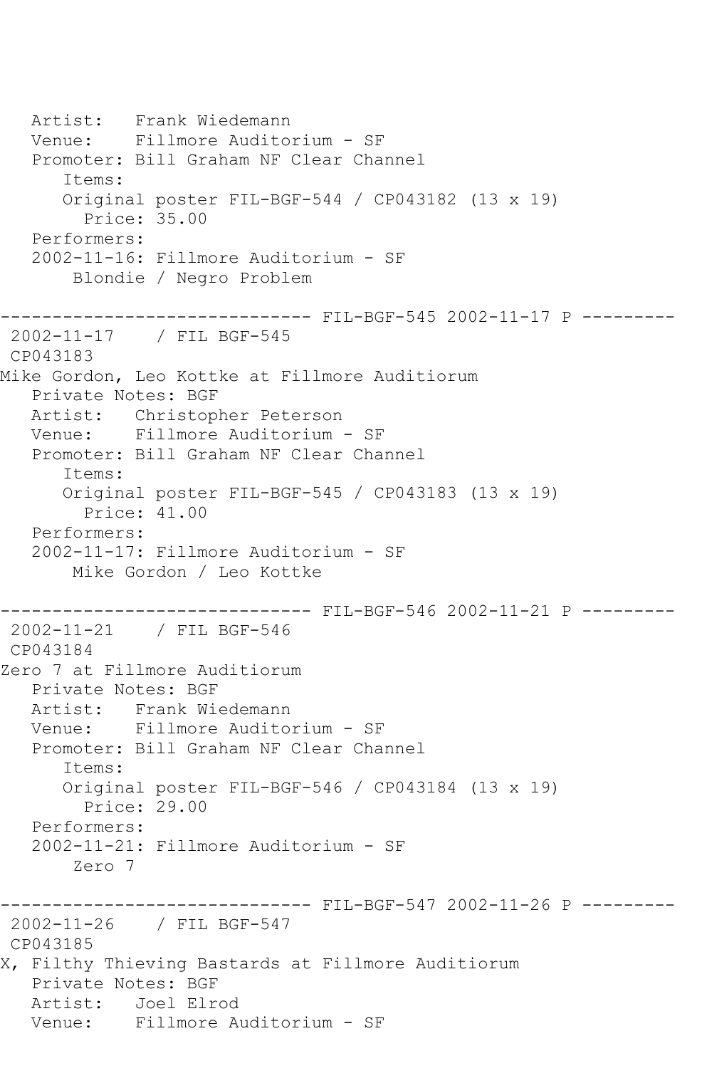```
   Artist:   Frank Wiedemann
   Venue:    Fillmore Auditorium - SF
   Promoter: Bill Graham NF Clear Channel
      Items:
      Original poster FIL-BGF-544 / CP043182 (13 x 19)
        Price: 35.00
   Performers:
   2002-11-16: Fillmore Auditorium - SF
       Blondie / Negro Problem

------------------------------ FIL-BGF-545 2002-11-17 P ---------
 2002-11-17    / FIL BGF-545
 CP043183
Mike Gordon, Leo Kottke at Fillmore Auditiorum
   Private Notes: BGF
   Artist:   Christopher Peterson
   Venue:    Fillmore Auditorium - SF
   Promoter: Bill Graham NF Clear Channel
      Items:
      Original poster FIL-BGF-545 / CP043183 (13 x 19)
        Price: 41.00
   Performers:
   2002-11-17: Fillmore Auditorium - SF
       Mike Gordon / Leo Kottke

------------------------------ FIL-BGF-546 2002-11-21 P ---------
 2002-11-21    / FIL BGF-546
 CP043184
Zero 7 at Fillmore Auditiorum
   Private Notes: BGF
   Artist:   Frank Wiedemann
   Venue:    Fillmore Auditorium - SF
   Promoter: Bill Graham NF Clear Channel
      Items:
      Original poster FIL-BGF-546 / CP043184 (13 x 19)
        Price: 29.00
   Performers:
   2002-11-21: Fillmore Auditorium - SF
       Zero 7

------------------------------ FIL-BGF-547 2002-11-26 P ---------
 2002-11-26    / FIL BGF-547
 CP043185
X, Filthy Thieving Bastards at Fillmore Auditiorum
   Private Notes: BGF
   Artist:   Joel Elrod
   Venue:    Fillmore Auditorium - SF
```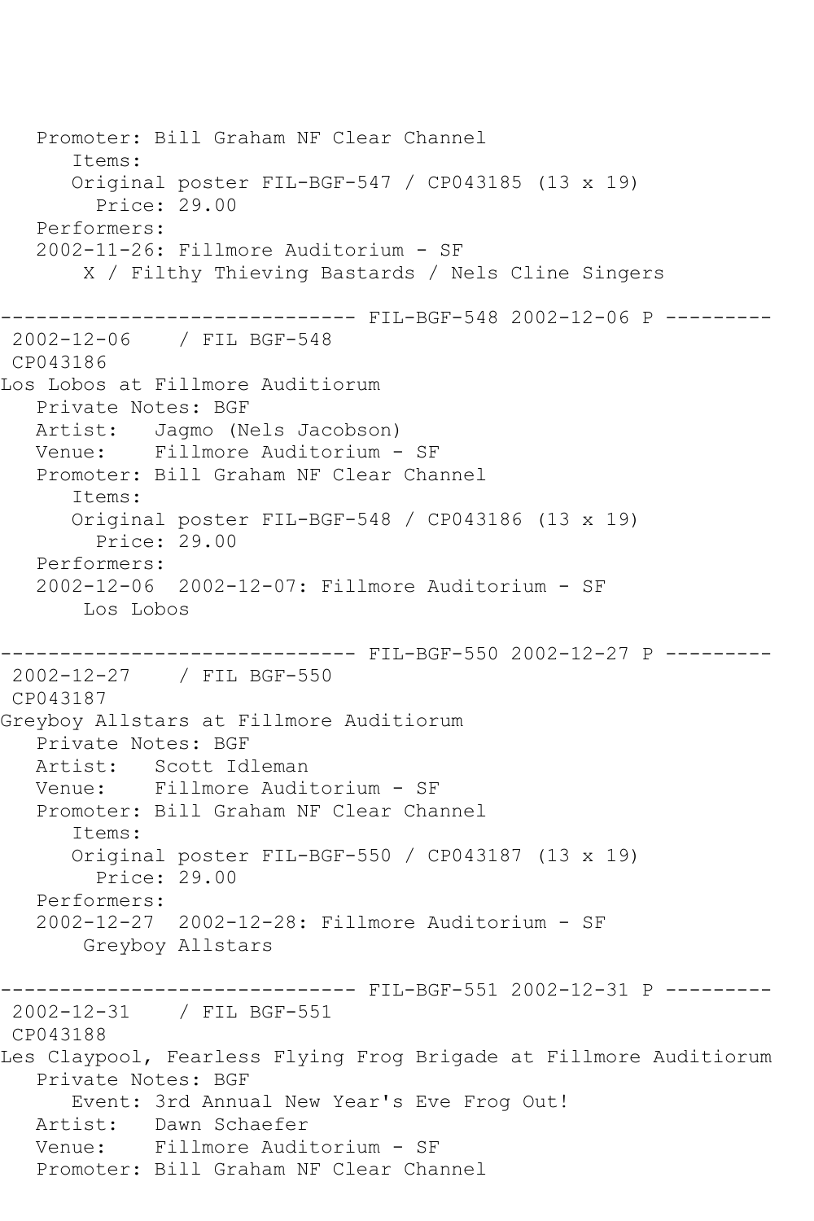```
   Promoter: Bill Graham NF Clear Channel
      Items:
      Original poster FIL-BGF-547 / CP043185 (13 x 19)
        Price: 29.00
   Performers:
   2002-11-26: Fillmore Auditorium - SF
       X / Filthy Thieving Bastards / Nels Cline Singers

------------------------------ FIL-BGF-548 2002-12-06 P ---------
 2002-12-06    / FIL BGF-548
 CP043186
Los Lobos at Fillmore Auditiorum
   Private Notes: BGF
   Artist:   Jagmo (Nels Jacobson)
   Venue:    Fillmore Auditorium - SF
   Promoter: Bill Graham NF Clear Channel
      Items:
      Original poster FIL-BGF-548 / CP043186 (13 x 19)
        Price: 29.00
   Performers:
   2002-12-06  2002-12-07: Fillmore Auditorium - SF
       Los Lobos

------------------------------ FIL-BGF-550 2002-12-27 P ---------
 2002-12-27    / FIL BGF-550
 CP043187
Greyboy Allstars at Fillmore Auditiorum
   Private Notes: BGF
   Artist:   Scott Idleman
   Venue:    Fillmore Auditorium - SF
   Promoter: Bill Graham NF Clear Channel
      Items:
      Original poster FIL-BGF-550 / CP043187 (13 x 19)
        Price: 29.00
   Performers:
   2002-12-27  2002-12-28: Fillmore Auditorium - SF
       Greyboy Allstars

------------------------------ FIL-BGF-551 2002-12-31 P ---------
 2002-12-31    / FIL BGF-551
 CP043188
Les Claypool, Fearless Flying Frog Brigade at Fillmore Auditiorum
   Private Notes: BGF
      Event: 3rd Annual New Year's Eve Frog Out!
   Artist:   Dawn Schaefer
   Venue:    Fillmore Auditorium - SF
   Promoter: Bill Graham NF Clear Channel
```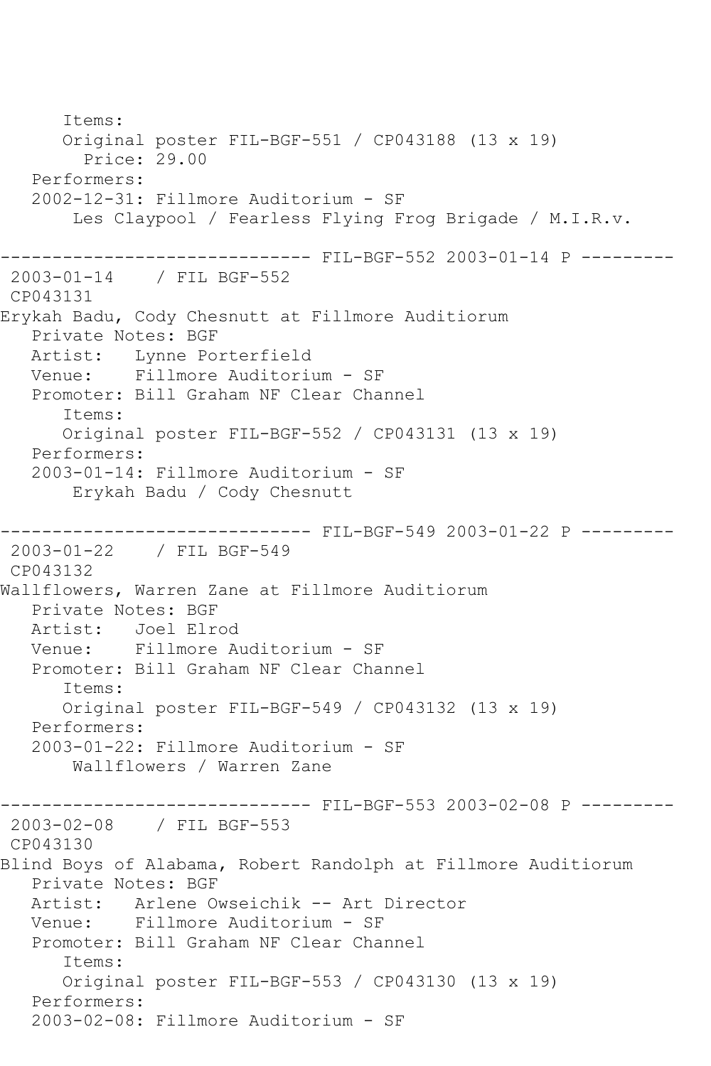```
      Items:
      Original poster FIL-BGF-551 / CP043188 (13 x 19)
        Price: 29.00
   Performers:
   2002-12-31: Fillmore Auditorium - SF
       Les Claypool / Fearless Flying Frog Brigade / M.I.R.v.

------------------------------ FIL-BGF-552 2003-01-14 P ---------
 2003-01-14    / FIL BGF-552
 CP043131
Erykah Badu, Cody Chesnutt at Fillmore Auditiorum
   Private Notes: BGF
   Artist:   Lynne Porterfield
   Venue:    Fillmore Auditorium - SF
   Promoter: Bill Graham NF Clear Channel
      Items:
      Original poster FIL-BGF-552 / CP043131 (13 x 19)
   Performers:
   2003-01-14: Fillmore Auditorium - SF
       Erykah Badu / Cody Chesnutt

------------------------------ FIL-BGF-549 2003-01-22 P ---------
 2003-01-22    / FIL BGF-549
 CP043132
Wallflowers, Warren Zane at Fillmore Auditiorum
   Private Notes: BGF
   Artist:   Joel Elrod
   Venue:    Fillmore Auditorium - SF
   Promoter: Bill Graham NF Clear Channel
      Items:
      Original poster FIL-BGF-549 / CP043132 (13 x 19)
   Performers:
   2003-01-22: Fillmore Auditorium - SF
       Wallflowers / Warren Zane

------------------------------ FIL-BGF-553 2003-02-08 P ---------
 2003-02-08    / FIL BGF-553
 CP043130
Blind Boys of Alabama, Robert Randolph at Fillmore Auditiorum
   Private Notes: BGF
   Artist:   Arlene Owseichik -- Art Director
   Venue:    Fillmore Auditorium - SF
   Promoter: Bill Graham NF Clear Channel
      Items:
      Original poster FIL-BGF-553 / CP043130 (13 x 19)
   Performers:
   2003-02-08: Fillmore Auditorium - SF
```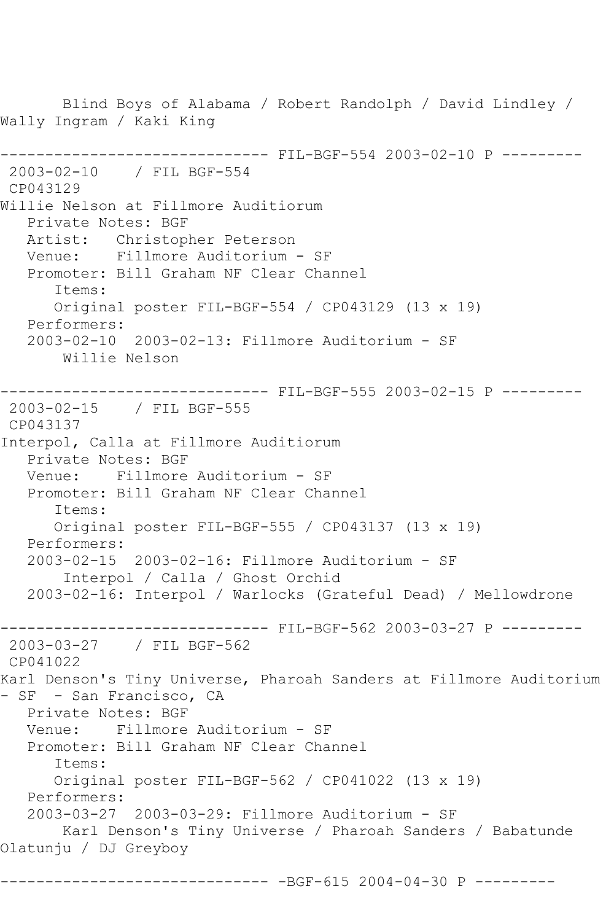Blind Boys of Alabama / Robert Randolph / David Lindley / Wally Ingram / Kaki King

------------------------------ FIL-BGF-554 2003-02-10 P ---------
2003-02-10    / FIL BGF-554
CP043129
Willie Nelson at Fillmore Auditiorum
   Private Notes: BGF
   Artist:   Christopher Peterson
   Venue:    Fillmore Auditorium - SF
   Promoter: Bill Graham NF Clear Channel
      Items:
      Original poster FIL-BGF-554 / CP043129 (13 x 19)
   Performers:
   2003-02-10  2003-02-13: Fillmore Auditorium - SF
       Willie Nelson

------------------------------ FIL-BGF-555 2003-02-15 P ---------
2003-02-15    / FIL BGF-555
CP043137
Interpol, Calla at Fillmore Auditiorum
   Private Notes: BGF
   Venue:    Fillmore Auditorium - SF
   Promoter: Bill Graham NF Clear Channel
      Items:
      Original poster FIL-BGF-555 / CP043137 (13 x 19)
   Performers:
   2003-02-15  2003-02-16: Fillmore Auditorium - SF
       Interpol / Calla / Ghost Orchid
   2003-02-16: Interpol / Warlocks (Grateful Dead) / Mellowdrone

------------------------------ FIL-BGF-562 2003-03-27 P ---------
2003-03-27    / FIL BGF-562
CP041022
Karl Denson's Tiny Universe, Pharoah Sanders at Fillmore Auditorium - SF  - San Francisco, CA
   Private Notes: BGF
   Venue:    Fillmore Auditorium - SF
   Promoter: Bill Graham NF Clear Channel
      Items:
      Original poster FIL-BGF-562 / CP041022 (13 x 19)
   Performers:
   2003-03-27  2003-03-29: Fillmore Auditorium - SF
       Karl Denson's Tiny Universe / Pharoah Sanders / Babatunde Olatunju / DJ Greyboy

------------------------------ -BGF-615 2004-04-30 P ---------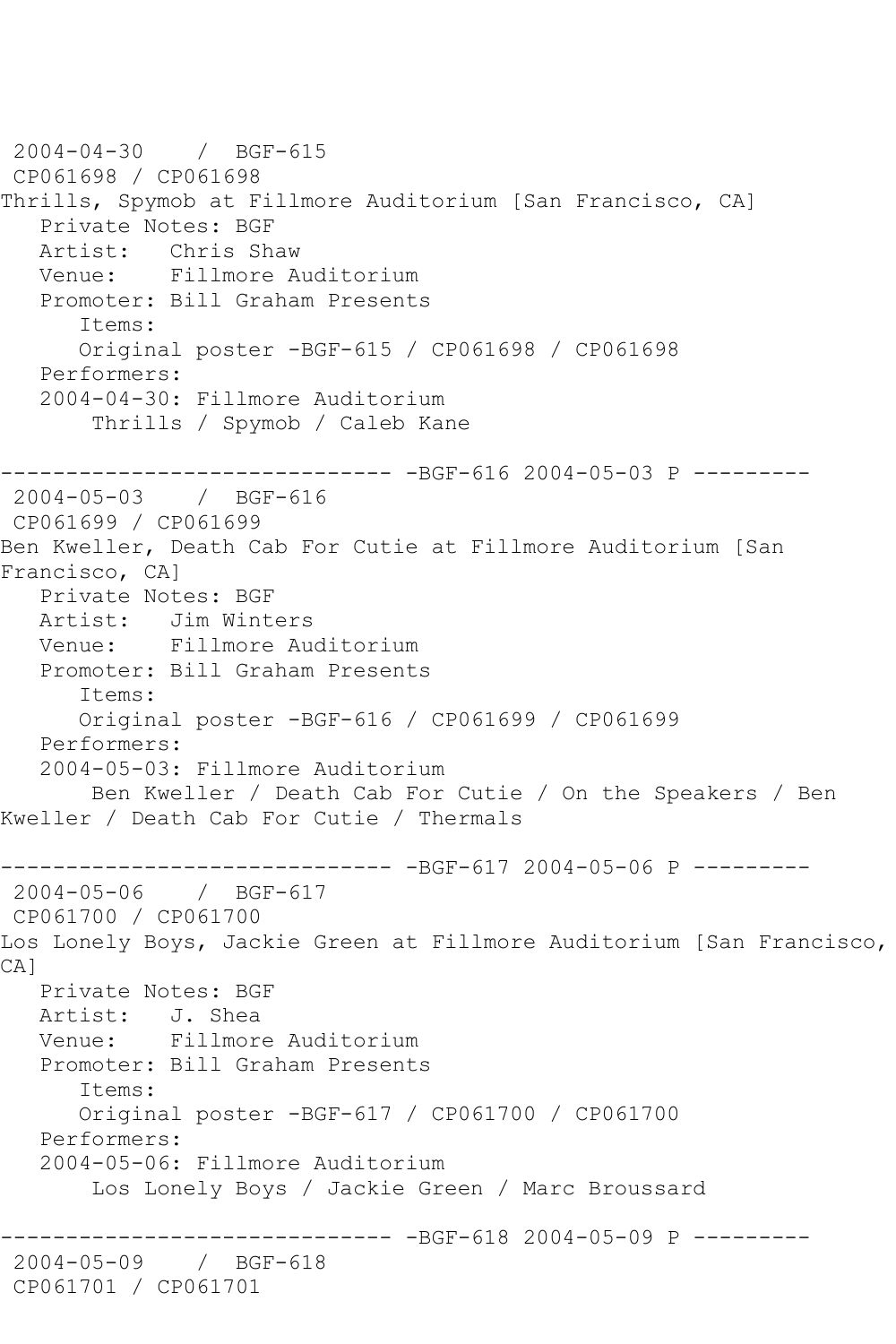2004-04-30 / BGF-615
CP061698 / CP061698
Thrills, Spymob at Fillmore Auditorium [San Francisco, CA]
Private Notes: BGF
Artist: Chris Shaw
Venue: Fillmore Auditorium
Promoter: Bill Graham Presents
Items:
Original poster -BGF-615 / CP061698 / CP061698
Performers:
2004-04-30: Fillmore Auditorium
Thrills / Spymob / Caleb Kane

------------------------------ -BGF-616 2004-05-03 P ---------
2004-05-03 / BGF-616
CP061699 / CP061699
Ben Kweller, Death Cab For Cutie at Fillmore Auditorium [San Francisco, CA]
Private Notes: BGF
Artist: Jim Winters
Venue: Fillmore Auditorium
Promoter: Bill Graham Presents
Items:
Original poster -BGF-616 / CP061699 / CP061699
Performers:
2004-05-03: Fillmore Auditorium
Ben Kweller / Death Cab For Cutie / On the Speakers / Ben Kweller / Death Cab For Cutie / Thermals

------------------------------ -BGF-617 2004-05-06 P ---------
2004-05-06 / BGF-617
CP061700 / CP061700
Los Lonely Boys, Jackie Green at Fillmore Auditorium [San Francisco, CA]
Private Notes: BGF
Artist: J. Shea
Venue: Fillmore Auditorium
Promoter: Bill Graham Presents
Items:
Original poster -BGF-617 / CP061700 / CP061700
Performers:
2004-05-06: Fillmore Auditorium
Los Lonely Boys / Jackie Green / Marc Broussard

------------------------------ -BGF-618 2004-05-09 P ---------
2004-05-09 / BGF-618
CP061701 / CP061701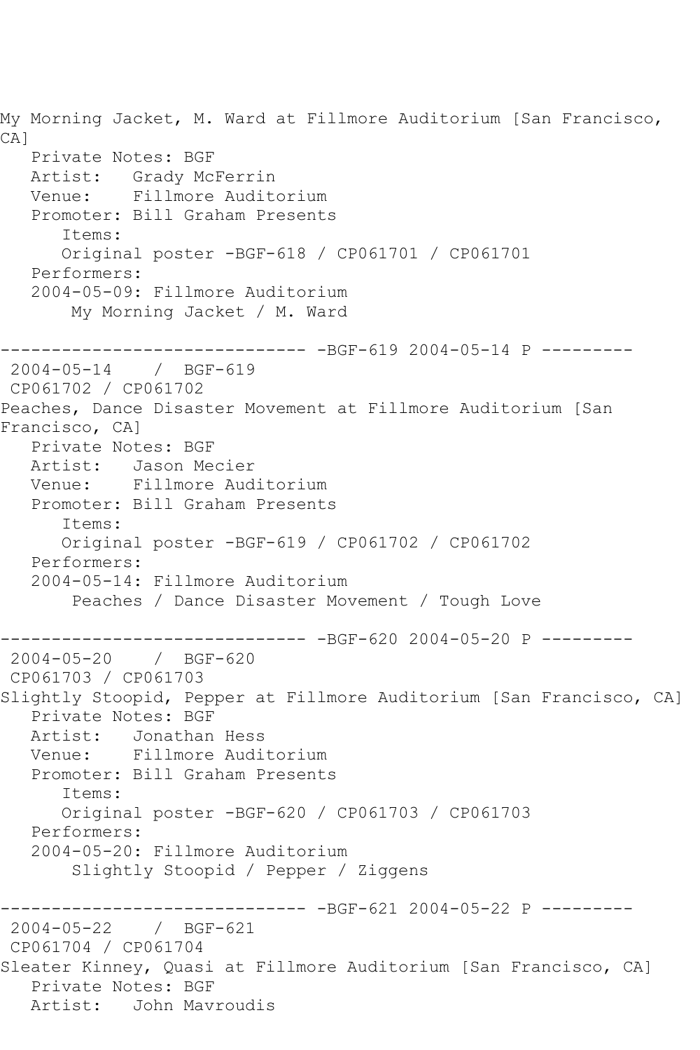My Morning Jacket, M. Ward at Fillmore Auditorium [San Francisco, CA]

```
   Private Notes: BGF
   Artist:   Grady McFerrin
   Venue:    Fillmore Auditorium
   Promoter: Bill Graham Presents
      Items:
      Original poster -BGF-618 / CP061701 / CP061701
   Performers:
   2004-05-09: Fillmore Auditorium
       My Morning Jacket / M. Ward
```

------------------------------ -BGF-619 2004-05-14 P ---------

```
 2004-05-14    /  BGF-619
 CP061702 / CP061702
```

Peaches, Dance Disaster Movement at Fillmore Auditorium [San Francisco, CA]

```
   Private Notes: BGF
   Artist:   Jason Mecier
   Venue:    Fillmore Auditorium
   Promoter: Bill Graham Presents
      Items:
      Original poster -BGF-619 / CP061702 / CP061702
   Performers:
   2004-05-14: Fillmore Auditorium
       Peaches / Dance Disaster Movement / Tough Love
```

------------------------------ -BGF-620 2004-05-20 P ---------

```
 2004-05-20    /  BGF-620
 CP061703 / CP061703
```

Slightly Stoopid, Pepper at Fillmore Auditorium [San Francisco, CA]

```
   Private Notes: BGF
   Artist:   Jonathan Hess
   Venue:    Fillmore Auditorium
   Promoter: Bill Graham Presents
      Items:
      Original poster -BGF-620 / CP061703 / CP061703
   Performers:
   2004-05-20: Fillmore Auditorium
       Slightly Stoopid / Pepper / Ziggens
```

------------------------------ -BGF-621 2004-05-22 P ---------

```
 2004-05-22    /  BGF-621
 CP061704 / CP061704
```

Sleater Kinney, Quasi at Fillmore Auditorium [San Francisco, CA]

```
   Private Notes: BGF
   Artist:   John Mavroudis
```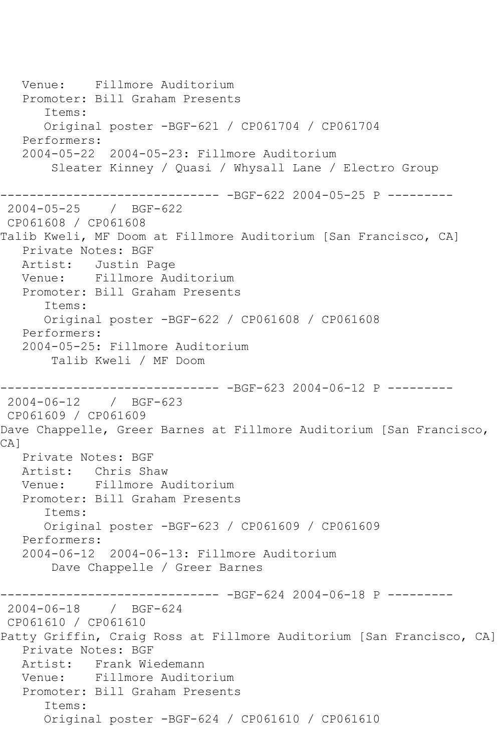```
   Venue:    Fillmore Auditorium
   Promoter: Bill Graham Presents
      Items:
      Original poster -BGF-621 / CP061704 / CP061704
   Performers:
   2004-05-22  2004-05-23: Fillmore Auditorium
       Sleater Kinney / Quasi / Whysall Lane / Electro Group

------------------------------ -BGF-622 2004-05-25 P ---------
 2004-05-25    /  BGF-622
 CP061608 / CP061608
Talib Kweli, MF Doom at Fillmore Auditorium [San Francisco, CA]
   Private Notes: BGF
   Artist:   Justin Page
   Venue:    Fillmore Auditorium
   Promoter: Bill Graham Presents
      Items:
      Original poster -BGF-622 / CP061608 / CP061608
   Performers:
   2004-05-25: Fillmore Auditorium
       Talib Kweli / MF Doom

------------------------------ -BGF-623 2004-06-12 P ---------
 2004-06-12    /  BGF-623
 CP061609 / CP061609
Dave Chappelle, Greer Barnes at Fillmore Auditorium [San Francisco,
CA]
   Private Notes: BGF
   Artist:   Chris Shaw
   Venue:    Fillmore Auditorium
   Promoter: Bill Graham Presents
      Items:
      Original poster -BGF-623 / CP061609 / CP061609
   Performers:
   2004-06-12  2004-06-13: Fillmore Auditorium
       Dave Chappelle / Greer Barnes

------------------------------ -BGF-624 2004-06-18 P ---------
 2004-06-18    /  BGF-624
 CP061610 / CP061610
Patty Griffin, Craig Ross at Fillmore Auditorium [San Francisco, CA]
   Private Notes: BGF
   Artist:   Frank Wiedemann
   Venue:    Fillmore Auditorium
   Promoter: Bill Graham Presents
      Items:
      Original poster -BGF-624 / CP061610 / CP061610
```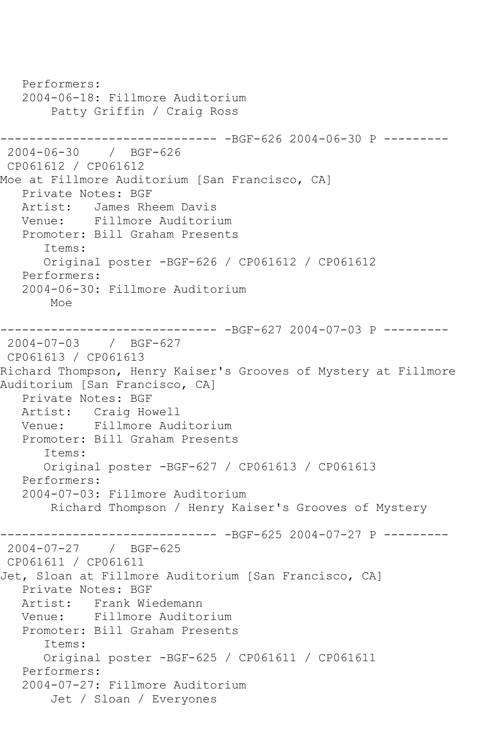```
   Performers:
   2004-06-18: Fillmore Auditorium
        Patty Griffin / Craig Ross

------------------------------ -BGF-626 2004-06-30 P ---------
 2004-06-30    / BGF-626
 CP061612 / CP061612
Moe at Fillmore Auditorium [San Francisco, CA]
   Private Notes: BGF
   Artist:   James Rheem Davis
   Venue:    Fillmore Auditorium
   Promoter: Bill Graham Presents
      Items:
      Original poster -BGF-626 / CP061612 / CP061612
   Performers:
   2004-06-30: Fillmore Auditorium
        Moe

------------------------------ -BGF-627 2004-07-03 P ---------
 2004-07-03    / BGF-627
 CP061613 / CP061613
Richard Thompson, Henry Kaiser's Grooves of Mystery at Fillmore
Auditorium [San Francisco, CA]
   Private Notes: BGF
   Artist:   Craig Howell
   Venue:    Fillmore Auditorium
   Promoter: Bill Graham Presents
      Items:
      Original poster -BGF-627 / CP061613 / CP061613
   Performers:
   2004-07-03: Fillmore Auditorium
        Richard Thompson / Henry Kaiser's Grooves of Mystery

------------------------------ -BGF-625 2004-07-27 P ---------
 2004-07-27    / BGF-625
 CP061611 / CP061611
Jet, Sloan at Fillmore Auditorium [San Francisco, CA]
   Private Notes: BGF
   Artist:   Frank Wiedemann
   Venue:    Fillmore Auditorium
   Promoter: Bill Graham Presents
      Items:
      Original poster -BGF-625 / CP061611 / CP061611
   Performers:
   2004-07-27: Fillmore Auditorium
        Jet / Sloan / Everyones
```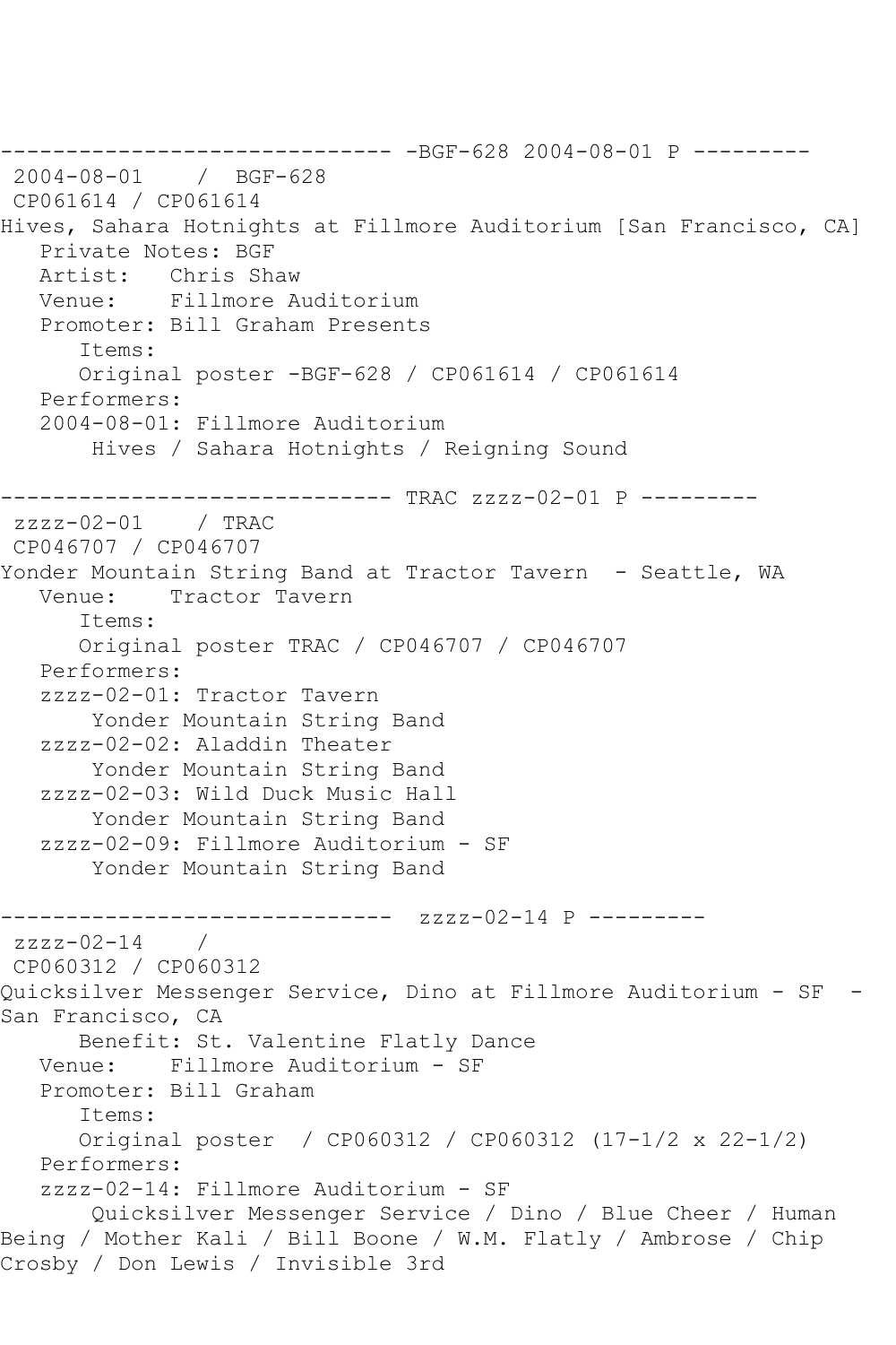------------------------------ -BGF-628 2004-08-01 P ---------
 2004-08-01    /  BGF-628
 CP061614 / CP061614
Hives, Sahara Hotnights at Fillmore Auditorium [San Francisco, CA]
   Private Notes: BGF
   Artist:   Chris Shaw
   Venue:    Fillmore Auditorium
   Promoter: Bill Graham Presents
      Items:
      Original poster -BGF-628 / CP061614 / CP061614
   Performers:
   2004-08-01: Fillmore Auditorium
       Hives / Sahara Hotnights / Reigning Sound

------------------------------ TRAC zzzz-02-01 P ---------
 zzzz-02-01    / TRAC
 CP046707 / CP046707
Yonder Mountain String Band at Tractor Tavern  - Seattle, WA
   Venue:    Tractor Tavern
      Items:
      Original poster TRAC / CP046707 / CP046707
   Performers:
   zzzz-02-01: Tractor Tavern
       Yonder Mountain String Band
   zzzz-02-02: Aladdin Theater
       Yonder Mountain String Band
   zzzz-02-03: Wild Duck Music Hall
       Yonder Mountain String Band
   zzzz-02-09: Fillmore Auditorium - SF
       Yonder Mountain String Band

------------------------------  zzzz-02-14 P ---------
 zzzz-02-14    /
 CP060312 / CP060312
Quicksilver Messenger Service, Dino at Fillmore Auditorium - SF  - San Francisco, CA
      Benefit: St. Valentine Flatly Dance
   Venue:    Fillmore Auditorium - SF
   Promoter: Bill Graham
      Items:
      Original poster  / CP060312 / CP060312 (17-1/2 x 22-1/2)
   Performers:
   zzzz-02-14: Fillmore Auditorium - SF
       Quicksilver Messenger Service / Dino / Blue Cheer / Human Being / Mother Kali / Bill Boone / W.M. Flatly / Ambrose / Chip Crosby / Don Lewis / Invisible 3rd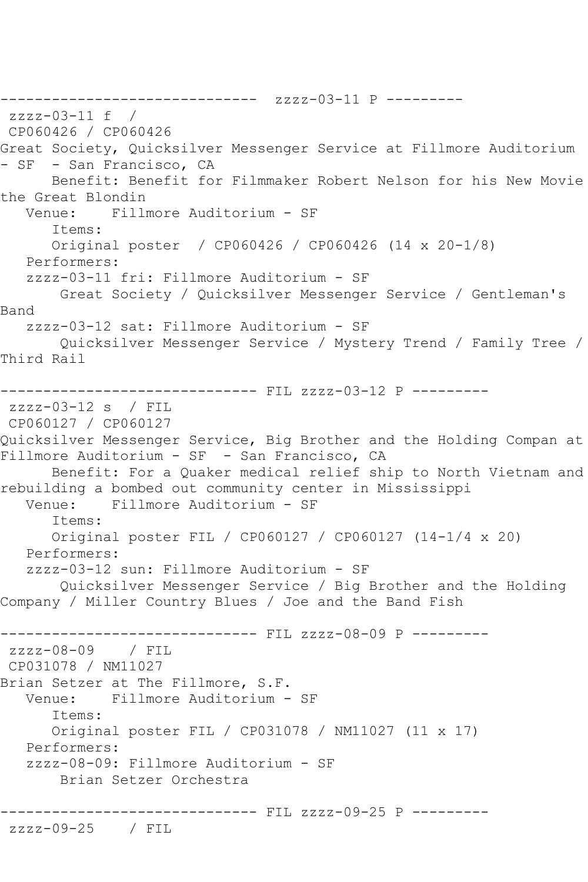------------------------------  zzzz-03-11 P ---------
 zzzz-03-11 f  /
 CP060426 / CP060426
Great Society, Quicksilver Messenger Service at Fillmore Auditorium - SF  - San Francisco, CA
      Benefit: Benefit for Filmmaker Robert Nelson for his New Movie the Great Blondin
   Venue:    Fillmore Auditorium - SF
      Items:
      Original poster  / CP060426 / CP060426 (14 x 20-1/8)
   Performers:
   zzzz-03-11 fri: Fillmore Auditorium - SF
       Great Society / Quicksilver Messenger Service / Gentleman's Band
   zzzz-03-12 sat: Fillmore Auditorium - SF
       Quicksilver Messenger Service / Mystery Trend / Family Tree / Third Rail

------------------------------ FIL zzzz-03-12 P ---------
 zzzz-03-12 s  / FIL
 CP060127 / CP060127
Quicksilver Messenger Service, Big Brother and the Holding Compan at Fillmore Auditorium - SF  - San Francisco, CA
      Benefit: For a Quaker medical relief ship to North Vietnam and rebuilding a bombed out community center in Mississippi
   Venue:    Fillmore Auditorium - SF
      Items:
      Original poster FIL / CP060127 / CP060127 (14-1/4 x 20)
   Performers:
   zzzz-03-12 sun: Fillmore Auditorium - SF
       Quicksilver Messenger Service / Big Brother and the Holding Company / Miller Country Blues / Joe and the Band Fish

------------------------------ FIL zzzz-08-09 P ---------
 zzzz-08-09    / FIL
 CP031078 / NM11027
Brian Setzer at The Fillmore, S.F.
   Venue:    Fillmore Auditorium - SF
      Items:
      Original poster FIL / CP031078 / NM11027 (11 x 17)
   Performers:
   zzzz-08-09: Fillmore Auditorium - SF
       Brian Setzer Orchestra

------------------------------ FIL zzzz-09-25 P ---------
 zzzz-09-25    / FIL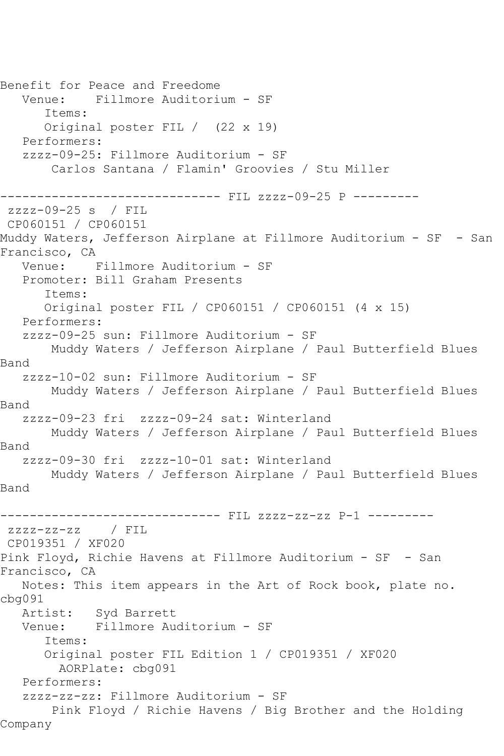Benefit for Peace and Freedome
   Venue:    Fillmore Auditorium - SF
      Items:
      Original poster FIL /  (22 x 19)
   Performers:
   zzzz-09-25: Fillmore Auditorium - SF
       Carlos Santana / Flamin' Groovies / Stu Miller

------------------------------ FIL zzzz-09-25 P ---------
 zzzz-09-25 s  / FIL
 CP060151 / CP060151
Muddy Waters, Jefferson Airplane at Fillmore Auditorium - SF  - San Francisco, CA
   Venue:    Fillmore Auditorium - SF
   Promoter: Bill Graham Presents
      Items:
      Original poster FIL / CP060151 / CP060151 (4 x 15)
   Performers:
   zzzz-09-25 sun: Fillmore Auditorium - SF
       Muddy Waters / Jefferson Airplane / Paul Butterfield Blues Band
   zzzz-10-02 sun: Fillmore Auditorium - SF
       Muddy Waters / Jefferson Airplane / Paul Butterfield Blues Band
   zzzz-09-23 fri  zzzz-09-24 sat: Winterland
       Muddy Waters / Jefferson Airplane / Paul Butterfield Blues Band
   zzzz-09-30 fri  zzzz-10-01 sat: Winterland
       Muddy Waters / Jefferson Airplane / Paul Butterfield Blues Band

------------------------------ FIL zzzz-zz-zz P-1 ---------
 zzzz-zz-zz    / FIL
 CP019351 / XF020
Pink Floyd, Richie Havens at Fillmore Auditorium - SF  - San Francisco, CA
   Notes: This item appears in the Art of Rock book, plate no. cbg091
   Artist:   Syd Barrett
   Venue:    Fillmore Auditorium - SF
      Items:
      Original poster FIL Edition 1 / CP019351 / XF020
        AORPlate: cbg091
   Performers:
   zzzz-zz-zz: Fillmore Auditorium - SF
       Pink Floyd / Richie Havens / Big Brother and the Holding Company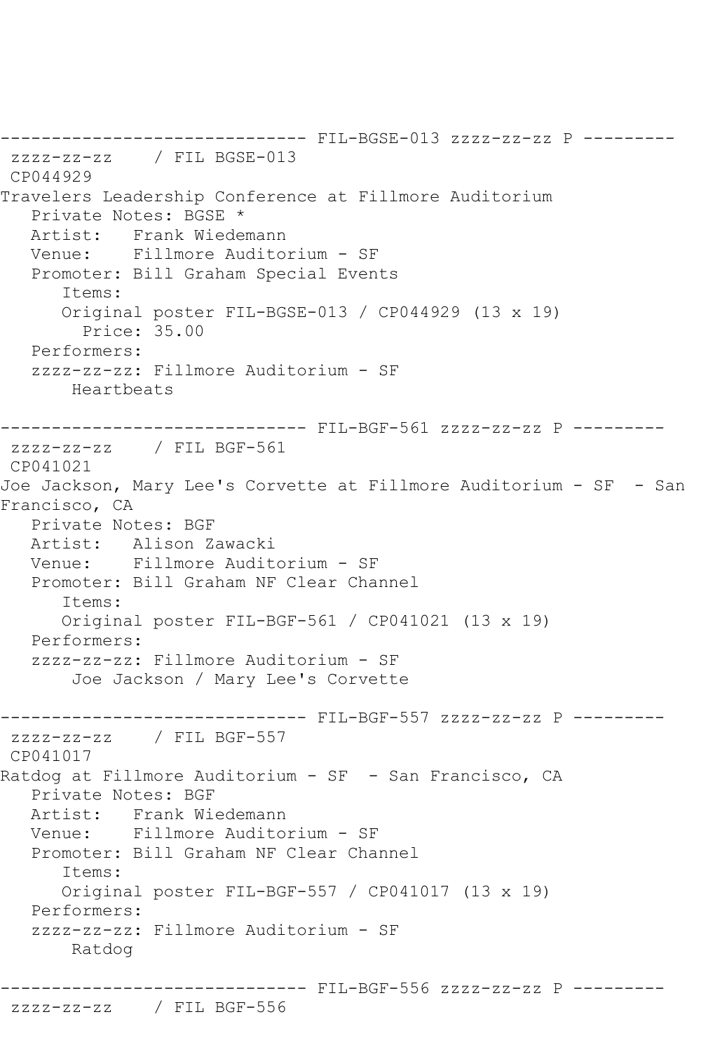```
------------------------------ FIL-BGSE-013 zzzz-zz-zz P ---------
 zzzz-zz-zz    / FIL BGSE-013
 CP044929
Travelers Leadership Conference at Fillmore Auditorium
   Private Notes: BGSE *
   Artist:   Frank Wiedemann
   Venue:    Fillmore Auditorium - SF
   Promoter: Bill Graham Special Events
      Items:
      Original poster FIL-BGSE-013 / CP044929 (13 x 19)
        Price: 35.00
   Performers:
   zzzz-zz-zz: Fillmore Auditorium - SF
       Heartbeats

------------------------------ FIL-BGF-561 zzzz-zz-zz P ---------
 zzzz-zz-zz    / FIL BGF-561
 CP041021
Joe Jackson, Mary Lee's Corvette at Fillmore Auditorium - SF  - San
Francisco, CA
   Private Notes: BGF
   Artist:   Alison Zawacki
   Venue:    Fillmore Auditorium - SF
   Promoter: Bill Graham NF Clear Channel
      Items:
      Original poster FIL-BGF-561 / CP041021 (13 x 19)
   Performers:
   zzzz-zz-zz: Fillmore Auditorium - SF
       Joe Jackson / Mary Lee's Corvette

------------------------------ FIL-BGF-557 zzzz-zz-zz P ---------
 zzzz-zz-zz    / FIL BGF-557
 CP041017
Ratdog at Fillmore Auditorium - SF  - San Francisco, CA
   Private Notes: BGF
   Artist:   Frank Wiedemann
   Venue:    Fillmore Auditorium - SF
   Promoter: Bill Graham NF Clear Channel
      Items:
      Original poster FIL-BGF-557 / CP041017 (13 x 19)
   Performers:
   zzzz-zz-zz: Fillmore Auditorium - SF
       Ratdog

------------------------------ FIL-BGF-556 zzzz-zz-zz P ---------
 zzzz-zz-zz    / FIL BGF-556
```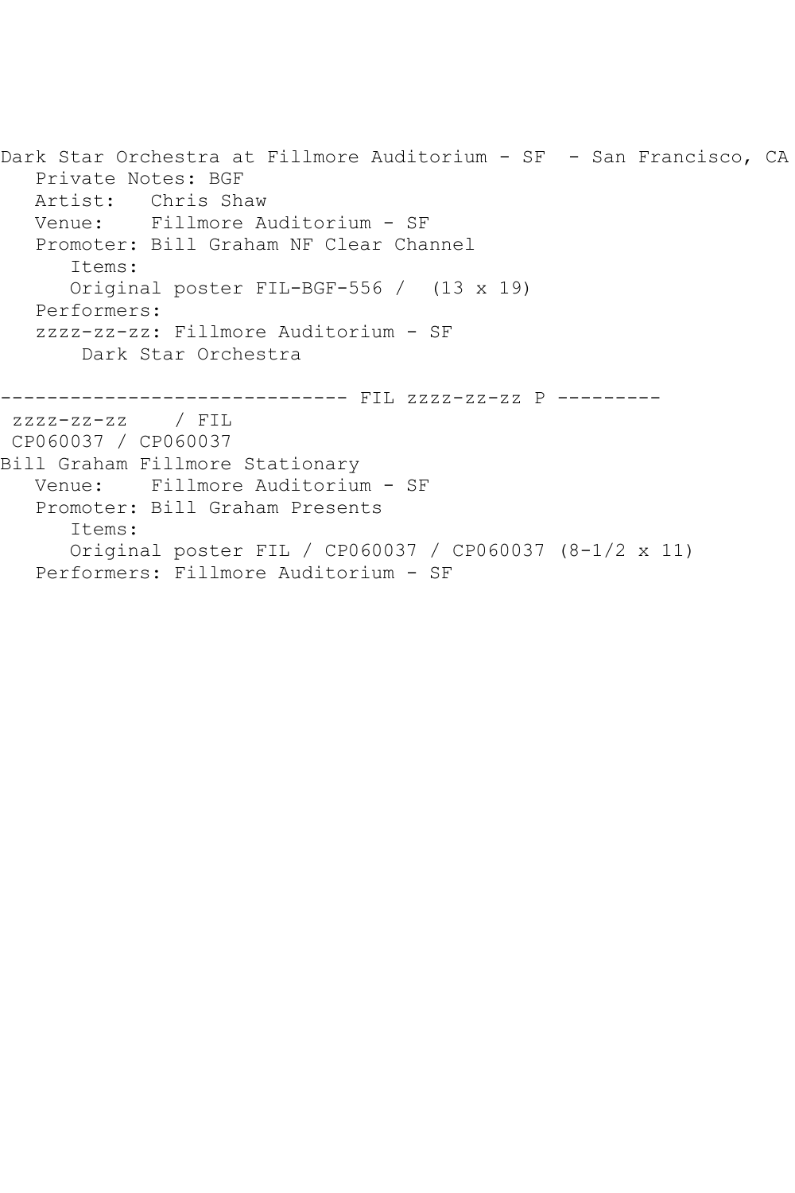Dark Star Orchestra at Fillmore Auditorium - SF - San Francisco, CA

Private Notes: BGF

Artist: Chris Shaw

Venue: Fillmore Auditorium - SF

Promoter: Bill Graham NF Clear Channel

Items:

Original poster FIL-BGF-556 / (13 x 19)

Performers:

zzzz-zz-zz: Fillmore Auditorium - SF

Dark Star Orchestra

------------------------------ FIL zzzz-zz-zz P ---------

zzzz-zz-zz / FIL

CP060037 / CP060037

Bill Graham Fillmore Stationary

Venue: Fillmore Auditorium - SF

Promoter: Bill Graham Presents

Items:

Original poster FIL / CP060037 / CP060037 (8-1/2 x 11)

Performers: Fillmore Auditorium - SF